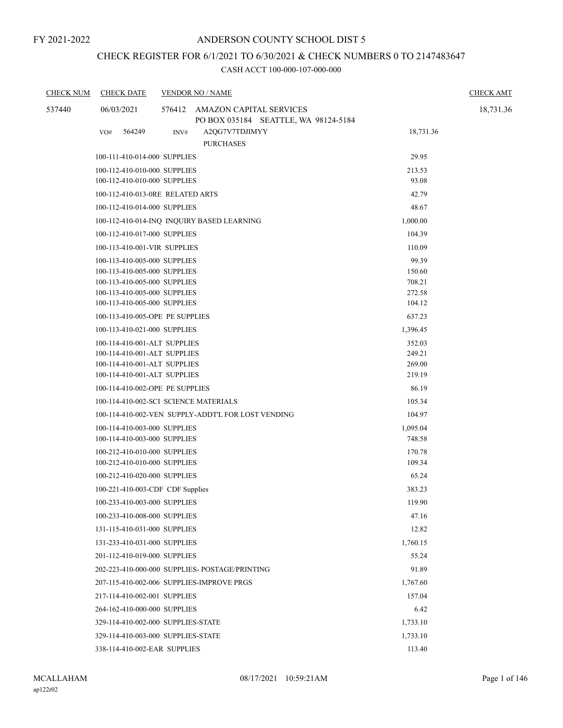FY 2021-2022

# ANDERSON COUNTY SCHOOL DIST 5

## CHECK REGISTER FOR 6/1/2021 TO 6/30/2021 & CHECK NUMBERS 0 TO 2147483647

### CASH ACCT 100-000-107-000-000

| CHECK NUM | CHECK DATE | VENDOR NO / NAME | | CHECK AMT |
|---|---|---|---|---|
| 537440 | 06/03/2021 | 576412 AMAZON CAPITAL SERVICES<br>PO BOX 035184 SEATTLE, WA 98124-5184 | | 18,731.36 |
| | VO# 564249 | INV# A2QG7V7TDJIMYY<br>PURCHASES | 18,731.36 | |
| | 100-111-410-014-000 SUPPLIES | | 29.95 | |
| | 100-112-410-010-000 SUPPLIES | | 213.53 | |
| | 100-112-410-010-000 SUPPLIES | | 93.08 | |
| | 100-112-410-013-0RE RELATED ARTS | | 42.79 | |
| | 100-112-410-014-000 SUPPLIES | | 48.67 | |
| | 100-112-410-014-INQ INQUIRY BASED LEARNING | | 1,000.00 | |
| | 100-112-410-017-000 SUPPLIES | | 104.39 | |
| | 100-113-410-001-VIR SUPPLIES | | 110.09 | |
| | 100-113-410-005-000 SUPPLIES | | 99.39 | |
| | 100-113-410-005-000 SUPPLIES | | 150.60 | |
| | 100-113-410-005-000 SUPPLIES | | 708.21 | |
| | 100-113-410-005-000 SUPPLIES | | 272.58 | |
| | 100-113-410-005-000 SUPPLIES | | 104.12 | |
| | 100-113-410-005-OPE PE SUPPLIES | | 637.23 | |
| | 100-113-410-021-000 SUPPLIES | | 1,396.45 | |
| | 100-114-410-001-ALT SUPPLIES | | 352.03 | |
| | 100-114-410-001-ALT SUPPLIES | | 249.21 | |
| | 100-114-410-001-ALT SUPPLIES | | 269.00 | |
| | 100-114-410-001-ALT SUPPLIES | | 219.19 | |
| | 100-114-410-002-OPE PE SUPPLIES | | 86.19 | |
| | 100-114-410-002-SCI SCIENCE MATERIALS | | 105.34 | |
| | 100-114-410-002-VEN SUPPLY-ADDT'L FOR LOST VENDING | | 104.97 | |
| | 100-114-410-003-000 SUPPLIES | | 1,095.04 | |
| | 100-114-410-003-000 SUPPLIES | | 748.58 | |
| | 100-212-410-010-000 SUPPLIES | | 170.78 | |
| | 100-212-410-010-000 SUPPLIES | | 109.34 | |
| | 100-212-410-020-000 SUPPLIES | | 65.24 | |
| | 100-221-410-003-CDF CDF Supplies | | 383.23 | |
| | 100-233-410-003-000 SUPPLIES | | 119.90 | |
| | 100-233-410-008-000 SUPPLIES | | 47.16 | |
| | 131-115-410-031-000 SUPPLIES | | 12.82 | |
| | 131-233-410-031-000 SUPPLIES | | 1,760.15 | |
| | 201-112-410-019-000 SUPPLIES | | 55.24 | |
| | 202-223-410-000-000 SUPPLIES- POSTAGE/PRINTING | | 91.89 | |
| | 207-115-410-002-006 SUPPLIES-IMPROVE PRGS | | 1,767.60 | |
| | 217-114-410-002-001 SUPPLIES | | 157.04 | |
| | 264-162-410-000-000 SUPPLIES | | 6.42 | |
| | 329-114-410-002-000 SUPPLIES-STATE | | 1,733.10 | |
| | 329-114-410-003-000 SUPPLIES-STATE | | 1,733.10 | |
| | 338-114-410-002-EAR SUPPLIES | | 113.40 | |

MCALLAHAM
ap122r02
08/17/2021 10:59:21AM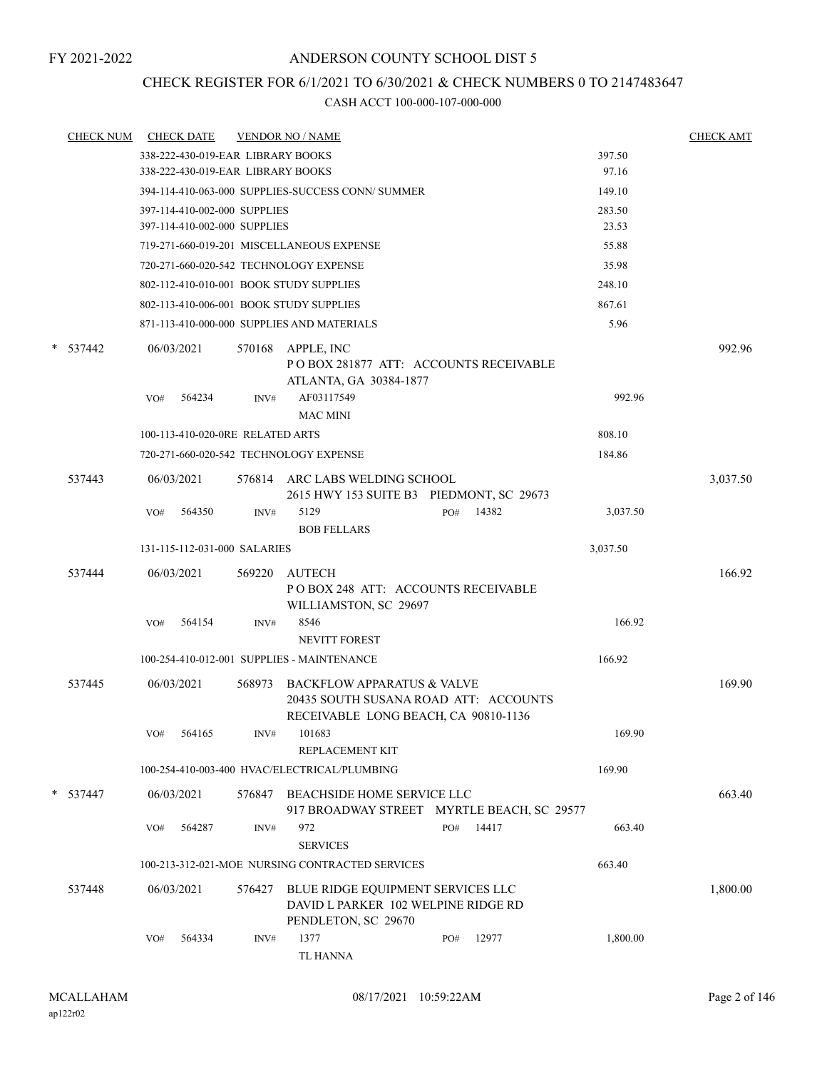FY 2021-2022

# ANDERSON COUNTY SCHOOL DIST 5

## CHECK REGISTER FOR 6/1/2021 TO 6/30/2021 & CHECK NUMBERS 0 TO 2147483647

### CASH ACCT 100-000-107-000-000

| CHECK NUM | CHECK DATE | VENDOR NO / NAME | | CHECK AMT |
|---|---|---|---|---|
| | 338-222-430-019-EAR LIBRARY BOOKS | | 397.50 | |
| | 338-222-430-019-EAR LIBRARY BOOKS | | 97.16 | |
| | 394-114-410-063-000 SUPPLIES-SUCCESS CONN/ SUMMER | | 149.10 | |
| | 397-114-410-002-000 SUPPLIES | | 283.50 | |
| | 397-114-410-002-000 SUPPLIES | | 23.53 | |
| | 719-271-660-019-201 MISCELLANEOUS EXPENSE | | 55.88 | |
| | 720-271-660-020-542 TECHNOLOGY EXPENSE | | 35.98 | |
| | 802-112-410-010-001 BOOK STUDY SUPPLIES | | 248.10 | |
| | 802-113-410-006-001 BOOK STUDY SUPPLIES | | 867.61 | |
| | 871-113-410-000-000 SUPPLIES AND MATERIALS | | 5.96 | |
| * 537442 | 06/03/2021 | 570168 APPLE, INC<br>P O BOX 281877 ATT: ACCOUNTS RECEIVABLE<br>ATLANTA, GA 30384-1877 | | 992.96 |
| | VO# 564234 | INV# AF03117549<br>MAC MINI | 992.96 | |
| | 100-113-410-020-0RE RELATED ARTS | | 808.10 | |
| | 720-271-660-020-542 TECHNOLOGY EXPENSE | | 184.86 | |
| 537443 | 06/03/2021 | 576814 ARC LABS WELDING SCHOOL<br>2615 HWY 153 SUITE B3 PIEDMONT, SC 29673 | | 3,037.50 |
| | VO# 564350 | INV# 5129 PO# 14382<br>BOB FELLARS | 3,037.50 | |
| | 131-115-112-031-000 SALARIES | | 3,037.50 | |
| 537444 | 06/03/2021 | 569220 AUTECH<br>P O BOX 248 ATT: ACCOUNTS RECEIVABLE<br>WILLIAMSTON, SC 29697 | | 166.92 |
| | VO# 564154 | INV# 8546<br>NEVITT FOREST | 166.92 | |
| | 100-254-410-012-001 SUPPLIES - MAINTENANCE | | 166.92 | |
| 537445 | 06/03/2021 | 568973 BACKFLOW APPARATUS & VALVE<br>20435 SOUTH SUSANA ROAD ATT: ACCOUNTS<br>RECEIVABLE LONG BEACH, CA 90810-1136 | | 169.90 |
| | VO# 564165 | INV# 101683<br>REPLACEMENT KIT | 169.90 | |
| | 100-254-410-003-400 HVAC/ELECTRICAL/PLUMBING | | 169.90 | |
| * 537447 | 06/03/2021 | 576847 BEACHSIDE HOME SERVICE LLC<br>917 BROADWAY STREET MYRTLE BEACH, SC 29577 | | 663.40 |
| | VO# 564287 | INV# 972 PO# 14417<br>SERVICES | 663.40 | |
| | 100-213-312-021-MOE NURSING CONTRACTED SERVICES | | 663.40 | |
| 537448 | 06/03/2021 | 576427 BLUE RIDGE EQUIPMENT SERVICES LLC<br>DAVID L PARKER 102 WELPINE RIDGE RD<br>PENDLETON, SC 29670 | | 1,800.00 |
| | VO# 564334 | INV# 1377 PO# 12977<br>TL HANNA | 1,800.00 | |

MCALLAHAM ap122r02 08/17/2021 10:59:22AM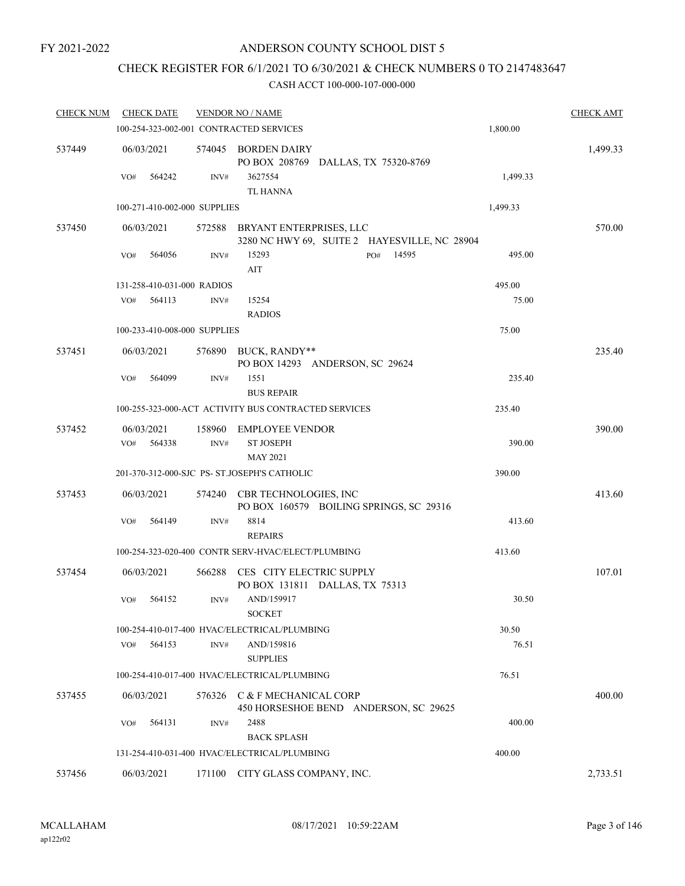FY 2021-2022

# ANDERSON COUNTY SCHOOL DIST 5

## CHECK REGISTER FOR 6/1/2021 TO 6/30/2021 & CHECK NUMBERS 0 TO 2147483647

CASH ACCT 100-000-107-000-000

| CHECK NUM | CHECK DATE | VENDOR NO / NAME | | CHECK AMT |
|---|---|---|---|---|
| | 100-254-323-002-001 CONTRACTED SERVICES | | 1,800.00 | |
| 537449 | 06/03/2021 | 574045 BORDEN DAIRY<br>PO BOX 208769 DALLAS, TX 75320-8769 | | 1,499.33 |
| | VO# 564242 | INV# 3627554<br>TL HANNA | 1,499.33 | |
| | 100-271-410-002-000 SUPPLIES | | 1,499.33 | |
| 537450 | 06/03/2021 | 572588 BRYANT ENTERPRISES, LLC<br>3280 NC HWY 69, SUITE 2 HAYESVILLE, NC 28904 | | 570.00 |
| | VO# 564056 | INV# 15293 PO# 14595<br>AIT | 495.00 | |
| | 131-258-410-031-000 RADIOS | | 495.00 | |
| | VO# 564113 | INV# 15254<br>RADIOS | 75.00 | |
| | 100-233-410-008-000 SUPPLIES | | 75.00 | |
| 537451 | 06/03/2021 | 576890 BUCK, RANDY**<br>PO BOX 14293 ANDERSON, SC 29624 | | 235.40 |
| | VO# 564099 | INV# 1551<br>BUS REPAIR | 235.40 | |
| | 100-255-323-000-ACT ACTIVITY BUS CONTRACTED SERVICES | | 235.40 | |
| 537452 | 06/03/2021 | 158960 EMPLOYEE VENDOR | | 390.00 |
| | VO# 564338 | INV# ST JOSEPH<br>MAY 2021 | 390.00 | |
| | 201-370-312-000-SJC PS- ST.JOSEPH'S CATHOLIC | | 390.00 | |
| 537453 | 06/03/2021 | 574240 CBR TECHNOLOGIES, INC<br>PO BOX 160579 BOILING SPRINGS, SC 29316 | | 413.60 |
| | VO# 564149 | INV# 8814<br>REPAIRS | 413.60 | |
| | 100-254-323-020-400 CONTR SERV-HVAC/ELECT/PLUMBING | | 413.60 | |
| 537454 | 06/03/2021 | 566288 CES CITY ELECTRIC SUPPLY<br>PO BOX 131811 DALLAS, TX 75313 | | 107.01 |
| | VO# 564152 | INV# AND/159917<br>SOCKET | 30.50 | |
| | 100-254-410-017-400 HVAC/ELECTRICAL/PLUMBING | | 30.50 | |
| | VO# 564153 | INV# AND/159816<br>SUPPLIES | 76.51 | |
| | 100-254-410-017-400 HVAC/ELECTRICAL/PLUMBING | | 76.51 | |
| 537455 | 06/03/2021 | 576326 C & F MECHANICAL CORP<br>450 HORSESHOE BEND ANDERSON, SC 29625 | | 400.00 |
| | VO# 564131 | INV# 2488<br>BACK SPLASH | 400.00 | |
| | 131-254-410-031-400 HVAC/ELECTRICAL/PLUMBING | | 400.00 | |
| 537456 | 06/03/2021 | 171100 CITY GLASS COMPANY, INC. | | 2,733.51 |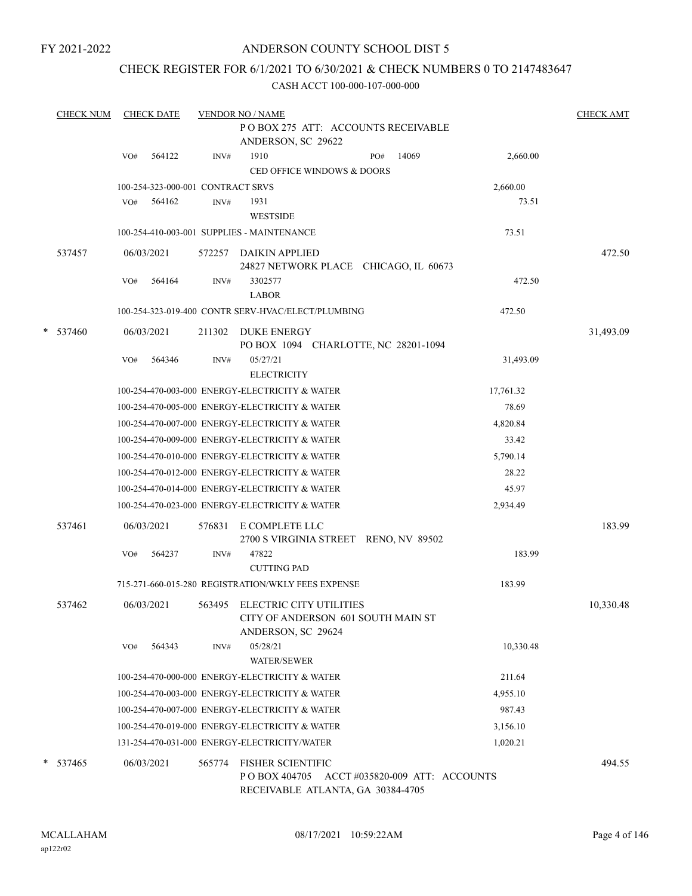FY 2021-2022

ANDERSON COUNTY SCHOOL DIST 5

CHECK REGISTER FOR 6/1/2021 TO 6/30/2021 & CHECK NUMBERS 0 TO 2147483647

CASH ACCT 100-000-107-000-000

| CHECK NUM | CHECK DATE | VENDOR NO / NAME | | CHECK AMT |
|---|---|---|---|---|
| | | P O BOX 275 ATT: ACCOUNTS RECEIVABLE ANDERSON, SC 29622 | | |
| | VO# 564122 | INV# 1910 PO# 14069 CED OFFICE WINDOWS & DOORS | 2,660.00 | |
| | | 100-254-323-000-001 CONTRACT SRVS | 2,660.00 | |
| | VO# 564162 | INV# 1931 WESTSIDE | 73.51 | |
| | | 100-254-410-003-001 SUPPLIES - MAINTENANCE | 73.51 | |
| 537457 | 06/03/2021 | 572257 DAIKIN APPLIED 24827 NETWORK PLACE CHICAGO, IL 60673 | | 472.50 |
| | VO# 564164 | INV# 3302577 LABOR | 472.50 | |
| | | 100-254-323-019-400 CONTR SERV-HVAC/ELECT/PLUMBING | 472.50 | |
| * 537460 | 06/03/2021 | 211302 DUKE ENERGY PO BOX 1094 CHARLOTTE, NC 28201-1094 | | 31,493.09 |
| | VO# 564346 | INV# 05/27/21 ELECTRICITY | 31,493.09 | |
| | | 100-254-470-003-000 ENERGY-ELECTRICITY & WATER | 17,761.32 | |
| | | 100-254-470-005-000 ENERGY-ELECTRICITY & WATER | 78.69 | |
| | | 100-254-470-007-000 ENERGY-ELECTRICITY & WATER | 4,820.84 | |
| | | 100-254-470-009-000 ENERGY-ELECTRICITY & WATER | 33.42 | |
| | | 100-254-470-010-000 ENERGY-ELECTRICITY & WATER | 5,790.14 | |
| | | 100-254-470-012-000 ENERGY-ELECTRICITY & WATER | 28.22 | |
| | | 100-254-470-014-000 ENERGY-ELECTRICITY & WATER | 45.97 | |
| | | 100-254-470-023-000 ENERGY-ELECTRICITY & WATER | 2,934.49 | |
| 537461 | 06/03/2021 | 576831 E COMPLETE LLC 2700 S VIRGINIA STREET RENO, NV 89502 | | 183.99 |
| | VO# 564237 | INV# 47822 CUTTING PAD | 183.99 | |
| | | 715-271-660-015-280 REGISTRATION/WKLY FEES EXPENSE | 183.99 | |
| 537462 | 06/03/2021 | 563495 ELECTRIC CITY UTILITIES CITY OF ANDERSON 601 SOUTH MAIN ST ANDERSON, SC 29624 | | 10,330.48 |
| | VO# 564343 | INV# 05/28/21 WATER/SEWER | 10,330.48 | |
| | | 100-254-470-000-000 ENERGY-ELECTRICITY & WATER | 211.64 | |
| | | 100-254-470-003-000 ENERGY-ELECTRICITY & WATER | 4,955.10 | |
| | | 100-254-470-007-000 ENERGY-ELECTRICITY & WATER | 987.43 | |
| | | 100-254-470-019-000 ENERGY-ELECTRICITY & WATER | 3,156.10 | |
| | | 131-254-470-031-000 ENERGY-ELECTRICITY/WATER | 1,020.21 | |
| * 537465 | 06/03/2021 | 565774 FISHER SCIENTIFIC P O BOX 404705 ACCT #035820-009 ATT: ACCOUNTS RECEIVABLE ATLANTA, GA 30384-4705 | | 494.55 |

MCALLAHAM ap122r02 08/17/2021 10:59:22AM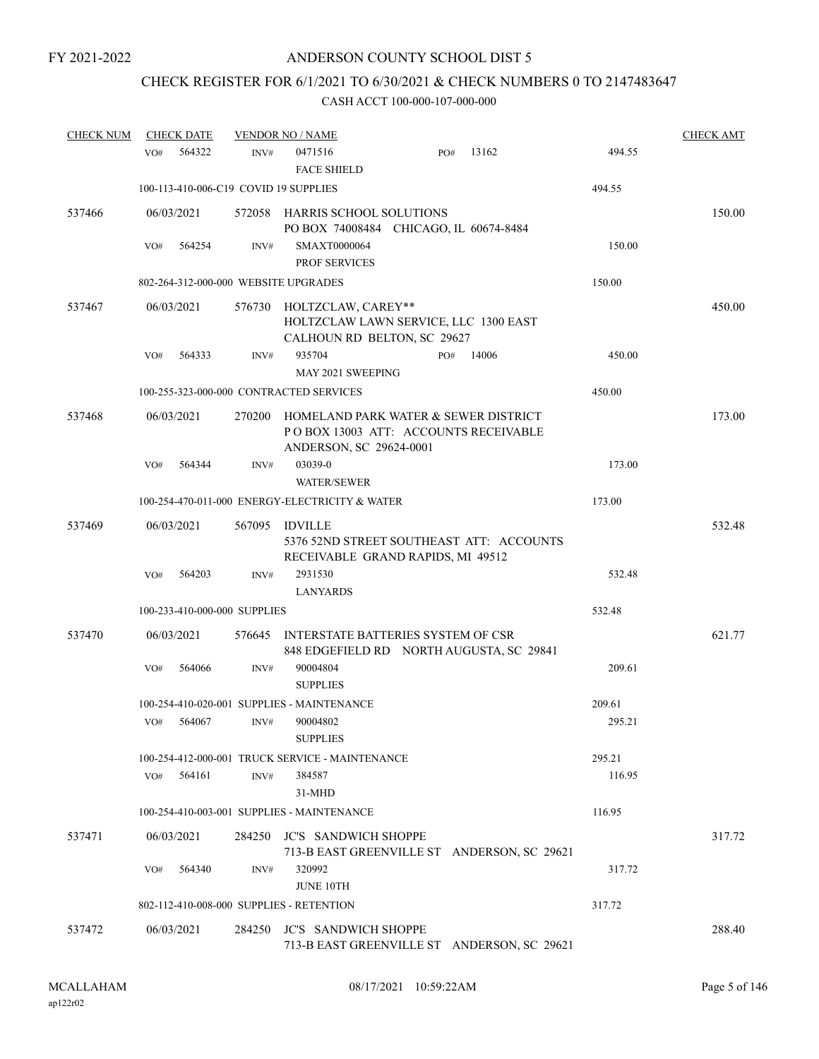FY 2021-2022

# ANDERSON COUNTY SCHOOL DIST 5

## CHECK REGISTER FOR 6/1/2021 TO 6/30/2021 & CHECK NUMBERS 0 TO 2147483647

### CASH ACCT 100-000-107-000-000

| CHECK NUM | CHECK DATE | VENDOR NO / NAME | | | CHECK AMT |
|---|---|---|---|---|---|
| | VO# 564322 | INV# 0471516 FACE SHIELD | PO# 13162 | 494.55 | |
| | 100-113-410-006-C19 COVID 19 SUPPLIES | | | 494.55 | |
| 537466 | 06/03/2021 | 572058 HARRIS SCHOOL SOLUTIONS PO BOX 74008484 CHICAGO, IL 60674-8484 | | | 150.00 |
| | VO# 564254 | INV# SMAXT0000064 PROF SERVICES | | 150.00 | |
| | 802-264-312-000-000 WEBSITE UPGRADES | | | 150.00 | |
| 537467 | 06/03/2021 | 576730 HOLTZCLAW, CAREY** HOLTZCLAW LAWN SERVICE, LLC 1300 EAST CALHOUN RD BELTON, SC 29627 | | | 450.00 |
| | VO# 564333 | INV# 935704 MAY 2021 SWEEPING | PO# 14006 | 450.00 | |
| | 100-255-323-000-000 CONTRACTED SERVICES | | | 450.00 | |
| 537468 | 06/03/2021 | 270200 HOMELAND PARK WATER & SEWER DISTRICT P O BOX 13003 ATT: ACCOUNTS RECEIVABLE ANDERSON, SC 29624-0001 | | | 173.00 |
| | VO# 564344 | INV# 03039-0 WATER/SEWER | | 173.00 | |
| | 100-254-470-011-000 ENERGY-ELECTRICITY & WATER | | | 173.00 | |
| 537469 | 06/03/2021 | 567095 IDVILLE 5376 52ND STREET SOUTHEAST ATT: ACCOUNTS RECEIVABLE GRAND RAPIDS, MI 49512 | | | 532.48 |
| | VO# 564203 | INV# 2931530 LANYARDS | | 532.48 | |
| | 100-233-410-000-000 SUPPLIES | | | 532.48 | |
| 537470 | 06/03/2021 | 576645 INTERSTATE BATTERIES SYSTEM OF CSR 848 EDGEFIELD RD NORTH AUGUSTA, SC 29841 | | | 621.77 |
| | VO# 564066 | INV# 90004804 SUPPLIES | | 209.61 | |
| | 100-254-410-020-001 SUPPLIES - MAINTENANCE | | | 209.61 | |
| | VO# 564067 | INV# 90004802 SUPPLIES | | 295.21 | |
| | 100-254-412-000-001 TRUCK SERVICE - MAINTENANCE | | | 295.21 | |
| | VO# 564161 | INV# 384587 31-MHD | | 116.95 | |
| | 100-254-410-003-001 SUPPLIES - MAINTENANCE | | | 116.95 | |
| 537471 | 06/03/2021 | 284250 JC'S SANDWICH SHOPPE 713-B EAST GREENVILLE ST ANDERSON, SC 29621 | | | 317.72 |
| | VO# 564340 | INV# 320992 JUNE 10TH | | 317.72 | |
| | 802-112-410-008-000 SUPPLIES - RETENTION | | | 317.72 | |
| 537472 | 06/03/2021 | 284250 JC'S SANDWICH SHOPPE 713-B EAST GREENVILLE ST ANDERSON, SC 29621 | | | 288.40 |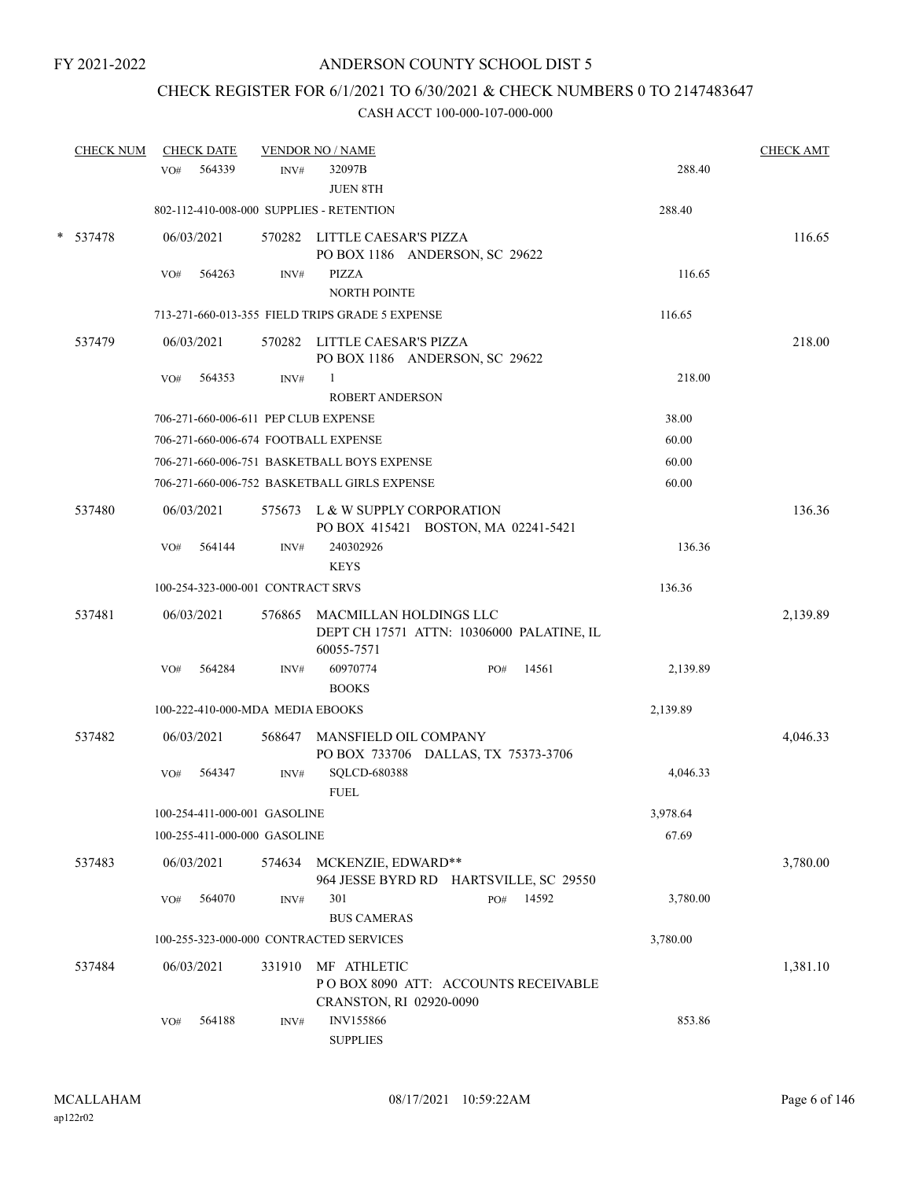FY 2021-2022

# ANDERSON COUNTY SCHOOL DIST 5

## CHECK REGISTER FOR 6/1/2021 TO 6/30/2021 & CHECK NUMBERS 0 TO 2147483647

### CASH ACCT 100-000-107-000-000

| CHECK NUM | CHECK DATE | VENDOR NO / NAME | | | CHECK AMT |
|---|---|---|---|---|---|
| | VO# 564339 | INV# 32097B JUEN 8TH | | 288.40 | |
| | 802-112-410-008-000 SUPPLIES - RETENTION | | | 288.40 | |
| * 537478 | 06/03/2021 | 570282 LITTLE CAESAR'S PIZZA PO BOX 1186 ANDERSON, SC 29622 | | | 116.65 |
| | VO# 564263 | INV# PIZZA NORTH POINTE | | 116.65 | |
| | 713-271-660-013-355 FIELD TRIPS GRADE 5 EXPENSE | | | 116.65 | |
| 537479 | 06/03/2021 | 570282 LITTLE CAESAR'S PIZZA PO BOX 1186 ANDERSON, SC 29622 | | | 218.00 |
| | VO# 564353 | INV# 1 ROBERT ANDERSON | | 218.00 | |
| | 706-271-660-006-611 PEP CLUB EXPENSE | | | 38.00 | |
| | 706-271-660-006-674 FOOTBALL EXPENSE | | | 60.00 | |
| | 706-271-660-006-751 BASKETBALL BOYS EXPENSE | | | 60.00 | |
| | 706-271-660-006-752 BASKETBALL GIRLS EXPENSE | | | 60.00 | |
| 537480 | 06/03/2021 | 575673 L & W SUPPLY CORPORATION PO BOX 415421 BOSTON, MA 02241-5421 | | | 136.36 |
| | VO# 564144 | INV# 240302926 KEYS | | 136.36 | |
| | 100-254-323-000-001 CONTRACT SRVS | | | 136.36 | |
| 537481 | 06/03/2021 | 576865 MACMILLAN HOLDINGS LLC DEPT CH 17571 ATTN: 10306000 PALATINE, IL 60055-7571 | | | 2,139.89 |
| | VO# 564284 | INV# 60970774 BOOKS | PO# 14561 | 2,139.89 | |
| | 100-222-410-000-MDA MEDIA EBOOKS | | | 2,139.89 | |
| 537482 | 06/03/2021 | 568647 MANSFIELD OIL COMPANY PO BOX 733706 DALLAS, TX 75373-3706 | | | 4,046.33 |
| | VO# 564347 | INV# SQLCD-680388 FUEL | | 4,046.33 | |
| | 100-254-411-000-001 GASOLINE | | | 3,978.64 | |
| | 100-255-411-000-000 GASOLINE | | | 67.69 | |
| 537483 | 06/03/2021 | 574634 MCKENZIE, EDWARD** 964 JESSE BYRD RD HARTSVILLE, SC 29550 | | | 3,780.00 |
| | VO# 564070 | INV# 301 BUS CAMERAS | PO# 14592 | 3,780.00 | |
| | 100-255-323-000-000 CONTRACTED SERVICES | | | 3,780.00 | |
| 537484 | 06/03/2021 | 331910 MF ATHLETIC P O BOX 8090 ATT: ACCOUNTS RECEIVABLE CRANSTON, RI 02920-0090 | | | 1,381.10 |
| | VO# 564188 | INV# INV155866 SUPPLIES | | 853.86 | |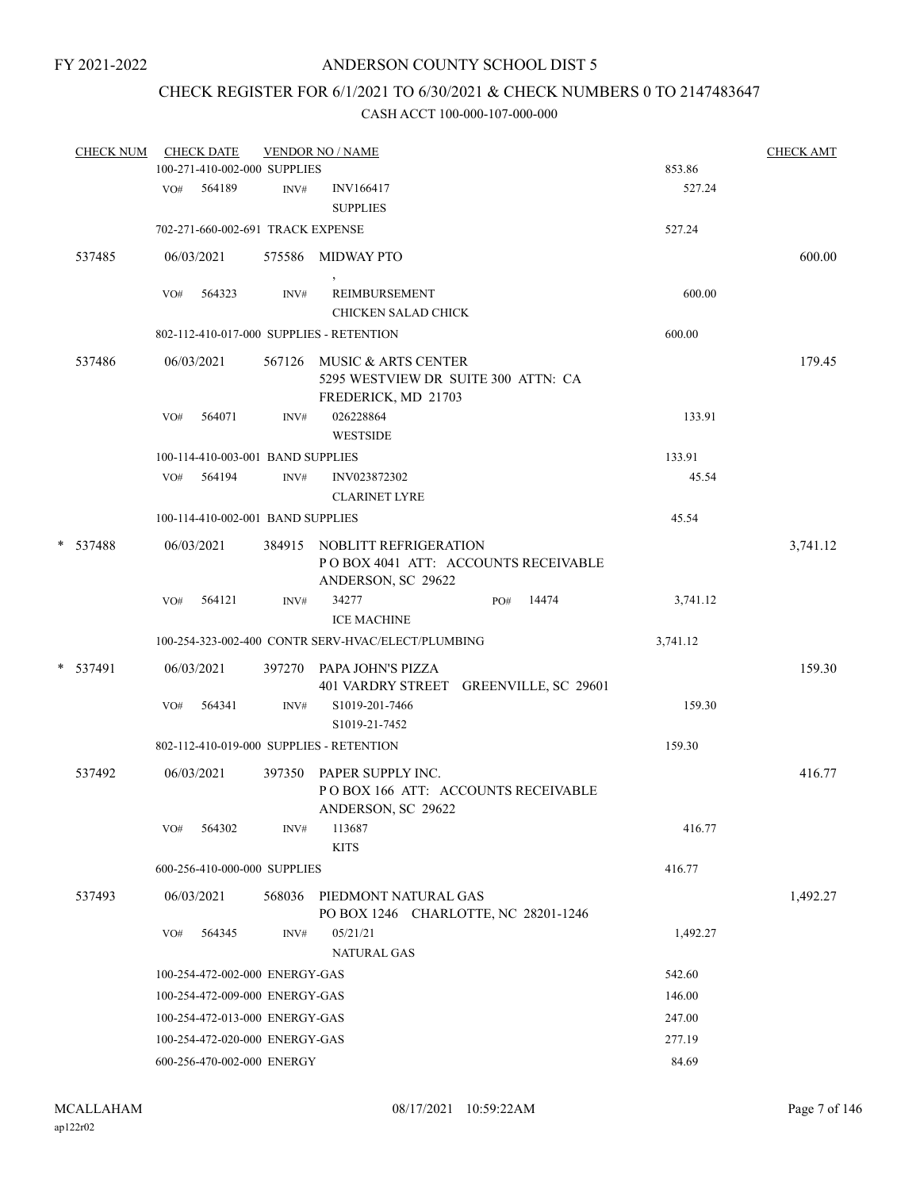FY 2021-2022

# ANDERSON COUNTY SCHOOL DIST 5

## CHECK REGISTER FOR 6/1/2021 TO 6/30/2021 & CHECK NUMBERS 0 TO 2147483647

### CASH ACCT 100-000-107-000-000

| CHECK NUM | CHECK DATE | VENDOR NO / NAME | | CHECK AMT |
|---|---|---|---|---|
| | 100-271-410-002-000 SUPPLIES | | 853.86 | |
| | VO# 564189 | INV# INV166417 SUPPLIES | 527.24 | |
| | 702-271-660-002-691 TRACK EXPENSE | | 527.24 | |
| 537485 | 06/03/2021 | 575586 MIDWAY PTO , | | 600.00 |
| | VO# 564323 | INV# REIMBURSEMENT CHICKEN SALAD CHICK | 600.00 | |
| | 802-112-410-017-000 SUPPLIES - RETENTION | | 600.00 | |
| 537486 | 06/03/2021 | 567126 MUSIC & ARTS CENTER 5295 WESTVIEW DR SUITE 300 ATTN: CA FREDERICK, MD 21703 | | 179.45 |
| | VO# 564071 | INV# 026228864 WESTSIDE | 133.91 | |
| | 100-114-410-003-001 BAND SUPPLIES | | 133.91 | |
| | VO# 564194 | INV# INV023872302 CLARINET LYRE | 45.54 | |
| | 100-114-410-002-001 BAND SUPPLIES | | 45.54 | |
| * 537488 | 06/03/2021 | 384915 NOBLITT REFRIGERATION P O BOX 4041 ATT: ACCOUNTS RECEIVABLE ANDERSON, SC 29622 | | 3,741.12 |
| | VO# 564121 | INV# 34277 PO# 14474 ICE MACHINE | 3,741.12 | |
| | 100-254-323-002-400 CONTR SERV-HVAC/ELECT/PLUMBING | | 3,741.12 | |
| * 537491 | 06/03/2021 | 397270 PAPA JOHN'S PIZZA 401 VARDRY STREET GREENVILLE, SC 29601 | | 159.30 |
| | VO# 564341 | INV# S1019-201-7466 S1019-21-7452 | 159.30 | |
| | 802-112-410-019-000 SUPPLIES - RETENTION | | 159.30 | |
| 537492 | 06/03/2021 | 397350 PAPER SUPPLY INC. P O BOX 166 ATT: ACCOUNTS RECEIVABLE ANDERSON, SC 29622 | | 416.77 |
| | VO# 564302 | INV# 113687 KITS | 416.77 | |
| | 600-256-410-000-000 SUPPLIES | | 416.77 | |
| 537493 | 06/03/2021 | 568036 PIEDMONT NATURAL GAS PO BOX 1246 CHARLOTTE, NC 28201-1246 | | 1,492.27 |
| | VO# 564345 | INV# 05/21/21 NATURAL GAS | 1,492.27 | |
| | 100-254-472-002-000 ENERGY-GAS | | 542.60 | |
| | 100-254-472-009-000 ENERGY-GAS | | 146.00 | |
| | 100-254-472-013-000 ENERGY-GAS | | 247.00 | |
| | 100-254-472-020-000 ENERGY-GAS | | 277.19 | |
| | 600-256-470-002-000 ENERGY | | 84.69 | |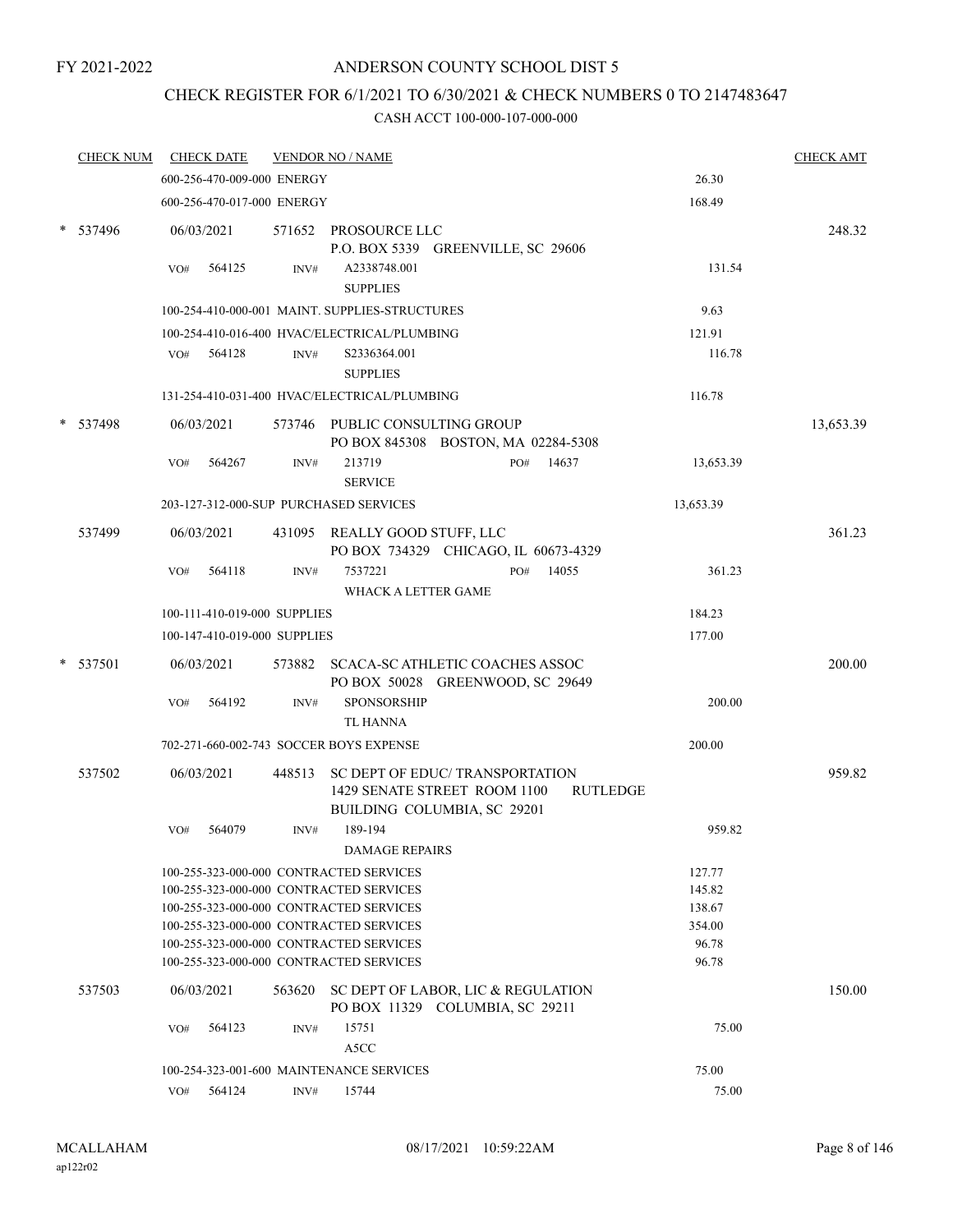FY 2021-2022

ANDERSON COUNTY SCHOOL DIST 5

CHECK REGISTER FOR 6/1/2021 TO 6/30/2021 & CHECK NUMBERS 0 TO 2147483647

CASH ACCT 100-000-107-000-000

| CHECK NUM | CHECK DATE | VENDOR NO / NAME | | CHECK AMT |
|---|---|---|---|---|
| | 600-256-470-009-000 ENERGY | | 26.30 | |
| | 600-256-470-017-000 ENERGY | | 168.49 | |
| * 537496 | 06/03/2021 | 571652 PROSOURCE LLC<br>P.O. BOX 5339 GREENVILLE, SC 29606 | | 248.32 |
| | VO# 564125 | INV# A2338748.001<br>SUPPLIES | 131.54 | |
| | 100-254-410-000-001 MAINT. SUPPLIES-STRUCTURES | | 9.63 | |
| | 100-254-410-016-400 HVAC/ELECTRICAL/PLUMBING | | 121.91 | |
| | VO# 564128 | INV# S2336364.001<br>SUPPLIES | 116.78 | |
| | 131-254-410-031-400 HVAC/ELECTRICAL/PLUMBING | | 116.78 | |
| * 537498 | 06/03/2021 | 573746 PUBLIC CONSULTING GROUP<br>PO BOX 845308 BOSTON, MA 02284-5308 | | 13,653.39 |
| | VO# 564267 | INV# 213719 PO# 14637<br>SERVICE | 13,653.39 | |
| | 203-127-312-000-SUP PURCHASED SERVICES | | 13,653.39 | |
| 537499 | 06/03/2021 | 431095 REALLY GOOD STUFF, LLC<br>PO BOX 734329 CHICAGO, IL 60673-4329 | | 361.23 |
| | VO# 564118 | INV# 7537221 PO# 14055<br>WHACK A LETTER GAME | 361.23 | |
| | 100-111-410-019-000 SUPPLIES | | 184.23 | |
| | 100-147-410-019-000 SUPPLIES | | 177.00 | |
| * 537501 | 06/03/2021 | 573882 SCACA-SC ATHLETIC COACHES ASSOC<br>PO BOX 50028 GREENWOOD, SC 29649 | | 200.00 |
| | VO# 564192 | INV# SPONSORSHIP<br>TL HANNA | 200.00 | |
| | 702-271-660-002-743 SOCCER BOYS EXPENSE | | 200.00 | |
| 537502 | 06/03/2021 | 448513 SC DEPT OF EDUC/ TRANSPORTATION<br>1429 SENATE STREET ROOM 1100 RUTLEDGE<br>BUILDING COLUMBIA, SC 29201 | | 959.82 |
| | VO# 564079 | INV# 189-194<br>DAMAGE REPAIRS | 959.82 | |
| | 100-255-323-000-000 CONTRACTED SERVICES | | 127.77 | |
| | 100-255-323-000-000 CONTRACTED SERVICES | | 145.82 | |
| | 100-255-323-000-000 CONTRACTED SERVICES | | 138.67 | |
| | 100-255-323-000-000 CONTRACTED SERVICES | | 354.00 | |
| | 100-255-323-000-000 CONTRACTED SERVICES | | 96.78 | |
| | 100-255-323-000-000 CONTRACTED SERVICES | | 96.78 | |
| 537503 | 06/03/2021 | 563620 SC DEPT OF LABOR, LIC & REGULATION<br>PO BOX 11329 COLUMBIA, SC 29211 | | 150.00 |
| | VO# 564123 | INV# 15751<br>A5CC | 75.00 | |
| | 100-254-323-001-600 MAINTENANCE SERVICES | | 75.00 | |
| | VO# 564124 | INV# 15744 | 75.00 | |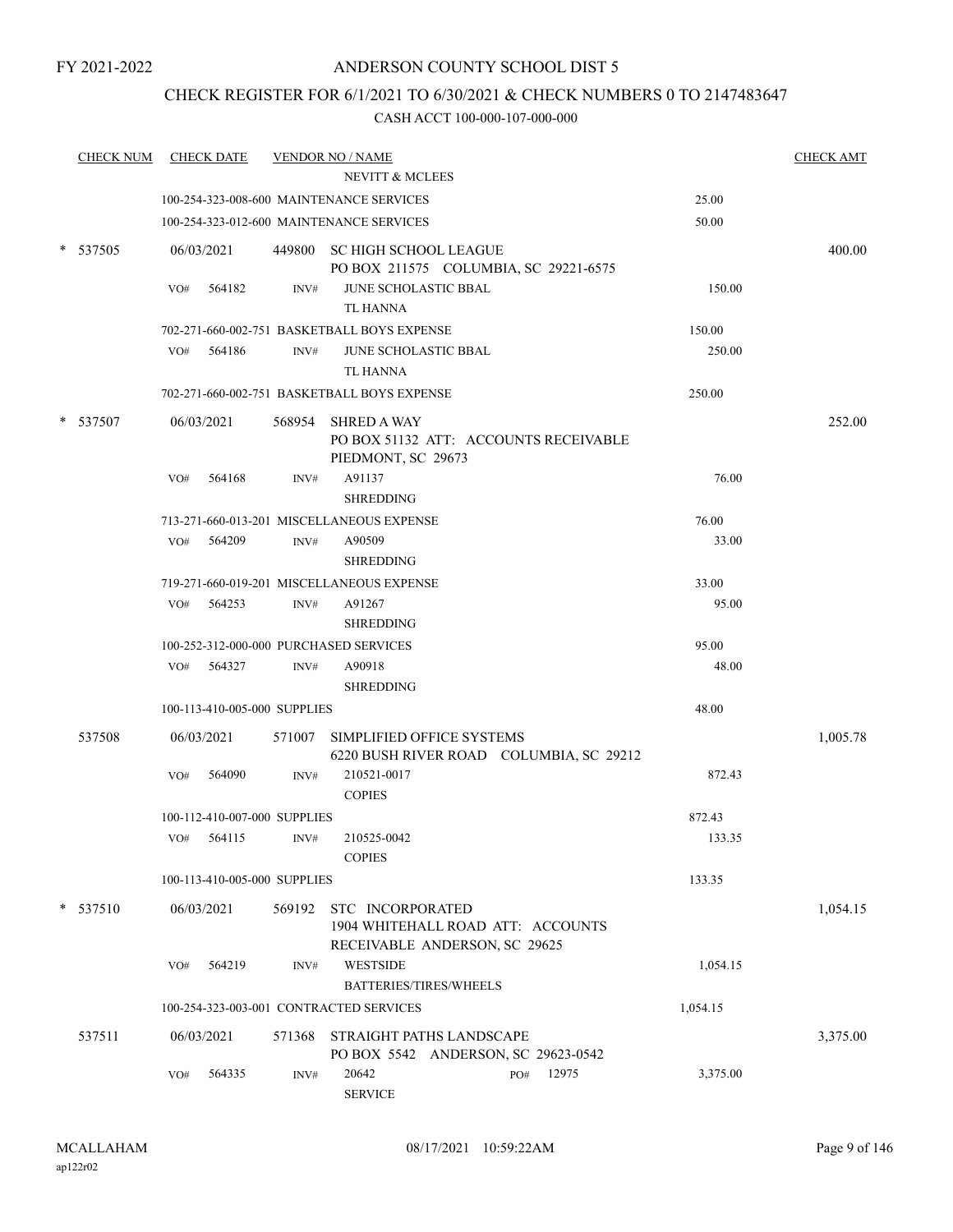FY 2021-2022

# ANDERSON COUNTY SCHOOL DIST 5

## CHECK REGISTER FOR 6/1/2021 TO 6/30/2021 & CHECK NUMBERS 0 TO 2147483647

### CASH ACCT 100-000-107-000-000

| CHECK NUM | CHECK DATE | VENDOR NO / NAME | | CHECK AMT |
|---|---|---|---|---|
| | | NEVITT & MCLEES | | |
| | | 100-254-323-008-600 MAINTENANCE SERVICES | 25.00 | |
| | | 100-254-323-012-600 MAINTENANCE SERVICES | 50.00 | |
| * 537505 | 06/03/2021 | 449800 SC HIGH SCHOOL LEAGUE<br>PO BOX 211575 COLUMBIA, SC 29221-6575 | | 400.00 |
| | VO# 564182 | INV# JUNE SCHOLASTIC BBAL<br>TL HANNA | 150.00 | |
| | | 702-271-660-002-751 BASKETBALL BOYS EXPENSE | 150.00 | |
| | VO# 564186 | INV# JUNE SCHOLASTIC BBAL<br>TL HANNA | 250.00 | |
| | | 702-271-660-002-751 BASKETBALL BOYS EXPENSE | 250.00 | |
| * 537507 | 06/03/2021 | 568954 SHRED A WAY<br>PO BOX 51132 ATT: ACCOUNTS RECEIVABLE<br>PIEDMONT, SC 29673 | | 252.00 |
| | VO# 564168 | INV# A91137<br>SHREDDING | 76.00 | |
| | | 713-271-660-013-201 MISCELLANEOUS EXPENSE | 76.00 | |
| | VO# 564209 | INV# A90509<br>SHREDDING | 33.00 | |
| | | 719-271-660-019-201 MISCELLANEOUS EXPENSE | 33.00 | |
| | VO# 564253 | INV# A91267<br>SHREDDING | 95.00 | |
| | | 100-252-312-000-000 PURCHASED SERVICES | 95.00 | |
| | VO# 564327 | INV# A90918<br>SHREDDING | 48.00 | |
| | | 100-113-410-005-000 SUPPLIES | 48.00 | |
| 537508 | 06/03/2021 | 571007 SIMPLIFIED OFFICE SYSTEMS<br>6220 BUSH RIVER ROAD COLUMBIA, SC 29212 | | 1,005.78 |
| | VO# 564090 | INV# 210521-0017<br>COPIES | 872.43 | |
| | | 100-112-410-007-000 SUPPLIES | 872.43 | |
| | VO# 564115 | INV# 210525-0042<br>COPIES | 133.35 | |
| | | 100-113-410-005-000 SUPPLIES | 133.35 | |
| * 537510 | 06/03/2021 | 569192 STC INCORPORATED<br>1904 WHITEHALL ROAD ATT: ACCOUNTS<br>RECEIVABLE ANDERSON, SC 29625 | | 1,054.15 |
| | VO# 564219 | INV# WESTSIDE<br>BATTERIES/TIRES/WHEELS | 1,054.15 | |
| | | 100-254-323-003-001 CONTRACTED SERVICES | 1,054.15 | |
| 537511 | 06/03/2021 | 571368 STRAIGHT PATHS LANDSCAPE<br>PO BOX 5542 ANDERSON, SC 29623-0542 | | 3,375.00 |
| | VO# 564335 | INV# 20642 PO# 12975<br>SERVICE | 3,375.00 | |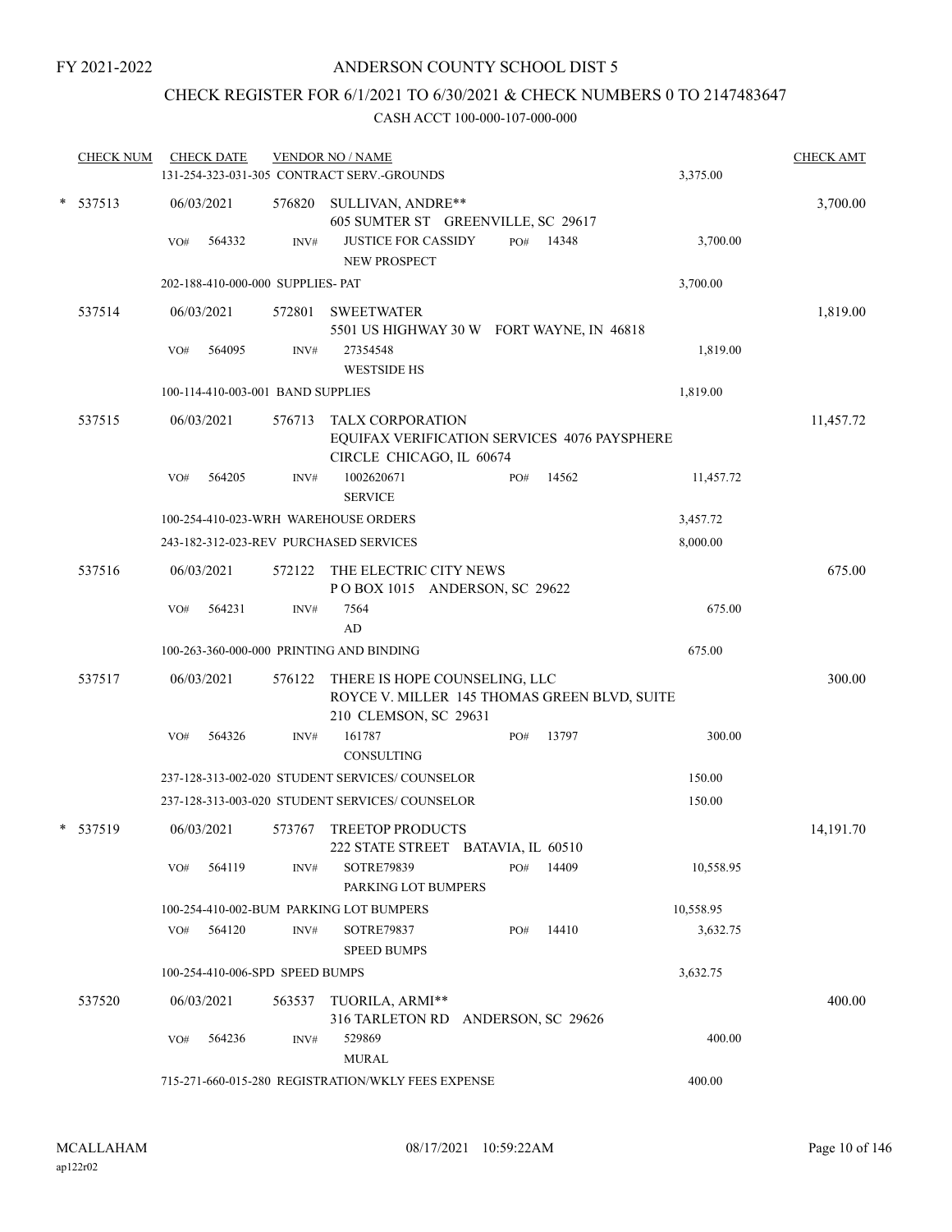FY 2021-2022

# ANDERSON COUNTY SCHOOL DIST 5

## CHECK REGISTER FOR 6/1/2021 TO 6/30/2021 & CHECK NUMBERS 0 TO 2147483647

### CASH ACCT 100-000-107-000-000

| CHECK NUM | CHECK DATE | VENDOR NO / NAME | | | CHECK AMT |
|---|---|---|---|---|---|
| | | 131-254-323-031-305 CONTRACT SERV.-GROUNDS | | 3,375.00 | |
| * 537513 | 06/03/2021 | 576820 SULLIVAN, ANDRE** 605 SUMTER ST GREENVILLE, SC 29617 | | | 3,700.00 |
| | VO# 564332 | INV# JUSTICE FOR CASSIDY NEW PROSPECT | PO# 14348 | 3,700.00 | |
| | | 202-188-410-000-000 SUPPLIES- PAT | | 3,700.00 | |
| 537514 | 06/03/2021 | 572801 SWEETWATER 5501 US HIGHWAY 30 W FORT WAYNE, IN 46818 | | | 1,819.00 |
| | VO# 564095 | INV# 27354548 WESTSIDE HS | | 1,819.00 | |
| | | 100-114-410-003-001 BAND SUPPLIES | | 1,819.00 | |
| 537515 | 06/03/2021 | 576713 TALX CORPORATION EQUIFAX VERIFICATION SERVICES 4076 PAYSPHERE CIRCLE CHICAGO, IL 60674 | | | 11,457.72 |
| | VO# 564205 | INV# 1002620671 SERVICE | PO# 14562 | 11,457.72 | |
| | | 100-254-410-023-WRH WAREHOUSE ORDERS | | 3,457.72 | |
| | | 243-182-312-023-REV PURCHASED SERVICES | | 8,000.00 | |
| 537516 | 06/03/2021 | 572122 THE ELECTRIC CITY NEWS P O BOX 1015 ANDERSON, SC 29622 | | | 675.00 |
| | VO# 564231 | INV# 7564 AD | | 675.00 | |
| | | 100-263-360-000-000 PRINTING AND BINDING | | 675.00 | |
| 537517 | 06/03/2021 | 576122 THERE IS HOPE COUNSELING, LLC ROYCE V. MILLER 145 THOMAS GREEN BLVD, SUITE 210 CLEMSON, SC 29631 | | | 300.00 |
| | VO# 564326 | INV# 161787 CONSULTING | PO# 13797 | 300.00 | |
| | | 237-128-313-002-020 STUDENT SERVICES/ COUNSELOR | | 150.00 | |
| | | 237-128-313-003-020 STUDENT SERVICES/ COUNSELOR | | 150.00 | |
| * 537519 | 06/03/2021 | 573767 TREETOP PRODUCTS 222 STATE STREET BATAVIA, IL 60510 | | | 14,191.70 |
| | VO# 564119 | INV# SOTRE79839 PARKING LOT BUMPERS | PO# 14409 | 10,558.95 | |
| | | 100-254-410-002-BUM PARKING LOT BUMPERS | | 10,558.95 | |
| | VO# 564120 | INV# SOTRE79837 SPEED BUMPS | PO# 14410 | 3,632.75 | |
| | | 100-254-410-006-SPD SPEED BUMPS | | 3,632.75 | |
| 537520 | 06/03/2021 | 563537 TUORILA, ARMI** 316 TARLETON RD ANDERSON, SC 29626 | | | 400.00 |
| | VO# 564236 | INV# 529869 MURAL | | 400.00 | |
| | | 715-271-660-015-280 REGISTRATION/WKLY FEES EXPENSE | | 400.00 | |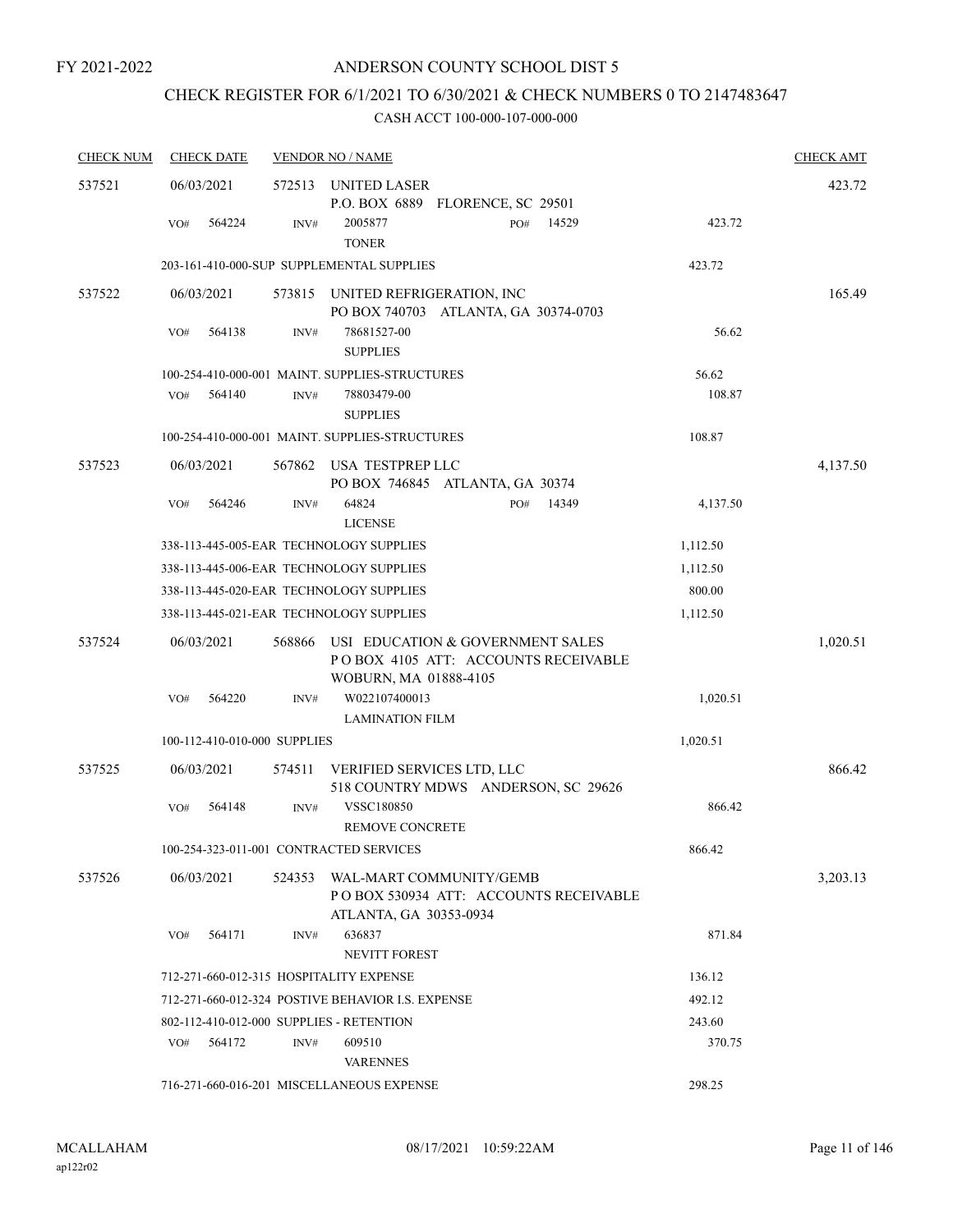FY 2021-2022

# ANDERSON COUNTY SCHOOL DIST 5

## CHECK REGISTER FOR 6/1/2021 TO 6/30/2021 & CHECK NUMBERS 0 TO 2147483647

### CASH ACCT 100-000-107-000-000

| CHECK NUM | CHECK DATE | VENDOR NO / NAME | | | CHECK AMT |
|---|---|---|---|---|---|
| 537521 | 06/03/2021 | 572513 UNITED LASER<br>P.O. BOX 6889 FLORENCE, SC 29501 | | | 423.72 |
| | VO# 564224 | INV# 2005877<br>TONER | PO# 14529 | 423.72 | |
| | 203-161-410-000-SUP SUPPLEMENTAL SUPPLIES | | | 423.72 | |
| 537522 | 06/03/2021 | 573815 UNITED REFRIGERATION, INC<br>PO BOX 740703 ATLANTA, GA 30374-0703 | | | 165.49 |
| | VO# 564138 | INV# 78681527-00<br>SUPPLIES | | 56.62 | |
| | 100-254-410-000-001 MAINT. SUPPLIES-STRUCTURES | | | 56.62 | |
| | VO# 564140 | INV# 78803479-00<br>SUPPLIES | | 108.87 | |
| | 100-254-410-000-001 MAINT. SUPPLIES-STRUCTURES | | | 108.87 | |
| 537523 | 06/03/2021 | 567862 USA TESTPREP LLC<br>PO BOX 746845 ATLANTA, GA 30374 | | | 4,137.50 |
| | VO# 564246 | INV# 64824<br>LICENSE | PO# 14349 | 4,137.50 | |
| | 338-113-445-005-EAR TECHNOLOGY SUPPLIES | | | 1,112.50 | |
| | 338-113-445-006-EAR TECHNOLOGY SUPPLIES | | | 1,112.50 | |
| | 338-113-445-020-EAR TECHNOLOGY SUPPLIES | | | 800.00 | |
| | 338-113-445-021-EAR TECHNOLOGY SUPPLIES | | | 1,112.50 | |
| 537524 | 06/03/2021 | 568866 USI EDUCATION & GOVERNMENT SALES<br>P O BOX 4105 ATT: ACCOUNTS RECEIVABLE<br>WOBURN, MA 01888-4105 | | | 1,020.51 |
| | VO# 564220 | INV# W022107400013<br>LAMINATION FILM | | 1,020.51 | |
| | 100-112-410-010-000 SUPPLIES | | | 1,020.51 | |
| 537525 | 06/03/2021 | 574511 VERIFIED SERVICES LTD, LLC<br>518 COUNTRY MDWS ANDERSON, SC 29626 | | | 866.42 |
| | VO# 564148 | INV# VSSC180850<br>REMOVE CONCRETE | | 866.42 | |
| | 100-254-323-011-001 CONTRACTED SERVICES | | | 866.42 | |
| 537526 | 06/03/2021 | 524353 WAL-MART COMMUNITY/GEMB<br>P O BOX 530934 ATT: ACCOUNTS RECEIVABLE<br>ATLANTA, GA 30353-0934 | | | 3,203.13 |
| | VO# 564171 | INV# 636837<br>NEVITT FOREST | | 871.84 | |
| | 712-271-660-012-315 HOSPITALITY EXPENSE | | | 136.12 | |
| | 712-271-660-012-324 POSTIVE BEHAVIOR I.S. EXPENSE | | | 492.12 | |
| | 802-112-410-012-000 SUPPLIES - RETENTION | | | 243.60 | |
| | VO# 564172 | INV# 609510<br>VARENNES | | 370.75 | |
| | 716-271-660-016-201 MISCELLANEOUS EXPENSE | | | 298.25 | |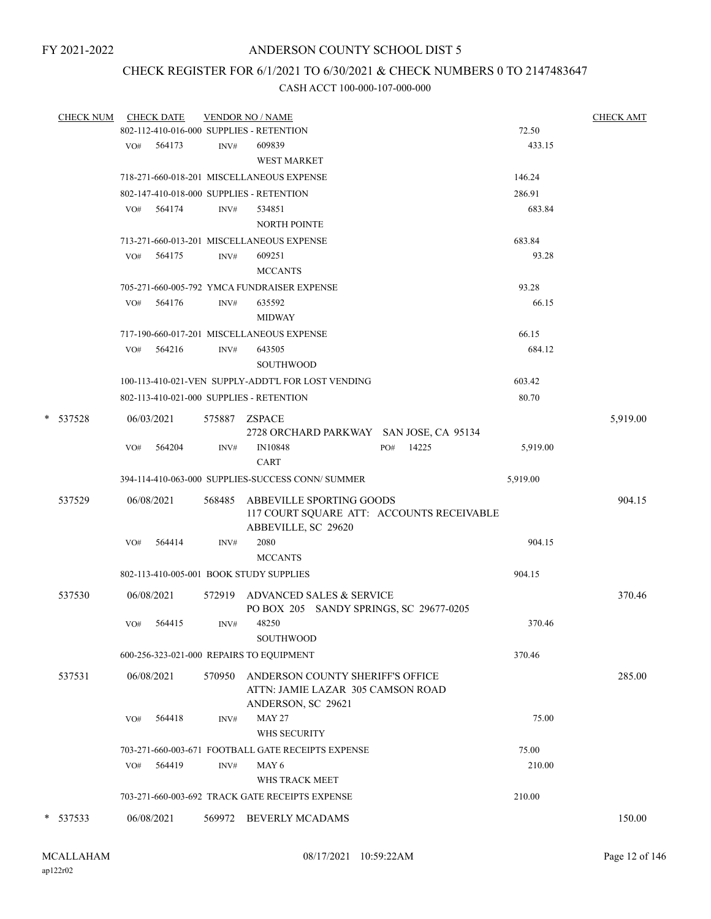FY 2021-2022

# ANDERSON COUNTY SCHOOL DIST 5

## CHECK REGISTER FOR 6/1/2021 TO 6/30/2021 & CHECK NUMBERS 0 TO 2147483647

### CASH ACCT 100-000-107-000-000

| CHECK NUM | CHECK DATE | VENDOR NO / NAME | | CHECK AMT |
|---|---|---|---|---|
| | | 802-112-410-016-000 SUPPLIES - RETENTION | 72.50 | |
| | VO# 564173 | INV# 609839<br>WEST MARKET | 433.15 | |
| | | 718-271-660-018-201 MISCELLANEOUS EXPENSE | 146.24 | |
| | | 802-147-410-018-000 SUPPLIES - RETENTION | 286.91 | |
| | VO# 564174 | INV# 534851<br>NORTH POINTE | 683.84 | |
| | | 713-271-660-013-201 MISCELLANEOUS EXPENSE | 683.84 | |
| | VO# 564175 | INV# 609251<br>MCCANTS | 93.28 | |
| | | 705-271-660-005-792 YMCA FUNDRAISER EXPENSE | 93.28 | |
| | VO# 564176 | INV# 635592<br>MIDWAY | 66.15 | |
| | | 717-190-660-017-201 MISCELLANEOUS EXPENSE | 66.15 | |
| | VO# 564216 | INV# 643505<br>SOUTHWOOD | 684.12 | |
| | | 100-113-410-021-VEN SUPPLY-ADDT'L FOR LOST VENDING | 603.42 | |
| | | 802-113-410-021-000 SUPPLIES - RETENTION | 80.70 | |
| * 537528 | 06/03/2021 | 575887 ZSPACE<br>2728 ORCHARD PARKWAY SAN JOSE, CA 95134 | | 5,919.00 |
| | VO# 564204 | INV# IN10848 PO# 14225<br>CART | 5,919.00 | |
| | | 394-114-410-063-000 SUPPLIES-SUCCESS CONN/ SUMMER | 5,919.00 | |
| 537529 | 06/08/2021 | 568485 ABBEVILLE SPORTING GOODS<br>117 COURT SQUARE ATT: ACCOUNTS RECEIVABLE<br>ABBEVILLE, SC 29620 | | 904.15 |
| | VO# 564414 | INV# 2080<br>MCCANTS | 904.15 | |
| | | 802-113-410-005-001 BOOK STUDY SUPPLIES | 904.15 | |
| 537530 | 06/08/2021 | 572919 ADVANCED SALES & SERVICE<br>PO BOX 205 SANDY SPRINGS, SC 29677-0205 | | 370.46 |
| | VO# 564415 | INV# 48250<br>SOUTHWOOD | 370.46 | |
| | | 600-256-323-021-000 REPAIRS TO EQUIPMENT | 370.46 | |
| 537531 | 06/08/2021 | 570950 ANDERSON COUNTY SHERIFF'S OFFICE<br>ATTN: JAMIE LAZAR 305 CAMSON ROAD<br>ANDERSON, SC 29621 | | 285.00 |
| | VO# 564418 | INV# MAY 27<br>WHS SECURITY | 75.00 | |
| | | 703-271-660-003-671 FOOTBALL GATE RECEIPTS EXPENSE | 75.00 | |
| | VO# 564419 | INV# MAY 6<br>WHS TRACK MEET | 210.00 | |
| | | 703-271-660-003-692 TRACK GATE RECEIPTS EXPENSE | 210.00 | |
| * 537533 | 06/08/2021 | 569972 BEVERLY MCADAMS | | 150.00 |

MCALLAHAM
ap122r02

08/17/2021 10:59:22AM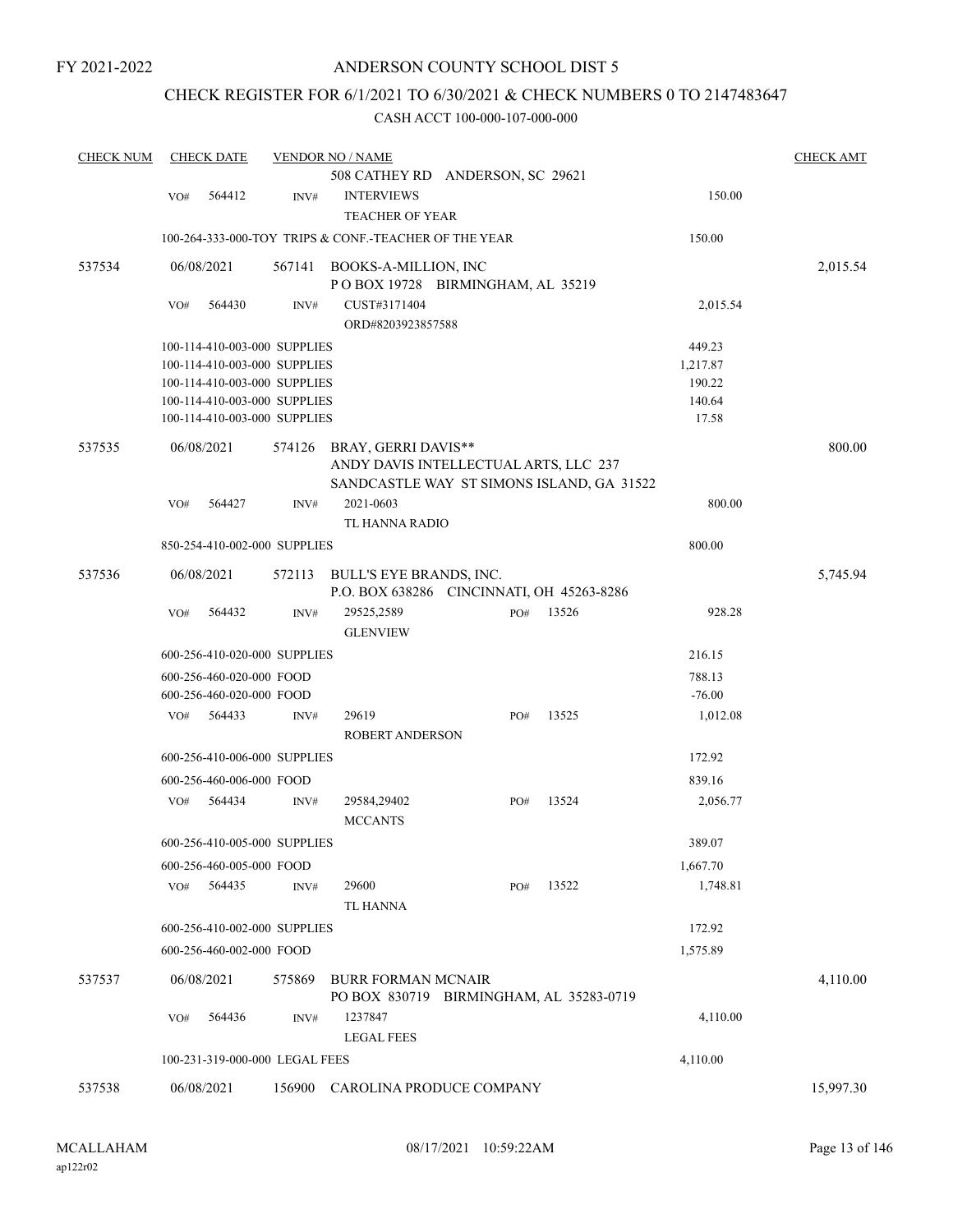FY 2021-2022

# ANDERSON COUNTY SCHOOL DIST 5

## CHECK REGISTER FOR 6/1/2021 TO 6/30/2021 & CHECK NUMBERS 0 TO 2147483647

### CASH ACCT 100-000-107-000-000

| CHECK NUM | CHECK DATE | VENDOR NO / NAME | | | CHECK AMT |
|---|---|---|---|---|---|
| | | 508 CATHEY RD ANDERSON, SC 29621 | | | |
| | VO# 564412 | INV# INTERVIEWS<br>TEACHER OF YEAR | | 150.00 | |
| | 100-264-333-000-TOY TRIPS & CONF.-TEACHER OF THE YEAR | | | 150.00 | |
| 537534 | 06/08/2021 | 567141 BOOKS-A-MILLION, INC<br>P O BOX 19728 BIRMINGHAM, AL 35219 | | | 2,015.54 |
| | VO# 564430 | INV# CUST#3171404<br>ORD#8203923857588 | | 2,015.54 | |
| | 100-114-410-003-000 SUPPLIES | | | 449.23 | |
| | 100-114-410-003-000 SUPPLIES | | | 1,217.87 | |
| | 100-114-410-003-000 SUPPLIES | | | 190.22 | |
| | 100-114-410-003-000 SUPPLIES | | | 140.64 | |
| | 100-114-410-003-000 SUPPLIES | | | 17.58 | |
| 537535 | 06/08/2021 | 574126 BRAY, GERRI DAVIS**<br>ANDY DAVIS INTELLECTUAL ARTS, LLC 237<br>SANDCASTLE WAY ST SIMONS ISLAND, GA 31522 | | | 800.00 |
| | VO# 564427 | INV# 2021-0603<br>TL HANNA RADIO | | 800.00 | |
| | 850-254-410-002-000 SUPPLIES | | | 800.00 | |
| 537536 | 06/08/2021 | 572113 BULL'S EYE BRANDS, INC.<br>P.O. BOX 638286 CINCINNATI, OH 45263-8286 | | | 5,745.94 |
| | VO# 564432 | INV# 29525,2589<br>GLENVIEW | PO# 13526 | 928.28 | |
| | 600-256-410-020-000 SUPPLIES | | | 216.15 | |
| | 600-256-460-020-000 FOOD | | | 788.13 | |
| | 600-256-460-020-000 FOOD | | | -76.00 | |
| | VO# 564433 | INV# 29619<br>ROBERT ANDERSON | PO# 13525 | 1,012.08 | |
| | 600-256-410-006-000 SUPPLIES | | | 172.92 | |
| | 600-256-460-006-000 FOOD | | | 839.16 | |
| | VO# 564434 | INV# 29584,29402<br>MCCANTS | PO# 13524 | 2,056.77 | |
| | 600-256-410-005-000 SUPPLIES | | | 389.07 | |
| | 600-256-460-005-000 FOOD | | | 1,667.70 | |
| | VO# 564435 | INV# 29600<br>TL HANNA | PO# 13522 | 1,748.81 | |
| | 600-256-410-002-000 SUPPLIES | | | 172.92 | |
| | 600-256-460-002-000 FOOD | | | 1,575.89 | |
| 537537 | 06/08/2021 | 575869 BURR FORMAN MCNAIR<br>PO BOX 830719 BIRMINGHAM, AL 35283-0719 | | | 4,110.00 |
| | VO# 564436 | INV# 1237847<br>LEGAL FEES | | 4,110.00 | |
| | 100-231-319-000-000 LEGAL FEES | | | 4,110.00 | |
| 537538 | 06/08/2021 | 156900 CAROLINA PRODUCE COMPANY | | | 15,997.30 |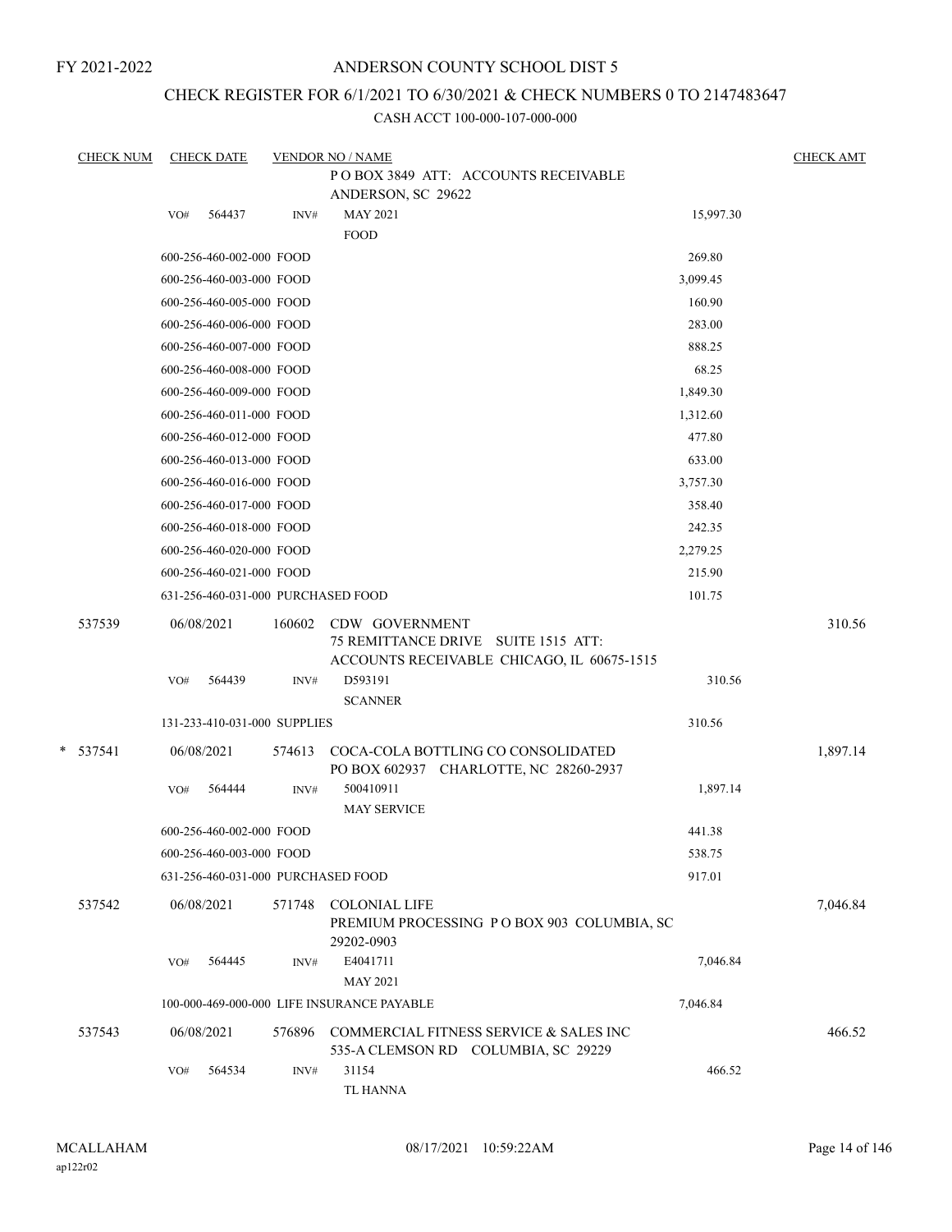FY 2021-2022

# ANDERSON COUNTY SCHOOL DIST 5

## CHECK REGISTER FOR 6/1/2021 TO 6/30/2021 & CHECK NUMBERS 0 TO 2147483647

CASH ACCT 100-000-107-000-000

| CHECK NUM | CHECK DATE | VENDOR NO / NAME | | CHECK AMT |
|---|---|---|---|---|
| | | P O BOX 3849 ATT: ACCOUNTS RECEIVABLE ANDERSON, SC 29622 | | |
| | VO# 564437 | INV# MAY 2021 FOOD | 15,997.30 | |
| | 600-256-460-002-000 FOOD | | 269.80 | |
| | 600-256-460-003-000 FOOD | | 3,099.45 | |
| | 600-256-460-005-000 FOOD | | 160.90 | |
| | 600-256-460-006-000 FOOD | | 283.00 | |
| | 600-256-460-007-000 FOOD | | 888.25 | |
| | 600-256-460-008-000 FOOD | | 68.25 | |
| | 600-256-460-009-000 FOOD | | 1,849.30 | |
| | 600-256-460-011-000 FOOD | | 1,312.60 | |
| | 600-256-460-012-000 FOOD | | 477.80 | |
| | 600-256-460-013-000 FOOD | | 633.00 | |
| | 600-256-460-016-000 FOOD | | 3,757.30 | |
| | 600-256-460-017-000 FOOD | | 358.40 | |
| | 600-256-460-018-000 FOOD | | 242.35 | |
| | 600-256-460-020-000 FOOD | | 2,279.25 | |
| | 600-256-460-021-000 FOOD | | 215.90 | |
| | 631-256-460-031-000 PURCHASED FOOD | | 101.75 | |
| 537539 | 06/08/2021 | 160602 CDW GOVERNMENT 75 REMITTANCE DRIVE SUITE 1515 ATT: ACCOUNTS RECEIVABLE CHICAGO, IL 60675-1515 | | 310.56 |
| | VO# 564439 | INV# D593191 SCANNER | 310.56 | |
| | 131-233-410-031-000 SUPPLIES | | 310.56 | |
| * 537541 | 06/08/2021 | 574613 COCA-COLA BOTTLING CO CONSOLIDATED PO BOX 602937 CHARLOTTE, NC 28260-2937 | | 1,897.14 |
| | VO# 564444 | INV# 500410911 MAY SERVICE | 1,897.14 | |
| | 600-256-460-002-000 FOOD | | 441.38 | |
| | 600-256-460-003-000 FOOD | | 538.75 | |
| | 631-256-460-031-000 PURCHASED FOOD | | 917.01 | |
| 537542 | 06/08/2021 | 571748 COLONIAL LIFE PREMIUM PROCESSING P O BOX 903 COLUMBIA, SC 29202-0903 | | 7,046.84 |
| | VO# 564445 | INV# E4041711 MAY 2021 | 7,046.84 | |
| | 100-000-469-000-000 LIFE INSURANCE PAYABLE | | 7,046.84 | |
| 537543 | 06/08/2021 | 576896 COMMERCIAL FITNESS SERVICE & SALES INC 535-A CLEMSON RD COLUMBIA, SC 29229 | | 466.52 |
| | VO# 564534 | INV# 31154 TL HANNA | 466.52 | |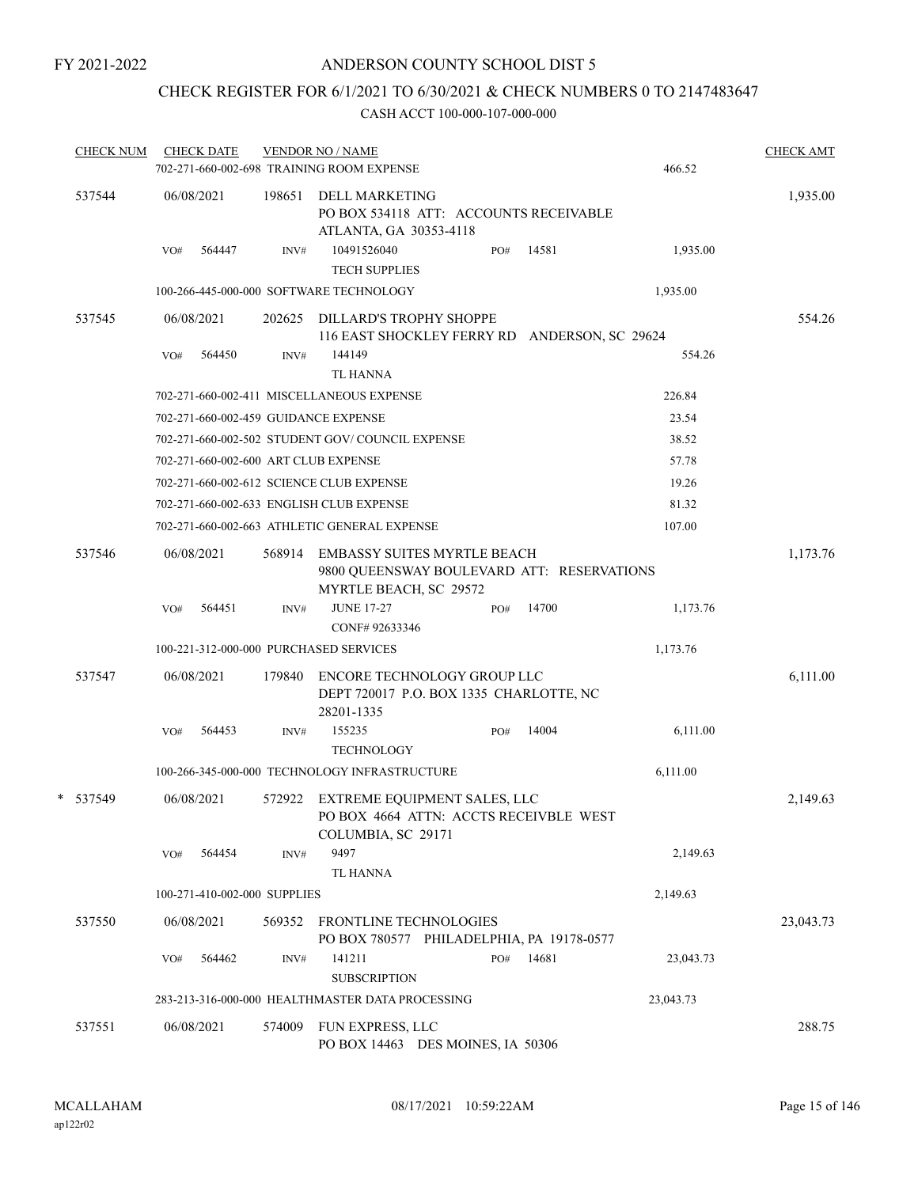FY 2021-2022

# ANDERSON COUNTY SCHOOL DIST 5

## CHECK REGISTER FOR 6/1/2021 TO 6/30/2021 & CHECK NUMBERS 0 TO 2147483647

CASH ACCT 100-000-107-000-000

| CHECK NUM | CHECK DATE | VENDOR NO / NAME | | CHECK AMT |
|---|---|---|---|---|
| | | 702-271-660-002-698 TRAINING ROOM EXPENSE | 466.52 | |
| 537544 | 06/08/2021 | 198651 DELL MARKETING<br>PO BOX 534118 ATT: ACCOUNTS RECEIVABLE<br>ATLANTA, GA 30353-4118 | | 1,935.00 |
| | VO# 564447 | INV# 10491526040 PO# 14581<br>TECH SUPPLIES | 1,935.00 | |
| | | 100-266-445-000-000 SOFTWARE TECHNOLOGY | 1,935.00 | |
| 537545 | 06/08/2021 | 202625 DILLARD'S TROPHY SHOPPE<br>116 EAST SHOCKLEY FERRY RD ANDERSON, SC 29624 | | 554.26 |
| | VO# 564450 | INV# 144149<br>TL HANNA | 554.26 | |
| | | 702-271-660-002-411 MISCELLANEOUS EXPENSE | 226.84 | |
| | | 702-271-660-002-459 GUIDANCE EXPENSE | 23.54 | |
| | | 702-271-660-002-502 STUDENT GOV/ COUNCIL EXPENSE | 38.52 | |
| | | 702-271-660-002-600 ART CLUB EXPENSE | 57.78 | |
| | | 702-271-660-002-612 SCIENCE CLUB EXPENSE | 19.26 | |
| | | 702-271-660-002-633 ENGLISH CLUB EXPENSE | 81.32 | |
| | | 702-271-660-002-663 ATHLETIC GENERAL EXPENSE | 107.00 | |
| 537546 | 06/08/2021 | 568914 EMBASSY SUITES MYRTLE BEACH<br>9800 QUEENSWAY BOULEVARD ATT: RESERVATIONS<br>MYRTLE BEACH, SC 29572 | | 1,173.76 |
| | VO# 564451 | INV# JUNE 17-27 PO# 14700<br>CONF# 92633346 | 1,173.76 | |
| | | 100-221-312-000-000 PURCHASED SERVICES | 1,173.76 | |
| 537547 | 06/08/2021 | 179840 ENCORE TECHNOLOGY GROUP LLC<br>DEPT 720017 P.O. BOX 1335 CHARLOTTE, NC<br>28201-1335 | | 6,111.00 |
| | VO# 564453 | INV# 155235 PO# 14004<br>TECHNOLOGY | 6,111.00 | |
| | | 100-266-345-000-000 TECHNOLOGY INFRASTRUCTURE | 6,111.00 | |
| * 537549 | 06/08/2021 | 572922 EXTREME EQUIPMENT SALES, LLC<br>PO BOX 4664 ATTN: ACCTS RECEIVBLE WEST<br>COLUMBIA, SC 29171 | | 2,149.63 |
| | VO# 564454 | INV# 9497<br>TL HANNA | 2,149.63 | |
| | | 100-271-410-002-000 SUPPLIES | 2,149.63 | |
| 537550 | 06/08/2021 | 569352 FRONTLINE TECHNOLOGIES<br>PO BOX 780577 PHILADELPHIA, PA 19178-0577 | | 23,043.73 |
| | VO# 564462 | INV# 141211 PO# 14681<br>SUBSCRIPTION | 23,043.73 | |
| | | 283-213-316-000-000 HEALTHMASTER DATA PROCESSING | 23,043.73 | |
| 537551 | 06/08/2021 | 574009 FUN EXPRESS, LLC<br>PO BOX 14463 DES MOINES, IA 50306 | | 288.75 |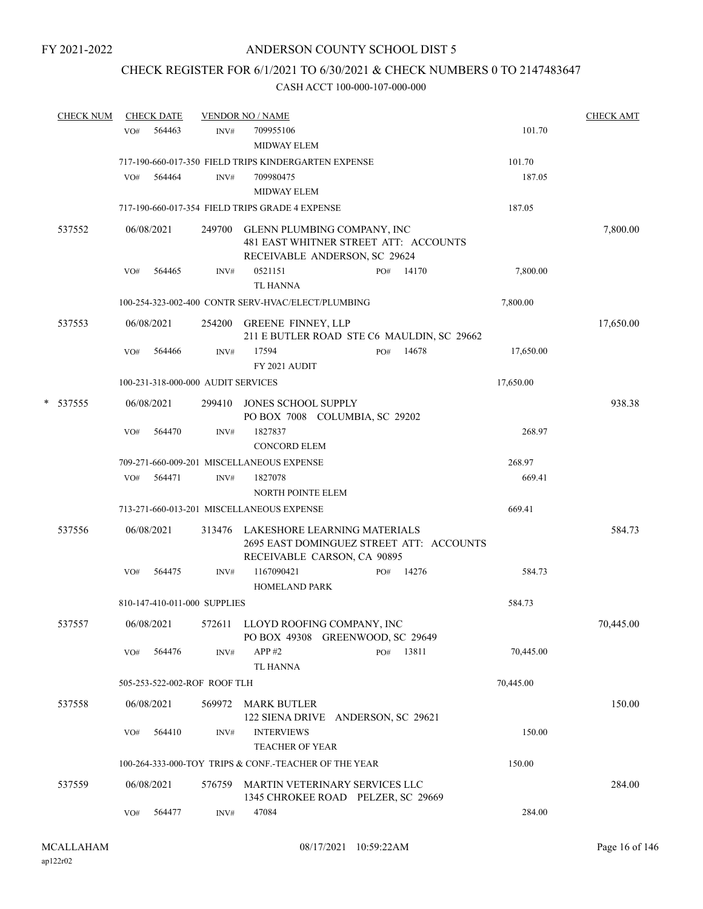FY 2021-2022

ANDERSON COUNTY SCHOOL DIST 5

CHECK REGISTER FOR 6/1/2021 TO 6/30/2021 & CHECK NUMBERS 0 TO 2147483647

CASH ACCT 100-000-107-000-000

| CHECK NUM | CHECK DATE | VENDOR NO / NAME | | CHECK AMT |
|---|---|---|---|---|
| | VO# 564463 | INV# 709955106 MIDWAY ELEM | 101.70 | |
| | | 717-190-660-017-350 FIELD TRIPS KINDERGARTEN EXPENSE | 101.70 | |
| | VO# 564464 | INV# 709980475 MIDWAY ELEM | 187.05 | |
| | | 717-190-660-017-354 FIELD TRIPS GRADE 4 EXPENSE | 187.05 | |
| 537552 | 06/08/2021 | 249700 GLENN PLUMBING COMPANY, INC 481 EAST WHITNER STREET ATT: ACCOUNTS RECEIVABLE ANDERSON, SC 29624 | | 7,800.00 |
| | VO# 564465 | INV# 0521151 PO# 14170 TL HANNA | 7,800.00 | |
| | | 100-254-323-002-400 CONTR SERV-HVAC/ELECT/PLUMBING | 7,800.00 | |
| 537553 | 06/08/2021 | 254200 GREENE FINNEY, LLP 211 E BUTLER ROAD STE C6 MAULDIN, SC 29662 | | 17,650.00 |
| | VO# 564466 | INV# 17594 PO# 14678 FY 2021 AUDIT | 17,650.00 | |
| | | 100-231-318-000-000 AUDIT SERVICES | 17,650.00 | |
| * 537555 | 06/08/2021 | 299410 JONES SCHOOL SUPPLY PO BOX 7008 COLUMBIA, SC 29202 | | 938.38 |
| | VO# 564470 | INV# 1827837 CONCORD ELEM | 268.97 | |
| | | 709-271-660-009-201 MISCELLANEOUS EXPENSE | 268.97 | |
| | VO# 564471 | INV# 1827078 NORTH POINTE ELEM | 669.41 | |
| | | 713-271-660-013-201 MISCELLANEOUS EXPENSE | 669.41 | |
| 537556 | 06/08/2021 | 313476 LAKESHORE LEARNING MATERIALS 2695 EAST DOMINGUEZ STREET ATT: ACCOUNTS RECEIVABLE CARSON, CA 90895 | | 584.73 |
| | VO# 564475 | INV# 1167090421 PO# 14276 HOMELAND PARK | 584.73 | |
| | | 810-147-410-011-000 SUPPLIES | 584.73 | |
| 537557 | 06/08/2021 | 572611 LLOYD ROOFING COMPANY, INC PO BOX 49308 GREENWOOD, SC 29649 | | 70,445.00 |
| | VO# 564476 | INV# APP #2 PO# 13811 TL HANNA | 70,445.00 | |
| | | 505-253-522-002-ROF ROOF TLH | 70,445.00 | |
| 537558 | 06/08/2021 | 569972 MARK BUTLER 122 SIENA DRIVE ANDERSON, SC 29621 | | 150.00 |
| | VO# 564410 | INV# INTERVIEWS TEACHER OF YEAR | 150.00 | |
| | | 100-264-333-000-TOY TRIPS & CONF.-TEACHER OF THE YEAR | 150.00 | |
| 537559 | 06/08/2021 | 576759 MARTIN VETERINARY SERVICES LLC 1345 CHROKEE ROAD PELZER, SC 29669 | | 284.00 |
| | VO# 564477 | INV# 47084 | 284.00 | |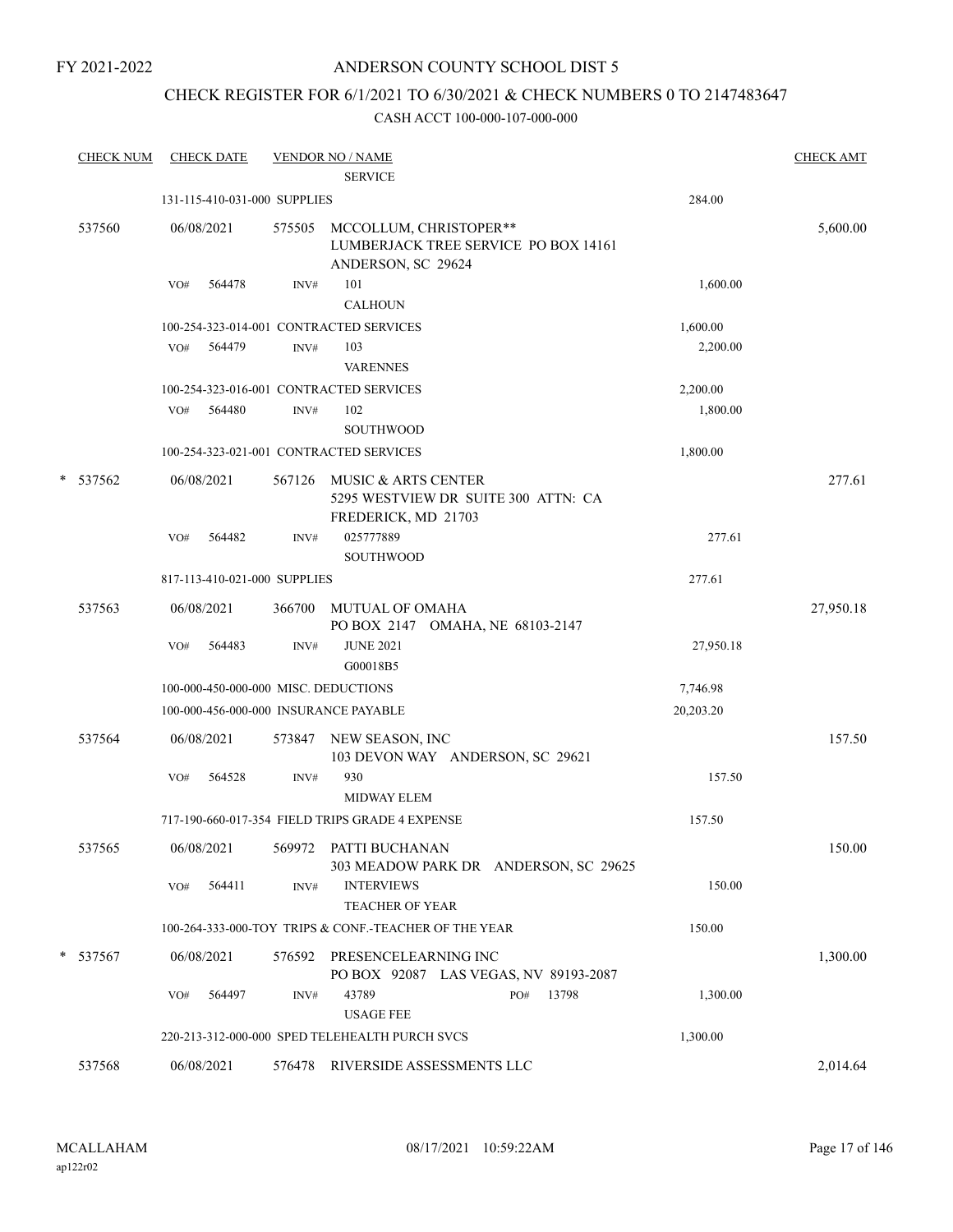FY 2021-2022

# ANDERSON COUNTY SCHOOL DIST 5

## CHECK REGISTER FOR 6/1/2021 TO 6/30/2021 & CHECK NUMBERS 0 TO 2147483647

### CASH ACCT 100-000-107-000-000

| CHECK NUM | CHECK DATE | VENDOR NO / NAME | | CHECK AMT |
|---|---|---|---|---|
| | | SERVICE | | |
| | 131-115-410-031-000 SUPPLIES | | 284.00 | |
| 537560 | 06/08/2021 | 575505 MCCOLLUM, CHRISTOPER** LUMBERJACK TREE SERVICE PO BOX 14161 ANDERSON, SC 29624 | | 5,600.00 |
| | VO# 564478 | INV# 101 CALHOUN | 1,600.00 | |
| | 100-254-323-014-001 CONTRACTED SERVICES | | 1,600.00 | |
| | VO# 564479 | INV# 103 VARENNES | 2,200.00 | |
| | 100-254-323-016-001 CONTRACTED SERVICES | | 2,200.00 | |
| | VO# 564480 | INV# 102 SOUTHWOOD | 1,800.00 | |
| | 100-254-323-021-001 CONTRACTED SERVICES | | 1,800.00 | |
| * 537562 | 06/08/2021 | 567126 MUSIC & ARTS CENTER 5295 WESTVIEW DR SUITE 300 ATTN: CA FREDERICK, MD 21703 | | 277.61 |
| | VO# 564482 | INV# 025777889 SOUTHWOOD | 277.61 | |
| | 817-113-410-021-000 SUPPLIES | | 277.61 | |
| 537563 | 06/08/2021 | 366700 MUTUAL OF OMAHA PO BOX 2147 OMAHA, NE 68103-2147 | | 27,950.18 |
| | VO# 564483 | INV# JUNE 2021 G00018B5 | 27,950.18 | |
| | 100-000-450-000-000 MISC. DEDUCTIONS | | 7,746.98 | |
| | 100-000-456-000-000 INSURANCE PAYABLE | | 20,203.20 | |
| 537564 | 06/08/2021 | 573847 NEW SEASON, INC 103 DEVON WAY ANDERSON, SC 29621 | | 157.50 |
| | VO# 564528 | INV# 930 MIDWAY ELEM | 157.50 | |
| | 717-190-660-017-354 FIELD TRIPS GRADE 4 EXPENSE | | 157.50 | |
| 537565 | 06/08/2021 | 569972 PATTI BUCHANAN 303 MEADOW PARK DR ANDERSON, SC 29625 | | 150.00 |
| | VO# 564411 | INV# INTERVIEWS TEACHER OF YEAR | 150.00 | |
| | 100-264-333-000-TOY TRIPS & CONF.-TEACHER OF THE YEAR | | 150.00 | |
| * 537567 | 06/08/2021 | 576592 PRESENCELEARNING INC PO BOX 92087 LAS VEGAS, NV 89193-2087 | | 1,300.00 |
| | VO# 564497 | INV# 43789 PO# 13798 USAGE FEE | 1,300.00 | |
| | 220-213-312-000-000 SPED TELEHEALTH PURCH SVCS | | 1,300.00 | |
| 537568 | 06/08/2021 | 576478 RIVERSIDE ASSESSMENTS LLC | | 2,014.64 |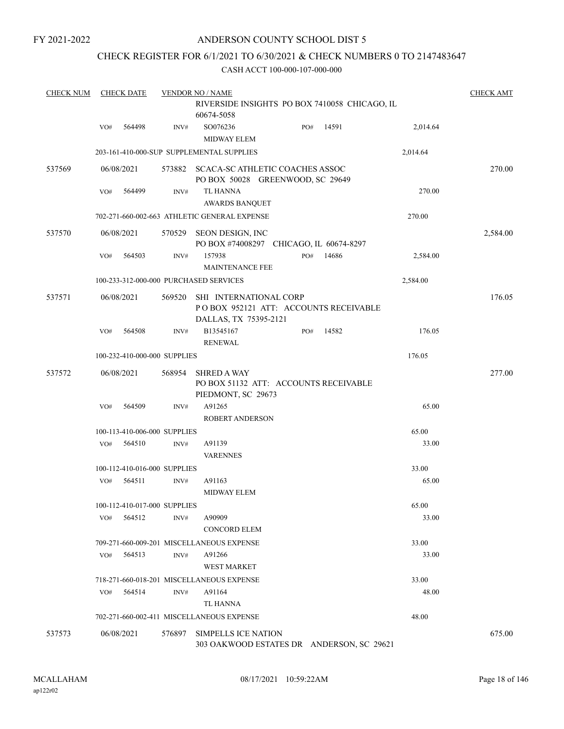FY 2021-2022

# ANDERSON COUNTY SCHOOL DIST 5

## CHECK REGISTER FOR 6/1/2021 TO 6/30/2021 & CHECK NUMBERS 0 TO 2147483647

### CASH ACCT 100-000-107-000-000

| CHECK NUM | CHECK DATE | VENDOR NO / NAME | | | | CHECK AMT |
|---|---|---|---|---|---|---|
| | | RIVERSIDE INSIGHTS PO BOX 7410058 CHICAGO, IL 60674-5058 | | | | |
| | VO# 564498 | INV# SO076236 MIDWAY ELEM | PO# 14591 | 2,014.64 | | |
| | 203-161-410-000-SUP SUPPLEMENTAL SUPPLIES | | | 2,014.64 | | |
| 537569 | 06/08/2021 | 573882 SCACA-SC ATHLETIC COACHES ASSOC PO BOX 50028 GREENWOOD, SC 29649 | | | | 270.00 |
| | VO# 564499 | INV# TL HANNA AWARDS BANQUET | | 270.00 | | |
| | 702-271-660-002-663 ATHLETIC GENERAL EXPENSE | | | 270.00 | | |
| 537570 | 06/08/2021 | 570529 SEON DESIGN, INC PO BOX #74008297 CHICAGO, IL 60674-8297 | | | | 2,584.00 |
| | VO# 564503 | INV# 157938 MAINTENANCE FEE | PO# 14686 | 2,584.00 | | |
| | 100-233-312-000-000 PURCHASED SERVICES | | | 2,584.00 | | |
| 537571 | 06/08/2021 | 569520 SHI INTERNATIONAL CORP P O BOX 952121 ATT: ACCOUNTS RECEIVABLE DALLAS, TX 75395-2121 | | | | 176.05 |
| | VO# 564508 | INV# B13545167 RENEWAL | PO# 14582 | 176.05 | | |
| | 100-232-410-000-000 SUPPLIES | | | 176.05 | | |
| 537572 | 06/08/2021 | 568954 SHRED A WAY PO BOX 51132 ATT: ACCOUNTS RECEIVABLE PIEDMONT, SC 29673 | | | | 277.00 |
| | VO# 564509 | INV# A91265 ROBERT ANDERSON | | 65.00 | | |
| | 100-113-410-006-000 SUPPLIES | | | 65.00 | | |
| | VO# 564510 | INV# A91139 VARENNES | | 33.00 | | |
| | 100-112-410-016-000 SUPPLIES | | | 33.00 | | |
| | VO# 564511 | INV# A91163 MIDWAY ELEM | | 65.00 | | |
| | 100-112-410-017-000 SUPPLIES | | | 65.00 | | |
| | VO# 564512 | INV# A90909 CONCORD ELEM | | 33.00 | | |
| | 709-271-660-009-201 MISCELLANEOUS EXPENSE | | | 33.00 | | |
| | VO# 564513 | INV# A91266 WEST MARKET | | 33.00 | | |
| | 718-271-660-018-201 MISCELLANEOUS EXPENSE | | | 33.00 | | |
| | VO# 564514 | INV# A91164 TL HANNA | | 48.00 | | |
| | 702-271-660-002-411 MISCELLANEOUS EXPENSE | | | 48.00 | | |
| 537573 | 06/08/2021 | 576897 SIMPELLS ICE NATION 303 OAKWOOD ESTATES DR ANDERSON, SC 29621 | | | | 675.00 |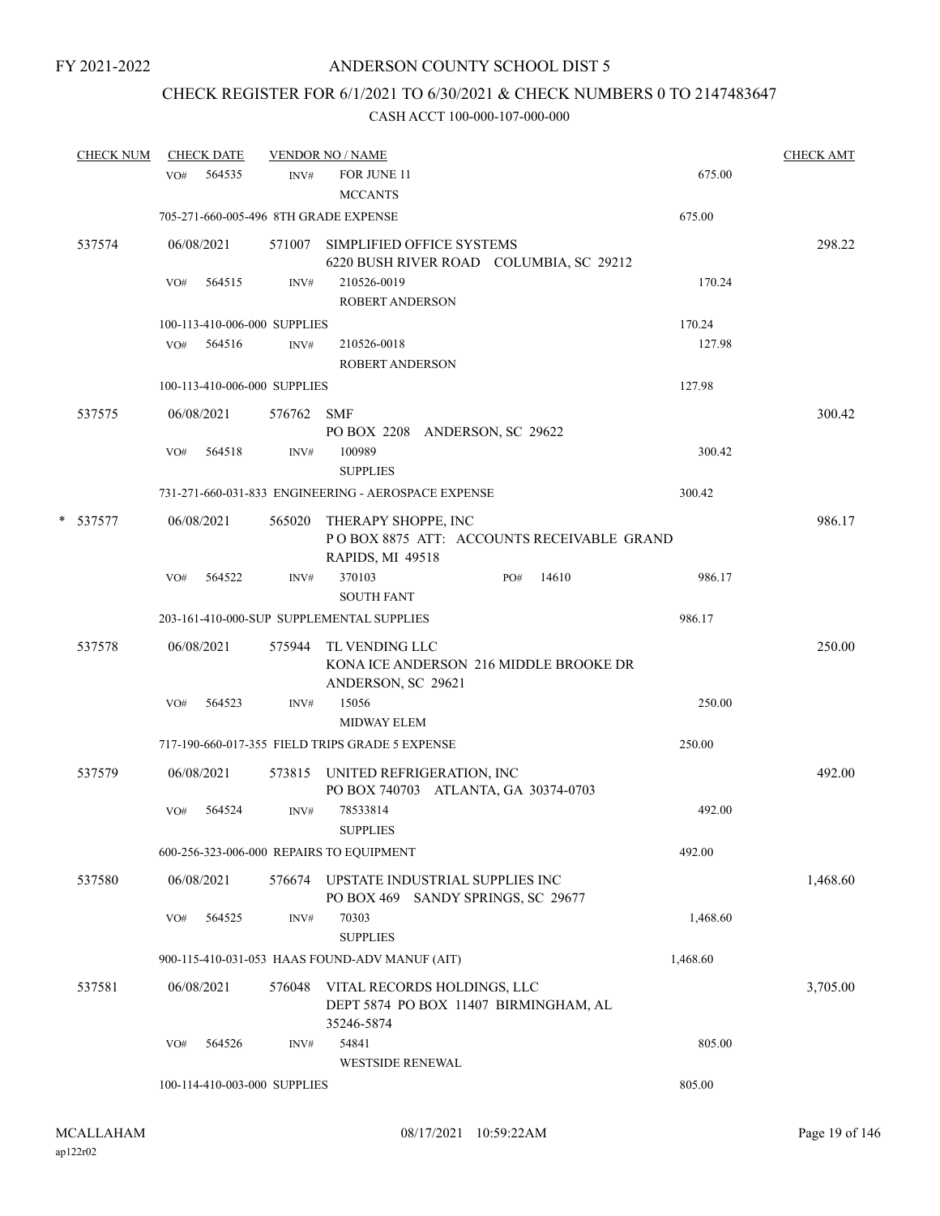FY 2021-2022

# ANDERSON COUNTY SCHOOL DIST 5

## CHECK REGISTER FOR 6/1/2021 TO 6/30/2021 & CHECK NUMBERS 0 TO 2147483647

### CASH ACCT 100-000-107-000-000

| CHECK NUM | CHECK DATE | VENDOR NO / NAME | | CHECK AMT |
|---|---|---|---|---|
| | VO# 564535 | INV# FOR JUNE 11<br>MCCANTS | 675.00 | |
| | 705-271-660-005-496 8TH GRADE EXPENSE | | 675.00 | |
| 537574 | 06/08/2021 | 571007 SIMPLIFIED OFFICE SYSTEMS<br>6220 BUSH RIVER ROAD COLUMBIA, SC 29212 | | 298.22 |
| | VO# 564515 | INV# 210526-0019<br>ROBERT ANDERSON | 170.24 | |
| | 100-113-410-006-000 SUPPLIES | | 170.24 | |
| | VO# 564516 | INV# 210526-0018<br>ROBERT ANDERSON | 127.98 | |
| | 100-113-410-006-000 SUPPLIES | | 127.98 | |
| 537575 | 06/08/2021 | 576762 SMF<br>PO BOX 2208 ANDERSON, SC 29622 | | 300.42 |
| | VO# 564518 | INV# 100989<br>SUPPLIES | 300.42 | |
| | 731-271-660-031-833 ENGINEERING - AEROSPACE EXPENSE | | 300.42 | |
| * 537577 | 06/08/2021 | 565020 THERAPY SHOPPE, INC<br>P O BOX 8875 ATT: ACCOUNTS RECEIVABLE GRAND RAPIDS, MI 49518 | | 986.17 |
| | VO# 564522 | INV# 370103 PO# 14610<br>SOUTH FANT | 986.17 | |
| | 203-161-410-000-SUP SUPPLEMENTAL SUPPLIES | | 986.17 | |
| 537578 | 06/08/2021 | 575944 TL VENDING LLC<br>KONA ICE ANDERSON 216 MIDDLE BROOKE DR ANDERSON, SC 29621 | | 250.00 |
| | VO# 564523 | INV# 15056<br>MIDWAY ELEM | 250.00 | |
| | 717-190-660-017-355 FIELD TRIPS GRADE 5 EXPENSE | | 250.00 | |
| 537579 | 06/08/2021 | 573815 UNITED REFRIGERATION, INC<br>PO BOX 740703 ATLANTA, GA 30374-0703 | | 492.00 |
| | VO# 564524 | INV# 78533814<br>SUPPLIES | 492.00 | |
| | 600-256-323-006-000 REPAIRS TO EQUIPMENT | | 492.00 | |
| 537580 | 06/08/2021 | 576674 UPSTATE INDUSTRIAL SUPPLIES INC<br>PO BOX 469 SANDY SPRINGS, SC 29677 | | 1,468.60 |
| | VO# 564525 | INV# 70303<br>SUPPLIES | 1,468.60 | |
| | 900-115-410-031-053 HAAS FOUND-ADV MANUF (AIT) | | 1,468.60 | |
| 537581 | 06/08/2021 | 576048 VITAL RECORDS HOLDINGS, LLC<br>DEPT 5874 PO BOX 11407 BIRMINGHAM, AL 35246-5874 | | 3,705.00 |
| | VO# 564526 | INV# 54841<br>WESTSIDE RENEWAL | 805.00 | |
| | 100-114-410-003-000 SUPPLIES | | 805.00 | |

MCALLAHAM
ap122r02

08/17/2021 10:59:22AM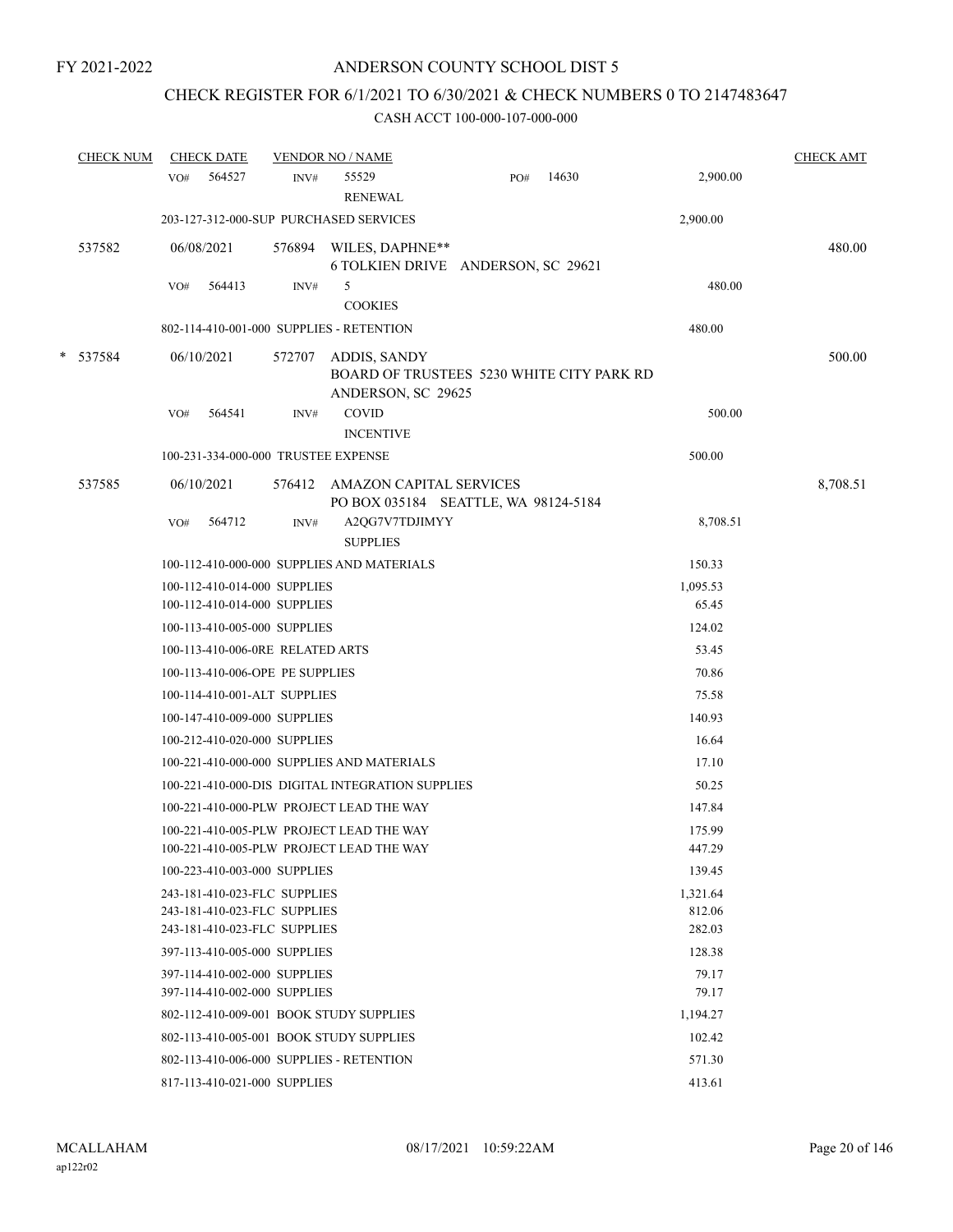FY 2021-2022

# ANDERSON COUNTY SCHOOL DIST 5

## CHECK REGISTER FOR 6/1/2021 TO 6/30/2021 & CHECK NUMBERS 0 TO 2147483647

### CASH ACCT 100-000-107-000-000

| CHECK NUM | CHECK DATE | VENDOR NO / NAME | | CHECK AMT |
|---|---|---|---|---|
| | VO# 564527 | INV# 55529 RENEWAL PO# 14630 | 2,900.00 | |
| | 203-127-312-000-SUP PURCHASED SERVICES | | 2,900.00 | |
| 537582 | 06/08/2021 | 576894 WILES, DAPHNE** 6 TOLKIEN DRIVE ANDERSON, SC 29621 | | 480.00 |
| | VO# 564413 | INV# 5 COOKIES | 480.00 | |
| | 802-114-410-001-000 SUPPLIES - RETENTION | | 480.00 | |
| * 537584 | 06/10/2021 | 572707 ADDIS, SANDY BOARD OF TRUSTEES 5230 WHITE CITY PARK RD ANDERSON, SC 29625 | | 500.00 |
| | VO# 564541 | INV# COVID INCENTIVE | 500.00 | |
| | 100-231-334-000-000 TRUSTEE EXPENSE | | 500.00 | |
| 537585 | 06/10/2021 | 576412 AMAZON CAPITAL SERVICES PO BOX 035184 SEATTLE, WA 98124-5184 | | 8,708.51 |
| | VO# 564712 | INV# A2QG7V7TDJIMYY SUPPLIES | 8,708.51 | |
| | 100-112-410-000-000 SUPPLIES AND MATERIALS | | 150.33 | |
| | 100-112-410-014-000 SUPPLIES | | 1,095.53 | |
| | 100-112-410-014-000 SUPPLIES | | 65.45 | |
| | 100-113-410-005-000 SUPPLIES | | 124.02 | |
| | 100-113-410-006-0RE RELATED ARTS | | 53.45 | |
| | 100-113-410-006-OPE PE SUPPLIES | | 70.86 | |
| | 100-114-410-001-ALT SUPPLIES | | 75.58 | |
| | 100-147-410-009-000 SUPPLIES | | 140.93 | |
| | 100-212-410-020-000 SUPPLIES | | 16.64 | |
| | 100-221-410-000-000 SUPPLIES AND MATERIALS | | 17.10 | |
| | 100-221-410-000-DIS DIGITAL INTEGRATION SUPPLIES | | 50.25 | |
| | 100-221-410-000-PLW PROJECT LEAD THE WAY | | 147.84 | |
| | 100-221-410-005-PLW PROJECT LEAD THE WAY | | 175.99 | |
| | 100-221-410-005-PLW PROJECT LEAD THE WAY | | 447.29 | |
| | 100-223-410-003-000 SUPPLIES | | 139.45 | |
| | 243-181-410-023-FLC SUPPLIES | | 1,321.64 | |
| | 243-181-410-023-FLC SUPPLIES | | 812.06 | |
| | 243-181-410-023-FLC SUPPLIES | | 282.03 | |
| | 397-113-410-005-000 SUPPLIES | | 128.38 | |
| | 397-114-410-002-000 SUPPLIES | | 79.17 | |
| | 397-114-410-002-000 SUPPLIES | | 79.17 | |
| | 802-112-410-009-001 BOOK STUDY SUPPLIES | | 1,194.27 | |
| | 802-113-410-005-001 BOOK STUDY SUPPLIES | | 102.42 | |
| | 802-113-410-006-000 SUPPLIES - RETENTION | | 571.30 | |
| | 817-113-410-021-000 SUPPLIES | | 413.61 | |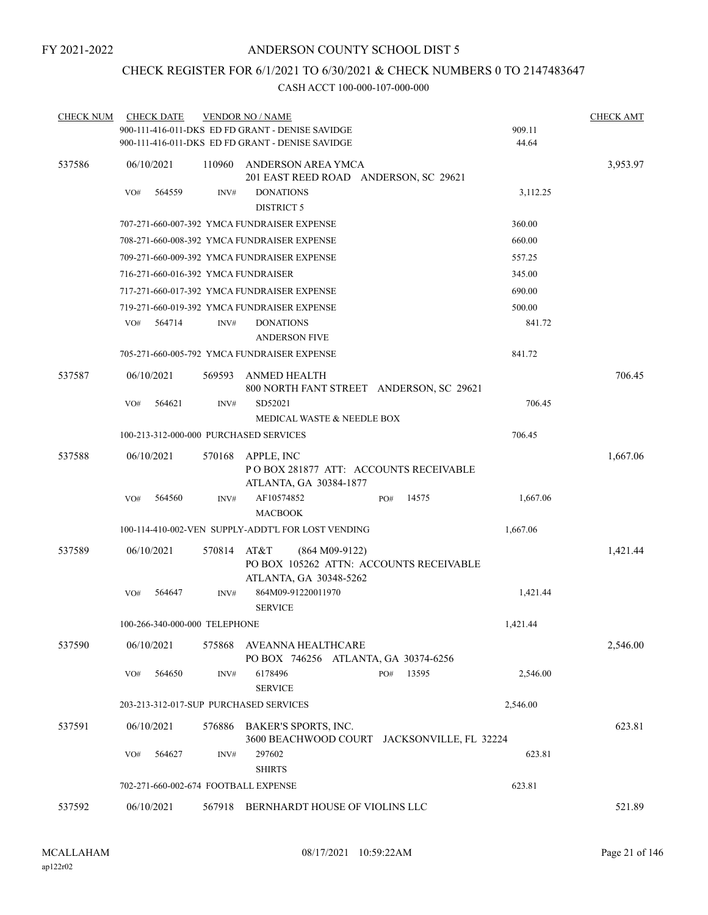FY 2021-2022

# ANDERSON COUNTY SCHOOL DIST 5

## CHECK REGISTER FOR 6/1/2021 TO 6/30/2021 & CHECK NUMBERS 0 TO 2147483647

### CASH ACCT 100-000-107-000-000

| CHECK NUM | CHECK DATE | VENDOR NO / NAME | | CHECK AMT |
|---|---|---|---|---|
| | 900-111-416-011-DKS ED FD GRANT - DENISE SAVIDGE | | 909.11 | |
| | 900-111-416-011-DKS ED FD GRANT - DENISE SAVIDGE | | 44.64 | |
| 537586 | 06/10/2021 | 110960 ANDERSON AREA YMCA<br>201 EAST REED ROAD ANDERSON, SC 29621 | | 3,953.97 |
| | VO# 564559 INV# | DONATIONS<br>DISTRICT 5 | 3,112.25 | |
| | 707-271-660-007-392 YMCA FUNDRAISER EXPENSE | | 360.00 | |
| | 708-271-660-008-392 YMCA FUNDRAISER EXPENSE | | 660.00 | |
| | 709-271-660-009-392 YMCA FUNDRAISER EXPENSE | | 557.25 | |
| | 716-271-660-016-392 YMCA FUNDRAISER | | 345.00 | |
| | 717-271-660-017-392 YMCA FUNDRAISER EXPENSE | | 690.00 | |
| | 719-271-660-019-392 YMCA FUNDRAISER EXPENSE | | 500.00 | |
| | VO# 564714 INV# | DONATIONS<br>ANDERSON FIVE | 841.72 | |
| | 705-271-660-005-792 YMCA FUNDRAISER EXPENSE | | 841.72 | |
| 537587 | 06/10/2021 | 569593 ANMED HEALTH<br>800 NORTH FANT STREET ANDERSON, SC 29621 | | 706.45 |
| | VO# 564621 INV# | SD52021<br>MEDICAL WASTE & NEEDLE BOX | 706.45 | |
| | 100-213-312-000-000 PURCHASED SERVICES | | 706.45 | |
| 537588 | 06/10/2021 | 570168 APPLE, INC<br>P O BOX 281877 ATT: ACCOUNTS RECEIVABLE<br>ATLANTA, GA 30384-1877 | | 1,667.06 |
| | VO# 564560 INV# | AF10574852 PO# 14575<br>MACBOOK | 1,667.06 | |
| | 100-114-410-002-VEN SUPPLY-ADDT'L FOR LOST VENDING | | 1,667.06 | |
| 537589 | 06/10/2021 | 570814 AT&T (864 M09-9122)<br>PO BOX 105262 ATTN: ACCOUNTS RECEIVABLE<br>ATLANTA, GA 30348-5262 | | 1,421.44 |
| | VO# 564647 INV# | 864M09-91220011970<br>SERVICE | 1,421.44 | |
| | 100-266-340-000-000 TELEPHONE | | 1,421.44 | |
| 537590 | 06/10/2021 | 575868 AVEANNA HEALTHCARE<br>PO BOX 746256 ATLANTA, GA 30374-6256 | | 2,546.00 |
| | VO# 564650 INV# | 6178496 PO# 13595<br>SERVICE | 2,546.00 | |
| | 203-213-312-017-SUP PURCHASED SERVICES | | 2,546.00 | |
| 537591 | 06/10/2021 | 576886 BAKER'S SPORTS, INC.<br>3600 BEACHWOOD COURT JACKSONVILLE, FL 32224 | | 623.81 |
| | VO# 564627 INV# | 297602<br>SHIRTS | 623.81 | |
| | 702-271-660-002-674 FOOTBALL EXPENSE | | 623.81 | |
| 537592 | 06/10/2021 | 567918 BERNHARDT HOUSE OF VIOLINS LLC | | 521.89 |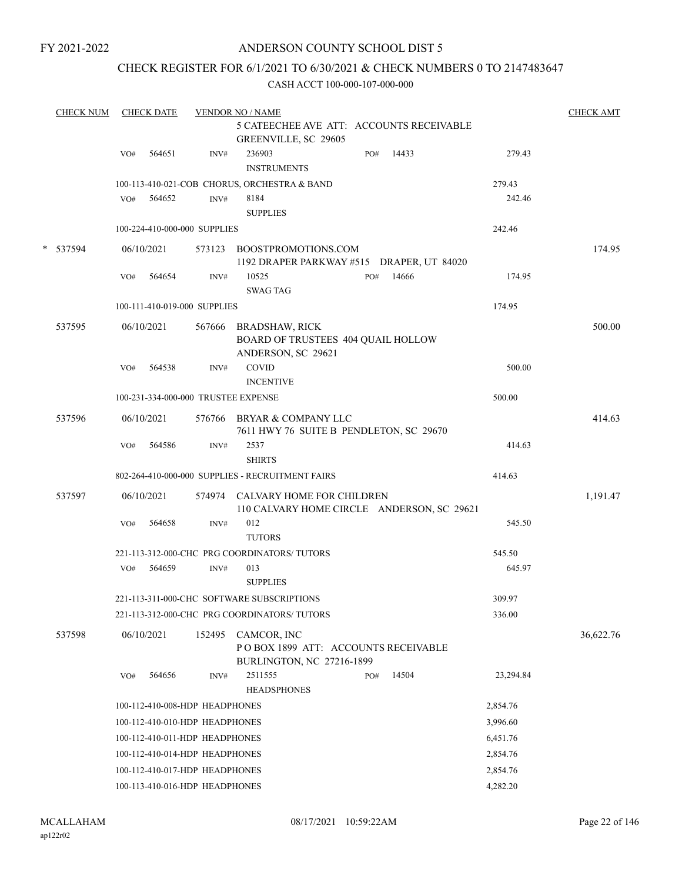FY 2021-2022

# ANDERSON COUNTY SCHOOL DIST 5

## CHECK REGISTER FOR 6/1/2021 TO 6/30/2021 & CHECK NUMBERS 0 TO 2147483647

### CASH ACCT 100-000-107-000-000

| CHECK NUM | CHECK DATE | VENDOR NO / NAME | | CHECK AMT |
|---|---|---|---|---|
| | | 5 CATEECHEE AVE ATT: ACCOUNTS RECEIVABLE GREENVILLE, SC 29605 | | |
| | VO# 564651 | INV# 236903 INSTRUMENTS | PO# 14433 279.43 | |
| | | 100-113-410-021-COB CHORUS, ORCHESTRA & BAND | 279.43 | |
| | VO# 564652 | INV# 8184 SUPPLIES | 242.46 | |
| | | 100-224-410-000-000 SUPPLIES | 242.46 | |
| * 537594 | 06/10/2021 | 573123 BOOSTPROMOTIONS.COM 1192 DRAPER PARKWAY #515 DRAPER, UT 84020 | | 174.95 |
| | VO# 564654 | INV# 10525 SWAG TAG | PO# 14666 174.95 | |
| | | 100-111-410-019-000 SUPPLIES | 174.95 | |
| 537595 | 06/10/2021 | 567666 BRADSHAW, RICK BOARD OF TRUSTEES 404 QUAIL HOLLOW ANDERSON, SC 29621 | | 500.00 |
| | VO# 564538 | INV# COVID INCENTIVE | 500.00 | |
| | | 100-231-334-000-000 TRUSTEE EXPENSE | 500.00 | |
| 537596 | 06/10/2021 | 576766 BRYAR & COMPANY LLC 7611 HWY 76 SUITE B PENDLETON, SC 29670 | | 414.63 |
| | VO# 564586 | INV# 2537 SHIRTS | 414.63 | |
| | | 802-264-410-000-000 SUPPLIES - RECRUITMENT FAIRS | 414.63 | |
| 537597 | 06/10/2021 | 574974 CALVARY HOME FOR CHILDREN 110 CALVARY HOME CIRCLE ANDERSON, SC 29621 | | 1,191.47 |
| | VO# 564658 | INV# 012 TUTORS | 545.50 | |
| | | 221-113-312-000-CHC PRG COORDINATORS/ TUTORS | 545.50 | |
| | VO# 564659 | INV# 013 SUPPLIES | 645.97 | |
| | | 221-113-311-000-CHC SOFTWARE SUBSCRIPTIONS | 309.97 | |
| | | 221-113-312-000-CHC PRG COORDINATORS/ TUTORS | 336.00 | |
| 537598 | 06/10/2021 | 152495 CAMCOR, INC P O BOX 1899 ATT: ACCOUNTS RECEIVABLE BURLINGTON, NC 27216-1899 | | 36,622.76 |
| | VO# 564656 | INV# 2511555 HEADSPHONES | PO# 14504 23,294.84 | |
| | | 100-112-410-008-HDP HEADPHONES | 2,854.76 | |
| | | 100-112-410-010-HDP HEADPHONES | 3,996.60 | |
| | | 100-112-410-011-HDP HEADPHONES | 6,451.76 | |
| | | 100-112-410-014-HDP HEADPHONES | 2,854.76 | |
| | | 100-112-410-017-HDP HEADPHONES | 2,854.76 | |
| | | 100-113-410-016-HDP HEADPHONES | 4,282.20 | |

MCALLAHAM ap122r02 08/17/2021 10:59:22AM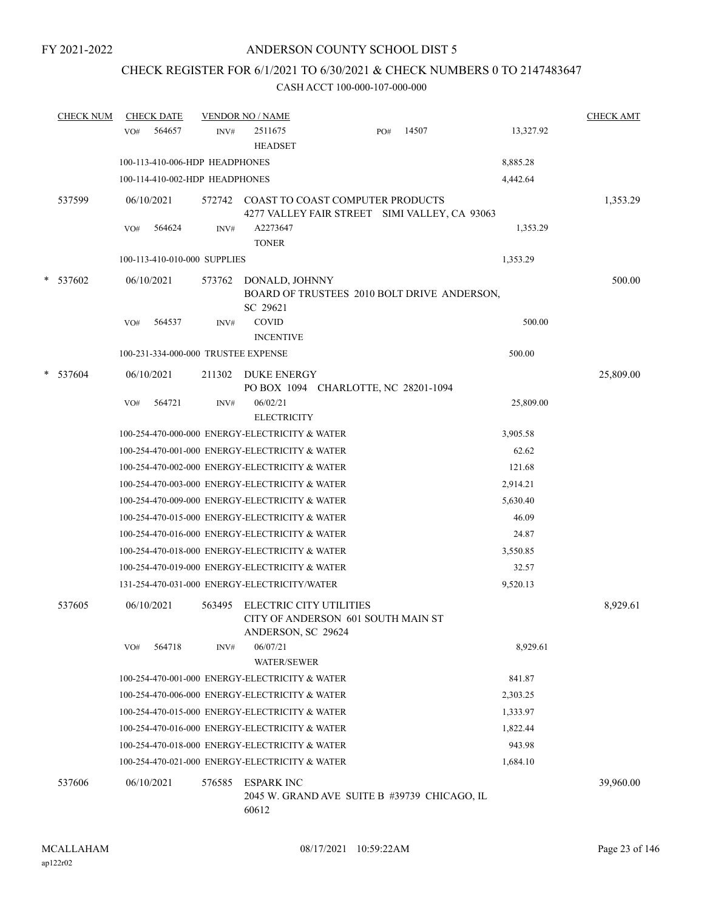FY 2021-2022

# ANDERSON COUNTY SCHOOL DIST 5

## CHECK REGISTER FOR 6/1/2021 TO 6/30/2021 & CHECK NUMBERS 0 TO 2147483647

### CASH ACCT 100-000-107-000-000

| CHECK NUM | CHECK DATE | VENDOR NO / NAME | | CHECK AMT |
|---|---|---|---|---|
| | VO# 564657 | INV# 2511675 HEADSET PO# 14507 | 13,327.92 | |
| | 100-113-410-006-HDP HEADPHONES | | 8,885.28 | |
| | 100-114-410-002-HDP HEADPHONES | | 4,442.64 | |
| 537599 | 06/10/2021 | 572742 COAST TO COAST COMPUTER PRODUCTS 4277 VALLEY FAIR STREET SIMI VALLEY, CA 93063 | | 1,353.29 |
| | VO# 564624 | INV# A2273647 TONER | 1,353.29 | |
| | 100-113-410-010-000 SUPPLIES | | 1,353.29 | |
| * 537602 | 06/10/2021 | 573762 DONALD, JOHNNY BOARD OF TRUSTEES 2010 BOLT DRIVE ANDERSON, SC 29621 | | 500.00 |
| | VO# 564537 | INV# COVID INCENTIVE | 500.00 | |
| | 100-231-334-000-000 TRUSTEE EXPENSE | | 500.00 | |
| * 537604 | 06/10/2021 | 211302 DUKE ENERGY PO BOX 1094 CHARLOTTE, NC 28201-1094 | | 25,809.00 |
| | VO# 564721 | INV# 06/02/21 ELECTRICITY | 25,809.00 | |
| | 100-254-470-000-000 ENERGY-ELECTRICITY & WATER | | 3,905.58 | |
| | 100-254-470-001-000 ENERGY-ELECTRICITY & WATER | | 62.62 | |
| | 100-254-470-002-000 ENERGY-ELECTRICITY & WATER | | 121.68 | |
| | 100-254-470-003-000 ENERGY-ELECTRICITY & WATER | | 2,914.21 | |
| | 100-254-470-009-000 ENERGY-ELECTRICITY & WATER | | 5,630.40 | |
| | 100-254-470-015-000 ENERGY-ELECTRICITY & WATER | | 46.09 | |
| | 100-254-470-016-000 ENERGY-ELECTRICITY & WATER | | 24.87 | |
| | 100-254-470-018-000 ENERGY-ELECTRICITY & WATER | | 3,550.85 | |
| | 100-254-470-019-000 ENERGY-ELECTRICITY & WATER | | 32.57 | |
| | 131-254-470-031-000 ENERGY-ELECTRICITY/WATER | | 9,520.13 | |
| 537605 | 06/10/2021 | 563495 ELECTRIC CITY UTILITIES CITY OF ANDERSON 601 SOUTH MAIN ST ANDERSON, SC 29624 | | 8,929.61 |
| | VO# 564718 | INV# 06/07/21 WATER/SEWER | 8,929.61 | |
| | 100-254-470-001-000 ENERGY-ELECTRICITY & WATER | | 841.87 | |
| | 100-254-470-006-000 ENERGY-ELECTRICITY & WATER | | 2,303.25 | |
| | 100-254-470-015-000 ENERGY-ELECTRICITY & WATER | | 1,333.97 | |
| | 100-254-470-016-000 ENERGY-ELECTRICITY & WATER | | 1,822.44 | |
| | 100-254-470-018-000 ENERGY-ELECTRICITY & WATER | | 943.98 | |
| | 100-254-470-021-000 ENERGY-ELECTRICITY & WATER | | 1,684.10 | |
| 537606 | 06/10/2021 | 576585 ESPARK INC 2045 W. GRAND AVE SUITE B #39739 CHICAGO, IL 60612 | | 39,960.00 |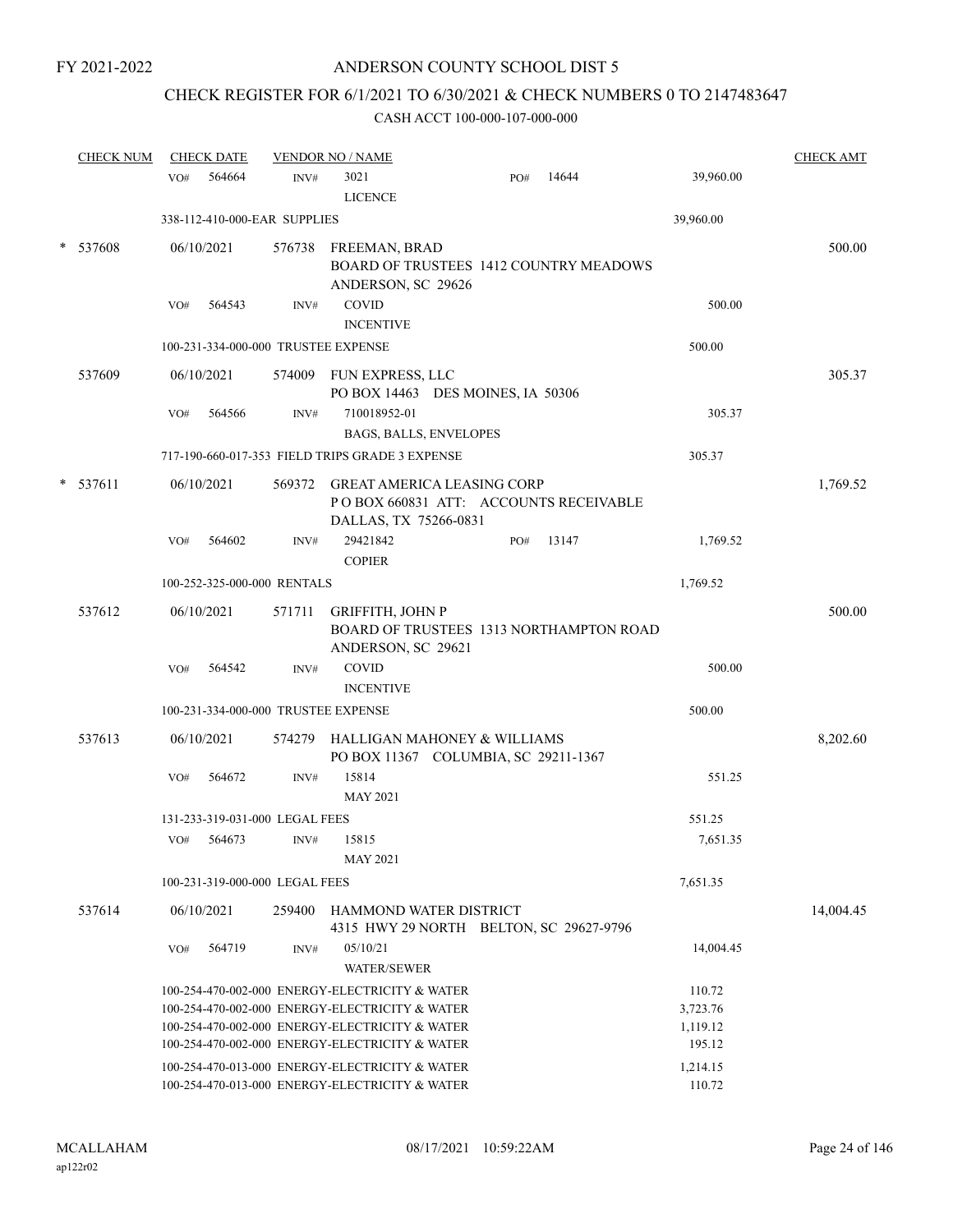FY 2021-2022

# ANDERSON COUNTY SCHOOL DIST 5

## CHECK REGISTER FOR 6/1/2021 TO 6/30/2021 & CHECK NUMBERS 0 TO 2147483647

CASH ACCT 100-000-107-000-000

| CHECK NUM | CHECK DATE | VENDOR NO / NAME | | | CHECK AMT |
|---|---|---|---|---|---|
| | VO# 564664 | INV# 3021 LICENCE | PO# 14644 | 39,960.00 | |
| | 338-112-410-000-EAR SUPPLIES | | | 39,960.00 | |
| * 537608 | 06/10/2021 | 576738 FREEMAN, BRAD BOARD OF TRUSTEES 1412 COUNTRY MEADOWS ANDERSON, SC 29626 | | | 500.00 |
| | VO# 564543 | INV# COVID INCENTIVE | | 500.00 | |
| | 100-231-334-000-000 TRUSTEE EXPENSE | | | 500.00 | |
| 537609 | 06/10/2021 | 574009 FUN EXPRESS, LLC PO BOX 14463 DES MOINES, IA 50306 | | | 305.37 |
| | VO# 564566 | INV# 710018952-01 BAGS, BALLS, ENVELOPES | | 305.37 | |
| | 717-190-660-017-353 FIELD TRIPS GRADE 3 EXPENSE | | | 305.37 | |
| * 537611 | 06/10/2021 | 569372 GREAT AMERICA LEASING CORP P O BOX 660831 ATT: ACCOUNTS RECEIVABLE DALLAS, TX 75266-0831 | | | 1,769.52 |
| | VO# 564602 | INV# 29421842 COPIER | PO# 13147 | 1,769.52 | |
| | 100-252-325-000-000 RENTALS | | | 1,769.52 | |
| 537612 | 06/10/2021 | 571711 GRIFFITH, JOHN P BOARD OF TRUSTEES 1313 NORTHAMPTON ROAD ANDERSON, SC 29621 | | | 500.00 |
| | VO# 564542 | INV# COVID INCENTIVE | | 500.00 | |
| | 100-231-334-000-000 TRUSTEE EXPENSE | | | 500.00 | |
| 537613 | 06/10/2021 | 574279 HALLIGAN MAHONEY & WILLIAMS PO BOX 11367 COLUMBIA, SC 29211-1367 | | | 8,202.60 |
| | VO# 564672 | INV# 15814 MAY 2021 | | 551.25 | |
| | 131-233-319-031-000 LEGAL FEES | | | 551.25 | |
| | VO# 564673 | INV# 15815 MAY 2021 | | 7,651.35 | |
| | 100-231-319-000-000 LEGAL FEES | | | 7,651.35 | |
| 537614 | 06/10/2021 | 259400 HAMMOND WATER DISTRICT 4315 HWY 29 NORTH BELTON, SC 29627-9796 | | | 14,004.45 |
| | VO# 564719 | INV# 05/10/21 WATER/SEWER | | 14,004.45 | |
| | 100-254-470-002-000 ENERGY-ELECTRICITY & WATER | | | 110.72 | |
| | 100-254-470-002-000 ENERGY-ELECTRICITY & WATER | | | 3,723.76 | |
| | 100-254-470-002-000 ENERGY-ELECTRICITY & WATER | | | 1,119.12 | |
| | 100-254-470-002-000 ENERGY-ELECTRICITY & WATER | | | 195.12 | |
| | 100-254-470-013-000 ENERGY-ELECTRICITY & WATER | | | 1,214.15 | |
| | 100-254-470-013-000 ENERGY-ELECTRICITY & WATER | | | 110.72 | |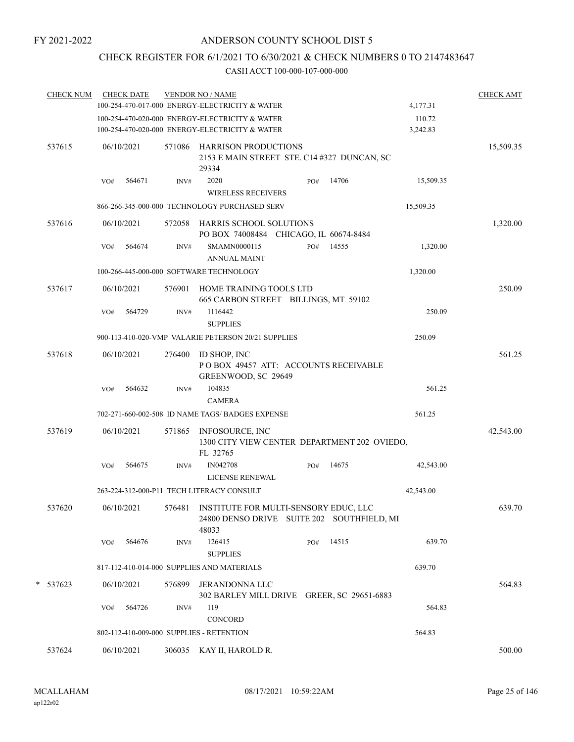FY 2021-2022

# ANDERSON COUNTY SCHOOL DIST 5

## CHECK REGISTER FOR 6/1/2021 TO 6/30/2021 & CHECK NUMBERS 0 TO 2147483647

### CASH ACCT 100-000-107-000-000

| CHECK NUM | CHECK DATE | VENDOR NO / NAME | | | CHECK AMT |
|---|---|---|---|---|---|
| | | 100-254-470-017-000 ENERGY-ELECTRICITY & WATER | | 4,177.31 | |
| | | 100-254-470-020-000 ENERGY-ELECTRICITY & WATER | | 110.72 | |
| | | 100-254-470-020-000 ENERGY-ELECTRICITY & WATER | | 3,242.83 | |
| 537615 | 06/10/2021 | 571086 HARRISON PRODUCTIONS<br>2153 E MAIN STREET STE. C14 #327 DUNCAN, SC 29334 | | | 15,509.35 |
| | VO# 564671 | INV# 2020<br>WIRELESS RECEIVERS | PO# 14706 | 15,509.35 | |
| | | 866-266-345-000-000 TECHNOLOGY PURCHASED SERV | | 15,509.35 | |
| 537616 | 06/10/2021 | 572058 HARRIS SCHOOL SOLUTIONS<br>PO BOX 74008484 CHICAGO, IL 60674-8484 | | | 1,320.00 |
| | VO# 564674 | INV# SMAMN0000115<br>ANNUAL MAINT | PO# 14555 | 1,320.00 | |
| | | 100-266-445-000-000 SOFTWARE TECHNOLOGY | | 1,320.00 | |
| 537617 | 06/10/2021 | 576901 HOME TRAINING TOOLS LTD<br>665 CARBON STREET BILLINGS, MT 59102 | | | 250.09 |
| | VO# 564729 | INV# 1116442<br>SUPPLIES | | 250.09 | |
| | | 900-113-410-020-VMP VALARIE PETERSON 20/21 SUPPLIES | | 250.09 | |
| 537618 | 06/10/2021 | 276400 ID SHOP, INC<br>P O BOX 49457 ATT: ACCOUNTS RECEIVABLE GREENWOOD, SC 29649 | | | 561.25 |
| | VO# 564632 | INV# 104835<br>CAMERA | | 561.25 | |
| | | 702-271-660-002-508 ID NAME TAGS/ BADGES EXPENSE | | 561.25 | |
| 537619 | 06/10/2021 | 571865 INFOSOURCE, INC<br>1300 CITY VIEW CENTER DEPARTMENT 202 OVIEDO, FL 32765 | | | 42,543.00 |
| | VO# 564675 | INV# IN042708<br>LICENSE RENEWAL | PO# 14675 | 42,543.00 | |
| | | 263-224-312-000-P11 TECH LITERACY CONSULT | | 42,543.00 | |
| 537620 | 06/10/2021 | 576481 INSTITUTE FOR MULTI-SENSORY EDUC, LLC<br>24800 DENSO DRIVE SUITE 202 SOUTHFIELD, MI 48033 | | | 639.70 |
| | VO# 564676 | INV# 126415<br>SUPPLIES | PO# 14515 | 639.70 | |
| | | 817-112-410-014-000 SUPPLIES AND MATERIALS | | 639.70 | |
| * 537623 | 06/10/2021 | 576899 JERANDONNA LLC<br>302 BARLEY MILL DRIVE GREER, SC 29651-6883 | | | 564.83 |
| | VO# 564726 | INV# 119<br>CONCORD | | 564.83 | |
| | | 802-112-410-009-000 SUPPLIES - RETENTION | | 564.83 | |
| 537624 | 06/10/2021 | 306035 KAY II, HAROLD R. | | | 500.00 |

MCALLAHAM
ap122r02

08/17/2021 10:59:22AM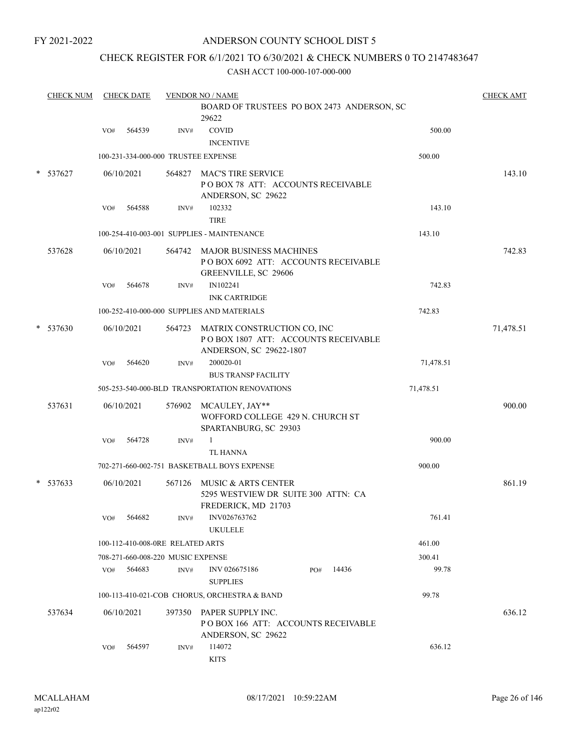FY 2021-2022

ANDERSON COUNTY SCHOOL DIST 5

CHECK REGISTER FOR 6/1/2021 TO 6/30/2021 & CHECK NUMBERS 0 TO 2147483647

CASH ACCT 100-000-107-000-000

| CHECK NUM | CHECK DATE | VENDOR NO / NAME | | CHECK AMT |
|---|---|---|---|---|
| | | BOARD OF TRUSTEES PO BOX 2473 ANDERSON, SC 29622 | | |
| | VO# 564539 | INV# COVID INCENTIVE | 500.00 | |
| | 100-231-334-000-000 TRUSTEE EXPENSE | | 500.00 | |
| * 537627 | 06/10/2021 | 564827 MAC'S TIRE SERVICE P O BOX 78 ATT: ACCOUNTS RECEIVABLE ANDERSON, SC 29622 | | 143.10 |
| | VO# 564588 | INV# 102332 TIRE | 143.10 | |
| | 100-254-410-003-001 SUPPLIES - MAINTENANCE | | 143.10 | |
| 537628 | 06/10/2021 | 564742 MAJOR BUSINESS MACHINES P O BOX 6092 ATT: ACCOUNTS RECEIVABLE GREENVILLE, SC 29606 | | 742.83 |
| | VO# 564678 | INV# IN102241 INK CARTRIDGE | 742.83 | |
| | 100-252-410-000-000 SUPPLIES AND MATERIALS | | 742.83 | |
| * 537630 | 06/10/2021 | 564723 MATRIX CONSTRUCTION CO, INC P O BOX 1807 ATT: ACCOUNTS RECEIVABLE ANDERSON, SC 29622-1807 | | 71,478.51 |
| | VO# 564620 | INV# 200020-01 BUS TRANSP FACILITY | 71,478.51 | |
| | 505-253-540-000-BLD TRANSPORTATION RENOVATIONS | | 71,478.51 | |
| 537631 | 06/10/2021 | 576902 MCAULEY, JAY** WOFFORD COLLEGE 429 N. CHURCH ST SPARTANBURG, SC 29303 | | 900.00 |
| | VO# 564728 | INV# 1 TL HANNA | 900.00 | |
| | 702-271-660-002-751 BASKETBALL BOYS EXPENSE | | 900.00 | |
| * 537633 | 06/10/2021 | 567126 MUSIC & ARTS CENTER 5295 WESTVIEW DR SUITE 300 ATTN: CA FREDERICK, MD 21703 | | 861.19 |
| | VO# 564682 | INV# INV026763762 UKULELE | 761.41 | |
| | 100-112-410-008-0RE RELATED ARTS | | 461.00 | |
| | 708-271-660-008-220 MUSIC EXPENSE | | 300.41 | |
| | VO# 564683 | INV# INV 026675186 PO# 14436 SUPPLIES | 99.78 | |
| | 100-113-410-021-COB CHORUS, ORCHESTRA & BAND | | 99.78 | |
| 537634 | 06/10/2021 | 397350 PAPER SUPPLY INC. P O BOX 166 ATT: ACCOUNTS RECEIVABLE ANDERSON, SC 29622 | | 636.12 |
| | VO# 564597 | INV# 114072 KITS | 636.12 | |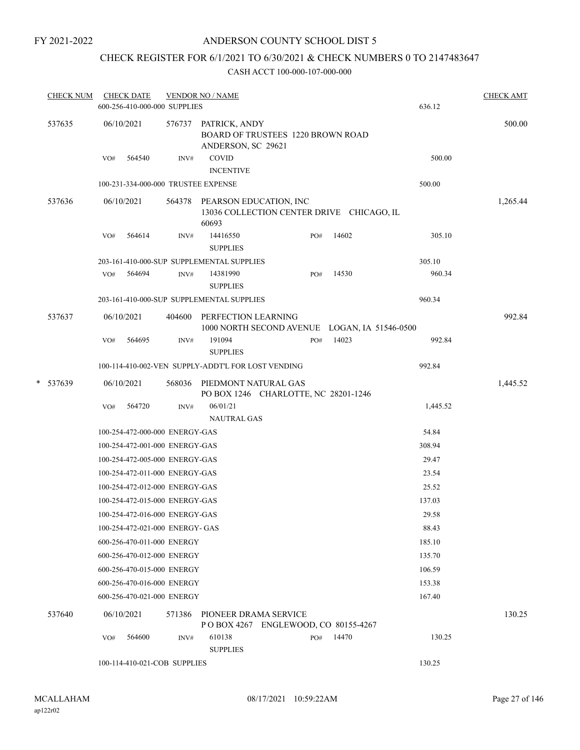FY 2021-2022

ANDERSON COUNTY SCHOOL DIST 5

CHECK REGISTER FOR 6/1/2021 TO 6/30/2021 & CHECK NUMBERS 0 TO 2147483647

CASH ACCT 100-000-107-000-000

| CHECK NUM | CHECK DATE | VENDOR NO / NAME | | | CHECK AMT |
|---|---|---|---|---|---|
| | 600-256-410-000-000 SUPPLIES | | | 636.12 | |
| 537635 | 06/10/2021 | 576737 PATRICK, ANDY<br>BOARD OF TRUSTEES 1220 BROWN ROAD<br>ANDERSON, SC 29621 | | | 500.00 |
| | VO# 564540 | INV# COVID<br>INCENTIVE | | 500.00 | |
| | 100-231-334-000-000 TRUSTEE EXPENSE | | | 500.00 | |
| 537636 | 06/10/2021 | 564378 PEARSON EDUCATION, INC<br>13036 COLLECTION CENTER DRIVE CHICAGO, IL 60693 | | | 1,265.44 |
| | VO# 564614 | INV# 14416550<br>SUPPLIES | PO# 14602 | 305.10 | |
| | 203-161-410-000-SUP SUPPLEMENTAL SUPPLIES | | | 305.10 | |
| | VO# 564694 | INV# 14381990<br>SUPPLIES | PO# 14530 | 960.34 | |
| | 203-161-410-000-SUP SUPPLEMENTAL SUPPLIES | | | 960.34 | |
| 537637 | 06/10/2021 | 404600 PERFECTION LEARNING<br>1000 NORTH SECOND AVENUE LOGAN, IA 51546-0500 | | | 992.84 |
| | VO# 564695 | INV# 191094<br>SUPPLIES | PO# 14023 | 992.84 | |
| | 100-114-410-002-VEN SUPPLY-ADDT'L FOR LOST VENDING | | | 992.84 | |
| * 537639 | 06/10/2021 | 568036 PIEDMONT NATURAL GAS<br>PO BOX 1246 CHARLOTTE, NC 28201-1246 | | | 1,445.52 |
| | VO# 564720 | INV# 06/01/21<br>NAUTRAL GAS | | 1,445.52 | |
| | 100-254-472-000-000 ENERGY-GAS | | | 54.84 | |
| | 100-254-472-001-000 ENERGY-GAS | | | 308.94 | |
| | 100-254-472-005-000 ENERGY-GAS | | | 29.47 | |
| | 100-254-472-011-000 ENERGY-GAS | | | 23.54 | |
| | 100-254-472-012-000 ENERGY-GAS | | | 25.52 | |
| | 100-254-472-015-000 ENERGY-GAS | | | 137.03 | |
| | 100-254-472-016-000 ENERGY-GAS | | | 29.58 | |
| | 100-254-472-021-000 ENERGY- GAS | | | 88.43 | |
| | 600-256-470-011-000 ENERGY | | | 185.10 | |
| | 600-256-470-012-000 ENERGY | | | 135.70 | |
| | 600-256-470-015-000 ENERGY | | | 106.59 | |
| | 600-256-470-016-000 ENERGY | | | 153.38 | |
| | 600-256-470-021-000 ENERGY | | | 167.40 | |
| 537640 | 06/10/2021 | 571386 PIONEER DRAMA SERVICE<br>P O BOX 4267 ENGLEWOOD, CO 80155-4267 | | | 130.25 |
| | VO# 564600 | INV# 610138<br>SUPPLIES | PO# 14470 | 130.25 | |
| | 100-114-410-021-COB SUPPLIES | | | 130.25 | |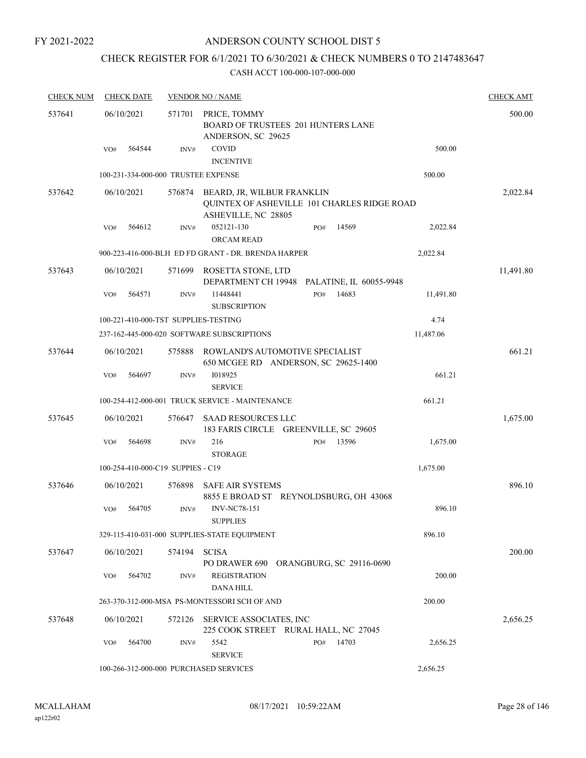FY 2021-2022

# ANDERSON COUNTY SCHOOL DIST 5

## CHECK REGISTER FOR 6/1/2021 TO 6/30/2021 & CHECK NUMBERS 0 TO 2147483647

### CASH ACCT 100-000-107-000-000

| CHECK NUM | CHECK DATE | VENDOR NO / NAME | | | CHECK AMT |
|---|---|---|---|---|---|
| 537641 | 06/10/2021 | 571701 PRICE, TOMMY<br>BOARD OF TRUSTEES 201 HUNTERS LANE<br>ANDERSON, SC 29625 | | | 500.00 |
| | VO# 564544 | INV# COVID<br>INCENTIVE | | 500.00 | |
| | 100-231-334-000-000 TRUSTEE EXPENSE | | | 500.00 | |
| 537642 | 06/10/2021 | 576874 BEARD, JR, WILBUR FRANKLIN<br>QUINTEX OF ASHEVILLE 101 CHARLES RIDGE ROAD<br>ASHEVILLE, NC 28805 | | | 2,022.84 |
| | VO# 564612 | INV# 052121-130<br>ORCAM READ | PO# 14569 | 2,022.84 | |
| | 900-223-416-000-BLH ED FD GRANT - DR. BRENDA HARPER | | | 2,022.84 | |
| 537643 | 06/10/2021 | 571699 ROSETTA STONE, LTD<br>DEPARTMENT CH 19948 PALATINE, IL 60055-9948 | | | 11,491.80 |
| | VO# 564571 | INV# 11448441<br>SUBSCRIPTION | PO# 14683 | 11,491.80 | |
| | 100-221-410-000-TST SUPPLIES-TESTING | | | 4.74 | |
| | 237-162-445-000-020 SOFTWARE SUBSCRIPTIONS | | | 11,487.06 | |
| 537644 | 06/10/2021 | 575888 ROWLAND'S AUTOMOTIVE SPECIALIST<br>650 MCGEE RD ANDERSON, SC 29625-1400 | | | 661.21 |
| | VO# 564697 | INV# I018925<br>SERVICE | | 661.21 | |
| | 100-254-412-000-001 TRUCK SERVICE - MAINTENANCE | | | 661.21 | |
| 537645 | 06/10/2021 | 576647 SAAD RESOURCES LLC<br>183 FARIS CIRCLE GREENVILLE, SC 29605 | | | 1,675.00 |
| | VO# 564698 | INV# 216<br>STORAGE | PO# 13596 | 1,675.00 | |
| | 100-254-410-000-C19 SUPPIES - C19 | | | 1,675.00 | |
| 537646 | 06/10/2021 | 576898 SAFE AIR SYSTEMS<br>8855 E BROAD ST REYNOLDSBURG, OH 43068 | | | 896.10 |
| | VO# 564705 | INV# INV-NC78-151<br>SUPPLIES | | 896.10 | |
| | 329-115-410-031-000 SUPPLIES-STATE EQUIPMENT | | | 896.10 | |
| 537647 | 06/10/2021 | 574194 SCISA<br>PO DRAWER 690 ORANGBURG, SC 29116-0690 | | | 200.00 |
| | VO# 564702 | INV# REGISTRATION<br>DANA HILL | | 200.00 | |
| | 263-370-312-000-MSA PS-MONTESSORI SCH OF AND | | | 200.00 | |
| 537648 | 06/10/2021 | 572126 SERVICE ASSOCIATES, INC<br>225 COOK STREET RURAL HALL, NC 27045 | | | 2,656.25 |
| | VO# 564700 | INV# 5542<br>SERVICE | PO# 14703 | 2,656.25 | |
| | 100-266-312-000-000 PURCHASED SERVICES | | | 2,656.25 | |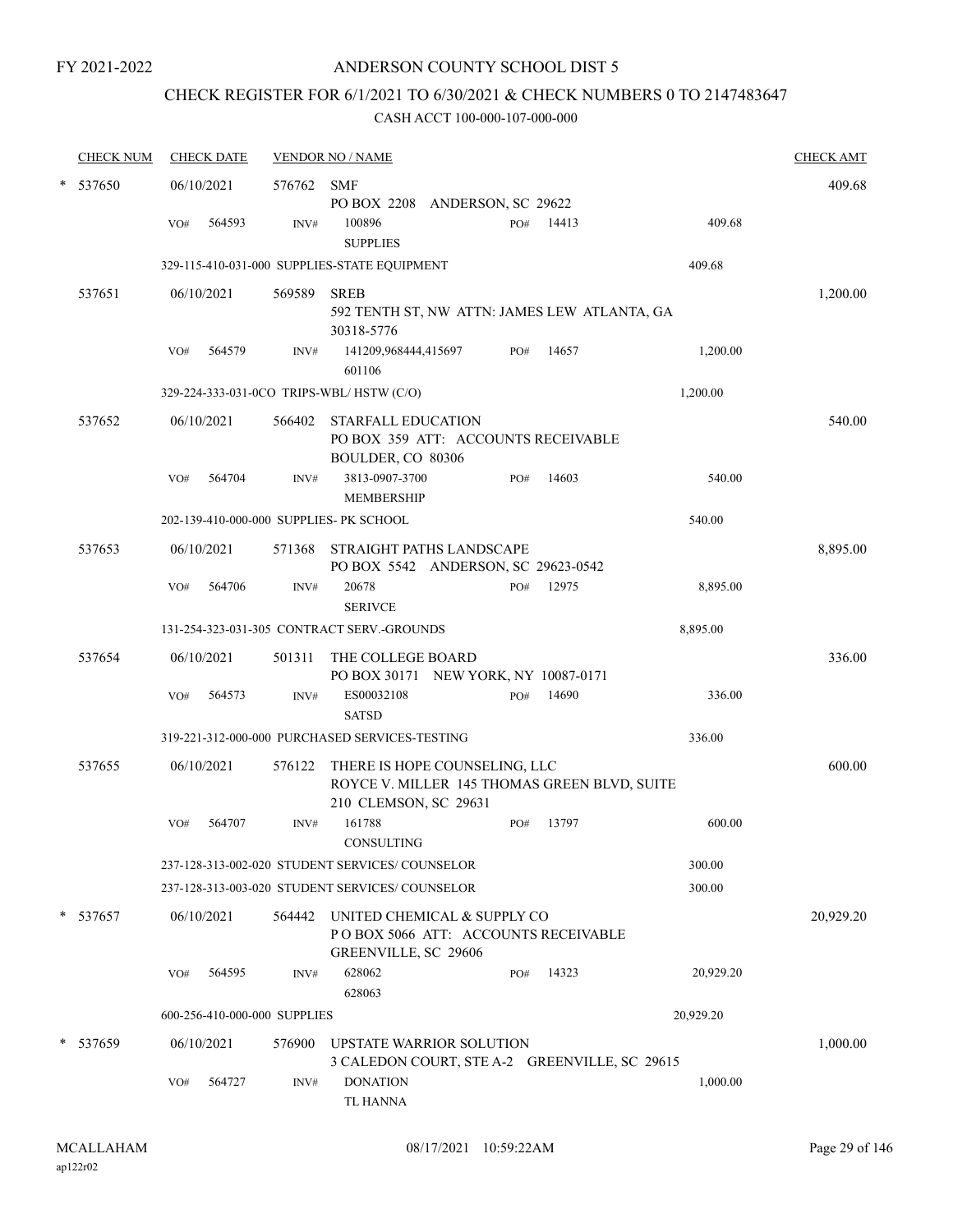FY 2021-2022

# ANDERSON COUNTY SCHOOL DIST 5

## CHECK REGISTER FOR 6/1/2021 TO 6/30/2021 & CHECK NUMBERS 0 TO 2147483647

### CASH ACCT 100-000-107-000-000

| CHECK NUM | CHECK DATE | VENDOR NO / NAME | | | CHECK AMT |
|---|---|---|---|---|---|
| * 537650 | 06/10/2021 | 576762 SMF<br>PO BOX 2208 ANDERSON, SC 29622 | | | 409.68 |
| | VO# 564593 | INV# 100896<br>SUPPLIES | PO# 14413 | 409.68 | |
| | 329-115-410-031-000 SUPPLIES-STATE EQUIPMENT | | | 409.68 | |
| 537651 | 06/10/2021 | 569589 SREB<br>592 TENTH ST, NW ATTN: JAMES LEW ATLANTA, GA 30318-5776 | | | 1,200.00 |
| | VO# 564579 | INV# 141209,968444,415697<br>601106 | PO# 14657 | 1,200.00 | |
| | 329-224-333-031-0CO TRIPS-WBL/ HSTW (C/O) | | | 1,200.00 | |
| 537652 | 06/10/2021 | 566402 STARFALL EDUCATION<br>PO BOX 359 ATT: ACCOUNTS RECEIVABLE<br>BOULDER, CO 80306 | | | 540.00 |
| | VO# 564704 | INV# 3813-0907-3700<br>MEMBERSHIP | PO# 14603 | 540.00 | |
| | 202-139-410-000-000 SUPPLIES- PK SCHOOL | | | 540.00 | |
| 537653 | 06/10/2021 | 571368 STRAIGHT PATHS LANDSCAPE<br>PO BOX 5542 ANDERSON, SC 29623-0542 | | | 8,895.00 |
| | VO# 564706 | INV# 20678<br>SERIVCE | PO# 12975 | 8,895.00 | |
| | 131-254-323-031-305 CONTRACT SERV.-GROUNDS | | | 8,895.00 | |
| 537654 | 06/10/2021 | 501311 THE COLLEGE BOARD<br>PO BOX 30171 NEW YORK, NY 10087-0171 | | | 336.00 |
| | VO# 564573 | INV# ES00032108<br>SATSD | PO# 14690 | 336.00 | |
| | 319-221-312-000-000 PURCHASED SERVICES-TESTING | | | 336.00 | |
| 537655 | 06/10/2021 | 576122 THERE IS HOPE COUNSELING, LLC<br>ROYCE V. MILLER 145 THOMAS GREEN BLVD, SUITE 210 CLEMSON, SC 29631 | | | 600.00 |
| | VO# 564707 | INV# 161788<br>CONSULTING | PO# 13797 | 600.00 | |
| | 237-128-313-002-020 STUDENT SERVICES/ COUNSELOR | | | 300.00 | |
| | 237-128-313-003-020 STUDENT SERVICES/ COUNSELOR | | | 300.00 | |
| * 537657 | 06/10/2021 | 564442 UNITED CHEMICAL & SUPPLY CO<br>P O BOX 5066 ATT: ACCOUNTS RECEIVABLE<br>GREENVILLE, SC 29606 | | | 20,929.20 |
| | VO# 564595 | INV# 628062<br>628063 | PO# 14323 | 20,929.20 | |
| | 600-256-410-000-000 SUPPLIES | | | 20,929.20 | |
| * 537659 | 06/10/2021 | 576900 UPSTATE WARRIOR SOLUTION<br>3 CALEDON COURT, STE A-2 GREENVILLE, SC 29615 | | | 1,000.00 |
| | VO# 564727 | INV# DONATION<br>TL HANNA | | 1,000.00 | |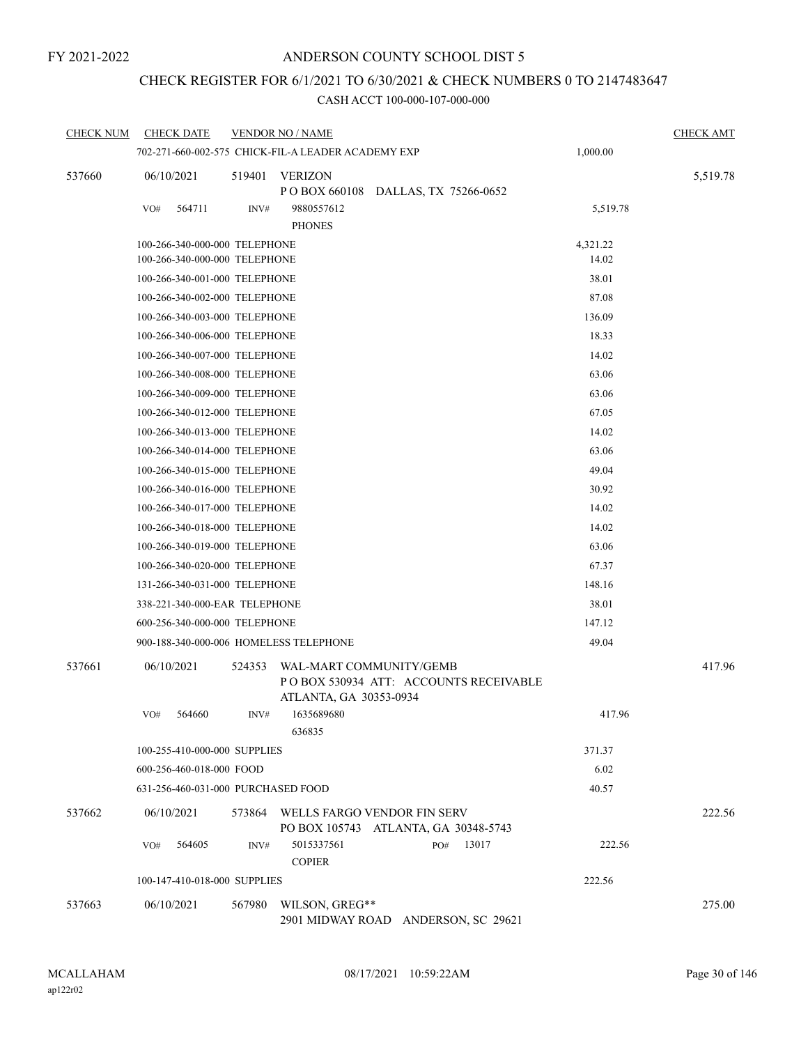FY 2021-2022

# ANDERSON COUNTY SCHOOL DIST 5

## CHECK REGISTER FOR 6/1/2021 TO 6/30/2021 & CHECK NUMBERS 0 TO 2147483647

### CASH ACCT 100-000-107-000-000

| CHECK NUM | CHECK DATE | VENDOR NO / NAME | | CHECK AMT |
|---|---|---|---|---|
| | 702-271-660-002-575 CHICK-FIL-A LEADER ACADEMY EXP | | 1,000.00 | |
| 537660 | 06/10/2021 | 519401 VERIZON<br>P O BOX 660108 DALLAS, TX 75266-0652 | | 5,519.78 |
| | VO# 564711 | INV# 9880557612<br>PHONES | 5,519.78 | |
| | 100-266-340-000-000 TELEPHONE | | 4,321.22 | |
| | 100-266-340-000-000 TELEPHONE | | 14.02 | |
| | 100-266-340-001-000 TELEPHONE | | 38.01 | |
| | 100-266-340-002-000 TELEPHONE | | 87.08 | |
| | 100-266-340-003-000 TELEPHONE | | 136.09 | |
| | 100-266-340-006-000 TELEPHONE | | 18.33 | |
| | 100-266-340-007-000 TELEPHONE | | 14.02 | |
| | 100-266-340-008-000 TELEPHONE | | 63.06 | |
| | 100-266-340-009-000 TELEPHONE | | 63.06 | |
| | 100-266-340-012-000 TELEPHONE | | 67.05 | |
| | 100-266-340-013-000 TELEPHONE | | 14.02 | |
| | 100-266-340-014-000 TELEPHONE | | 63.06 | |
| | 100-266-340-015-000 TELEPHONE | | 49.04 | |
| | 100-266-340-016-000 TELEPHONE | | 30.92 | |
| | 100-266-340-017-000 TELEPHONE | | 14.02 | |
| | 100-266-340-018-000 TELEPHONE | | 14.02 | |
| | 100-266-340-019-000 TELEPHONE | | 63.06 | |
| | 100-266-340-020-000 TELEPHONE | | 67.37 | |
| | 131-266-340-031-000 TELEPHONE | | 148.16 | |
| | 338-221-340-000-EAR TELEPHONE | | 38.01 | |
| | 600-256-340-000-000 TELEPHONE | | 147.12 | |
| | 900-188-340-000-006 HOMELESS TELEPHONE | | 49.04 | |
| 537661 | 06/10/2021 | 524353 WAL-MART COMMUNITY/GEMB<br>P O BOX 530934 ATT: ACCOUNTS RECEIVABLE<br>ATLANTA, GA 30353-0934 | | 417.96 |
| | VO# 564660 | INV# 1635689680<br>636835 | 417.96 | |
| | 100-255-410-000-000 SUPPLIES | | 371.37 | |
| | 600-256-460-018-000 FOOD | | 6.02 | |
| | 631-256-460-031-000 PURCHASED FOOD | | 40.57 | |
| 537662 | 06/10/2021 | 573864 WELLS FARGO VENDOR FIN SERV<br>PO BOX 105743 ATLANTA, GA 30348-5743 | | 222.56 |
| | VO# 564605 | INV# 5015337561 PO# 13017<br>COPIER | 222.56 | |
| | 100-147-410-018-000 SUPPLIES | | 222.56 | |
| 537663 | 06/10/2021 | 567980 WILSON, GREG**<br>2901 MIDWAY ROAD ANDERSON, SC 29621 | | 275.00 |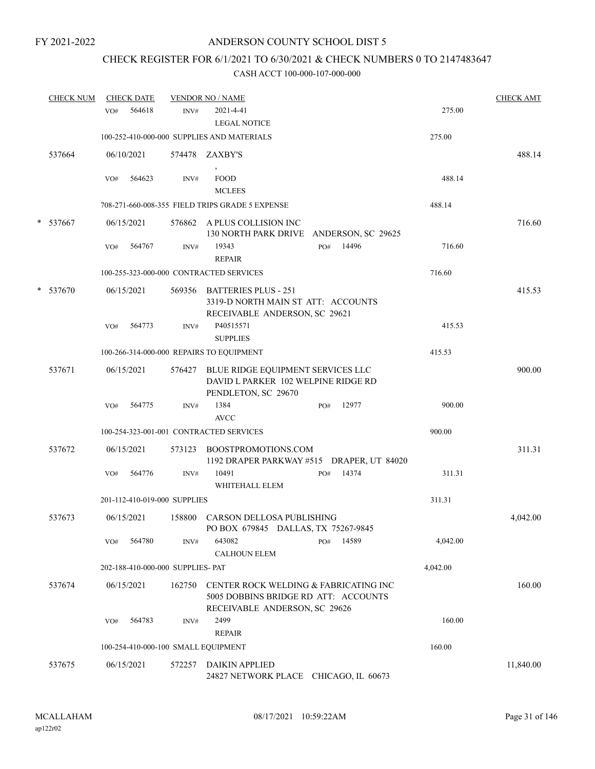FY 2021-2022

# ANDERSON COUNTY SCHOOL DIST 5

## CHECK REGISTER FOR 6/1/2021 TO 6/30/2021 & CHECK NUMBERS 0 TO 2147483647

### CASH ACCT 100-000-107-000-000

| CHECK NUM | CHECK DATE | VENDOR NO / NAME | | CHECK AMT |
|---|---|---|---|---|
| | VO# 564618 | INV# 2021-4-41<br>LEGAL NOTICE | 275.00 | |
| | 100-252-410-000-000 SUPPLIES AND MATERIALS | | 275.00 | |
| 537664 | 06/10/2021 | 574478 ZAXBY'S<br>, | | 488.14 |
| | VO# 564623 | INV# FOOD<br>MCLEES | 488.14 | |
| | 708-271-660-008-355 FIELD TRIPS GRADE 5 EXPENSE | | 488.14 | |
| * 537667 | 06/15/2021 | 576862 A PLUS COLLISION INC<br>130 NORTH PARK DRIVE ANDERSON, SC 29625 | | 716.60 |
| | VO# 564767 | INV# 19343 PO# 14496<br>REPAIR | 716.60 | |
| | 100-255-323-000-000 CONTRACTED SERVICES | | 716.60 | |
| * 537670 | 06/15/2021 | 569356 BATTERIES PLUS - 251<br>3319-D NORTH MAIN ST ATT: ACCOUNTS RECEIVABLE ANDERSON, SC 29621 | | 415.53 |
| | VO# 564773 | INV# P40515571<br>SUPPLIES | 415.53 | |
| | 100-266-314-000-000 REPAIRS TO EQUIPMENT | | 415.53 | |
| 537671 | 06/15/2021 | 576427 BLUE RIDGE EQUIPMENT SERVICES LLC<br>DAVID L PARKER 102 WELPINE RIDGE RD PENDLETON, SC 29670 | | 900.00 |
| | VO# 564775 | INV# 1384 PO# 12977<br>AVCC | 900.00 | |
| | 100-254-323-001-001 CONTRACTED SERVICES | | 900.00 | |
| 537672 | 06/15/2021 | 573123 BOOSTPROMOTIONS.COM<br>1192 DRAPER PARKWAY #515 DRAPER, UT 84020 | | 311.31 |
| | VO# 564776 | INV# 10491 PO# 14374<br>WHITEHALL ELEM | 311.31 | |
| | 201-112-410-019-000 SUPPLIES | | 311.31 | |
| 537673 | 06/15/2021 | 158800 CARSON DELLOSA PUBLISHING<br>PO BOX 679845 DALLAS, TX 75267-9845 | | 4,042.00 |
| | VO# 564780 | INV# 643082 PO# 14589<br>CALHOUN ELEM | 4,042.00 | |
| | 202-188-410-000-000 SUPPLIES- PAT | | 4,042.00 | |
| 537674 | 06/15/2021 | 162750 CENTER ROCK WELDING & FABRICATING INC<br>5005 DOBBINS BRIDGE RD ATT: ACCOUNTS RECEIVABLE ANDERSON, SC 29626 | | 160.00 |
| | VO# 564783 | INV# 2499<br>REPAIR | 160.00 | |
| | 100-254-410-000-100 SMALL EQUIPMENT | | 160.00 | |
| 537675 | 06/15/2021 | 572257 DAIKIN APPLIED<br>24827 NETWORK PLACE CHICAGO, IL 60673 | | 11,840.00 |

MCALLAHAM
ap122r02
08/17/2021 10:59:22AM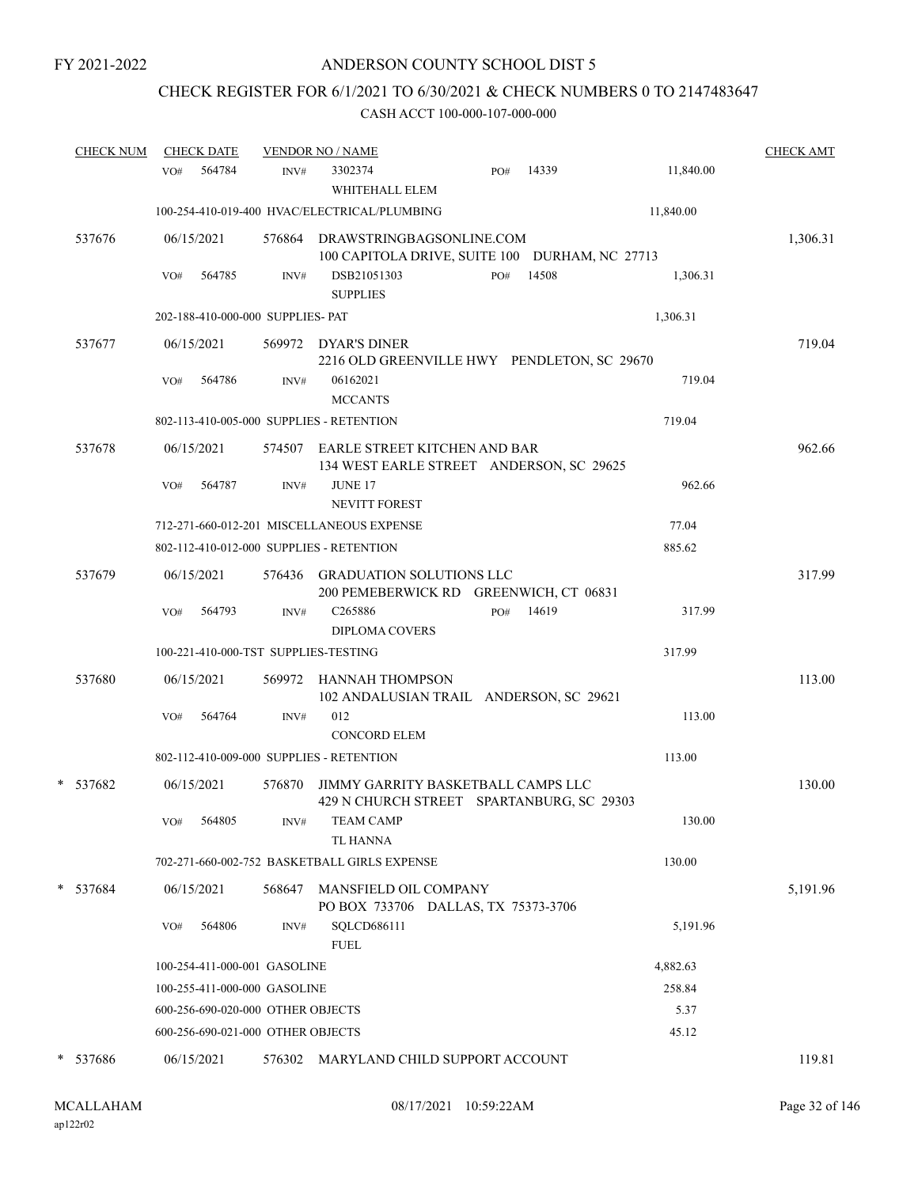FY 2021-2022

# ANDERSON COUNTY SCHOOL DIST 5

## CHECK REGISTER FOR 6/1/2021 TO 6/30/2021 & CHECK NUMBERS 0 TO 2147483647

CASH ACCT 100-000-107-000-000

| CHECK NUM | CHECK DATE | VENDOR NO / NAME | | | CHECK AMT |
|---|---|---|---|---|---|
| | VO# 564784 | INV# 3302374 WHITEHALL ELEM | PO# 14339 | 11,840.00 | |
| | 100-254-410-019-400 HVAC/ELECTRICAL/PLUMBING | | | 11,840.00 | |
| 537676 | 06/15/2021 | 576864 DRAWSTRINGBAGSONLINE.COM 100 CAPITOLA DRIVE, SUITE 100 DURHAM, NC 27713 | | | 1,306.31 |
| | VO# 564785 | INV# DSB21051303 SUPPLIES | PO# 14508 | 1,306.31 | |
| | 202-188-410-000-000 SUPPLIES- PAT | | | 1,306.31 | |
| 537677 | 06/15/2021 | 569972 DYAR'S DINER 2216 OLD GREENVILLE HWY PENDLETON, SC 29670 | | | 719.04 |
| | VO# 564786 | INV# 06162021 MCCANTS | | 719.04 | |
| | 802-113-410-005-000 SUPPLIES - RETENTION | | | 719.04 | |
| 537678 | 06/15/2021 | 574507 EARLE STREET KITCHEN AND BAR 134 WEST EARLE STREET ANDERSON, SC 29625 | | | 962.66 |
| | VO# 564787 | INV# JUNE 17 NEVITT FOREST | | 962.66 | |
| | 712-271-660-012-201 MISCELLANEOUS EXPENSE | | | 77.04 | |
| | 802-112-410-012-000 SUPPLIES - RETENTION | | | 885.62 | |
| 537679 | 06/15/2021 | 576436 GRADUATION SOLUTIONS LLC 200 PEMEBERWICK RD GREENWICH, CT 06831 | | | 317.99 |
| | VO# 564793 | INV# C265886 DIPLOMA COVERS | PO# 14619 | 317.99 | |
| | 100-221-410-000-TST SUPPLIES-TESTING | | | 317.99 | |
| 537680 | 06/15/2021 | 569972 HANNAH THOMPSON 102 ANDALUSIAN TRAIL ANDERSON, SC 29621 | | | 113.00 |
| | VO# 564764 | INV# 012 CONCORD ELEM | | 113.00 | |
| | 802-112-410-009-000 SUPPLIES - RETENTION | | | 113.00 | |
| * 537682 | 06/15/2021 | 576870 JIMMY GARRITY BASKETBALL CAMPS LLC 429 N CHURCH STREET SPARTANBURG, SC 29303 | | | 130.00 |
| | VO# 564805 | INV# TEAM CAMP TL HANNA | | 130.00 | |
| | 702-271-660-002-752 BASKETBALL GIRLS EXPENSE | | | 130.00 | |
| * 537684 | 06/15/2021 | 568647 MANSFIELD OIL COMPANY PO BOX 733706 DALLAS, TX 75373-3706 | | | 5,191.96 |
| | VO# 564806 | INV# SQLCD686111 FUEL | | 5,191.96 | |
| | 100-254-411-000-001 GASOLINE | | | 4,882.63 | |
| | 100-255-411-000-000 GASOLINE | | | 258.84 | |
| | 600-256-690-020-000 OTHER OBJECTS | | | 5.37 | |
| | 600-256-690-021-000 OTHER OBJECTS | | | 45.12 | |
| * 537686 | 06/15/2021 | 576302 MARYLAND CHILD SUPPORT ACCOUNT | | | 119.81 |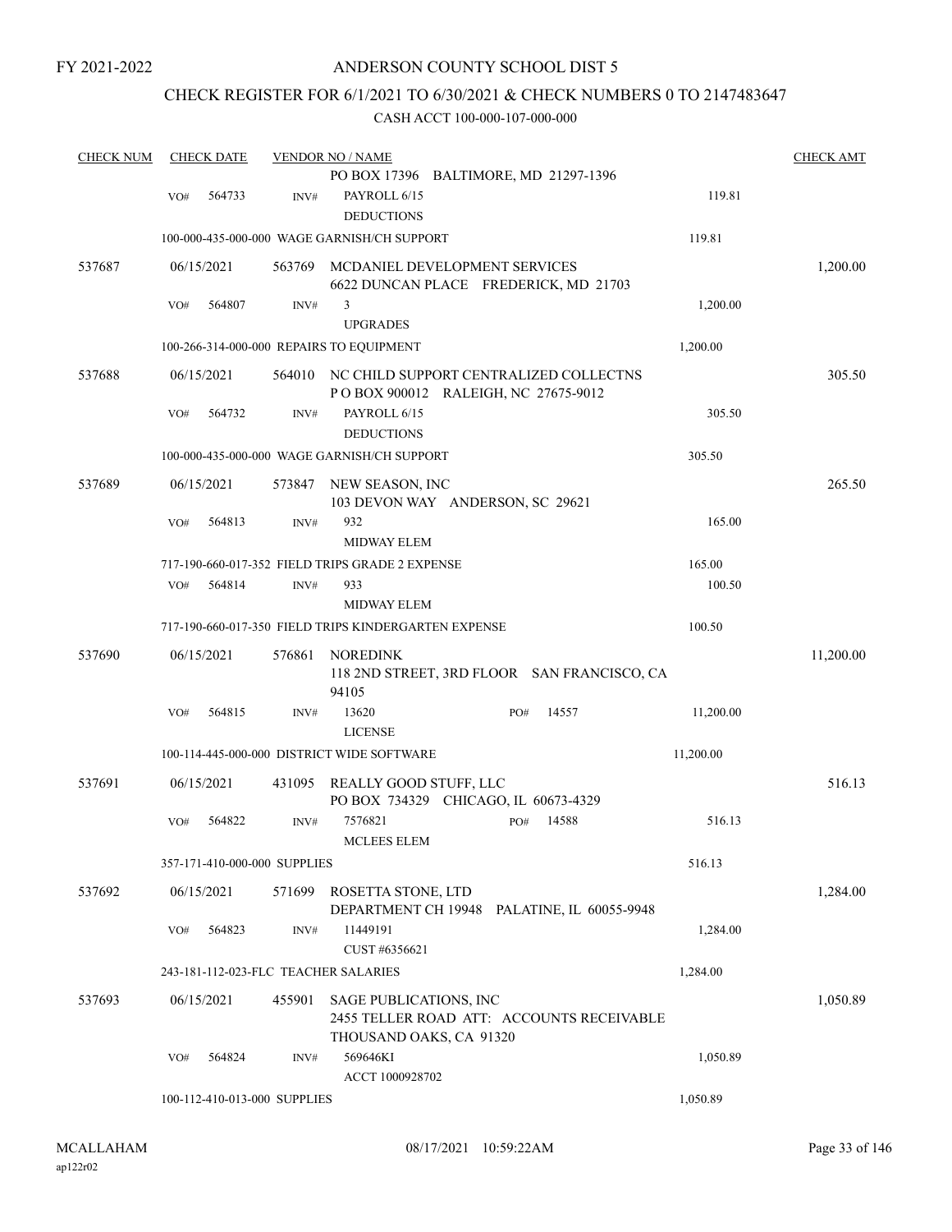FY 2021-2022

# ANDERSON COUNTY SCHOOL DIST 5

## CHECK REGISTER FOR 6/1/2021 TO 6/30/2021 & CHECK NUMBERS 0 TO 2147483647

### CASH ACCT 100-000-107-000-000

| CHECK NUM | CHECK DATE | VENDOR NO / NAME | | CHECK AMT |
|---|---|---|---|---|
| | | PO BOX 17396 BALTIMORE, MD 21297-1396 | | |
| | VO# 564733 | INV# PAYROLL 6/15 DEDUCTIONS | 119.81 | |
| | | 100-000-435-000-000 WAGE GARNISH/CH SUPPORT | 119.81 | |
| 537687 | 06/15/2021 | 563769 MCDANIEL DEVELOPMENT SERVICES 6622 DUNCAN PLACE FREDERICK, MD 21703 | | 1,200.00 |
| | VO# 564807 | INV# 3 UPGRADES | 1,200.00 | |
| | | 100-266-314-000-000 REPAIRS TO EQUIPMENT | 1,200.00 | |
| 537688 | 06/15/2021 | 564010 NC CHILD SUPPORT CENTRALIZED COLLECTNS P O BOX 900012 RALEIGH, NC 27675-9012 | | 305.50 |
| | VO# 564732 | INV# PAYROLL 6/15 DEDUCTIONS | 305.50 | |
| | | 100-000-435-000-000 WAGE GARNISH/CH SUPPORT | 305.50 | |
| 537689 | 06/15/2021 | 573847 NEW SEASON, INC 103 DEVON WAY ANDERSON, SC 29621 | | 265.50 |
| | VO# 564813 | INV# 932 MIDWAY ELEM | 165.00 | |
| | | 717-190-660-017-352 FIELD TRIPS GRADE 2 EXPENSE | 165.00 | |
| | VO# 564814 | INV# 933 MIDWAY ELEM | 100.50 | |
| | | 717-190-660-017-350 FIELD TRIPS KINDERGARTEN EXPENSE | 100.50 | |
| 537690 | 06/15/2021 | 576861 NOREDINK 118 2ND STREET, 3RD FLOOR SAN FRANCISCO, CA 94105 | | 11,200.00 |
| | VO# 564815 | INV# 13620 PO# 14557 LICENSE | 11,200.00 | |
| | | 100-114-445-000-000 DISTRICT WIDE SOFTWARE | 11,200.00 | |
| 537691 | 06/15/2021 | 431095 REALLY GOOD STUFF, LLC PO BOX 734329 CHICAGO, IL 60673-4329 | | 516.13 |
| | VO# 564822 | INV# 7576821 PO# 14588 MCLEES ELEM | 516.13 | |
| | | 357-171-410-000-000 SUPPLIES | 516.13 | |
| 537692 | 06/15/2021 | 571699 ROSETTA STONE, LTD DEPARTMENT CH 19948 PALATINE, IL 60055-9948 | | 1,284.00 |
| | VO# 564823 | INV# 11449191 CUST #6356621 | 1,284.00 | |
| | | 243-181-112-023-FLC TEACHER SALARIES | 1,284.00 | |
| 537693 | 06/15/2021 | 455901 SAGE PUBLICATIONS, INC 2455 TELLER ROAD ATT: ACCOUNTS RECEIVABLE THOUSAND OAKS, CA 91320 | | 1,050.89 |
| | VO# 564824 | INV# 569646KI ACCT 1000928702 | 1,050.89 | |
| | | 100-112-410-013-000 SUPPLIES | 1,050.89 | |

MCALLAHAM ap122r02 08/17/2021 10:59:22AM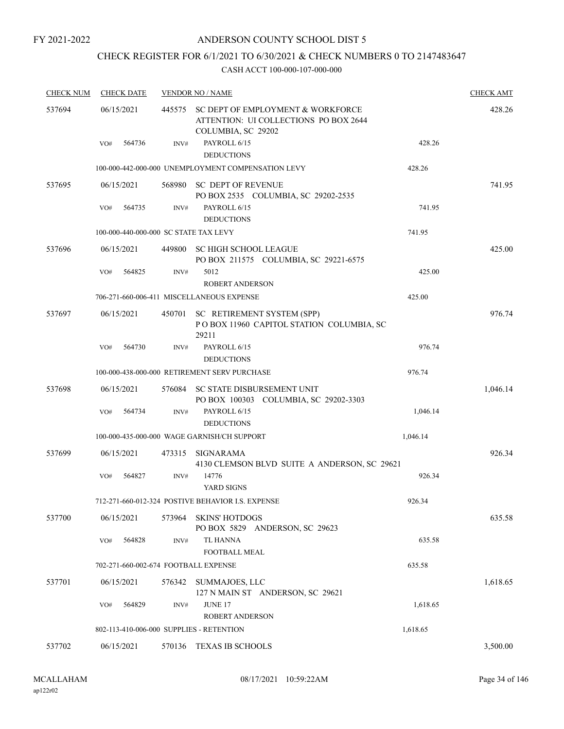FY 2021-2022

# ANDERSON COUNTY SCHOOL DIST 5

## CHECK REGISTER FOR 6/1/2021 TO 6/30/2021 & CHECK NUMBERS 0 TO 2147483647

### CASH ACCT 100-000-107-000-000

| CHECK NUM | CHECK DATE | VENDOR NO / NAME | | CHECK AMT |
|---|---|---|---|---|
| 537694 | 06/15/2021 | 445575 SC DEPT OF EMPLOYMENT & WORKFORCE ATTENTION: UI COLLECTIONS PO BOX 2644 COLUMBIA, SC 29202 | | 428.26 |
| | VO# 564736 | INV# PAYROLL 6/15 DEDUCTIONS | 428.26 | |
| | | 100-000-442-000-000 UNEMPLOYMENT COMPENSATION LEVY | 428.26 | |
| 537695 | 06/15/2021 | 568980 SC DEPT OF REVENUE PO BOX 2535 COLUMBIA, SC 29202-2535 | | 741.95 |
| | VO# 564735 | INV# PAYROLL 6/15 DEDUCTIONS | 741.95 | |
| | | 100-000-440-000-000 SC STATE TAX LEVY | 741.95 | |
| 537696 | 06/15/2021 | 449800 SC HIGH SCHOOL LEAGUE PO BOX 211575 COLUMBIA, SC 29221-6575 | | 425.00 |
| | VO# 564825 | INV# 5012 ROBERT ANDERSON | 425.00 | |
| | | 706-271-660-006-411 MISCELLANEOUS EXPENSE | 425.00 | |
| 537697 | 06/15/2021 | 450701 SC RETIREMENT SYSTEM (SPP) P O BOX 11960 CAPITOL STATION COLUMBIA, SC 29211 | | 976.74 |
| | VO# 564730 | INV# PAYROLL 6/15 DEDUCTIONS | 976.74 | |
| | | 100-000-438-000-000 RETIREMENT SERV PURCHASE | 976.74 | |
| 537698 | 06/15/2021 | 576084 SC STATE DISBURSEMENT UNIT PO BOX 100303 COLUMBIA, SC 29202-3303 | | 1,046.14 |
| | VO# 564734 | INV# PAYROLL 6/15 DEDUCTIONS | 1,046.14 | |
| | | 100-000-435-000-000 WAGE GARNISH/CH SUPPORT | 1,046.14 | |
| 537699 | 06/15/2021 | 473315 SIGNARAMA 4130 CLEMSON BLVD SUITE A ANDERSON, SC 29621 | | 926.34 |
| | VO# 564827 | INV# 14776 YARD SIGNS | 926.34 | |
| | | 712-271-660-012-324 POSTIVE BEHAVIOR I.S. EXPENSE | 926.34 | |
| 537700 | 06/15/2021 | 573964 SKINS' HOTDOGS PO BOX 5829 ANDERSON, SC 29623 | | 635.58 |
| | VO# 564828 | INV# TL HANNA FOOTBALL MEAL | 635.58 | |
| | | 702-271-660-002-674 FOOTBALL EXPENSE | 635.58 | |
| 537701 | 06/15/2021 | 576342 SUMMAJOES, LLC 127 N MAIN ST ANDERSON, SC 29621 | | 1,618.65 |
| | VO# 564829 | INV# JUNE 17 ROBERT ANDERSON | 1,618.65 | |
| | | 802-113-410-006-000 SUPPLIES - RETENTION | 1,618.65 | |
| 537702 | 06/15/2021 | 570136 TEXAS IB SCHOOLS | | 3,500.00 |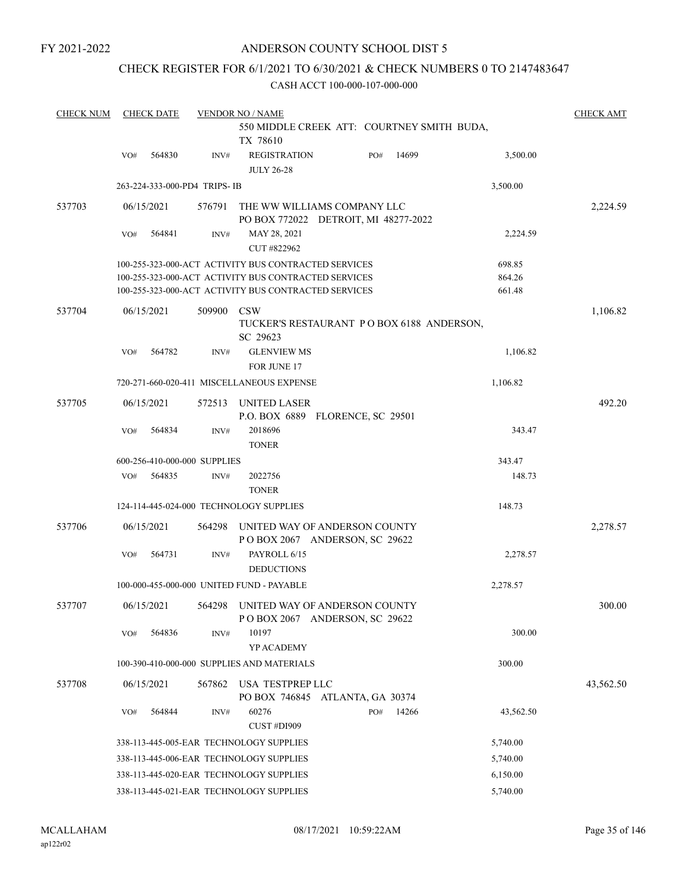FY 2021-2022

# ANDERSON COUNTY SCHOOL DIST 5

## CHECK REGISTER FOR 6/1/2021 TO 6/30/2021 & CHECK NUMBERS 0 TO 2147483647

CASH ACCT 100-000-107-000-000

| CHECK NUM | CHECK DATE | VENDOR NO / NAME | | | CHECK AMT |
|---|---|---|---|---|---|
| | | 550 MIDDLE CREEK ATT: COURTNEY SMITH BUDA, TX 78610 | | | |
| | VO# 564830 | INV# REGISTRATION JULY 26-28 | PO# 14699 | 3,500.00 | |
| | 263-224-333-000-PD4 TRIPS- IB | | | 3,500.00 | |
| 537703 | 06/15/2021 | 576791 THE WW WILLIAMS COMPANY LLC PO BOX 772022 DETROIT, MI 48277-2022 | | | 2,224.59 |
| | VO# 564841 | INV# MAY 28, 2021 CUT #822962 | | 2,224.59 | |
| | 100-255-323-000-ACT ACTIVITY BUS CONTRACTED SERVICES | | | 698.85 | |
| | 100-255-323-000-ACT ACTIVITY BUS CONTRACTED SERVICES | | | 864.26 | |
| | 100-255-323-000-ACT ACTIVITY BUS CONTRACTED SERVICES | | | 661.48 | |
| 537704 | 06/15/2021 | 509900 CSW TUCKER'S RESTAURANT P O BOX 6188 ANDERSON, SC 29623 | | | 1,106.82 |
| | VO# 564782 | INV# GLENVIEW MS FOR JUNE 17 | | 1,106.82 | |
| | 720-271-660-020-411 MISCELLANEOUS EXPENSE | | | 1,106.82 | |
| 537705 | 06/15/2021 | 572513 UNITED LASER P.O. BOX 6889 FLORENCE, SC 29501 | | | 492.20 |
| | VO# 564834 | INV# 2018696 TONER | | 343.47 | |
| | 600-256-410-000-000 SUPPLIES | | | 343.47 | |
| | VO# 564835 | INV# 2022756 TONER | | 148.73 | |
| | 124-114-445-024-000 TECHNOLOGY SUPPLIES | | | 148.73 | |
| 537706 | 06/15/2021 | 564298 UNITED WAY OF ANDERSON COUNTY P O BOX 2067 ANDERSON, SC 29622 | | | 2,278.57 |
| | VO# 564731 | INV# PAYROLL 6/15 DEDUCTIONS | | 2,278.57 | |
| | 100-000-455-000-000 UNITED FUND - PAYABLE | | | 2,278.57 | |
| 537707 | 06/15/2021 | 564298 UNITED WAY OF ANDERSON COUNTY P O BOX 2067 ANDERSON, SC 29622 | | | 300.00 |
| | VO# 564836 | INV# 10197 YP ACADEMY | | 300.00 | |
| | 100-390-410-000-000 SUPPLIES AND MATERIALS | | | 300.00 | |
| 537708 | 06/15/2021 | 567862 USA TESTPREP LLC PO BOX 746845 ATLANTA, GA 30374 | | | 43,562.50 |
| | VO# 564844 | INV# 60276 CUST #DI909 | PO# 14266 | 43,562.50 | |
| | 338-113-445-005-EAR TECHNOLOGY SUPPLIES | | | 5,740.00 | |
| | 338-113-445-006-EAR TECHNOLOGY SUPPLIES | | | 5,740.00 | |
| | 338-113-445-020-EAR TECHNOLOGY SUPPLIES | | | 6,150.00 | |
| | 338-113-445-021-EAR TECHNOLOGY SUPPLIES | | | 5,740.00 | |

MCALLAHAM
ap122r02

08/17/2021 10:59:22AM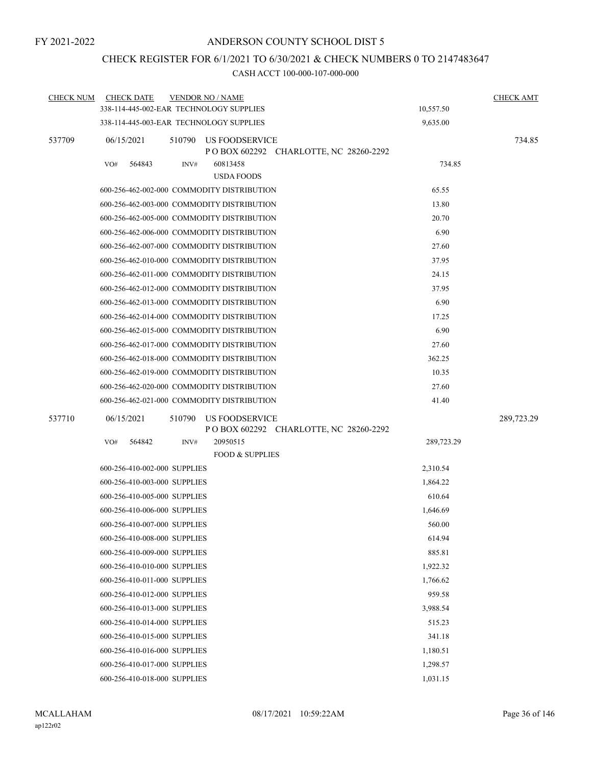FY 2021-2022

# ANDERSON COUNTY SCHOOL DIST 5

## CHECK REGISTER FOR 6/1/2021 TO 6/30/2021 & CHECK NUMBERS 0 TO 2147483647

### CASH ACCT 100-000-107-000-000

| CHECK NUM | CHECK DATE | VENDOR NO / NAME | | CHECK AMT |
|---|---|---|---|---|
| | 338-114-445-002-EAR TECHNOLOGY SUPPLIES | | 10,557.50 | |
| | 338-114-445-003-EAR TECHNOLOGY SUPPLIES | | 9,635.00 | |
| 537709 | 06/15/2021 | 510790 US FOODSERVICE<br>P O BOX 602292 CHARLOTTE, NC 28260-2292 | | 734.85 |
| | VO# 564843 | INV# 60813458<br>USDA FOODS | 734.85 | |
| | 600-256-462-002-000 COMMODITY DISTRIBUTION | | 65.55 | |
| | 600-256-462-003-000 COMMODITY DISTRIBUTION | | 13.80 | |
| | 600-256-462-005-000 COMMODITY DISTRIBUTION | | 20.70 | |
| | 600-256-462-006-000 COMMODITY DISTRIBUTION | | 6.90 | |
| | 600-256-462-007-000 COMMODITY DISTRIBUTION | | 27.60 | |
| | 600-256-462-010-000 COMMODITY DISTRIBUTION | | 37.95 | |
| | 600-256-462-011-000 COMMODITY DISTRIBUTION | | 24.15 | |
| | 600-256-462-012-000 COMMODITY DISTRIBUTION | | 37.95 | |
| | 600-256-462-013-000 COMMODITY DISTRIBUTION | | 6.90 | |
| | 600-256-462-014-000 COMMODITY DISTRIBUTION | | 17.25 | |
| | 600-256-462-015-000 COMMODITY DISTRIBUTION | | 6.90 | |
| | 600-256-462-017-000 COMMODITY DISTRIBUTION | | 27.60 | |
| | 600-256-462-018-000 COMMODITY DISTRIBUTION | | 362.25 | |
| | 600-256-462-019-000 COMMODITY DISTRIBUTION | | 10.35 | |
| | 600-256-462-020-000 COMMODITY DISTRIBUTION | | 27.60 | |
| | 600-256-462-021-000 COMMODITY DISTRIBUTION | | 41.40 | |
| 537710 | 06/15/2021 | 510790 US FOODSERVICE<br>P O BOX 602292 CHARLOTTE, NC 28260-2292 | | 289,723.29 |
| | VO# 564842 | INV# 20950515<br>FOOD & SUPPLIES | 289,723.29 | |
| | 600-256-410-002-000 SUPPLIES | | 2,310.54 | |
| | 600-256-410-003-000 SUPPLIES | | 1,864.22 | |
| | 600-256-410-005-000 SUPPLIES | | 610.64 | |
| | 600-256-410-006-000 SUPPLIES | | 1,646.69 | |
| | 600-256-410-007-000 SUPPLIES | | 560.00 | |
| | 600-256-410-008-000 SUPPLIES | | 614.94 | |
| | 600-256-410-009-000 SUPPLIES | | 885.81 | |
| | 600-256-410-010-000 SUPPLIES | | 1,922.32 | |
| | 600-256-410-011-000 SUPPLIES | | 1,766.62 | |
| | 600-256-410-012-000 SUPPLIES | | 959.58 | |
| | 600-256-410-013-000 SUPPLIES | | 3,988.54 | |
| | 600-256-410-014-000 SUPPLIES | | 515.23 | |
| | 600-256-410-015-000 SUPPLIES | | 341.18 | |
| | 600-256-410-016-000 SUPPLIES | | 1,180.51 | |
| | 600-256-410-017-000 SUPPLIES | | 1,298.57 | |
| | 600-256-410-018-000 SUPPLIES | | 1,031.15 | |

MCALLAHAM
ap122r02
08/17/2021 10:59:22AM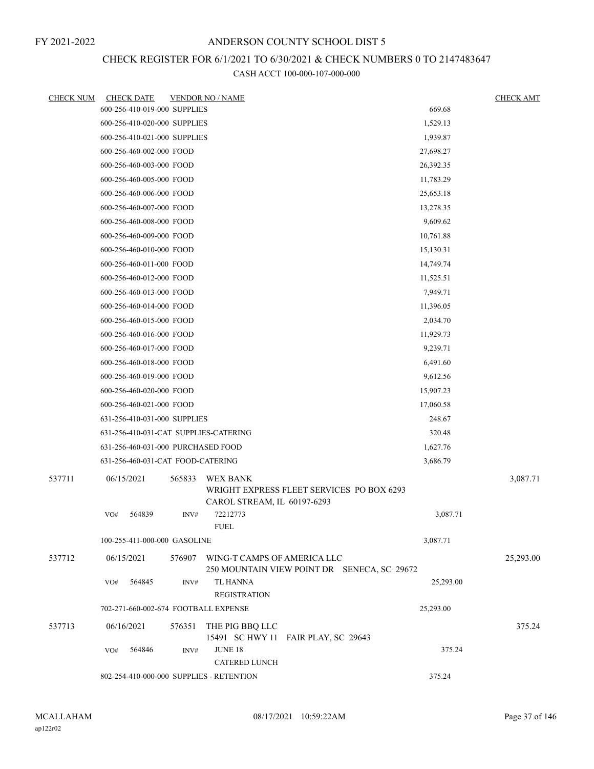FY 2021-2022

# ANDERSON COUNTY SCHOOL DIST 5

## CHECK REGISTER FOR 6/1/2021 TO 6/30/2021 & CHECK NUMBERS 0 TO 2147483647

### CASH ACCT 100-000-107-000-000

| CHECK NUM | CHECK DATE | VENDOR NO / NAME | | CHECK AMT |
|---|---|---|---|---|
| | 600-256-410-019-000 SUPPLIES | | 669.68 | |
| | 600-256-410-020-000 SUPPLIES | | 1,529.13 | |
| | 600-256-410-021-000 SUPPLIES | | 1,939.87 | |
| | 600-256-460-002-000 FOOD | | 27,698.27 | |
| | 600-256-460-003-000 FOOD | | 26,392.35 | |
| | 600-256-460-005-000 FOOD | | 11,783.29 | |
| | 600-256-460-006-000 FOOD | | 25,653.18 | |
| | 600-256-460-007-000 FOOD | | 13,278.35 | |
| | 600-256-460-008-000 FOOD | | 9,609.62 | |
| | 600-256-460-009-000 FOOD | | 10,761.88 | |
| | 600-256-460-010-000 FOOD | | 15,130.31 | |
| | 600-256-460-011-000 FOOD | | 14,749.74 | |
| | 600-256-460-012-000 FOOD | | 11,525.51 | |
| | 600-256-460-013-000 FOOD | | 7,949.71 | |
| | 600-256-460-014-000 FOOD | | 11,396.05 | |
| | 600-256-460-015-000 FOOD | | 2,034.70 | |
| | 600-256-460-016-000 FOOD | | 11,929.73 | |
| | 600-256-460-017-000 FOOD | | 9,239.71 | |
| | 600-256-460-018-000 FOOD | | 6,491.60 | |
| | 600-256-460-019-000 FOOD | | 9,612.56 | |
| | 600-256-460-020-000 FOOD | | 15,907.23 | |
| | 600-256-460-021-000 FOOD | | 17,060.58 | |
| | 631-256-410-031-000 SUPPLIES | | 248.67 | |
| | 631-256-410-031-CAT SUPPLIES-CATERING | | 320.48 | |
| | 631-256-460-031-000 PURCHASED FOOD | | 1,627.76 | |
| | 631-256-460-031-CAT FOOD-CATERING | | 3,686.79 | |
| 537711 | 06/15/2021 | 565833 WEX BANK<br>WRIGHT EXPRESS FLEET SERVICES PO BOX 6293<br>CAROL STREAM, IL 60197-6293 | | 3,087.71 |
| | VO# 564839 | INV# 72212773<br>FUEL | 3,087.71 | |
| | 100-255-411-000-000 GASOLINE | | 3,087.71 | |
| 537712 | 06/15/2021 | 576907 WING-T CAMPS OF AMERICA LLC<br>250 MOUNTAIN VIEW POINT DR SENECA, SC 29672 | | 25,293.00 |
| | VO# 564845 | INV# TL HANNA<br>REGISTRATION | 25,293.00 | |
| | 702-271-660-002-674 FOOTBALL EXPENSE | | 25,293.00 | |
| 537713 | 06/16/2021 | 576351 THE PIG BBQ LLC<br>15491 SC HWY 11 FAIR PLAY, SC 29643 | | 375.24 |
| | VO# 564846 | INV# JUNE 18<br>CATERED LUNCH | 375.24 | |
| | 802-254-410-000-000 SUPPLIES - RETENTION | | 375.24 | |

MCALLAHAM
ap122r02

08/17/2021 10:59:22AM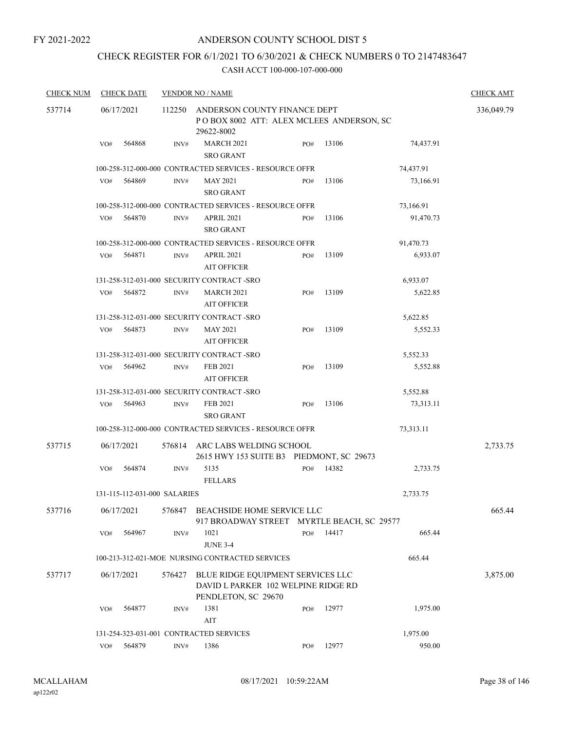FY 2021-2022

# ANDERSON COUNTY SCHOOL DIST 5

## CHECK REGISTER FOR 6/1/2021 TO 6/30/2021 & CHECK NUMBERS 0 TO 2147483647

### CASH ACCT 100-000-107-000-000

| CHECK NUM | CHECK DATE | VENDOR NO / NAME | | | | | CHECK AMT |
|---|---|---|---|---|---|---|---|
| 537714 | 06/17/2021 | 112250 | ANDERSON COUNTY FINANCE DEPT<br>P O BOX 8002 ATT: ALEX MCLEES ANDERSON, SC 29622-8002 | | | | 336,049.79 |
| | VO# 564868 | INV# | MARCH 2021<br>SRO GRANT | PO# | 13106 | 74,437.91 | |
| | 100-258-312-000-000 CONTRACTED SERVICES - RESOURCE OFFR | | | | | 74,437.91 | |
| | VO# 564869 | INV# | MAY 2021<br>SRO GRANT | PO# | 13106 | 73,166.91 | |
| | 100-258-312-000-000 CONTRACTED SERVICES - RESOURCE OFFR | | | | | 73,166.91 | |
| | VO# 564870 | INV# | APRIL 2021<br>SRO GRANT | PO# | 13106 | 91,470.73 | |
| | 100-258-312-000-000 CONTRACTED SERVICES - RESOURCE OFFR | | | | | 91,470.73 | |
| | VO# 564871 | INV# | APRIL 2021<br>AIT OFFICER | PO# | 13109 | 6,933.07 | |
| | 131-258-312-031-000 SECURITY CONTRACT -SRO | | | | | 6,933.07 | |
| | VO# 564872 | INV# | MARCH 2021<br>AIT OFFICER | PO# | 13109 | 5,622.85 | |
| | 131-258-312-031-000 SECURITY CONTRACT -SRO | | | | | 5,622.85 | |
| | VO# 564873 | INV# | MAY 2021<br>AIT OFFICER | PO# | 13109 | 5,552.33 | |
| | 131-258-312-031-000 SECURITY CONTRACT -SRO | | | | | 5,552.33 | |
| | VO# 564962 | INV# | FEB 2021<br>AIT OFFICER | PO# | 13109 | 5,552.88 | |
| | 131-258-312-031-000 SECURITY CONTRACT -SRO | | | | | 5,552.88 | |
| | VO# 564963 | INV# | FEB 2021<br>SRO GRANT | PO# | 13106 | 73,313.11 | |
| | 100-258-312-000-000 CONTRACTED SERVICES - RESOURCE OFFR | | | | | 73,313.11 | |
| 537715 | 06/17/2021 | 576814 | ARC LABS WELDING SCHOOL<br>2615 HWY 153 SUITE B3 PIEDMONT, SC 29673 | | | | 2,733.75 |
| | VO# 564874 | INV# | 5135<br>FELLARS | PO# | 14382 | 2,733.75 | |
| | 131-115-112-031-000 SALARIES | | | | | 2,733.75 | |
| 537716 | 06/17/2021 | 576847 | BEACHSIDE HOME SERVICE LLC<br>917 BROADWAY STREET MYRTLE BEACH, SC 29577 | | | | 665.44 |
| | VO# 564967 | INV# | 1021<br>JUNE 3-4 | PO# | 14417 | 665.44 | |
| | 100-213-312-021-MOE NURSING CONTRACTED SERVICES | | | | | 665.44 | |
| 537717 | 06/17/2021 | 576427 | BLUE RIDGE EQUIPMENT SERVICES LLC<br>DAVID L PARKER 102 WELPINE RIDGE RD<br>PENDLETON, SC 29670 | | | | 3,875.00 |
| | VO# 564877 | INV# | 1381<br>AIT | PO# | 12977 | 1,975.00 | |
| | 131-254-323-031-001 CONTRACTED SERVICES | | | | | 1,975.00 | |
| | VO# 564879 | INV# | 1386 | PO# | 12977 | 950.00 | |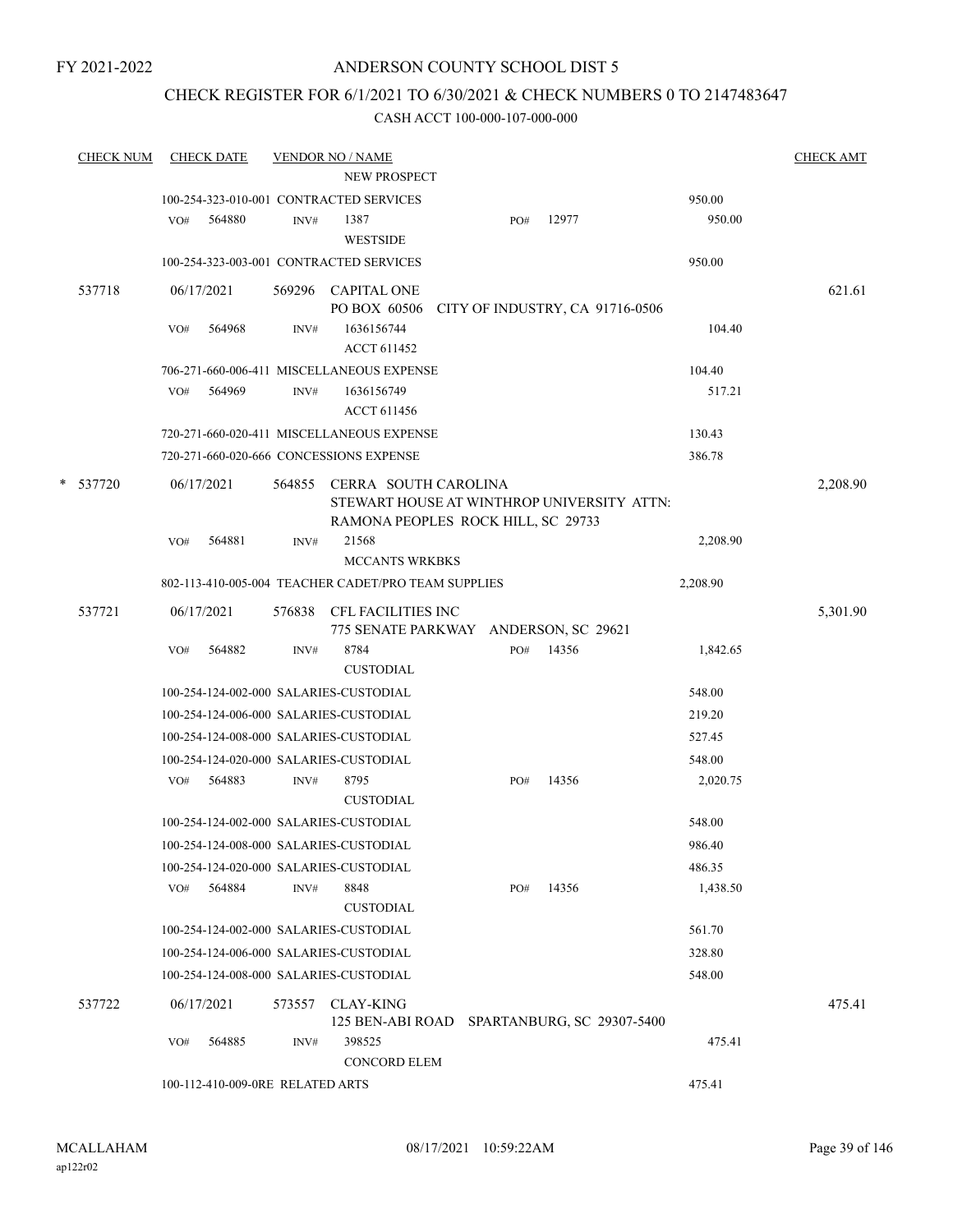FY 2021-2022

# ANDERSON COUNTY SCHOOL DIST 5

## CHECK REGISTER FOR 6/1/2021 TO 6/30/2021 & CHECK NUMBERS 0 TO 2147483647

CASH ACCT 100-000-107-000-000

| CHECK NUM | CHECK DATE | VENDOR NO / NAME | | | CHECK AMT |
|---|---|---|---|---|---|
| | | NEW PROSPECT | | | |
| | | 100-254-323-010-001 CONTRACTED SERVICES | | 950.00 | |
| | VO# 564880 | INV# 1387 WESTSIDE | PO# 12977 | 950.00 | |
| | | 100-254-323-003-001 CONTRACTED SERVICES | | 950.00 | |
| 537718 | 06/17/2021 | 569296 CAPITAL ONE PO BOX 60506 CITY OF INDUSTRY, CA 91716-0506 | | | 621.61 |
| | VO# 564968 | INV# 1636156744 ACCT 611452 | | 104.40 | |
| | | 706-271-660-006-411 MISCELLANEOUS EXPENSE | | 104.40 | |
| | VO# 564969 | INV# 1636156749 ACCT 611456 | | 517.21 | |
| | | 720-271-660-020-411 MISCELLANEOUS EXPENSE | | 130.43 | |
| | | 720-271-660-020-666 CONCESSIONS EXPENSE | | 386.78 | |
| * 537720 | 06/17/2021 | 564855 CERRA SOUTH CAROLINA STEWART HOUSE AT WINTHROP UNIVERSITY ATTN: RAMONA PEOPLES ROCK HILL, SC 29733 | | | 2,208.90 |
| | VO# 564881 | INV# 21568 MCCANTS WRKBKS | | 2,208.90 | |
| | | 802-113-410-005-004 TEACHER CADET/PRO TEAM SUPPLIES | | 2,208.90 | |
| 537721 | 06/17/2021 | 576838 CFL FACILITIES INC 775 SENATE PARKWAY ANDERSON, SC 29621 | | | 5,301.90 |
| | VO# 564882 | INV# 8784 CUSTODIAL | PO# 14356 | 1,842.65 | |
| | | 100-254-124-002-000 SALARIES-CUSTODIAL | | 548.00 | |
| | | 100-254-124-006-000 SALARIES-CUSTODIAL | | 219.20 | |
| | | 100-254-124-008-000 SALARIES-CUSTODIAL | | 527.45 | |
| | | 100-254-124-020-000 SALARIES-CUSTODIAL | | 548.00 | |
| | VO# 564883 | INV# 8795 CUSTODIAL | PO# 14356 | 2,020.75 | |
| | | 100-254-124-002-000 SALARIES-CUSTODIAL | | 548.00 | |
| | | 100-254-124-008-000 SALARIES-CUSTODIAL | | 986.40 | |
| | | 100-254-124-020-000 SALARIES-CUSTODIAL | | 486.35 | |
| | VO# 564884 | INV# 8848 CUSTODIAL | PO# 14356 | 1,438.50 | |
| | | 100-254-124-002-000 SALARIES-CUSTODIAL | | 561.70 | |
| | | 100-254-124-006-000 SALARIES-CUSTODIAL | | 328.80 | |
| | | 100-254-124-008-000 SALARIES-CUSTODIAL | | 548.00 | |
| 537722 | 06/17/2021 | 573557 CLAY-KING 125 BEN-ABI ROAD SPARTANBURG, SC 29307-5400 | | | 475.41 |
| | VO# 564885 | INV# 398525 CONCORD ELEM | | 475.41 | |
| | | 100-112-410-009-0RE RELATED ARTS | | 475.41 | |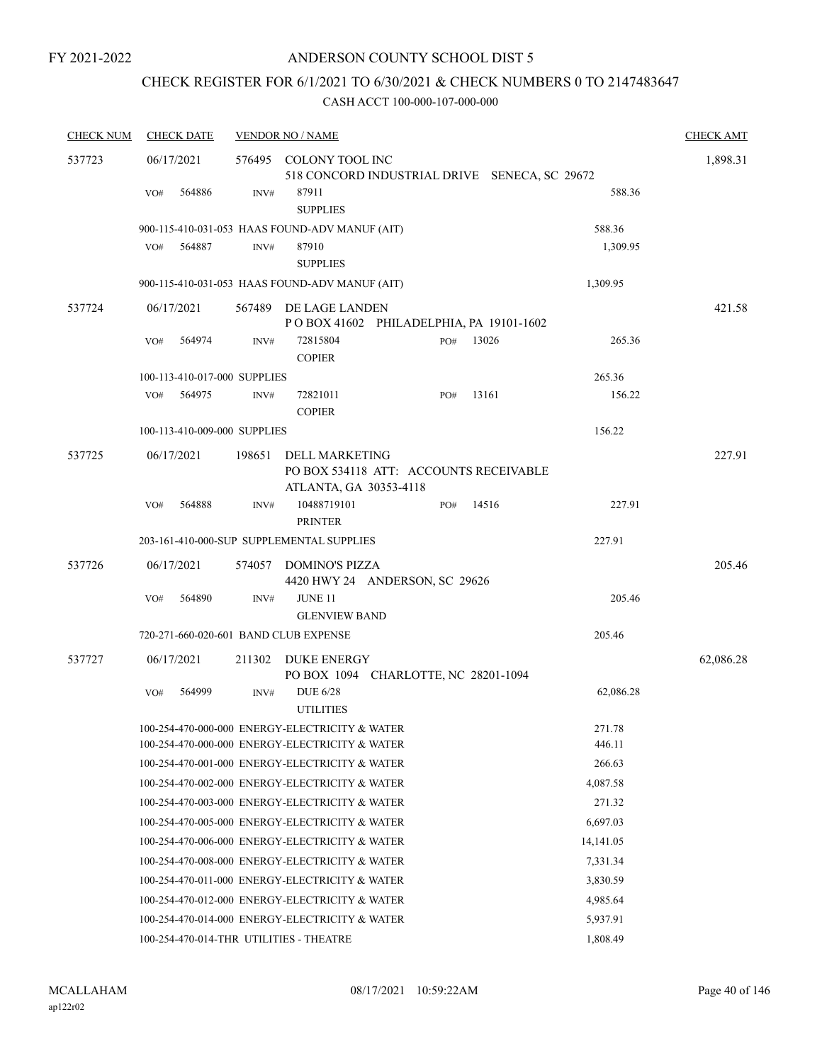FY 2021-2022

# ANDERSON COUNTY SCHOOL DIST 5

## CHECK REGISTER FOR 6/1/2021 TO 6/30/2021 & CHECK NUMBERS 0 TO 2147483647

### CASH ACCT 100-000-107-000-000

| CHECK NUM | CHECK DATE | VENDOR NO / NAME | | CHECK AMT |
|---|---|---|---|---|
| 537723 | 06/17/2021 | 576495 COLONY TOOL INC<br>518 CONCORD INDUSTRIAL DRIVE SENECA, SC 29672 | | 1,898.31 |
| | VO# 564886 | INV# 87911<br>SUPPLIES | 588.36 | |
| | 900-115-410-031-053 HAAS FOUND-ADV MANUF (AIT) | | 588.36 | |
| | VO# 564887 | INV# 87910<br>SUPPLIES | 1,309.95 | |
| | 900-115-410-031-053 HAAS FOUND-ADV MANUF (AIT) | | 1,309.95 | |
| 537724 | 06/17/2021 | 567489 DE LAGE LANDEN<br>P O BOX 41602 PHILADELPHIA, PA 19101-1602 | | 421.58 |
| | VO# 564974 | INV# 72815804 PO# 13026<br>COPIER | 265.36 | |
| | 100-113-410-017-000 SUPPLIES | | 265.36 | |
| | VO# 564975 | INV# 72821011 PO# 13161<br>COPIER | 156.22 | |
| | 100-113-410-009-000 SUPPLIES | | 156.22 | |
| 537725 | 06/17/2021 | 198651 DELL MARKETING<br>PO BOX 534118 ATT: ACCOUNTS RECEIVABLE<br>ATLANTA, GA 30353-4118 | | 227.91 |
| | VO# 564888 | INV# 10488719101 PO# 14516<br>PRINTER | 227.91 | |
| | 203-161-410-000-SUP SUPPLEMENTAL SUPPLIES | | 227.91 | |
| 537726 | 06/17/2021 | 574057 DOMINO'S PIZZA<br>4420 HWY 24 ANDERSON, SC 29626 | | 205.46 |
| | VO# 564890 | INV# JUNE 11<br>GLENVIEW BAND | 205.46 | |
| | 720-271-660-020-601 BAND CLUB EXPENSE | | 205.46 | |
| 537727 | 06/17/2021 | 211302 DUKE ENERGY<br>PO BOX 1094 CHARLOTTE, NC 28201-1094 | | 62,086.28 |
| | VO# 564999 | INV# DUE 6/28<br>UTILITIES | 62,086.28 | |
| | 100-254-470-000-000 ENERGY-ELECTRICITY & WATER | | 271.78 | |
| | 100-254-470-000-000 ENERGY-ELECTRICITY & WATER | | 446.11 | |
| | 100-254-470-001-000 ENERGY-ELECTRICITY & WATER | | 266.63 | |
| | 100-254-470-002-000 ENERGY-ELECTRICITY & WATER | | 4,087.58 | |
| | 100-254-470-003-000 ENERGY-ELECTRICITY & WATER | | 271.32 | |
| | 100-254-470-005-000 ENERGY-ELECTRICITY & WATER | | 6,697.03 | |
| | 100-254-470-006-000 ENERGY-ELECTRICITY & WATER | | 14,141.05 | |
| | 100-254-470-008-000 ENERGY-ELECTRICITY & WATER | | 7,331.34 | |
| | 100-254-470-011-000 ENERGY-ELECTRICITY & WATER | | 3,830.59 | |
| | 100-254-470-012-000 ENERGY-ELECTRICITY & WATER | | 4,985.64 | |
| | 100-254-470-014-000 ENERGY-ELECTRICITY & WATER | | 5,937.91 | |
| | 100-254-470-014-THR UTILITIES - THEATRE | | 1,808.49 | |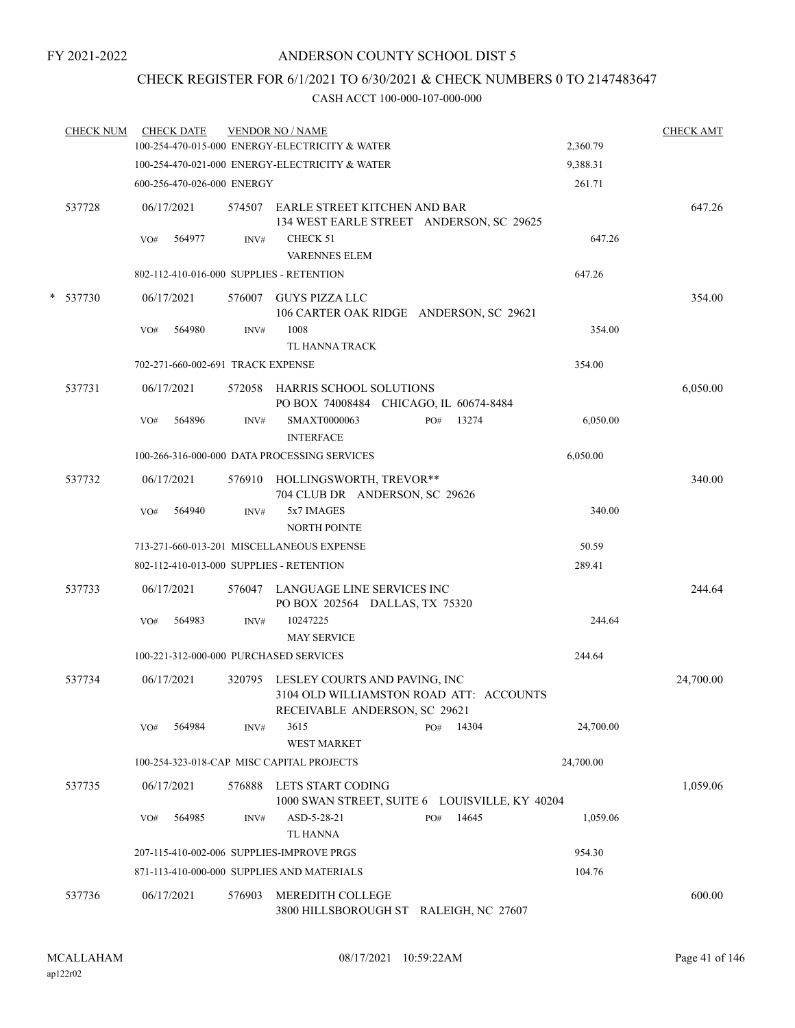FY 2021-2022

ANDERSON COUNTY SCHOOL DIST 5

CHECK REGISTER FOR 6/1/2021 TO 6/30/2021 & CHECK NUMBERS 0 TO 2147483647

CASH ACCT 100-000-107-000-000

| CHECK NUM | CHECK DATE | VENDOR NO / NAME | | CHECK AMT |
|---|---|---|---|---|
| | | 100-254-470-015-000 ENERGY-ELECTRICITY & WATER | 2,360.79 | |
| | | 100-254-470-021-000 ENERGY-ELECTRICITY & WATER | 9,388.31 | |
| | | 600-256-470-026-000 ENERGY | 261.71 | |
| 537728 | 06/17/2021 | 574507 EARLE STREET KITCHEN AND BAR<br>134 WEST EARLE STREET ANDERSON, SC 29625 | | 647.26 |
| | VO# 564977 | INV# CHECK 51<br>VARENNES ELEM | 647.26 | |
| | | 802-112-410-016-000 SUPPLIES - RETENTION | 647.26 | |
| * 537730 | 06/17/2021 | 576007 GUYS PIZZA LLC<br>106 CARTER OAK RIDGE ANDERSON, SC 29621 | | 354.00 |
| | VO# 564980 | INV# 1008<br>TL HANNA TRACK | 354.00 | |
| | | 702-271-660-002-691 TRACK EXPENSE | 354.00 | |
| 537731 | 06/17/2021 | 572058 HARRIS SCHOOL SOLUTIONS<br>PO BOX 74008484 CHICAGO, IL 60674-8484 | | 6,050.00 |
| | VO# 564896 | INV# SMAXT0000063 PO# 13274<br>INTERFACE | 6,050.00 | |
| | | 100-266-316-000-000 DATA PROCESSING SERVICES | 6,050.00 | |
| 537732 | 06/17/2021 | 576910 HOLLINGSWORTH, TREVOR**<br>704 CLUB DR ANDERSON, SC 29626 | | 340.00 |
| | VO# 564940 | INV# 5x7 IMAGES<br>NORTH POINTE | 340.00 | |
| | | 713-271-660-013-201 MISCELLANEOUS EXPENSE | 50.59 | |
| | | 802-112-410-013-000 SUPPLIES - RETENTION | 289.41 | |
| 537733 | 06/17/2021 | 576047 LANGUAGE LINE SERVICES INC<br>PO BOX 202564 DALLAS, TX 75320 | | 244.64 |
| | VO# 564983 | INV# 10247225<br>MAY SERVICE | 244.64 | |
| | | 100-221-312-000-000 PURCHASED SERVICES | 244.64 | |
| 537734 | 06/17/2021 | 320795 LESLEY COURTS AND PAVING, INC<br>3104 OLD WILLIAMSTON ROAD ATT: ACCOUNTS RECEIVABLE ANDERSON, SC 29621 | | 24,700.00 |
| | VO# 564984 | INV# 3615 PO# 14304<br>WEST MARKET | 24,700.00 | |
| | | 100-254-323-018-CAP MISC CAPITAL PROJECTS | 24,700.00 | |
| 537735 | 06/17/2021 | 576888 LETS START CODING<br>1000 SWAN STREET, SUITE 6 LOUISVILLE, KY 40204 | | 1,059.06 |
| | VO# 564985 | INV# ASD-5-28-21 PO# 14645<br>TL HANNA | 1,059.06 | |
| | | 207-115-410-002-006 SUPPLIES-IMPROVE PRGS | 954.30 | |
| | | 871-113-410-000-000 SUPPLIES AND MATERIALS | 104.76 | |
| 537736 | 06/17/2021 | 576903 MEREDITH COLLEGE<br>3800 HILLSBOROUGH ST RALEIGH, NC 27607 | | 600.00 |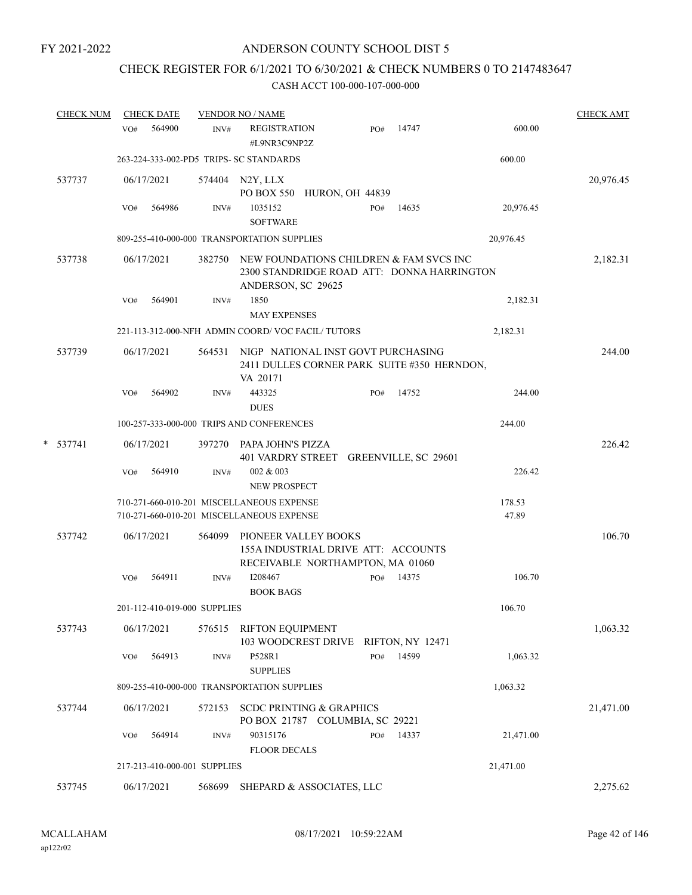FY 2021-2022

# ANDERSON COUNTY SCHOOL DIST 5

## CHECK REGISTER FOR 6/1/2021 TO 6/30/2021 & CHECK NUMBERS 0 TO 2147483647

### CASH ACCT 100-000-107-000-000

| CHECK NUM | CHECK DATE | VENDOR NO / NAME | | | CHECK AMT |
|---|---|---|---|---|---|
| | VO# 564900 | INV# REGISTRATION #L9NR3C9NP2Z | PO# 14747 | 600.00 | |
| | 263-224-333-002-PD5 TRIPS- SC STANDARDS | | | 600.00 | |
| 537737 | 06/17/2021 | 574404 N2Y, LLX PO BOX 550 HURON, OH 44839 | | | 20,976.45 |
| | VO# 564986 | INV# 1035152 SOFTWARE | PO# 14635 | 20,976.45 | |
| | 809-255-410-000-000 TRANSPORTATION SUPPLIES | | | 20,976.45 | |
| 537738 | 06/17/2021 | 382750 NEW FOUNDATIONS CHILDREN & FAM SVCS INC 2300 STANDRIDGE ROAD ATT: DONNA HARRINGTON ANDERSON, SC 29625 | | | 2,182.31 |
| | VO# 564901 | INV# 1850 MAY EXPENSES | | 2,182.31 | |
| | 221-113-312-000-NFH ADMIN COORD/ VOC FACIL/ TUTORS | | | 2,182.31 | |
| 537739 | 06/17/2021 | 564531 NIGP NATIONAL INST GOVT PURCHASING 2411 DULLES CORNER PARK SUITE #350 HERNDON, VA 20171 | | | 244.00 |
| | VO# 564902 | INV# 443325 DUES | PO# 14752 | 244.00 | |
| | 100-257-333-000-000 TRIPS AND CONFERENCES | | | 244.00 | |
| * 537741 | 06/17/2021 | 397270 PAPA JOHN'S PIZZA 401 VARDRY STREET GREENVILLE, SC 29601 | | | 226.42 |
| | VO# 564910 | INV# 002 & 003 NEW PROSPECT | | 226.42 | |
| | 710-271-660-010-201 MISCELLANEOUS EXPENSE | | | 178.53 | |
| | 710-271-660-010-201 MISCELLANEOUS EXPENSE | | | 47.89 | |
| 537742 | 06/17/2021 | 564099 PIONEER VALLEY BOOKS 155A INDUSTRIAL DRIVE ATT: ACCOUNTS RECEIVABLE NORTHAMPTON, MA 01060 | | | 106.70 |
| | VO# 564911 | INV# I208467 BOOK BAGS | PO# 14375 | 106.70 | |
| | 201-112-410-019-000 SUPPLIES | | | 106.70 | |
| 537743 | 06/17/2021 | 576515 RIFTON EQUIPMENT 103 WOODCREST DRIVE RIFTON, NY 12471 | | | 1,063.32 |
| | VO# 564913 | INV# P528R1 SUPPLIES | PO# 14599 | 1,063.32 | |
| | 809-255-410-000-000 TRANSPORTATION SUPPLIES | | | 1,063.32 | |
| 537744 | 06/17/2021 | 572153 SCDC PRINTING & GRAPHICS PO BOX 21787 COLUMBIA, SC 29221 | | | 21,471.00 |
| | VO# 564914 | INV# 90315176 FLOOR DECALS | PO# 14337 | 21,471.00 | |
| | 217-213-410-000-001 SUPPLIES | | | 21,471.00 | |
| 537745 | 06/17/2021 | 568699 SHEPARD & ASSOCIATES, LLC | | | 2,275.62 |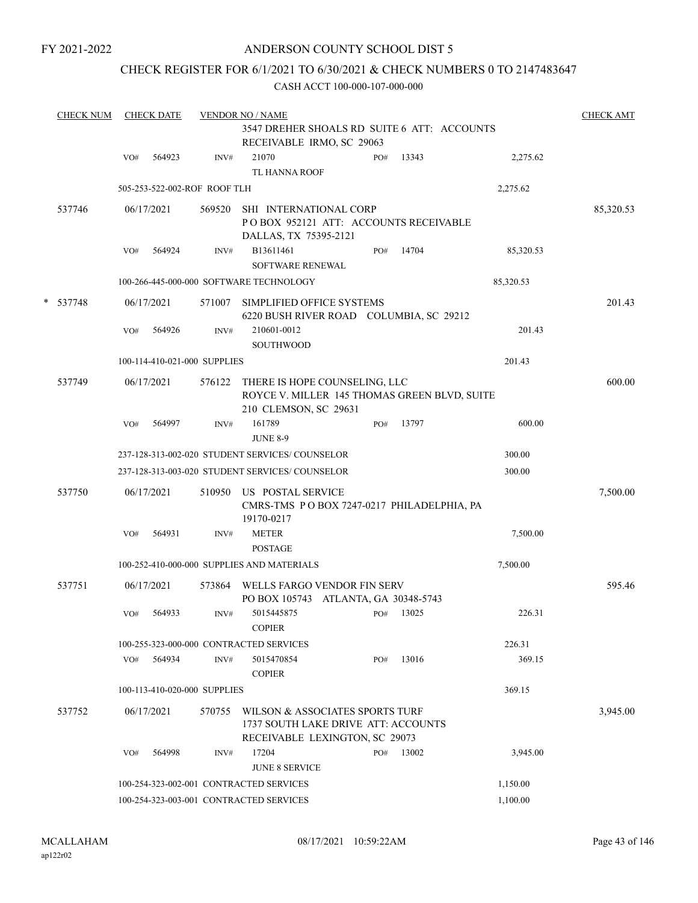FY 2021-2022

# ANDERSON COUNTY SCHOOL DIST 5

## CHECK REGISTER FOR 6/1/2021 TO 6/30/2021 & CHECK NUMBERS 0 TO 2147483647

CASH ACCT 100-000-107-000-000

| CHECK NUM | CHECK DATE | VENDOR NO / NAME | | | CHECK AMT |
|---|---|---|---|---|---|
| | | 3547 DREHER SHOALS RD SUITE 6 ATT: ACCOUNTS RECEIVABLE IRMO, SC 29063 | | | |
| | VO# 564923 | INV# 21070 TL HANNA ROOF | PO# 13343 | 2,275.62 | |
| | 505-253-522-002-ROF ROOF TLH | | | 2,275.62 | |
| 537746 | 06/17/2021 | 569520 SHI INTERNATIONAL CORP P O BOX 952121 ATT: ACCOUNTS RECEIVABLE DALLAS, TX 75395-2121 | | | 85,320.53 |
| | VO# 564924 | INV# B13611461 SOFTWARE RENEWAL | PO# 14704 | 85,320.53 | |
| | 100-266-445-000-000 SOFTWARE TECHNOLOGY | | | 85,320.53 | |
| * 537748 | 06/17/2021 | 571007 SIMPLIFIED OFFICE SYSTEMS 6220 BUSH RIVER ROAD COLUMBIA, SC 29212 | | | 201.43 |
| | VO# 564926 | INV# 210601-0012 SOUTHWOOD | | 201.43 | |
| | 100-114-410-021-000 SUPPLIES | | | 201.43 | |
| 537749 | 06/17/2021 | 576122 THERE IS HOPE COUNSELING, LLC ROYCE V. MILLER 145 THOMAS GREEN BLVD, SUITE 210 CLEMSON, SC 29631 | | | 600.00 |
| | VO# 564997 | INV# 161789 JUNE 8-9 | PO# 13797 | 600.00 | |
| | 237-128-313-002-020 STUDENT SERVICES/ COUNSELOR | | | 300.00 | |
| | 237-128-313-003-020 STUDENT SERVICES/ COUNSELOR | | | 300.00 | |
| 537750 | 06/17/2021 | 510950 US POSTAL SERVICE CMRS-TMS P O BOX 7247-0217 PHILADELPHIA, PA 19170-0217 | | | 7,500.00 |
| | VO# 564931 | INV# METER POSTAGE | | 7,500.00 | |
| | 100-252-410-000-000 SUPPLIES AND MATERIALS | | | 7,500.00 | |
| 537751 | 06/17/2021 | 573864 WELLS FARGO VENDOR FIN SERV PO BOX 105743 ATLANTA, GA 30348-5743 | | | 595.46 |
| | VO# 564933 | INV# 5015445875 COPIER | PO# 13025 | 226.31 | |
| | 100-255-323-000-000 CONTRACTED SERVICES | | | 226.31 | |
| | VO# 564934 | INV# 5015470854 COPIER | PO# 13016 | 369.15 | |
| | 100-113-410-020-000 SUPPLIES | | | 369.15 | |
| 537752 | 06/17/2021 | 570755 WILSON & ASSOCIATES SPORTS TURF 1737 SOUTH LAKE DRIVE ATT: ACCOUNTS RECEIVABLE LEXINGTON, SC 29073 | | | 3,945.00 |
| | VO# 564998 | INV# 17204 JUNE 8 SERVICE | PO# 13002 | 3,945.00 | |
| | 100-254-323-002-001 CONTRACTED SERVICES | | | 1,150.00 | |
| | 100-254-323-003-001 CONTRACTED SERVICES | | | 1,100.00 | |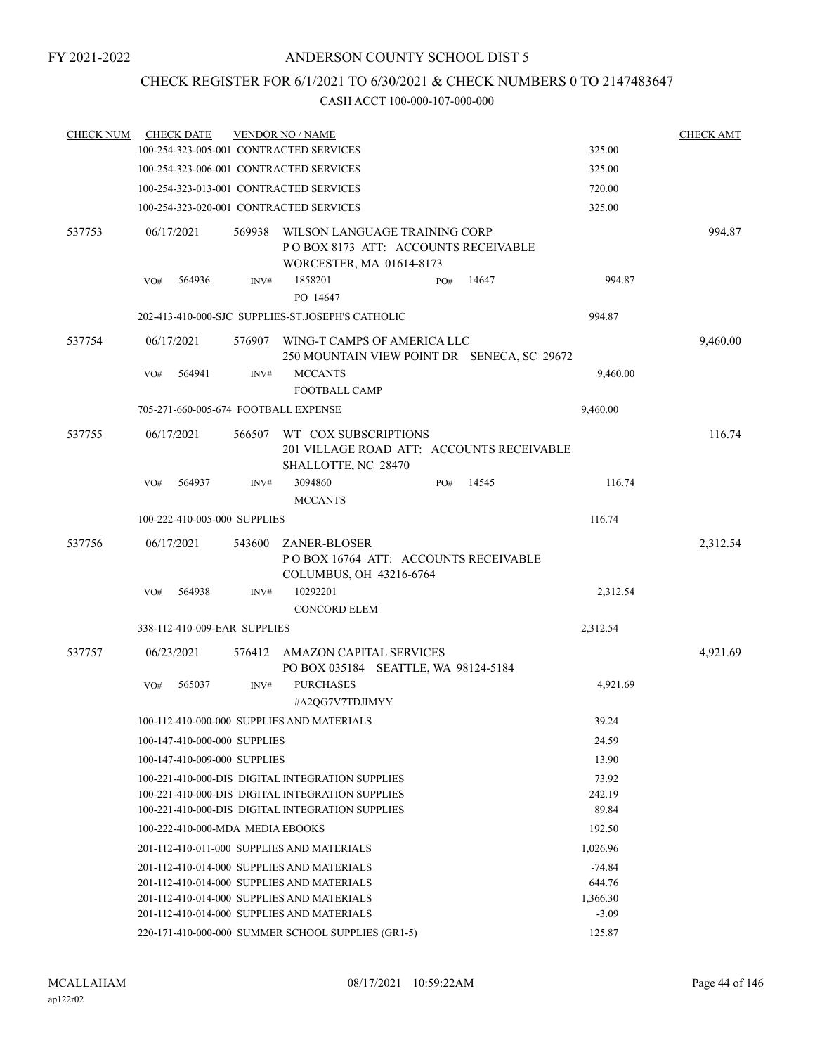FY 2021-2022

# ANDERSON COUNTY SCHOOL DIST 5

## CHECK REGISTER FOR 6/1/2021 TO 6/30/2021 & CHECK NUMBERS 0 TO 2147483647

### CASH ACCT 100-000-107-000-000

| CHECK NUM | CHECK DATE | VENDOR NO / NAME | | CHECK AMT |
|---|---|---|---|---|
| | | 100-254-323-005-001 CONTRACTED SERVICES | 325.00 | |
| | | 100-254-323-006-001 CONTRACTED SERVICES | 325.00 | |
| | | 100-254-323-013-001 CONTRACTED SERVICES | 720.00 | |
| | | 100-254-323-020-001 CONTRACTED SERVICES | 325.00 | |
| 537753 | 06/17/2021 | 569938 WILSON LANGUAGE TRAINING CORP<br>P O BOX 8173 ATT: ACCOUNTS RECEIVABLE<br>WORCESTER, MA 01614-8173 | | 994.87 |
| | VO# 564936 | INV# 1858201 PO# 14647<br>PO 14647 | 994.87 | |
| | | 202-413-410-000-SJC SUPPLIES-ST.JOSEPH'S CATHOLIC | 994.87 | |
| 537754 | 06/17/2021 | 576907 WING-T CAMPS OF AMERICA LLC<br>250 MOUNTAIN VIEW POINT DR SENECA, SC 29672 | | 9,460.00 |
| | VO# 564941 | INV# MCCANTS<br>FOOTBALL CAMP | 9,460.00 | |
| | | 705-271-660-005-674 FOOTBALL EXPENSE | 9,460.00 | |
| 537755 | 06/17/2021 | 566507 WT COX SUBSCRIPTIONS<br>201 VILLAGE ROAD ATT: ACCOUNTS RECEIVABLE<br>SHALLOTTE, NC 28470 | | 116.74 |
| | VO# 564937 | INV# 3094860 PO# 14545<br>MCCANTS | 116.74 | |
| | | 100-222-410-005-000 SUPPLIES | 116.74 | |
| 537756 | 06/17/2021 | 543600 ZANER-BLOSER<br>P O BOX 16764 ATT: ACCOUNTS RECEIVABLE<br>COLUMBUS, OH 43216-6764 | | 2,312.54 |
| | VO# 564938 | INV# 10292201<br>CONCORD ELEM | 2,312.54 | |
| | | 338-112-410-009-EAR SUPPLIES | 2,312.54 | |
| 537757 | 06/23/2021 | 576412 AMAZON CAPITAL SERVICES<br>PO BOX 035184 SEATTLE, WA 98124-5184 | | 4,921.69 |
| | VO# 565037 | INV# PURCHASES<br>#A2QG7V7TDJIMYY | 4,921.69 | |
| | | 100-112-410-000-000 SUPPLIES AND MATERIALS | 39.24 | |
| | | 100-147-410-000-000 SUPPLIES | 24.59 | |
| | | 100-147-410-009-000 SUPPLIES | 13.90 | |
| | | 100-221-410-000-DIS DIGITAL INTEGRATION SUPPLIES | 73.92 | |
| | | 100-221-410-000-DIS DIGITAL INTEGRATION SUPPLIES | 242.19 | |
| | | 100-221-410-000-DIS DIGITAL INTEGRATION SUPPLIES | 89.84 | |
| | | 100-222-410-000-MDA MEDIA EBOOKS | 192.50 | |
| | | 201-112-410-011-000 SUPPLIES AND MATERIALS | 1,026.96 | |
| | | 201-112-410-014-000 SUPPLIES AND MATERIALS | -74.84 | |
| | | 201-112-410-014-000 SUPPLIES AND MATERIALS | 644.76 | |
| | | 201-112-410-014-000 SUPPLIES AND MATERIALS | 1,366.30 | |
| | | 201-112-410-014-000 SUPPLIES AND MATERIALS | -3.09 | |
| | | 220-171-410-000-000 SUMMER SCHOOL SUPPLIES (GR1-5) | 125.87 | |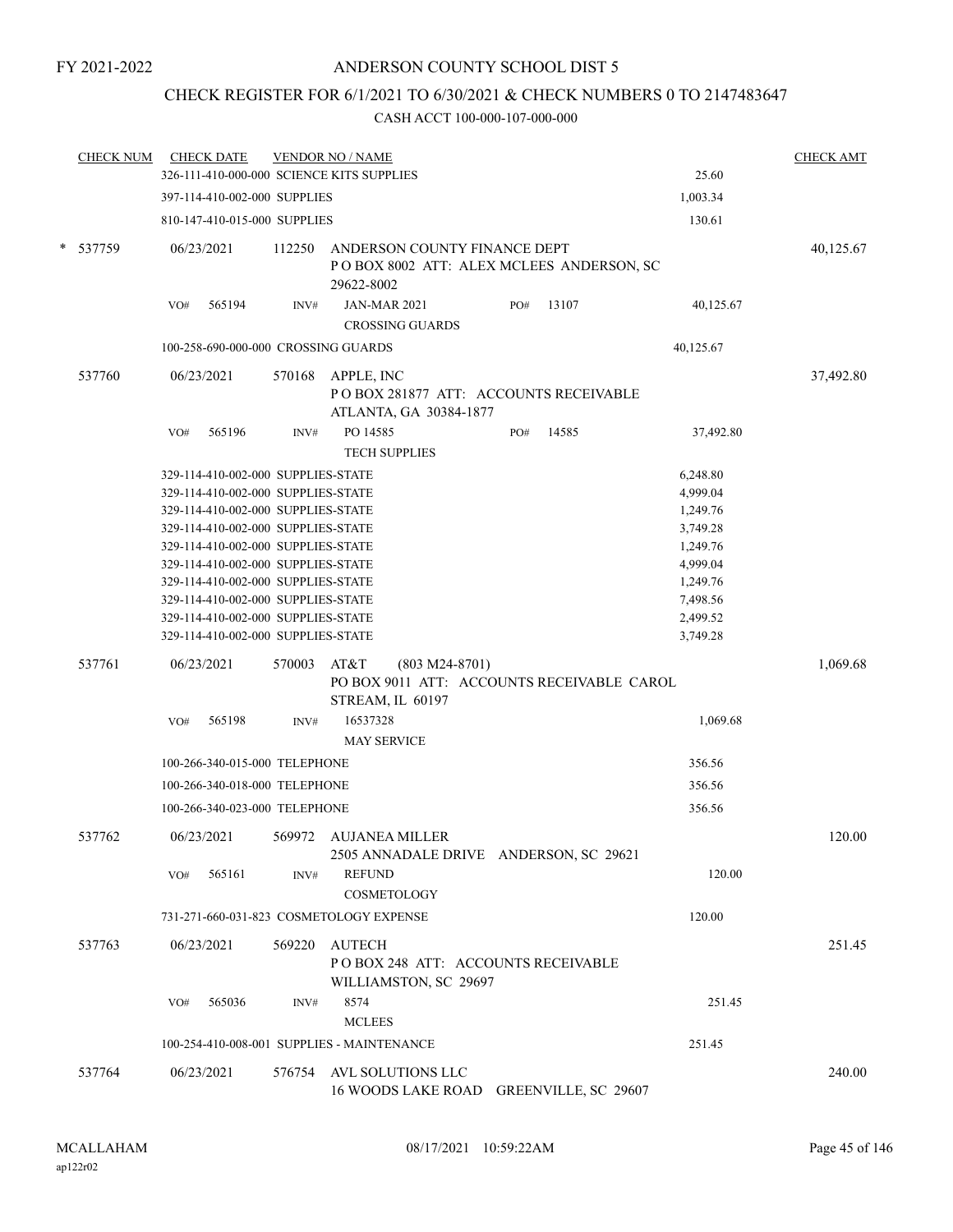FY 2021-2022

# ANDERSON COUNTY SCHOOL DIST 5

## CHECK REGISTER FOR 6/1/2021 TO 6/30/2021 & CHECK NUMBERS 0 TO 2147483647

### CASH ACCT 100-000-107-000-000

| CHECK NUM | CHECK DATE | VENDOR NO / NAME | | | CHECK AMT |
|---|---|---|---|---|---|
| | 326-111-410-000-000 SCIENCE KITS SUPPLIES | | | 25.60 | |
| | 397-114-410-002-000 SUPPLIES | | | 1,003.34 | |
| | 810-147-410-015-000 SUPPLIES | | | 130.61 | |
| * 537759 | 06/23/2021 | 112250 | ANDERSON COUNTY FINANCE DEPT<br>P O BOX 8002 ATT: ALEX MCLEES ANDERSON, SC 29622-8002 | | 40,125.67 |
| | VO# 565194 | INV# | JAN-MAR 2021 PO# 13107<br>CROSSING GUARDS | 40,125.67 | |
| | 100-258-690-000-000 CROSSING GUARDS | | | 40,125.67 | |
| 537760 | 06/23/2021 | 570168 | APPLE, INC<br>P O BOX 281877 ATT: ACCOUNTS RECEIVABLE ATLANTA, GA 30384-1877 | | 37,492.80 |
| | VO# 565196 | INV# | PO 14585 PO# 14585<br>TECH SUPPLIES | 37,492.80 | |
| | 329-114-410-002-000 SUPPLIES-STATE | | | 6,248.80 | |
| | 329-114-410-002-000 SUPPLIES-STATE | | | 4,999.04 | |
| | 329-114-410-002-000 SUPPLIES-STATE | | | 1,249.76 | |
| | 329-114-410-002-000 SUPPLIES-STATE | | | 3,749.28 | |
| | 329-114-410-002-000 SUPPLIES-STATE | | | 1,249.76 | |
| | 329-114-410-002-000 SUPPLIES-STATE | | | 4,999.04 | |
| | 329-114-410-002-000 SUPPLIES-STATE | | | 1,249.76 | |
| | 329-114-410-002-000 SUPPLIES-STATE | | | 7,498.56 | |
| | 329-114-410-002-000 SUPPLIES-STATE | | | 2,499.52 | |
| | 329-114-410-002-000 SUPPLIES-STATE | | | 3,749.28 | |
| 537761 | 06/23/2021 | 570003 | AT&T (803 M24-8701)<br>PO BOX 9011 ATT: ACCOUNTS RECEIVABLE CAROL STREAM, IL 60197 | | 1,069.68 |
| | VO# 565198 | INV# | 16537328<br>MAY SERVICE | 1,069.68 | |
| | 100-266-340-015-000 TELEPHONE | | | 356.56 | |
| | 100-266-340-018-000 TELEPHONE | | | 356.56 | |
| | 100-266-340-023-000 TELEPHONE | | | 356.56 | |
| 537762 | 06/23/2021 | 569972 | AUJANEA MILLER<br>2505 ANNADALE DRIVE ANDERSON, SC 29621 | | 120.00 |
| | VO# 565161 | INV# | REFUND<br>COSMETOLOGY | 120.00 | |
| | 731-271-660-031-823 COSMETOLOGY EXPENSE | | | 120.00 | |
| 537763 | 06/23/2021 | 569220 | AUTECH<br>P O BOX 248 ATT: ACCOUNTS RECEIVABLE WILLIAMSTON, SC 29697 | | 251.45 |
| | VO# 565036 | INV# | 8574<br>MCLEES | 251.45 | |
| | 100-254-410-008-001 SUPPLIES - MAINTENANCE | | | 251.45 | |
| 537764 | 06/23/2021 | 576754 | AVL SOLUTIONS LLC<br>16 WOODS LAKE ROAD GREENVILLE, SC 29607 | | 240.00 |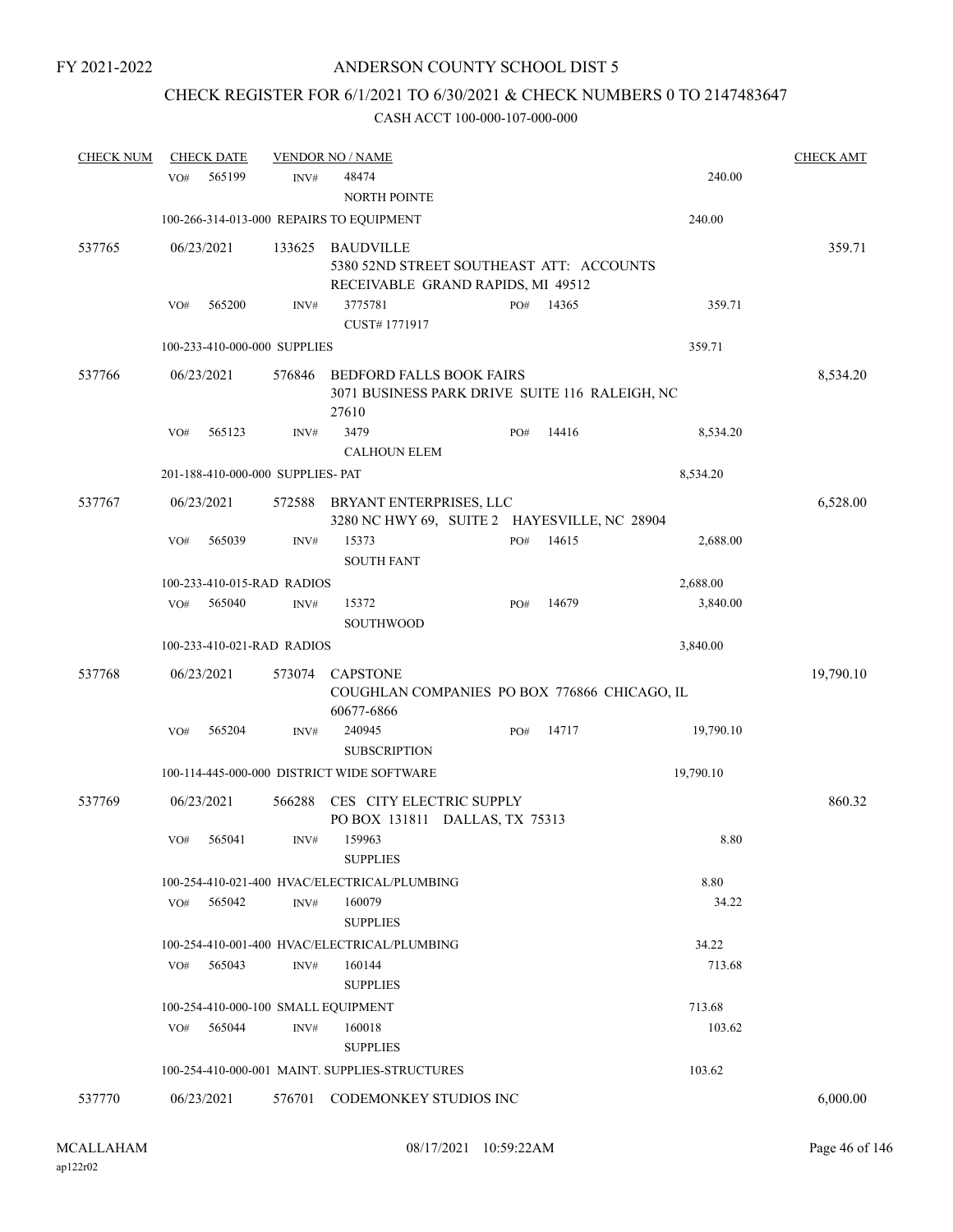FY 2021-2022

# ANDERSON COUNTY SCHOOL DIST 5

## CHECK REGISTER FOR 6/1/2021 TO 6/30/2021 & CHECK NUMBERS 0 TO 2147483647

### CASH ACCT 100-000-107-000-000

| CHECK NUM | CHECK DATE | VENDOR NO / NAME | | | CHECK AMT |
|---|---|---|---|---|---|
| | VO# 565199 | INV# 48474<br>NORTH POINTE | | 240.00 | |
| | 100-266-314-013-000 REPAIRS TO EQUIPMENT | | | 240.00 | |
| 537765 | 06/23/2021 | 133625 BAUDVILLE<br>5380 52ND STREET SOUTHEAST ATT: ACCOUNTS RECEIVABLE GRAND RAPIDS, MI 49512 | | | 359.71 |
| | VO# 565200 | INV# 3775781<br>CUST# 1771917 | PO# 14365 | 359.71 | |
| | 100-233-410-000-000 SUPPLIES | | | 359.71 | |
| 537766 | 06/23/2021 | 576846 BEDFORD FALLS BOOK FAIRS<br>3071 BUSINESS PARK DRIVE SUITE 116 RALEIGH, NC 27610 | | | 8,534.20 |
| | VO# 565123 | INV# 3479<br>CALHOUN ELEM | PO# 14416 | 8,534.20 | |
| | 201-188-410-000-000 SUPPLIES- PAT | | | 8,534.20 | |
| 537767 | 06/23/2021 | 572588 BRYANT ENTERPRISES, LLC<br>3280 NC HWY 69, SUITE 2 HAYESVILLE, NC 28904 | | | 6,528.00 |
| | VO# 565039 | INV# 15373<br>SOUTH FANT | PO# 14615 | 2,688.00 | |
| | 100-233-410-015-RAD RADIOS | | | 2,688.00 | |
| | VO# 565040 | INV# 15372<br>SOUTHWOOD | PO# 14679 | 3,840.00 | |
| | 100-233-410-021-RAD RADIOS | | | 3,840.00 | |
| 537768 | 06/23/2021 | 573074 CAPSTONE<br>COUGHLAN COMPANIES PO BOX 776866 CHICAGO, IL 60677-6866 | | | 19,790.10 |
| | VO# 565204 | INV# 240945<br>SUBSCRIPTION | PO# 14717 | 19,790.10 | |
| | 100-114-445-000-000 DISTRICT WIDE SOFTWARE | | | 19,790.10 | |
| 537769 | 06/23/2021 | 566288 CES CITY ELECTRIC SUPPLY<br>PO BOX 131811 DALLAS, TX 75313 | | | 860.32 |
| | VO# 565041 | INV# 159963<br>SUPPLIES | | 8.80 | |
| | 100-254-410-021-400 HVAC/ELECTRICAL/PLUMBING | | | 8.80 | |
| | VO# 565042 | INV# 160079<br>SUPPLIES | | 34.22 | |
| | 100-254-410-001-400 HVAC/ELECTRICAL/PLUMBING | | | 34.22 | |
| | VO# 565043 | INV# 160144<br>SUPPLIES | | 713.68 | |
| | 100-254-410-000-100 SMALL EQUIPMENT | | | 713.68 | |
| | VO# 565044 | INV# 160018<br>SUPPLIES | | 103.62 | |
| | 100-254-410-000-001 MAINT. SUPPLIES-STRUCTURES | | | 103.62 | |
| 537770 | 06/23/2021 | 576701 CODEMONKEY STUDIOS INC | | | 6,000.00 |

MCALLAHAM ap122r02 08/17/2021 10:59:22AM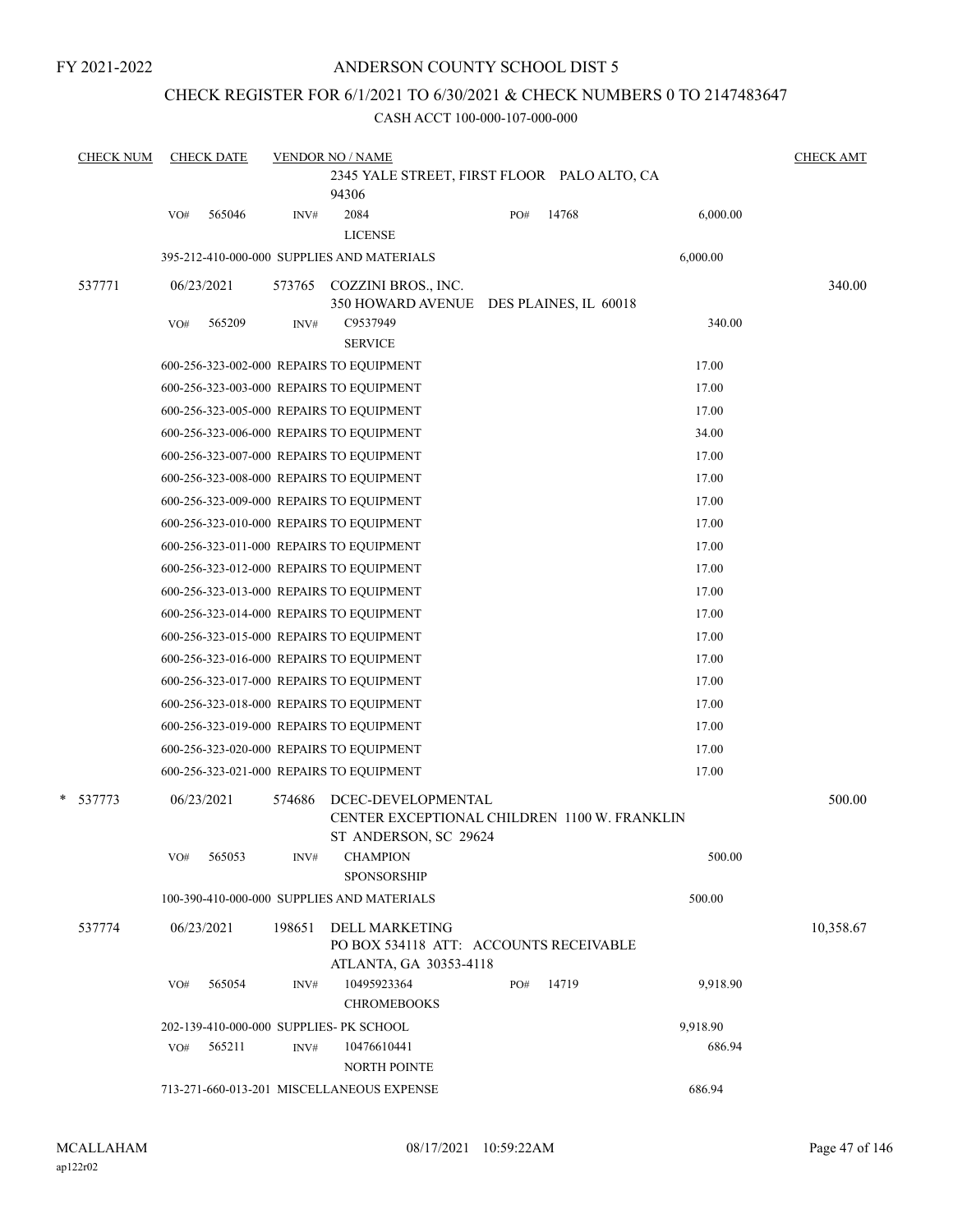FY 2021-2022

# ANDERSON COUNTY SCHOOL DIST 5

## CHECK REGISTER FOR 6/1/2021 TO 6/30/2021 & CHECK NUMBERS 0 TO 2147483647

CASH ACCT 100-000-107-000-000

| CHECK NUM | CHECK DATE | VENDOR NO / NAME | | | CHECK AMT |
|---|---|---|---|---|---|
| | | 2345 YALE STREET, FIRST FLOOR PALO ALTO, CA 94306 | | | |
| | VO# 565046 | INV# 2084 LICENSE | PO# 14768 | 6,000.00 | |
| | 395-212-410-000-000 SUPPLIES AND MATERIALS | | | 6,000.00 | |
| 537771 | 06/23/2021 | 573765 COZZINI BROS., INC. 350 HOWARD AVENUE DES PLAINES, IL 60018 | | | 340.00 |
| | VO# 565209 | INV# C9537949 SERVICE | | 340.00 | |
| | 600-256-323-002-000 REPAIRS TO EQUIPMENT | | | 17.00 | |
| | 600-256-323-003-000 REPAIRS TO EQUIPMENT | | | 17.00 | |
| | 600-256-323-005-000 REPAIRS TO EQUIPMENT | | | 17.00 | |
| | 600-256-323-006-000 REPAIRS TO EQUIPMENT | | | 34.00 | |
| | 600-256-323-007-000 REPAIRS TO EQUIPMENT | | | 17.00 | |
| | 600-256-323-008-000 REPAIRS TO EQUIPMENT | | | 17.00 | |
| | 600-256-323-009-000 REPAIRS TO EQUIPMENT | | | 17.00 | |
| | 600-256-323-010-000 REPAIRS TO EQUIPMENT | | | 17.00 | |
| | 600-256-323-011-000 REPAIRS TO EQUIPMENT | | | 17.00 | |
| | 600-256-323-012-000 REPAIRS TO EQUIPMENT | | | 17.00 | |
| | 600-256-323-013-000 REPAIRS TO EQUIPMENT | | | 17.00 | |
| | 600-256-323-014-000 REPAIRS TO EQUIPMENT | | | 17.00 | |
| | 600-256-323-015-000 REPAIRS TO EQUIPMENT | | | 17.00 | |
| | 600-256-323-016-000 REPAIRS TO EQUIPMENT | | | 17.00 | |
| | 600-256-323-017-000 REPAIRS TO EQUIPMENT | | | 17.00 | |
| | 600-256-323-018-000 REPAIRS TO EQUIPMENT | | | 17.00 | |
| | 600-256-323-019-000 REPAIRS TO EQUIPMENT | | | 17.00 | |
| | 600-256-323-020-000 REPAIRS TO EQUIPMENT | | | 17.00 | |
| | 600-256-323-021-000 REPAIRS TO EQUIPMENT | | | 17.00 | |
| * 537773 | 06/23/2021 | 574686 DCEC-DEVELOPMENTAL CENTER EXCEPTIONAL CHILDREN 1100 W. FRANKLIN ST ANDERSON, SC 29624 | | | 500.00 |
| | VO# 565053 | INV# CHAMPION SPONSORSHIP | | 500.00 | |
| | 100-390-410-000-000 SUPPLIES AND MATERIALS | | | 500.00 | |
| 537774 | 06/23/2021 | 198651 DELL MARKETING PO BOX 534118 ATT: ACCOUNTS RECEIVABLE ATLANTA, GA 30353-4118 | | | 10,358.67 |
| | VO# 565054 | INV# 10495923364 CHROMEBOOKS | PO# 14719 | 9,918.90 | |
| | 202-139-410-000-000 SUPPLIES- PK SCHOOL | | | 9,918.90 | |
| | VO# 565211 | INV# 10476610441 NORTH POINTE | | 686.94 | |
| | 713-271-660-013-201 MISCELLANEOUS EXPENSE | | | 686.94 | |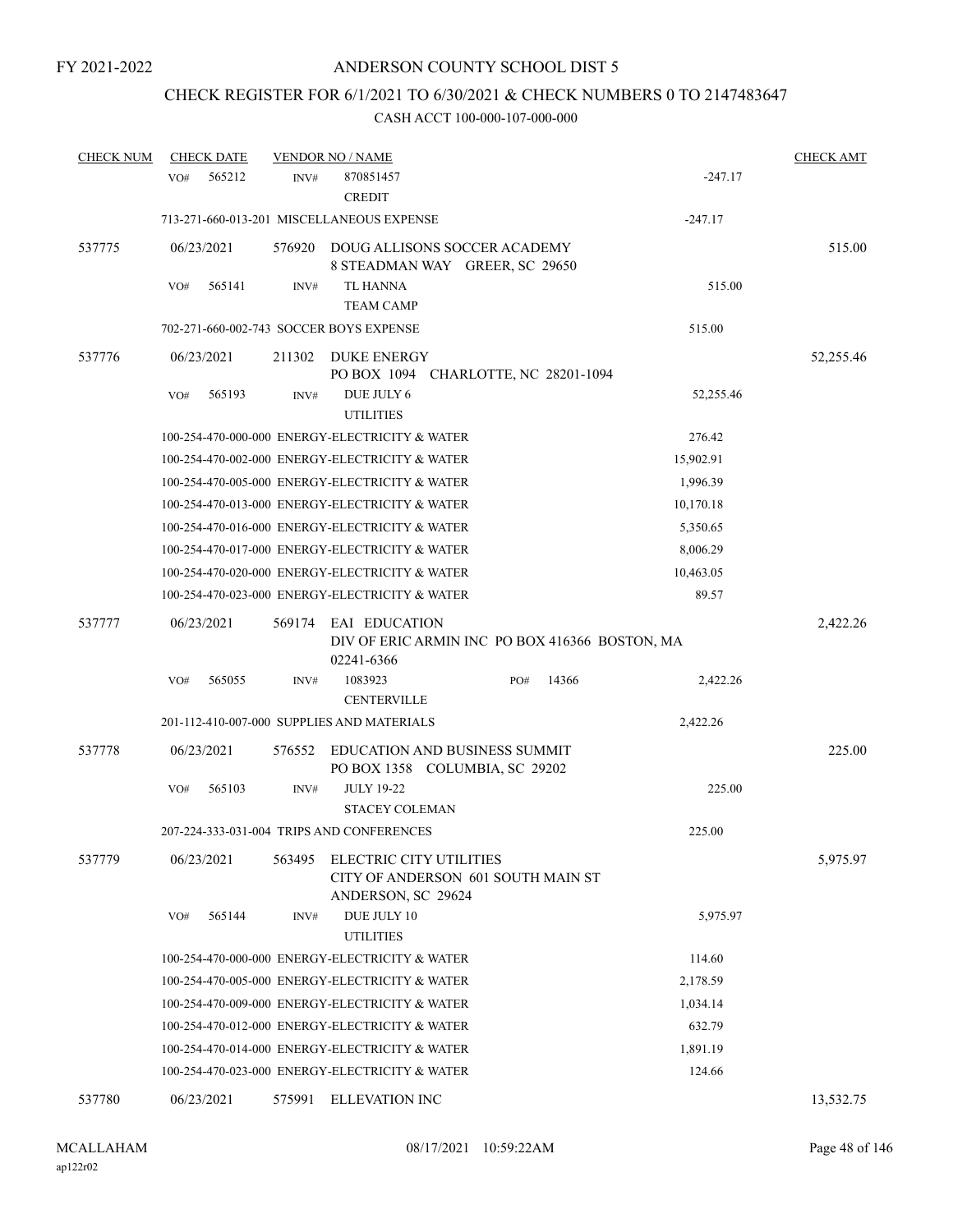FY 2021-2022

# ANDERSON COUNTY SCHOOL DIST 5

## CHECK REGISTER FOR 6/1/2021 TO 6/30/2021 & CHECK NUMBERS 0 TO 2147483647

CASH ACCT 100-000-107-000-000

| CHECK NUM | CHECK DATE | VENDOR NO / NAME | | CHECK AMT |
|---|---|---|---|---|
| | VO# 565212 | INV# 870851457 CREDIT | -247.17 | |
| | | 713-271-660-013-201 MISCELLANEOUS EXPENSE | -247.17 | |
| 537775 | 06/23/2021 | 576920 DOUG ALLISONS SOCCER ACADEMY 8 STEADMAN WAY GREER, SC 29650 | | 515.00 |
| | VO# 565141 | INV# TL HANNA TEAM CAMP | 515.00 | |
| | | 702-271-660-002-743 SOCCER BOYS EXPENSE | 515.00 | |
| 537776 | 06/23/2021 | 211302 DUKE ENERGY PO BOX 1094 CHARLOTTE, NC 28201-1094 | | 52,255.46 |
| | VO# 565193 | INV# DUE JULY 6 UTILITIES | 52,255.46 | |
| | | 100-254-470-000-000 ENERGY-ELECTRICITY & WATER | 276.42 | |
| | | 100-254-470-002-000 ENERGY-ELECTRICITY & WATER | 15,902.91 | |
| | | 100-254-470-005-000 ENERGY-ELECTRICITY & WATER | 1,996.39 | |
| | | 100-254-470-013-000 ENERGY-ELECTRICITY & WATER | 10,170.18 | |
| | | 100-254-470-016-000 ENERGY-ELECTRICITY & WATER | 5,350.65 | |
| | | 100-254-470-017-000 ENERGY-ELECTRICITY & WATER | 8,006.29 | |
| | | 100-254-470-020-000 ENERGY-ELECTRICITY & WATER | 10,463.05 | |
| | | 100-254-470-023-000 ENERGY-ELECTRICITY & WATER | 89.57 | |
| 537777 | 06/23/2021 | 569174 EAI EDUCATION DIV OF ERIC ARMIN INC PO BOX 416366 BOSTON, MA 02241-6366 | | 2,422.26 |
| | VO# 565055 | INV# 1083923 PO# 14366 CENTERVILLE | 2,422.26 | |
| | | 201-112-410-007-000 SUPPLIES AND MATERIALS | 2,422.26 | |
| 537778 | 06/23/2021 | 576552 EDUCATION AND BUSINESS SUMMIT PO BOX 1358 COLUMBIA, SC 29202 | | 225.00 |
| | VO# 565103 | INV# JULY 19-22 STACEY COLEMAN | 225.00 | |
| | | 207-224-333-031-004 TRIPS AND CONFERENCES | 225.00 | |
| 537779 | 06/23/2021 | 563495 ELECTRIC CITY UTILITIES CITY OF ANDERSON 601 SOUTH MAIN ST ANDERSON, SC 29624 | | 5,975.97 |
| | VO# 565144 | INV# DUE JULY 10 UTILITIES | 5,975.97 | |
| | | 100-254-470-000-000 ENERGY-ELECTRICITY & WATER | 114.60 | |
| | | 100-254-470-005-000 ENERGY-ELECTRICITY & WATER | 2,178.59 | |
| | | 100-254-470-009-000 ENERGY-ELECTRICITY & WATER | 1,034.14 | |
| | | 100-254-470-012-000 ENERGY-ELECTRICITY & WATER | 632.79 | |
| | | 100-254-470-014-000 ENERGY-ELECTRICITY & WATER | 1,891.19 | |
| | | 100-254-470-023-000 ENERGY-ELECTRICITY & WATER | 124.66 | |
| 537780 | 06/23/2021 | 575991 ELLEVATION INC | | 13,532.75 |

MCALLAHAM ap122r02 08/17/2021 10:59:22AM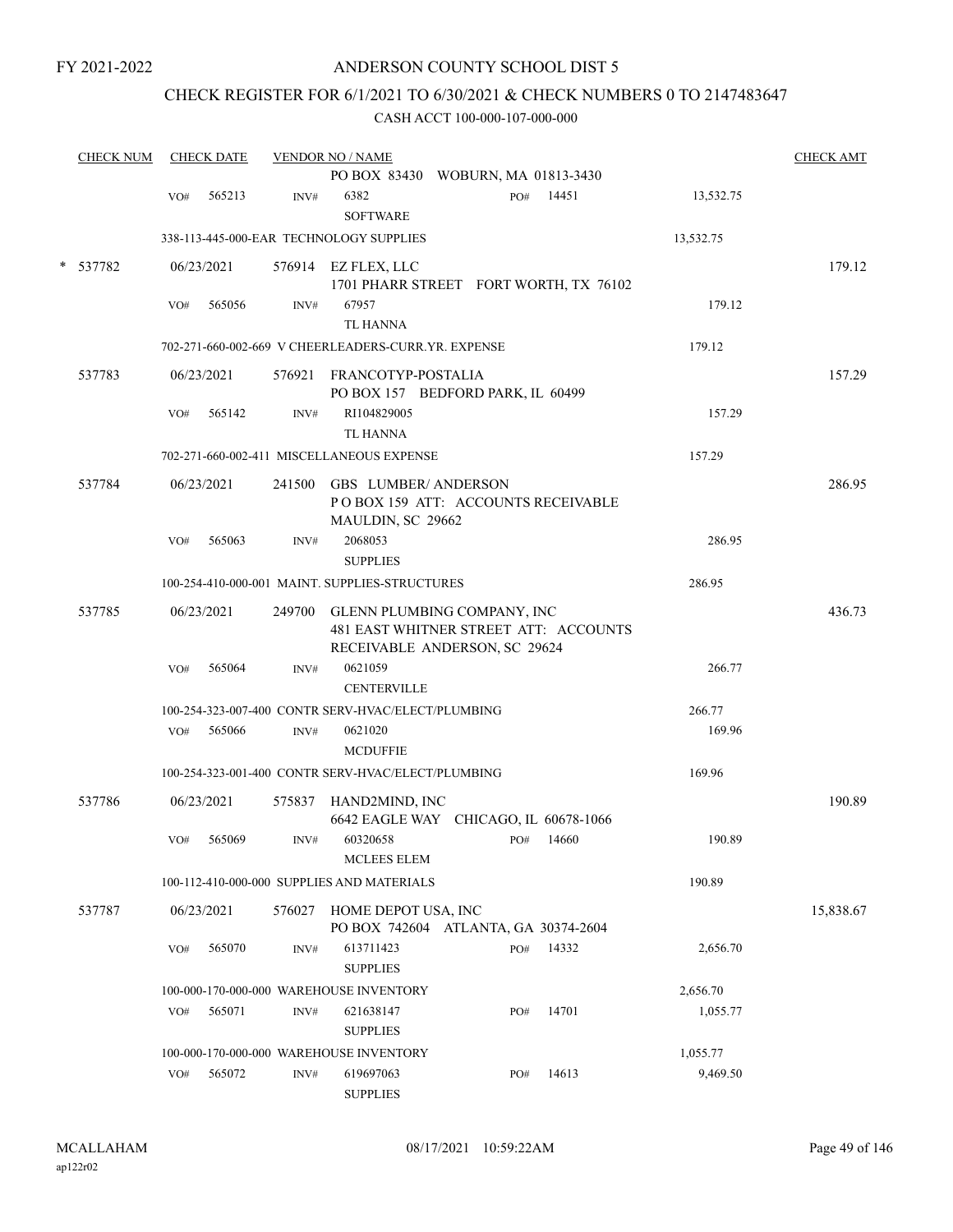FY 2021-2022

# ANDERSON COUNTY SCHOOL DIST 5

## CHECK REGISTER FOR 6/1/2021 TO 6/30/2021 & CHECK NUMBERS 0 TO 2147483647

### CASH ACCT 100-000-107-000-000

| CHECK NUM | CHECK DATE | VENDOR NO / NAME | | | CHECK AMT |
|---|---|---|---|---|---|
| | | PO BOX 83430 WOBURN, MA 01813-3430 | | | |
| | VO# 565213 | INV# 6382 SOFTWARE | PO# 14451 | 13,532.75 | |
| | | 338-113-445-000-EAR TECHNOLOGY SUPPLIES | | 13,532.75 | |
| * 537782 | 06/23/2021 | 576914 EZ FLEX, LLC 1701 PHARR STREET FORT WORTH, TX 76102 | | | 179.12 |
| | VO# 565056 | INV# 67957 TL HANNA | | 179.12 | |
| | | 702-271-660-002-669 V CHEERLEADERS-CURR.YR. EXPENSE | | 179.12 | |
| 537783 | 06/23/2021 | 576921 FRANCOTYP-POSTALIA PO BOX 157 BEDFORD PARK, IL 60499 | | | 157.29 |
| | VO# 565142 | INV# RI104829005 TL HANNA | | 157.29 | |
| | | 702-271-660-002-411 MISCELLANEOUS EXPENSE | | 157.29 | |
| 537784 | 06/23/2021 | 241500 GBS LUMBER/ ANDERSON P O BOX 159 ATT: ACCOUNTS RECEIVABLE MAULDIN, SC 29662 | | | 286.95 |
| | VO# 565063 | INV# 2068053 SUPPLIES | | 286.95 | |
| | | 100-254-410-000-001 MAINT. SUPPLIES-STRUCTURES | | 286.95 | |
| 537785 | 06/23/2021 | 249700 GLENN PLUMBING COMPANY, INC 481 EAST WHITNER STREET ATT: ACCOUNTS RECEIVABLE ANDERSON, SC 29624 | | | 436.73 |
| | VO# 565064 | INV# 0621059 CENTERVILLE | | 266.77 | |
| | | 100-254-323-007-400 CONTR SERV-HVAC/ELECT/PLUMBING | | 266.77 | |
| | VO# 565066 | INV# 0621020 MCDUFFIE | | 169.96 | |
| | | 100-254-323-001-400 CONTR SERV-HVAC/ELECT/PLUMBING | | 169.96 | |
| 537786 | 06/23/2021 | 575837 HAND2MIND, INC 6642 EAGLE WAY CHICAGO, IL 60678-1066 | | | 190.89 |
| | VO# 565069 | INV# 60320658 MCLEES ELEM | PO# 14660 | 190.89 | |
| | | 100-112-410-000-000 SUPPLIES AND MATERIALS | | 190.89 | |
| 537787 | 06/23/2021 | 576027 HOME DEPOT USA, INC PO BOX 742604 ATLANTA, GA 30374-2604 | | | 15,838.67 |
| | VO# 565070 | INV# 613711423 SUPPLIES | PO# 14332 | 2,656.70 | |
| | | 100-000-170-000-000 WAREHOUSE INVENTORY | | 2,656.70 | |
| | VO# 565071 | INV# 621638147 SUPPLIES | PO# 14701 | 1,055.77 | |
| | | 100-000-170-000-000 WAREHOUSE INVENTORY | | 1,055.77 | |
| | VO# 565072 | INV# 619697063 SUPPLIES | PO# 14613 | 9,469.50 | |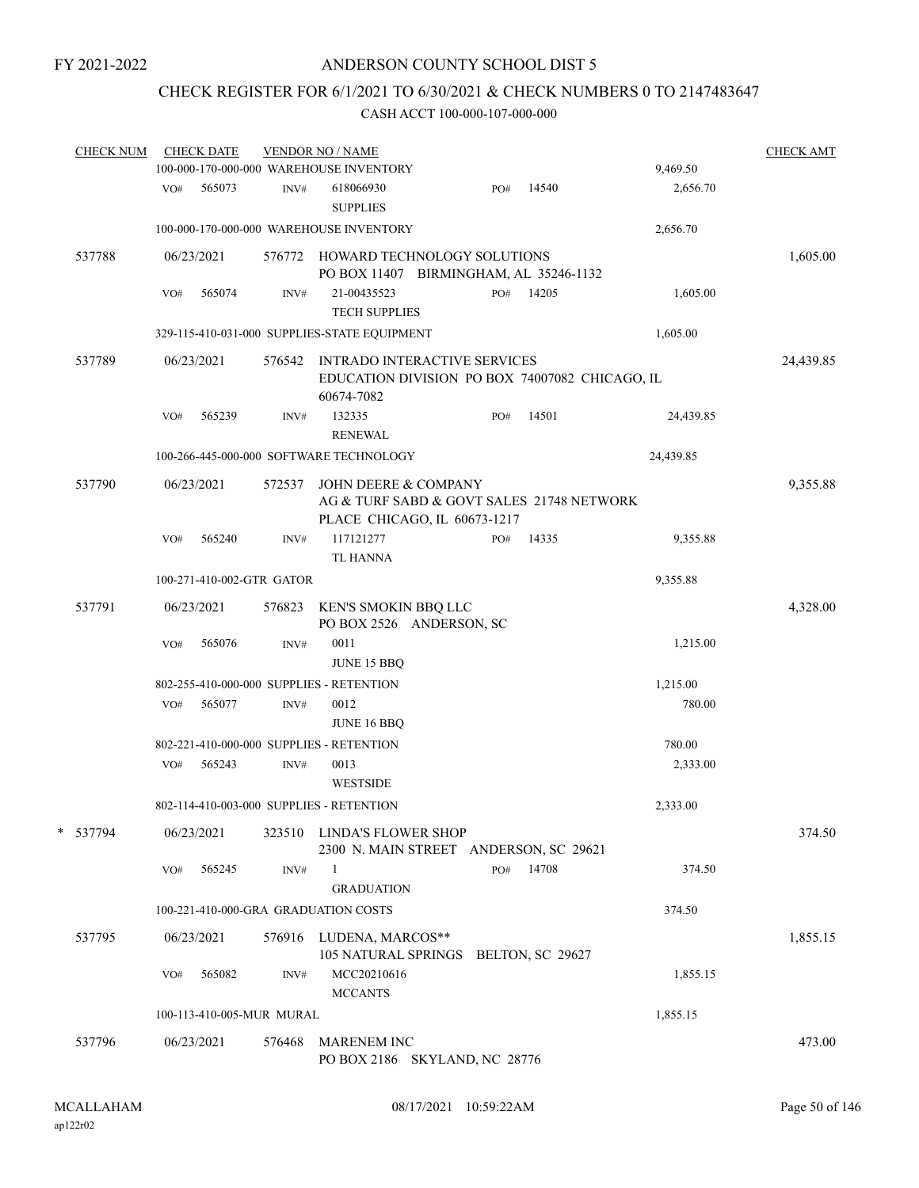FY 2021-2022

# ANDERSON COUNTY SCHOOL DIST 5

## CHECK REGISTER FOR 6/1/2021 TO 6/30/2021 & CHECK NUMBERS 0 TO 2147483647

### CASH ACCT 100-000-107-000-000

| CHECK NUM | CHECK DATE | VENDOR NO / NAME | | | | CHECK AMT |
|---|---|---|---|---|---|---|
| | 100-000-170-000-000 WAREHOUSE INVENTORY | | | | 9,469.50 | |
| | VO# 565073 | INV# 618066930 SUPPLIES | PO# | 14540 | 2,656.70 | |
| | 100-000-170-000-000 WAREHOUSE INVENTORY | | | | 2,656.70 | |
| 537788 | 06/23/2021 | 576772 HOWARD TECHNOLOGY SOLUTIONS PO BOX 11407 BIRMINGHAM, AL 35246-1132 | | | | 1,605.00 |
| | VO# 565074 | INV# 21-00435523 TECH SUPPLIES | PO# | 14205 | 1,605.00 | |
| | 329-115-410-031-000 SUPPLIES-STATE EQUIPMENT | | | | 1,605.00 | |
| 537789 | 06/23/2021 | 576542 INTRADO INTERACTIVE SERVICES EDUCATION DIVISION PO BOX 74007082 CHICAGO, IL 60674-7082 | | | | 24,439.85 |
| | VO# 565239 | INV# 132335 RENEWAL | PO# | 14501 | 24,439.85 | |
| | 100-266-445-000-000 SOFTWARE TECHNOLOGY | | | | 24,439.85 | |
| 537790 | 06/23/2021 | 572537 JOHN DEERE & COMPANY AG & TURF SABD & GOVT SALES 21748 NETWORK PLACE CHICAGO, IL 60673-1217 | | | | 9,355.88 |
| | VO# 565240 | INV# 117121277 TL HANNA | PO# | 14335 | 9,355.88 | |
| | 100-271-410-002-GTR GATOR | | | | 9,355.88 | |
| 537791 | 06/23/2021 | 576823 KEN'S SMOKIN BBQ LLC PO BOX 2526 ANDERSON, SC | | | | 4,328.00 |
| | VO# 565076 | INV# 0011 JUNE 15 BBQ | | | 1,215.00 | |
| | 802-255-410-000-000 SUPPLIES - RETENTION | | | | 1,215.00 | |
| | VO# 565077 | INV# 0012 JUNE 16 BBQ | | | 780.00 | |
| | 802-221-410-000-000 SUPPLIES - RETENTION | | | | 780.00 | |
| | VO# 565243 | INV# 0013 WESTSIDE | | | 2,333.00 | |
| | 802-114-410-003-000 SUPPLIES - RETENTION | | | | 2,333.00 | |
| * 537794 | 06/23/2021 | 323510 LINDA'S FLOWER SHOP 2300 N. MAIN STREET ANDERSON, SC 29621 | | | | 374.50 |
| | VO# 565245 | INV# 1 GRADUATION | PO# | 14708 | 374.50 | |
| | 100-221-410-000-GRA GRADUATION COSTS | | | | 374.50 | |
| 537795 | 06/23/2021 | 576916 LUDENA, MARCOS** 105 NATURAL SPRINGS BELTON, SC 29627 | | | | 1,855.15 |
| | VO# 565082 | INV# MCC20210616 MCCANTS | | | 1,855.15 | |
| | 100-113-410-005-MUR MURAL | | | | 1,855.15 | |
| 537796 | 06/23/2021 | 576468 MARENEM INC PO BOX 2186 SKYLAND, NC 28776 | | | | 473.00 |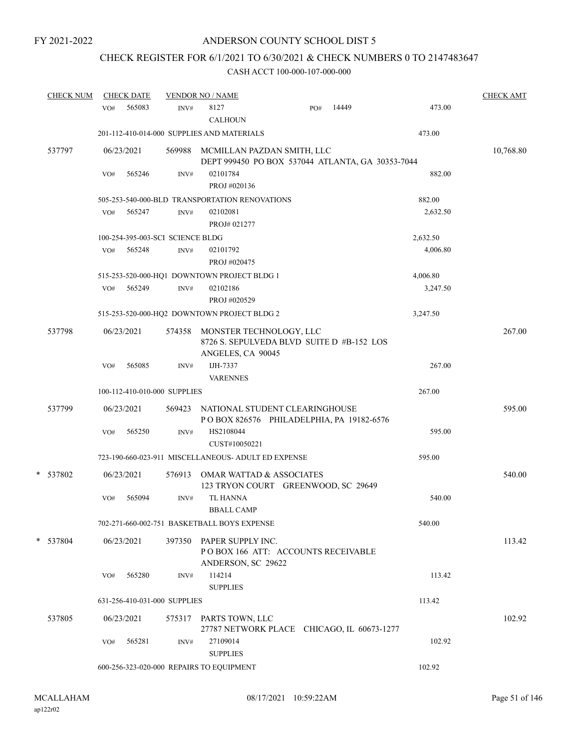FY 2021-2022

# ANDERSON COUNTY SCHOOL DIST 5

## CHECK REGISTER FOR 6/1/2021 TO 6/30/2021 & CHECK NUMBERS 0 TO 2147483647

### CASH ACCT 100-000-107-000-000

| CHECK NUM | CHECK DATE | VENDOR NO / NAME | | | CHECK AMT |
|---|---|---|---|---|---|
| | VO# 565083 | INV# 8127 CALHOUN | PO# 14449 | 473.00 | |
| | 201-112-410-014-000 SUPPLIES AND MATERIALS | | | 473.00 | |
| 537797 | 06/23/2021 | 569988 MCMILLAN PAZDAN SMITH, LLC DEPT 999450 PO BOX 537044 ATLANTA, GA 30353-7044 | | | 10,768.80 |
| | VO# 565246 | INV# 02101784 PROJ #020136 | | 882.00 | |
| | 505-253-540-000-BLD TRANSPORTATION RENOVATIONS | | | 882.00 | |
| | VO# 565247 | INV# 02102081 PROJ# 021277 | | 2,632.50 | |
| | 100-254-395-003-SCI SCIENCE BLDG | | | 2,632.50 | |
| | VO# 565248 | INV# 02101792 PROJ #020475 | | 4,006.80 | |
| | 515-253-520-000-HQ1 DOWNTOWN PROJECT BLDG 1 | | | 4,006.80 | |
| | VO# 565249 | INV# 02102186 PROJ #020529 | | 3,247.50 | |
| | 515-253-520-000-HQ2 DOWNTOWN PROJECT BLDG 2 | | | 3,247.50 | |
| 537798 | 06/23/2021 | 574358 MONSTER TECHNOLOGY, LLC 8726 S. SEPULVEDA BLVD SUITE D #B-152 LOS ANGELES, CA 90045 | | | 267.00 |
| | VO# 565085 | INV# IJH-7337 VARENNES | | 267.00 | |
| | 100-112-410-010-000 SUPPLIES | | | 267.00 | |
| 537799 | 06/23/2021 | 569423 NATIONAL STUDENT CLEARINGHOUSE P O BOX 826576 PHILADELPHIA, PA 19182-6576 | | | 595.00 |
| | VO# 565250 | INV# HS2108044 CUST#10050221 | | 595.00 | |
| | 723-190-660-023-911 MISCELLANEOUS- ADULT ED EXPENSE | | | 595.00 | |
| * 537802 | 06/23/2021 | 576913 OMAR WATTAD & ASSOCIATES 123 TRYON COURT GREENWOOD, SC 29649 | | | 540.00 |
| | VO# 565094 | INV# TL HANNA BBALL CAMP | | 540.00 | |
| | 702-271-660-002-751 BASKETBALL BOYS EXPENSE | | | 540.00 | |
| * 537804 | 06/23/2021 | 397350 PAPER SUPPLY INC. P O BOX 166 ATT: ACCOUNTS RECEIVABLE ANDERSON, SC 29622 | | | 113.42 |
| | VO# 565280 | INV# 114214 SUPPLIES | | 113.42 | |
| | 631-256-410-031-000 SUPPLIES | | | 113.42 | |
| 537805 | 06/23/2021 | 575317 PARTS TOWN, LLC 27787 NETWORK PLACE CHICAGO, IL 60673-1277 | | | 102.92 |
| | VO# 565281 | INV# 27109014 SUPPLIES | | 102.92 | |
| | 600-256-323-020-000 REPAIRS TO EQUIPMENT | | | 102.92 | |

MCALLAHAM
ap122r02
08/17/2021 10:59:22AM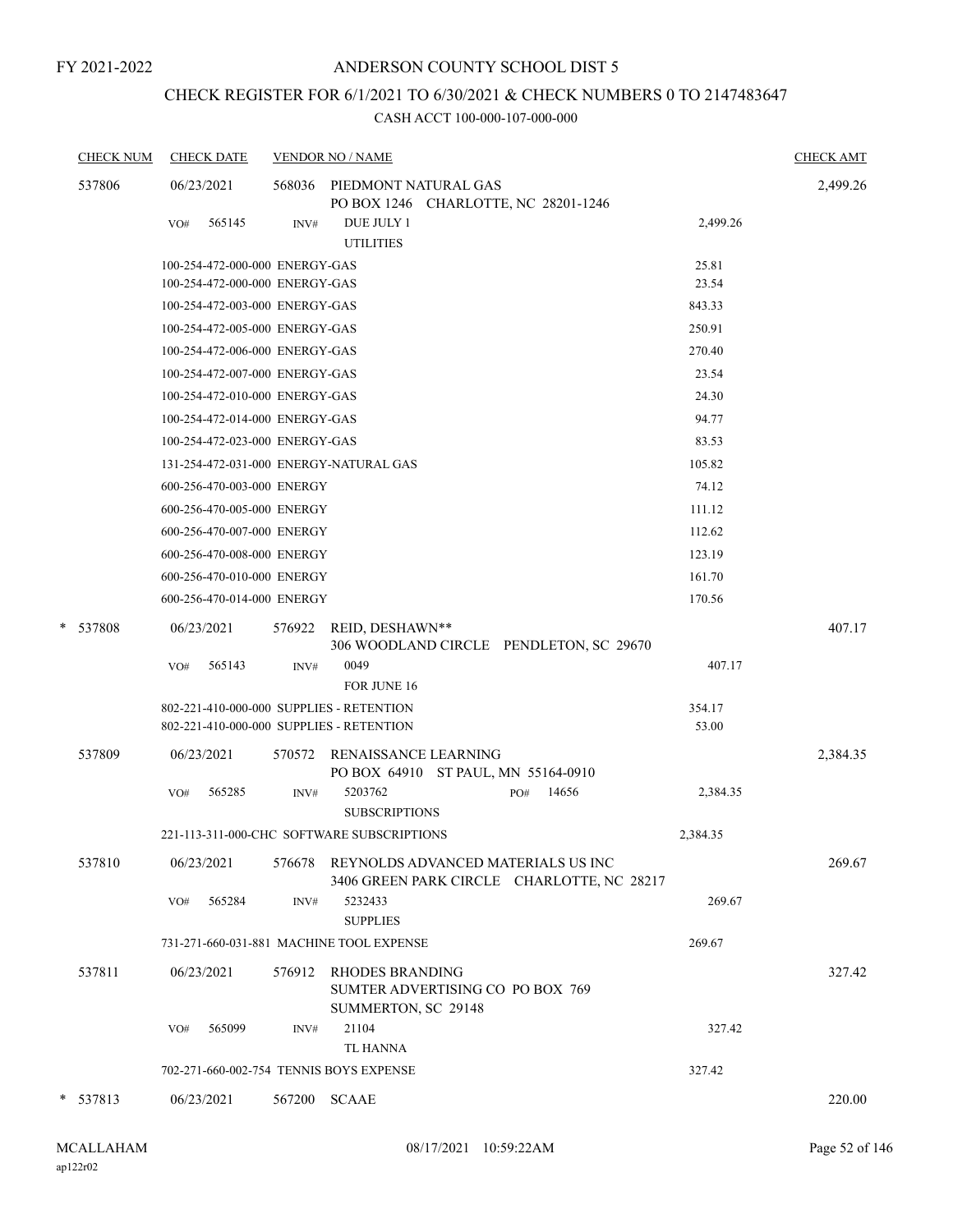FY 2021-2022

# ANDERSON COUNTY SCHOOL DIST 5

## CHECK REGISTER FOR 6/1/2021 TO 6/30/2021 & CHECK NUMBERS 0 TO 2147483647

### CASH ACCT 100-000-107-000-000

| CHECK NUM | CHECK DATE | VENDOR NO / NAME | | CHECK AMT |
|---|---|---|---|---|
| 537806 | 06/23/2021 | 568036 PIEDMONT NATURAL GAS<br>PO BOX 1246 CHARLOTTE, NC 28201-1246 | | 2,499.26 |
| | VO# 565145 | INV# DUE JULY 1<br>UTILITIES | 2,499.26 | |
| | 100-254-472-000-000 ENERGY-GAS | | 25.81 | |
| | 100-254-472-000-000 ENERGY-GAS | | 23.54 | |
| | 100-254-472-003-000 ENERGY-GAS | | 843.33 | |
| | 100-254-472-005-000 ENERGY-GAS | | 250.91 | |
| | 100-254-472-006-000 ENERGY-GAS | | 270.40 | |
| | 100-254-472-007-000 ENERGY-GAS | | 23.54 | |
| | 100-254-472-010-000 ENERGY-GAS | | 24.30 | |
| | 100-254-472-014-000 ENERGY-GAS | | 94.77 | |
| | 100-254-472-023-000 ENERGY-GAS | | 83.53 | |
| | 131-254-472-031-000 ENERGY-NATURAL GAS | | 105.82 | |
| | 600-256-470-003-000 ENERGY | | 74.12 | |
| | 600-256-470-005-000 ENERGY | | 111.12 | |
| | 600-256-470-007-000 ENERGY | | 112.62 | |
| | 600-256-470-008-000 ENERGY | | 123.19 | |
| | 600-256-470-010-000 ENERGY | | 161.70 | |
| | 600-256-470-014-000 ENERGY | | 170.56 | |
| * 537808 | 06/23/2021 | 576922 REID, DESHAWN**<br>306 WOODLAND CIRCLE PENDLETON, SC 29670 | | 407.17 |
| | VO# 565143 | INV# 0049<br>FOR JUNE 16 | 407.17 | |
| | 802-221-410-000-000 SUPPLIES - RETENTION | | 354.17 | |
| | 802-221-410-000-000 SUPPLIES - RETENTION | | 53.00 | |
| 537809 | 06/23/2021 | 570572 RENAISSANCE LEARNING<br>PO BOX 64910 ST PAUL, MN 55164-0910 | | 2,384.35 |
| | VO# 565285 | INV# 5203762 PO# 14656<br>SUBSCRIPTIONS | 2,384.35 | |
| | 221-113-311-000-CHC SOFTWARE SUBSCRIPTIONS | | 2,384.35 | |
| 537810 | 06/23/2021 | 576678 REYNOLDS ADVANCED MATERIALS US INC<br>3406 GREEN PARK CIRCLE CHARLOTTE, NC 28217 | | 269.67 |
| | VO# 565284 | INV# 5232433<br>SUPPLIES | 269.67 | |
| | 731-271-660-031-881 MACHINE TOOL EXPENSE | | 269.67 | |
| 537811 | 06/23/2021 | 576912 RHODES BRANDING<br>SUMTER ADVERTISING CO PO BOX 769<br>SUMMERTON, SC 29148 | | 327.42 |
| | VO# 565099 | INV# 21104<br>TL HANNA | 327.42 | |
| | 702-271-660-002-754 TENNIS BOYS EXPENSE | | 327.42 | |
| * 537813 | 06/23/2021 | 567200 SCAAE | | 220.00 |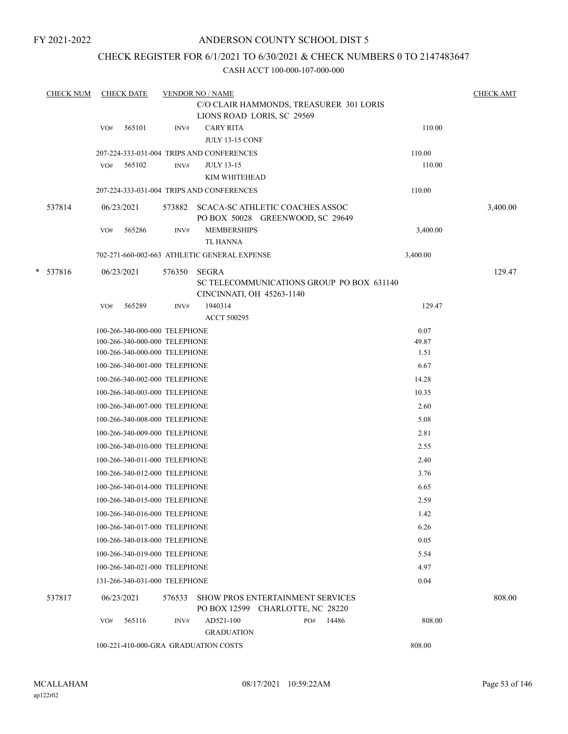FY 2021-2022

# ANDERSON COUNTY SCHOOL DIST 5

## CHECK REGISTER FOR 6/1/2021 TO 6/30/2021 & CHECK NUMBERS 0 TO 2147483647

CASH ACCT 100-000-107-000-000

| CHECK NUM | CHECK DATE | VENDOR NO / NAME | | CHECK AMT |
|---|---|---|---|---|
| | | C/O CLAIR HAMMONDS, TREASURER 301 LORIS LIONS ROAD LORIS, SC 29569 | | |
| | VO# 565101 | INV# CARY RITA JULY 13-15 CONF | 110.00 | |
| | | 207-224-333-031-004 TRIPS AND CONFERENCES | 110.00 | |
| | VO# 565102 | INV# JULY 13-15 KIM WHITEHEAD | 110.00 | |
| | | 207-224-333-031-004 TRIPS AND CONFERENCES | 110.00 | |
| 537814 | 06/23/2021 | 573882 SCACA-SC ATHLETIC COACHES ASSOC PO BOX 50028 GREENWOOD, SC 29649 | | 3,400.00 |
| | VO# 565286 | INV# MEMBERSHIPS TL HANNA | 3,400.00 | |
| | | 702-271-660-002-663 ATHLETIC GENERAL EXPENSE | 3,400.00 | |
| * 537816 | 06/23/2021 | 576350 SEGRA SC TELECOMMUNICATIONS GROUP PO BOX 631140 CINCINNATI, OH 45263-1140 | | 129.47 |
| | VO# 565289 | INV# 1940314 ACCT 500295 | 129.47 | |
| | | 100-266-340-000-000 TELEPHONE | 0.07 | |
| | | 100-266-340-000-000 TELEPHONE | 49.87 | |
| | | 100-266-340-000-000 TELEPHONE | 1.51 | |
| | | 100-266-340-001-000 TELEPHONE | 6.67 | |
| | | 100-266-340-002-000 TELEPHONE | 14.28 | |
| | | 100-266-340-003-000 TELEPHONE | 10.35 | |
| | | 100-266-340-007-000 TELEPHONE | 2.60 | |
| | | 100-266-340-008-000 TELEPHONE | 5.08 | |
| | | 100-266-340-009-000 TELEPHONE | 2.81 | |
| | | 100-266-340-010-000 TELEPHONE | 2.55 | |
| | | 100-266-340-011-000 TELEPHONE | 2.40 | |
| | | 100-266-340-012-000 TELEPHONE | 3.76 | |
| | | 100-266-340-014-000 TELEPHONE | 6.65 | |
| | | 100-266-340-015-000 TELEPHONE | 2.59 | |
| | | 100-266-340-016-000 TELEPHONE | 1.42 | |
| | | 100-266-340-017-000 TELEPHONE | 6.26 | |
| | | 100-266-340-018-000 TELEPHONE | 0.05 | |
| | | 100-266-340-019-000 TELEPHONE | 5.54 | |
| | | 100-266-340-021-000 TELEPHONE | 4.97 | |
| | | 131-266-340-031-000 TELEPHONE | 0.04 | |
| 537817 | 06/23/2021 | 576533 SHOW PROS ENTERTAINMENT SERVICES PO BOX 12599 CHARLOTTE, NC 28220 | | 808.00 |
| | VO# 565116 | INV# AD521-100 PO# 14486 GRADUATION | 808.00 | |
| | | 100-221-410-000-GRA GRADUATION COSTS | 808.00 | |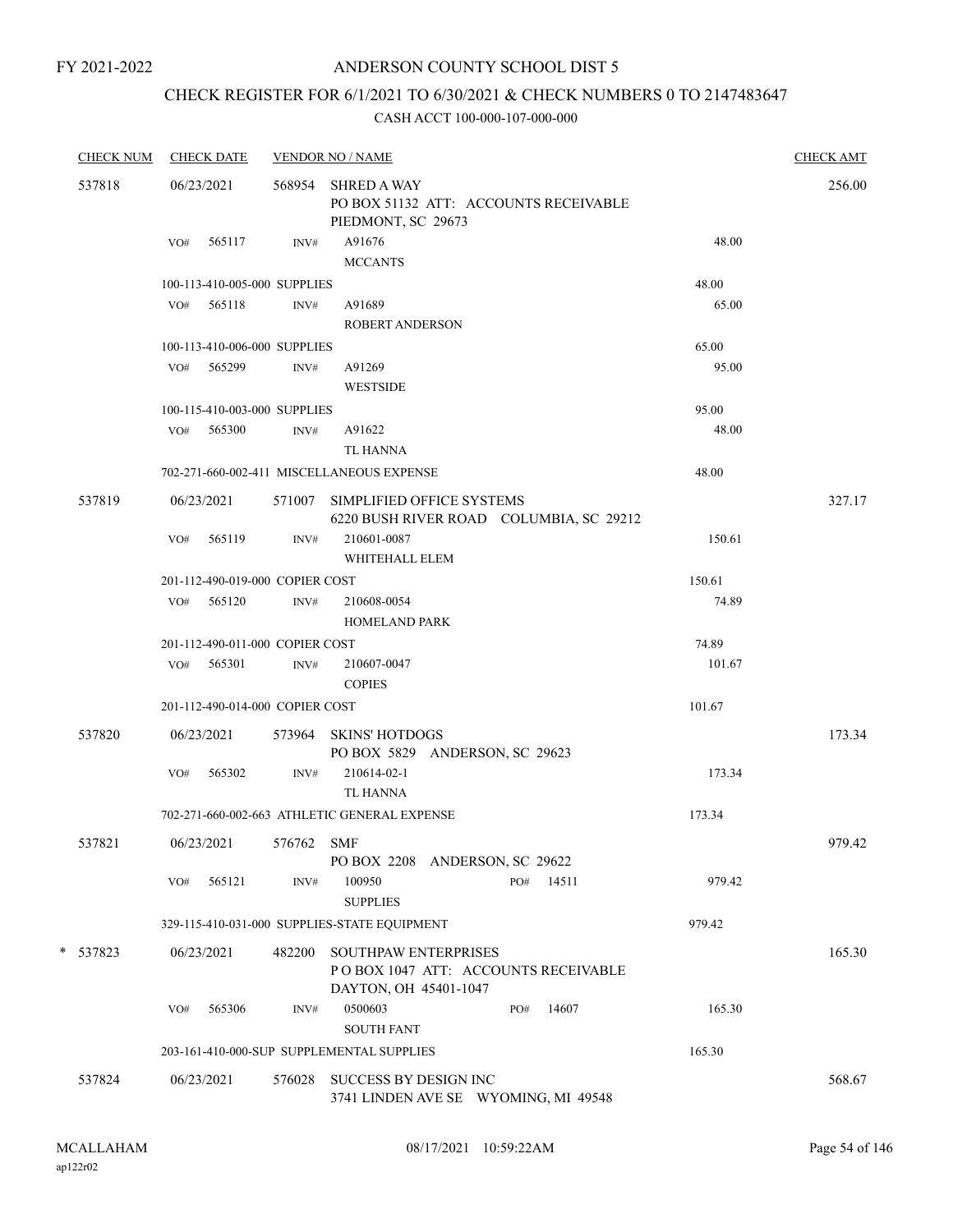FY 2021-2022

# ANDERSON COUNTY SCHOOL DIST 5

## CHECK REGISTER FOR 6/1/2021 TO 6/30/2021 & CHECK NUMBERS 0 TO 2147483647

CASH ACCT 100-000-107-000-000

| CHECK NUM | CHECK DATE | VENDOR NO / NAME | | CHECK AMT |
|---|---|---|---|---|
| 537818 | 06/23/2021 | 568954 SHRED A WAY<br>PO BOX 51132 ATT: ACCOUNTS RECEIVABLE<br>PIEDMONT, SC 29673 | | 256.00 |
| | VO# 565117 | INV# A91676<br>MCCANTS | 48.00 | |
| | 100-113-410-005-000 SUPPLIES | | 48.00 | |
| | VO# 565118 | INV# A91689<br>ROBERT ANDERSON | 65.00 | |
| | 100-113-410-006-000 SUPPLIES | | 65.00 | |
| | VO# 565299 | INV# A91269<br>WESTSIDE | 95.00 | |
| | 100-115-410-003-000 SUPPLIES | | 95.00 | |
| | VO# 565300 | INV# A91622<br>TL HANNA | 48.00 | |
| | 702-271-660-002-411 MISCELLANEOUS EXPENSE | | 48.00 | |
| 537819 | 06/23/2021 | 571007 SIMPLIFIED OFFICE SYSTEMS<br>6220 BUSH RIVER ROAD COLUMBIA, SC 29212 | | 327.17 |
| | VO# 565119 | INV# 210601-0087<br>WHITEHALL ELEM | 150.61 | |
| | 201-112-490-019-000 COPIER COST | | 150.61 | |
| | VO# 565120 | INV# 210608-0054<br>HOMELAND PARK | 74.89 | |
| | 201-112-490-011-000 COPIER COST | | 74.89 | |
| | VO# 565301 | INV# 210607-0047<br>COPIES | 101.67 | |
| | 201-112-490-014-000 COPIER COST | | 101.67 | |
| 537820 | 06/23/2021 | 573964 SKINS' HOTDOGS<br>PO BOX 5829 ANDERSON, SC 29623 | | 173.34 |
| | VO# 565302 | INV# 210614-02-1<br>TL HANNA | 173.34 | |
| | 702-271-660-002-663 ATHLETIC GENERAL EXPENSE | | 173.34 | |
| 537821 | 06/23/2021 | 576762 SMF<br>PO BOX 2208 ANDERSON, SC 29622 | | 979.42 |
| | VO# 565121 | INV# 100950 PO# 14511<br>SUPPLIES | 979.42 | |
| | 329-115-410-031-000 SUPPLIES-STATE EQUIPMENT | | 979.42 | |
| * 537823 | 06/23/2021 | 482200 SOUTHPAW ENTERPRISES<br>P O BOX 1047 ATT: ACCOUNTS RECEIVABLE<br>DAYTON, OH 45401-1047 | | 165.30 |
| | VO# 565306 | INV# 0500603 PO# 14607<br>SOUTH FANT | 165.30 | |
| | 203-161-410-000-SUP SUPPLEMENTAL SUPPLIES | | 165.30 | |
| 537824 | 06/23/2021 | 576028 SUCCESS BY DESIGN INC<br>3741 LINDEN AVE SE WYOMING, MI 49548 | | 568.67 |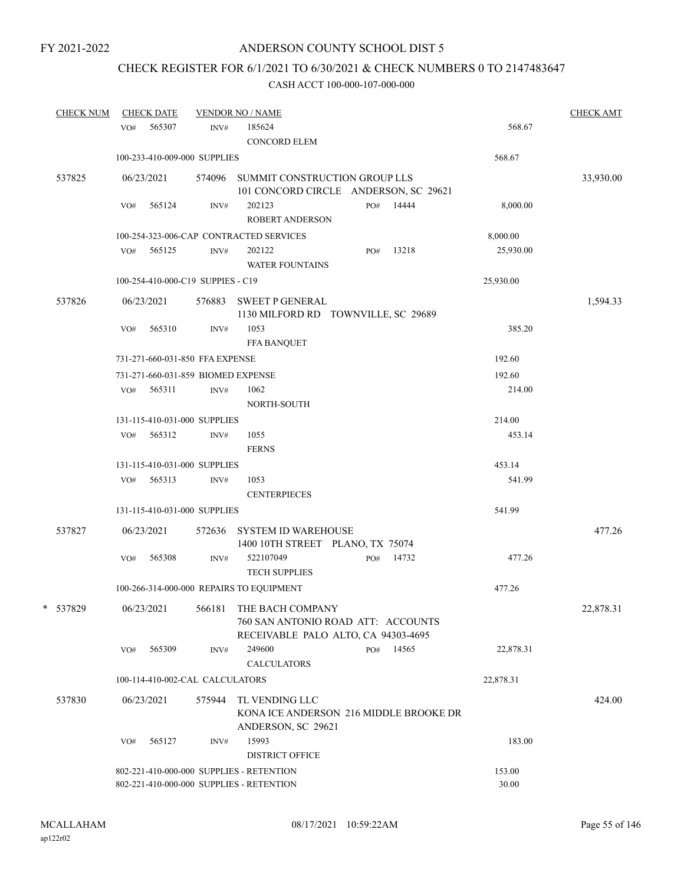FY 2021-2022

# ANDERSON COUNTY SCHOOL DIST 5

## CHECK REGISTER FOR 6/1/2021 TO 6/30/2021 & CHECK NUMBERS 0 TO 2147483647

### CASH ACCT 100-000-107-000-000

| CHECK NUM | CHECK DATE | VENDOR NO / NAME | | | CHECK AMT |
|---|---|---|---|---|---|
| | VO# 565307 | INV# 185624<br>CONCORD ELEM | | 568.67 | |
| | 100-233-410-009-000 SUPPLIES | | | 568.67 | |
| 537825 | 06/23/2021 | 574096 SUMMIT CONSTRUCTION GROUP LLS<br>101 CONCORD CIRCLE ANDERSON, SC 29621 | | | 33,930.00 |
| | VO# 565124 | INV# 202123<br>ROBERT ANDERSON | PO# 14444 | 8,000.00 | |
| | 100-254-323-006-CAP CONTRACTED SERVICES | | | 8,000.00 | |
| | VO# 565125 | INV# 202122<br>WATER FOUNTAINS | PO# 13218 | 25,930.00 | |
| | 100-254-410-000-C19 SUPPIES - C19 | | | 25,930.00 | |
| 537826 | 06/23/2021 | 576883 SWEET P GENERAL<br>1130 MILFORD RD TOWNVILLE, SC 29689 | | | 1,594.33 |
| | VO# 565310 | INV# 1053<br>FFA BANQUET | | 385.20 | |
| | 731-271-660-031-850 FFA EXPENSE | | | 192.60 | |
| | 731-271-660-031-859 BIOMED EXPENSE | | | 192.60 | |
| | VO# 565311 | INV# 1062<br>NORTH-SOUTH | | 214.00 | |
| | 131-115-410-031-000 SUPPLIES | | | 214.00 | |
| | VO# 565312 | INV# 1055<br>FERNS | | 453.14 | |
| | 131-115-410-031-000 SUPPLIES | | | 453.14 | |
| | VO# 565313 | INV# 1053<br>CENTERPIECES | | 541.99 | |
| | 131-115-410-031-000 SUPPLIES | | | 541.99 | |
| 537827 | 06/23/2021 | 572636 SYSTEM ID WAREHOUSE<br>1400 10TH STREET PLANO, TX 75074 | | | 477.26 |
| | VO# 565308 | INV# 522107049<br>TECH SUPPLIES | PO# 14732 | 477.26 | |
| | 100-266-314-000-000 REPAIRS TO EQUIPMENT | | | 477.26 | |
| * 537829 | 06/23/2021 | 566181 THE BACH COMPANY<br>760 SAN ANTONIO ROAD ATT: ACCOUNTS<br>RECEIVABLE PALO ALTO, CA 94303-4695 | | | 22,878.31 |
| | VO# 565309 | INV# 249600<br>CALCULATORS | PO# 14565 | 22,878.31 | |
| | 100-114-410-002-CAL CALCULATORS | | | 22,878.31 | |
| 537830 | 06/23/2021 | 575944 TL VENDING LLC<br>KONA ICE ANDERSON 216 MIDDLE BROOKE DR<br>ANDERSON, SC 29621 | | | 424.00 |
| | VO# 565127 | INV# 15993<br>DISTRICT OFFICE | | 183.00 | |
| | 802-221-410-000-000 SUPPLIES - RETENTION | | | 153.00 | |
| | 802-221-410-000-000 SUPPLIES - RETENTION | | | 30.00 | |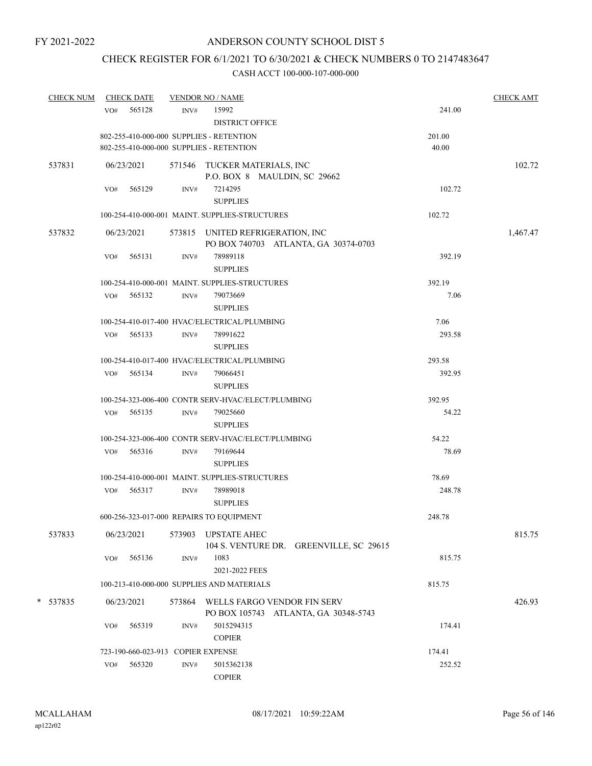FY 2021-2022

# ANDERSON COUNTY SCHOOL DIST 5

## CHECK REGISTER FOR 6/1/2021 TO 6/30/2021 & CHECK NUMBERS 0 TO 2147483647

### CASH ACCT 100-000-107-000-000

| CHECK NUM | CHECK DATE | VENDOR NO / NAME | | CHECK AMT |
|---|---|---|---|---|
| | VO# 565128 | INV# 15992 DISTRICT OFFICE | 241.00 | |
| | 802-255-410-000-000 SUPPLIES - RETENTION | | 201.00 | |
| | 802-255-410-000-000 SUPPLIES - RETENTION | | 40.00 | |
| 537831 | 06/23/2021 | 571546 TUCKER MATERIALS, INC P.O. BOX 8 MAULDIN, SC 29662 | | 102.72 |
| | VO# 565129 | INV# 7214295 SUPPLIES | 102.72 | |
| | 100-254-410-000-001 MAINT. SUPPLIES-STRUCTURES | | 102.72 | |
| 537832 | 06/23/2021 | 573815 UNITED REFRIGERATION, INC PO BOX 740703 ATLANTA, GA 30374-0703 | | 1,467.47 |
| | VO# 565131 | INV# 78989118 SUPPLIES | 392.19 | |
| | 100-254-410-000-001 MAINT. SUPPLIES-STRUCTURES | | 392.19 | |
| | VO# 565132 | INV# 79073669 SUPPLIES | 7.06 | |
| | 100-254-410-017-400 HVAC/ELECTRICAL/PLUMBING | | 7.06 | |
| | VO# 565133 | INV# 78991622 SUPPLIES | 293.58 | |
| | 100-254-410-017-400 HVAC/ELECTRICAL/PLUMBING | | 293.58 | |
| | VO# 565134 | INV# 79066451 SUPPLIES | 392.95 | |
| | 100-254-323-006-400 CONTR SERV-HVAC/ELECT/PLUMBING | | 392.95 | |
| | VO# 565135 | INV# 79025660 SUPPLIES | 54.22 | |
| | 100-254-323-006-400 CONTR SERV-HVAC/ELECT/PLUMBING | | 54.22 | |
| | VO# 565316 | INV# 79169644 SUPPLIES | 78.69 | |
| | 100-254-410-000-001 MAINT. SUPPLIES-STRUCTURES | | 78.69 | |
| | VO# 565317 | INV# 78989018 SUPPLIES | 248.78 | |
| | 600-256-323-017-000 REPAIRS TO EQUIPMENT | | 248.78 | |
| 537833 | 06/23/2021 | 573903 UPSTATE AHEC 104 S. VENTURE DR. GREENVILLE, SC 29615 | | 815.75 |
| | VO# 565136 | INV# 1083 2021-2022 FEES | 815.75 | |
| | 100-213-410-000-000 SUPPLIES AND MATERIALS | | 815.75 | |
| * 537835 | 06/23/2021 | 573864 WELLS FARGO VENDOR FIN SERV PO BOX 105743 ATLANTA, GA 30348-5743 | | 426.93 |
| | VO# 565319 | INV# 5015294315 COPIER | 174.41 | |
| | 723-190-660-023-913 COPIER EXPENSE | | 174.41 | |
| | VO# 565320 | INV# 5015362138 COPIER | 252.52 | |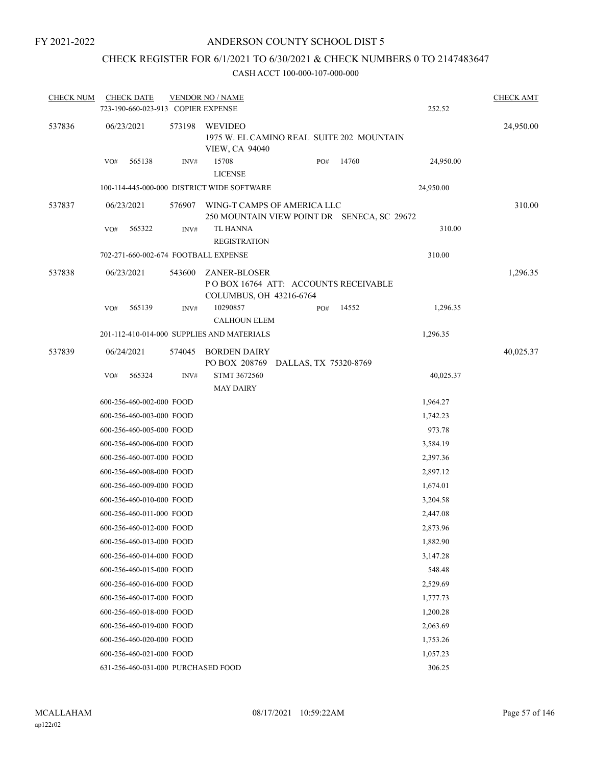FY 2021-2022

ANDERSON COUNTY SCHOOL DIST 5

CHECK REGISTER FOR 6/1/2021 TO 6/30/2021 & CHECK NUMBERS 0 TO 2147483647

CASH ACCT 100-000-107-000-000

| CHECK NUM | CHECK DATE | VENDOR NO / NAME | | CHECK AMT |
|---|---|---|---|---|
| | 723-190-660-023-913 COPIER EXPENSE | | 252.52 | |
| 537836 | 06/23/2021 | 573198 WEVIDEO<br>1975 W. EL CAMINO REAL SUITE 202 MOUNTAIN VIEW, CA 94040 | | 24,950.00 |
| | VO# 565138 | INV# 15708 PO# 14760<br>LICENSE | 24,950.00 | |
| | 100-114-445-000-000 DISTRICT WIDE SOFTWARE | | 24,950.00 | |
| 537837 | 06/23/2021 | 576907 WING-T CAMPS OF AMERICA LLC<br>250 MOUNTAIN VIEW POINT DR SENECA, SC 29672 | | 310.00 |
| | VO# 565322 | INV# TL HANNA<br>REGISTRATION | 310.00 | |
| | 702-271-660-002-674 FOOTBALL EXPENSE | | 310.00 | |
| 537838 | 06/23/2021 | 543600 ZANER-BLOSER<br>P O BOX 16764 ATT: ACCOUNTS RECEIVABLE COLUMBUS, OH 43216-6764 | | 1,296.35 |
| | VO# 565139 | INV# 10290857 PO# 14552<br>CALHOUN ELEM | 1,296.35 | |
| | 201-112-410-014-000 SUPPLIES AND MATERIALS | | 1,296.35 | |
| 537839 | 06/24/2021 | 574045 BORDEN DAIRY<br>PO BOX 208769 DALLAS, TX 75320-8769 | | 40,025.37 |
| | VO# 565324 | INV# STMT 3672560<br>MAY DAIRY | 40,025.37 | |
| | 600-256-460-002-000 FOOD | | 1,964.27 | |
| | 600-256-460-003-000 FOOD | | 1,742.23 | |
| | 600-256-460-005-000 FOOD | | 973.78 | |
| | 600-256-460-006-000 FOOD | | 3,584.19 | |
| | 600-256-460-007-000 FOOD | | 2,397.36 | |
| | 600-256-460-008-000 FOOD | | 2,897.12 | |
| | 600-256-460-009-000 FOOD | | 1,674.01 | |
| | 600-256-460-010-000 FOOD | | 3,204.58 | |
| | 600-256-460-011-000 FOOD | | 2,447.08 | |
| | 600-256-460-012-000 FOOD | | 2,873.96 | |
| | 600-256-460-013-000 FOOD | | 1,882.90 | |
| | 600-256-460-014-000 FOOD | | 3,147.28 | |
| | 600-256-460-015-000 FOOD | | 548.48 | |
| | 600-256-460-016-000 FOOD | | 2,529.69 | |
| | 600-256-460-017-000 FOOD | | 1,777.73 | |
| | 600-256-460-018-000 FOOD | | 1,200.28 | |
| | 600-256-460-019-000 FOOD | | 2,063.69 | |
| | 600-256-460-020-000 FOOD | | 1,753.26 | |
| | 600-256-460-021-000 FOOD | | 1,057.23 | |
| | 631-256-460-031-000 PURCHASED FOOD | | 306.25 | |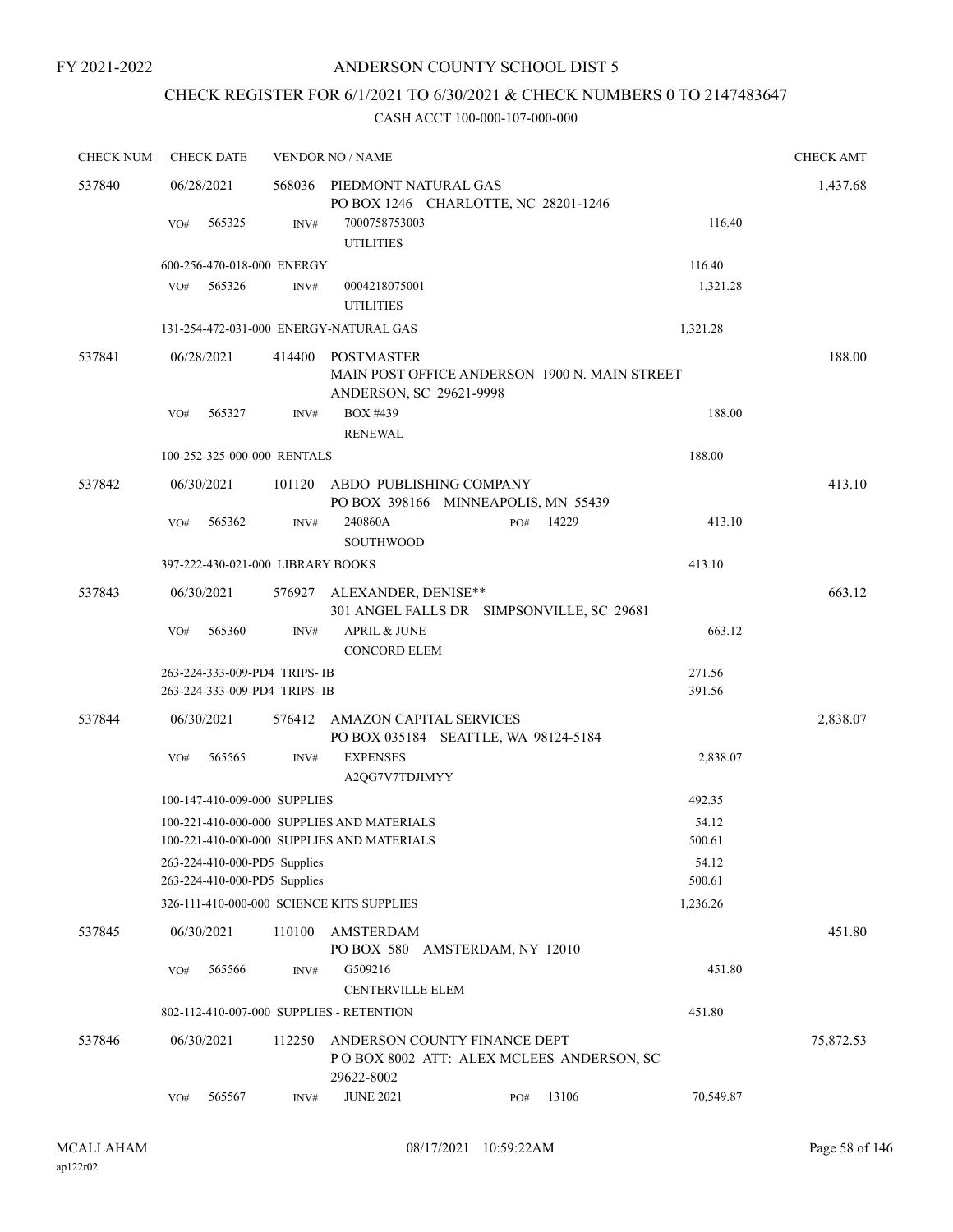FY 2021-2022

# ANDERSON COUNTY SCHOOL DIST 5

## CHECK REGISTER FOR 6/1/2021 TO 6/30/2021 & CHECK NUMBERS 0 TO 2147483647

CASH ACCT 100-000-107-000-000

| CHECK NUM | CHECK DATE | VENDOR NO / NAME | | CHECK AMT |
|---|---|---|---|---|
| 537840 | 06/28/2021 | 568036 PIEDMONT NATURAL GAS<br>PO BOX 1246 CHARLOTTE, NC 28201-1246 | | 1,437.68 |
| | VO# 565325 | INV# 7000758753003<br>UTILITIES | 116.40 | |
| | 600-256-470-018-000 ENERGY | | 116.40 | |
| | VO# 565326 | INV# 0004218075001<br>UTILITIES | 1,321.28 | |
| | 131-254-472-031-000 ENERGY-NATURAL GAS | | 1,321.28 | |
| 537841 | 06/28/2021 | 414400 POSTMASTER<br>MAIN POST OFFICE ANDERSON 1900 N. MAIN STREET<br>ANDERSON, SC 29621-9998 | | 188.00 |
| | VO# 565327 | INV# BOX #439<br>RENEWAL | 188.00 | |
| | 100-252-325-000-000 RENTALS | | 188.00 | |
| 537842 | 06/30/2021 | 101120 ABDO PUBLISHING COMPANY<br>PO BOX 398166 MINNEAPOLIS, MN 55439 | | 413.10 |
| | VO# 565362 | INV# 240860A PO# 14229<br>SOUTHWOOD | 413.10 | |
| | 397-222-430-021-000 LIBRARY BOOKS | | 413.10 | |
| 537843 | 06/30/2021 | 576927 ALEXANDER, DENISE**<br>301 ANGEL FALLS DR SIMPSONVILLE, SC 29681 | | 663.12 |
| | VO# 565360 | INV# APRIL & JUNE<br>CONCORD ELEM | 663.12 | |
| | 263-224-333-009-PD4 TRIPS- IB | | 271.56 | |
| | 263-224-333-009-PD4 TRIPS- IB | | 391.56 | |
| 537844 | 06/30/2021 | 576412 AMAZON CAPITAL SERVICES<br>PO BOX 035184 SEATTLE, WA 98124-5184 | | 2,838.07 |
| | VO# 565565 | INV# EXPENSES<br>A2QG7V7TDJIMYY | 2,838.07 | |
| | 100-147-410-009-000 SUPPLIES | | 492.35 | |
| | 100-221-410-000-000 SUPPLIES AND MATERIALS | | 54.12 | |
| | 100-221-410-000-000 SUPPLIES AND MATERIALS | | 500.61 | |
| | 263-224-410-000-PD5 Supplies | | 54.12 | |
| | 263-224-410-000-PD5 Supplies | | 500.61 | |
| | 326-111-410-000-000 SCIENCE KITS SUPPLIES | | 1,236.26 | |
| 537845 | 06/30/2021 | 110100 AMSTERDAM<br>PO BOX 580 AMSTERDAM, NY 12010 | | 451.80 |
| | VO# 565566 | INV# G509216<br>CENTERVILLE ELEM | 451.80 | |
| | 802-112-410-007-000 SUPPLIES - RETENTION | | 451.80 | |
| 537846 | 06/30/2021 | 112250 ANDERSON COUNTY FINANCE DEPT<br>P O BOX 8002 ATT: ALEX MCLEES ANDERSON, SC<br>29622-8002 | | 75,872.53 |
| | VO# 565567 | INV# JUNE 2021 PO# 13106 | 70,549.87 | |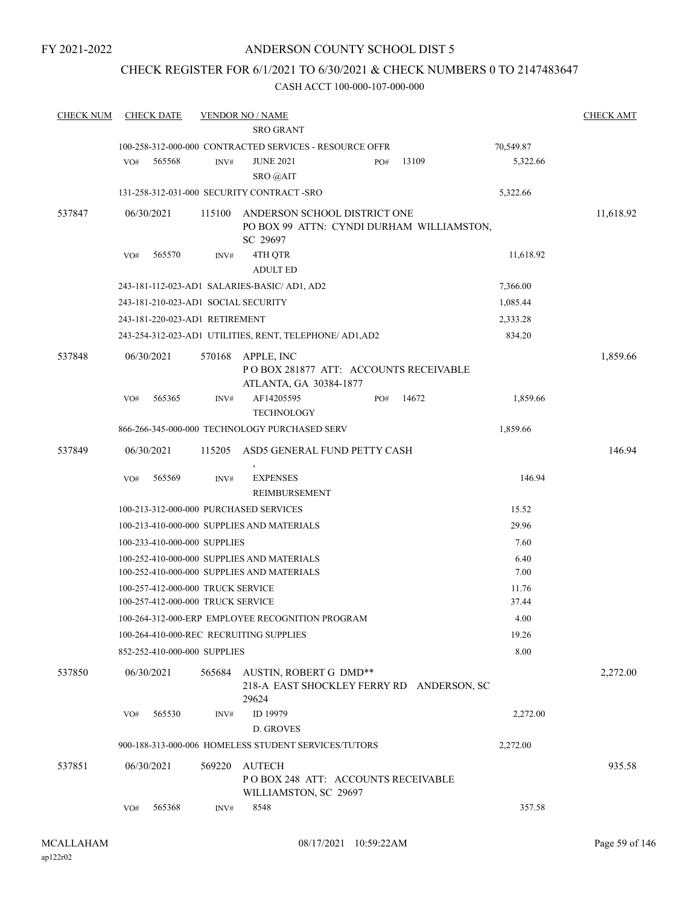FY 2021-2022

# ANDERSON COUNTY SCHOOL DIST 5

## CHECK REGISTER FOR 6/1/2021 TO 6/30/2021 & CHECK NUMBERS 0 TO 2147483647

### CASH ACCT 100-000-107-000-000

| CHECK NUM | CHECK DATE | VENDOR NO / NAME | | | CHECK AMT |
|---|---|---|---|---|---|
| | | SRO GRANT | | | |
| | | 100-258-312-000-000 CONTRACTED SERVICES - RESOURCE OFFR | | 70,549.87 | |
| | VO# 565568 | INV# JUNE 2021 SRO @AIT | PO# 13109 | 5,322.66 | |
| | | 131-258-312-031-000 SECURITY CONTRACT -SRO | | 5,322.66 | |
| 537847 | 06/30/2021 | 115100 ANDERSON SCHOOL DISTRICT ONE PO BOX 99 ATTN: CYNDI DURHAM WILLIAMSTON, SC 29697 | | | 11,618.92 |
| | VO# 565570 | INV# 4TH QTR ADULT ED | | 11,618.92 | |
| | | 243-181-112-023-AD1 SALARIES-BASIC/ AD1, AD2 | | 7,366.00 | |
| | | 243-181-210-023-AD1 SOCIAL SECURITY | | 1,085.44 | |
| | | 243-181-220-023-AD1 RETIREMENT | | 2,333.28 | |
| | | 243-254-312-023-AD1 UTILITIES, RENT, TELEPHONE/ AD1,AD2 | | 834.20 | |
| 537848 | 06/30/2021 | 570168 APPLE, INC P O BOX 281877 ATT: ACCOUNTS RECEIVABLE ATLANTA, GA 30384-1877 | | | 1,859.66 |
| | VO# 565365 | INV# AF14205595 TECHNOLOGY | PO# 14672 | 1,859.66 | |
| | | 866-266-345-000-000 TECHNOLOGY PURCHASED SERV | | 1,859.66 | |
| 537849 | 06/30/2021 | 115205 ASD5 GENERAL FUND PETTY CASH , | | | 146.94 |
| | VO# 565569 | INV# EXPENSES REIMBURSEMENT | | 146.94 | |
| | | 100-213-312-000-000 PURCHASED SERVICES | | 15.52 | |
| | | 100-213-410-000-000 SUPPLIES AND MATERIALS | | 29.96 | |
| | | 100-233-410-000-000 SUPPLIES | | 7.60 | |
| | | 100-252-410-000-000 SUPPLIES AND MATERIALS | | 6.40 | |
| | | 100-252-410-000-000 SUPPLIES AND MATERIALS | | 7.00 | |
| | | 100-257-412-000-000 TRUCK SERVICE | | 11.76 | |
| | | 100-257-412-000-000 TRUCK SERVICE | | 37.44 | |
| | | 100-264-312-000-ERP EMPLOYEE RECOGNITION PROGRAM | | 4.00 | |
| | | 100-264-410-000-REC RECRUITING SUPPLIES | | 19.26 | |
| | | 852-252-410-000-000 SUPPLIES | | 8.00 | |
| 537850 | 06/30/2021 | 565684 AUSTIN, ROBERT G DMD** 218-A EAST SHOCKLEY FERRY RD ANDERSON, SC 29624 | | | 2,272.00 |
| | VO# 565530 | INV# ID 19979 D. GROVES | | 2,272.00 | |
| | | 900-188-313-000-006 HOMELESS STUDENT SERVICES/TUTORS | | 2,272.00 | |
| 537851 | 06/30/2021 | 569220 AUTECH P O BOX 248 ATT: ACCOUNTS RECEIVABLE WILLIAMSTON, SC 29697 | | | 935.58 |
| | VO# 565368 | INV# 8548 | | 357.58 | |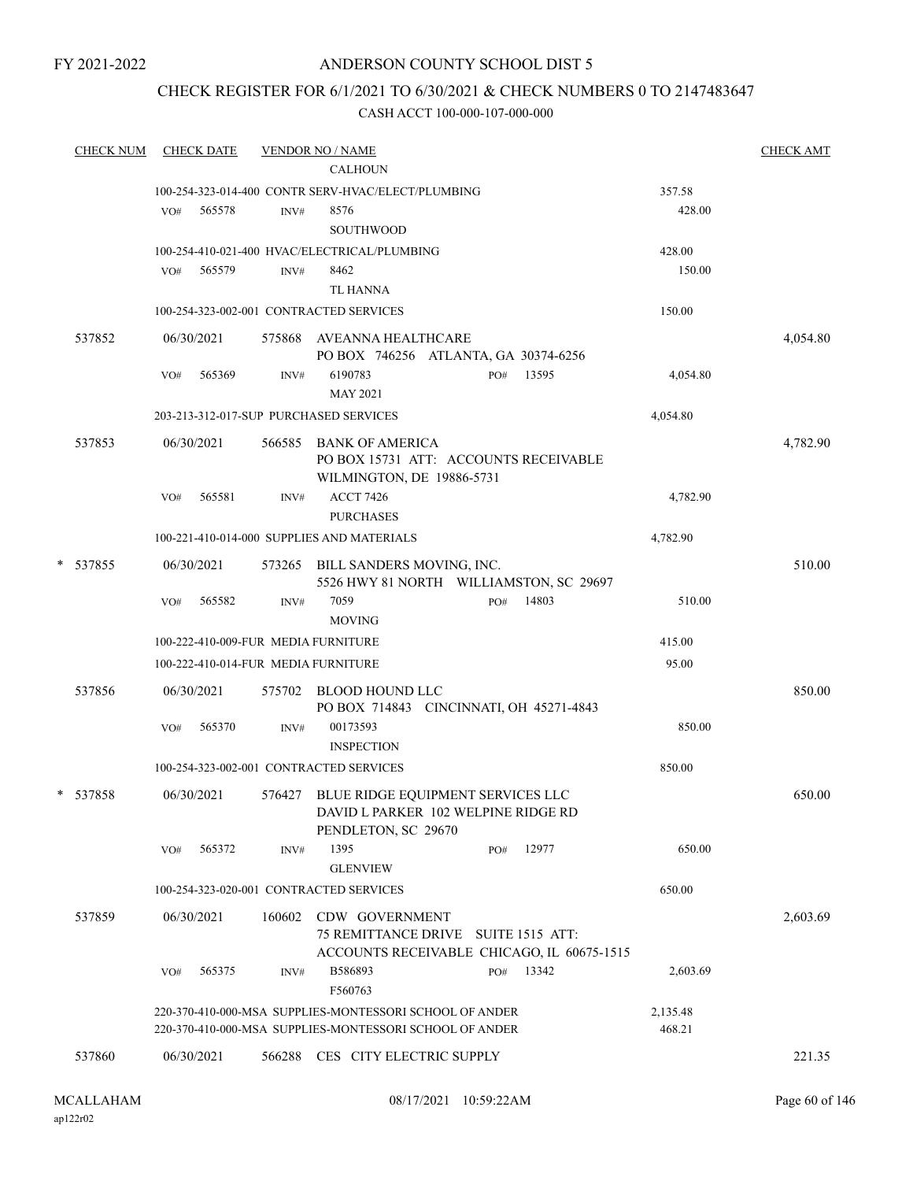FY 2021-2022

ANDERSON COUNTY SCHOOL DIST 5

CHECK REGISTER FOR 6/1/2021 TO 6/30/2021 & CHECK NUMBERS 0 TO 2147483647

CASH ACCT 100-000-107-000-000

| CHECK NUM | CHECK DATE | VENDOR NO / NAME | | CHECK AMT |
|---|---|---|---|---|
| | | CALHOUN | | |
| | | 100-254-323-014-400 CONTR SERV-HVAC/ELECT/PLUMBING | 357.58 | |
| | VO# 565578 | INV# 8576 SOUTHWOOD | 428.00 | |
| | | 100-254-410-021-400 HVAC/ELECTRICAL/PLUMBING | 428.00 | |
| | VO# 565579 | INV# 8462 TL HANNA | 150.00 | |
| | | 100-254-323-002-001 CONTRACTED SERVICES | 150.00 | |
| 537852 | 06/30/2021 | 575868 AVEANNA HEALTHCARE PO BOX 746256 ATLANTA, GA 30374-6256 | | 4,054.80 |
| | VO# 565369 | INV# 6190783 PO# 13595 MAY 2021 | 4,054.80 | |
| | | 203-213-312-017-SUP PURCHASED SERVICES | 4,054.80 | |
| 537853 | 06/30/2021 | 566585 BANK OF AMERICA PO BOX 15731 ATT: ACCOUNTS RECEIVABLE WILMINGTON, DE 19886-5731 | | 4,782.90 |
| | VO# 565581 | INV# ACCT 7426 PURCHASES | 4,782.90 | |
| | | 100-221-410-014-000 SUPPLIES AND MATERIALS | 4,782.90 | |
| * 537855 | 06/30/2021 | 573265 BILL SANDERS MOVING, INC. 5526 HWY 81 NORTH WILLIAMSTON, SC 29697 | | 510.00 |
| | VO# 565582 | INV# 7059 PO# 14803 MOVING | 510.00 | |
| | | 100-222-410-009-FUR MEDIA FURNITURE | 415.00 | |
| | | 100-222-410-014-FUR MEDIA FURNITURE | 95.00 | |
| 537856 | 06/30/2021 | 575702 BLOOD HOUND LLC PO BOX 714843 CINCINNATI, OH 45271-4843 | | 850.00 |
| | VO# 565370 | INV# 00173593 INSPECTION | 850.00 | |
| | | 100-254-323-002-001 CONTRACTED SERVICES | 850.00 | |
| * 537858 | 06/30/2021 | 576427 BLUE RIDGE EQUIPMENT SERVICES LLC DAVID L PARKER 102 WELPINE RIDGE RD PENDLETON, SC 29670 | | 650.00 |
| | VO# 565372 | INV# 1395 PO# 12977 GLENVIEW | 650.00 | |
| | | 100-254-323-020-001 CONTRACTED SERVICES | 650.00 | |
| 537859 | 06/30/2021 | 160602 CDW GOVERNMENT 75 REMITTANCE DRIVE SUITE 1515 ATT: ACCOUNTS RECEIVABLE CHICAGO, IL 60675-1515 | | 2,603.69 |
| | VO# 565375 | INV# B586893 PO# 13342 F560763 | 2,603.69 | |
| | | 220-370-410-000-MSA SUPPLIES-MONTESSORI SCHOOL OF ANDER | 2,135.48 | |
| | | 220-370-410-000-MSA SUPPLIES-MONTESSORI SCHOOL OF ANDER | 468.21 | |
| 537860 | 06/30/2021 | 566288 CES CITY ELECTRIC SUPPLY | | 221.35 |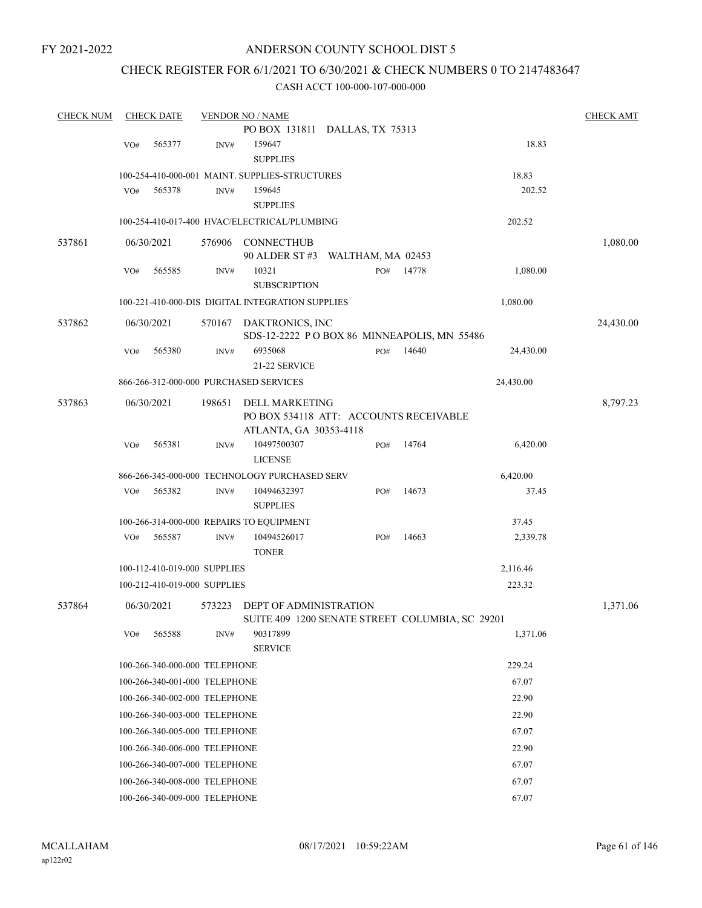FY 2021-2022

# ANDERSON COUNTY SCHOOL DIST 5

## CHECK REGISTER FOR 6/1/2021 TO 6/30/2021 & CHECK NUMBERS 0 TO 2147483647

### CASH ACCT 100-000-107-000-000

| CHECK NUM | CHECK DATE | VENDOR NO / NAME | | | CHECK AMT |
|---|---|---|---|---|---|
| | | PO BOX 131811 DALLAS, TX 75313 | | | |
| | VO# 565377 | INV# 159647 SUPPLIES | | 18.83 | |
| | | 100-254-410-000-001 MAINT. SUPPLIES-STRUCTURES | | 18.83 | |
| | VO# 565378 | INV# 159645 SUPPLIES | | 202.52 | |
| | | 100-254-410-017-400 HVAC/ELECTRICAL/PLUMBING | | 202.52 | |
| 537861 | 06/30/2021 | 576906 CONNECTHUB 90 ALDER ST #3 WALTHAM, MA 02453 | | | 1,080.00 |
| | VO# 565585 | INV# 10321 SUBSCRIPTION | PO# 14778 | 1,080.00 | |
| | | 100-221-410-000-DIS DIGITAL INTEGRATION SUPPLIES | | 1,080.00 | |
| 537862 | 06/30/2021 | 570167 DAKTRONICS, INC SDS-12-2222 P O BOX 86 MINNEAPOLIS, MN 55486 | | | 24,430.00 |
| | VO# 565380 | INV# 6935068 21-22 SERVICE | PO# 14640 | 24,430.00 | |
| | | 866-266-312-000-000 PURCHASED SERVICES | | 24,430.00 | |
| 537863 | 06/30/2021 | 198651 DELL MARKETING PO BOX 534118 ATT: ACCOUNTS RECEIVABLE ATLANTA, GA 30353-4118 | | | 8,797.23 |
| | VO# 565381 | INV# 10497500307 LICENSE | PO# 14764 | 6,420.00 | |
| | | 866-266-345-000-000 TECHNOLOGY PURCHASED SERV | | 6,420.00 | |
| | VO# 565382 | INV# 10494632397 SUPPLIES | PO# 14673 | 37.45 | |
| | | 100-266-314-000-000 REPAIRS TO EQUIPMENT | | 37.45 | |
| | VO# 565587 | INV# 10494526017 TONER | PO# 14663 | 2,339.78 | |
| | | 100-112-410-019-000 SUPPLIES | | 2,116.46 | |
| | | 100-212-410-019-000 SUPPLIES | | 223.32 | |
| 537864 | 06/30/2021 | 573223 DEPT OF ADMINISTRATION SUITE 409 1200 SENATE STREET COLUMBIA, SC 29201 | | | 1,371.06 |
| | VO# 565588 | INV# 90317899 SERVICE | | 1,371.06 | |
| | | 100-266-340-000-000 TELEPHONE | | 229.24 | |
| | | 100-266-340-001-000 TELEPHONE | | 67.07 | |
| | | 100-266-340-002-000 TELEPHONE | | 22.90 | |
| | | 100-266-340-003-000 TELEPHONE | | 22.90 | |
| | | 100-266-340-005-000 TELEPHONE | | 67.07 | |
| | | 100-266-340-006-000 TELEPHONE | | 22.90 | |
| | | 100-266-340-007-000 TELEPHONE | | 67.07 | |
| | | 100-266-340-008-000 TELEPHONE | | 67.07 | |
| | | 100-266-340-009-000 TELEPHONE | | 67.07 | |

MCALLAHAM
ap122r02

08/17/2021 10:59:22AM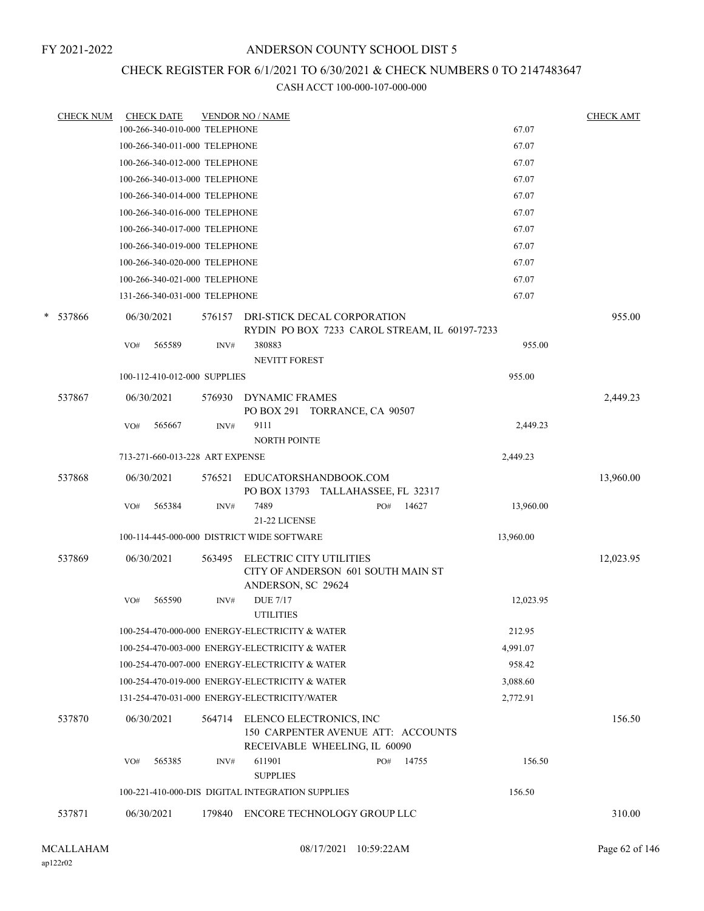FY 2021-2022

# ANDERSON COUNTY SCHOOL DIST 5

## CHECK REGISTER FOR 6/1/2021 TO 6/30/2021 & CHECK NUMBERS 0 TO 2147483647

### CASH ACCT 100-000-107-000-000

| CHECK NUM | CHECK DATE | VENDOR NO / NAME | | CHECK AMT |
|---|---|---|---|---|
| | 100-266-340-010-000 TELEPHONE | | 67.07 | |
| | 100-266-340-011-000 TELEPHONE | | 67.07 | |
| | 100-266-340-012-000 TELEPHONE | | 67.07 | |
| | 100-266-340-013-000 TELEPHONE | | 67.07 | |
| | 100-266-340-014-000 TELEPHONE | | 67.07 | |
| | 100-266-340-016-000 TELEPHONE | | 67.07 | |
| | 100-266-340-017-000 TELEPHONE | | 67.07 | |
| | 100-266-340-019-000 TELEPHONE | | 67.07 | |
| | 100-266-340-020-000 TELEPHONE | | 67.07 | |
| | 100-266-340-021-000 TELEPHONE | | 67.07 | |
| | 131-266-340-031-000 TELEPHONE | | 67.07 | |
| * 537866 | 06/30/2021 | 576157 DRI-STICK DECAL CORPORATION<br>RYDIN PO BOX 7233 CAROL STREAM, IL 60197-7233 | | 955.00 |
| | VO# 565589 | INV# 380883<br>NEVITT FOREST | 955.00 | |
| | 100-112-410-012-000 SUPPLIES | | 955.00 | |
| 537867 | 06/30/2021 | 576930 DYNAMIC FRAMES<br>PO BOX 291 TORRANCE, CA 90507 | | 2,449.23 |
| | VO# 565667 | INV# 9111<br>NORTH POINTE | 2,449.23 | |
| | 713-271-660-013-228 ART EXPENSE | | 2,449.23 | |
| 537868 | 06/30/2021 | 576521 EDUCATORSHANDBOOK.COM<br>PO BOX 13793 TALLAHASSEE, FL 32317 | | 13,960.00 |
| | VO# 565384 | INV# 7489 PO# 14627<br>21-22 LICENSE | 13,960.00 | |
| | 100-114-445-000-000 DISTRICT WIDE SOFTWARE | | 13,960.00 | |
| 537869 | 06/30/2021 | 563495 ELECTRIC CITY UTILITIES<br>CITY OF ANDERSON 601 SOUTH MAIN ST<br>ANDERSON, SC 29624 | | 12,023.95 |
| | VO# 565590 | INV# DUE 7/17<br>UTILITIES | 12,023.95 | |
| | 100-254-470-000-000 ENERGY-ELECTRICITY & WATER | | 212.95 | |
| | 100-254-470-003-000 ENERGY-ELECTRICITY & WATER | | 4,991.07 | |
| | 100-254-470-007-000 ENERGY-ELECTRICITY & WATER | | 958.42 | |
| | 100-254-470-019-000 ENERGY-ELECTRICITY & WATER | | 3,088.60 | |
| | 131-254-470-031-000 ENERGY-ELECTRICITY/WATER | | 2,772.91 | |
| 537870 | 06/30/2021 | 564714 ELENCO ELECTRONICS, INC<br>150 CARPENTER AVENUE ATT: ACCOUNTS<br>RECEIVABLE WHEELING, IL 60090 | | 156.50 |
| | VO# 565385 | INV# 611901 PO# 14755<br>SUPPLIES | 156.50 | |
| | 100-221-410-000-DIS DIGITAL INTEGRATION SUPPLIES | | 156.50 | |
| 537871 | 06/30/2021 | 179840 ENCORE TECHNOLOGY GROUP LLC | | 310.00 |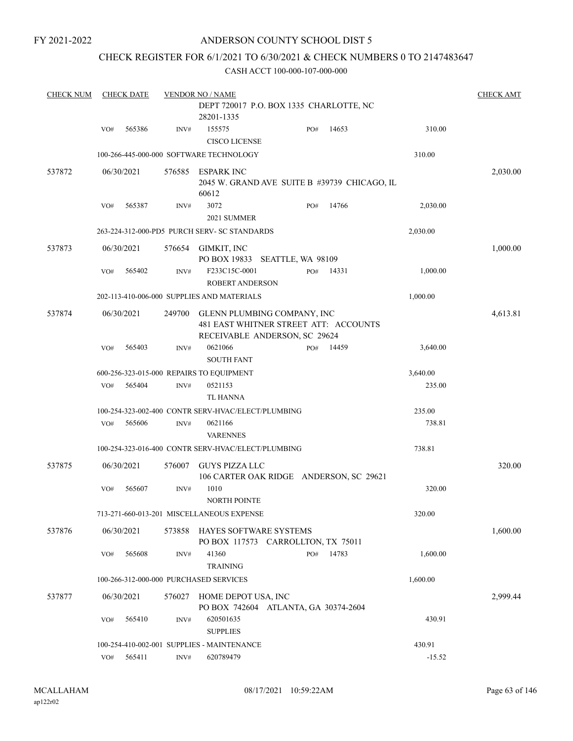FY 2021-2022

# ANDERSON COUNTY SCHOOL DIST 5

## CHECK REGISTER FOR 6/1/2021 TO 6/30/2021 & CHECK NUMBERS 0 TO 2147483647

CASH ACCT 100-000-107-000-000

| CHECK NUM | CHECK DATE | VENDOR NO / NAME | | | CHECK AMT |
|---|---|---|---|---|---|
| | | DEPT 720017 P.O. BOX 1335 CHARLOTTE, NC 28201-1335 | | | |
| | VO# 565386 | INV# 155575 CISCO LICENSE | PO# 14653 | 310.00 | |
| | | 100-266-445-000-000 SOFTWARE TECHNOLOGY | | 310.00 | |
| 537872 | 06/30/2021 | 576585 ESPARK INC 2045 W. GRAND AVE SUITE B #39739 CHICAGO, IL 60612 | | | 2,030.00 |
| | VO# 565387 | INV# 3072 2021 SUMMER | PO# 14766 | 2,030.00 | |
| | | 263-224-312-000-PD5 PURCH SERV- SC STANDARDS | | 2,030.00 | |
| 537873 | 06/30/2021 | 576654 GIMKIT, INC PO BOX 19833 SEATTLE, WA 98109 | | | 1,000.00 |
| | VO# 565402 | INV# F233C15C-0001 ROBERT ANDERSON | PO# 14331 | 1,000.00 | |
| | | 202-113-410-006-000 SUPPLIES AND MATERIALS | | 1,000.00 | |
| 537874 | 06/30/2021 | 249700 GLENN PLUMBING COMPANY, INC 481 EAST WHITNER STREET ATT: ACCOUNTS RECEIVABLE ANDERSON, SC 29624 | | | 4,613.81 |
| | VO# 565403 | INV# 0621066 SOUTH FANT | PO# 14459 | 3,640.00 | |
| | | 600-256-323-015-000 REPAIRS TO EQUIPMENT | | 3,640.00 | |
| | VO# 565404 | INV# 0521153 TL HANNA | | 235.00 | |
| | | 100-254-323-002-400 CONTR SERV-HVAC/ELECT/PLUMBING | | 235.00 | |
| | VO# 565606 | INV# 0621166 VARENNES | | 738.81 | |
| | | 100-254-323-016-400 CONTR SERV-HVAC/ELECT/PLUMBING | | 738.81 | |
| 537875 | 06/30/2021 | 576007 GUYS PIZZA LLC 106 CARTER OAK RIDGE ANDERSON, SC 29621 | | | 320.00 |
| | VO# 565607 | INV# 1010 NORTH POINTE | | 320.00 | |
| | | 713-271-660-013-201 MISCELLANEOUS EXPENSE | | 320.00 | |
| 537876 | 06/30/2021 | 573858 HAYES SOFTWARE SYSTEMS PO BOX 117573 CARROLLTON, TX 75011 | | | 1,600.00 |
| | VO# 565608 | INV# 41360 TRAINING | PO# 14783 | 1,600.00 | |
| | | 100-266-312-000-000 PURCHASED SERVICES | | 1,600.00 | |
| 537877 | 06/30/2021 | 576027 HOME DEPOT USA, INC PO BOX 742604 ATLANTA, GA 30374-2604 | | | 2,999.44 |
| | VO# 565410 | INV# 620501635 SUPPLIES | | 430.91 | |
| | | 100-254-410-002-001 SUPPLIES - MAINTENANCE | | 430.91 | |
| | VO# 565411 | INV# 620789479 | | -15.52 | |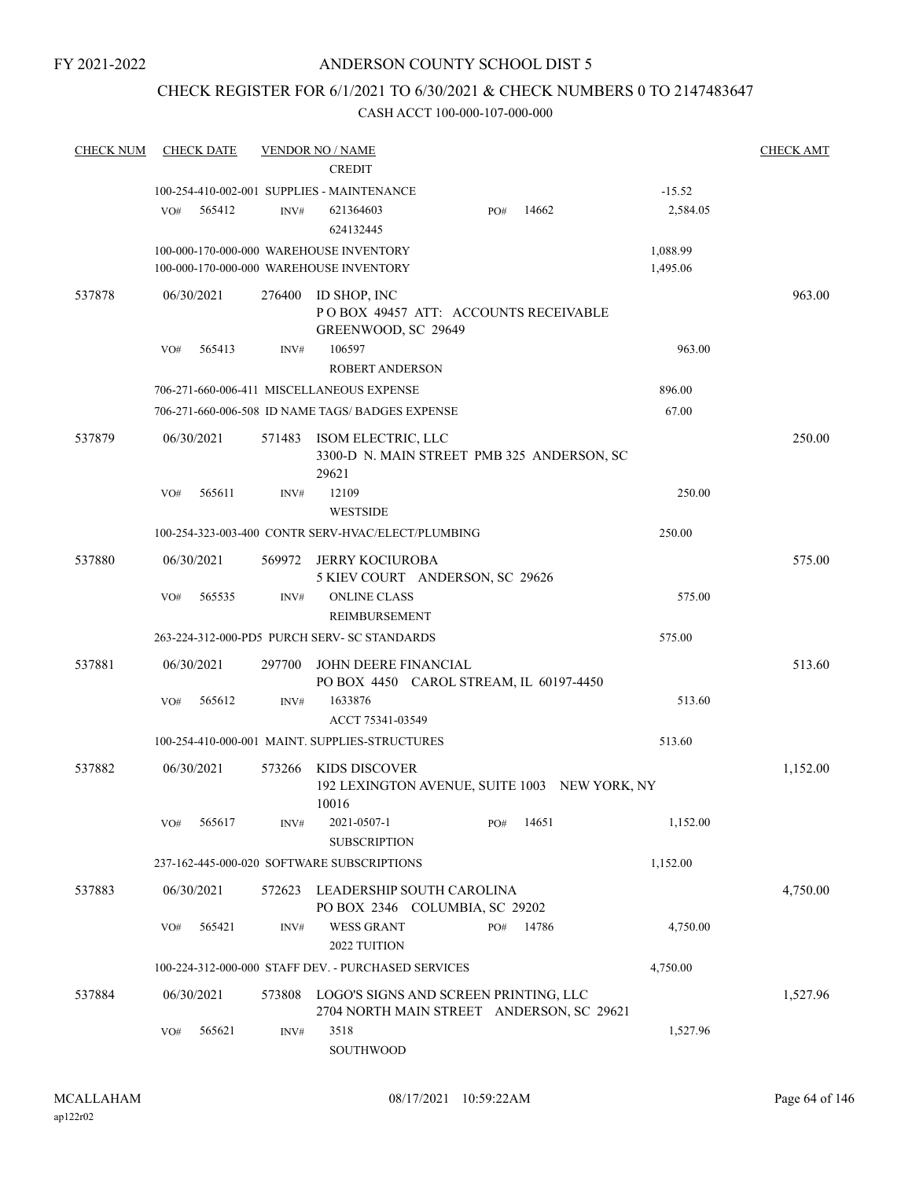FY 2021-2022

ANDERSON COUNTY SCHOOL DIST 5

CHECK REGISTER FOR 6/1/2021 TO 6/30/2021 & CHECK NUMBERS 0 TO 2147483647

CASH ACCT 100-000-107-000-000

| CHECK NUM | CHECK DATE | VENDOR NO / NAME | | CHECK AMT |
|---|---|---|---|---|
| | | CREDIT | | |
| | | 100-254-410-002-001 SUPPLIES - MAINTENANCE | -15.52 | |
| | VO# 565412 | INV# 621364603 PO# 14662 | 2,584.05 | |
| | | 624132445 | | |
| | | 100-000-170-000-000 WAREHOUSE INVENTORY | 1,088.99 | |
| | | 100-000-170-000-000 WAREHOUSE INVENTORY | 1,495.06 | |
| 537878 | 06/30/2021 | 276400 ID SHOP, INC<br>P O BOX 49457 ATT: ACCOUNTS RECEIVABLE<br>GREENWOOD, SC 29649 | | 963.00 |
| | VO# 565413 | INV# 106597 | 963.00 | |
| | | ROBERT ANDERSON | | |
| | | 706-271-660-006-411 MISCELLANEOUS EXPENSE | 896.00 | |
| | | 706-271-660-006-508 ID NAME TAGS/ BADGES EXPENSE | 67.00 | |
| 537879 | 06/30/2021 | 571483 ISOM ELECTRIC, LLC<br>3300-D N. MAIN STREET PMB 325 ANDERSON, SC 29621 | | 250.00 |
| | VO# 565611 | INV# 12109 | 250.00 | |
| | | WESTSIDE | | |
| | | 100-254-323-003-400 CONTR SERV-HVAC/ELECT/PLUMBING | 250.00 | |
| 537880 | 06/30/2021 | 569972 JERRY KOCIUROBA<br>5 KIEV COURT ANDERSON, SC 29626 | | 575.00 |
| | VO# 565535 | INV# ONLINE CLASS | 575.00 | |
| | | REIMBURSEMENT | | |
| | | 263-224-312-000-PD5 PURCH SERV- SC STANDARDS | 575.00 | |
| 537881 | 06/30/2021 | 297700 JOHN DEERE FINANCIAL<br>PO BOX 4450 CAROL STREAM, IL 60197-4450 | | 513.60 |
| | VO# 565612 | INV# 1633876 | 513.60 | |
| | | ACCT 75341-03549 | | |
| | | 100-254-410-000-001 MAINT. SUPPLIES-STRUCTURES | 513.60 | |
| 537882 | 06/30/2021 | 573266 KIDS DISCOVER<br>192 LEXINGTON AVENUE, SUITE 1003 NEW YORK, NY 10016 | | 1,152.00 |
| | VO# 565617 | INV# 2021-0507-1 PO# 14651 | 1,152.00 | |
| | | SUBSCRIPTION | | |
| | | 237-162-445-000-020 SOFTWARE SUBSCRIPTIONS | 1,152.00 | |
| 537883 | 06/30/2021 | 572623 LEADERSHIP SOUTH CAROLINA<br>PO BOX 2346 COLUMBIA, SC 29202 | | 4,750.00 |
| | VO# 565421 | INV# WESS GRANT PO# 14786 | 4,750.00 | |
| | | 2022 TUITION | | |
| | | 100-224-312-000-000 STAFF DEV. - PURCHASED SERVICES | 4,750.00 | |
| 537884 | 06/30/2021 | 573808 LOGO'S SIGNS AND SCREEN PRINTING, LLC<br>2704 NORTH MAIN STREET ANDERSON, SC 29621 | | 1,527.96 |
| | VO# 565621 | INV# 3518 | 1,527.96 | |
| | | SOUTHWOOD | | |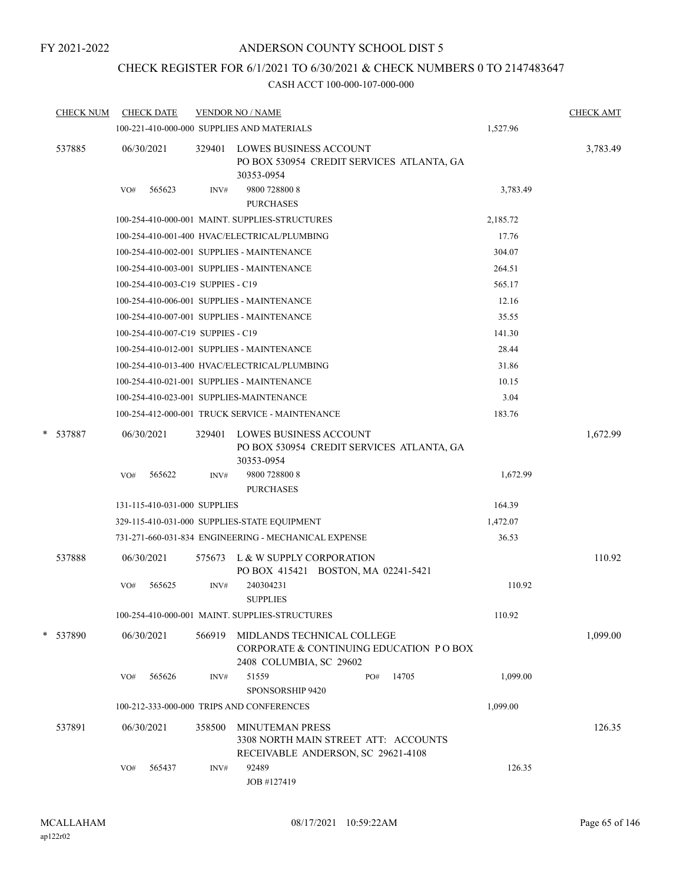FY 2021-2022

# ANDERSON COUNTY SCHOOL DIST 5

## CHECK REGISTER FOR 6/1/2021 TO 6/30/2021 & CHECK NUMBERS 0 TO 2147483647

### CASH ACCT 100-000-107-000-000

| CHECK NUM | CHECK DATE | VENDOR NO / NAME | | CHECK AMT |
|---|---|---|---|---|
| | 100-221-410-000-000 SUPPLIES AND MATERIALS | | 1,527.96 | |
| 537885 | 06/30/2021 | 329401 LOWES BUSINESS ACCOUNT PO BOX 530954 CREDIT SERVICES ATLANTA, GA 30353-0954 | | 3,783.49 |
| | VO# 565623 | INV# 9800 728800 8 PURCHASES | 3,783.49 | |
| | 100-254-410-000-001 MAINT. SUPPLIES-STRUCTURES | | 2,185.72 | |
| | 100-254-410-001-400 HVAC/ELECTRICAL/PLUMBING | | 17.76 | |
| | 100-254-410-002-001 SUPPLIES - MAINTENANCE | | 304.07 | |
| | 100-254-410-003-001 SUPPLIES - MAINTENANCE | | 264.51 | |
| | 100-254-410-003-C19 SUPPIES - C19 | | 565.17 | |
| | 100-254-410-006-001 SUPPLIES - MAINTENANCE | | 12.16 | |
| | 100-254-410-007-001 SUPPLIES - MAINTENANCE | | 35.55 | |
| | 100-254-410-007-C19 SUPPIES - C19 | | 141.30 | |
| | 100-254-410-012-001 SUPPLIES - MAINTENANCE | | 28.44 | |
| | 100-254-410-013-400 HVAC/ELECTRICAL/PLUMBING | | 31.86 | |
| | 100-254-410-021-001 SUPPLIES - MAINTENANCE | | 10.15 | |
| | 100-254-410-023-001 SUPPLIES-MAINTENANCE | | 3.04 | |
| | 100-254-412-000-001 TRUCK SERVICE - MAINTENANCE | | 183.76 | |
| * 537887 | 06/30/2021 | 329401 LOWES BUSINESS ACCOUNT PO BOX 530954 CREDIT SERVICES ATLANTA, GA 30353-0954 | | 1,672.99 |
| | VO# 565622 | INV# 9800 728800 8 PURCHASES | 1,672.99 | |
| | 131-115-410-031-000 SUPPLIES | | 164.39 | |
| | 329-115-410-031-000 SUPPLIES-STATE EQUIPMENT | | 1,472.07 | |
| | 731-271-660-031-834 ENGINEERING - MECHANICAL EXPENSE | | 36.53 | |
| 537888 | 06/30/2021 | 575673 L & W SUPPLY CORPORATION PO BOX 415421 BOSTON, MA 02241-5421 | | 110.92 |
| | VO# 565625 | INV# 240304231 SUPPLIES | 110.92 | |
| | 100-254-410-000-001 MAINT. SUPPLIES-STRUCTURES | | 110.92 | |
| * 537890 | 06/30/2021 | 566919 MIDLANDS TECHNICAL COLLEGE CORPORATE & CONTINUING EDUCATION P O BOX 2408 COLUMBIA, SC 29602 | | 1,099.00 |
| | VO# 565626 | INV# 51559 PO# 14705 SPONSORSHIP 9420 | 1,099.00 | |
| | 100-212-333-000-000 TRIPS AND CONFERENCES | | 1,099.00 | |
| 537891 | 06/30/2021 | 358500 MINUTEMAN PRESS 3308 NORTH MAIN STREET ATT: ACCOUNTS RECEIVABLE ANDERSON, SC 29621-4108 | | 126.35 |
| | VO# 565437 | INV# 92489 JOB #127419 | 126.35 | |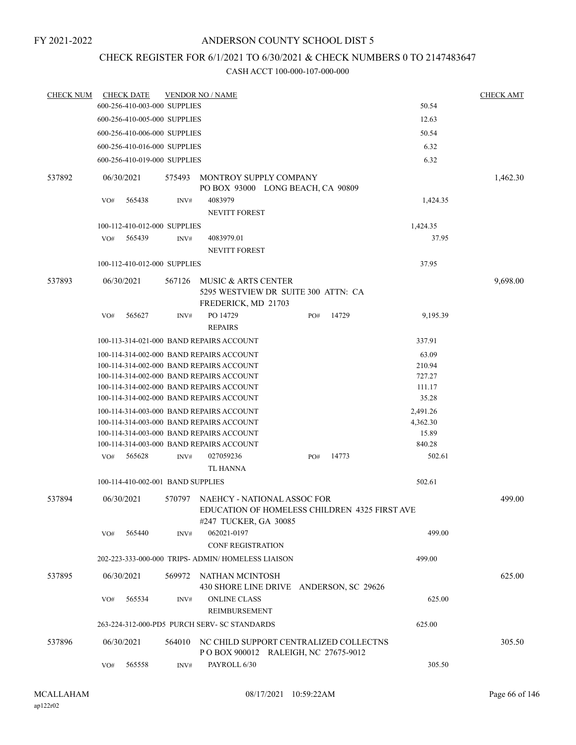# ANDERSON COUNTY SCHOOL DIST 5

## CHECK REGISTER FOR 6/1/2021 TO 6/30/2021 & CHECK NUMBERS 0 TO 2147483647

### CASH ACCT 100-000-107-000-000

| CHECK NUM | CHECK DATE | VENDOR NO / NAME | | CHECK AMT |
|---|---|---|---|---|
| | 600-256-410-003-000 SUPPLIES | | 50.54 | |
| | 600-256-410-005-000 SUPPLIES | | 12.63 | |
| | 600-256-410-006-000 SUPPLIES | | 50.54 | |
| | 600-256-410-016-000 SUPPLIES | | 6.32 | |
| | 600-256-410-019-000 SUPPLIES | | 6.32 | |
| 537892 | 06/30/2021 | 575493 MONTROY SUPPLY COMPANY<br>PO BOX 93000 LONG BEACH, CA 90809 | | 1,462.30 |
| | VO# 565438 | INV# 4083979<br>NEVITT FOREST | 1,424.35 | |
| | 100-112-410-012-000 SUPPLIES | | 1,424.35 | |
| | VO# 565439 | INV# 4083979.01<br>NEVITT FOREST | 37.95 | |
| | 100-112-410-012-000 SUPPLIES | | 37.95 | |
| 537893 | 06/30/2021 | 567126 MUSIC & ARTS CENTER<br>5295 WESTVIEW DR SUITE 300 ATTN: CA<br>FREDERICK, MD 21703 | | 9,698.00 |
| | VO# 565627 | INV# PO 14729 PO# 14729<br>REPAIRS | 9,195.39 | |
| | 100-113-314-021-000 BAND REPAIRS ACCOUNT | | 337.91 | |
| | 100-114-314-002-000 BAND REPAIRS ACCOUNT | | 63.09 | |
| | 100-114-314-002-000 BAND REPAIRS ACCOUNT | | 210.94 | |
| | 100-114-314-002-000 BAND REPAIRS ACCOUNT | | 727.27 | |
| | 100-114-314-002-000 BAND REPAIRS ACCOUNT | | 111.17 | |
| | 100-114-314-002-000 BAND REPAIRS ACCOUNT | | 35.28 | |
| | 100-114-314-003-000 BAND REPAIRS ACCOUNT | | 2,491.26 | |
| | 100-114-314-003-000 BAND REPAIRS ACCOUNT | | 4,362.30 | |
| | 100-114-314-003-000 BAND REPAIRS ACCOUNT | | 15.89 | |
| | 100-114-314-003-000 BAND REPAIRS ACCOUNT | | 840.28 | |
| | VO# 565628 | INV# 027059236 PO# 14773<br>TL HANNA | 502.61 | |
| | 100-114-410-002-001 BAND SUPPLIES | | 502.61 | |
| 537894 | 06/30/2021 | 570797 NAEHCY - NATIONAL ASSOC FOR<br>EDUCATION OF HOMELESS CHILDREN 4325 FIRST AVE<br>#247 TUCKER, GA 30085 | | 499.00 |
| | VO# 565440 | INV# 062021-0197<br>CONF REGISTRATION | 499.00 | |
| | 202-223-333-000-000 TRIPS- ADMIN/ HOMELESS LIAISON | | 499.00 | |
| 537895 | 06/30/2021 | 569972 NATHAN MCINTOSH<br>430 SHORE LINE DRIVE ANDERSON, SC 29626 | | 625.00 |
| | VO# 565534 | INV# ONLINE CLASS<br>REIMBURSEMENT | 625.00 | |
| | 263-224-312-000-PD5 PURCH SERV- SC STANDARDS | | 625.00 | |
| 537896 | 06/30/2021 | 564010 NC CHILD SUPPORT CENTRALIZED COLLECTNS<br>P O BOX 900012 RALEIGH, NC 27675-9012 | | 305.50 |
| | VO# 565558 | INV# PAYROLL 6/30 | 305.50 | |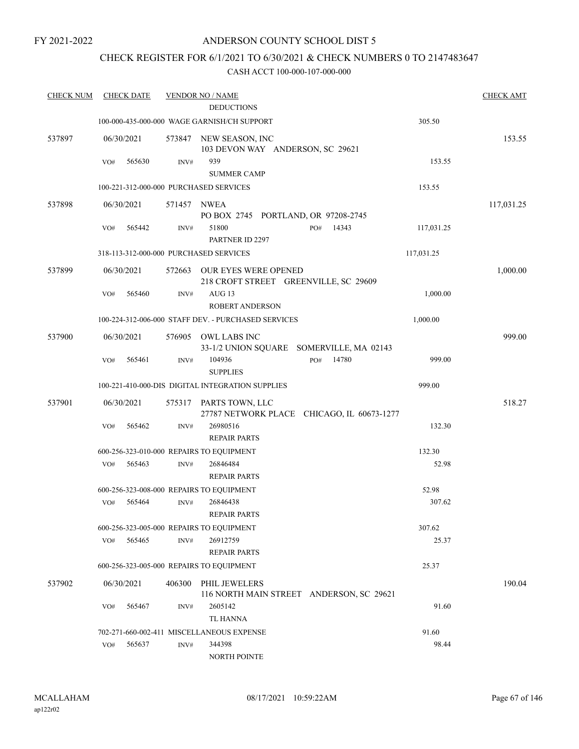FY 2021-2022

# ANDERSON COUNTY SCHOOL DIST 5

## CHECK REGISTER FOR 6/1/2021 TO 6/30/2021 & CHECK NUMBERS 0 TO 2147483647

### CASH ACCT 100-000-107-000-000

| CHECK NUM | CHECK DATE | VENDOR NO / NAME | | CHECK AMT |
|---|---|---|---|---|
| | | DEDUCTIONS | | |
| | | 100-000-435-000-000 WAGE GARNISH/CH SUPPORT | 305.50 | |
| 537897 | 06/30/2021 | 573847 NEW SEASON, INC<br>103 DEVON WAY ANDERSON, SC 29621 | | 153.55 |
| | VO# 565630 | INV# 939<br>SUMMER CAMP | 153.55 | |
| | | 100-221-312-000-000 PURCHASED SERVICES | 153.55 | |
| 537898 | 06/30/2021 | 571457 NWEA<br>PO BOX 2745 PORTLAND, OR 97208-2745 | | 117,031.25 |
| | VO# 565442 | INV# 51800 PO# 14343<br>PARTNER ID 2297 | 117,031.25 | |
| | | 318-113-312-000-000 PURCHASED SERVICES | 117,031.25 | |
| 537899 | 06/30/2021 | 572663 OUR EYES WERE OPENED<br>218 CROFT STREET GREENVILLE, SC 29609 | | 1,000.00 |
| | VO# 565460 | INV# AUG 13<br>ROBERT ANDERSON | 1,000.00 | |
| | | 100-224-312-006-000 STAFF DEV. - PURCHASED SERVICES | 1,000.00 | |
| 537900 | 06/30/2021 | 576905 OWL LABS INC<br>33-1/2 UNION SQUARE SOMERVILLE, MA 02143 | | 999.00 |
| | VO# 565461 | INV# 104936 PO# 14780<br>SUPPLIES | 999.00 | |
| | | 100-221-410-000-DIS DIGITAL INTEGRATION SUPPLIES | 999.00 | |
| 537901 | 06/30/2021 | 575317 PARTS TOWN, LLC<br>27787 NETWORK PLACE CHICAGO, IL 60673-1277 | | 518.27 |
| | VO# 565462 | INV# 26980516<br>REPAIR PARTS | 132.30 | |
| | | 600-256-323-010-000 REPAIRS TO EQUIPMENT | 132.30 | |
| | VO# 565463 | INV# 26846484<br>REPAIR PARTS | 52.98 | |
| | | 600-256-323-008-000 REPAIRS TO EQUIPMENT | 52.98 | |
| | VO# 565464 | INV# 26846438<br>REPAIR PARTS | 307.62 | |
| | | 600-256-323-005-000 REPAIRS TO EQUIPMENT | 307.62 | |
| | VO# 565465 | INV# 26912759<br>REPAIR PARTS | 25.37 | |
| | | 600-256-323-005-000 REPAIRS TO EQUIPMENT | 25.37 | |
| 537902 | 06/30/2021 | 406300 PHIL JEWELERS<br>116 NORTH MAIN STREET ANDERSON, SC 29621 | | 190.04 |
| | VO# 565467 | INV# 2605142<br>TL HANNA | 91.60 | |
| | | 702-271-660-002-411 MISCELLANEOUS EXPENSE | 91.60 | |
| | VO# 565637 | INV# 344398<br>NORTH POINTE | 98.44 | |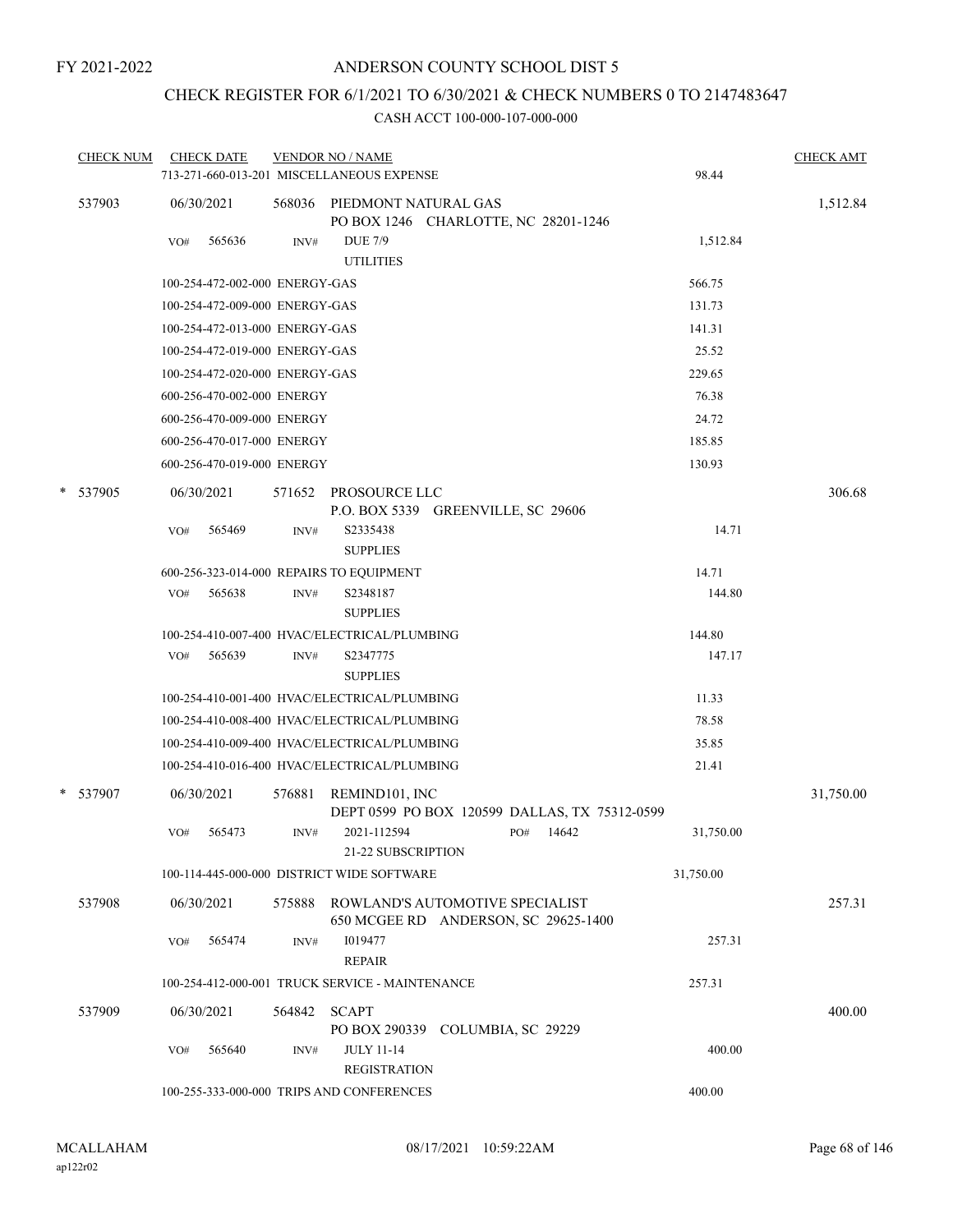FY 2021-2022

# ANDERSON COUNTY SCHOOL DIST 5

## CHECK REGISTER FOR 6/1/2021 TO 6/30/2021 & CHECK NUMBERS 0 TO 2147483647

### CASH ACCT 100-000-107-000-000

| CHECK NUM | CHECK DATE | VENDOR NO / NAME | | CHECK AMT |
|---|---|---|---|---|
| | 713-271-660-013-201 MISCELLANEOUS EXPENSE | | 98.44 | |
| 537903 | 06/30/2021 | 568036 PIEDMONT NATURAL GAS<br>PO BOX 1246 CHARLOTTE, NC 28201-1246 | | 1,512.84 |
| | VO# 565636 | INV# DUE 7/9<br>UTILITIES | 1,512.84 | |
| | 100-254-472-002-000 ENERGY-GAS | | 566.75 | |
| | 100-254-472-009-000 ENERGY-GAS | | 131.73 | |
| | 100-254-472-013-000 ENERGY-GAS | | 141.31 | |
| | 100-254-472-019-000 ENERGY-GAS | | 25.52 | |
| | 100-254-472-020-000 ENERGY-GAS | | 229.65 | |
| | 600-256-470-002-000 ENERGY | | 76.38 | |
| | 600-256-470-009-000 ENERGY | | 24.72 | |
| | 600-256-470-017-000 ENERGY | | 185.85 | |
| | 600-256-470-019-000 ENERGY | | 130.93 | |
| * 537905 | 06/30/2021 | 571652 PROSOURCE LLC<br>P.O. BOX 5339 GREENVILLE, SC 29606 | | 306.68 |
| | VO# 565469 | INV# S2335438<br>SUPPLIES | 14.71 | |
| | 600-256-323-014-000 REPAIRS TO EQUIPMENT | | 14.71 | |
| | VO# 565638 | INV# S2348187<br>SUPPLIES | 144.80 | |
| | 100-254-410-007-400 HVAC/ELECTRICAL/PLUMBING | | 144.80 | |
| | VO# 565639 | INV# S2347775<br>SUPPLIES | 147.17 | |
| | 100-254-410-001-400 HVAC/ELECTRICAL/PLUMBING | | 11.33 | |
| | 100-254-410-008-400 HVAC/ELECTRICAL/PLUMBING | | 78.58 | |
| | 100-254-410-009-400 HVAC/ELECTRICAL/PLUMBING | | 35.85 | |
| | 100-254-410-016-400 HVAC/ELECTRICAL/PLUMBING | | 21.41 | |
| * 537907 | 06/30/2021 | 576881 REMIND101, INC<br>DEPT 0599 PO BOX 120599 DALLAS, TX 75312-0599 | | 31,750.00 |
| | VO# 565473 | INV# 2021-112594 PO# 14642<br>21-22 SUBSCRIPTION | 31,750.00 | |
| | 100-114-445-000-000 DISTRICT WIDE SOFTWARE | | 31,750.00 | |
| 537908 | 06/30/2021 | 575888 ROWLAND'S AUTOMOTIVE SPECIALIST<br>650 MCGEE RD ANDERSON, SC 29625-1400 | | 257.31 |
| | VO# 565474 | INV# I019477<br>REPAIR | 257.31 | |
| | 100-254-412-000-001 TRUCK SERVICE - MAINTENANCE | | 257.31 | |
| 537909 | 06/30/2021 | 564842 SCAPT<br>PO BOX 290339 COLUMBIA, SC 29229 | | 400.00 |
| | VO# 565640 | INV# JULY 11-14<br>REGISTRATION | 400.00 | |
| | 100-255-333-000-000 TRIPS AND CONFERENCES | | 400.00 | |

MCALLAHAM
ap122r02
08/17/2021 10:59:22AM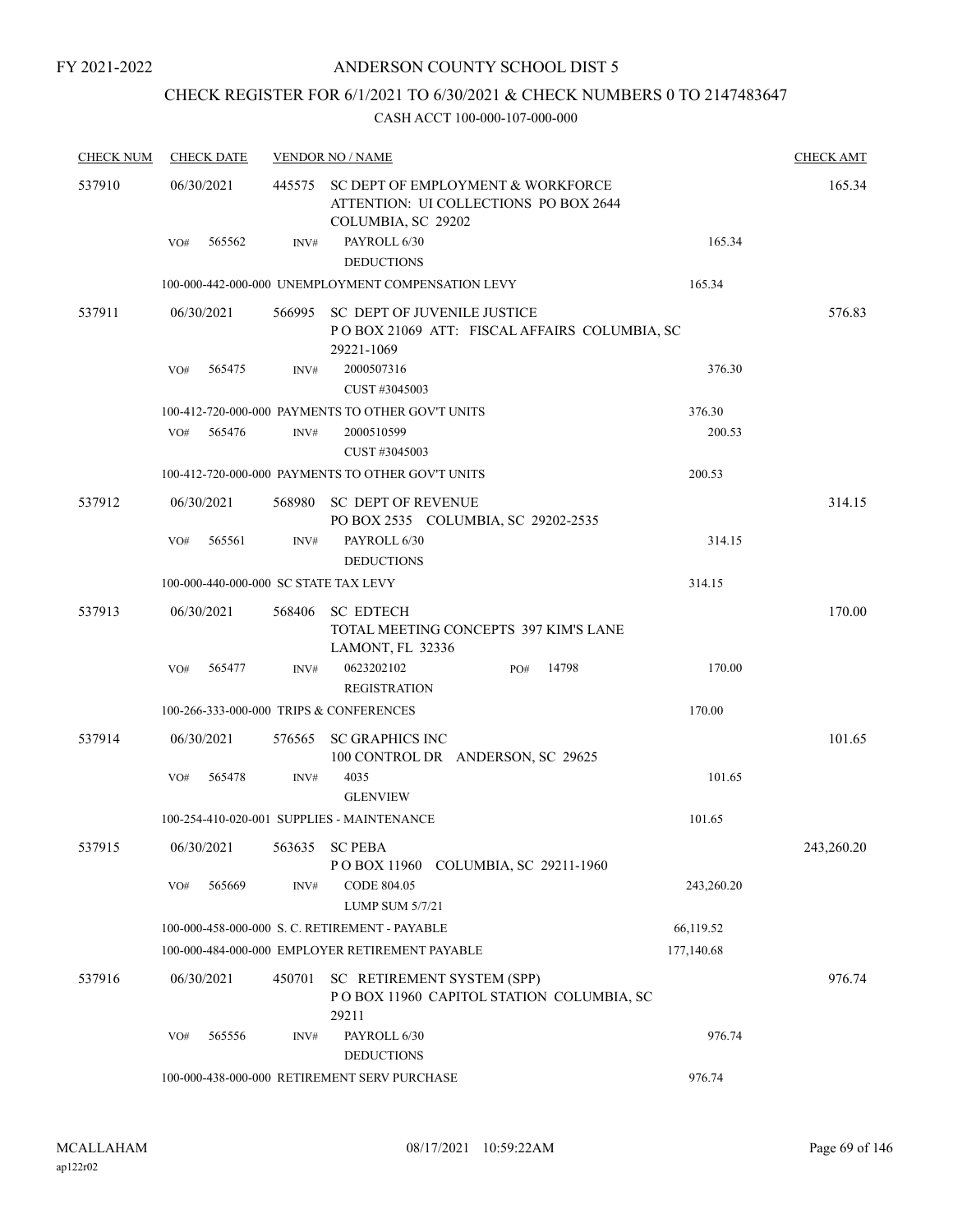FY 2021-2022

# ANDERSON COUNTY SCHOOL DIST 5

## CHECK REGISTER FOR 6/1/2021 TO 6/30/2021 & CHECK NUMBERS 0 TO 2147483647

CASH ACCT 100-000-107-000-000

| CHECK NUM | CHECK DATE | VENDOR NO / NAME | | CHECK AMT |
|---|---|---|---|---|
| 537910 | 06/30/2021 | 445575 SC DEPT OF EMPLOYMENT & WORKFORCE ATTENTION: UI COLLECTIONS PO BOX 2644 COLUMBIA, SC 29202 | | 165.34 |
| | VO# 565562 | INV# PAYROLL 6/30 DEDUCTIONS | 165.34 | |
| | | 100-000-442-000-000 UNEMPLOYMENT COMPENSATION LEVY | 165.34 | |
| 537911 | 06/30/2021 | 566995 SC DEPT OF JUVENILE JUSTICE P O BOX 21069 ATT: FISCAL AFFAIRS COLUMBIA, SC 29221-1069 | | 576.83 |
| | VO# 565475 | INV# 2000507316 CUST #3045003 | 376.30 | |
| | | 100-412-720-000-000 PAYMENTS TO OTHER GOV'T UNITS | 376.30 | |
| | VO# 565476 | INV# 2000510599 CUST #3045003 | 200.53 | |
| | | 100-412-720-000-000 PAYMENTS TO OTHER GOV'T UNITS | 200.53 | |
| 537912 | 06/30/2021 | 568980 SC DEPT OF REVENUE PO BOX 2535 COLUMBIA, SC 29202-2535 | | 314.15 |
| | VO# 565561 | INV# PAYROLL 6/30 DEDUCTIONS | 314.15 | |
| | | 100-000-440-000-000 SC STATE TAX LEVY | 314.15 | |
| 537913 | 06/30/2021 | 568406 SC EDTECH TOTAL MEETING CONCEPTS 397 KIM'S LANE LAMONT, FL 32336 | | 170.00 |
| | VO# 565477 | INV# 0623202102 PO# 14798 REGISTRATION | 170.00 | |
| | | 100-266-333-000-000 TRIPS & CONFERENCES | 170.00 | |
| 537914 | 06/30/2021 | 576565 SC GRAPHICS INC 100 CONTROL DR ANDERSON, SC 29625 | | 101.65 |
| | VO# 565478 | INV# 4035 GLENVIEW | 101.65 | |
| | | 100-254-410-020-001 SUPPLIES - MAINTENANCE | 101.65 | |
| 537915 | 06/30/2021 | 563635 SC PEBA P O BOX 11960 COLUMBIA, SC 29211-1960 | | 243,260.20 |
| | VO# 565669 | INV# CODE 804.05 LUMP SUM 5/7/21 | 243,260.20 | |
| | | 100-000-458-000-000 S. C. RETIREMENT - PAYABLE | 66,119.52 | |
| | | 100-000-484-000-000 EMPLOYER RETIREMENT PAYABLE | 177,140.68 | |
| 537916 | 06/30/2021 | 450701 SC RETIREMENT SYSTEM (SPP) P O BOX 11960 CAPITOL STATION COLUMBIA, SC 29211 | | 976.74 |
| | VO# 565556 | INV# PAYROLL 6/30 DEDUCTIONS | 976.74 | |
| | | 100-000-438-000-000 RETIREMENT SERV PURCHASE | 976.74 | |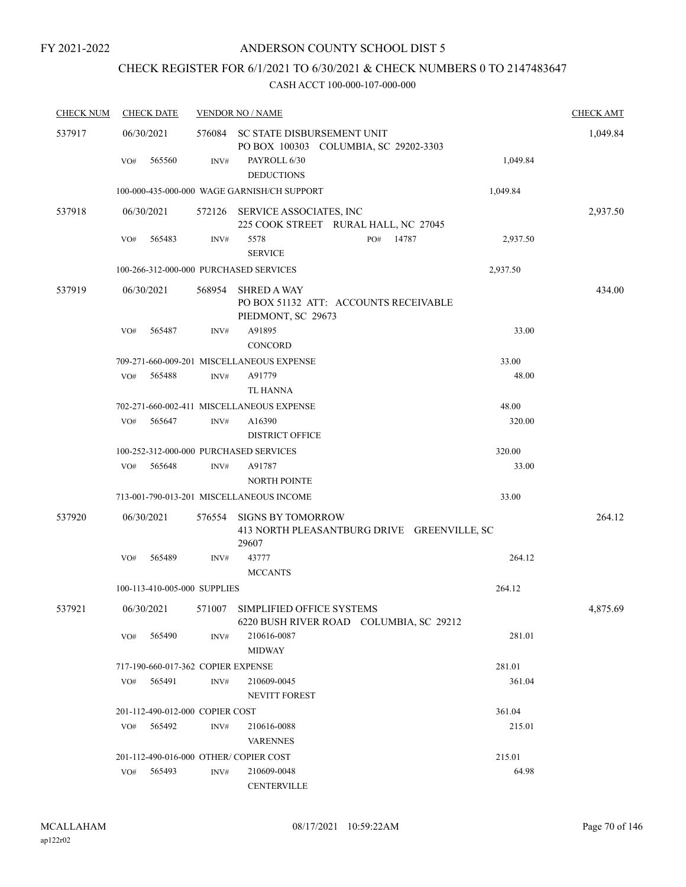FY 2021-2022

# ANDERSON COUNTY SCHOOL DIST 5

## CHECK REGISTER FOR 6/1/2021 TO 6/30/2021 & CHECK NUMBERS 0 TO 2147483647

### CASH ACCT 100-000-107-000-000

| CHECK NUM | CHECK DATE | VENDOR NO / NAME | | CHECK AMT |
|---|---|---|---|---|
| 537917 | 06/30/2021 | 576084 SC STATE DISBURSEMENT UNIT<br>PO BOX 100303 COLUMBIA, SC 29202-3303 | | 1,049.84 |
| | VO# 565560 | INV# PAYROLL 6/30<br>DEDUCTIONS | 1,049.84 | |
| | 100-000-435-000-000 WAGE GARNISH/CH SUPPORT | | 1,049.84 | |
| 537918 | 06/30/2021 | 572126 SERVICE ASSOCIATES, INC<br>225 COOK STREET RURAL HALL, NC 27045 | | 2,937.50 |
| | VO# 565483 | INV# 5578 PO# 14787<br>SERVICE | 2,937.50 | |
| | 100-266-312-000-000 PURCHASED SERVICES | | 2,937.50 | |
| 537919 | 06/30/2021 | 568954 SHRED A WAY<br>PO BOX 51132 ATT: ACCOUNTS RECEIVABLE<br>PIEDMONT, SC 29673 | | 434.00 |
| | VO# 565487 | INV# A91895<br>CONCORD | 33.00 | |
| | 709-271-660-009-201 MISCELLANEOUS EXPENSE | | 33.00 | |
| | VO# 565488 | INV# A91779<br>TL HANNA | 48.00 | |
| | 702-271-660-002-411 MISCELLANEOUS EXPENSE | | 48.00 | |
| | VO# 565647 | INV# A16390<br>DISTRICT OFFICE | 320.00 | |
| | 100-252-312-000-000 PURCHASED SERVICES | | 320.00 | |
| | VO# 565648 | INV# A91787<br>NORTH POINTE | 33.00 | |
| | 713-001-790-013-201 MISCELLANEOUS INCOME | | 33.00 | |
| 537920 | 06/30/2021 | 576554 SIGNS BY TOMORROW<br>413 NORTH PLEASANTBURG DRIVE GREENVILLE, SC<br>29607 | | 264.12 |
| | VO# 565489 | INV# 43777<br>MCCANTS | 264.12 | |
| | 100-113-410-005-000 SUPPLIES | | 264.12 | |
| 537921 | 06/30/2021 | 571007 SIMPLIFIED OFFICE SYSTEMS<br>6220 BUSH RIVER ROAD COLUMBIA, SC 29212 | | 4,875.69 |
| | VO# 565490 | INV# 210616-0087<br>MIDWAY | 281.01 | |
| | 717-190-660-017-362 COPIER EXPENSE | | 281.01 | |
| | VO# 565491 | INV# 210609-0045<br>NEVITT FOREST | 361.04 | |
| | 201-112-490-012-000 COPIER COST | | 361.04 | |
| | VO# 565492 | INV# 210616-0088<br>VARENNES | 215.01 | |
| | 201-112-490-016-000 OTHER/ COPIER COST | | 215.01 | |
| | VO# 565493 | INV# 210609-0048<br>CENTERVILLE | 64.98 | |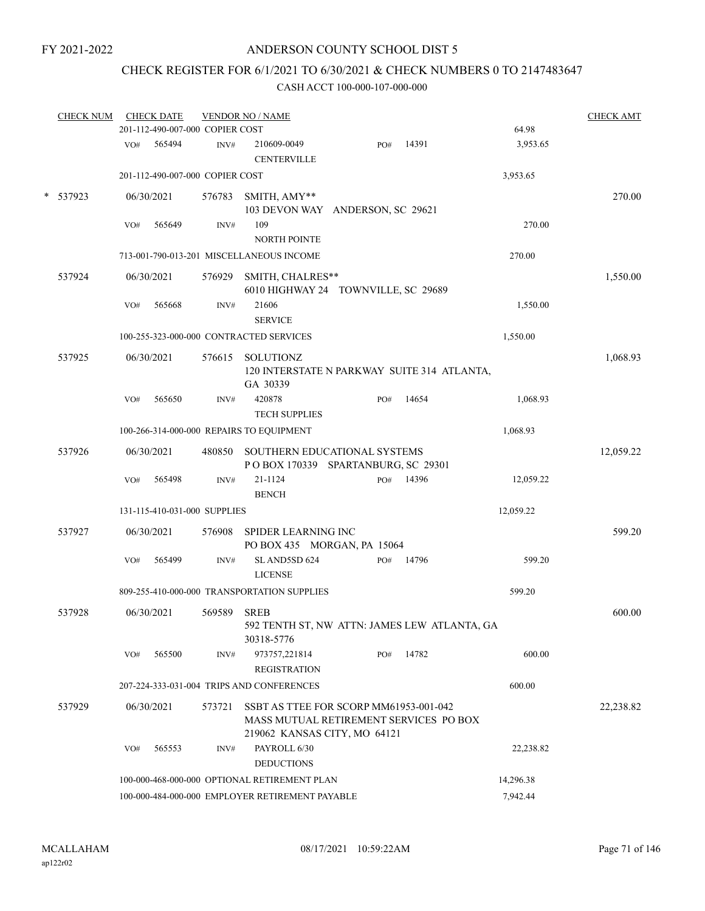FY 2021-2022

# ANDERSON COUNTY SCHOOL DIST 5

## CHECK REGISTER FOR 6/1/2021 TO 6/30/2021 & CHECK NUMBERS 0 TO 2147483647

CASH ACCT 100-000-107-000-000

| CHECK NUM | CHECK DATE | VENDOR NO / NAME | | | CHECK AMT |
|---|---|---|---|---|---|
| | 201-112-490-007-000 COPIER COST | | | 64.98 | |
| | VO# 565494 | INV# 210609-0049 CENTERVILLE | PO# 14391 | 3,953.65 | |
| | 201-112-490-007-000 COPIER COST | | | 3,953.65 | |
| * 537923 | 06/30/2021 | 576783 SMITH, AMY** 103 DEVON WAY ANDERSON, SC 29621 | | | 270.00 |
| | VO# 565649 | INV# 109 NORTH POINTE | | 270.00 | |
| | 713-001-790-013-201 MISCELLANEOUS INCOME | | | 270.00 | |
| 537924 | 06/30/2021 | 576929 SMITH, CHALRES** 6010 HIGHWAY 24 TOWNVILLE, SC 29689 | | | 1,550.00 |
| | VO# 565668 | INV# 21606 SERVICE | | 1,550.00 | |
| | 100-255-323-000-000 CONTRACTED SERVICES | | | 1,550.00 | |
| 537925 | 06/30/2021 | 576615 SOLUTIONZ 120 INTERSTATE N PARKWAY SUITE 314 ATLANTA, GA 30339 | | | 1,068.93 |
| | VO# 565650 | INV# 420878 TECH SUPPLIES | PO# 14654 | 1,068.93 | |
| | 100-266-314-000-000 REPAIRS TO EQUIPMENT | | | 1,068.93 | |
| 537926 | 06/30/2021 | 480850 SOUTHERN EDUCATIONAL SYSTEMS P O BOX 170339 SPARTANBURG, SC 29301 | | | 12,059.22 |
| | VO# 565498 | INV# 21-1124 BENCH | PO# 14396 | 12,059.22 | |
| | 131-115-410-031-000 SUPPLIES | | | 12,059.22 | |
| 537927 | 06/30/2021 | 576908 SPIDER LEARNING INC PO BOX 435 MORGAN, PA 15064 | | | 599.20 |
| | VO# 565499 | INV# SL AND5SD 624 LICENSE | PO# 14796 | 599.20 | |
| | 809-255-410-000-000 TRANSPORTATION SUPPLIES | | | 599.20 | |
| 537928 | 06/30/2021 | 569589 SREB 592 TENTH ST, NW ATTN: JAMES LEW ATLANTA, GA 30318-5776 | | | 600.00 |
| | VO# 565500 | INV# 973757,221814 REGISTRATION | PO# 14782 | 600.00 | |
| | 207-224-333-031-004 TRIPS AND CONFERENCES | | | 600.00 | |
| 537929 | 06/30/2021 | 573721 SSBT AS TTEE FOR SCORP MM61953-001-042 MASS MUTUAL RETIREMENT SERVICES PO BOX 219062 KANSAS CITY, MO 64121 | | | 22,238.82 |
| | VO# 565553 | INV# PAYROLL 6/30 DEDUCTIONS | | 22,238.82 | |
| | 100-000-468-000-000 OPTIONAL RETIREMENT PLAN | | | 14,296.38 | |
| | 100-000-484-000-000 EMPLOYER RETIREMENT PAYABLE | | | 7,942.44 | |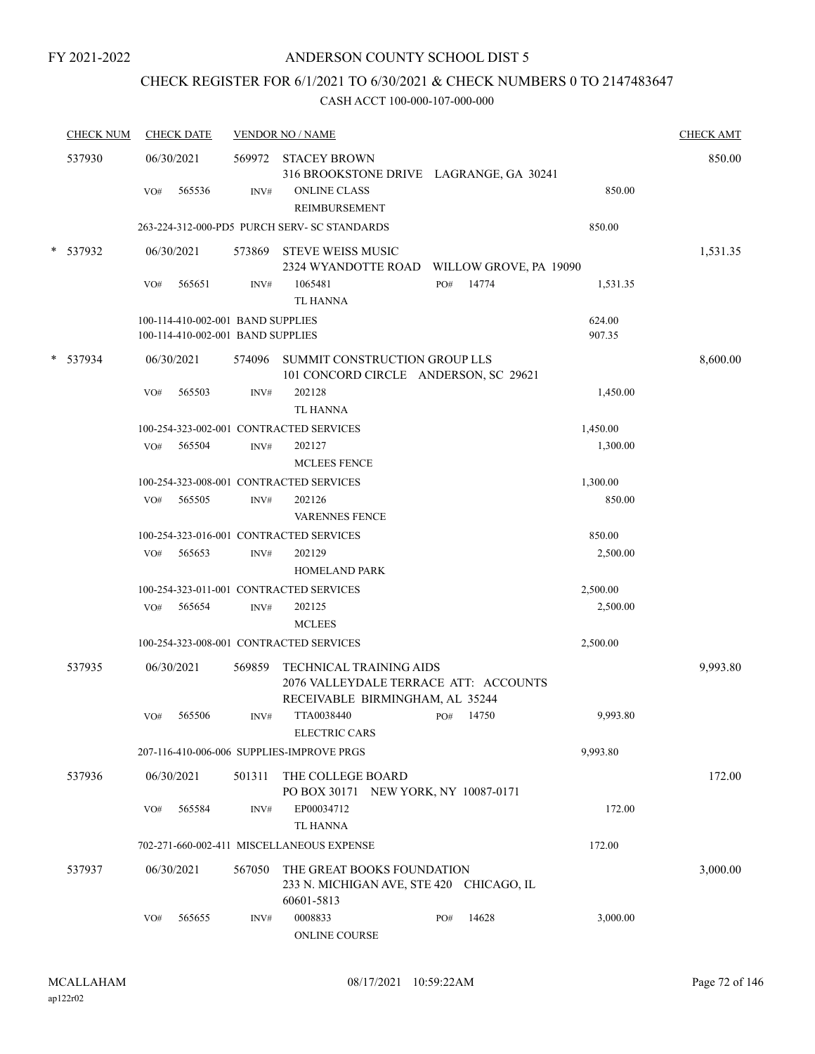FY 2021-2022

# ANDERSON COUNTY SCHOOL DIST 5

## CHECK REGISTER FOR 6/1/2021 TO 6/30/2021 & CHECK NUMBERS 0 TO 2147483647

CASH ACCT 100-000-107-000-000

| CHECK NUM | CHECK DATE | VENDOR NO / NAME | | | CHECK AMT |
|---|---|---|---|---|---|
| 537930 | 06/30/2021 | 569972 STACEY BROWN<br>316 BROOKSTONE DRIVE LAGRANGE, GA 30241 | | | 850.00 |
| | VO# 565536 | INV# ONLINE CLASS<br>REIMBURSEMENT | | 850.00 | |
| | 263-224-312-000-PD5 PURCH SERV- SC STANDARDS | | | 850.00 | |
| * 537932 | 06/30/2021 | 573869 STEVE WEISS MUSIC<br>2324 WYANDOTTE ROAD WILLOW GROVE, PA 19090 | | | 1,531.35 |
| | VO# 565651 | INV# 1065481<br>TL HANNA | PO# 14774 | 1,531.35 | |
| | 100-114-410-002-001 BAND SUPPLIES | | | 624.00 | |
| | 100-114-410-002-001 BAND SUPPLIES | | | 907.35 | |
| * 537934 | 06/30/2021 | 574096 SUMMIT CONSTRUCTION GROUP LLS<br>101 CONCORD CIRCLE ANDERSON, SC 29621 | | | 8,600.00 |
| | VO# 565503 | INV# 202128<br>TL HANNA | | 1,450.00 | |
| | 100-254-323-002-001 CONTRACTED SERVICES | | | 1,450.00 | |
| | VO# 565504 | INV# 202127<br>MCLEES FENCE | | 1,300.00 | |
| | 100-254-323-008-001 CONTRACTED SERVICES | | | 1,300.00 | |
| | VO# 565505 | INV# 202126<br>VARENNES FENCE | | 850.00 | |
| | 100-254-323-016-001 CONTRACTED SERVICES | | | 850.00 | |
| | VO# 565653 | INV# 202129<br>HOMELAND PARK | | 2,500.00 | |
| | 100-254-323-011-001 CONTRACTED SERVICES | | | 2,500.00 | |
| | VO# 565654 | INV# 202125<br>MCLEES | | 2,500.00 | |
| | 100-254-323-008-001 CONTRACTED SERVICES | | | 2,500.00 | |
| 537935 | 06/30/2021 | 569859 TECHNICAL TRAINING AIDS<br>2076 VALLEYDALE TERRACE ATT: ACCOUNTS RECEIVABLE BIRMINGHAM, AL 35244 | | | 9,993.80 |
| | VO# 565506 | INV# TTA0038440<br>ELECTRIC CARS | PO# 14750 | 9,993.80 | |
| | 207-116-410-006-006 SUPPLIES-IMPROVE PRGS | | | 9,993.80 | |
| 537936 | 06/30/2021 | 501311 THE COLLEGE BOARD<br>PO BOX 30171 NEW YORK, NY 10087-0171 | | | 172.00 |
| | VO# 565584 | INV# EP00034712<br>TL HANNA | | 172.00 | |
| | 702-271-660-002-411 MISCELLANEOUS EXPENSE | | | 172.00 | |
| 537937 | 06/30/2021 | 567050 THE GREAT BOOKS FOUNDATION<br>233 N. MICHIGAN AVE, STE 420 CHICAGO, IL 60601-5813 | | | 3,000.00 |
| | VO# 565655 | INV# 0008833<br>ONLINE COURSE | PO# 14628 | 3,000.00 | |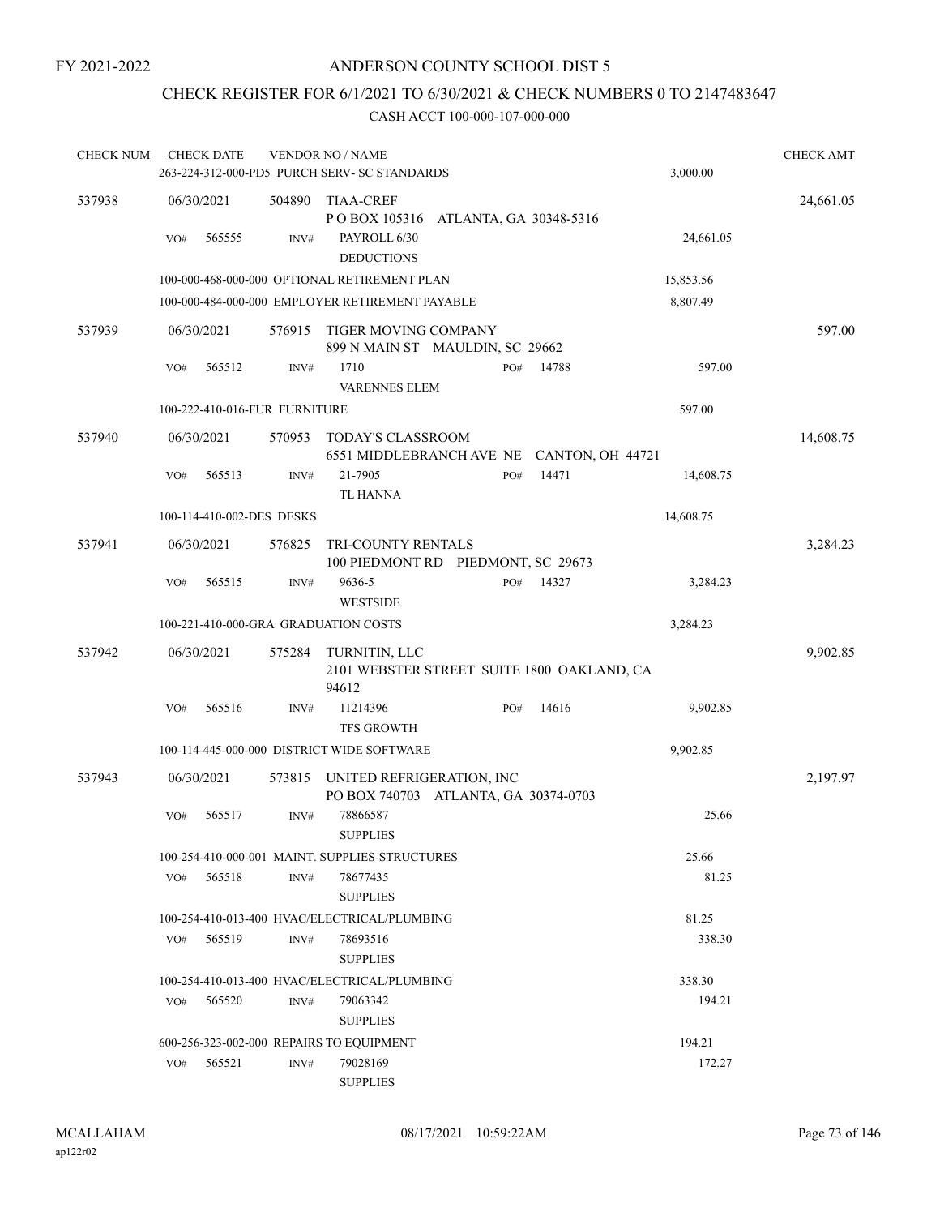FY 2021-2022

# ANDERSON COUNTY SCHOOL DIST 5

## CHECK REGISTER FOR 6/1/2021 TO 6/30/2021 & CHECK NUMBERS 0 TO 2147483647

### CASH ACCT 100-000-107-000-000

| CHECK NUM | CHECK DATE | VENDOR NO / NAME | | | CHECK AMT |
|---|---|---|---|---|---|
| | | 263-224-312-000-PD5 PURCH SERV- SC STANDARDS | | 3,000.00 | |
| 537938 | 06/30/2021 | 504890 TIAA-CREF<br>P O BOX 105316 ATLANTA, GA 30348-5316 | | | 24,661.05 |
| | VO# 565555 | INV# PAYROLL 6/30<br>DEDUCTIONS | | 24,661.05 | |
| | | 100-000-468-000-000 OPTIONAL RETIREMENT PLAN | | 15,853.56 | |
| | | 100-000-484-000-000 EMPLOYER RETIREMENT PAYABLE | | 8,807.49 | |
| 537939 | 06/30/2021 | 576915 TIGER MOVING COMPANY<br>899 N MAIN ST MAULDIN, SC 29662 | | | 597.00 |
| | VO# 565512 | INV# 1710<br>VARENNES ELEM | PO# 14788 | 597.00 | |
| | | 100-222-410-016-FUR FURNITURE | | 597.00 | |
| 537940 | 06/30/2021 | 570953 TODAY'S CLASSROOM<br>6551 MIDDLEBRANCH AVE NE CANTON, OH 44721 | | | 14,608.75 |
| | VO# 565513 | INV# 21-7905<br>TL HANNA | PO# 14471 | 14,608.75 | |
| | | 100-114-410-002-DES DESKS | | 14,608.75 | |
| 537941 | 06/30/2021 | 576825 TRI-COUNTY RENTALS<br>100 PIEDMONT RD PIEDMONT, SC 29673 | | | 3,284.23 |
| | VO# 565515 | INV# 9636-5<br>WESTSIDE | PO# 14327 | 3,284.23 | |
| | | 100-221-410-000-GRA GRADUATION COSTS | | 3,284.23 | |
| 537942 | 06/30/2021 | 575284 TURNITIN, LLC<br>2101 WEBSTER STREET SUITE 1800 OAKLAND, CA 94612 | | | 9,902.85 |
| | VO# 565516 | INV# 11214396<br>TFS GROWTH | PO# 14616 | 9,902.85 | |
| | | 100-114-445-000-000 DISTRICT WIDE SOFTWARE | | 9,902.85 | |
| 537943 | 06/30/2021 | 573815 UNITED REFRIGERATION, INC<br>PO BOX 740703 ATLANTA, GA 30374-0703 | | | 2,197.97 |
| | VO# 565517 | INV# 78866587<br>SUPPLIES | | 25.66 | |
| | | 100-254-410-000-001 MAINT. SUPPLIES-STRUCTURES | | 25.66 | |
| | VO# 565518 | INV# 78677435<br>SUPPLIES | | 81.25 | |
| | | 100-254-410-013-400 HVAC/ELECTRICAL/PLUMBING | | 81.25 | |
| | VO# 565519 | INV# 78693516<br>SUPPLIES | | 338.30 | |
| | | 100-254-410-013-400 HVAC/ELECTRICAL/PLUMBING | | 338.30 | |
| | VO# 565520 | INV# 79063342<br>SUPPLIES | | 194.21 | |
| | | 600-256-323-002-000 REPAIRS TO EQUIPMENT | | 194.21 | |
| | VO# 565521 | INV# 79028169<br>SUPPLIES | | 172.27 | |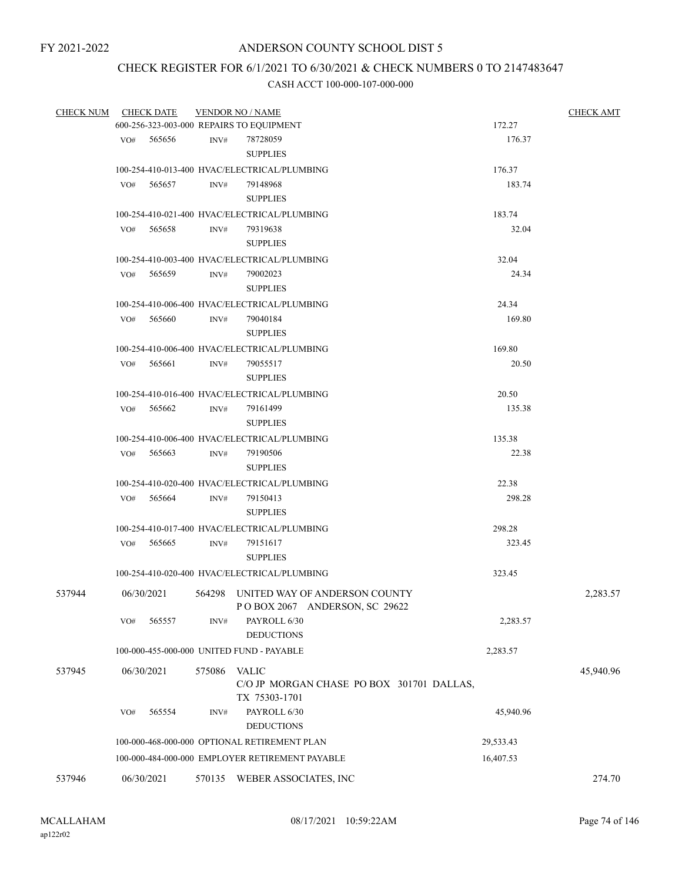FY 2021-2022

# ANDERSON COUNTY SCHOOL DIST 5

## CHECK REGISTER FOR 6/1/2021 TO 6/30/2021 & CHECK NUMBERS 0 TO 2147483647

### CASH ACCT 100-000-107-000-000

| CHECK NUM | CHECK DATE | VENDOR NO / NAME | | CHECK AMT |
|---|---|---|---|---|
| | 600-256-323-003-000 REPAIRS TO EQUIPMENT | | 172.27 | |
| | VO# 565656 | INV# 78728059 SUPPLIES | 176.37 | |
| | 100-254-410-013-400 HVAC/ELECTRICAL/PLUMBING | | 176.37 | |
| | VO# 565657 | INV# 79148968 SUPPLIES | 183.74 | |
| | 100-254-410-021-400 HVAC/ELECTRICAL/PLUMBING | | 183.74 | |
| | VO# 565658 | INV# 79319638 SUPPLIES | 32.04 | |
| | 100-254-410-003-400 HVAC/ELECTRICAL/PLUMBING | | 32.04 | |
| | VO# 565659 | INV# 79002023 SUPPLIES | 24.34 | |
| | 100-254-410-006-400 HVAC/ELECTRICAL/PLUMBING | | 24.34 | |
| | VO# 565660 | INV# 79040184 SUPPLIES | 169.80 | |
| | 100-254-410-006-400 HVAC/ELECTRICAL/PLUMBING | | 169.80 | |
| | VO# 565661 | INV# 79055517 SUPPLIES | 20.50 | |
| | 100-254-410-016-400 HVAC/ELECTRICAL/PLUMBING | | 20.50 | |
| | VO# 565662 | INV# 79161499 SUPPLIES | 135.38 | |
| | 100-254-410-006-400 HVAC/ELECTRICAL/PLUMBING | | 135.38 | |
| | VO# 565663 | INV# 79190506 SUPPLIES | 22.38 | |
| | 100-254-410-020-400 HVAC/ELECTRICAL/PLUMBING | | 22.38 | |
| | VO# 565664 | INV# 79150413 SUPPLIES | 298.28 | |
| | 100-254-410-017-400 HVAC/ELECTRICAL/PLUMBING | | 298.28 | |
| | VO# 565665 | INV# 79151617 SUPPLIES | 323.45 | |
| | 100-254-410-020-400 HVAC/ELECTRICAL/PLUMBING | | 323.45 | |
| 537944 | 06/30/2021 | 564298 UNITED WAY OF ANDERSON COUNTY P O BOX 2067 ANDERSON, SC 29622 | | 2,283.57 |
| | VO# 565557 | INV# PAYROLL 6/30 DEDUCTIONS | 2,283.57 | |
| | 100-000-455-000-000 UNITED FUND - PAYABLE | | 2,283.57 | |
| 537945 | 06/30/2021 | 575086 VALIC C/O JP MORGAN CHASE PO BOX 301701 DALLAS, TX 75303-1701 | | 45,940.96 |
| | VO# 565554 | INV# PAYROLL 6/30 DEDUCTIONS | 45,940.96 | |
| | 100-000-468-000-000 OPTIONAL RETIREMENT PLAN | | 29,533.43 | |
| | 100-000-484-000-000 EMPLOYER RETIREMENT PAYABLE | | 16,407.53 | |
| 537946 | 06/30/2021 | 570135 WEBER ASSOCIATES, INC | | 274.70 |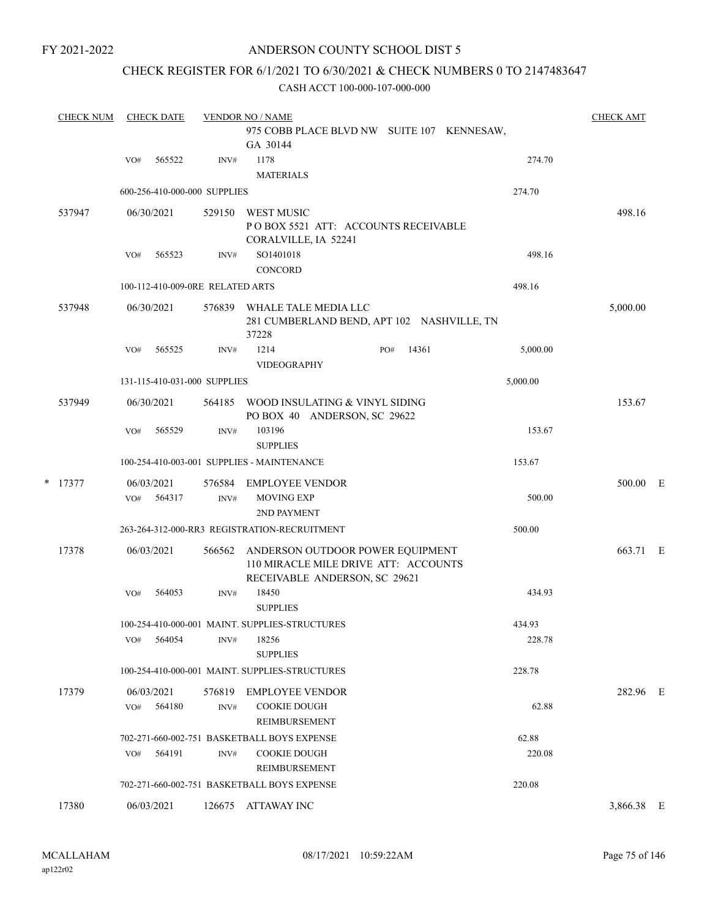FY 2021-2022

# ANDERSON COUNTY SCHOOL DIST 5

## CHECK REGISTER FOR 6/1/2021 TO 6/30/2021 & CHECK NUMBERS 0 TO 2147483647

CASH ACCT 100-000-107-000-000

| CHECK NUM | CHECK DATE | VENDOR NO / NAME | | CHECK AMT |
|---|---|---|---|---|
| | | 975 COBB PLACE BLVD NW SUITE 107 KENNESAW, GA 30144 | | |
| | VO# 565522 | INV# 1178 MATERIALS | 274.70 | |
| | 600-256-410-000-000 SUPPLIES | | 274.70 | |
| 537947 | 06/30/2021 | 529150 WEST MUSIC P O BOX 5521 ATT: ACCOUNTS RECEIVABLE CORALVILLE, IA 52241 | | 498.16 |
| | VO# 565523 | INV# SO1401018 CONCORD | 498.16 | |
| | 100-112-410-009-0RE RELATED ARTS | | 498.16 | |
| 537948 | 06/30/2021 | 576839 WHALE TALE MEDIA LLC 281 CUMBERLAND BEND, APT 102 NASHVILLE, TN 37228 | | 5,000.00 |
| | VO# 565525 | INV# 1214 PO# 14361 VIDEOGRAPHY | 5,000.00 | |
| | 131-115-410-031-000 SUPPLIES | | 5,000.00 | |
| 537949 | 06/30/2021 | 564185 WOOD INSULATING & VINYL SIDING PO BOX 40 ANDERSON, SC 29622 | | 153.67 |
| | VO# 565529 | INV# 103196 SUPPLIES | 153.67 | |
| | 100-254-410-003-001 SUPPLIES - MAINTENANCE | | 153.67 | |
| * 17377 | 06/03/2021 | 576584 EMPLOYEE VENDOR | | 500.00 E |
| | VO# 564317 | INV# MOVING EXP 2ND PAYMENT | 500.00 | |
| | 263-264-312-000-RR3 REGISTRATION-RECRUITMENT | | 500.00 | |
| 17378 | 06/03/2021 | 566562 ANDERSON OUTDOOR POWER EQUIPMENT 110 MIRACLE MILE DRIVE ATT: ACCOUNTS RECEIVABLE ANDERSON, SC 29621 | | 663.71 E |
| | VO# 564053 | INV# 18450 SUPPLIES | 434.93 | |
| | 100-254-410-000-001 MAINT. SUPPLIES-STRUCTURES | | 434.93 | |
| | VO# 564054 | INV# 18256 SUPPLIES | 228.78 | |
| | 100-254-410-000-001 MAINT. SUPPLIES-STRUCTURES | | 228.78 | |
| 17379 | 06/03/2021 | 576819 EMPLOYEE VENDOR | | 282.96 E |
| | VO# 564180 | INV# COOKIE DOUGH REIMBURSEMENT | 62.88 | |
| | 702-271-660-002-751 BASKETBALL BOYS EXPENSE | | 62.88 | |
| | VO# 564191 | INV# COOKIE DOUGH REIMBURSEMENT | 220.08 | |
| | 702-271-660-002-751 BASKETBALL BOYS EXPENSE | | 220.08 | |
| 17380 | 06/03/2021 | 126675 ATTAWAY INC | | 3,866.38 E |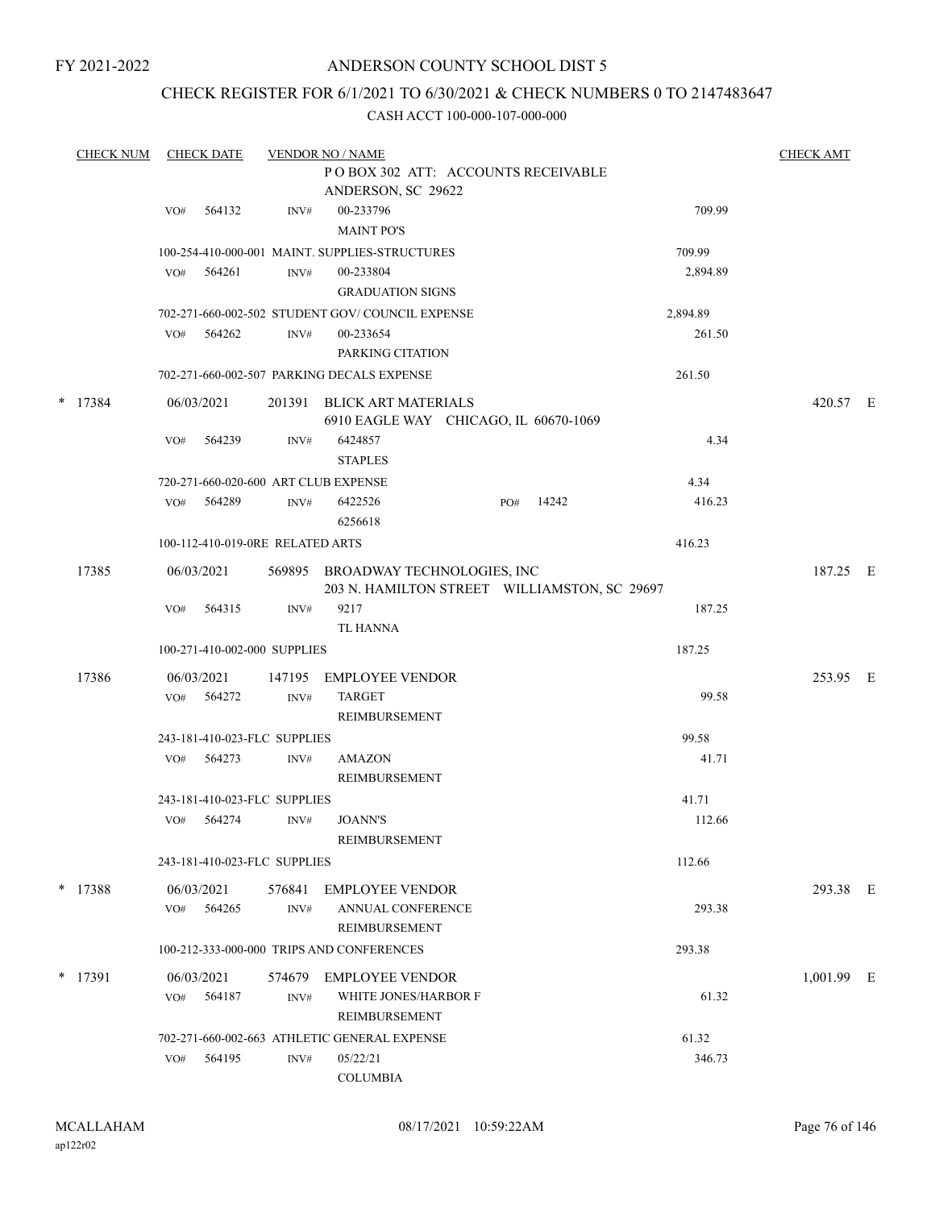FY 2021-2022

ANDERSON COUNTY SCHOOL DIST 5

CHECK REGISTER FOR 6/1/2021 TO 6/30/2021 & CHECK NUMBERS 0 TO 2147483647

CASH ACCT 100-000-107-000-000

| CHECK NUM | CHECK DATE | VENDOR NO / NAME | | CHECK AMT |
|---|---|---|---|---|
| | | P O BOX 302 ATT: ACCOUNTS RECEIVABLE ANDERSON, SC 29622 | | |
| | VO# 564132 | INV# 00-233796 MAINT PO'S | 709.99 | |
| | | 100-254-410-000-001 MAINT. SUPPLIES-STRUCTURES | 709.99 | |
| | VO# 564261 | INV# 00-233804 GRADUATION SIGNS | 2,894.89 | |
| | | 702-271-660-002-502 STUDENT GOV/ COUNCIL EXPENSE | 2,894.89 | |
| | VO# 564262 | INV# 00-233654 PARKING CITATION | 261.50 | |
| | | 702-271-660-002-507 PARKING DECALS EXPENSE | 261.50 | |
| * 17384 | 06/03/2021 | 201391 BLICK ART MATERIALS 6910 EAGLE WAY CHICAGO, IL 60670-1069 | | 420.57 E |
| | VO# 564239 | INV# 6424857 STAPLES | 4.34 | |
| | | 720-271-660-020-600 ART CLUB EXPENSE | 4.34 | |
| | VO# 564289 | INV# 6422526 6256618 PO# 14242 | 416.23 | |
| | | 100-112-410-019-0RE RELATED ARTS | 416.23 | |
| 17385 | 06/03/2021 | 569895 BROADWAY TECHNOLOGIES, INC 203 N. HAMILTON STREET WILLIAMSTON, SC 29697 | | 187.25 E |
| | VO# 564315 | INV# 9217 TL HANNA | 187.25 | |
| | | 100-271-410-002-000 SUPPLIES | 187.25 | |
| 17386 | 06/03/2021 | 147195 EMPLOYEE VENDOR | | 253.95 E |
| | VO# 564272 | INV# TARGET REIMBURSEMENT | 99.58 | |
| | | 243-181-410-023-FLC SUPPLIES | 99.58 | |
| | VO# 564273 | INV# AMAZON REIMBURSEMENT | 41.71 | |
| | | 243-181-410-023-FLC SUPPLIES | 41.71 | |
| | VO# 564274 | INV# JOANN'S REIMBURSEMENT | 112.66 | |
| | | 243-181-410-023-FLC SUPPLIES | 112.66 | |
| * 17388 | 06/03/2021 | 576841 EMPLOYEE VENDOR | | 293.38 E |
| | VO# 564265 | INV# ANNUAL CONFERENCE REIMBURSEMENT | 293.38 | |
| | | 100-212-333-000-000 TRIPS AND CONFERENCES | 293.38 | |
| * 17391 | 06/03/2021 | 574679 EMPLOYEE VENDOR | | 1,001.99 E |
| | VO# 564187 | INV# WHITE JONES/HARBOR F REIMBURSEMENT | 61.32 | |
| | | 702-271-660-002-663 ATHLETIC GENERAL EXPENSE | 61.32 | |
| | VO# 564195 | INV# 05/22/21 COLUMBIA | 346.73 | |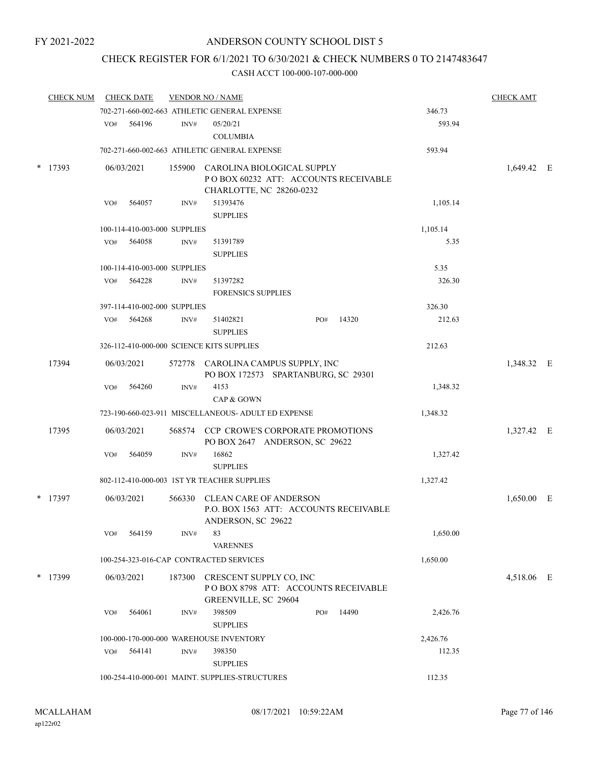FY 2021-2022

# ANDERSON COUNTY SCHOOL DIST 5

## CHECK REGISTER FOR 6/1/2021 TO 6/30/2021 & CHECK NUMBERS 0 TO 2147483647

CASH ACCT 100-000-107-000-000

| CHECK NUM | CHECK DATE | VENDOR NO / NAME | | CHECK AMT |
|---|---|---|---|---|
| | 702-271-660-002-663 ATHLETIC GENERAL EXPENSE | | 346.73 | |
| | VO# 564196 | INV# 05/20/21 COLUMBIA | 593.94 | |
| | 702-271-660-002-663 ATHLETIC GENERAL EXPENSE | | 593.94 | |
| * 17393 | 06/03/2021 | 155900 CAROLINA BIOLOGICAL SUPPLY P O BOX 60232 ATT: ACCOUNTS RECEIVABLE CHARLOTTE, NC 28260-0232 | | 1,649.42 E |
| | VO# 564057 | INV# 51393476 SUPPLIES | 1,105.14 | |
| | 100-114-410-003-000 SUPPLIES | | 1,105.14 | |
| | VO# 564058 | INV# 51391789 SUPPLIES | 5.35 | |
| | 100-114-410-003-000 SUPPLIES | | 5.35 | |
| | VO# 564228 | INV# 51397282 FORENSICS SUPPLIES | 326.30 | |
| | 397-114-410-002-000 SUPPLIES | | 326.30 | |
| | VO# 564268 | INV# 51402821 PO# 14320 SUPPLIES | 212.63 | |
| | 326-112-410-000-000 SCIENCE KITS SUPPLIES | | 212.63 | |
| 17394 | 06/03/2021 | 572778 CAROLINA CAMPUS SUPPLY, INC PO BOX 172573 SPARTANBURG, SC 29301 | | 1,348.32 E |
| | VO# 564260 | INV# 4153 CAP & GOWN | 1,348.32 | |
| | 723-190-660-023-911 MISCELLANEOUS- ADULT ED EXPENSE | | 1,348.32 | |
| 17395 | 06/03/2021 | 568574 CCP CROWE'S CORPORATE PROMOTIONS PO BOX 2647 ANDERSON, SC 29622 | | 1,327.42 E |
| | VO# 564059 | INV# 16862 SUPPLIES | 1,327.42 | |
| | 802-112-410-000-003 1ST YR TEACHER SUPPLIES | | 1,327.42 | |
| * 17397 | 06/03/2021 | 566330 CLEAN CARE OF ANDERSON P.O. BOX 1563 ATT: ACCOUNTS RECEIVABLE ANDERSON, SC 29622 | | 1,650.00 E |
| | VO# 564159 | INV# 83 VARENNES | 1,650.00 | |
| | 100-254-323-016-CAP CONTRACTED SERVICES | | 1,650.00 | |
| * 17399 | 06/03/2021 | 187300 CRESCENT SUPPLY CO, INC P O BOX 8798 ATT: ACCOUNTS RECEIVABLE GREENVILLE, SC 29604 | | 4,518.06 E |
| | VO# 564061 | INV# 398509 PO# 14490 SUPPLIES | 2,426.76 | |
| | 100-000-170-000-000 WAREHOUSE INVENTORY | | 2,426.76 | |
| | VO# 564141 | INV# 398350 SUPPLIES | 112.35 | |
| | 100-254-410-000-001 MAINT. SUPPLIES-STRUCTURES | | 112.35 | |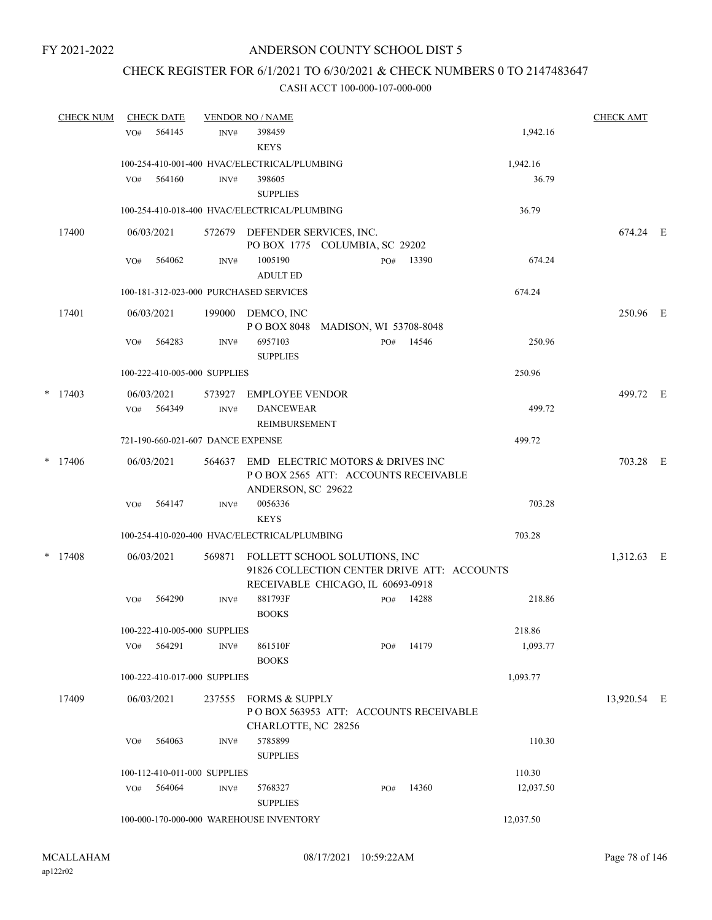FY 2021-2022

ANDERSON COUNTY SCHOOL DIST 5

CHECK REGISTER FOR 6/1/2021 TO 6/30/2021 & CHECK NUMBERS 0 TO 2147483647

CASH ACCT 100-000-107-000-000

| CHECK NUM | CHECK DATE | VENDOR NO / NAME | | CHECK AMT |
|---|---|---|---|---|
| | VO# 564145 | INV# 398459 KEYS | 1,942.16 | |
| | 100-254-410-001-400 HVAC/ELECTRICAL/PLUMBING | | 1,942.16 | |
| | VO# 564160 | INV# 398605 SUPPLIES | 36.79 | |
| | 100-254-410-018-400 HVAC/ELECTRICAL/PLUMBING | | 36.79 | |
| 17400 | 06/03/2021 | 572679 DEFENDER SERVICES, INC. PO BOX 1775 COLUMBIA, SC 29202 | | 674.24 E |
| | VO# 564062 | INV# 1005190 ADULT ED PO# 13390 | 674.24 | |
| | 100-181-312-023-000 PURCHASED SERVICES | | 674.24 | |
| 17401 | 06/03/2021 | 199000 DEMCO, INC P O BOX 8048 MADISON, WI 53708-8048 | | 250.96 E |
| | VO# 564283 | INV# 6957103 SUPPLIES PO# 14546 | 250.96 | |
| | 100-222-410-005-000 SUPPLIES | | 250.96 | |
| * 17403 | 06/03/2021 | 573927 EMPLOYEE VENDOR | | 499.72 E |
| | VO# 564349 | INV# DANCEWEAR REIMBURSEMENT | 499.72 | |
| | 721-190-660-021-607 DANCE EXPENSE | | 499.72 | |
| * 17406 | 06/03/2021 | 564637 EMD ELECTRIC MOTORS & DRIVES INC P O BOX 2565 ATT: ACCOUNTS RECEIVABLE ANDERSON, SC 29622 | | 703.28 E |
| | VO# 564147 | INV# 0056336 KEYS | 703.28 | |
| | 100-254-410-020-400 HVAC/ELECTRICAL/PLUMBING | | 703.28 | |
| * 17408 | 06/03/2021 | 569871 FOLLETT SCHOOL SOLUTIONS, INC 91826 COLLECTION CENTER DRIVE ATT: ACCOUNTS RECEIVABLE CHICAGO, IL 60693-0918 | | 1,312.63 E |
| | VO# 564290 | INV# 881793F BOOKS PO# 14288 | 218.86 | |
| | 100-222-410-005-000 SUPPLIES | | 218.86 | |
| | VO# 564291 | INV# 861510F BOOKS PO# 14179 | 1,093.77 | |
| | 100-222-410-017-000 SUPPLIES | | 1,093.77 | |
| 17409 | 06/03/2021 | 237555 FORMS & SUPPLY P O BOX 563953 ATT: ACCOUNTS RECEIVABLE CHARLOTTE, NC 28256 | | 13,920.54 E |
| | VO# 564063 | INV# 5785899 SUPPLIES | 110.30 | |
| | 100-112-410-011-000 SUPPLIES | | 110.30 | |
| | VO# 564064 | INV# 5768327 SUPPLIES PO# 14360 | 12,037.50 | |
| | 100-000-170-000-000 WAREHOUSE INVENTORY | | 12,037.50 | |

MCALLAHAM ap122r02 08/17/2021 10:59:22AM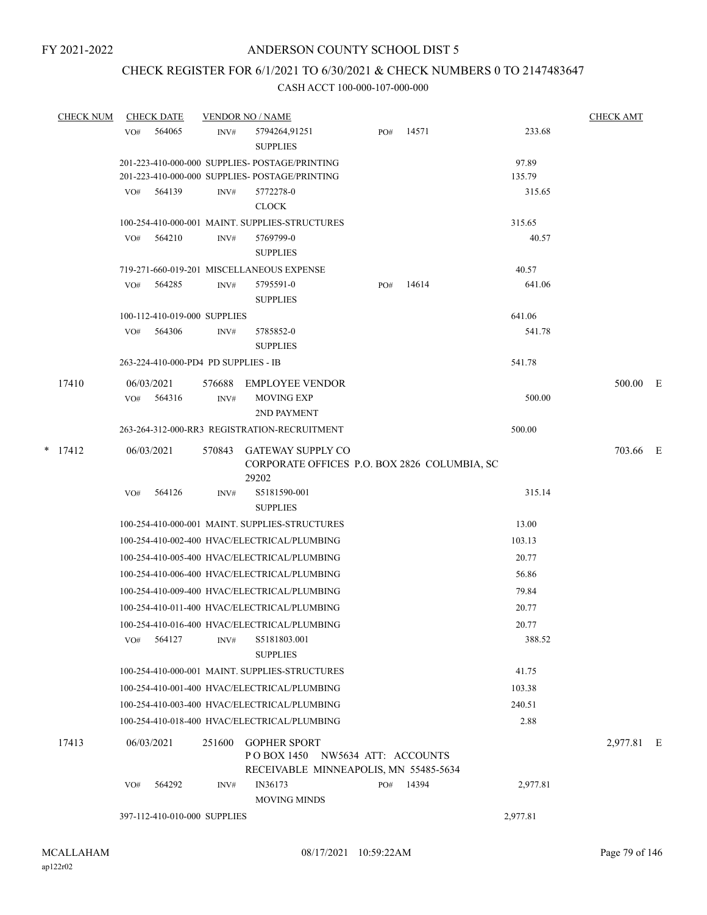FY 2021-2022

# ANDERSON COUNTY SCHOOL DIST 5

## CHECK REGISTER FOR 6/1/2021 TO 6/30/2021 & CHECK NUMBERS 0 TO 2147483647

### CASH ACCT 100-000-107-000-000

| CHECK NUM | CHECK DATE | VENDOR NO / NAME | | | CHECK AMT |
|---|---|---|---|---|---|
| | VO# 564065 | INV# 5794264,91251 SUPPLIES | PO# 14571 | 233.68 | |
| | 201-223-410-000-000 SUPPLIES- POSTAGE/PRINTING | | | 97.89 | |
| | 201-223-410-000-000 SUPPLIES- POSTAGE/PRINTING | | | 135.79 | |
| | VO# 564139 | INV# 5772278-0 CLOCK | | 315.65 | |
| | 100-254-410-000-001 MAINT. SUPPLIES-STRUCTURES | | | 315.65 | |
| | VO# 564210 | INV# 5769799-0 SUPPLIES | | 40.57 | |
| | 719-271-660-019-201 MISCELLANEOUS EXPENSE | | | 40.57 | |
| | VO# 564285 | INV# 5795591-0 SUPPLIES | PO# 14614 | 641.06 | |
| | 100-112-410-019-000 SUPPLIES | | | 641.06 | |
| | VO# 564306 | INV# 5785852-0 SUPPLIES | | 541.78 | |
| | 263-224-410-000-PD4 PD SUPPLIES - IB | | | 541.78 | |
| 17410 | 06/03/2021 | 576688 EMPLOYEE VENDOR | | | 500.00 E |
| | VO# 564316 | INV# MOVING EXP 2ND PAYMENT | | 500.00 | |
| | 263-264-312-000-RR3 REGISTRATION-RECRUITMENT | | | 500.00 | |
| * 17412 | 06/03/2021 | 570843 GATEWAY SUPPLY CO CORPORATE OFFICES P.O. BOX 2826 COLUMBIA, SC 29202 | | | 703.66 E |
| | VO# 564126 | INV# S5181590-001 SUPPLIES | | 315.14 | |
| | 100-254-410-000-001 MAINT. SUPPLIES-STRUCTURES | | | 13.00 | |
| | 100-254-410-002-400 HVAC/ELECTRICAL/PLUMBING | | | 103.13 | |
| | 100-254-410-005-400 HVAC/ELECTRICAL/PLUMBING | | | 20.77 | |
| | 100-254-410-006-400 HVAC/ELECTRICAL/PLUMBING | | | 56.86 | |
| | 100-254-410-009-400 HVAC/ELECTRICAL/PLUMBING | | | 79.84 | |
| | 100-254-410-011-400 HVAC/ELECTRICAL/PLUMBING | | | 20.77 | |
| | 100-254-410-016-400 HVAC/ELECTRICAL/PLUMBING | | | 20.77 | |
| | VO# 564127 | INV# S5181803.001 SUPPLIES | | 388.52 | |
| | 100-254-410-000-001 MAINT. SUPPLIES-STRUCTURES | | | 41.75 | |
| | 100-254-410-001-400 HVAC/ELECTRICAL/PLUMBING | | | 103.38 | |
| | 100-254-410-003-400 HVAC/ELECTRICAL/PLUMBING | | | 240.51 | |
| | 100-254-410-018-400 HVAC/ELECTRICAL/PLUMBING | | | 2.88 | |
| 17413 | 06/03/2021 | 251600 GOPHER SPORT P O BOX 1450 NW5634 ATT: ACCOUNTS RECEIVABLE MINNEAPOLIS, MN 55485-5634 | | | 2,977.81 E |
| | VO# 564292 | INV# IN36173 MOVING MINDS | PO# 14394 | 2,977.81 | |
| | 397-112-410-010-000 SUPPLIES | | | 2,977.81 | |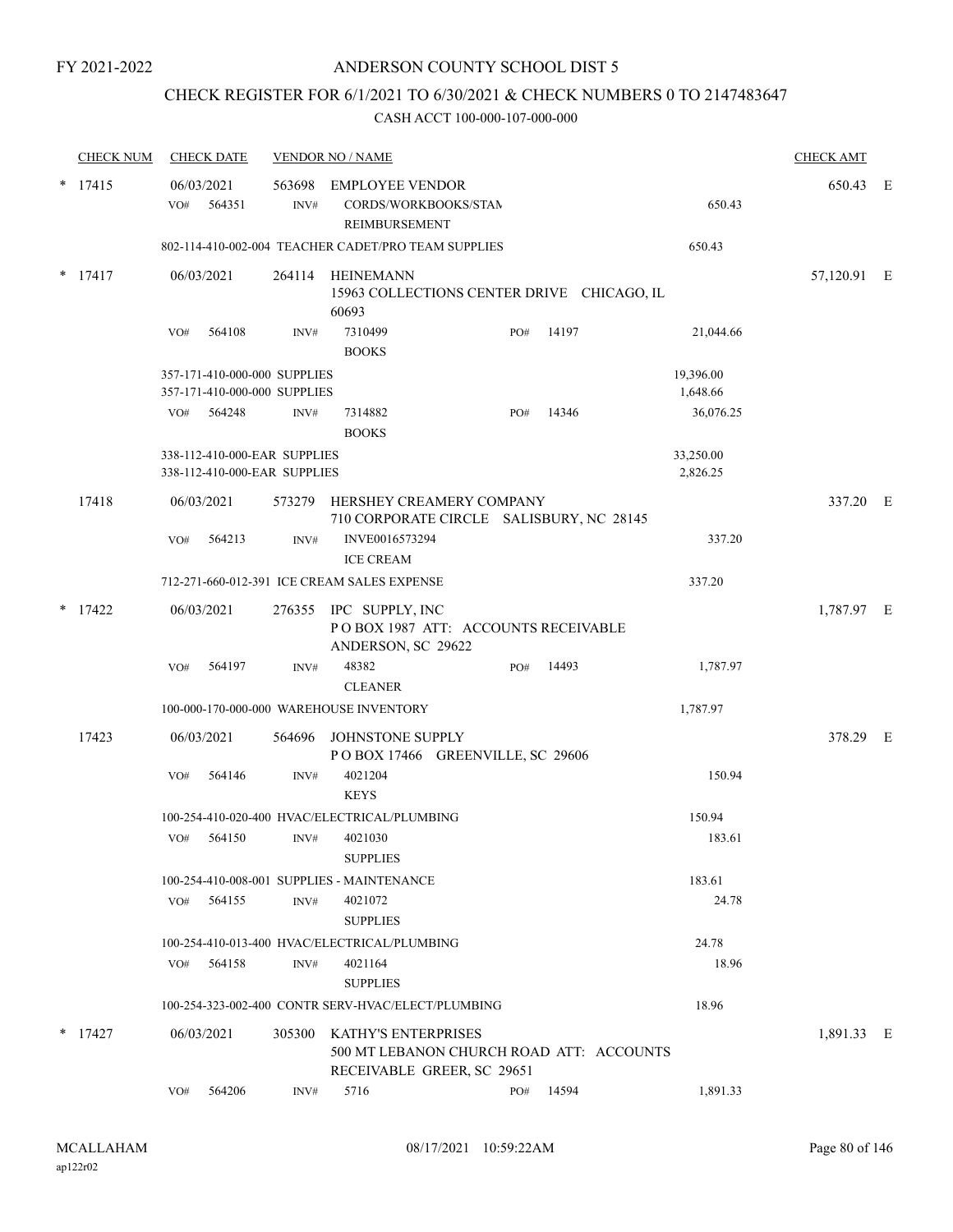FY 2021-2022

# ANDERSON COUNTY SCHOOL DIST 5

## CHECK REGISTER FOR 6/1/2021 TO 6/30/2021 & CHECK NUMBERS 0 TO 2147483647

### CASH ACCT 100-000-107-000-000

| CHECK NUM | CHECK DATE | VENDOR NO / NAME | | | CHECK AMT | |
|---|---|---|---|---|---|---|
| * 17415 | 06/03/2021 | 563698 EMPLOYEE VENDOR | | | 650.43 | E |
| | VO# 564351 | INV# CORDS/WORKBOOKS/STAM REIMBURSEMENT | | 650.43 | | |
| | 802-114-410-002-004 TEACHER CADET/PRO TEAM SUPPLIES | | | 650.43 | | |
| * 17417 | 06/03/2021 | 264114 HEINEMANN 15963 COLLECTIONS CENTER DRIVE CHICAGO, IL 60693 | | | 57,120.91 | E |
| | VO# 564108 | INV# 7310499 BOOKS | PO# 14197 | 21,044.66 | | |
| | 357-171-410-000-000 SUPPLIES | | | 19,396.00 | | |
| | 357-171-410-000-000 SUPPLIES | | | 1,648.66 | | |
| | VO# 564248 | INV# 7314882 BOOKS | PO# 14346 | 36,076.25 | | |
| | 338-112-410-000-EAR SUPPLIES | | | 33,250.00 | | |
| | 338-112-410-000-EAR SUPPLIES | | | 2,826.25 | | |
| 17418 | 06/03/2021 | 573279 HERSHEY CREAMERY COMPANY 710 CORPORATE CIRCLE SALISBURY, NC 28145 | | | 337.20 | E |
| | VO# 564213 | INV# INVE0016573294 ICE CREAM | | 337.20 | | |
| | 712-271-660-012-391 ICE CREAM SALES EXPENSE | | | 337.20 | | |
| * 17422 | 06/03/2021 | 276355 IPC SUPPLY, INC P O BOX 1987 ATT: ACCOUNTS RECEIVABLE ANDERSON, SC 29622 | | | 1,787.97 | E |
| | VO# 564197 | INV# 48382 CLEANER | PO# 14493 | 1,787.97 | | |
| | 100-000-170-000-000 WAREHOUSE INVENTORY | | | 1,787.97 | | |
| 17423 | 06/03/2021 | 564696 JOHNSTONE SUPPLY P O BOX 17466 GREENVILLE, SC 29606 | | | 378.29 | E |
| | VO# 564146 | INV# 4021204 KEYS | | 150.94 | | |
| | 100-254-410-020-400 HVAC/ELECTRICAL/PLUMBING | | | 150.94 | | |
| | VO# 564150 | INV# 4021030 SUPPLIES | | 183.61 | | |
| | 100-254-410-008-001 SUPPLIES - MAINTENANCE | | | 183.61 | | |
| | VO# 564155 | INV# 4021072 SUPPLIES | | 24.78 | | |
| | 100-254-410-013-400 HVAC/ELECTRICAL/PLUMBING | | | 24.78 | | |
| | VO# 564158 | INV# 4021164 SUPPLIES | | 18.96 | | |
| | 100-254-323-002-400 CONTR SERV-HVAC/ELECT/PLUMBING | | | 18.96 | | |
| * 17427 | 06/03/2021 | 305300 KATHY'S ENTERPRISES 500 MT LEBANON CHURCH ROAD ATT: ACCOUNTS RECEIVABLE GREER, SC 29651 | | | 1,891.33 | E |
| | VO# 564206 | INV# 5716 | PO# 14594 | 1,891.33 | | |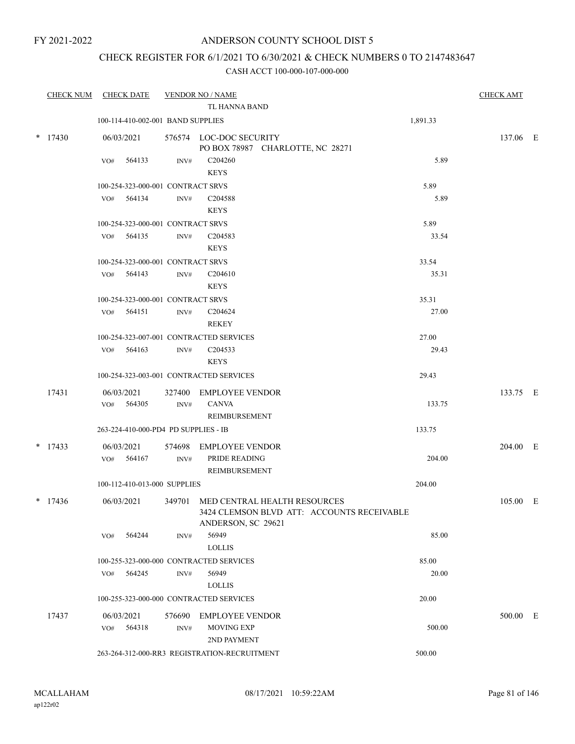FY 2021-2022

# ANDERSON COUNTY SCHOOL DIST 5

## CHECK REGISTER FOR 6/1/2021 TO 6/30/2021 & CHECK NUMBERS 0 TO 2147483647

CASH ACCT 100-000-107-000-000

| CHECK NUM | CHECK DATE | VENDOR NO / NAME | | CHECK AMT | |
|---|---|---|---|---|---|
| | | TL HANNA BAND | | | |
| | 100-114-410-002-001 BAND SUPPLIES | | 1,891.33 | | |
| * 17430 | 06/03/2021 | 576574 LOC-DOC SECURITY<br>PO BOX 78987 CHARLOTTE, NC 28271 | | 137.06 | E |
| | VO# 564133 | INV# C204260<br>KEYS | 5.89 | | |
| | 100-254-323-000-001 CONTRACT SRVS | | 5.89 | | |
| | VO# 564134 | INV# C204588<br>KEYS | 5.89 | | |
| | 100-254-323-000-001 CONTRACT SRVS | | 5.89 | | |
| | VO# 564135 | INV# C204583<br>KEYS | 33.54 | | |
| | 100-254-323-000-001 CONTRACT SRVS | | 33.54 | | |
| | VO# 564143 | INV# C204610<br>KEYS | 35.31 | | |
| | 100-254-323-000-001 CONTRACT SRVS | | 35.31 | | |
| | VO# 564151 | INV# C204624<br>REKEY | 27.00 | | |
| | 100-254-323-007-001 CONTRACTED SERVICES | | 27.00 | | |
| | VO# 564163 | INV# C204533<br>KEYS | 29.43 | | |
| | 100-254-323-003-001 CONTRACTED SERVICES | | 29.43 | | |
| 17431 | 06/03/2021 | 327400 EMPLOYEE VENDOR | | 133.75 | E |
| | VO# 564305 | INV# CANVA<br>REIMBURSEMENT | 133.75 | | |
| | 263-224-410-000-PD4 PD SUPPLIES - IB | | 133.75 | | |
| * 17433 | 06/03/2021 | 574698 EMPLOYEE VENDOR | | 204.00 | E |
| | VO# 564167 | INV# PRIDE READING<br>REIMBURSEMENT | 204.00 | | |
| | 100-112-410-013-000 SUPPLIES | | 204.00 | | |
| * 17436 | 06/03/2021 | 349701 MED CENTRAL HEALTH RESOURCES<br>3424 CLEMSON BLVD ATT: ACCOUNTS RECEIVABLE<br>ANDERSON, SC 29621 | | 105.00 | E |
| | VO# 564244 | INV# 56949<br>LOLLIS | 85.00 | | |
| | 100-255-323-000-000 CONTRACTED SERVICES | | 85.00 | | |
| | VO# 564245 | INV# 56949<br>LOLLIS | 20.00 | | |
| | 100-255-323-000-000 CONTRACTED SERVICES | | 20.00 | | |
| 17437 | 06/03/2021 | 576690 EMPLOYEE VENDOR | | 500.00 | E |
| | VO# 564318 | INV# MOVING EXP<br>2ND PAYMENT | 500.00 | | |
| | 263-264-312-000-RR3 REGISTRATION-RECRUITMENT | | 500.00 | | |

MCALLAHAM
ap122r02

08/17/2021 10:59:22AM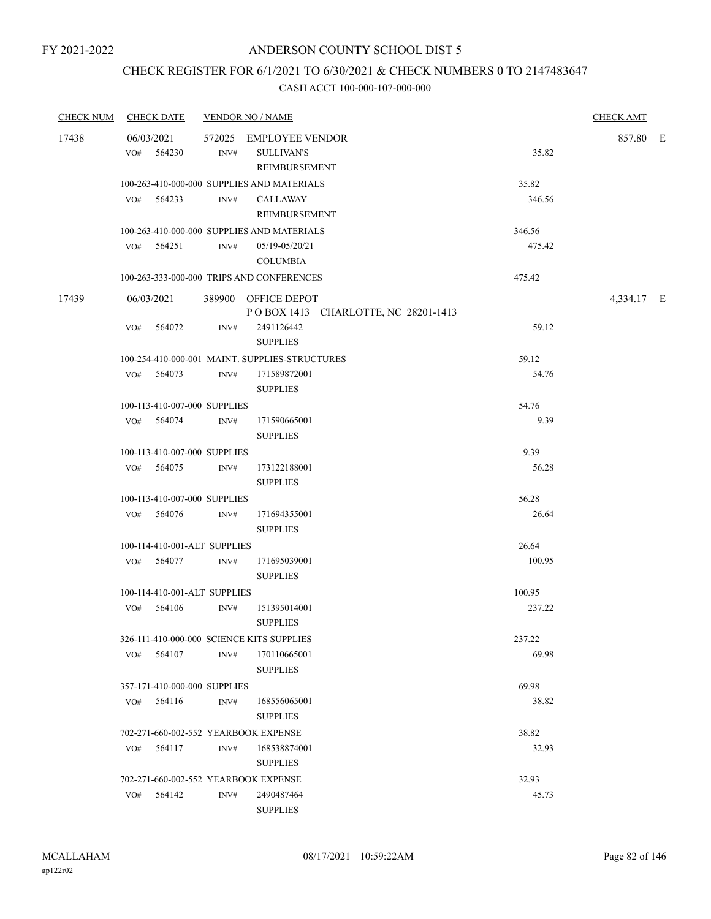FY 2021-2022

# ANDERSON COUNTY SCHOOL DIST 5

## CHECK REGISTER FOR 6/1/2021 TO 6/30/2021 & CHECK NUMBERS 0 TO 2147483647

### CASH ACCT 100-000-107-000-000

| CHECK NUM | CHECK DATE | VENDOR NO / NAME | | CHECK AMT |
|---|---|---|---|---|
| 17438 | 06/03/2021 | 572025 EMPLOYEE VENDOR | | 857.80 E |
| | VO# 564230 | INV# SULLIVAN'S REIMBURSEMENT | 35.82 | |
| | 100-263-410-000-000 SUPPLIES AND MATERIALS | | 35.82 | |
| | VO# 564233 | INV# CALLAWAY REIMBURSEMENT | 346.56 | |
| | 100-263-410-000-000 SUPPLIES AND MATERIALS | | 346.56 | |
| | VO# 564251 | INV# 05/19-05/20/21 COLUMBIA | 475.42 | |
| | 100-263-333-000-000 TRIPS AND CONFERENCES | | 475.42 | |
| 17439 | 06/03/2021 | 389900 OFFICE DEPOT<br>P O BOX 1413 CHARLOTTE, NC 28201-1413 | | 4,334.17 E |
| | VO# 564072 | INV# 2491126442 SUPPLIES | 59.12 | |
| | 100-254-410-000-001 MAINT. SUPPLIES-STRUCTURES | | 59.12 | |
| | VO# 564073 | INV# 171589872001 SUPPLIES | 54.76 | |
| | 100-113-410-007-000 SUPPLIES | | 54.76 | |
| | VO# 564074 | INV# 171590665001 SUPPLIES | 9.39 | |
| | 100-113-410-007-000 SUPPLIES | | 9.39 | |
| | VO# 564075 | INV# 173122188001 SUPPLIES | 56.28 | |
| | 100-113-410-007-000 SUPPLIES | | 56.28 | |
| | VO# 564076 | INV# 171694355001 SUPPLIES | 26.64 | |
| | 100-114-410-001-ALT SUPPLIES | | 26.64 | |
| | VO# 564077 | INV# 171695039001 SUPPLIES | 100.95 | |
| | 100-114-410-001-ALT SUPPLIES | | 100.95 | |
| | VO# 564106 | INV# 151395014001 SUPPLIES | 237.22 | |
| | 326-111-410-000-000 SCIENCE KITS SUPPLIES | | 237.22 | |
| | VO# 564107 | INV# 170110665001 SUPPLIES | 69.98 | |
| | 357-171-410-000-000 SUPPLIES | | 69.98 | |
| | VO# 564116 | INV# 168556065001 SUPPLIES | 38.82 | |
| | 702-271-660-002-552 YEARBOOK EXPENSE | | 38.82 | |
| | VO# 564117 | INV# 168538874001 SUPPLIES | 32.93 | |
| | 702-271-660-002-552 YEARBOOK EXPENSE | | 32.93 | |
| | VO# 564142 | INV# 2490487464 SUPPLIES | 45.73 | |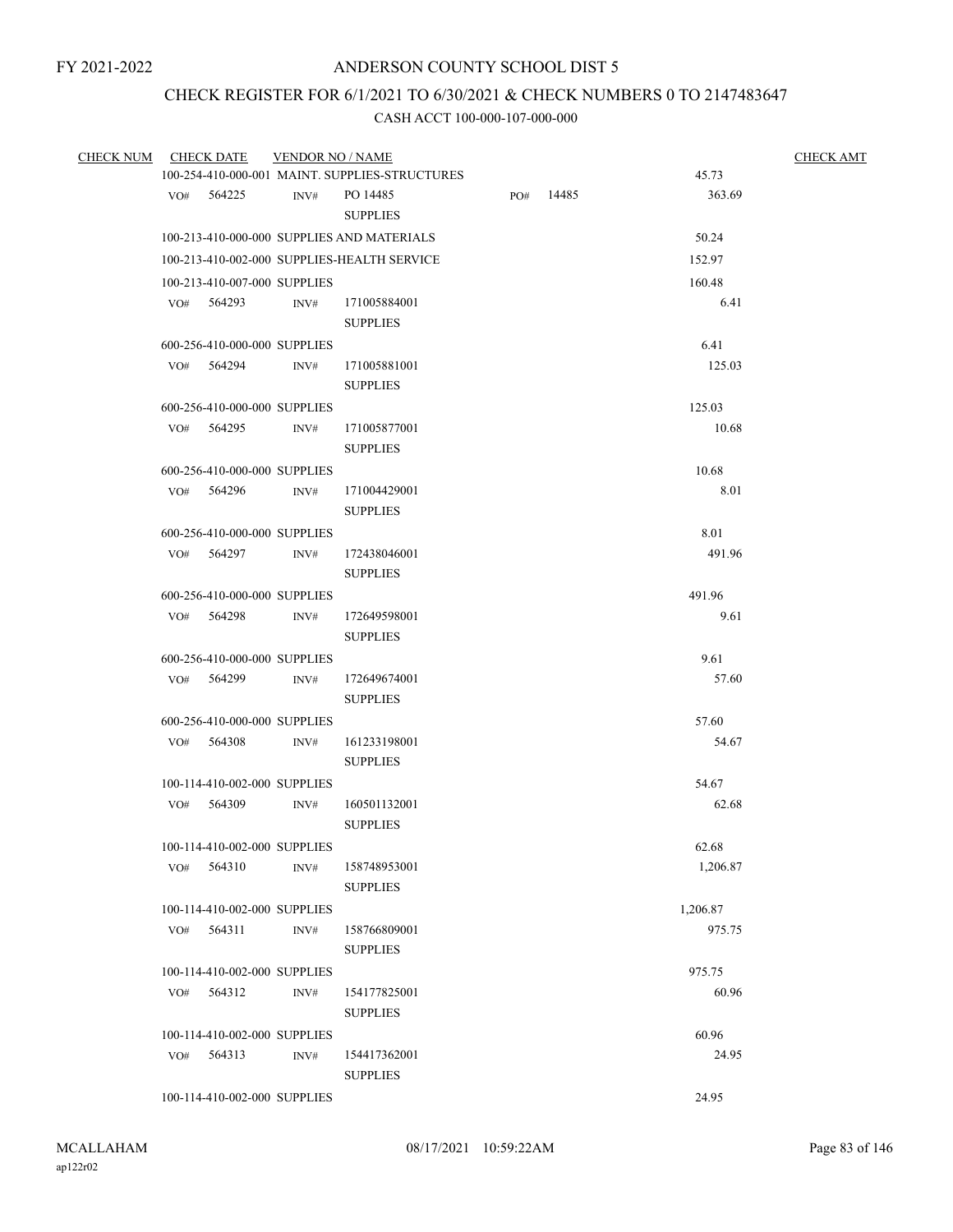FY 2021-2022

# ANDERSON COUNTY SCHOOL DIST 5

## CHECK REGISTER FOR 6/1/2021 TO 6/30/2021 & CHECK NUMBERS 0 TO 2147483647

### CASH ACCT 100-000-107-000-000

| CHECK NUM | CHECK DATE | VENDOR NO / NAME | | | | CHECK AMT |
|---|---|---|---|---|---|---|
| | 100-254-410-000-001 MAINT. SUPPLIES-STRUCTURES | | | | 45.73 | |
| | VO# 564225 | INV# | PO 14485<br>SUPPLIES | PO# 14485 | 363.69 | |
| | 100-213-410-000-000 SUPPLIES AND MATERIALS | | | | 50.24 | |
| | 100-213-410-002-000 SUPPLIES-HEALTH SERVICE | | | | 152.97 | |
| | 100-213-410-007-000 SUPPLIES | | | | 160.48 | |
| | VO# 564293 | INV# | 171005884001<br>SUPPLIES | | 6.41 | |
| | 600-256-410-000-000 SUPPLIES | | | | 6.41 | |
| | VO# 564294 | INV# | 171005881001<br>SUPPLIES | | 125.03 | |
| | 600-256-410-000-000 SUPPLIES | | | | 125.03 | |
| | VO# 564295 | INV# | 171005877001<br>SUPPLIES | | 10.68 | |
| | 600-256-410-000-000 SUPPLIES | | | | 10.68 | |
| | VO# 564296 | INV# | 171004429001<br>SUPPLIES | | 8.01 | |
| | 600-256-410-000-000 SUPPLIES | | | | 8.01 | |
| | VO# 564297 | INV# | 172438046001<br>SUPPLIES | | 491.96 | |
| | 600-256-410-000-000 SUPPLIES | | | | 491.96 | |
| | VO# 564298 | INV# | 172649598001<br>SUPPLIES | | 9.61 | |
| | 600-256-410-000-000 SUPPLIES | | | | 9.61 | |
| | VO# 564299 | INV# | 172649674001<br>SUPPLIES | | 57.60 | |
| | 600-256-410-000-000 SUPPLIES | | | | 57.60 | |
| | VO# 564308 | INV# | 161233198001<br>SUPPLIES | | 54.67 | |
| | 100-114-410-002-000 SUPPLIES | | | | 54.67 | |
| | VO# 564309 | INV# | 160501132001<br>SUPPLIES | | 62.68 | |
| | 100-114-410-002-000 SUPPLIES | | | | 62.68 | |
| | VO# 564310 | INV# | 158748953001<br>SUPPLIES | | 1,206.87 | |
| | 100-114-410-002-000 SUPPLIES | | | | 1,206.87 | |
| | VO# 564311 | INV# | 158766809001<br>SUPPLIES | | 975.75 | |
| | 100-114-410-002-000 SUPPLIES | | | | 975.75 | |
| | VO# 564312 | INV# | 154177825001<br>SUPPLIES | | 60.96 | |
| | 100-114-410-002-000 SUPPLIES | | | | 60.96 | |
| | VO# 564313 | INV# | 154417362001<br>SUPPLIES | | 24.95 | |
| | 100-114-410-002-000 SUPPLIES | | | | 24.95 | |

MCALLAHAM
ap122r02

08/17/2021 10:59:22AM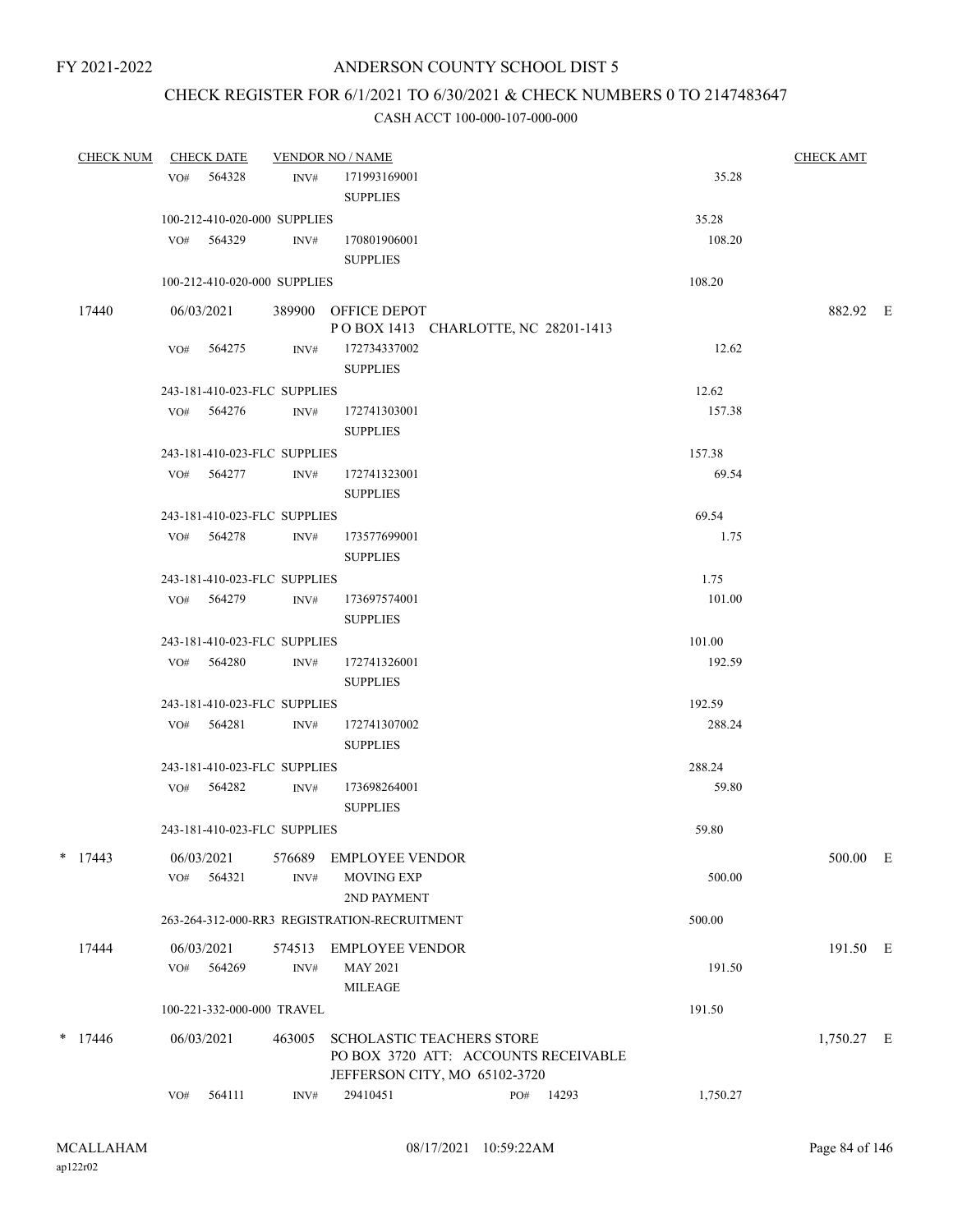FY 2021-2022

# ANDERSON COUNTY SCHOOL DIST 5

## CHECK REGISTER FOR 6/1/2021 TO 6/30/2021 & CHECK NUMBERS 0 TO 2147483647

CASH ACCT 100-000-107-000-000

| CHECK NUM | CHECK DATE | VENDOR NO / NAME | | CHECK AMT |
|---|---|---|---|---|
| | VO# 564328 | INV# 171993169001 SUPPLIES | 35.28 | |
| | 100-212-410-020-000 SUPPLIES | | 35.28 | |
| | VO# 564329 | INV# 170801906001 SUPPLIES | 108.20 | |
| | 100-212-410-020-000 SUPPLIES | | 108.20 | |
| 17440 | 06/03/2021 | 389900 OFFICE DEPOT P O BOX 1413 CHARLOTTE, NC 28201-1413 | | 882.92 E |
| | VO# 564275 | INV# 172734337002 SUPPLIES | 12.62 | |
| | 243-181-410-023-FLC SUPPLIES | | 12.62 | |
| | VO# 564276 | INV# 172741303001 SUPPLIES | 157.38 | |
| | 243-181-410-023-FLC SUPPLIES | | 157.38 | |
| | VO# 564277 | INV# 172741323001 SUPPLIES | 69.54 | |
| | 243-181-410-023-FLC SUPPLIES | | 69.54 | |
| | VO# 564278 | INV# 173577699001 SUPPLIES | 1.75 | |
| | 243-181-410-023-FLC SUPPLIES | | 1.75 | |
| | VO# 564279 | INV# 173697574001 SUPPLIES | 101.00 | |
| | 243-181-410-023-FLC SUPPLIES | | 101.00 | |
| | VO# 564280 | INV# 172741326001 SUPPLIES | 192.59 | |
| | 243-181-410-023-FLC SUPPLIES | | 192.59 | |
| | VO# 564281 | INV# 172741307002 SUPPLIES | 288.24 | |
| | 243-181-410-023-FLC SUPPLIES | | 288.24 | |
| | VO# 564282 | INV# 173698264001 SUPPLIES | 59.80 | |
| | 243-181-410-023-FLC SUPPLIES | | 59.80 | |
| * 17443 | 06/03/2021 | 576689 EMPLOYEE VENDOR | | 500.00 E |
| | VO# 564321 | INV# MOVING EXP 2ND PAYMENT | 500.00 | |
| | 263-264-312-000-RR3 REGISTRATION-RECRUITMENT | | 500.00 | |
| 17444 | 06/03/2021 | 574513 EMPLOYEE VENDOR | | 191.50 E |
| | VO# 564269 | INV# MAY 2021 MILEAGE | 191.50 | |
| | 100-221-332-000-000 TRAVEL | | 191.50 | |
| * 17446 | 06/03/2021 | 463005 SCHOLASTIC TEACHERS STORE PO BOX 3720 ATT: ACCOUNTS RECEIVABLE JEFFERSON CITY, MO 65102-3720 | | 1,750.27 E |
| | VO# 564111 | INV# 29410451 PO# 14293 | 1,750.27 | |

MCALLAHAM ap122r02 08/17/2021 10:59:22AM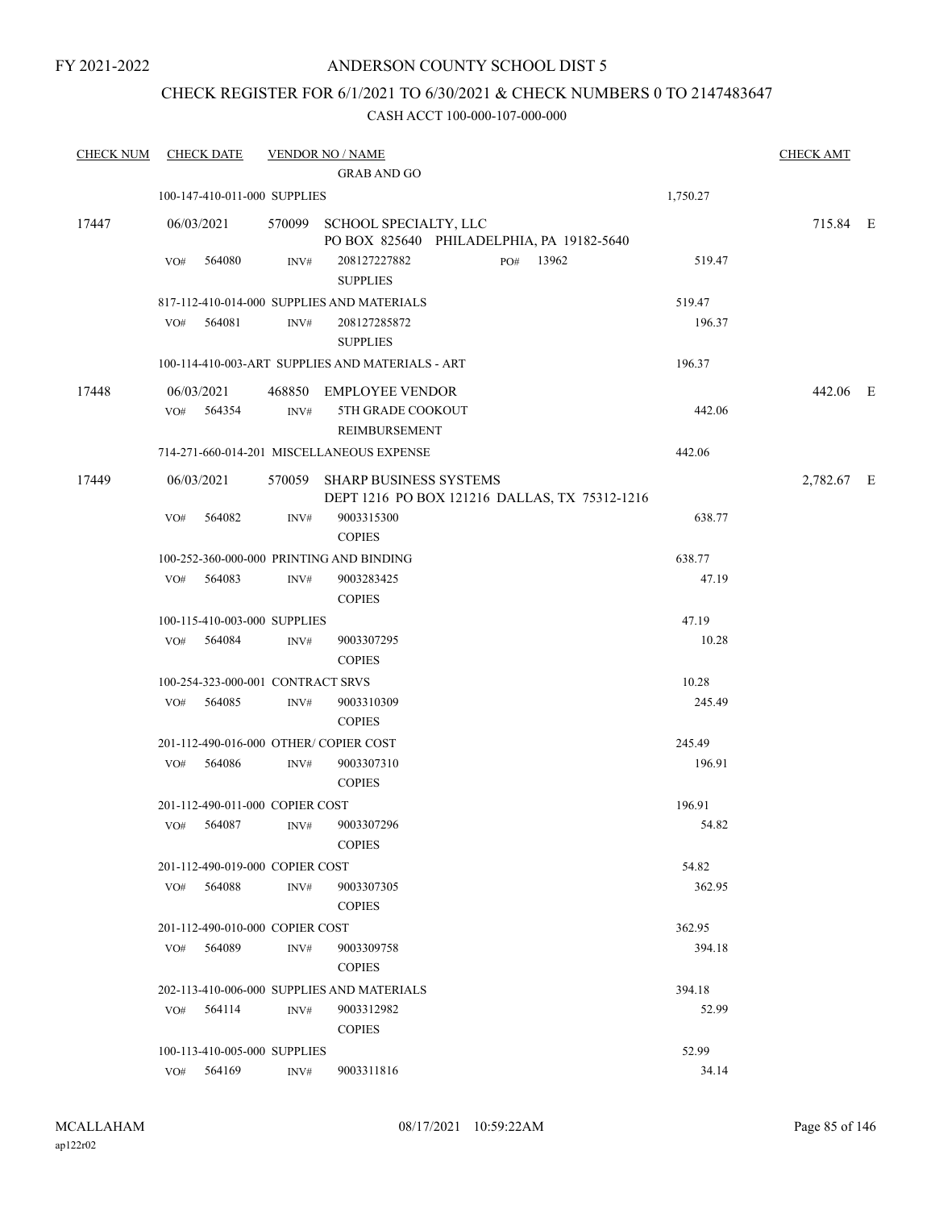FY 2021-2022

ANDERSON COUNTY SCHOOL DIST 5

CHECK REGISTER FOR 6/1/2021 TO 6/30/2021 & CHECK NUMBERS 0 TO 2147483647

CASH ACCT 100-000-107-000-000

| CHECK NUM | CHECK DATE | VENDOR NO / NAME | | CHECK AMT |
|---|---|---|---|---|
| | | GRAB AND GO | | |
| | 100-147-410-011-000 SUPPLIES | | 1,750.27 | |
| 17447 | 06/03/2021 | 570099 SCHOOL SPECIALTY, LLC PO BOX 825640 PHILADELPHIA, PA 19182-5640 | | 715.84 E |
| | VO# 564080 | INV# 208127227882 SUPPLIES PO# 13962 | 519.47 | |
| | 817-112-410-014-000 SUPPLIES AND MATERIALS | | 519.47 | |
| | VO# 564081 | INV# 208127285872 SUPPLIES | 196.37 | |
| | 100-114-410-003-ART SUPPLIES AND MATERIALS - ART | | 196.37 | |
| 17448 | 06/03/2021 | 468850 EMPLOYEE VENDOR | | 442.06 E |
| | VO# 564354 | INV# 5TH GRADE COOKOUT REIMBURSEMENT | 442.06 | |
| | 714-271-660-014-201 MISCELLANEOUS EXPENSE | | 442.06 | |
| 17449 | 06/03/2021 | 570059 SHARP BUSINESS SYSTEMS DEPT 1216 PO BOX 121216 DALLAS, TX 75312-1216 | | 2,782.67 E |
| | VO# 564082 | INV# 9003315300 COPIES | 638.77 | |
| | 100-252-360-000-000 PRINTING AND BINDING | | 638.77 | |
| | VO# 564083 | INV# 9003283425 COPIES | 47.19 | |
| | 100-115-410-003-000 SUPPLIES | | 47.19 | |
| | VO# 564084 | INV# 9003307295 COPIES | 10.28 | |
| | 100-254-323-000-001 CONTRACT SRVS | | 10.28 | |
| | VO# 564085 | INV# 9003310309 COPIES | 245.49 | |
| | 201-112-490-016-000 OTHER/ COPIER COST | | 245.49 | |
| | VO# 564086 | INV# 9003307310 COPIES | 196.91 | |
| | 201-112-490-011-000 COPIER COST | | 196.91 | |
| | VO# 564087 | INV# 9003307296 COPIES | 54.82 | |
| | 201-112-490-019-000 COPIER COST | | 54.82 | |
| | VO# 564088 | INV# 9003307305 COPIES | 362.95 | |
| | 201-112-490-010-000 COPIER COST | | 362.95 | |
| | VO# 564089 | INV# 9003309758 COPIES | 394.18 | |
| | 202-113-410-006-000 SUPPLIES AND MATERIALS | | 394.18 | |
| | VO# 564114 | INV# 9003312982 COPIES | 52.99 | |
| | 100-113-410-005-000 SUPPLIES | | 52.99 | |
| | VO# 564169 | INV# 9003311816 | 34.14 | |

MCALLAHAM
ap122r02

08/17/2021 10:59:22AM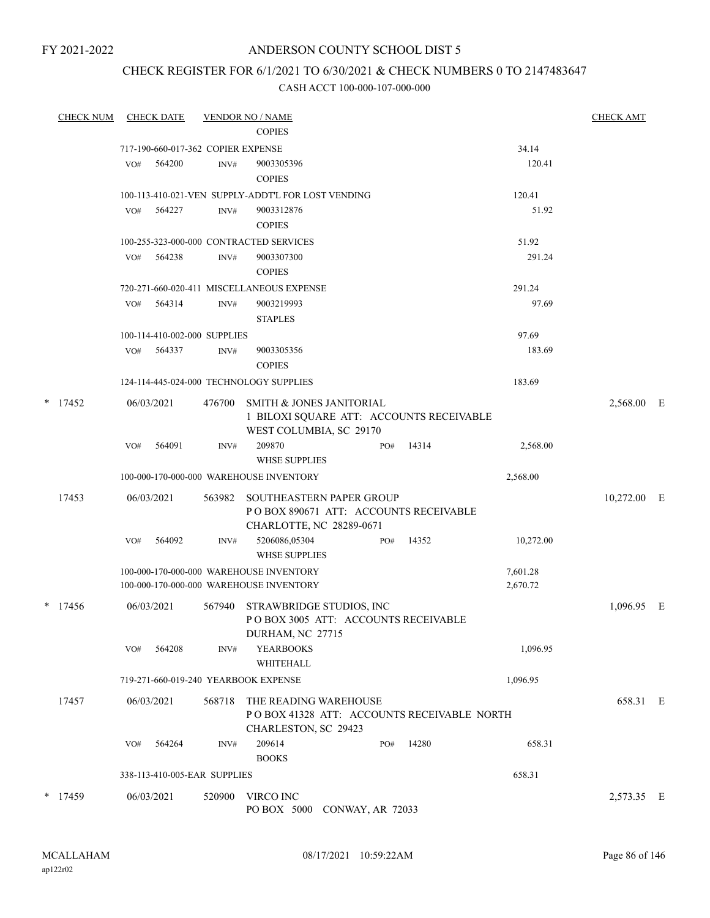FY 2021-2022

# ANDERSON COUNTY SCHOOL DIST 5

## CHECK REGISTER FOR 6/1/2021 TO 6/30/2021 & CHECK NUMBERS 0 TO 2147483647

### CASH ACCT 100-000-107-000-000

| CHECK NUM | CHECK DATE | VENDOR NO / NAME | | | CHECK AMT |
|---|---|---|---|---|---|
| | | COPIES | | | |
| | 717-190-660-017-362 COPIER EXPENSE | | | 34.14 | |
| | VO# 564200 | INV# 9003305396 COPIES | | 120.41 | |
| | 100-113-410-021-VEN SUPPLY-ADDT'L FOR LOST VENDING | | | 120.41 | |
| | VO# 564227 | INV# 9003312876 COPIES | | 51.92 | |
| | 100-255-323-000-000 CONTRACTED SERVICES | | | 51.92 | |
| | VO# 564238 | INV# 9003307300 COPIES | | 291.24 | |
| | 720-271-660-020-411 MISCELLANEOUS EXPENSE | | | 291.24 | |
| | VO# 564314 | INV# 9003219993 STAPLES | | 97.69 | |
| | 100-114-410-002-000 SUPPLIES | | | 97.69 | |
| | VO# 564337 | INV# 9003305356 COPIES | | 183.69 | |
| | 124-114-445-024-000 TECHNOLOGY SUPPLIES | | | 183.69 | |
| * 17452 | 06/03/2021 | 476700 SMITH & JONES JANITORIAL 1 BILOXI SQUARE ATT: ACCOUNTS RECEIVABLE WEST COLUMBIA, SC 29170 | | | 2,568.00 E |
| | VO# 564091 | INV# 209870 WHSE SUPPLIES | PO# 14314 | 2,568.00 | |
| | 100-000-170-000-000 WAREHOUSE INVENTORY | | | 2,568.00 | |
| 17453 | 06/03/2021 | 563982 SOUTHEASTERN PAPER GROUP P O BOX 890671 ATT: ACCOUNTS RECEIVABLE CHARLOTTE, NC 28289-0671 | | | 10,272.00 E |
| | VO# 564092 | INV# 5206086,05304 WHSE SUPPLIES | PO# 14352 | 10,272.00 | |
| | 100-000-170-000-000 WAREHOUSE INVENTORY | | | 7,601.28 | |
| | 100-000-170-000-000 WAREHOUSE INVENTORY | | | 2,670.72 | |
| * 17456 | 06/03/2021 | 567940 STRAWBRIDGE STUDIOS, INC P O BOX 3005 ATT: ACCOUNTS RECEIVABLE DURHAM, NC 27715 | | | 1,096.95 E |
| | VO# 564208 | INV# YEARBOOKS WHITEHALL | | 1,096.95 | |
| | 719-271-660-019-240 YEARBOOK EXPENSE | | | 1,096.95 | |
| 17457 | 06/03/2021 | 568718 THE READING WAREHOUSE P O BOX 41328 ATT: ACCOUNTS RECEIVABLE NORTH CHARLESTON, SC 29423 | | | 658.31 E |
| | VO# 564264 | INV# 209614 BOOKS | PO# 14280 | 658.31 | |
| | 338-113-410-005-EAR SUPPLIES | | | 658.31 | |
| * 17459 | 06/03/2021 | 520900 VIRCO INC PO BOX 5000 CONWAY, AR 72033 | | | 2,573.35 E |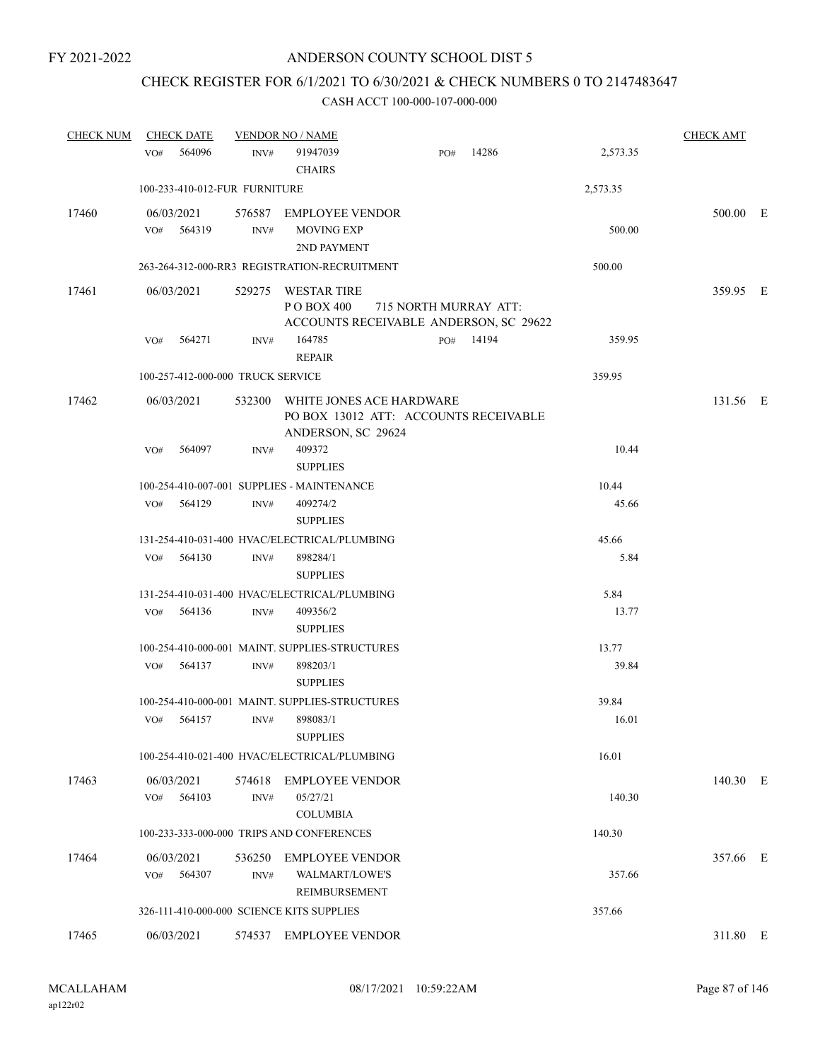FY 2021-2022

# ANDERSON COUNTY SCHOOL DIST 5

## CHECK REGISTER FOR 6/1/2021 TO 6/30/2021 & CHECK NUMBERS 0 TO 2147483647

### CASH ACCT 100-000-107-000-000

| CHECK NUM | CHECK DATE | VENDOR NO / NAME | | | CHECK AMT |
|---|---|---|---|---|---|
| | VO# 564096 | INV# 91947039 CHAIRS | PO# 14286 | 2,573.35 | |
| | 100-233-410-012-FUR FURNITURE | | | 2,573.35 | |
| 17460 | 06/03/2021 | 576587 EMPLOYEE VENDOR | | | 500.00 E |
| | VO# 564319 | INV# MOVING EXP 2ND PAYMENT | | 500.00 | |
| | 263-264-312-000-RR3 REGISTRATION-RECRUITMENT | | | 500.00 | |
| 17461 | 06/03/2021 | 529275 WESTAR TIRE P O BOX 400 715 NORTH MURRAY ATT: ACCOUNTS RECEIVABLE ANDERSON, SC 29622 | | | 359.95 E |
| | VO# 564271 | INV# 164785 REPAIR | PO# 14194 | 359.95 | |
| | 100-257-412-000-000 TRUCK SERVICE | | | 359.95 | |
| 17462 | 06/03/2021 | 532300 WHITE JONES ACE HARDWARE PO BOX 13012 ATT: ACCOUNTS RECEIVABLE ANDERSON, SC 29624 | | | 131.56 E |
| | VO# 564097 | INV# 409372 SUPPLIES | | 10.44 | |
| | 100-254-410-007-001 SUPPLIES - MAINTENANCE | | | 10.44 | |
| | VO# 564129 | INV# 409274/2 SUPPLIES | | 45.66 | |
| | 131-254-410-031-400 HVAC/ELECTRICAL/PLUMBING | | | 45.66 | |
| | VO# 564130 | INV# 898284/1 SUPPLIES | | 5.84 | |
| | 131-254-410-031-400 HVAC/ELECTRICAL/PLUMBING | | | 5.84 | |
| | VO# 564136 | INV# 409356/2 SUPPLIES | | 13.77 | |
| | 100-254-410-000-001 MAINT. SUPPLIES-STRUCTURES | | | 13.77 | |
| | VO# 564137 | INV# 898203/1 SUPPLIES | | 39.84 | |
| | 100-254-410-000-001 MAINT. SUPPLIES-STRUCTURES | | | 39.84 | |
| | VO# 564157 | INV# 898083/1 SUPPLIES | | 16.01 | |
| | 100-254-410-021-400 HVAC/ELECTRICAL/PLUMBING | | | 16.01 | |
| 17463 | 06/03/2021 | 574618 EMPLOYEE VENDOR | | | 140.30 E |
| | VO# 564103 | INV# 05/27/21 COLUMBIA | | 140.30 | |
| | 100-233-333-000-000 TRIPS AND CONFERENCES | | | 140.30 | |
| 17464 | 06/03/2021 | 536250 EMPLOYEE VENDOR | | | 357.66 E |
| | VO# 564307 | INV# WALMART/LOWE'S REIMBURSEMENT | | 357.66 | |
| | 326-111-410-000-000 SCIENCE KITS SUPPLIES | | | 357.66 | |
| 17465 | 06/03/2021 | 574537 EMPLOYEE VENDOR | | | 311.80 E |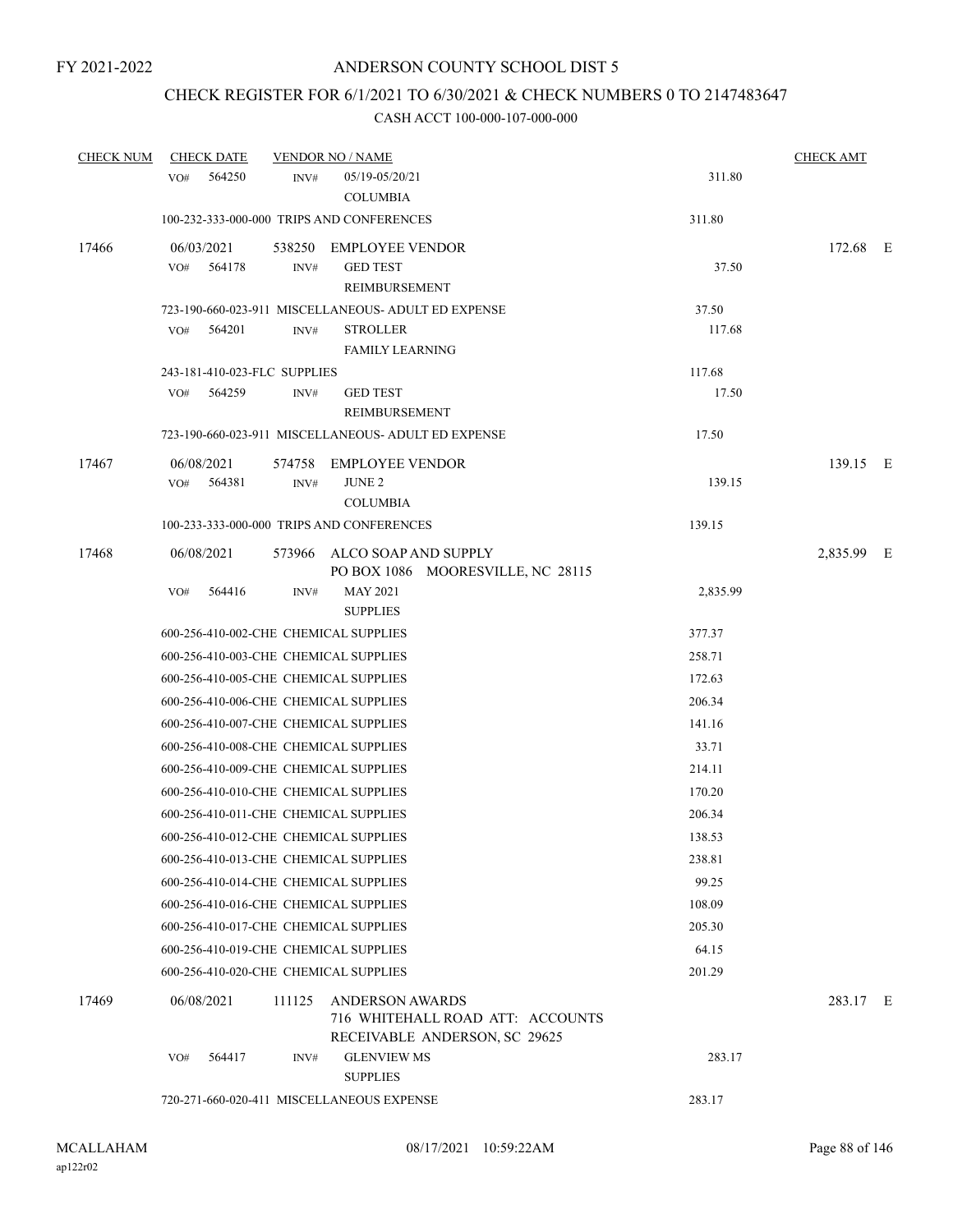FY 2021-2022

# ANDERSON COUNTY SCHOOL DIST 5

## CHECK REGISTER FOR 6/1/2021 TO 6/30/2021 & CHECK NUMBERS 0 TO 2147483647

### CASH ACCT 100-000-107-000-000

| CHECK NUM | CHECK DATE | VENDOR NO / NAME | | CHECK AMT | |
|---|---|---|---|---|---|
| | VO# 564250 INV# | 05/19-05/20/21 COLUMBIA | 311.80 | | |
| | 100-232-333-000-000 TRIPS AND CONFERENCES | | 311.80 | | |
| 17466 | 06/03/2021 | 538250 EMPLOYEE VENDOR | | 172.68 | E |
| | VO# 564178 INV# | GED TEST REIMBURSEMENT | 37.50 | | |
| | 723-190-660-023-911 MISCELLANEOUS- ADULT ED EXPENSE | | 37.50 | | |
| | VO# 564201 INV# | STROLLER FAMILY LEARNING | 117.68 | | |
| | 243-181-410-023-FLC SUPPLIES | | 117.68 | | |
| | VO# 564259 INV# | GED TEST REIMBURSEMENT | 17.50 | | |
| | 723-190-660-023-911 MISCELLANEOUS- ADULT ED EXPENSE | | 17.50 | | |
| 17467 | 06/08/2021 | 574758 EMPLOYEE VENDOR | | 139.15 | E |
| | VO# 564381 INV# | JUNE 2 COLUMBIA | 139.15 | | |
| | 100-233-333-000-000 TRIPS AND CONFERENCES | | 139.15 | | |
| 17468 | 06/08/2021 | 573966 ALCO SOAP AND SUPPLY PO BOX 1086 MOORESVILLE, NC 28115 | | 2,835.99 | E |
| | VO# 564416 INV# | MAY 2021 SUPPLIES | 2,835.99 | | |
| | 600-256-410-002-CHE CHEMICAL SUPPLIES | | 377.37 | | |
| | 600-256-410-003-CHE CHEMICAL SUPPLIES | | 258.71 | | |
| | 600-256-410-005-CHE CHEMICAL SUPPLIES | | 172.63 | | |
| | 600-256-410-006-CHE CHEMICAL SUPPLIES | | 206.34 | | |
| | 600-256-410-007-CHE CHEMICAL SUPPLIES | | 141.16 | | |
| | 600-256-410-008-CHE CHEMICAL SUPPLIES | | 33.71 | | |
| | 600-256-410-009-CHE CHEMICAL SUPPLIES | | 214.11 | | |
| | 600-256-410-010-CHE CHEMICAL SUPPLIES | | 170.20 | | |
| | 600-256-410-011-CHE CHEMICAL SUPPLIES | | 206.34 | | |
| | 600-256-410-012-CHE CHEMICAL SUPPLIES | | 138.53 | | |
| | 600-256-410-013-CHE CHEMICAL SUPPLIES | | 238.81 | | |
| | 600-256-410-014-CHE CHEMICAL SUPPLIES | | 99.25 | | |
| | 600-256-410-016-CHE CHEMICAL SUPPLIES | | 108.09 | | |
| | 600-256-410-017-CHE CHEMICAL SUPPLIES | | 205.30 | | |
| | 600-256-410-019-CHE CHEMICAL SUPPLIES | | 64.15 | | |
| | 600-256-410-020-CHE CHEMICAL SUPPLIES | | 201.29 | | |
| 17469 | 06/08/2021 | 111125 ANDERSON AWARDS 716 WHITEHALL ROAD ATT: ACCOUNTS RECEIVABLE ANDERSON, SC 29625 | | 283.17 | E |
| | VO# 564417 INV# | GLENVIEW MS SUPPLIES | 283.17 | | |
| | 720-271-660-020-411 MISCELLANEOUS EXPENSE | | 283.17 | | |

MCALLAHAM
ap122r02

08/17/2021 10:59:22AM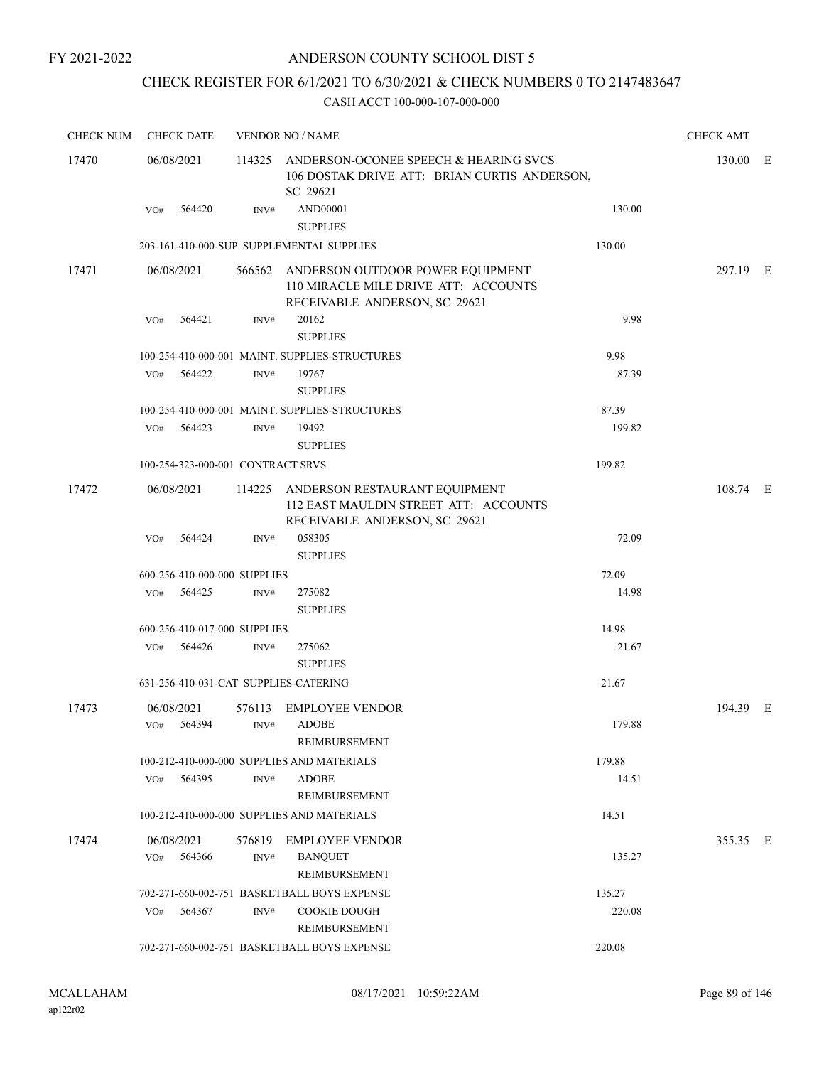FY 2021-2022

# ANDERSON COUNTY SCHOOL DIST 5

## CHECK REGISTER FOR 6/1/2021 TO 6/30/2021 & CHECK NUMBERS 0 TO 2147483647

### CASH ACCT 100-000-107-000-000

| CHECK NUM | CHECK DATE | VENDOR NO / NAME | | | CHECK AMT | |
|---|---|---|---|---|---|---|
| 17470 | 06/08/2021 | 114325 ANDERSON-OCONEE SPEECH & HEARING SVCS 106 DOSTAK DRIVE ATT: BRIAN CURTIS ANDERSON, SC 29621 | | | 130.00 | E |
| | VO# 564420 | INV# AND00001 SUPPLIES | 130.00 | | | |
| | 203-161-410-000-SUP SUPPLEMENTAL SUPPLIES | | | 130.00 | | |
| 17471 | 06/08/2021 | 566562 ANDERSON OUTDOOR POWER EQUIPMENT 110 MIRACLE MILE DRIVE ATT: ACCOUNTS RECEIVABLE ANDERSON, SC 29621 | | | 297.19 | E |
| | VO# 564421 | INV# 20162 SUPPLIES | 9.98 | | | |
| | 100-254-410-000-001 MAINT. SUPPLIES-STRUCTURES | | | 9.98 | | |
| | VO# 564422 | INV# 19767 SUPPLIES | 87.39 | | | |
| | 100-254-410-000-001 MAINT. SUPPLIES-STRUCTURES | | | 87.39 | | |
| | VO# 564423 | INV# 19492 SUPPLIES | 199.82 | | | |
| | 100-254-323-000-001 CONTRACT SRVS | | | 199.82 | | |
| 17472 | 06/08/2021 | 114225 ANDERSON RESTAURANT EQUIPMENT 112 EAST MAULDIN STREET ATT: ACCOUNTS RECEIVABLE ANDERSON, SC 29621 | | | 108.74 | E |
| | VO# 564424 | INV# 058305 SUPPLIES | 72.09 | | | |
| | 600-256-410-000-000 SUPPLIES | | | 72.09 | | |
| | VO# 564425 | INV# 275082 SUPPLIES | 14.98 | | | |
| | 600-256-410-017-000 SUPPLIES | | | 14.98 | | |
| | VO# 564426 | INV# 275062 SUPPLIES | 21.67 | | | |
| | 631-256-410-031-CAT SUPPLIES-CATERING | | | 21.67 | | |
| 17473 | 06/08/2021 | 576113 EMPLOYEE VENDOR | | | 194.39 | E |
| | VO# 564394 | INV# ADOBE REIMBURSEMENT | 179.88 | | | |
| | 100-212-410-000-000 SUPPLIES AND MATERIALS | | | 179.88 | | |
| | VO# 564395 | INV# ADOBE REIMBURSEMENT | 14.51 | | | |
| | 100-212-410-000-000 SUPPLIES AND MATERIALS | | | 14.51 | | |
| 17474 | 06/08/2021 | 576819 EMPLOYEE VENDOR | | | 355.35 | E |
| | VO# 564366 | INV# BANQUET REIMBURSEMENT | 135.27 | | | |
| | 702-271-660-002-751 BASKETBALL BOYS EXPENSE | | | 135.27 | | |
| | VO# 564367 | INV# COOKIE DOUGH REIMBURSEMENT | 220.08 | | | |
| | 702-271-660-002-751 BASKETBALL BOYS EXPENSE | | | 220.08 | | |

MCALLAHAM
ap122r02

08/17/2021 10:59:22AM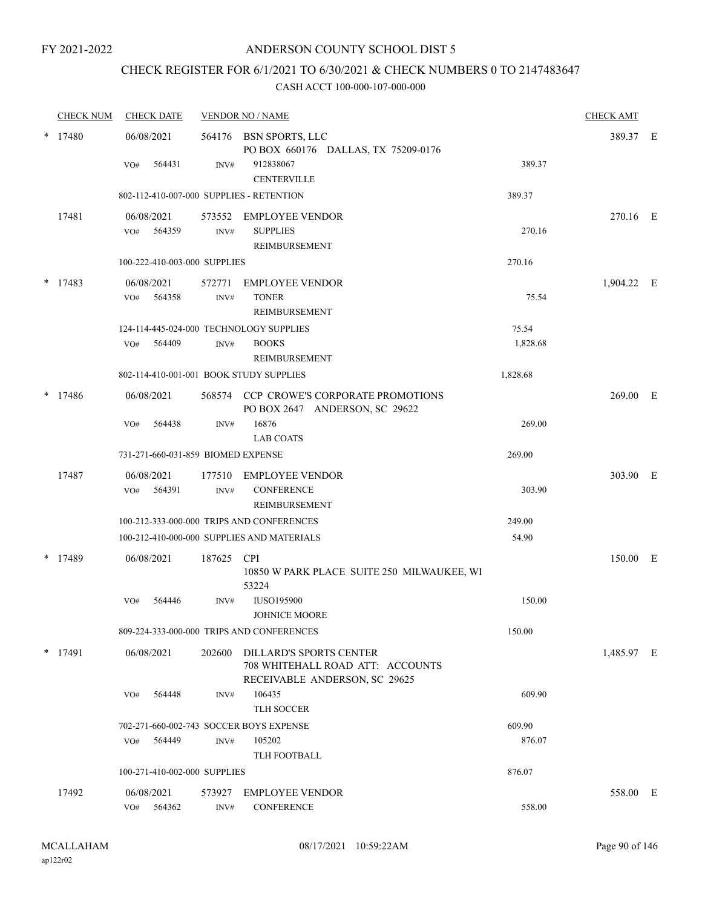FY 2021-2022

# ANDERSON COUNTY SCHOOL DIST 5

## CHECK REGISTER FOR 6/1/2021 TO 6/30/2021 & CHECK NUMBERS 0 TO 2147483647

### CASH ACCT 100-000-107-000-000

| CHECK NUM | CHECK DATE | VENDOR NO / NAME | | CHECK AMT | |
|---|---|---|---|---|---|
| * 17480 | 06/08/2021 | 564176 BSN SPORTS, LLC<br>PO BOX 660176 DALLAS, TX 75209-0176 | | 389.37 | E |
| | VO# 564431 | INV# 912838067<br>CENTERVILLE | 389.37 | | |
| | 802-112-410-007-000 SUPPLIES - RETENTION | | 389.37 | | |
| 17481 | 06/08/2021 | 573552 EMPLOYEE VENDOR | | 270.16 | E |
| | VO# 564359 | INV# SUPPLIES<br>REIMBURSEMENT | 270.16 | | |
| | 100-222-410-003-000 SUPPLIES | | 270.16 | | |
| * 17483 | 06/08/2021 | 572771 EMPLOYEE VENDOR | | 1,904.22 | E |
| | VO# 564358 | INV# TONER<br>REIMBURSEMENT | 75.54 | | |
| | 124-114-445-024-000 TECHNOLOGY SUPPLIES | | 75.54 | | |
| | VO# 564409 | INV# BOOKS<br>REIMBURSEMENT | 1,828.68 | | |
| | 802-114-410-001-001 BOOK STUDY SUPPLIES | | 1,828.68 | | |
| * 17486 | 06/08/2021 | 568574 CCP CROWE'S CORPORATE PROMOTIONS<br>PO BOX 2647 ANDERSON, SC 29622 | | 269.00 | E |
| | VO# 564438 | INV# 16876<br>LAB COATS | 269.00 | | |
| | 731-271-660-031-859 BIOMED EXPENSE | | 269.00 | | |
| 17487 | 06/08/2021 | 177510 EMPLOYEE VENDOR | | 303.90 | E |
| | VO# 564391 | INV# CONFERENCE<br>REIMBURSEMENT | 303.90 | | |
| | 100-212-333-000-000 TRIPS AND CONFERENCES | | 249.00 | | |
| | 100-212-410-000-000 SUPPLIES AND MATERIALS | | 54.90 | | |
| * 17489 | 06/08/2021 | 187625 CPI<br>10850 W PARK PLACE SUITE 250 MILWAUKEE, WI 53224 | | 150.00 | E |
| | VO# 564446 | INV# IUSO195900<br>JOHNICE MOORE | 150.00 | | |
| | 809-224-333-000-000 TRIPS AND CONFERENCES | | 150.00 | | |
| * 17491 | 06/08/2021 | 202600 DILLARD'S SPORTS CENTER<br>708 WHITEHALL ROAD ATT: ACCOUNTS RECEIVABLE ANDERSON, SC 29625 | | 1,485.97 | E |
| | VO# 564448 | INV# 106435<br>TLH SOCCER | 609.90 | | |
| | 702-271-660-002-743 SOCCER BOYS EXPENSE | | 609.90 | | |
| | VO# 564449 | INV# 105202<br>TLH FOOTBALL | 876.07 | | |
| | 100-271-410-002-000 SUPPLIES | | 876.07 | | |
| 17492 | 06/08/2021 | 573927 EMPLOYEE VENDOR | | 558.00 | E |
| | VO# 564362 | INV# CONFERENCE | 558.00 | | |

MCALLAHAM
ap122r02

08/17/2021 10:59:22AM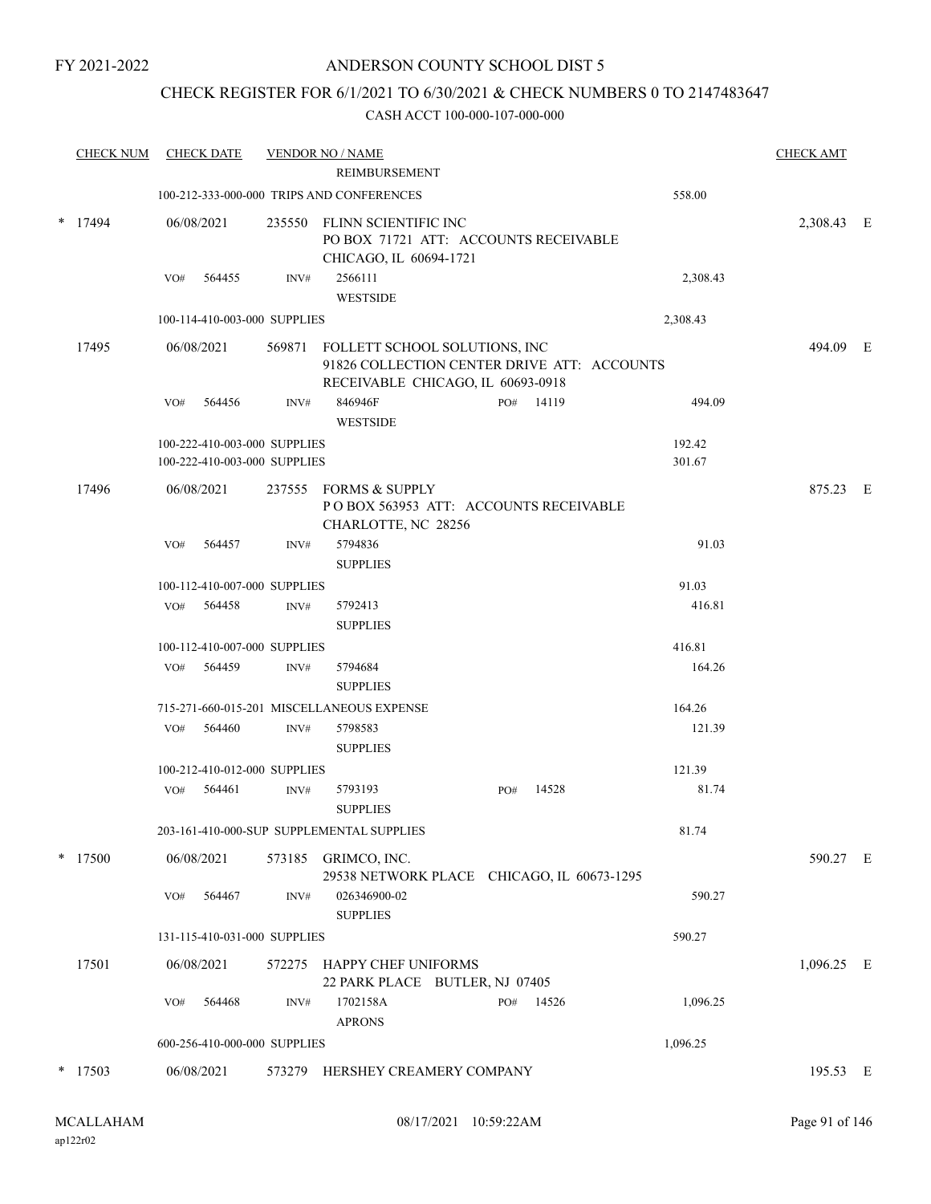FY 2021-2022

# ANDERSON COUNTY SCHOOL DIST 5

## CHECK REGISTER FOR 6/1/2021 TO 6/30/2021 & CHECK NUMBERS 0 TO 2147483647

### CASH ACCT 100-000-107-000-000

| CHECK NUM | CHECK DATE | VENDOR NO / NAME | | | CHECK AMT |
|---|---|---|---|---|---|
| | | REIMBURSEMENT | | | |
| | | 100-212-333-000-000 TRIPS AND CONFERENCES | | 558.00 | |
| * 17494 | 06/08/2021 | 235550 FLINN SCIENTIFIC INC<br>PO BOX 71721 ATT: ACCOUNTS RECEIVABLE<br>CHICAGO, IL 60694-1721 | | | 2,308.43 E |
| | VO# 564455 | INV# 2566111<br>WESTSIDE | | 2,308.43 | |
| | | 100-114-410-003-000 SUPPLIES | | 2,308.43 | |
| 17495 | 06/08/2021 | 569871 FOLLETT SCHOOL SOLUTIONS, INC<br>91826 COLLECTION CENTER DRIVE ATT: ACCOUNTS<br>RECEIVABLE CHICAGO, IL 60693-0918 | | | 494.09 E |
| | VO# 564456 | INV# 846946F<br>WESTSIDE | PO# 14119 | 494.09 | |
| | | 100-222-410-003-000 SUPPLIES | | 192.42 | |
| | | 100-222-410-003-000 SUPPLIES | | 301.67 | |
| 17496 | 06/08/2021 | 237555 FORMS & SUPPLY<br>P O BOX 563953 ATT: ACCOUNTS RECEIVABLE<br>CHARLOTTE, NC 28256 | | | 875.23 E |
| | VO# 564457 | INV# 5794836<br>SUPPLIES | | 91.03 | |
| | | 100-112-410-007-000 SUPPLIES | | 91.03 | |
| | VO# 564458 | INV# 5792413<br>SUPPLIES | | 416.81 | |
| | | 100-112-410-007-000 SUPPLIES | | 416.81 | |
| | VO# 564459 | INV# 5794684<br>SUPPLIES | | 164.26 | |
| | | 715-271-660-015-201 MISCELLANEOUS EXPENSE | | 164.26 | |
| | VO# 564460 | INV# 5798583<br>SUPPLIES | | 121.39 | |
| | | 100-212-410-012-000 SUPPLIES | | 121.39 | |
| | VO# 564461 | INV# 5793193<br>SUPPLIES | PO# 14528 | 81.74 | |
| | | 203-161-410-000-SUP SUPPLEMENTAL SUPPLIES | | 81.74 | |
| * 17500 | 06/08/2021 | 573185 GRIMCO, INC.<br>29538 NETWORK PLACE CHICAGO, IL 60673-1295 | | | 590.27 E |
| | VO# 564467 | INV# 026346900-02<br>SUPPLIES | | 590.27 | |
| | | 131-115-410-031-000 SUPPLIES | | 590.27 | |
| 17501 | 06/08/2021 | 572275 HAPPY CHEF UNIFORMS<br>22 PARK PLACE BUTLER, NJ 07405 | | | 1,096.25 E |
| | VO# 564468 | INV# 1702158A<br>APRONS | PO# 14526 | 1,096.25 | |
| | | 600-256-410-000-000 SUPPLIES | | 1,096.25 | |
| * 17503 | 06/08/2021 | 573279 HERSHEY CREAMERY COMPANY | | | 195.53 E |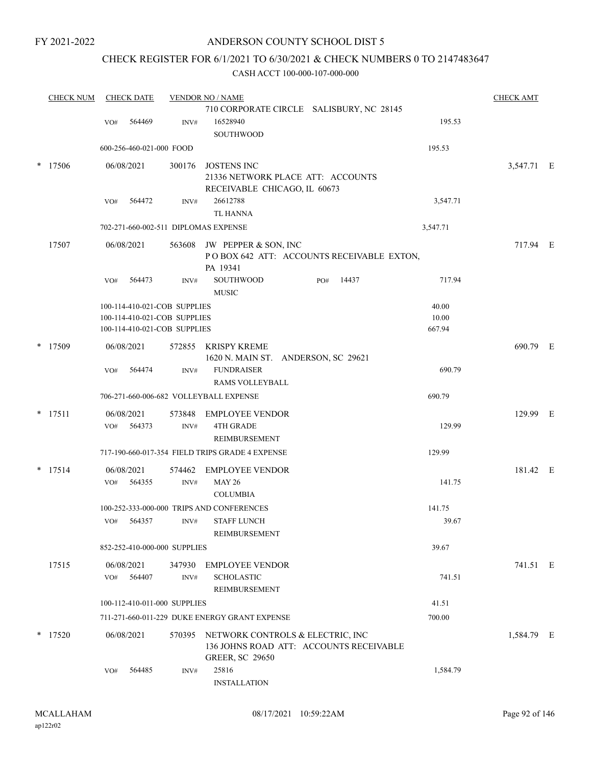FY 2021-2022

# ANDERSON COUNTY SCHOOL DIST 5

## CHECK REGISTER FOR 6/1/2021 TO 6/30/2021 & CHECK NUMBERS 0 TO 2147483647

CASH ACCT 100-000-107-000-000

| CHECK NUM | CHECK DATE | VENDOR NO / NAME | | CHECK AMT |
|---|---|---|---|---|
| | | 710 CORPORATE CIRCLE SALISBURY, NC 28145 | | |
| | VO# 564469 | INV# 16528940 SOUTHWOOD | 195.53 | |
| | 600-256-460-021-000 FOOD | | 195.53 | |
| * 17506 | 06/08/2021 | 300176 JOSTENS INC 21336 NETWORK PLACE ATT: ACCOUNTS RECEIVABLE CHICAGO, IL 60673 | | 3,547.71 E |
| | VO# 564472 | INV# 26612788 TL HANNA | 3,547.71 | |
| | 702-271-660-002-511 DIPLOMAS EXPENSE | | 3,547.71 | |
| 17507 | 06/08/2021 | 563608 JW PEPPER & SON, INC P O BOX 642 ATT: ACCOUNTS RECEIVABLE EXTON, PA 19341 | | 717.94 E |
| | VO# 564473 | INV# SOUTHWOOD MUSIC PO# 14437 | 717.94 | |
| | 100-114-410-021-COB SUPPLIES | | 40.00 | |
| | 100-114-410-021-COB SUPPLIES | | 10.00 | |
| | 100-114-410-021-COB SUPPLIES | | 667.94 | |
| * 17509 | 06/08/2021 | 572855 KRISPY KREME 1620 N. MAIN ST. ANDERSON, SC 29621 | | 690.79 E |
| | VO# 564474 | INV# FUNDRAISER RAMS VOLLEYBALL | 690.79 | |
| | 706-271-660-006-682 VOLLEYBALL EXPENSE | | 690.79 | |
| * 17511 | 06/08/2021 | 573848 EMPLOYEE VENDOR | | 129.99 E |
| | VO# 564373 | INV# 4TH GRADE REIMBURSEMENT | 129.99 | |
| | 717-190-660-017-354 FIELD TRIPS GRADE 4 EXPENSE | | 129.99 | |
| * 17514 | 06/08/2021 | 574462 EMPLOYEE VENDOR | | 181.42 E |
| | VO# 564355 | INV# MAY 26 COLUMBIA | 141.75 | |
| | 100-252-333-000-000 TRIPS AND CONFERENCES | | 141.75 | |
| | VO# 564357 | INV# STAFF LUNCH REIMBURSEMENT | 39.67 | |
| | 852-252-410-000-000 SUPPLIES | | 39.67 | |
| 17515 | 06/08/2021 | 347930 EMPLOYEE VENDOR | | 741.51 E |
| | VO# 564407 | INV# SCHOLASTIC REIMBURSEMENT | 741.51 | |
| | 100-112-410-011-000 SUPPLIES | | 41.51 | |
| | 711-271-660-011-229 DUKE ENERGY GRANT EXPENSE | | 700.00 | |
| * 17520 | 06/08/2021 | 570395 NETWORK CONTROLS & ELECTRIC, INC 136 JOHNS ROAD ATT: ACCOUNTS RECEIVABLE GREER, SC 29650 | | 1,584.79 E |
| | VO# 564485 | INV# 25816 INSTALLATION | 1,584.79 | |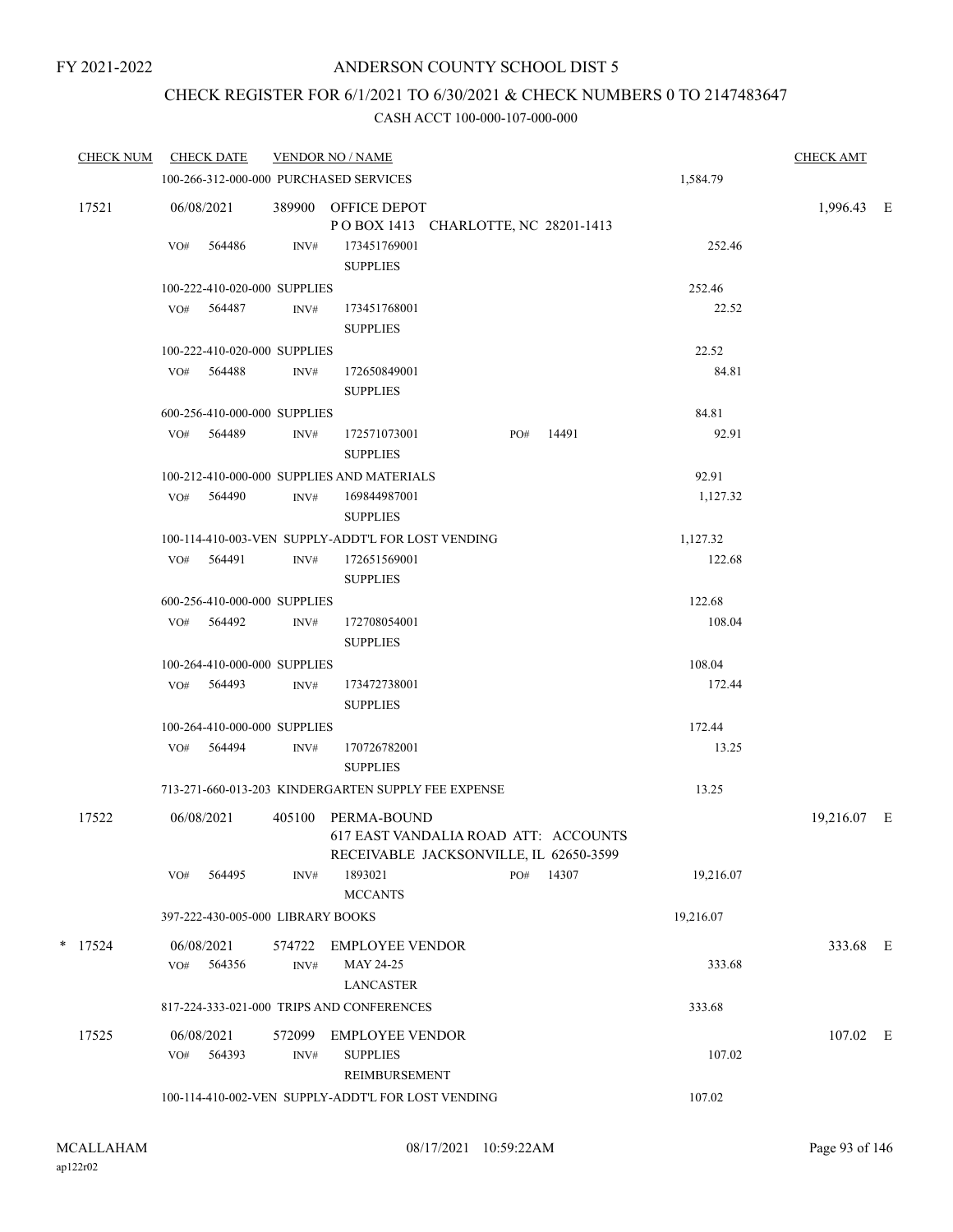FY 2021-2022

# ANDERSON COUNTY SCHOOL DIST 5

## CHECK REGISTER FOR 6/1/2021 TO 6/30/2021 & CHECK NUMBERS 0 TO 2147483647

### CASH ACCT 100-000-107-000-000

| CHECK NUM | CHECK DATE | VENDOR NO / NAME | | CHECK AMT |
|---|---|---|---|---|
| | 100-266-312-000-000 PURCHASED SERVICES | | 1,584.79 | |
| 17521 | 06/08/2021 | 389900 OFFICE DEPOT<br>P O BOX 1413 CHARLOTTE, NC 28201-1413 | | 1,996.43 E |
| | VO# 564486 | INV# 173451769001<br>SUPPLIES | 252.46 | |
| | 100-222-410-020-000 SUPPLIES | | 252.46 | |
| | VO# 564487 | INV# 173451768001<br>SUPPLIES | 22.52 | |
| | 100-222-410-020-000 SUPPLIES | | 22.52 | |
| | VO# 564488 | INV# 172650849001<br>SUPPLIES | 84.81 | |
| | 600-256-410-000-000 SUPPLIES | | 84.81 | |
| | VO# 564489 | INV# 172571073001 PO# 14491<br>SUPPLIES | 92.91 | |
| | 100-212-410-000-000 SUPPLIES AND MATERIALS | | 92.91 | |
| | VO# 564490 | INV# 169844987001<br>SUPPLIES | 1,127.32 | |
| | 100-114-410-003-VEN SUPPLY-ADDT'L FOR LOST VENDING | | 1,127.32 | |
| | VO# 564491 | INV# 172651569001<br>SUPPLIES | 122.68 | |
| | 600-256-410-000-000 SUPPLIES | | 122.68 | |
| | VO# 564492 | INV# 172708054001<br>SUPPLIES | 108.04 | |
| | 100-264-410-000-000 SUPPLIES | | 108.04 | |
| | VO# 564493 | INV# 173472738001<br>SUPPLIES | 172.44 | |
| | 100-264-410-000-000 SUPPLIES | | 172.44 | |
| | VO# 564494 | INV# 170726782001<br>SUPPLIES | 13.25 | |
| | 713-271-660-013-203 KINDERGARTEN SUPPLY FEE EXPENSE | | 13.25 | |
| 17522 | 06/08/2021 | 405100 PERMA-BOUND<br>617 EAST VANDALIA ROAD ATT: ACCOUNTS<br>RECEIVABLE JACKSONVILLE, IL 62650-3599 | | 19,216.07 E |
| | VO# 564495 | INV# 1893021 PO# 14307<br>MCCANTS | 19,216.07 | |
| | 397-222-430-005-000 LIBRARY BOOKS | | 19,216.07 | |
| * 17524 | 06/08/2021<br>VO# 564356 | 574722 EMPLOYEE VENDOR<br>INV# MAY 24-25<br>LANCASTER | 333.68 | 333.68 E |
| | 817-224-333-021-000 TRIPS AND CONFERENCES | | 333.68 | |
| 17525 | 06/08/2021<br>VO# 564393 | 572099 EMPLOYEE VENDOR<br>INV# SUPPLIES<br>REIMBURSEMENT | 107.02 | 107.02 E |
| | 100-114-410-002-VEN SUPPLY-ADDT'L FOR LOST VENDING | | 107.02 | |

MCALLAHAM
ap122r02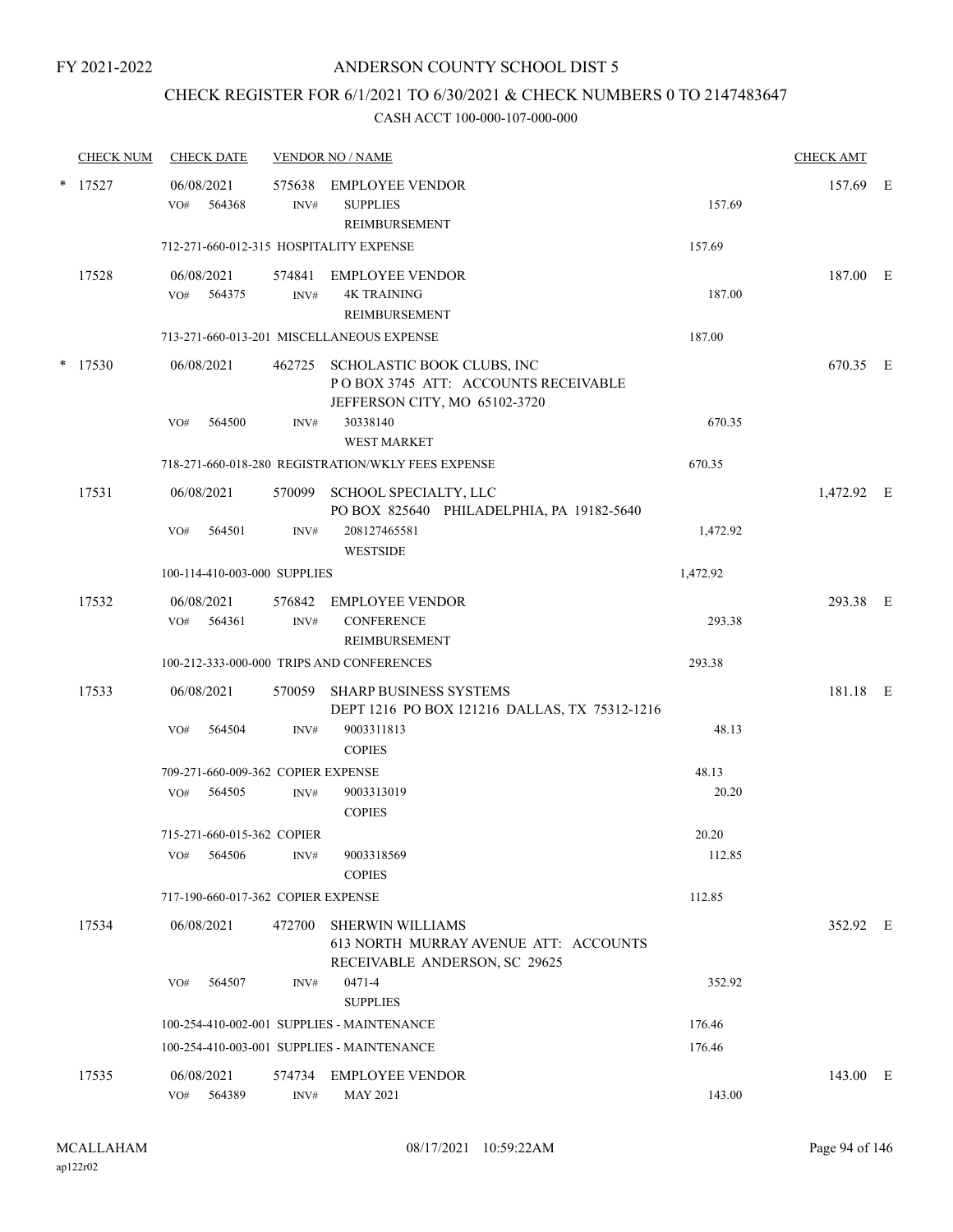FY 2021-2022

# ANDERSON COUNTY SCHOOL DIST 5

## CHECK REGISTER FOR 6/1/2021 TO 6/30/2021 & CHECK NUMBERS 0 TO 2147483647

### CASH ACCT 100-000-107-000-000

| CHECK NUM | CHECK DATE | VENDOR NO / NAME | | CHECK AMT | |
|---|---|---|---|---|---|
| * 17527 | 06/08/2021 | 575638 EMPLOYEE VENDOR | | 157.69 | E |
| | VO# 564368 | INV# SUPPLIES REIMBURSEMENT | 157.69 | | |
| | 712-271-660-012-315 HOSPITALITY EXPENSE | | 157.69 | | |
| 17528 | 06/08/2021 | 574841 EMPLOYEE VENDOR | | 187.00 | E |
| | VO# 564375 | INV# 4K TRAINING REIMBURSEMENT | 187.00 | | |
| | 713-271-660-013-201 MISCELLANEOUS EXPENSE | | 187.00 | | |
| * 17530 | 06/08/2021 | 462725 SCHOLASTIC BOOK CLUBS, INC P O BOX 3745 ATT: ACCOUNTS RECEIVABLE JEFFERSON CITY, MO 65102-3720 | | 670.35 | E |
| | VO# 564500 | INV# 30338140 WEST MARKET | 670.35 | | |
| | 718-271-660-018-280 REGISTRATION/WKLY FEES EXPENSE | | 670.35 | | |
| 17531 | 06/08/2021 | 570099 SCHOOL SPECIALTY, LLC PO BOX 825640 PHILADELPHIA, PA 19182-5640 | | 1,472.92 | E |
| | VO# 564501 | INV# 208127465581 WESTSIDE | 1,472.92 | | |
| | 100-114-410-003-000 SUPPLIES | | 1,472.92 | | |
| 17532 | 06/08/2021 | 576842 EMPLOYEE VENDOR | | 293.38 | E |
| | VO# 564361 | INV# CONFERENCE REIMBURSEMENT | 293.38 | | |
| | 100-212-333-000-000 TRIPS AND CONFERENCES | | 293.38 | | |
| 17533 | 06/08/2021 | 570059 SHARP BUSINESS SYSTEMS DEPT 1216 PO BOX 121216 DALLAS, TX 75312-1216 | | 181.18 | E |
| | VO# 564504 | INV# 9003311813 COPIES | 48.13 | | |
| | 709-271-660-009-362 COPIER EXPENSE | | 48.13 | | |
| | VO# 564505 | INV# 9003313019 COPIES | 20.20 | | |
| | 715-271-660-015-362 COPIER | | 20.20 | | |
| | VO# 564506 | INV# 9003318569 COPIES | 112.85 | | |
| | 717-190-660-017-362 COPIER EXPENSE | | 112.85 | | |
| 17534 | 06/08/2021 | 472700 SHERWIN WILLIAMS 613 NORTH MURRAY AVENUE ATT: ACCOUNTS RECEIVABLE ANDERSON, SC 29625 | | 352.92 | E |
| | VO# 564507 | INV# 0471-4 SUPPLIES | 352.92 | | |
| | 100-254-410-002-001 SUPPLIES - MAINTENANCE | | 176.46 | | |
| | 100-254-410-003-001 SUPPLIES - MAINTENANCE | | 176.46 | | |
| 17535 | 06/08/2021 | 574734 EMPLOYEE VENDOR | | 143.00 | E |
| | VO# 564389 | INV# MAY 2021 | 143.00 | | |

MCALLAHAM ap122r02 08/17/2021 10:59:22AM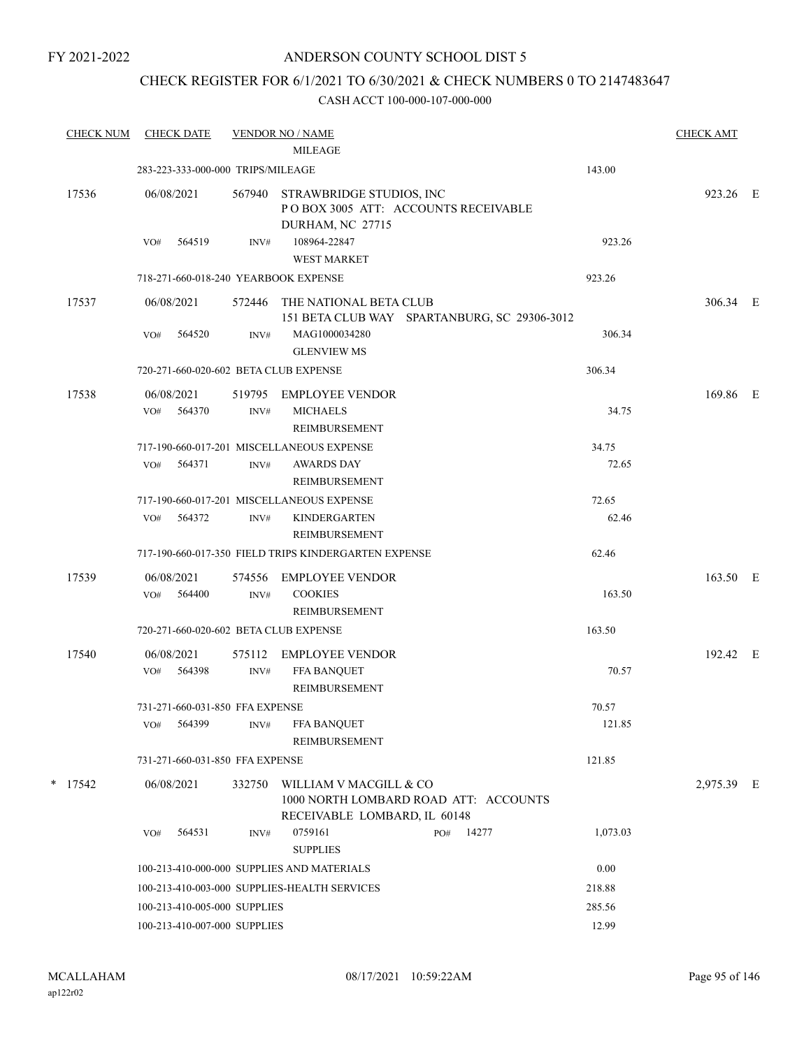FY 2021-2022

# ANDERSON COUNTY SCHOOL DIST 5

## CHECK REGISTER FOR 6/1/2021 TO 6/30/2021 & CHECK NUMBERS 0 TO 2147483647

CASH ACCT 100-000-107-000-000

| CHECK NUM | CHECK DATE | VENDOR NO / NAME | | CHECK AMT |
|---|---|---|---|---|
| | | MILEAGE | | |
| | 283-223-333-000-000 TRIPS/MILEAGE | | 143.00 | |
| 17536 | 06/08/2021 | 567940 STRAWBRIDGE STUDIOS, INC<br>P O BOX 3005 ATT: ACCOUNTS RECEIVABLE<br>DURHAM, NC 27715 | | 923.26 E |
| | VO# 564519 | INV# 108964-22847<br>WEST MARKET | 923.26 | |
| | 718-271-660-018-240 YEARBOOK EXPENSE | | 923.26 | |
| 17537 | 06/08/2021 | 572446 THE NATIONAL BETA CLUB<br>151 BETA CLUB WAY SPARTANBURG, SC 29306-3012 | | 306.34 E |
| | VO# 564520 | INV# MAG1000034280<br>GLENVIEW MS | 306.34 | |
| | 720-271-660-020-602 BETA CLUB EXPENSE | | 306.34 | |
| 17538 | 06/08/2021 | 519795 EMPLOYEE VENDOR | | 169.86 E |
| | VO# 564370 | INV# MICHAELS<br>REIMBURSEMENT | 34.75 | |
| | 717-190-660-017-201 MISCELLANEOUS EXPENSE | | 34.75 | |
| | VO# 564371 | INV# AWARDS DAY<br>REIMBURSEMENT | 72.65 | |
| | 717-190-660-017-201 MISCELLANEOUS EXPENSE | | 72.65 | |
| | VO# 564372 | INV# KINDERGARTEN<br>REIMBURSEMENT | 62.46 | |
| | 717-190-660-017-350 FIELD TRIPS KINDERGARTEN EXPENSE | | 62.46 | |
| 17539 | 06/08/2021 | 574556 EMPLOYEE VENDOR | | 163.50 E |
| | VO# 564400 | INV# COOKIES<br>REIMBURSEMENT | 163.50 | |
| | 720-271-660-020-602 BETA CLUB EXPENSE | | 163.50 | |
| 17540 | 06/08/2021 | 575112 EMPLOYEE VENDOR | | 192.42 E |
| | VO# 564398 | INV# FFA BANQUET<br>REIMBURSEMENT | 70.57 | |
| | 731-271-660-031-850 FFA EXPENSE | | 70.57 | |
| | VO# 564399 | INV# FFA BANQUET<br>REIMBURSEMENT | 121.85 | |
| | 731-271-660-031-850 FFA EXPENSE | | 121.85 | |
| * 17542 | 06/08/2021 | 332750 WILLIAM V MACGILL & CO<br>1000 NORTH LOMBARD ROAD ATT: ACCOUNTS<br>RECEIVABLE LOMBARD, IL 60148 | | 2,975.39 E |
| | VO# 564531 | INV# 0759161 PO# 14277<br>SUPPLIES | 1,073.03 | |
| | 100-213-410-000-000 SUPPLIES AND MATERIALS | | 0.00 | |
| | 100-213-410-003-000 SUPPLIES-HEALTH SERVICES | | 218.88 | |
| | 100-213-410-005-000 SUPPLIES | | 285.56 | |
| | 100-213-410-007-000 SUPPLIES | | 12.99 | |

MCALLAHAM
ap122r02

08/17/2021 10:59:22AM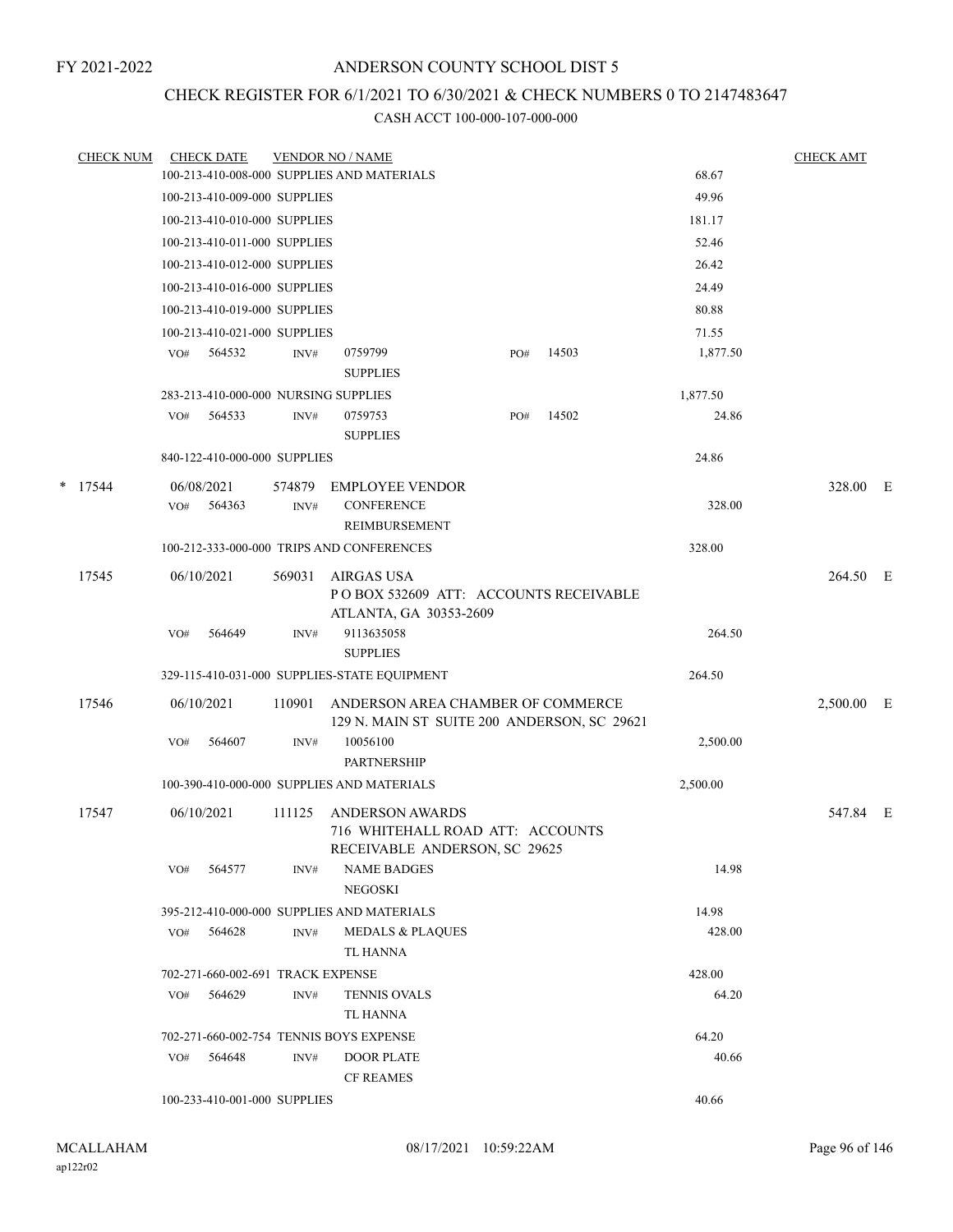FY 2021-2022

# ANDERSON COUNTY SCHOOL DIST 5

## CHECK REGISTER FOR 6/1/2021 TO 6/30/2021 & CHECK NUMBERS 0 TO 2147483647

### CASH ACCT 100-000-107-000-000

| CHECK NUM | CHECK DATE | VENDOR NO / NAME | | | CHECK AMT | |
|---|---|---|---|---|---|---|
| | 100-213-410-008-000 SUPPLIES AND MATERIALS | | | 68.67 | | |
| | 100-213-410-009-000 SUPPLIES | | | 49.96 | | |
| | 100-213-410-010-000 SUPPLIES | | | 181.17 | | |
| | 100-213-410-011-000 SUPPLIES | | | 52.46 | | |
| | 100-213-410-012-000 SUPPLIES | | | 26.42 | | |
| | 100-213-410-016-000 SUPPLIES | | | 24.49 | | |
| | 100-213-410-019-000 SUPPLIES | | | 80.88 | | |
| | 100-213-410-021-000 SUPPLIES | | | 71.55 | | |
| | VO# 564532 | INV# 0759799 SUPPLIES | PO# 14503 | 1,877.50 | | |
| | 283-213-410-000-000 NURSING SUPPLIES | | | 1,877.50 | | |
| | VO# 564533 | INV# 0759753 SUPPLIES | PO# 14502 | 24.86 | | |
| | 840-122-410-000-000 SUPPLIES | | | 24.86 | | |
| * 17544 | 06/08/2021 | 574879 EMPLOYEE VENDOR | | | 328.00 | E |
| | VO# 564363 | INV# CONFERENCE REIMBURSEMENT | | 328.00 | | |
| | 100-212-333-000-000 TRIPS AND CONFERENCES | | | 328.00 | | |
| 17545 | 06/10/2021 | 569031 AIRGAS USA P O BOX 532609 ATT: ACCOUNTS RECEIVABLE ATLANTA, GA 30353-2609 | | | 264.50 | E |
| | VO# 564649 | INV# 9113635058 SUPPLIES | | 264.50 | | |
| | 329-115-410-031-000 SUPPLIES-STATE EQUIPMENT | | | 264.50 | | |
| 17546 | 06/10/2021 | 110901 ANDERSON AREA CHAMBER OF COMMERCE 129 N. MAIN ST SUITE 200 ANDERSON, SC 29621 | | | 2,500.00 | E |
| | VO# 564607 | INV# 10056100 PARTNERSHIP | | 2,500.00 | | |
| | 100-390-410-000-000 SUPPLIES AND MATERIALS | | | 2,500.00 | | |
| 17547 | 06/10/2021 | 111125 ANDERSON AWARDS 716 WHITEHALL ROAD ATT: ACCOUNTS RECEIVABLE ANDERSON, SC 29625 | | | 547.84 | E |
| | VO# 564577 | INV# NAME BADGES NEGOSKI | | 14.98 | | |
| | 395-212-410-000-000 SUPPLIES AND MATERIALS | | | 14.98 | | |
| | VO# 564628 | INV# MEDALS & PLAQUES TL HANNA | | 428.00 | | |
| | 702-271-660-002-691 TRACK EXPENSE | | | 428.00 | | |
| | VO# 564629 | INV# TENNIS OVALS TL HANNA | | 64.20 | | |
| | 702-271-660-002-754 TENNIS BOYS EXPENSE | | | 64.20 | | |
| | VO# 564648 | INV# DOOR PLATE CF REAMES | | 40.66 | | |
| | 100-233-410-001-000 SUPPLIES | | | 40.66 | | |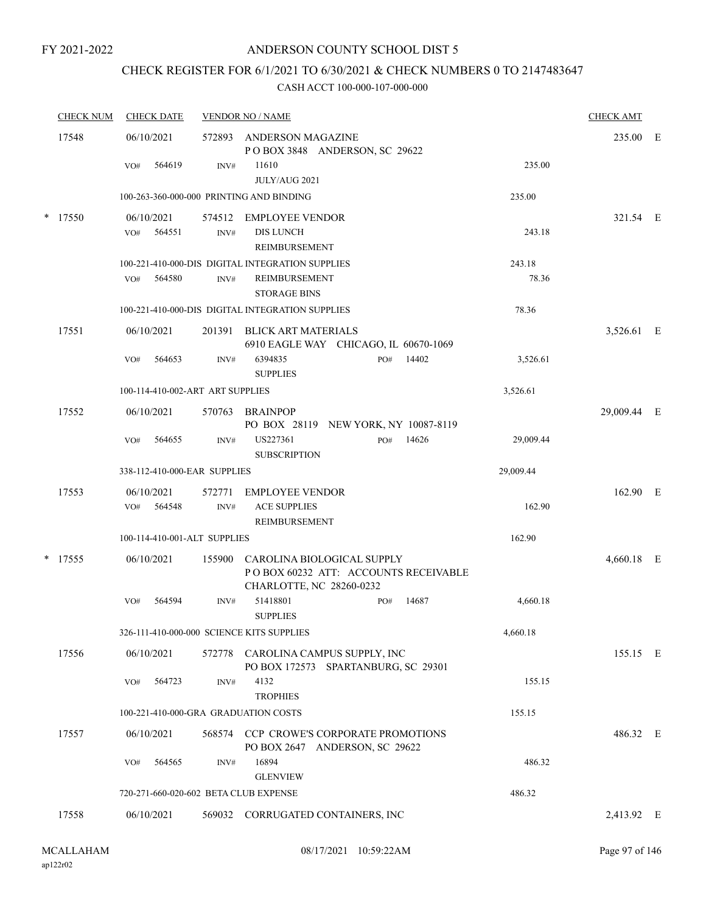FY 2021-2022

# ANDERSON COUNTY SCHOOL DIST 5

## CHECK REGISTER FOR 6/1/2021 TO 6/30/2021 & CHECK NUMBERS 0 TO 2147483647

### CASH ACCT 100-000-107-000-000

| CHECK NUM | CHECK DATE | VENDOR NO / NAME | | CHECK AMT |
|---|---|---|---|---|
| 17548 | 06/10/2021 | 572893 ANDERSON MAGAZINE<br>P O BOX 3848 ANDERSON, SC 29622 | | 235.00 E |
| | VO# 564619 | INV# 11610<br>JULY/AUG 2021 | 235.00 | |
| | 100-263-360-000-000 PRINTING AND BINDING | | 235.00 | |
| * 17550 | 06/10/2021 | 574512 EMPLOYEE VENDOR | | 321.54 E |
| | VO# 564551 | INV# DIS LUNCH<br>REIMBURSEMENT | 243.18 | |
| | 100-221-410-000-DIS DIGITAL INTEGRATION SUPPLIES | | 243.18 | |
| | VO# 564580 | INV# REIMBURSEMENT<br>STORAGE BINS | 78.36 | |
| | 100-221-410-000-DIS DIGITAL INTEGRATION SUPPLIES | | 78.36 | |
| 17551 | 06/10/2021 | 201391 BLICK ART MATERIALS<br>6910 EAGLE WAY CHICAGO, IL 60670-1069 | | 3,526.61 E |
| | VO# 564653 | INV# 6394835 PO# 14402<br>SUPPLIES | 3,526.61 | |
| | 100-114-410-002-ART ART SUPPLIES | | 3,526.61 | |
| 17552 | 06/10/2021 | 570763 BRAINPOP<br>PO BOX 28119 NEW YORK, NY 10087-8119 | | 29,009.44 E |
| | VO# 564655 | INV# US227361 PO# 14626<br>SUBSCRIPTION | 29,009.44 | |
| | 338-112-410-000-EAR SUPPLIES | | 29,009.44 | |
| 17553 | 06/10/2021 | 572771 EMPLOYEE VENDOR | | 162.90 E |
| | VO# 564548 | INV# ACE SUPPLIES<br>REIMBURSEMENT | 162.90 | |
| | 100-114-410-001-ALT SUPPLIES | | 162.90 | |
| * 17555 | 06/10/2021 | 155900 CAROLINA BIOLOGICAL SUPPLY<br>P O BOX 60232 ATT: ACCOUNTS RECEIVABLE<br>CHARLOTTE, NC 28260-0232 | | 4,660.18 E |
| | VO# 564594 | INV# 51418801 PO# 14687<br>SUPPLIES | 4,660.18 | |
| | 326-111-410-000-000 SCIENCE KITS SUPPLIES | | 4,660.18 | |
| 17556 | 06/10/2021 | 572778 CAROLINA CAMPUS SUPPLY, INC<br>PO BOX 172573 SPARTANBURG, SC 29301 | | 155.15 E |
| | VO# 564723 | INV# 4132<br>TROPHIES | 155.15 | |
| | 100-221-410-000-GRA GRADUATION COSTS | | 155.15 | |
| 17557 | 06/10/2021 | 568574 CCP CROWE'S CORPORATE PROMOTIONS<br>PO BOX 2647 ANDERSON, SC 29622 | | 486.32 E |
| | VO# 564565 | INV# 16894<br>GLENVIEW | 486.32 | |
| | 720-271-660-020-602 BETA CLUB EXPENSE | | 486.32 | |
| 17558 | 06/10/2021 | 569032 CORRUGATED CONTAINERS, INC | | 2,413.92 E |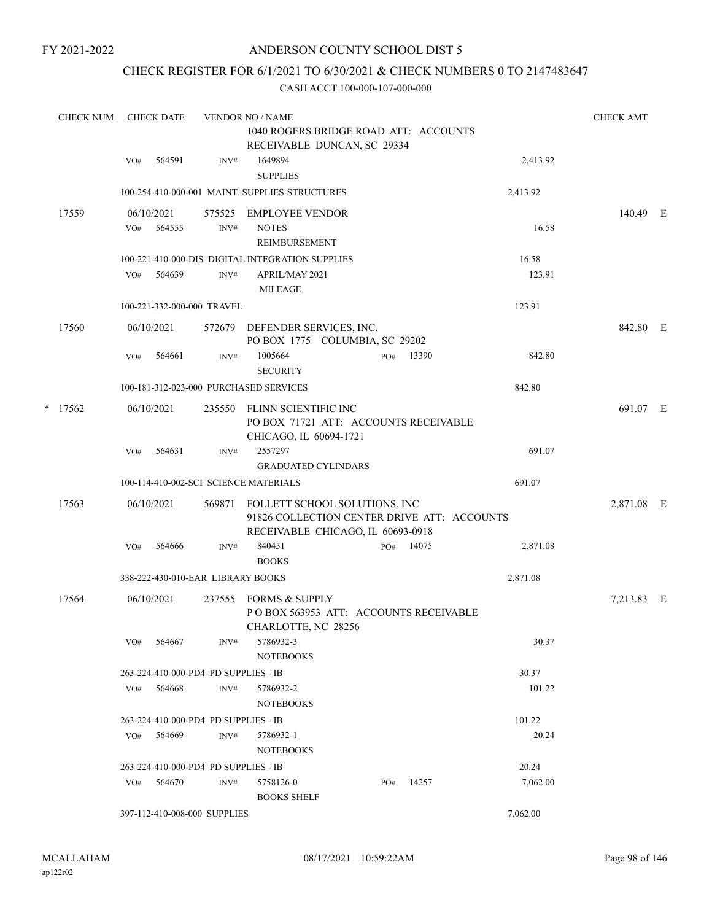FY 2021-2022

# ANDERSON COUNTY SCHOOL DIST 5

## CHECK REGISTER FOR 6/1/2021 TO 6/30/2021 & CHECK NUMBERS 0 TO 2147483647

CASH ACCT 100-000-107-000-000

| CHECK NUM | CHECK DATE | VENDOR NO / NAME | | CHECK AMT |
|---|---|---|---|---|
| | | 1040 ROGERS BRIDGE ROAD ATT: ACCOUNTS RECEIVABLE DUNCAN, SC 29334 | | |
| | VO# 564591 | INV# 1649894 SUPPLIES | 2,413.92 | |
| | | 100-254-410-000-001 MAINT. SUPPLIES-STRUCTURES | 2,413.92 | |
| 17559 | 06/10/2021 | 575525 EMPLOYEE VENDOR | | 140.49 E |
| | VO# 564555 | INV# NOTES REIMBURSEMENT | 16.58 | |
| | | 100-221-410-000-DIS DIGITAL INTEGRATION SUPPLIES | 16.58 | |
| | VO# 564639 | INV# APRIL/MAY 2021 MILEAGE | 123.91 | |
| | | 100-221-332-000-000 TRAVEL | 123.91 | |
| 17560 | 06/10/2021 | 572679 DEFENDER SERVICES, INC. PO BOX 1775 COLUMBIA, SC 29202 | | 842.80 E |
| | VO# 564661 | INV# 1005664 PO# 13390 SECURITY | 842.80 | |
| | | 100-181-312-023-000 PURCHASED SERVICES | 842.80 | |
| * 17562 | 06/10/2021 | 235550 FLINN SCIENTIFIC INC PO BOX 71721 ATT: ACCOUNTS RECEIVABLE CHICAGO, IL 60694-1721 | | 691.07 E |
| | VO# 564631 | INV# 2557297 GRADUATED CYLINDARS | 691.07 | |
| | | 100-114-410-002-SCI SCIENCE MATERIALS | 691.07 | |
| 17563 | 06/10/2021 | 569871 FOLLETT SCHOOL SOLUTIONS, INC 91826 COLLECTION CENTER DRIVE ATT: ACCOUNTS RECEIVABLE CHICAGO, IL 60693-0918 | | 2,871.08 E |
| | VO# 564666 | INV# 840451 PO# 14075 BOOKS | 2,871.08 | |
| | | 338-222-430-010-EAR LIBRARY BOOKS | 2,871.08 | |
| 17564 | 06/10/2021 | 237555 FORMS & SUPPLY P O BOX 563953 ATT: ACCOUNTS RECEIVABLE CHARLOTTE, NC 28256 | | 7,213.83 E |
| | VO# 564667 | INV# 5786932-3 NOTEBOOKS | 30.37 | |
| | | 263-224-410-000-PD4 PD SUPPLIES - IB | 30.37 | |
| | VO# 564668 | INV# 5786932-2 NOTEBOOKS | 101.22 | |
| | | 263-224-410-000-PD4 PD SUPPLIES - IB | 101.22 | |
| | VO# 564669 | INV# 5786932-1 NOTEBOOKS | 20.24 | |
| | | 263-224-410-000-PD4 PD SUPPLIES - IB | 20.24 | |
| | VO# 564670 | INV# 5758126-0 PO# 14257 BOOKS SHELF | 7,062.00 | |
| | | 397-112-410-008-000 SUPPLIES | 7,062.00 | |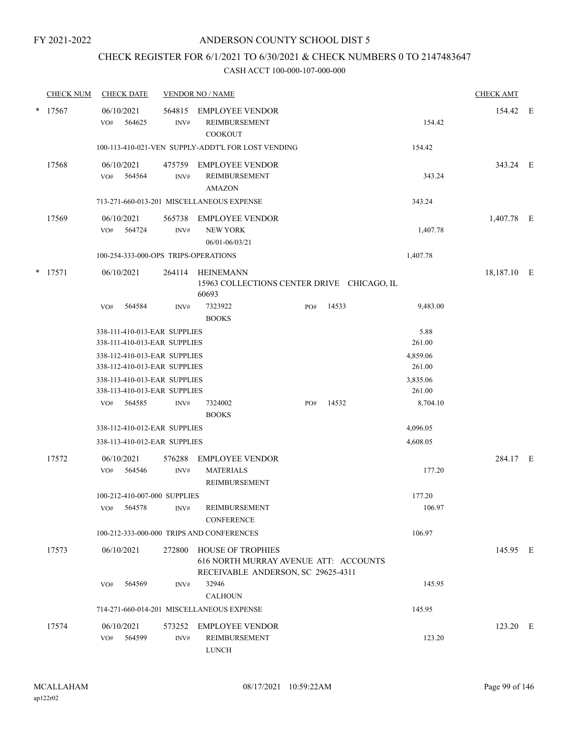FY 2021-2022

# ANDERSON COUNTY SCHOOL DIST 5

## CHECK REGISTER FOR 6/1/2021 TO 6/30/2021 & CHECK NUMBERS 0 TO 2147483647

CASH ACCT 100-000-107-000-000

| CHECK NUM | CHECK DATE | VENDOR NO / NAME | | | CHECK AMT | |
|---|---|---|---|---|---|---|
| * 17567 | 06/10/2021 | 564815 EMPLOYEE VENDOR | | | 154.42 | E |
| | VO# 564625 | INV# REIMBURSEMENT COOKOUT | | 154.42 | | |
| | 100-113-410-021-VEN SUPPLY-ADDT'L FOR LOST VENDING | | | 154.42 | | |
| 17568 | 06/10/2021 | 475759 EMPLOYEE VENDOR | | | 343.24 | E |
| | VO# 564564 | INV# REIMBURSEMENT AMAZON | | 343.24 | | |
| | 713-271-660-013-201 MISCELLANEOUS EXPENSE | | | 343.24 | | |
| 17569 | 06/10/2021 | 565738 EMPLOYEE VENDOR | | | 1,407.78 | E |
| | VO# 564724 | INV# NEW YORK 06/01-06/03/21 | | 1,407.78 | | |
| | 100-254-333-000-OPS TRIPS-OPERATIONS | | | 1,407.78 | | |
| * 17571 | 06/10/2021 | 264114 HEINEMANN 15963 COLLECTIONS CENTER DRIVE CHICAGO, IL 60693 | | | 18,187.10 | E |
| | VO# 564584 | INV# 7323922 BOOKS | PO# 14533 | 9,483.00 | | |
| | 338-111-410-013-EAR SUPPLIES | | | 5.88 | | |
| | 338-111-410-013-EAR SUPPLIES | | | 261.00 | | |
| | 338-112-410-013-EAR SUPPLIES | | | 4,859.06 | | |
| | 338-112-410-013-EAR SUPPLIES | | | 261.00 | | |
| | 338-113-410-013-EAR SUPPLIES | | | 3,835.06 | | |
| | 338-113-410-013-EAR SUPPLIES | | | 261.00 | | |
| | VO# 564585 | INV# 7324002 BOOKS | PO# 14532 | 8,704.10 | | |
| | 338-112-410-012-EAR SUPPLIES | | | 4,096.05 | | |
| | 338-113-410-012-EAR SUPPLIES | | | 4,608.05 | | |
| 17572 | 06/10/2021 | 576288 EMPLOYEE VENDOR | | | 284.17 | E |
| | VO# 564546 | INV# MATERIALS REIMBURSEMENT | | 177.20 | | |
| | 100-212-410-007-000 SUPPLIES | | | 177.20 | | |
| | VO# 564578 | INV# REIMBURSEMENT CONFERENCE | | 106.97 | | |
| | 100-212-333-000-000 TRIPS AND CONFERENCES | | | 106.97 | | |
| 17573 | 06/10/2021 | 272800 HOUSE OF TROPHIES 616 NORTH MURRAY AVENUE ATT: ACCOUNTS RECEIVABLE ANDERSON, SC 29625-4311 | | | 145.95 | E |
| | VO# 564569 | INV# 32946 CALHOUN | | 145.95 | | |
| | 714-271-660-014-201 MISCELLANEOUS EXPENSE | | | 145.95 | | |
| 17574 | 06/10/2021 | 573252 EMPLOYEE VENDOR | | | 123.20 | E |
| | VO# 564599 | INV# REIMBURSEMENT LUNCH | | 123.20 | | |

MCALLAHAM ap122r02 08/17/2021 10:59:22AM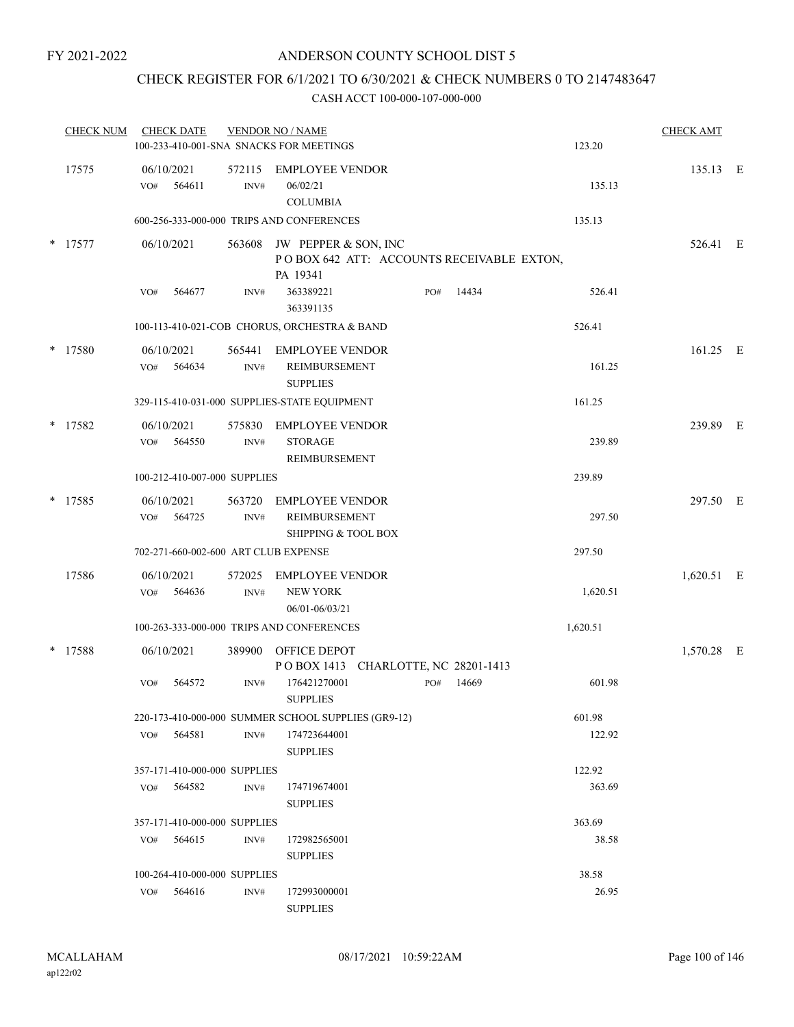FY 2021-2022

# ANDERSON COUNTY SCHOOL DIST 5

## CHECK REGISTER FOR 6/1/2021 TO 6/30/2021 & CHECK NUMBERS 0 TO 2147483647

### CASH ACCT 100-000-107-000-000

| CHECK NUM | CHECK DATE | VENDOR NO / NAME | | CHECK AMT | |
|---|---|---|---|---|---|
| | 100-233-410-001-SNA SNACKS FOR MEETINGS | | 123.20 | | |
| 17575 | 06/10/2021 | 572115 EMPLOYEE VENDOR | | 135.13 | E |
| | VO# 564611 | INV# 06/02/21 COLUMBIA | 135.13 | | |
| | 600-256-333-000-000 TRIPS AND CONFERENCES | | 135.13 | | |
| * 17577 | 06/10/2021 | 563608 JW PEPPER & SON, INC P O BOX 642 ATT: ACCOUNTS RECEIVABLE EXTON, PA 19341 | | 526.41 | E |
| | VO# 564677 | INV# 363389221 363391135 PO# 14434 | 526.41 | | |
| | 100-113-410-021-COB CHORUS, ORCHESTRA & BAND | | 526.41 | | |
| * 17580 | 06/10/2021 | 565441 EMPLOYEE VENDOR | | 161.25 | E |
| | VO# 564634 | INV# REIMBURSEMENT SUPPLIES | 161.25 | | |
| | 329-115-410-031-000 SUPPLIES-STATE EQUIPMENT | | 161.25 | | |
| * 17582 | 06/10/2021 | 575830 EMPLOYEE VENDOR | | 239.89 | E |
| | VO# 564550 | INV# STORAGE REIMBURSEMENT | 239.89 | | |
| | 100-212-410-007-000 SUPPLIES | | 239.89 | | |
| * 17585 | 06/10/2021 | 563720 EMPLOYEE VENDOR | | 297.50 | E |
| | VO# 564725 | INV# REIMBURSEMENT SHIPPING & TOOL BOX | 297.50 | | |
| | 702-271-660-002-600 ART CLUB EXPENSE | | 297.50 | | |
| 17586 | 06/10/2021 | 572025 EMPLOYEE VENDOR | | 1,620.51 | E |
| | VO# 564636 | INV# NEW YORK 06/01-06/03/21 | 1,620.51 | | |
| | 100-263-333-000-000 TRIPS AND CONFERENCES | | 1,620.51 | | |
| * 17588 | 06/10/2021 | 389900 OFFICE DEPOT P O BOX 1413 CHARLOTTE, NC 28201-1413 | | 1,570.28 | E |
| | VO# 564572 | INV# 176421270001 SUPPLIES PO# 14669 | 601.98 | | |
| | 220-173-410-000-000 SUMMER SCHOOL SUPPLIES (GR9-12) | | 601.98 | | |
| | VO# 564581 | INV# 174723644001 SUPPLIES | 122.92 | | |
| | 357-171-410-000-000 SUPPLIES | | 122.92 | | |
| | VO# 564582 | INV# 174719674001 SUPPLIES | 363.69 | | |
| | 357-171-410-000-000 SUPPLIES | | 363.69 | | |
| | VO# 564615 | INV# 172982565001 SUPPLIES | 38.58 | | |
| | 100-264-410-000-000 SUPPLIES | | 38.58 | | |
| | VO# 564616 | INV# 172993000001 SUPPLIES | 26.95 | | |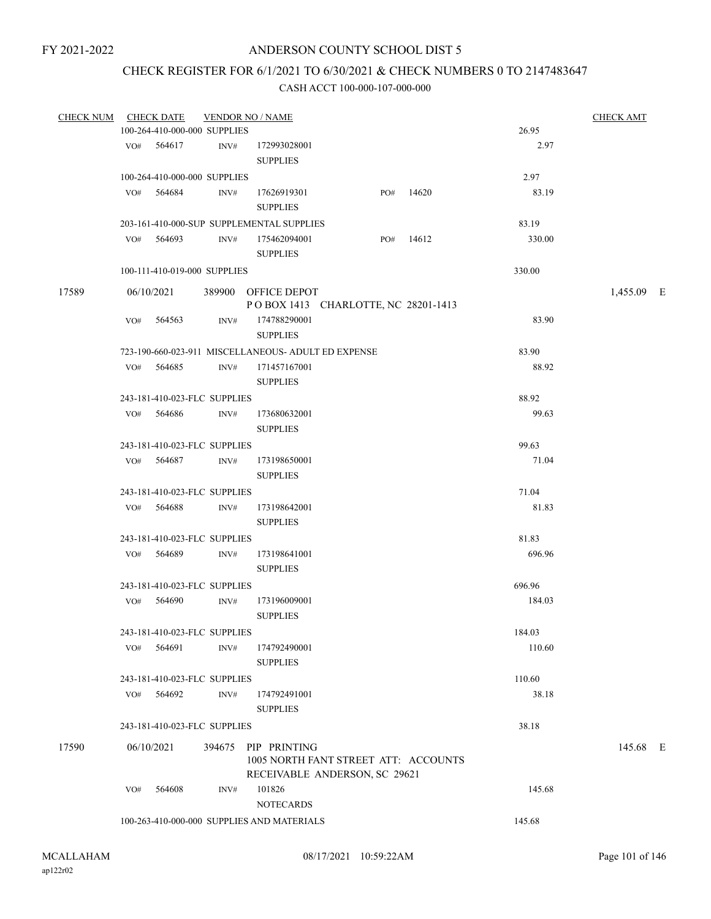FY 2021-2022

# ANDERSON COUNTY SCHOOL DIST 5

## CHECK REGISTER FOR 6/1/2021 TO 6/30/2021 & CHECK NUMBERS 0 TO 2147483647

### CASH ACCT 100-000-107-000-000

| CHECK NUM | CHECK DATE | VENDOR NO / NAME | | CHECK AMT |
|---|---|---|---|---|
| | 100-264-410-000-000 SUPPLIES | | 26.95 | |
| | VO# 564617 | INV# 172993028001 SUPPLIES | 2.97 | |
| | 100-264-410-000-000 SUPPLIES | | 2.97 | |
| | VO# 564684 | INV# 17626919301 SUPPLIES PO# 14620 | 83.19 | |
| | 203-161-410-000-SUP SUPPLEMENTAL SUPPLIES | | 83.19 | |
| | VO# 564693 | INV# 175462094001 SUPPLIES PO# 14612 | 330.00 | |
| | 100-111-410-019-000 SUPPLIES | | 330.00 | |
| 17589 | 06/10/2021 | 389900 OFFICE DEPOT P O BOX 1413 CHARLOTTE, NC 28201-1413 | | 1,455.09 E |
| | VO# 564563 | INV# 174788290001 SUPPLIES | 83.90 | |
| | 723-190-660-023-911 MISCELLANEOUS- ADULT ED EXPENSE | | 83.90 | |
| | VO# 564685 | INV# 171457167001 SUPPLIES | 88.92 | |
| | 243-181-410-023-FLC SUPPLIES | | 88.92 | |
| | VO# 564686 | INV# 173680632001 SUPPLIES | 99.63 | |
| | 243-181-410-023-FLC SUPPLIES | | 99.63 | |
| | VO# 564687 | INV# 173198650001 SUPPLIES | 71.04 | |
| | 243-181-410-023-FLC SUPPLIES | | 71.04 | |
| | VO# 564688 | INV# 173198642001 SUPPLIES | 81.83 | |
| | 243-181-410-023-FLC SUPPLIES | | 81.83 | |
| | VO# 564689 | INV# 173198641001 SUPPLIES | 696.96 | |
| | 243-181-410-023-FLC SUPPLIES | | 696.96 | |
| | VO# 564690 | INV# 173196009001 SUPPLIES | 184.03 | |
| | 243-181-410-023-FLC SUPPLIES | | 184.03 | |
| | VO# 564691 | INV# 174792490001 SUPPLIES | 110.60 | |
| | 243-181-410-023-FLC SUPPLIES | | 110.60 | |
| | VO# 564692 | INV# 174792491001 SUPPLIES | 38.18 | |
| | 243-181-410-023-FLC SUPPLIES | | 38.18 | |
| 17590 | 06/10/2021 | 394675 PIP PRINTING 1005 NORTH FANT STREET ATT: ACCOUNTS RECEIVABLE ANDERSON, SC 29621 | | 145.68 E |
| | VO# 564608 | INV# 101826 NOTECARDS | 145.68 | |
| | 100-263-410-000-000 SUPPLIES AND MATERIALS | | 145.68 | |

MCALLAHAM
ap122r02

08/17/2021 10:59:22AM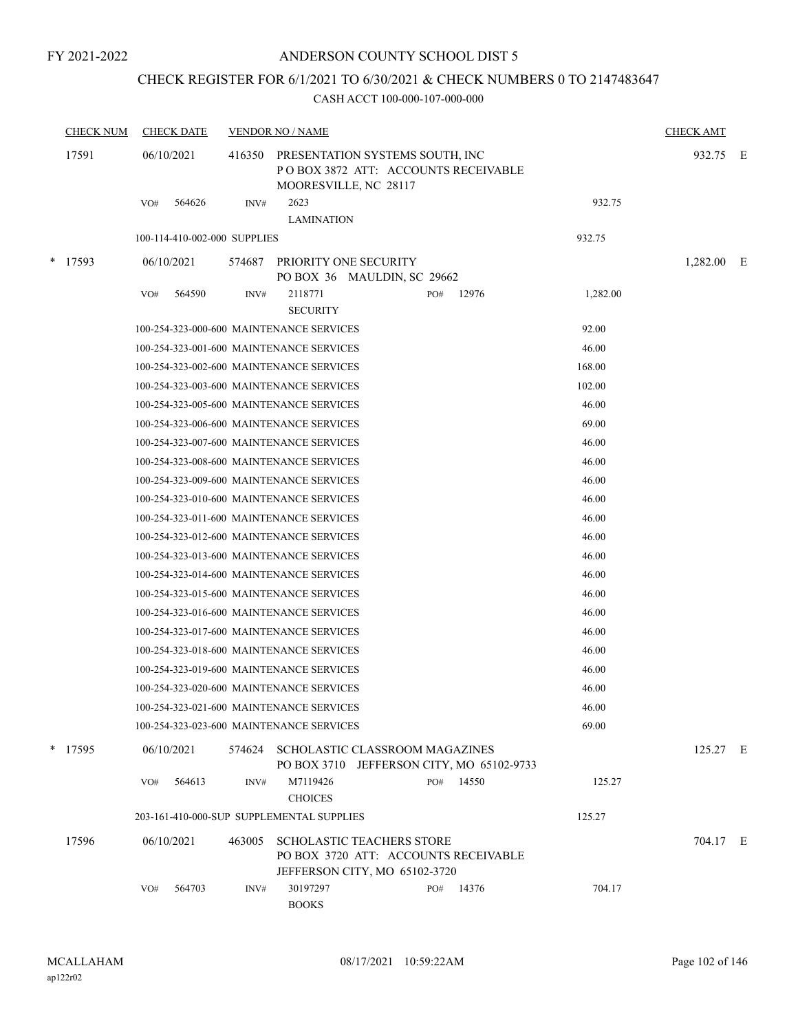FY 2021-2022

# ANDERSON COUNTY SCHOOL DIST 5

## CHECK REGISTER FOR 6/1/2021 TO 6/30/2021 & CHECK NUMBERS 0 TO 2147483647

### CASH ACCT 100-000-107-000-000

| CHECK NUM | CHECK DATE | VENDOR NO / NAME | | | CHECK AMT | |
|---|---|---|---|---|---|---|
| 17591 | 06/10/2021 | 416350 PRESENTATION SYSTEMS SOUTH, INC<br>P O BOX 3872 ATT: ACCOUNTS RECEIVABLE<br>MOORESVILLE, NC 28117 | | | 932.75 | E |
| | VO# 564626 | INV# 2623<br>LAMINATION | | 932.75 | | |
| | 100-114-410-002-000 SUPPLIES | | | 932.75 | | |
| * 17593 | 06/10/2021 | 574687 PRIORITY ONE SECURITY<br>PO BOX 36 MAULDIN, SC 29662 | | | 1,282.00 | E |
| | VO# 564590 | INV# 2118771<br>SECURITY | PO# 12976 | 1,282.00 | | |
| | 100-254-323-000-600 MAINTENANCE SERVICES | | | 92.00 | | |
| | 100-254-323-001-600 MAINTENANCE SERVICES | | | 46.00 | | |
| | 100-254-323-002-600 MAINTENANCE SERVICES | | | 168.00 | | |
| | 100-254-323-003-600 MAINTENANCE SERVICES | | | 102.00 | | |
| | 100-254-323-005-600 MAINTENANCE SERVICES | | | 46.00 | | |
| | 100-254-323-006-600 MAINTENANCE SERVICES | | | 69.00 | | |
| | 100-254-323-007-600 MAINTENANCE SERVICES | | | 46.00 | | |
| | 100-254-323-008-600 MAINTENANCE SERVICES | | | 46.00 | | |
| | 100-254-323-009-600 MAINTENANCE SERVICES | | | 46.00 | | |
| | 100-254-323-010-600 MAINTENANCE SERVICES | | | 46.00 | | |
| | 100-254-323-011-600 MAINTENANCE SERVICES | | | 46.00 | | |
| | 100-254-323-012-600 MAINTENANCE SERVICES | | | 46.00 | | |
| | 100-254-323-013-600 MAINTENANCE SERVICES | | | 46.00 | | |
| | 100-254-323-014-600 MAINTENANCE SERVICES | | | 46.00 | | |
| | 100-254-323-015-600 MAINTENANCE SERVICES | | | 46.00 | | |
| | 100-254-323-016-600 MAINTENANCE SERVICES | | | 46.00 | | |
| | 100-254-323-017-600 MAINTENANCE SERVICES | | | 46.00 | | |
| | 100-254-323-018-600 MAINTENANCE SERVICES | | | 46.00 | | |
| | 100-254-323-019-600 MAINTENANCE SERVICES | | | 46.00 | | |
| | 100-254-323-020-600 MAINTENANCE SERVICES | | | 46.00 | | |
| | 100-254-323-021-600 MAINTENANCE SERVICES | | | 46.00 | | |
| | 100-254-323-023-600 MAINTENANCE SERVICES | | | 69.00 | | |
| * 17595 | 06/10/2021 | 574624 SCHOLASTIC CLASSROOM MAGAZINES<br>PO BOX 3710 JEFFERSON CITY, MO 65102-9733 | | | 125.27 | E |
| | VO# 564613 | INV# M7119426<br>CHOICES | PO# 14550 | 125.27 | | |
| | 203-161-410-000-SUP SUPPLEMENTAL SUPPLIES | | | 125.27 | | |
| 17596 | 06/10/2021 | 463005 SCHOLASTIC TEACHERS STORE<br>PO BOX 3720 ATT: ACCOUNTS RECEIVABLE<br>JEFFERSON CITY, MO 65102-3720 | | | 704.17 | E |
| | VO# 564703 | INV# 30197297<br>BOOKS | PO# 14376 | 704.17 | | |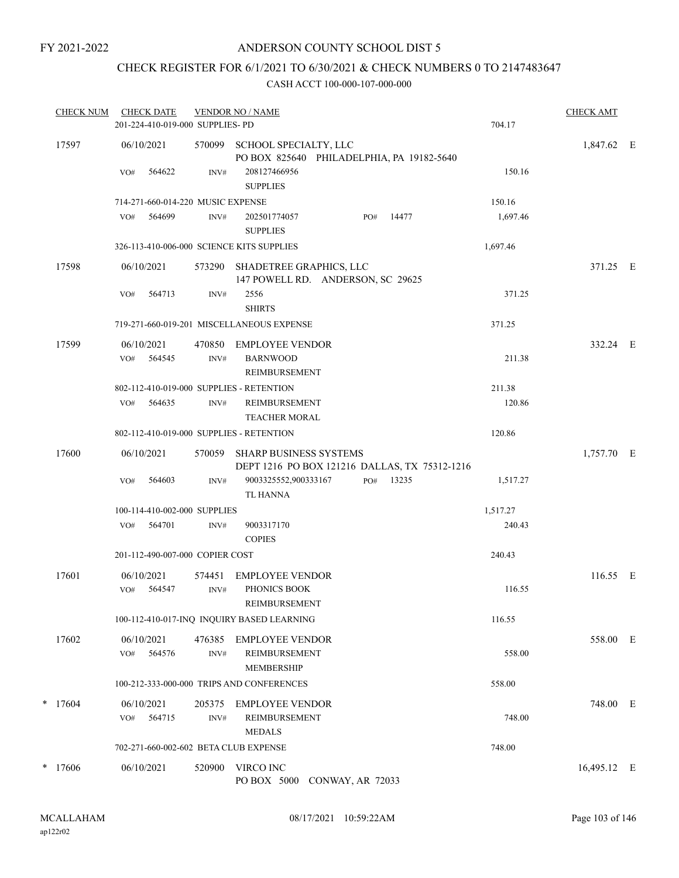FY 2021-2022

# ANDERSON COUNTY SCHOOL DIST 5

## CHECK REGISTER FOR 6/1/2021 TO 6/30/2021 & CHECK NUMBERS 0 TO 2147483647

### CASH ACCT 100-000-107-000-000

| CHECK NUM | CHECK DATE | VENDOR NO / NAME | | CHECK AMT |
|---|---|---|---|---|
| | 201-224-410-019-000 SUPPLIES- PD | | 704.17 | |
| 17597 | 06/10/2021 | 570099 SCHOOL SPECIALTY, LLC<br>PO BOX 825640 PHILADELPHIA, PA 19182-5640 | | 1,847.62 E |
| | VO# 564622 | INV# 208127466956<br>SUPPLIES | 150.16 | |
| | 714-271-660-014-220 MUSIC EXPENSE | | 150.16 | |
| | VO# 564699 | INV# 202501774057 PO# 14477<br>SUPPLIES | 1,697.46 | |
| | 326-113-410-006-000 SCIENCE KITS SUPPLIES | | 1,697.46 | |
| 17598 | 06/10/2021 | 573290 SHADETREE GRAPHICS, LLC<br>147 POWELL RD. ANDERSON, SC 29625 | | 371.25 E |
| | VO# 564713 | INV# 2556<br>SHIRTS | 371.25 | |
| | 719-271-660-019-201 MISCELLANEOUS EXPENSE | | 371.25 | |
| 17599 | 06/10/2021 | 470850 EMPLOYEE VENDOR | | 332.24 E |
| | VO# 564545 | INV# BARNWOOD<br>REIMBURSEMENT | 211.38 | |
| | 802-112-410-019-000 SUPPLIES - RETENTION | | 211.38 | |
| | VO# 564635 | INV# REIMBURSEMENT<br>TEACHER MORAL | 120.86 | |
| | 802-112-410-019-000 SUPPLIES - RETENTION | | 120.86 | |
| 17600 | 06/10/2021 | 570059 SHARP BUSINESS SYSTEMS<br>DEPT 1216 PO BOX 121216 DALLAS, TX 75312-1216 | | 1,757.70 E |
| | VO# 564603 | INV# 9003325552,900333167 PO# 13235<br>TL HANNA | 1,517.27 | |
| | 100-114-410-002-000 SUPPLIES | | 1,517.27 | |
| | VO# 564701 | INV# 9003317170<br>COPIES | 240.43 | |
| | 201-112-490-007-000 COPIER COST | | 240.43 | |
| 17601 | 06/10/2021 | 574451 EMPLOYEE VENDOR | | 116.55 E |
| | VO# 564547 | INV# PHONICS BOOK<br>REIMBURSEMENT | 116.55 | |
| | 100-112-410-017-INQ INQUIRY BASED LEARNING | | 116.55 | |
| 17602 | 06/10/2021 | 476385 EMPLOYEE VENDOR | | 558.00 E |
| | VO# 564576 | INV# REIMBURSEMENT<br>MEMBERSHIP | 558.00 | |
| | 100-212-333-000-000 TRIPS AND CONFERENCES | | 558.00 | |
| * 17604 | 06/10/2021 | 205375 EMPLOYEE VENDOR | | 748.00 E |
| | VO# 564715 | INV# REIMBURSEMENT<br>MEDALS | 748.00 | |
| | 702-271-660-002-602 BETA CLUB EXPENSE | | 748.00 | |
| * 17606 | 06/10/2021 | 520900 VIRCO INC<br>PO BOX 5000 CONWAY, AR 72033 | | 16,495.12 E |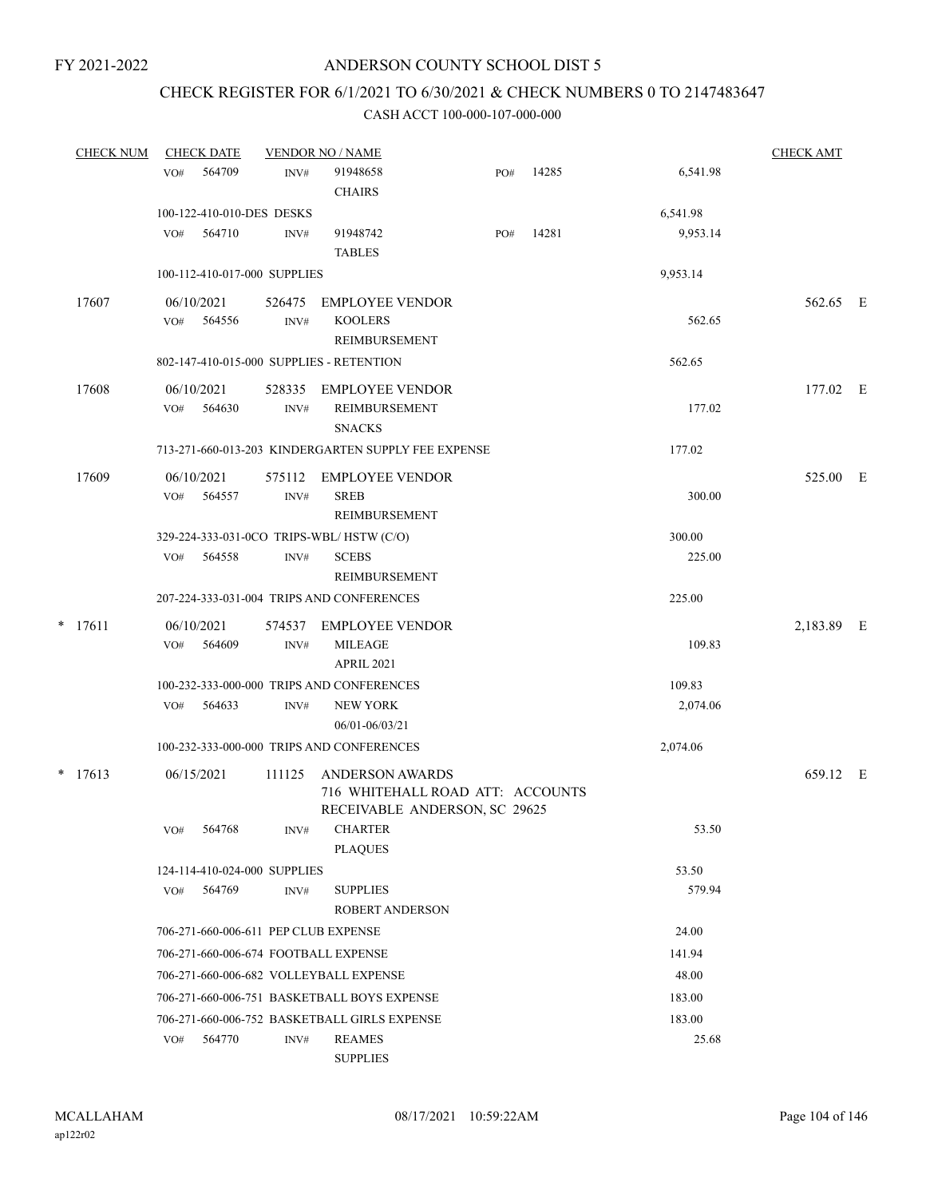FY 2021-2022

# ANDERSON COUNTY SCHOOL DIST 5

## CHECK REGISTER FOR 6/1/2021 TO 6/30/2021 & CHECK NUMBERS 0 TO 2147483647

CASH ACCT 100-000-107-000-000

| CHECK NUM | CHECK DATE | VENDOR NO / NAME | | | CHECK AMT |
|---|---|---|---|---|---|
| | VO# 564709 | INV# 91948658 CHAIRS | PO# 14285 | 6,541.98 | |
| | 100-122-410-010-DES DESKS | | | 6,541.98 | |
| | VO# 564710 | INV# 91948742 TABLES | PO# 14281 | 9,953.14 | |
| | 100-112-410-017-000 SUPPLIES | | | 9,953.14 | |
| 17607 | 06/10/2021 | 526475 EMPLOYEE VENDOR | | | 562.65 E |
| | VO# 564556 | INV# KOOLERS REIMBURSEMENT | | 562.65 | |
| | 802-147-410-015-000 SUPPLIES - RETENTION | | | 562.65 | |
| 17608 | 06/10/2021 | 528335 EMPLOYEE VENDOR | | | 177.02 E |
| | VO# 564630 | INV# REIMBURSEMENT SNACKS | | 177.02 | |
| | 713-271-660-013-203 KINDERGARTEN SUPPLY FEE EXPENSE | | | 177.02 | |
| 17609 | 06/10/2021 | 575112 EMPLOYEE VENDOR | | | 525.00 E |
| | VO# 564557 | INV# SREB REIMBURSEMENT | | 300.00 | |
| | 329-224-333-031-0CO TRIPS-WBL/ HSTW (C/O) | | | 300.00 | |
| | VO# 564558 | INV# SCEBS REIMBURSEMENT | | 225.00 | |
| | 207-224-333-031-004 TRIPS AND CONFERENCES | | | 225.00 | |
| * 17611 | 06/10/2021 | 574537 EMPLOYEE VENDOR | | | 2,183.89 E |
| | VO# 564609 | INV# MILEAGE APRIL 2021 | | 109.83 | |
| | 100-232-333-000-000 TRIPS AND CONFERENCES | | | 109.83 | |
| | VO# 564633 | INV# NEW YORK 06/01-06/03/21 | | 2,074.06 | |
| | 100-232-333-000-000 TRIPS AND CONFERENCES | | | 2,074.06 | |
| * 17613 | 06/15/2021 | 111125 ANDERSON AWARDS 716 WHITEHALL ROAD ATT: ACCOUNTS RECEIVABLE ANDERSON, SC 29625 | | | 659.12 E |
| | VO# 564768 | INV# CHARTER PLAQUES | | 53.50 | |
| | 124-114-410-024-000 SUPPLIES | | | 53.50 | |
| | VO# 564769 | INV# SUPPLIES ROBERT ANDERSON | | 579.94 | |
| | 706-271-660-006-611 PEP CLUB EXPENSE | | | 24.00 | |
| | 706-271-660-006-674 FOOTBALL EXPENSE | | | 141.94 | |
| | 706-271-660-006-682 VOLLEYBALL EXPENSE | | | 48.00 | |
| | 706-271-660-006-751 BASKETBALL BOYS EXPENSE | | | 183.00 | |
| | 706-271-660-006-752 BASKETBALL GIRLS EXPENSE | | | 183.00 | |
| | VO# 564770 | INV# REAMES SUPPLIES | | 25.68 | |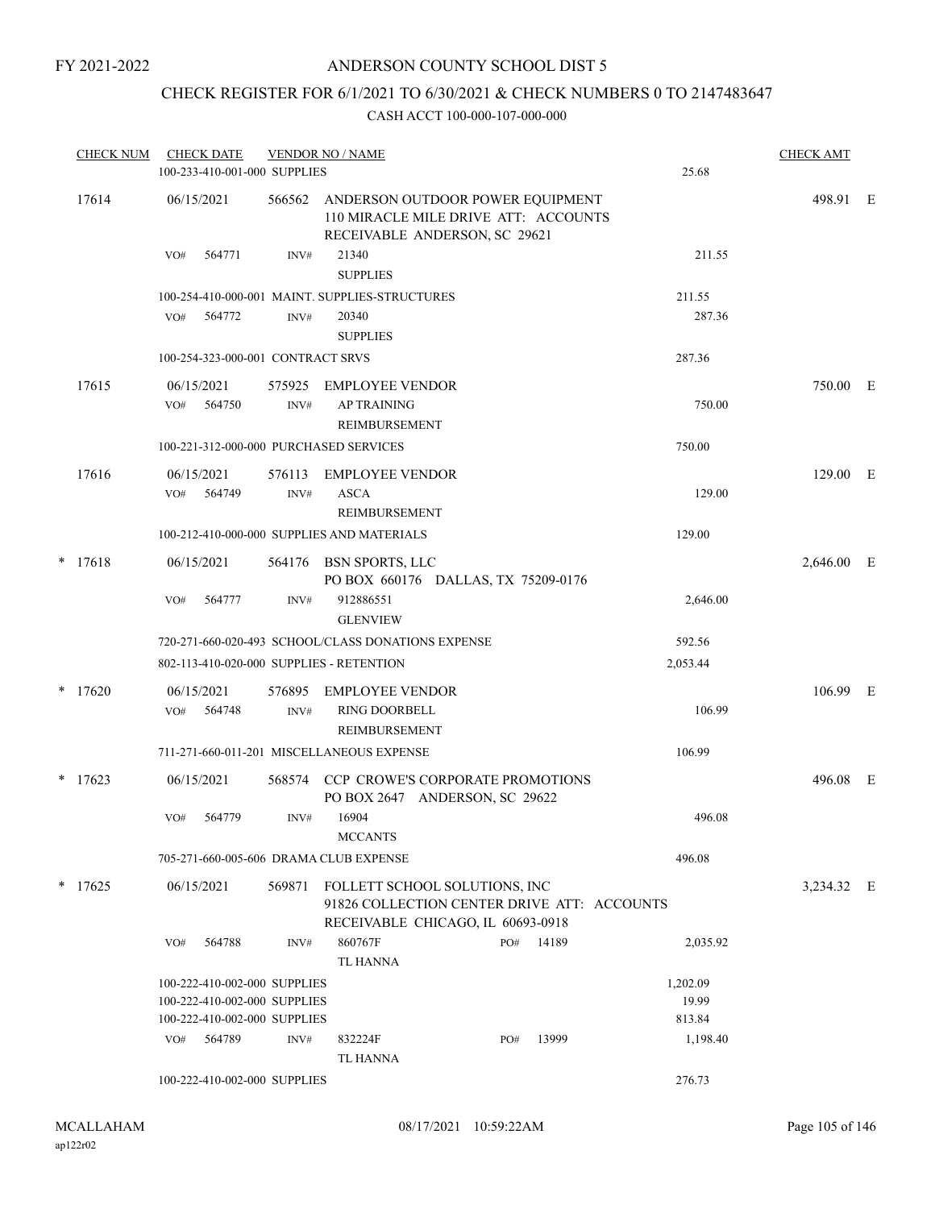FY 2021-2022

# ANDERSON COUNTY SCHOOL DIST 5

## CHECK REGISTER FOR 6/1/2021 TO 6/30/2021 & CHECK NUMBERS 0 TO 2147483647

### CASH ACCT 100-000-107-000-000

| CHECK NUM | CHECK DATE | VENDOR NO / NAME | | CHECK AMT | |
|---|---|---|---|---|---|
| | 100-233-410-001-000 SUPPLIES | | 25.68 | | |
| 17614 | 06/15/2021 | 566562 ANDERSON OUTDOOR POWER EQUIPMENT 110 MIRACLE MILE DRIVE ATT: ACCOUNTS RECEIVABLE ANDERSON, SC 29621 | | 498.91 | E |
| | VO# 564771 | INV# 21340 SUPPLIES | 211.55 | | |
| | 100-254-410-000-001 MAINT. SUPPLIES-STRUCTURES | | 211.55 | | |
| | VO# 564772 | INV# 20340 SUPPLIES | 287.36 | | |
| | 100-254-323-000-001 CONTRACT SRVS | | 287.36 | | |
| 17615 | 06/15/2021 | 575925 EMPLOYEE VENDOR | | 750.00 | E |
| | VO# 564750 | INV# AP TRAINING REIMBURSEMENT | 750.00 | | |
| | 100-221-312-000-000 PURCHASED SERVICES | | 750.00 | | |
| 17616 | 06/15/2021 | 576113 EMPLOYEE VENDOR | | 129.00 | E |
| | VO# 564749 | INV# ASCA REIMBURSEMENT | 129.00 | | |
| | 100-212-410-000-000 SUPPLIES AND MATERIALS | | 129.00 | | |
| * 17618 | 06/15/2021 | 564176 BSN SPORTS, LLC PO BOX 660176 DALLAS, TX 75209-0176 | | 2,646.00 | E |
| | VO# 564777 | INV# 912886551 GLENVIEW | 2,646.00 | | |
| | 720-271-660-020-493 SCHOOL/CLASS DONATIONS EXPENSE | | 592.56 | | |
| | 802-113-410-020-000 SUPPLIES - RETENTION | | 2,053.44 | | |
| * 17620 | 06/15/2021 | 576895 EMPLOYEE VENDOR | | 106.99 | E |
| | VO# 564748 | INV# RING DOORBELL REIMBURSEMENT | 106.99 | | |
| | 711-271-660-011-201 MISCELLANEOUS EXPENSE | | 106.99 | | |
| * 17623 | 06/15/2021 | 568574 CCP CROWE'S CORPORATE PROMOTIONS PO BOX 2647 ANDERSON, SC 29622 | | 496.08 | E |
| | VO# 564779 | INV# 16904 MCCANTS | 496.08 | | |
| | 705-271-660-005-606 DRAMA CLUB EXPENSE | | 496.08 | | |
| * 17625 | 06/15/2021 | 569871 FOLLETT SCHOOL SOLUTIONS, INC 91826 COLLECTION CENTER DRIVE ATT: ACCOUNTS RECEIVABLE CHICAGO, IL 60693-0918 | | 3,234.32 | E |
| | VO# 564788 | INV# 860767F PO# 14189 TL HANNA | 2,035.92 | | |
| | 100-222-410-002-000 SUPPLIES | | 1,202.09 | | |
| | 100-222-410-002-000 SUPPLIES | | 19.99 | | |
| | 100-222-410-002-000 SUPPLIES | | 813.84 | | |
| | VO# 564789 | INV# 832224F PO# 13999 TL HANNA | 1,198.40 | | |
| | 100-222-410-002-000 SUPPLIES | | 276.73 | | |

MCALLAHAM
ap122r02

08/17/2021 10:59:22AM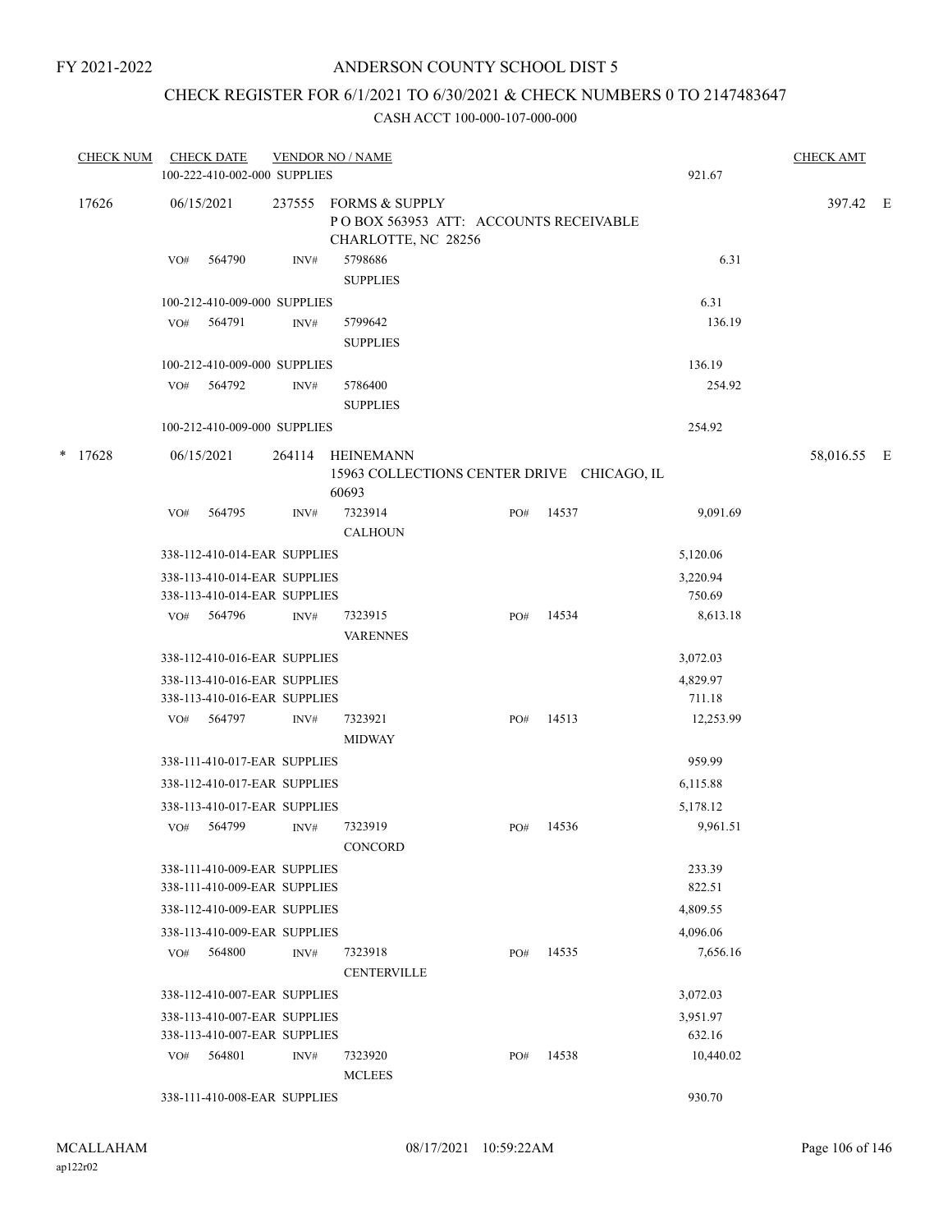FY 2021-2022

# ANDERSON COUNTY SCHOOL DIST 5

## CHECK REGISTER FOR 6/1/2021 TO 6/30/2021 & CHECK NUMBERS 0 TO 2147483647

CASH ACCT 100-000-107-000-000

| CHECK NUM | CHECK DATE | VENDOR NO / NAME | | | | CHECK AMT | |
|---|---|---|---|---|---|---|---|
| | 100-222-410-002-000 SUPPLIES | | | | 921.67 | | |
| 17626 | 06/15/2021 | 237555 FORMS & SUPPLY<br>P O BOX 563953 ATT: ACCOUNTS RECEIVABLE<br>CHARLOTTE, NC 28256 | | | | 397.42 | E |
| | VO# 564790 | INV# 5798686<br>SUPPLIES | | | 6.31 | | |
| | 100-212-410-009-000 SUPPLIES | | | | 6.31 | | |
| | VO# 564791 | INV# 5799642<br>SUPPLIES | | | 136.19 | | |
| | 100-212-410-009-000 SUPPLIES | | | | 136.19 | | |
| | VO# 564792 | INV# 5786400<br>SUPPLIES | | | 254.92 | | |
| | 100-212-410-009-000 SUPPLIES | | | | 254.92 | | |
| * 17628 | 06/15/2021 | 264114 HEINEMANN<br>15963 COLLECTIONS CENTER DRIVE CHICAGO, IL 60693 | | | | 58,016.55 | E |
| | VO# 564795 | INV# 7323914<br>CALHOUN | PO# | 14537 | 9,091.69 | | |
| | 338-112-410-014-EAR SUPPLIES | | | | 5,120.06 | | |
| | 338-113-410-014-EAR SUPPLIES | | | | 3,220.94 | | |
| | 338-113-410-014-EAR SUPPLIES | | | | 750.69 | | |
| | VO# 564796 | INV# 7323915<br>VARENNES | PO# | 14534 | 8,613.18 | | |
| | 338-112-410-016-EAR SUPPLIES | | | | 3,072.03 | | |
| | 338-113-410-016-EAR SUPPLIES | | | | 4,829.97 | | |
| | 338-113-410-016-EAR SUPPLIES | | | | 711.18 | | |
| | VO# 564797 | INV# 7323921<br>MIDWAY | PO# | 14513 | 12,253.99 | | |
| | 338-111-410-017-EAR SUPPLIES | | | | 959.99 | | |
| | 338-112-410-017-EAR SUPPLIES | | | | 6,115.88 | | |
| | 338-113-410-017-EAR SUPPLIES | | | | 5,178.12 | | |
| | VO# 564799 | INV# 7323919<br>CONCORD | PO# | 14536 | 9,961.51 | | |
| | 338-111-410-009-EAR SUPPLIES | | | | 233.39 | | |
| | 338-111-410-009-EAR SUPPLIES | | | | 822.51 | | |
| | 338-112-410-009-EAR SUPPLIES | | | | 4,809.55 | | |
| | 338-113-410-009-EAR SUPPLIES | | | | 4,096.06 | | |
| | VO# 564800 | INV# 7323918<br>CENTERVILLE | PO# | 14535 | 7,656.16 | | |
| | 338-112-410-007-EAR SUPPLIES | | | | 3,072.03 | | |
| | 338-113-410-007-EAR SUPPLIES | | | | 3,951.97 | | |
| | 338-113-410-007-EAR SUPPLIES | | | | 632.16 | | |
| | VO# 564801 | INV# 7323920<br>MCLEES | PO# | 14538 | 10,440.02 | | |
| | 338-111-410-008-EAR SUPPLIES | | | | 930.70 | | |

MCALLAHAM ap122r02 08/17/2021 10:59:22AM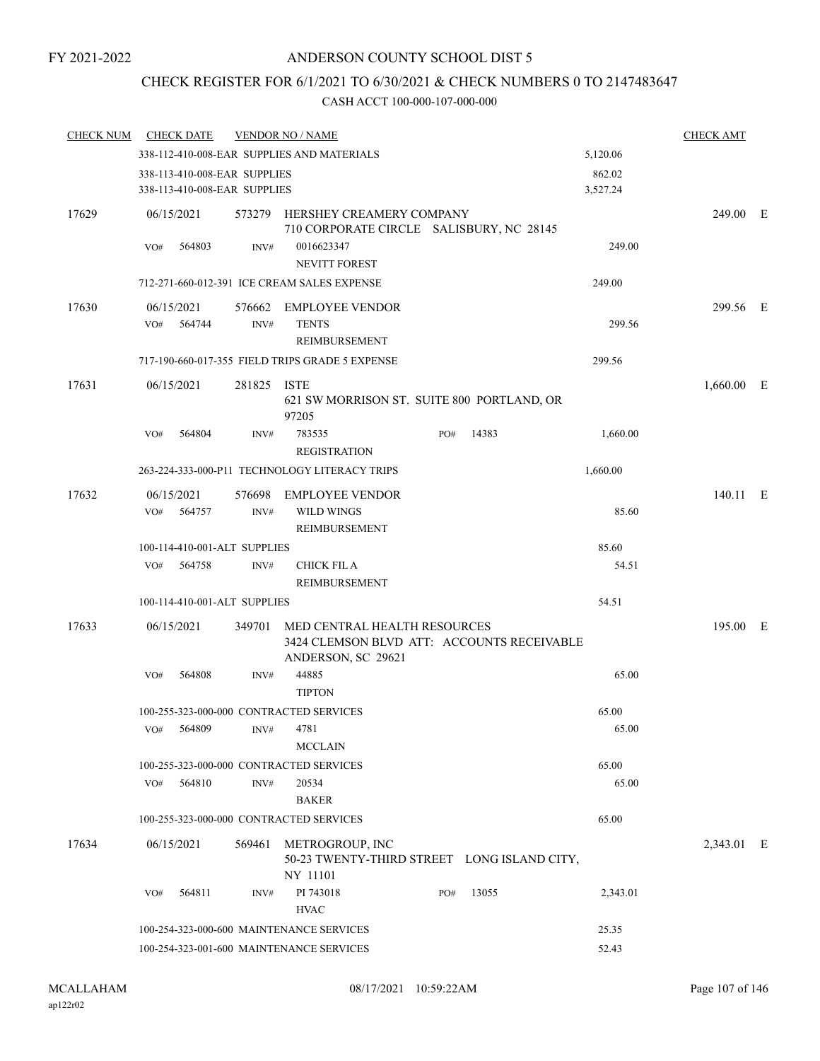FY 2021-2022

# ANDERSON COUNTY SCHOOL DIST 5

## CHECK REGISTER FOR 6/1/2021 TO 6/30/2021 & CHECK NUMBERS 0 TO 2147483647

### CASH ACCT 100-000-107-000-000

| CHECK NUM | CHECK DATE | VENDOR NO / NAME | | CHECK AMT |
|---|---|---|---|---|
| | 338-112-410-008-EAR SUPPLIES AND MATERIALS | | 5,120.06 | |
| | 338-113-410-008-EAR SUPPLIES | | 862.02 | |
| | 338-113-410-008-EAR SUPPLIES | | 3,527.24 | |
| 17629 | 06/15/2021 | 573279 HERSHEY CREAMERY COMPANY<br>710 CORPORATE CIRCLE SALISBURY, NC 28145 | | 249.00 E |
| | VO# 564803 | INV# 0016623347<br>NEVITT FOREST | 249.00 | |
| | 712-271-660-012-391 ICE CREAM SALES EXPENSE | | 249.00 | |
| 17630 | 06/15/2021 | 576662 EMPLOYEE VENDOR | | 299.56 E |
| | VO# 564744 | INV# TENTS<br>REIMBURSEMENT | 299.56 | |
| | 717-190-660-017-355 FIELD TRIPS GRADE 5 EXPENSE | | 299.56 | |
| 17631 | 06/15/2021 | 281825 ISTE<br>621 SW MORRISON ST. SUITE 800 PORTLAND, OR 97205 | | 1,660.00 E |
| | VO# 564804 | INV# 783535 PO# 14383<br>REGISTRATION | 1,660.00 | |
| | 263-224-333-000-P11 TECHNOLOGY LITERACY TRIPS | | 1,660.00 | |
| 17632 | 06/15/2021 | 576698 EMPLOYEE VENDOR | | 140.11 E |
| | VO# 564757 | INV# WILD WINGS<br>REIMBURSEMENT | 85.60 | |
| | 100-114-410-001-ALT SUPPLIES | | 85.60 | |
| | VO# 564758 | INV# CHICK FIL A<br>REIMBURSEMENT | 54.51 | |
| | 100-114-410-001-ALT SUPPLIES | | 54.51 | |
| 17633 | 06/15/2021 | 349701 MED CENTRAL HEALTH RESOURCES<br>3424 CLEMSON BLVD ATT: ACCOUNTS RECEIVABLE ANDERSON, SC 29621 | | 195.00 E |
| | VO# 564808 | INV# 44885<br>TIPTON | 65.00 | |
| | 100-255-323-000-000 CONTRACTED SERVICES | | 65.00 | |
| | VO# 564809 | INV# 4781<br>MCCLAIN | 65.00 | |
| | 100-255-323-000-000 CONTRACTED SERVICES | | 65.00 | |
| | VO# 564810 | INV# 20534<br>BAKER | 65.00 | |
| | 100-255-323-000-000 CONTRACTED SERVICES | | 65.00 | |
| 17634 | 06/15/2021 | 569461 METROGROUP, INC<br>50-23 TWENTY-THIRD STREET LONG ISLAND CITY, NY 11101 | | 2,343.01 E |
| | VO# 564811 | INV# PI 743018 PO# 13055<br>HVAC | 2,343.01 | |
| | 100-254-323-000-600 MAINTENANCE SERVICES | | 25.35 | |
| | 100-254-323-001-600 MAINTENANCE SERVICES | | 52.43 | |

MCALLAHAM
ap122r02

08/17/2021 10:59:22AM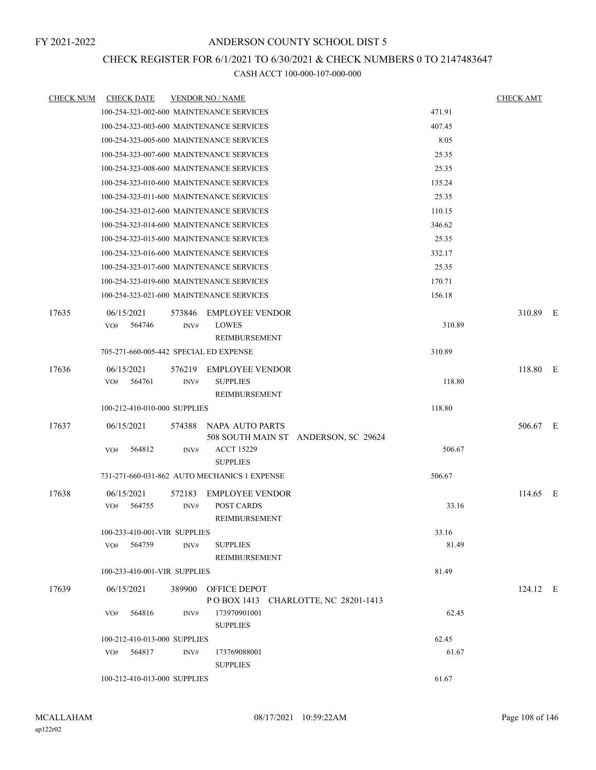FY 2021-2022

# ANDERSON COUNTY SCHOOL DIST 5

## CHECK REGISTER FOR 6/1/2021 TO 6/30/2021 & CHECK NUMBERS 0 TO 2147483647

### CASH ACCT 100-000-107-000-000

| CHECK NUM | CHECK DATE | VENDOR NO / NAME | | CHECK AMT |
|---|---|---|---|---|
| | 100-254-323-002-600 MAINTENANCE SERVICES | | 471.91 | |
| | 100-254-323-003-600 MAINTENANCE SERVICES | | 407.45 | |
| | 100-254-323-005-600 MAINTENANCE SERVICES | | 8.05 | |
| | 100-254-323-007-600 MAINTENANCE SERVICES | | 25.35 | |
| | 100-254-323-008-600 MAINTENANCE SERVICES | | 25.35 | |
| | 100-254-323-010-600 MAINTENANCE SERVICES | | 135.24 | |
| | 100-254-323-011-600 MAINTENANCE SERVICES | | 25.35 | |
| | 100-254-323-012-600 MAINTENANCE SERVICES | | 110.15 | |
| | 100-254-323-014-600 MAINTENANCE SERVICES | | 346.62 | |
| | 100-254-323-015-600 MAINTENANCE SERVICES | | 25.35 | |
| | 100-254-323-016-600 MAINTENANCE SERVICES | | 332.17 | |
| | 100-254-323-017-600 MAINTENANCE SERVICES | | 25.35 | |
| | 100-254-323-019-600 MAINTENANCE SERVICES | | 170.71 | |
| | 100-254-323-021-600 MAINTENANCE SERVICES | | 156.18 | |
| 17635 | 06/15/2021 | 573846 EMPLOYEE VENDOR | | 310.89 E |
| | VO# 564746 INV# | LOWES REIMBURSEMENT | 310.89 | |
| | 705-271-660-005-442 SPECIAL ED EXPENSE | | 310.89 | |
| 17636 | 06/15/2021 | 576219 EMPLOYEE VENDOR | | 118.80 E |
| | VO# 564761 INV# | SUPPLIES REIMBURSEMENT | 118.80 | |
| | 100-212-410-010-000 SUPPLIES | | 118.80 | |
| 17637 | 06/15/2021 | 574388 NAPA AUTO PARTS 508 SOUTH MAIN ST ANDERSON, SC 29624 | | 506.67 E |
| | VO# 564812 INV# | ACCT 15229 SUPPLIES | 506.67 | |
| | 731-271-660-031-862 AUTO MECHANICS 1 EXPENSE | | 506.67 | |
| 17638 | 06/15/2021 | 572183 EMPLOYEE VENDOR | | 114.65 E |
| | VO# 564755 INV# | POST CARDS REIMBURSEMENT | 33.16 | |
| | 100-233-410-001-VIR SUPPLIES | | 33.16 | |
| | VO# 564759 INV# | SUPPLIES REIMBURSEMENT | 81.49 | |
| | 100-233-410-001-VIR SUPPLIES | | 81.49 | |
| 17639 | 06/15/2021 | 389900 OFFICE DEPOT P O BOX 1413 CHARLOTTE, NC 28201-1413 | | 124.12 E |
| | VO# 564816 INV# | 173970901001 SUPPLIES | 62.45 | |
| | 100-212-410-013-000 SUPPLIES | | 62.45 | |
| | VO# 564817 INV# | 173769088001 SUPPLIES | 61.67 | |
| | 100-212-410-013-000 SUPPLIES | | 61.67 | |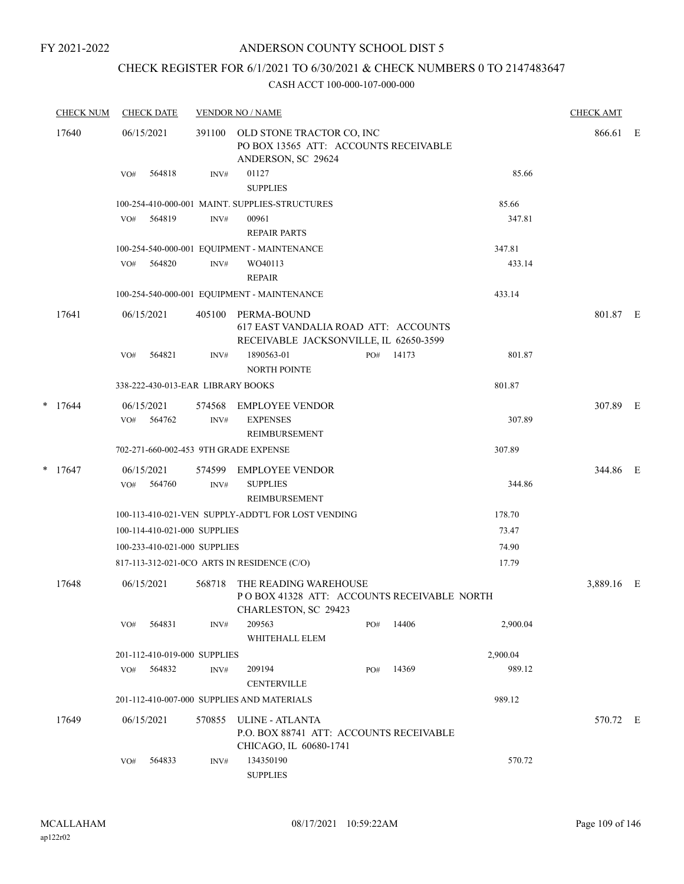FY 2021-2022

# ANDERSON COUNTY SCHOOL DIST 5

## CHECK REGISTER FOR 6/1/2021 TO 6/30/2021 & CHECK NUMBERS 0 TO 2147483647

CASH ACCT 100-000-107-000-000

| CHECK NUM | CHECK DATE | VENDOR NO / NAME | | | CHECK AMT | |
|---|---|---|---|---|---|---|
| 17640 | 06/15/2021 | 391100 OLD STONE TRACTOR CO, INC<br>PO BOX 13565 ATT: ACCOUNTS RECEIVABLE<br>ANDERSON, SC 29624 | | | 866.61 | E |
| | VO# 564818 | INV# 01127<br>SUPPLIES | | 85.66 | | |
| | 100-254-410-000-001 MAINT. SUPPLIES-STRUCTURES | | | 85.66 | | |
| | VO# 564819 | INV# 00961<br>REPAIR PARTS | | 347.81 | | |
| | 100-254-540-000-001 EQUIPMENT - MAINTENANCE | | | 347.81 | | |
| | VO# 564820 | INV# WO40113<br>REPAIR | | 433.14 | | |
| | 100-254-540-000-001 EQUIPMENT - MAINTENANCE | | | 433.14 | | |
| 17641 | 06/15/2021 | 405100 PERMA-BOUND<br>617 EAST VANDALIA ROAD ATT: ACCOUNTS<br>RECEIVABLE JACKSONVILLE, IL 62650-3599 | | | 801.87 | E |
| | VO# 564821 | INV# 1890563-01<br>NORTH POINTE | PO# 14173 | 801.87 | | |
| | 338-222-430-013-EAR LIBRARY BOOKS | | | 801.87 | | |
| * 17644 | 06/15/2021 | 574568 EMPLOYEE VENDOR | | | 307.89 | E |
| | VO# 564762 | INV# EXPENSES<br>REIMBURSEMENT | | 307.89 | | |
| | 702-271-660-002-453 9TH GRADE EXPENSE | | | 307.89 | | |
| * 17647 | 06/15/2021 | 574599 EMPLOYEE VENDOR | | | 344.86 | E |
| | VO# 564760 | INV# SUPPLIES<br>REIMBURSEMENT | | 344.86 | | |
| | 100-113-410-021-VEN SUPPLY-ADDT'L FOR LOST VENDING | | | 178.70 | | |
| | 100-114-410-021-000 SUPPLIES | | | 73.47 | | |
| | 100-233-410-021-000 SUPPLIES | | | 74.90 | | |
| | 817-113-312-021-0CO ARTS IN RESIDENCE (C/O) | | | 17.79 | | |
| 17648 | 06/15/2021 | 568718 THE READING WAREHOUSE<br>P O BOX 41328 ATT: ACCOUNTS RECEIVABLE NORTH<br>CHARLESTON, SC 29423 | | | 3,889.16 | E |
| | VO# 564831 | INV# 209563<br>WHITEHALL ELEM | PO# 14406 | 2,900.04 | | |
| | 201-112-410-019-000 SUPPLIES | | | 2,900.04 | | |
| | VO# 564832 | INV# 209194<br>CENTERVILLE | PO# 14369 | 989.12 | | |
| | 201-112-410-007-000 SUPPLIES AND MATERIALS | | | 989.12 | | |
| 17649 | 06/15/2021 | 570855 ULINE - ATLANTA<br>P.O. BOX 88741 ATT: ACCOUNTS RECEIVABLE<br>CHICAGO, IL 60680-1741 | | | 570.72 | E |
| | VO# 564833 | INV# 134350190<br>SUPPLIES | | 570.72 | | |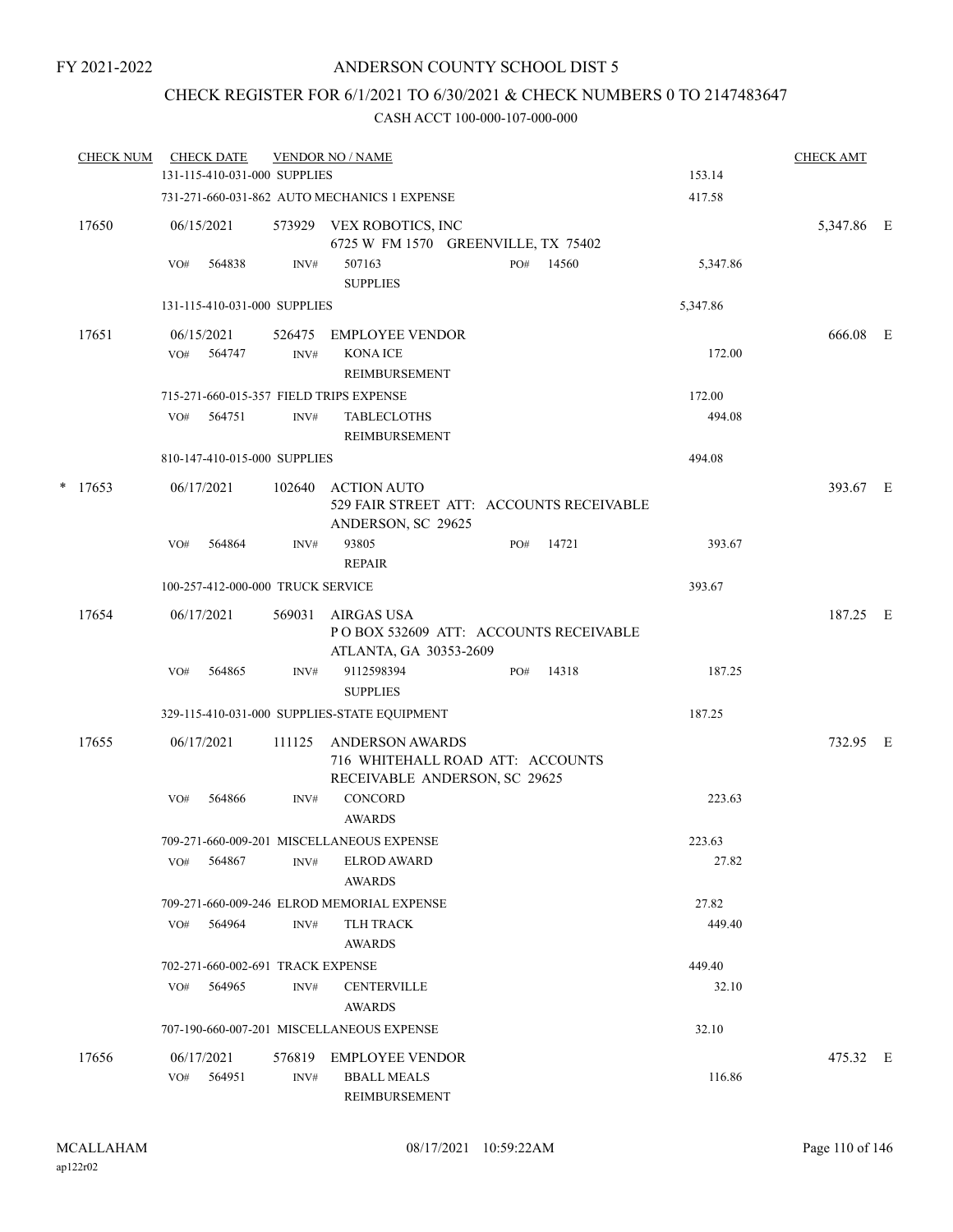FY 2021-2022

# ANDERSON COUNTY SCHOOL DIST 5

## CHECK REGISTER FOR 6/1/2021 TO 6/30/2021 & CHECK NUMBERS 0 TO 2147483647

CASH ACCT 100-000-107-000-000

| CHECK NUM | CHECK DATE | VENDOR NO / NAME | | | CHECK AMT |
|---|---|---|---|---|---|
| | 131-115-410-031-000 SUPPLIES | | | 153.14 | |
| | 731-271-660-031-862 AUTO MECHANICS 1 EXPENSE | | | 417.58 | |
| 17650 | 06/15/2021 | 573929 VEX ROBOTICS, INC<br>6725 W FM 1570 GREENVILLE, TX 75402 | | | 5,347.86 E |
| | VO# 564838 | INV# 507163<br>SUPPLIES | PO# 14560 | 5,347.86 | |
| | 131-115-410-031-000 SUPPLIES | | | 5,347.86 | |
| 17651 | 06/15/2021 | 526475 EMPLOYEE VENDOR | | | 666.08 E |
| | VO# 564747 | INV# KONA ICE<br>REIMBURSEMENT | | 172.00 | |
| | 715-271-660-015-357 FIELD TRIPS EXPENSE | | | 172.00 | |
| | VO# 564751 | INV# TABLECLOTHS<br>REIMBURSEMENT | | 494.08 | |
| | 810-147-410-015-000 SUPPLIES | | | 494.08 | |
| * 17653 | 06/17/2021 | 102640 ACTION AUTO<br>529 FAIR STREET ATT: ACCOUNTS RECEIVABLE<br>ANDERSON, SC 29625 | | | 393.67 E |
| | VO# 564864 | INV# 93805<br>REPAIR | PO# 14721 | 393.67 | |
| | 100-257-412-000-000 TRUCK SERVICE | | | 393.67 | |
| 17654 | 06/17/2021 | 569031 AIRGAS USA<br>P O BOX 532609 ATT: ACCOUNTS RECEIVABLE<br>ATLANTA, GA 30353-2609 | | | 187.25 E |
| | VO# 564865 | INV# 9112598394<br>SUPPLIES | PO# 14318 | 187.25 | |
| | 329-115-410-031-000 SUPPLIES-STATE EQUIPMENT | | | 187.25 | |
| 17655 | 06/17/2021 | 111125 ANDERSON AWARDS<br>716 WHITEHALL ROAD ATT: ACCOUNTS<br>RECEIVABLE ANDERSON, SC 29625 | | | 732.95 E |
| | VO# 564866 | INV# CONCORD<br>AWARDS | | 223.63 | |
| | 709-271-660-009-201 MISCELLANEOUS EXPENSE | | | 223.63 | |
| | VO# 564867 | INV# ELROD AWARD<br>AWARDS | | 27.82 | |
| | 709-271-660-009-246 ELROD MEMORIAL EXPENSE | | | 27.82 | |
| | VO# 564964 | INV# TLH TRACK<br>AWARDS | | 449.40 | |
| | 702-271-660-002-691 TRACK EXPENSE | | | 449.40 | |
| | VO# 564965 | INV# CENTERVILLE<br>AWARDS | | 32.10 | |
| | 707-190-660-007-201 MISCELLANEOUS EXPENSE | | | 32.10 | |
| 17656 | 06/17/2021 | 576819 EMPLOYEE VENDOR | | | 475.32 E |
| | VO# 564951 | INV# BBALL MEALS<br>REIMBURSEMENT | | 116.86 | |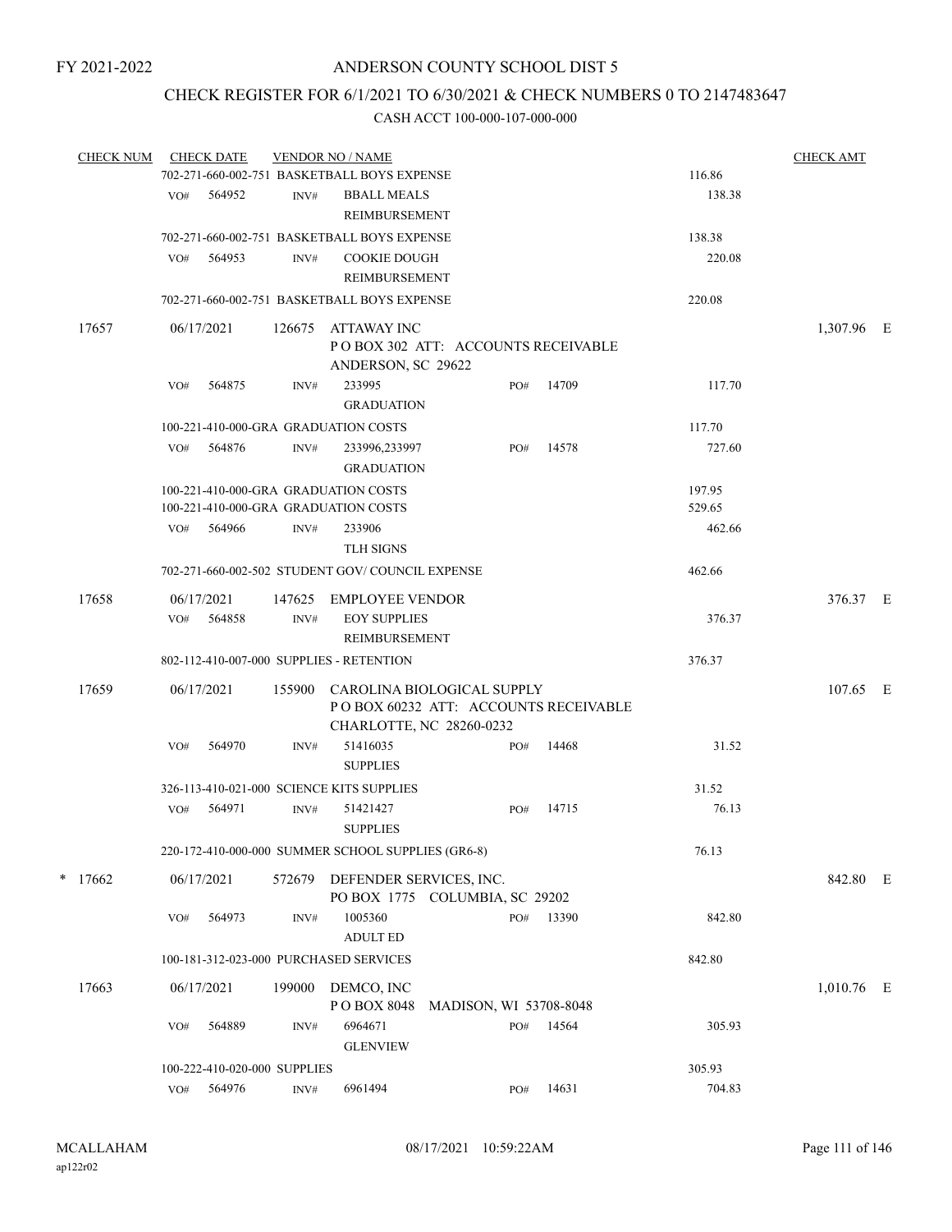FY 2021-2022

# ANDERSON COUNTY SCHOOL DIST 5

## CHECK REGISTER FOR 6/1/2021 TO 6/30/2021 & CHECK NUMBERS 0 TO 2147483647

### CASH ACCT 100-000-107-000-000

| CHECK NUM | CHECK DATE | VENDOR NO / NAME | | | | CHECK AMT | |
|---|---|---|---|---|---|---|---|
| | 702-271-660-002-751 BASKETBALL BOYS EXPENSE | | | | 116.86 | | |
| | VO# 564952 | INV# BBALL MEALS REIMBURSEMENT | | | 138.38 | | |
| | 702-271-660-002-751 BASKETBALL BOYS EXPENSE | | | | 138.38 | | |
| | VO# 564953 | INV# COOKIE DOUGH REIMBURSEMENT | | | 220.08 | | |
| | 702-271-660-002-751 BASKETBALL BOYS EXPENSE | | | | 220.08 | | |
| 17657 | 06/17/2021 | 126675 ATTAWAY INC P O BOX 302 ATT: ACCOUNTS RECEIVABLE ANDERSON, SC 29622 | | | | 1,307.96 | E |
| | VO# 564875 | INV# 233995 GRADUATION | PO# 14709 | | 117.70 | | |
| | 100-221-410-000-GRA GRADUATION COSTS | | | | 117.70 | | |
| | VO# 564876 | INV# 233996,233997 GRADUATION | PO# 14578 | | 727.60 | | |
| | 100-221-410-000-GRA GRADUATION COSTS | | | | 197.95 | | |
| | 100-221-410-000-GRA GRADUATION COSTS | | | | 529.65 | | |
| | VO# 564966 | INV# 233906 TLH SIGNS | | | 462.66 | | |
| | 702-271-660-002-502 STUDENT GOV/ COUNCIL EXPENSE | | | | 462.66 | | |
| 17658 | 06/17/2021 | 147625 EMPLOYEE VENDOR | | | | 376.37 | E |
| | VO# 564858 | INV# EOY SUPPLIES REIMBURSEMENT | | | 376.37 | | |
| | 802-112-410-007-000 SUPPLIES - RETENTION | | | | 376.37 | | |
| 17659 | 06/17/2021 | 155900 CAROLINA BIOLOGICAL SUPPLY P O BOX 60232 ATT: ACCOUNTS RECEIVABLE CHARLOTTE, NC 28260-0232 | | | | 107.65 | E |
| | VO# 564970 | INV# 51416035 SUPPLIES | PO# 14468 | | 31.52 | | |
| | 326-113-410-021-000 SCIENCE KITS SUPPLIES | | | | 31.52 | | |
| | VO# 564971 | INV# 51421427 SUPPLIES | PO# 14715 | | 76.13 | | |
| | 220-172-410-000-000 SUMMER SCHOOL SUPPLIES (GR6-8) | | | | 76.13 | | |
| * 17662 | 06/17/2021 | 572679 DEFENDER SERVICES, INC. PO BOX 1775 COLUMBIA, SC 29202 | | | | 842.80 | E |
| | VO# 564973 | INV# 1005360 ADULT ED | PO# 13390 | | 842.80 | | |
| | 100-181-312-023-000 PURCHASED SERVICES | | | | 842.80 | | |
| 17663 | 06/17/2021 | 199000 DEMCO, INC P O BOX 8048 MADISON, WI 53708-8048 | | | | 1,010.76 | E |
| | VO# 564889 | INV# 6964671 GLENVIEW | PO# 14564 | | 305.93 | | |
| | 100-222-410-020-000 SUPPLIES | | | | 305.93 | | |
| | VO# 564976 | INV# 6961494 | PO# 14631 | | 704.83 | | |

MCALLAHAM ap122r02 — 08/17/2021 10:59:22AM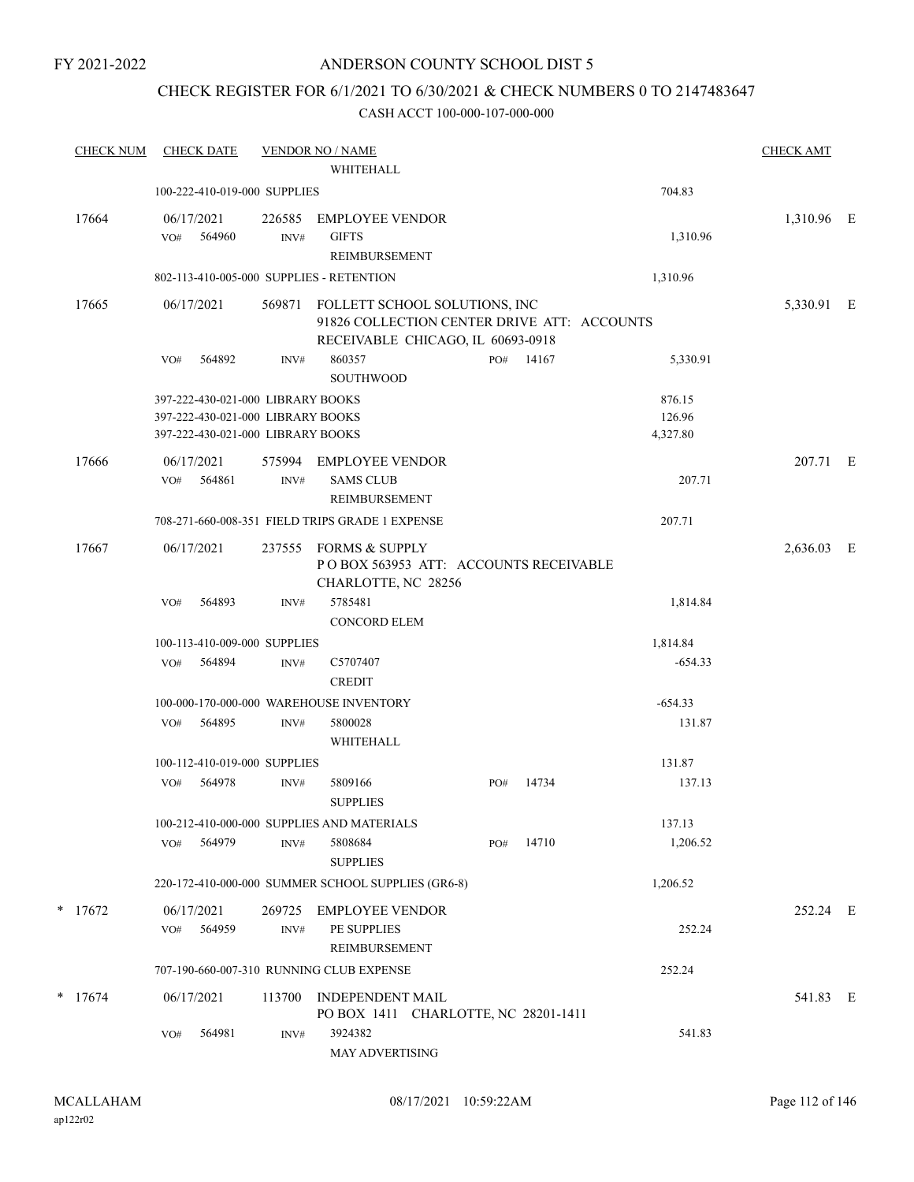FY 2021-2022

# ANDERSON COUNTY SCHOOL DIST 5

## CHECK REGISTER FOR 6/1/2021 TO 6/30/2021 & CHECK NUMBERS 0 TO 2147483647

### CASH ACCT 100-000-107-000-000

| CHECK NUM | CHECK DATE | VENDOR NO / NAME | | CHECK AMT | |
|---|---|---|---|---|---|
| | | WHITEHALL | | | |
| | 100-222-410-019-000 SUPPLIES | | 704.83 | | |
| 17664 | 06/17/2021 | 226585 EMPLOYEE VENDOR | | 1,310.96 | E |
| | VO# 564960 INV# | GIFTS REIMBURSEMENT | 1,310.96 | | |
| | 802-113-410-005-000 SUPPLIES - RETENTION | | 1,310.96 | | |
| 17665 | 06/17/2021 | 569871 FOLLETT SCHOOL SOLUTIONS, INC 91826 COLLECTION CENTER DRIVE ATT: ACCOUNTS RECEIVABLE CHICAGO, IL 60693-0918 | | 5,330.91 | E |
| | VO# 564892 INV# | 860357 PO# 14167 SOUTHWOOD | 5,330.91 | | |
| | 397-222-430-021-000 LIBRARY BOOKS | | 876.15 | | |
| | 397-222-430-021-000 LIBRARY BOOKS | | 126.96 | | |
| | 397-222-430-021-000 LIBRARY BOOKS | | 4,327.80 | | |
| 17666 | 06/17/2021 | 575994 EMPLOYEE VENDOR | | 207.71 | E |
| | VO# 564861 INV# | SAMS CLUB REIMBURSEMENT | 207.71 | | |
| | 708-271-660-008-351 FIELD TRIPS GRADE 1 EXPENSE | | 207.71 | | |
| 17667 | 06/17/2021 | 237555 FORMS & SUPPLY P O BOX 563953 ATT: ACCOUNTS RECEIVABLE CHARLOTTE, NC 28256 | | 2,636.03 | E |
| | VO# 564893 INV# | 5785481 CONCORD ELEM | 1,814.84 | | |
| | 100-113-410-009-000 SUPPLIES | | 1,814.84 | | |
| | VO# 564894 INV# | C5707407 CREDIT | -654.33 | | |
| | 100-000-170-000-000 WAREHOUSE INVENTORY | | -654.33 | | |
| | VO# 564895 INV# | 5800028 WHITEHALL | 131.87 | | |
| | 100-112-410-019-000 SUPPLIES | | 131.87 | | |
| | VO# 564978 INV# | 5809166 PO# 14734 SUPPLIES | 137.13 | | |
| | 100-212-410-000-000 SUPPLIES AND MATERIALS | | 137.13 | | |
| | VO# 564979 INV# | 5808684 PO# 14710 SUPPLIES | 1,206.52 | | |
| | 220-172-410-000-000 SUMMER SCHOOL SUPPLIES (GR6-8) | | 1,206.52 | | |
| * 17672 | 06/17/2021 | 269725 EMPLOYEE VENDOR | | 252.24 | E |
| | VO# 564959 INV# | PE SUPPLIES REIMBURSEMENT | 252.24 | | |
| | 707-190-660-007-310 RUNNING CLUB EXPENSE | | 252.24 | | |
| * 17674 | 06/17/2021 | 113700 INDEPENDENT MAIL PO BOX 1411 CHARLOTTE, NC 28201-1411 | | 541.83 | E |
| | VO# 564981 INV# | 3924382 MAY ADVERTISING | 541.83 | | |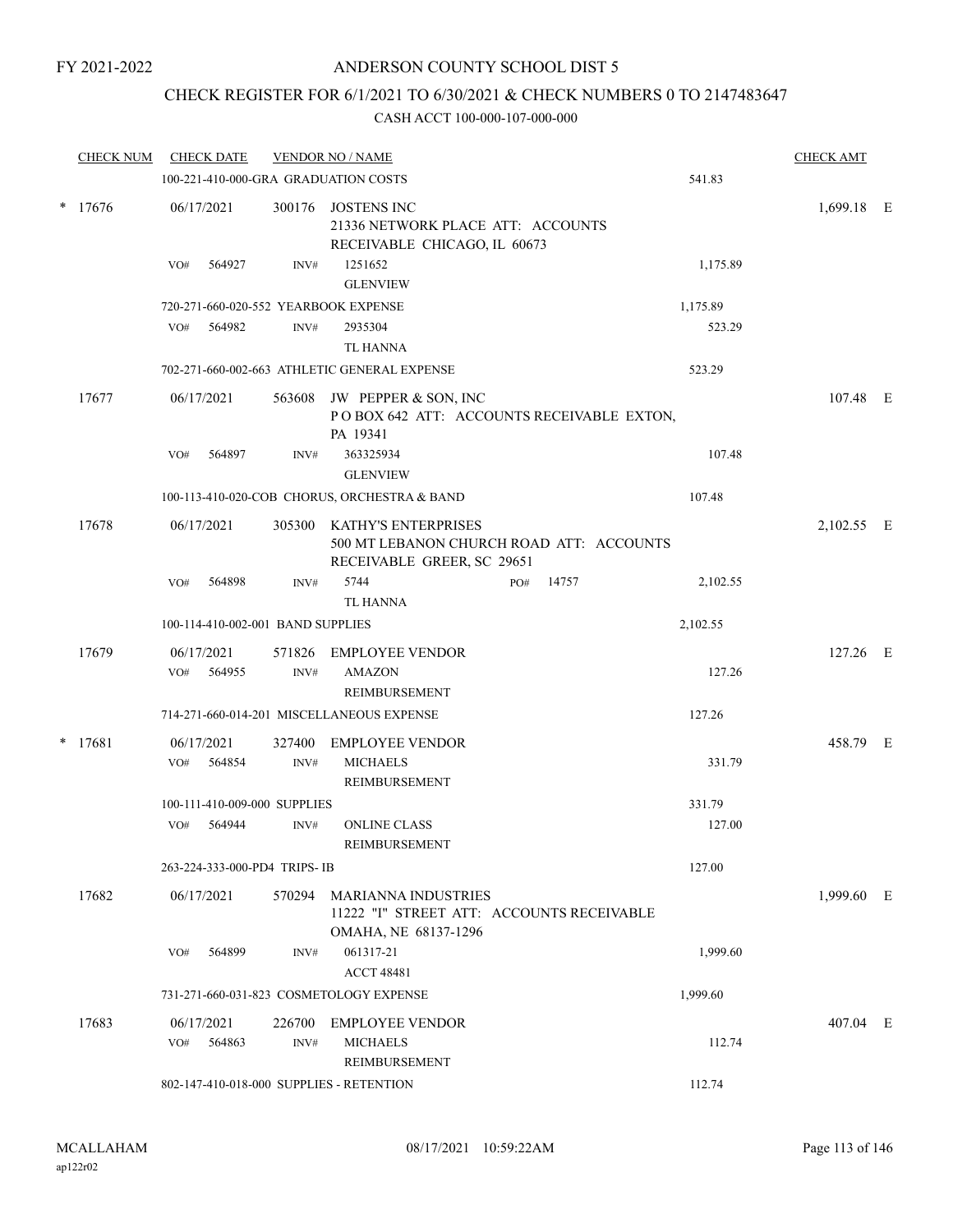FY 2021-2022

# ANDERSON COUNTY SCHOOL DIST 5

## CHECK REGISTER FOR 6/1/2021 TO 6/30/2021 & CHECK NUMBERS 0 TO 2147483647

### CASH ACCT 100-000-107-000-000

| CHECK NUM | CHECK DATE | VENDOR NO / NAME | | CHECK AMT |
|---|---|---|---|---|
| | 100-221-410-000-GRA GRADUATION COSTS | | 541.83 | |
| * 17676 | 06/17/2021 | 300176 JOSTENS INC<br>21336 NETWORK PLACE ATT: ACCOUNTS RECEIVABLE CHICAGO, IL 60673 | | 1,699.18 E |
| | VO# 564927 | INV# 1251652<br>GLENVIEW | 1,175.89 | |
| | 720-271-660-020-552 YEARBOOK EXPENSE | | 1,175.89 | |
| | VO# 564982 | INV# 2935304<br>TL HANNA | 523.29 | |
| | 702-271-660-002-663 ATHLETIC GENERAL EXPENSE | | 523.29 | |
| 17677 | 06/17/2021 | 563608 JW PEPPER & SON, INC<br>P O BOX 642 ATT: ACCOUNTS RECEIVABLE EXTON, PA 19341 | | 107.48 E |
| | VO# 564897 | INV# 363325934<br>GLENVIEW | 107.48 | |
| | 100-113-410-020-COB CHORUS, ORCHESTRA & BAND | | 107.48 | |
| 17678 | 06/17/2021 | 305300 KATHY'S ENTERPRISES<br>500 MT LEBANON CHURCH ROAD ATT: ACCOUNTS RECEIVABLE GREER, SC 29651 | | 2,102.55 E |
| | VO# 564898 | INV# 5744 PO# 14757<br>TL HANNA | 2,102.55 | |
| | 100-114-410-002-001 BAND SUPPLIES | | 2,102.55 | |
| 17679 | 06/17/2021 | 571826 EMPLOYEE VENDOR | | 127.26 E |
| | VO# 564955 | INV# AMAZON<br>REIMBURSEMENT | 127.26 | |
| | 714-271-660-014-201 MISCELLANEOUS EXPENSE | | 127.26 | |
| * 17681 | 06/17/2021 | 327400 EMPLOYEE VENDOR | | 458.79 E |
| | VO# 564854 | INV# MICHAELS<br>REIMBURSEMENT | 331.79 | |
| | 100-111-410-009-000 SUPPLIES | | 331.79 | |
| | VO# 564944 | INV# ONLINE CLASS<br>REIMBURSEMENT | 127.00 | |
| | 263-224-333-000-PD4 TRIPS- IB | | 127.00 | |
| 17682 | 06/17/2021 | 570294 MARIANNA INDUSTRIES<br>11222 "I" STREET ATT: ACCOUNTS RECEIVABLE OMAHA, NE 68137-1296 | | 1,999.60 E |
| | VO# 564899 | INV# 061317-21<br>ACCT 48481 | 1,999.60 | |
| | 731-271-660-031-823 COSMETOLOGY EXPENSE | | 1,999.60 | |
| 17683 | 06/17/2021 | 226700 EMPLOYEE VENDOR | | 407.04 E |
| | VO# 564863 | INV# MICHAELS<br>REIMBURSEMENT | 112.74 | |
| | 802-147-410-018-000 SUPPLIES - RETENTION | | 112.74 | |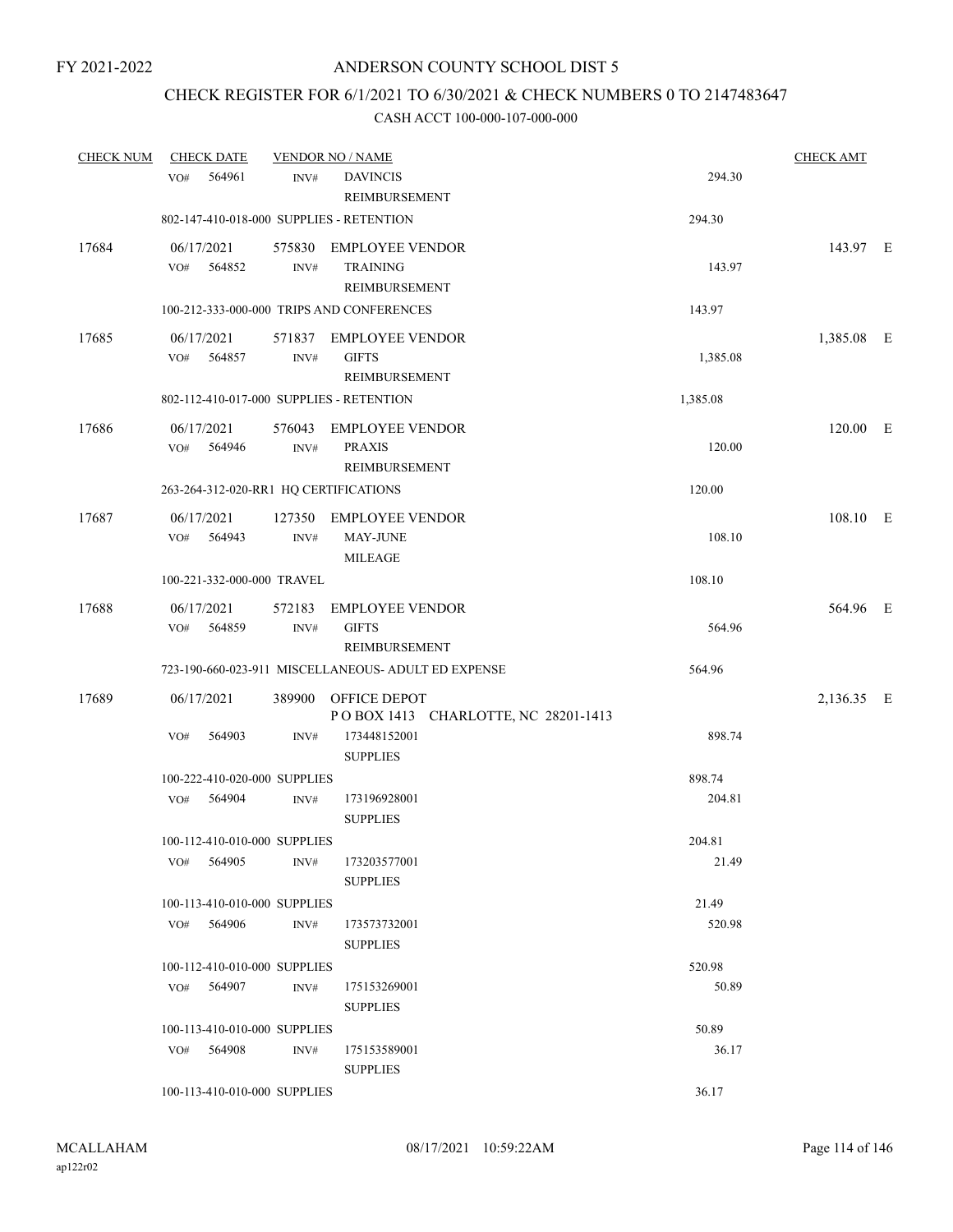FY 2021-2022

# ANDERSON COUNTY SCHOOL DIST 5

## CHECK REGISTER FOR 6/1/2021 TO 6/30/2021 & CHECK NUMBERS 0 TO 2147483647

### CASH ACCT 100-000-107-000-000

| CHECK NUM | CHECK DATE | VENDOR NO / NAME | | CHECK AMT | |
|---|---|---|---|---|---|
| | VO# 564961 | INV# DAVINCIS REIMBURSEMENT | 294.30 | | |
| | 802-147-410-018-000 SUPPLIES - RETENTION | | 294.30 | | |
| 17684 | 06/17/2021 | 575830 EMPLOYEE VENDOR | | 143.97 | E |
| | VO# 564852 | INV# TRAINING REIMBURSEMENT | 143.97 | | |
| | 100-212-333-000-000 TRIPS AND CONFERENCES | | 143.97 | | |
| 17685 | 06/17/2021 | 571837 EMPLOYEE VENDOR | | 1,385.08 | E |
| | VO# 564857 | INV# GIFTS REIMBURSEMENT | 1,385.08 | | |
| | 802-112-410-017-000 SUPPLIES - RETENTION | | 1,385.08 | | |
| 17686 | 06/17/2021 | 576043 EMPLOYEE VENDOR | | 120.00 | E |
| | VO# 564946 | INV# PRAXIS REIMBURSEMENT | 120.00 | | |
| | 263-264-312-020-RR1 HQ CERTIFICATIONS | | 120.00 | | |
| 17687 | 06/17/2021 | 127350 EMPLOYEE VENDOR | | 108.10 | E |
| | VO# 564943 | INV# MAY-JUNE MILEAGE | 108.10 | | |
| | 100-221-332-000-000 TRAVEL | | 108.10 | | |
| 17688 | 06/17/2021 | 572183 EMPLOYEE VENDOR | | 564.96 | E |
| | VO# 564859 | INV# GIFTS REIMBURSEMENT | 564.96 | | |
| | 723-190-660-023-911 MISCELLANEOUS- ADULT ED EXPENSE | | 564.96 | | |
| 17689 | 06/17/2021 | 389900 OFFICE DEPOT P O BOX 1413 CHARLOTTE, NC 28201-1413 | | 2,136.35 | E |
| | VO# 564903 | INV# 173448152001 SUPPLIES | 898.74 | | |
| | 100-222-410-020-000 SUPPLIES | | 898.74 | | |
| | VO# 564904 | INV# 173196928001 SUPPLIES | 204.81 | | |
| | 100-112-410-010-000 SUPPLIES | | 204.81 | | |
| | VO# 564905 | INV# 173203577001 SUPPLIES | 21.49 | | |
| | 100-113-410-010-000 SUPPLIES | | 21.49 | | |
| | VO# 564906 | INV# 173573732001 SUPPLIES | 520.98 | | |
| | 100-112-410-010-000 SUPPLIES | | 520.98 | | |
| | VO# 564907 | INV# 175153269001 SUPPLIES | 50.89 | | |
| | 100-113-410-010-000 SUPPLIES | | 50.89 | | |
| | VO# 564908 | INV# 175153589001 SUPPLIES | 36.17 | | |
| | 100-113-410-010-000 SUPPLIES | | 36.17 | | |

MCALLAHAM
ap122r02

08/17/2021 10:59:22AM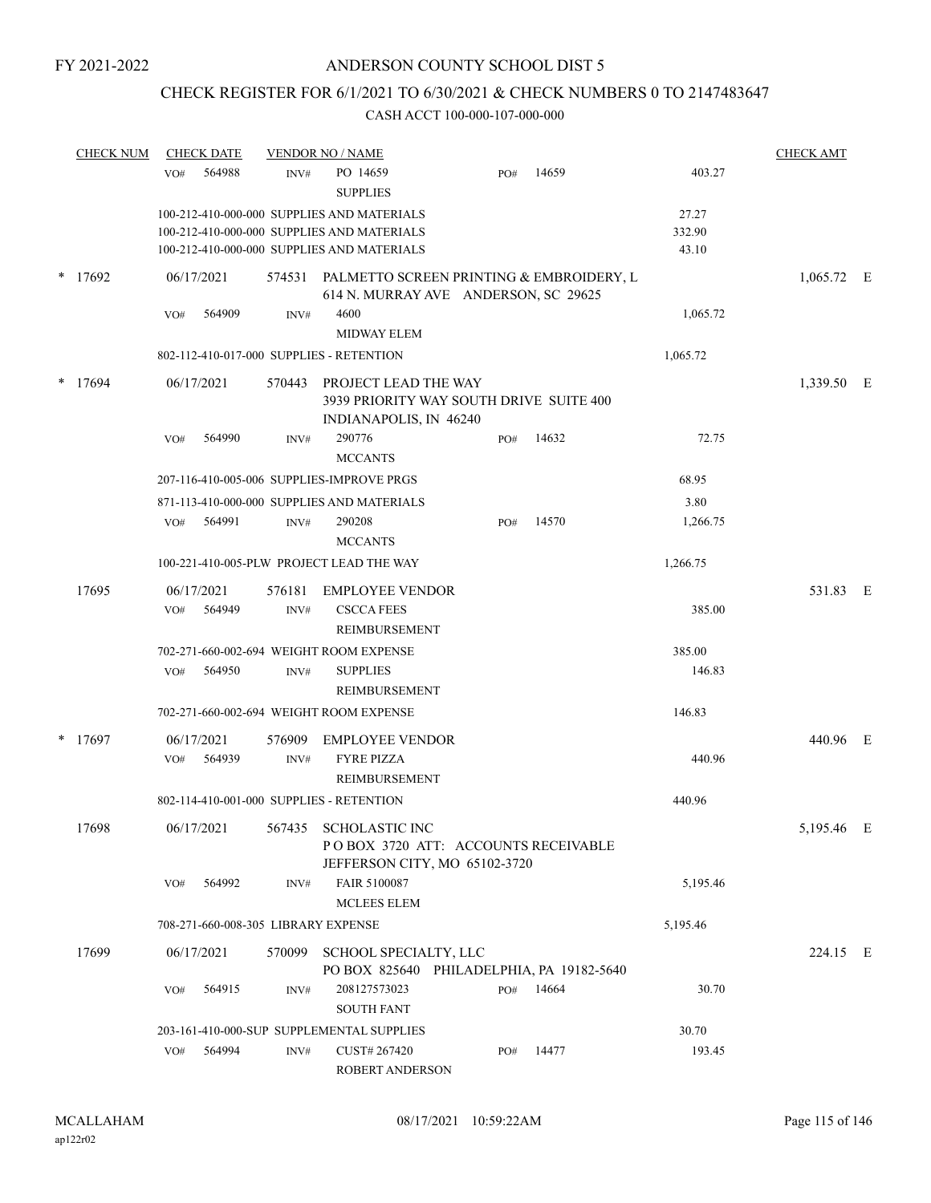FY 2021-2022

# ANDERSON COUNTY SCHOOL DIST 5

## CHECK REGISTER FOR 6/1/2021 TO 6/30/2021 & CHECK NUMBERS 0 TO 2147483647

CASH ACCT 100-000-107-000-000

| CHECK NUM | CHECK DATE | VENDOR NO / NAME | | | | CHECK AMT |
|---|---|---|---|---|---|---|
| | VO# 564988 | INV# PO 14659 SUPPLIES | PO# 14659 | | 403.27 | |
| | | 100-212-410-000-000 SUPPLIES AND MATERIALS | | | 27.27 | |
| | | 100-212-410-000-000 SUPPLIES AND MATERIALS | | | 332.90 | |
| | | 100-212-410-000-000 SUPPLIES AND MATERIALS | | | 43.10 | |
| * 17692 | 06/17/2021 | 574531 PALMETTO SCREEN PRINTING & EMBROIDERY, L 614 N. MURRAY AVE ANDERSON, SC 29625 | | | | 1,065.72 E |
| | VO# 564909 | INV# 4600 MIDWAY ELEM | | | 1,065.72 | |
| | | 802-112-410-017-000 SUPPLIES - RETENTION | | | 1,065.72 | |
| * 17694 | 06/17/2021 | 570443 PROJECT LEAD THE WAY 3939 PRIORITY WAY SOUTH DRIVE SUITE 400 INDIANAPOLIS, IN 46240 | | | | 1,339.50 E |
| | VO# 564990 | INV# 290776 MCCANTS | PO# 14632 | | 72.75 | |
| | | 207-116-410-005-006 SUPPLIES-IMPROVE PRGS | | | 68.95 | |
| | | 871-113-410-000-000 SUPPLIES AND MATERIALS | | | 3.80 | |
| | VO# 564991 | INV# 290208 MCCANTS | PO# 14570 | | 1,266.75 | |
| | | 100-221-410-005-PLW PROJECT LEAD THE WAY | | | 1,266.75 | |
| 17695 | 06/17/2021 | 576181 EMPLOYEE VENDOR | | | | 531.83 E |
| | VO# 564949 | INV# CSCCA FEES REIMBURSEMENT | | | 385.00 | |
| | | 702-271-660-002-694 WEIGHT ROOM EXPENSE | | | 385.00 | |
| | VO# 564950 | INV# SUPPLIES REIMBURSEMENT | | | 146.83 | |
| | | 702-271-660-002-694 WEIGHT ROOM EXPENSE | | | 146.83 | |
| * 17697 | 06/17/2021 | 576909 EMPLOYEE VENDOR | | | | 440.96 E |
| | VO# 564939 | INV# FYRE PIZZA REIMBURSEMENT | | | 440.96 | |
| | | 802-114-410-001-000 SUPPLIES - RETENTION | | | 440.96 | |
| 17698 | 06/17/2021 | 567435 SCHOLASTIC INC P O BOX 3720 ATT: ACCOUNTS RECEIVABLE JEFFERSON CITY, MO 65102-3720 | | | | 5,195.46 E |
| | VO# 564992 | INV# FAIR 5100087 MCLEES ELEM | | | 5,195.46 | |
| | | 708-271-660-008-305 LIBRARY EXPENSE | | | 5,195.46 | |
| 17699 | 06/17/2021 | 570099 SCHOOL SPECIALTY, LLC PO BOX 825640 PHILADELPHIA, PA 19182-5640 | | | | 224.15 E |
| | VO# 564915 | INV# 208127573023 SOUTH FANT | PO# 14664 | | 30.70 | |
| | | 203-161-410-000-SUP SUPPLEMENTAL SUPPLIES | | | 30.70 | |
| | VO# 564994 | INV# CUST# 267420 ROBERT ANDERSON | PO# 14477 | | 193.45 | |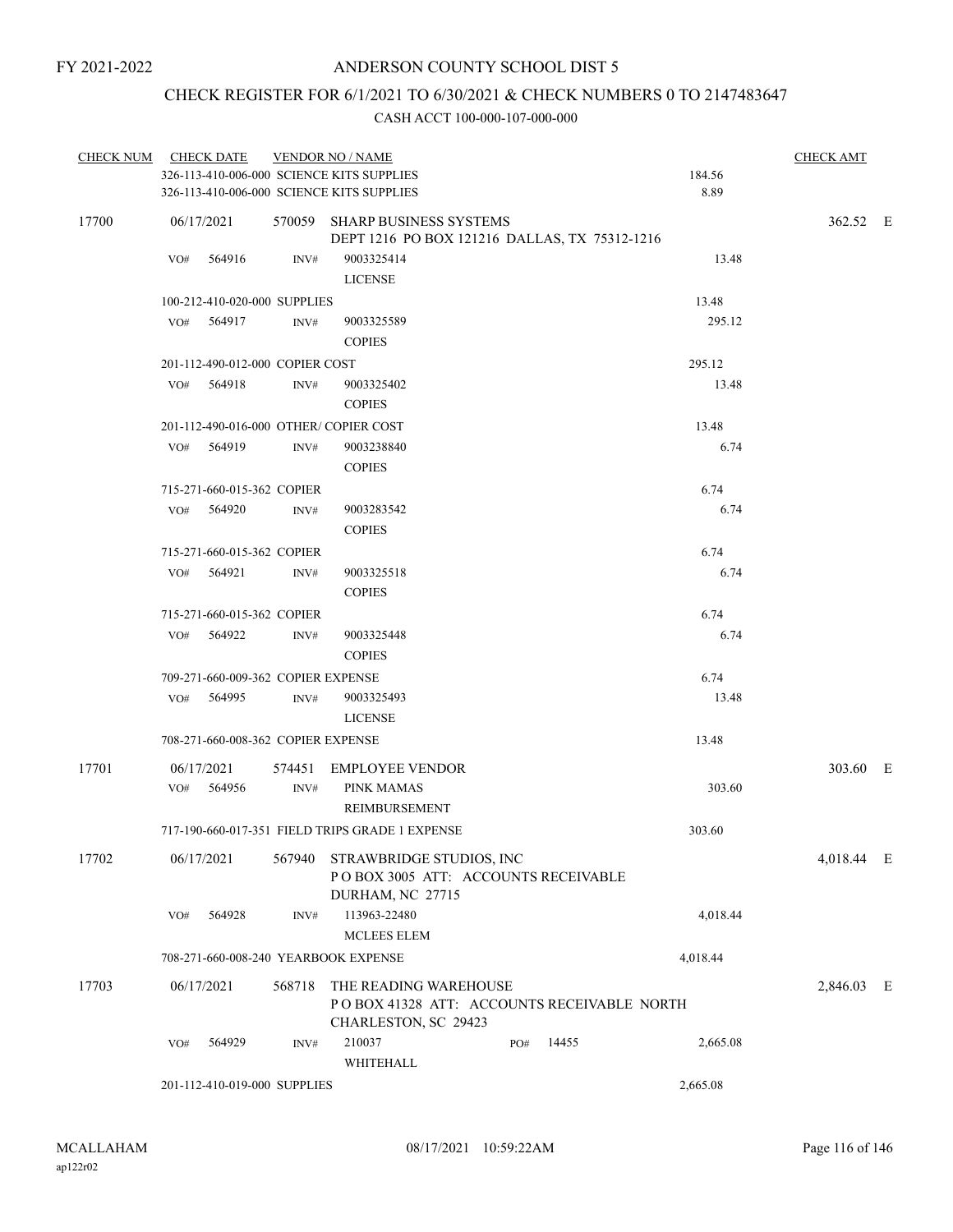FY 2021-2022

# ANDERSON COUNTY SCHOOL DIST 5

## CHECK REGISTER FOR 6/1/2021 TO 6/30/2021 & CHECK NUMBERS 0 TO 2147483647

### CASH ACCT 100-000-107-000-000

| CHECK NUM | CHECK DATE | VENDOR NO / NAME | | | CHECK AMT | |
|---|---|---|---|---|---|---|
| | 326-113-410-006-000 SCIENCE KITS SUPPLIES | | | 184.56 | | |
| | 326-113-410-006-000 SCIENCE KITS SUPPLIES | | | 8.89 | | |
| 17700 | 06/17/2021 | 570059 SHARP BUSINESS SYSTEMS<br>DEPT 1216 PO BOX 121216 DALLAS, TX 75312-1216 | | | 362.52 | E |
| | VO# 564916 | INV# 9003325414<br>LICENSE | | 13.48 | | |
| | 100-212-410-020-000 SUPPLIES | | | 13.48 | | |
| | VO# 564917 | INV# 9003325589<br>COPIES | | 295.12 | | |
| | 201-112-490-012-000 COPIER COST | | | 295.12 | | |
| | VO# 564918 | INV# 9003325402<br>COPIES | | 13.48 | | |
| | 201-112-490-016-000 OTHER/ COPIER COST | | | 13.48 | | |
| | VO# 564919 | INV# 9003238840<br>COPIES | | 6.74 | | |
| | 715-271-660-015-362 COPIER | | | 6.74 | | |
| | VO# 564920 | INV# 9003283542<br>COPIES | | 6.74 | | |
| | 715-271-660-015-362 COPIER | | | 6.74 | | |
| | VO# 564921 | INV# 9003325518<br>COPIES | | 6.74 | | |
| | 715-271-660-015-362 COPIER | | | 6.74 | | |
| | VO# 564922 | INV# 9003325448<br>COPIES | | 6.74 | | |
| | 709-271-660-009-362 COPIER EXPENSE | | | 6.74 | | |
| | VO# 564995 | INV# 9003325493<br>LICENSE | | 13.48 | | |
| | 708-271-660-008-362 COPIER EXPENSE | | | 13.48 | | |
| 17701 | 06/17/2021 | 574451 EMPLOYEE VENDOR | | | 303.60 | E |
| | VO# 564956 | INV# PINK MAMAS<br>REIMBURSEMENT | | 303.60 | | |
| | 717-190-660-017-351 FIELD TRIPS GRADE 1 EXPENSE | | | 303.60 | | |
| 17702 | 06/17/2021 | 567940 STRAWBRIDGE STUDIOS, INC<br>P O BOX 3005 ATT: ACCOUNTS RECEIVABLE<br>DURHAM, NC 27715 | | | 4,018.44 | E |
| | VO# 564928 | INV# 113963-22480<br>MCLEES ELEM | | 4,018.44 | | |
| | 708-271-660-008-240 YEARBOOK EXPENSE | | | 4,018.44 | | |
| 17703 | 06/17/2021 | 568718 THE READING WAREHOUSE<br>P O BOX 41328 ATT: ACCOUNTS RECEIVABLE NORTH<br>CHARLESTON, SC 29423 | | | 2,846.03 | E |
| | VO# 564929 | INV# 210037<br>WHITEHALL | PO# 14455 | 2,665.08 | | |
| | 201-112-410-019-000 SUPPLIES | | | 2,665.08 | | |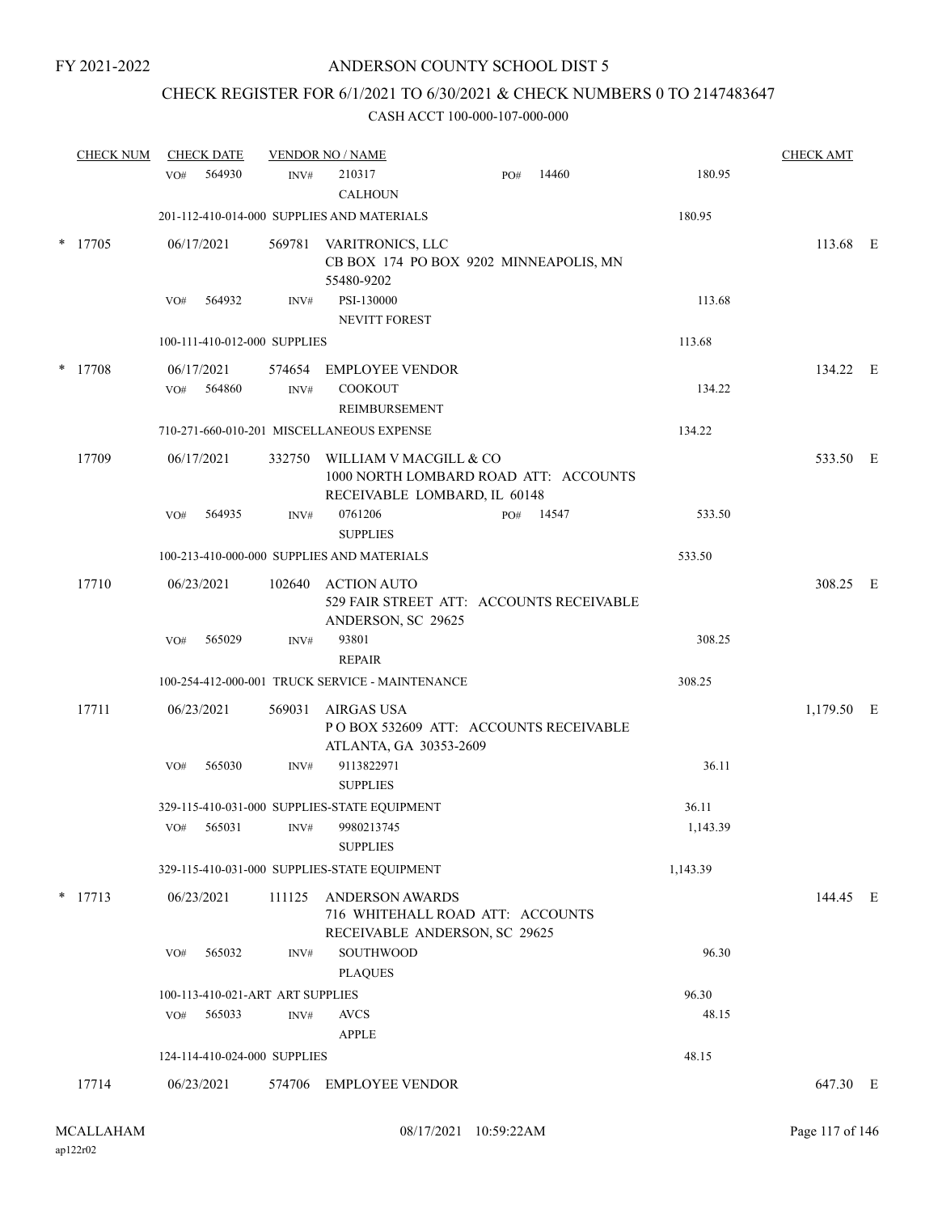FY 2021-2022

# ANDERSON COUNTY SCHOOL DIST 5

## CHECK REGISTER FOR 6/1/2021 TO 6/30/2021 & CHECK NUMBERS 0 TO 2147483647

CASH ACCT 100-000-107-000-000

| CHECK NUM | CHECK DATE | VENDOR NO / NAME | | | CHECK AMT |
|---|---|---|---|---|---|
| | VO# 564930 | INV# 210317 CALHOUN | PO# 14460 | 180.95 | |
| | 201-112-410-014-000 SUPPLIES AND MATERIALS | | | 180.95 | |
| * 17705 | 06/17/2021 | 569781 VARITRONICS, LLC CB BOX 174 PO BOX 9202 MINNEAPOLIS, MN 55480-9202 | | | 113.68 E |
| | VO# 564932 | INV# PSI-130000 NEVITT FOREST | | 113.68 | |
| | 100-111-410-012-000 SUPPLIES | | | 113.68 | |
| * 17708 | 06/17/2021 | 574654 EMPLOYEE VENDOR | | | 134.22 E |
| | VO# 564860 | INV# COOKOUT REIMBURSEMENT | | 134.22 | |
| | 710-271-660-010-201 MISCELLANEOUS EXPENSE | | | 134.22 | |
| 17709 | 06/17/2021 | 332750 WILLIAM V MACGILL & CO 1000 NORTH LOMBARD ROAD ATT: ACCOUNTS RECEIVABLE LOMBARD, IL 60148 | | | 533.50 E |
| | VO# 564935 | INV# 0761206 SUPPLIES | PO# 14547 | 533.50 | |
| | 100-213-410-000-000 SUPPLIES AND MATERIALS | | | 533.50 | |
| 17710 | 06/23/2021 | 102640 ACTION AUTO 529 FAIR STREET ATT: ACCOUNTS RECEIVABLE ANDERSON, SC 29625 | | | 308.25 E |
| | VO# 565029 | INV# 93801 REPAIR | | 308.25 | |
| | 100-254-412-000-001 TRUCK SERVICE - MAINTENANCE | | | 308.25 | |
| 17711 | 06/23/2021 | 569031 AIRGAS USA P O BOX 532609 ATT: ACCOUNTS RECEIVABLE ATLANTA, GA 30353-2609 | | | 1,179.50 E |
| | VO# 565030 | INV# 9113822971 SUPPLIES | | 36.11 | |
| | 329-115-410-031-000 SUPPLIES-STATE EQUIPMENT | | | 36.11 | |
| | VO# 565031 | INV# 9980213745 SUPPLIES | | 1,143.39 | |
| | 329-115-410-031-000 SUPPLIES-STATE EQUIPMENT | | | 1,143.39 | |
| * 17713 | 06/23/2021 | 111125 ANDERSON AWARDS 716 WHITEHALL ROAD ATT: ACCOUNTS RECEIVABLE ANDERSON, SC 29625 | | | 144.45 E |
| | VO# 565032 | INV# SOUTHWOOD PLAQUES | | 96.30 | |
| | 100-113-410-021-ART ART SUPPLIES | | | 96.30 | |
| | VO# 565033 | INV# AVCS APPLE | | 48.15 | |
| | 124-114-410-024-000 SUPPLIES | | | 48.15 | |
| 17714 | 06/23/2021 | 574706 EMPLOYEE VENDOR | | | 647.30 E |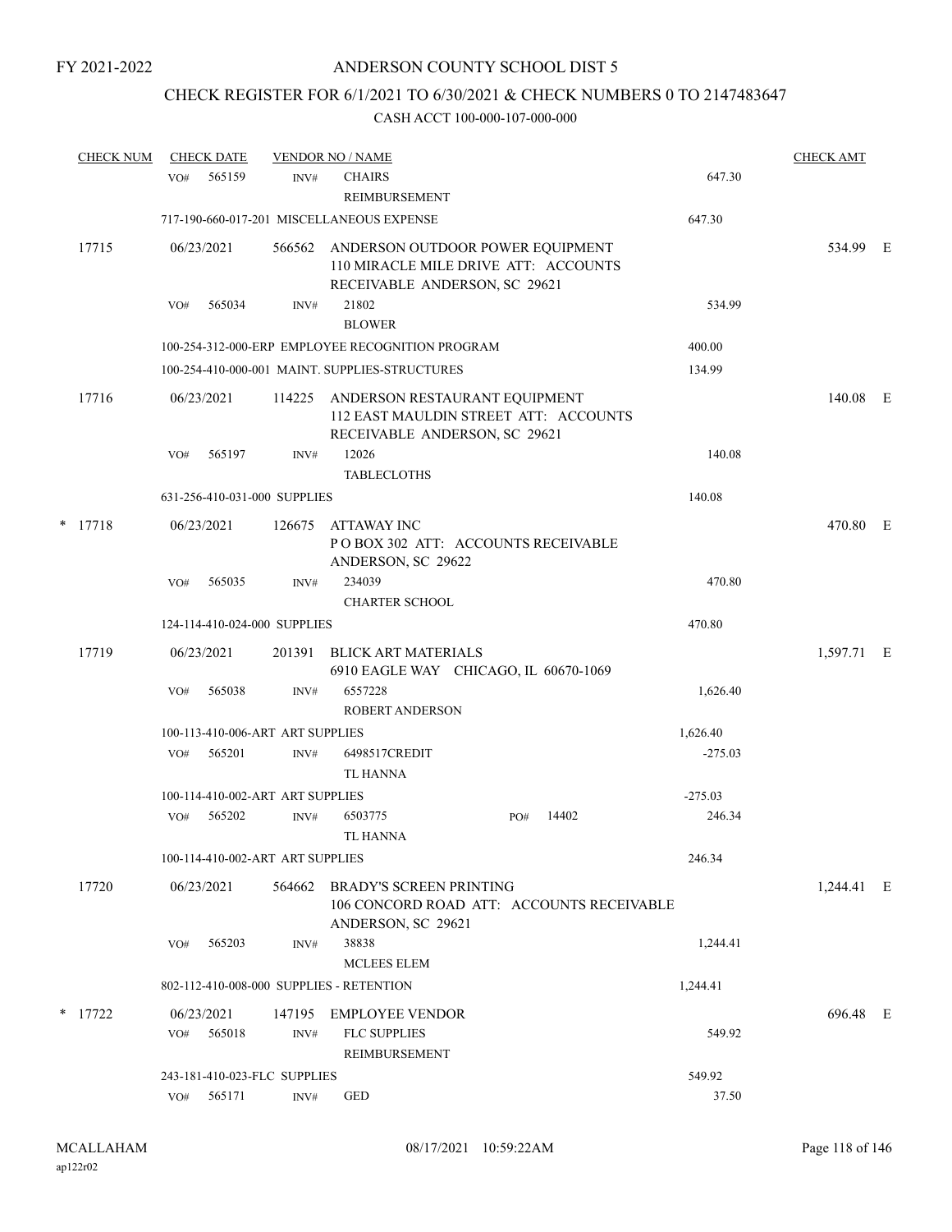FY 2021-2022

# ANDERSON COUNTY SCHOOL DIST 5

## CHECK REGISTER FOR 6/1/2021 TO 6/30/2021 & CHECK NUMBERS 0 TO 2147483647

### CASH ACCT 100-000-107-000-000

| CHECK NUM | CHECK DATE | VENDOR NO / NAME | | | CHECK AMT | |
|---|---|---|---|---|---|---|
| | VO# 565159 | INV# CHAIRS REIMBURSEMENT | | 647.30 | | |
| | 717-190-660-017-201 MISCELLANEOUS EXPENSE | | | 647.30 | | |
| 17715 | 06/23/2021 | 566562 ANDERSON OUTDOOR POWER EQUIPMENT 110 MIRACLE MILE DRIVE ATT: ACCOUNTS RECEIVABLE ANDERSON, SC 29621 | | | 534.99 | E |
| | VO# 565034 | INV# 21802 BLOWER | | 534.99 | | |
| | 100-254-312-000-ERP EMPLOYEE RECOGNITION PROGRAM | | | 400.00 | | |
| | 100-254-410-000-001 MAINT. SUPPLIES-STRUCTURES | | | 134.99 | | |
| 17716 | 06/23/2021 | 114225 ANDERSON RESTAURANT EQUIPMENT 112 EAST MAULDIN STREET ATT: ACCOUNTS RECEIVABLE ANDERSON, SC 29621 | | | 140.08 | E |
| | VO# 565197 | INV# 12026 TABLECLOTHS | | 140.08 | | |
| | 631-256-410-031-000 SUPPLIES | | | 140.08 | | |
| * 17718 | 06/23/2021 | 126675 ATTAWAY INC P O BOX 302 ATT: ACCOUNTS RECEIVABLE ANDERSON, SC 29622 | | | 470.80 | E |
| | VO# 565035 | INV# 234039 CHARTER SCHOOL | | 470.80 | | |
| | 124-114-410-024-000 SUPPLIES | | | 470.80 | | |
| 17719 | 06/23/2021 | 201391 BLICK ART MATERIALS 6910 EAGLE WAY CHICAGO, IL 60670-1069 | | | 1,597.71 | E |
| | VO# 565038 | INV# 6557228 ROBERT ANDERSON | | 1,626.40 | | |
| | 100-113-410-006-ART ART SUPPLIES | | | 1,626.40 | | |
| | VO# 565201 | INV# 6498517CREDIT TL HANNA | | -275.03 | | |
| | 100-114-410-002-ART ART SUPPLIES | | | -275.03 | | |
| | VO# 565202 | INV# 6503775 TL HANNA | PO# 14402 | 246.34 | | |
| | 100-114-410-002-ART ART SUPPLIES | | | 246.34 | | |
| 17720 | 06/23/2021 | 564662 BRADY'S SCREEN PRINTING 106 CONCORD ROAD ATT: ACCOUNTS RECEIVABLE ANDERSON, SC 29621 | | | 1,244.41 | E |
| | VO# 565203 | INV# 38838 MCLEES ELEM | | 1,244.41 | | |
| | 802-112-410-008-000 SUPPLIES - RETENTION | | | 1,244.41 | | |
| * 17722 | 06/23/2021 | 147195 EMPLOYEE VENDOR | | | 696.48 | E |
| | VO# 565018 | INV# FLC SUPPLIES REIMBURSEMENT | | 549.92 | | |
| | 243-181-410-023-FLC SUPPLIES | | | 549.92 | | |
| | VO# 565171 | INV# GED | | 37.50 | | |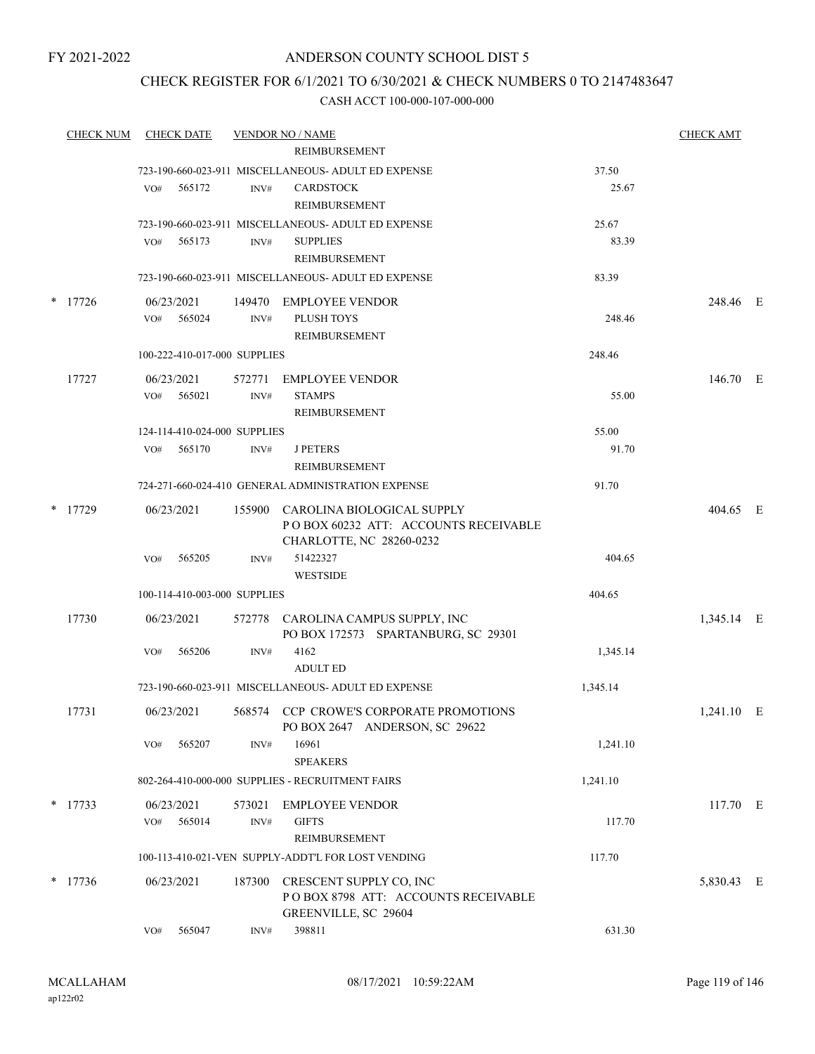FY 2021-2022

ANDERSON COUNTY SCHOOL DIST 5

CHECK REGISTER FOR 6/1/2021 TO 6/30/2021 & CHECK NUMBERS 0 TO 2147483647

CASH ACCT 100-000-107-000-000

| CHECK NUM | CHECK DATE | VENDOR NO / NAME | | CHECK AMT |
|---|---|---|---|---|
| | | REIMBURSEMENT | | |
| | | 723-190-660-023-911 MISCELLANEOUS- ADULT ED EXPENSE | 37.50 | |
| | VO# 565172 | INV# CARDSTOCK REIMBURSEMENT | 25.67 | |
| | | 723-190-660-023-911 MISCELLANEOUS- ADULT ED EXPENSE | 25.67 | |
| | VO# 565173 | INV# SUPPLIES REIMBURSEMENT | 83.39 | |
| | | 723-190-660-023-911 MISCELLANEOUS- ADULT ED EXPENSE | 83.39 | |
| * 17726 | 06/23/2021 | 149470 EMPLOYEE VENDOR | | 248.46 E |
| | VO# 565024 | INV# PLUSH TOYS REIMBURSEMENT | 248.46 | |
| | | 100-222-410-017-000 SUPPLIES | 248.46 | |
| 17727 | 06/23/2021 | 572771 EMPLOYEE VENDOR | | 146.70 E |
| | VO# 565021 | INV# STAMPS REIMBURSEMENT | 55.00 | |
| | | 124-114-410-024-000 SUPPLIES | 55.00 | |
| | VO# 565170 | INV# J PETERS REIMBURSEMENT | 91.70 | |
| | | 724-271-660-024-410 GENERAL ADMINISTRATION EXPENSE | 91.70 | |
| * 17729 | 06/23/2021 | 155900 CAROLINA BIOLOGICAL SUPPLY P O BOX 60232 ATT: ACCOUNTS RECEIVABLE CHARLOTTE, NC 28260-0232 | | 404.65 E |
| | VO# 565205 | INV# 51422327 WESTSIDE | 404.65 | |
| | | 100-114-410-003-000 SUPPLIES | 404.65 | |
| 17730 | 06/23/2021 | 572778 CAROLINA CAMPUS SUPPLY, INC PO BOX 172573 SPARTANBURG, SC 29301 | | 1,345.14 E |
| | VO# 565206 | INV# 4162 ADULT ED | 1,345.14 | |
| | | 723-190-660-023-911 MISCELLANEOUS- ADULT ED EXPENSE | 1,345.14 | |
| 17731 | 06/23/2021 | 568574 CCP CROWE'S CORPORATE PROMOTIONS PO BOX 2647 ANDERSON, SC 29622 | | 1,241.10 E |
| | VO# 565207 | INV# 16961 SPEAKERS | 1,241.10 | |
| | | 802-264-410-000-000 SUPPLIES - RECRUITMENT FAIRS | 1,241.10 | |
| * 17733 | 06/23/2021 | 573021 EMPLOYEE VENDOR | | 117.70 E |
| | VO# 565014 | INV# GIFTS REIMBURSEMENT | 117.70 | |
| | | 100-113-410-021-VEN SUPPLY-ADDT'L FOR LOST VENDING | 117.70 | |
| * 17736 | 06/23/2021 | 187300 CRESCENT SUPPLY CO, INC P O BOX 8798 ATT: ACCOUNTS RECEIVABLE GREENVILLE, SC 29604 | | 5,830.43 E |
| | VO# 565047 | INV# 398811 | 631.30 | |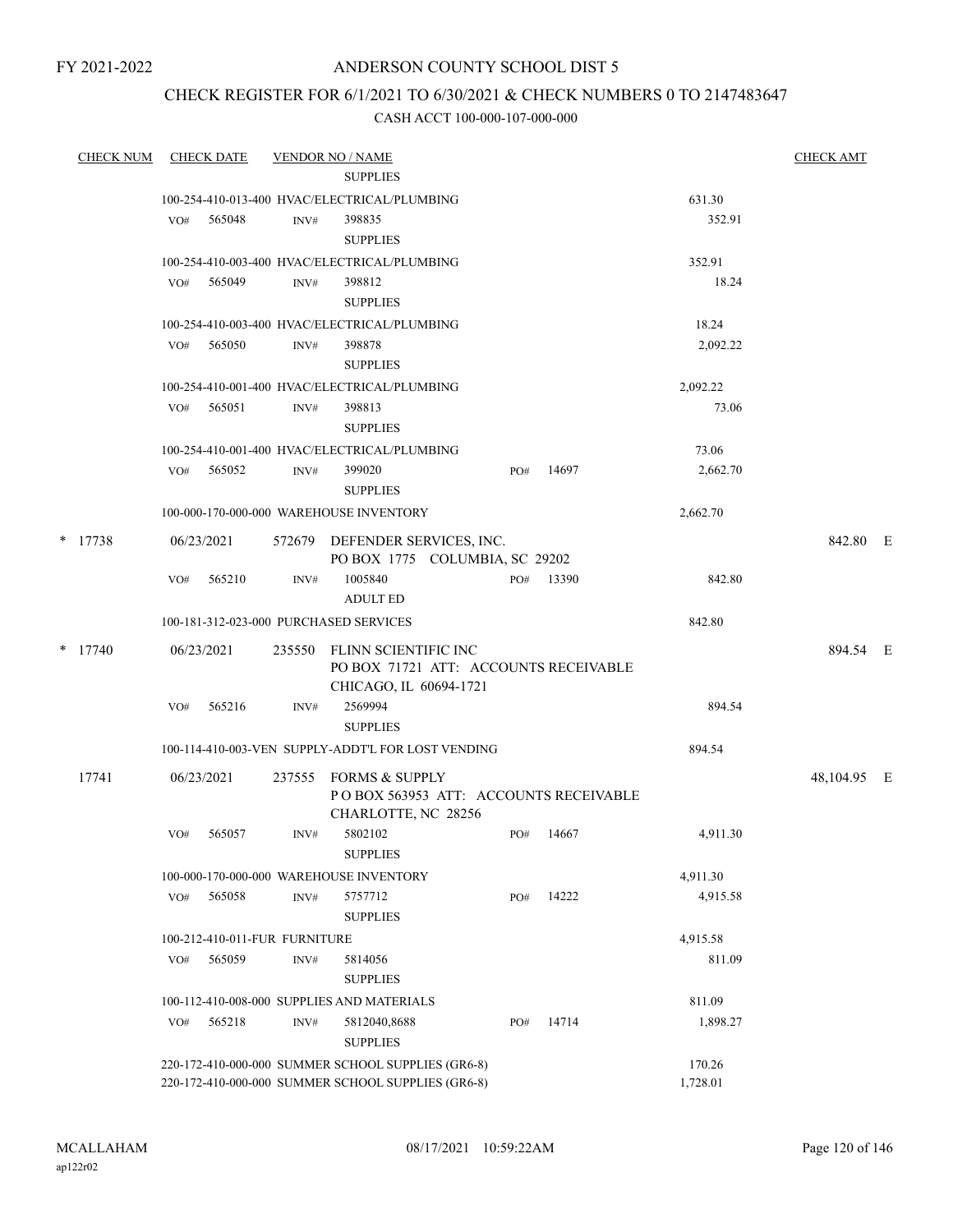FY 2021-2022

# ANDERSON COUNTY SCHOOL DIST 5

## CHECK REGISTER FOR 6/1/2021 TO 6/30/2021 & CHECK NUMBERS 0 TO 2147483647

CASH ACCT 100-000-107-000-000

| CHECK NUM | CHECK DATE | VENDOR NO / NAME | | | CHECK AMT |
|---|---|---|---|---|---|
| | | SUPPLIES | | | |
| | | 100-254-410-013-400 HVAC/ELECTRICAL/PLUMBING | | 631.30 | |
| | VO# 565048 | INV# 398835 SUPPLIES | | 352.91 | |
| | | 100-254-410-003-400 HVAC/ELECTRICAL/PLUMBING | | 352.91 | |
| | VO# 565049 | INV# 398812 SUPPLIES | | 18.24 | |
| | | 100-254-410-003-400 HVAC/ELECTRICAL/PLUMBING | | 18.24 | |
| | VO# 565050 | INV# 398878 SUPPLIES | | 2,092.22 | |
| | | 100-254-410-001-400 HVAC/ELECTRICAL/PLUMBING | | 2,092.22 | |
| | VO# 565051 | INV# 398813 SUPPLIES | | 73.06 | |
| | | 100-254-410-001-400 HVAC/ELECTRICAL/PLUMBING | | 73.06 | |
| | VO# 565052 | INV# 399020 SUPPLIES | PO# 14697 | 2,662.70 | |
| | | 100-000-170-000-000 WAREHOUSE INVENTORY | | 2,662.70 | |
| * 17738 | 06/23/2021 | 572679 DEFENDER SERVICES, INC. PO BOX 1775 COLUMBIA, SC 29202 | | | 842.80 E |
| | VO# 565210 | INV# 1005840 ADULT ED | PO# 13390 | 842.80 | |
| | | 100-181-312-023-000 PURCHASED SERVICES | | 842.80 | |
| * 17740 | 06/23/2021 | 235550 FLINN SCIENTIFIC INC PO BOX 71721 ATT: ACCOUNTS RECEIVABLE CHICAGO, IL 60694-1721 | | | 894.54 E |
| | VO# 565216 | INV# 2569994 SUPPLIES | | 894.54 | |
| | | 100-114-410-003-VEN SUPPLY-ADDT'L FOR LOST VENDING | | 894.54 | |
| 17741 | 06/23/2021 | 237555 FORMS & SUPPLY P O BOX 563953 ATT: ACCOUNTS RECEIVABLE CHARLOTTE, NC 28256 | | | 48,104.95 E |
| | VO# 565057 | INV# 5802102 SUPPLIES | PO# 14667 | 4,911.30 | |
| | | 100-000-170-000-000 WAREHOUSE INVENTORY | | 4,911.30 | |
| | VO# 565058 | INV# 5757712 SUPPLIES | PO# 14222 | 4,915.58 | |
| | | 100-212-410-011-FUR FURNITURE | | 4,915.58 | |
| | VO# 565059 | INV# 5814056 SUPPLIES | | 811.09 | |
| | | 100-112-410-008-000 SUPPLIES AND MATERIALS | | 811.09 | |
| | VO# 565218 | INV# 5812040,8688 SUPPLIES | PO# 14714 | 1,898.27 | |
| | | 220-172-410-000-000 SUMMER SCHOOL SUPPLIES (GR6-8) | | 170.26 | |
| | | 220-172-410-000-000 SUMMER SCHOOL SUPPLIES (GR6-8) | | 1,728.01 | |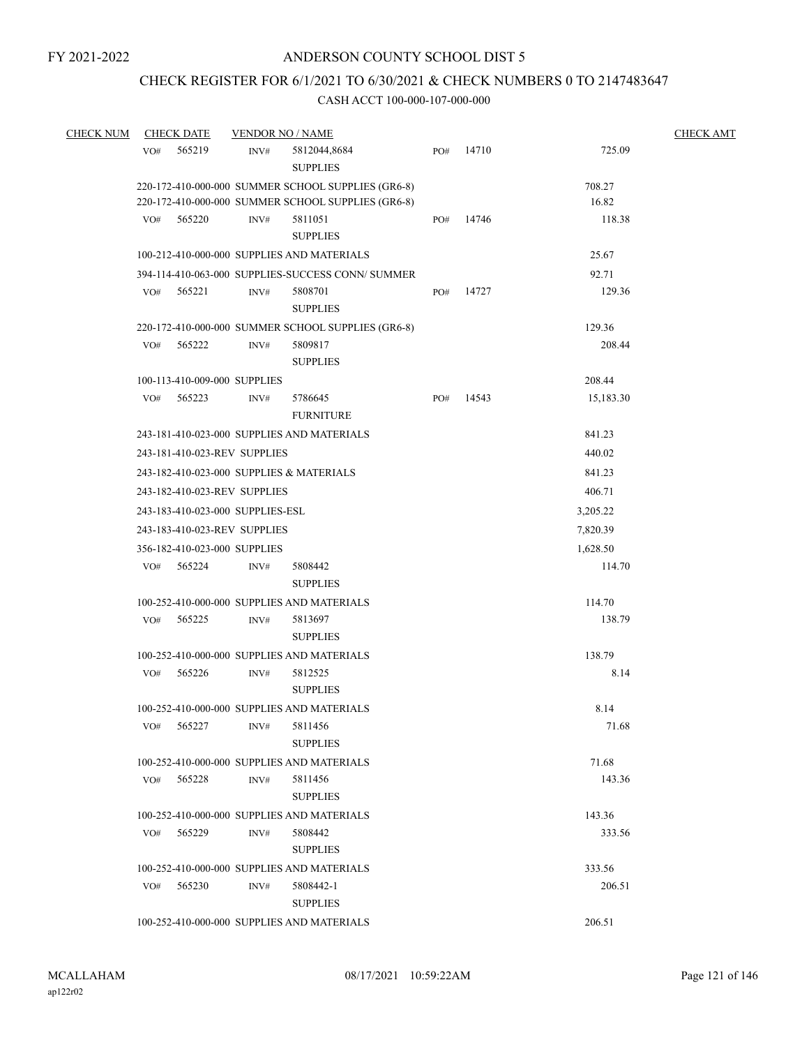FY 2021-2022

ANDERSON COUNTY SCHOOL DIST 5

CHECK REGISTER FOR 6/1/2021 TO 6/30/2021 & CHECK NUMBERS 0 TO 2147483647

CASH ACCT 100-000-107-000-000

| CHECK NUM | CHECK DATE | VENDOR NO / NAME | | | CHECK AMT |
|---|---|---|---|---|---|
| VO# 565219 | INV# 5812044,8684 SUPPLIES | | PO# 14710 | 725.09 | |
| 220-172-410-000-000 SUMMER SCHOOL SUPPLIES (GR6-8) | | | | 708.27 | |
| 220-172-410-000-000 SUMMER SCHOOL SUPPLIES (GR6-8) | | | | 16.82 | |
| VO# 565220 | INV# 5811051 SUPPLIES | | PO# 14746 | 118.38 | |
| 100-212-410-000-000 SUPPLIES AND MATERIALS | | | | 25.67 | |
| 394-114-410-063-000 SUPPLIES-SUCCESS CONN/ SUMMER | | | | 92.71 | |
| VO# 565221 | INV# 5808701 SUPPLIES | | PO# 14727 | 129.36 | |
| 220-172-410-000-000 SUMMER SCHOOL SUPPLIES (GR6-8) | | | | 129.36 | |
| VO# 565222 | INV# 5809817 SUPPLIES | | | 208.44 | |
| 100-113-410-009-000 SUPPLIES | | | | 208.44 | |
| VO# 565223 | INV# 5786645 FURNITURE | | PO# 14543 | 15,183.30 | |
| 243-181-410-023-000 SUPPLIES AND MATERIALS | | | | 841.23 | |
| 243-181-410-023-REV SUPPLIES | | | | 440.02 | |
| 243-182-410-023-000 SUPPLIES & MATERIALS | | | | 841.23 | |
| 243-182-410-023-REV SUPPLIES | | | | 406.71 | |
| 243-183-410-023-000 SUPPLIES-ESL | | | | 3,205.22 | |
| 243-183-410-023-REV SUPPLIES | | | | 7,820.39 | |
| 356-182-410-023-000 SUPPLIES | | | | 1,628.50 | |
| VO# 565224 | INV# 5808442 SUPPLIES | | | 114.70 | |
| 100-252-410-000-000 SUPPLIES AND MATERIALS | | | | 114.70 | |
| VO# 565225 | INV# 5813697 SUPPLIES | | | 138.79 | |
| 100-252-410-000-000 SUPPLIES AND MATERIALS | | | | 138.79 | |
| VO# 565226 | INV# 5812525 SUPPLIES | | | 8.14 | |
| 100-252-410-000-000 SUPPLIES AND MATERIALS | | | | 8.14 | |
| VO# 565227 | INV# 5811456 SUPPLIES | | | 71.68 | |
| 100-252-410-000-000 SUPPLIES AND MATERIALS | | | | 71.68 | |
| VO# 565228 | INV# 5811456 SUPPLIES | | | 143.36 | |
| 100-252-410-000-000 SUPPLIES AND MATERIALS | | | | 143.36 | |
| VO# 565229 | INV# 5808442 SUPPLIES | | | 333.56 | |
| 100-252-410-000-000 SUPPLIES AND MATERIALS | | | | 333.56 | |
| VO# 565230 | INV# 5808442-1 SUPPLIES | | | 206.51 | |
| 100-252-410-000-000 SUPPLIES AND MATERIALS | | | | 206.51 | |

MCALLAHAM
ap122r02

08/17/2021 10:59:22AM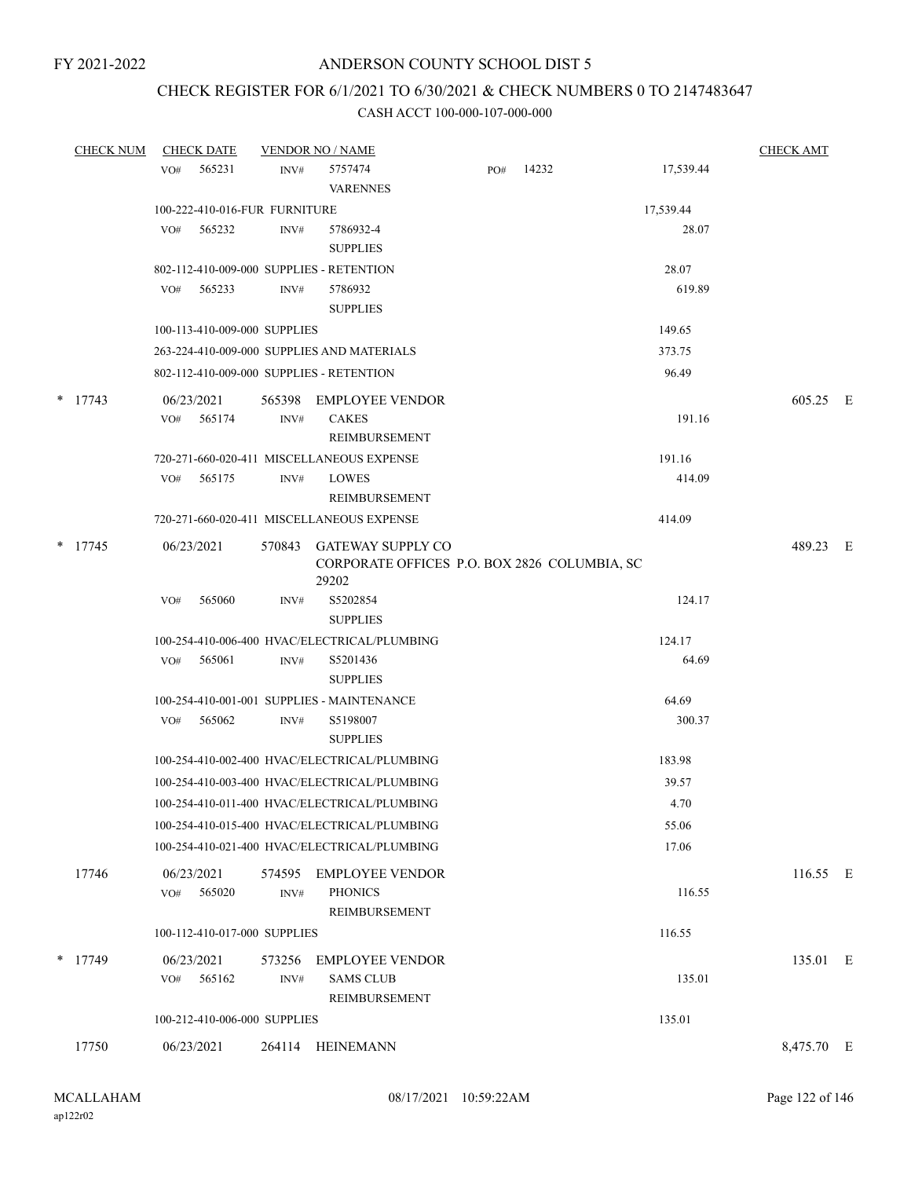FY 2021-2022

# ANDERSON COUNTY SCHOOL DIST 5

## CHECK REGISTER FOR 6/1/2021 TO 6/30/2021 & CHECK NUMBERS 0 TO 2147483647

### CASH ACCT 100-000-107-000-000

| CHECK NUM | CHECK DATE | VENDOR NO / NAME | | | CHECK AMT | |
|---|---|---|---|---|---|---|
| | VO# 565231 | INV# 5757474 VARENNES | PO# 14232 | 17,539.44 | | |
| | 100-222-410-016-FUR FURNITURE | | | 17,539.44 | | |
| | VO# 565232 | INV# 5786932-4 SUPPLIES | | 28.07 | | |
| | 802-112-410-009-000 SUPPLIES - RETENTION | | | 28.07 | | |
| | VO# 565233 | INV# 5786932 SUPPLIES | | 619.89 | | |
| | 100-113-410-009-000 SUPPLIES | | | 149.65 | | |
| | 263-224-410-009-000 SUPPLIES AND MATERIALS | | | 373.75 | | |
| | 802-112-410-009-000 SUPPLIES - RETENTION | | | 96.49 | | |
| * 17743 | 06/23/2021 | 565398 EMPLOYEE VENDOR | | | 605.25 | E |
| | VO# 565174 | INV# CAKES REIMBURSEMENT | | 191.16 | | |
| | 720-271-660-020-411 MISCELLANEOUS EXPENSE | | | 191.16 | | |
| | VO# 565175 | INV# LOWES REIMBURSEMENT | | 414.09 | | |
| | 720-271-660-020-411 MISCELLANEOUS EXPENSE | | | 414.09 | | |
| * 17745 | 06/23/2021 | 570843 GATEWAY SUPPLY CO CORPORATE OFFICES P.O. BOX 2826 COLUMBIA, SC 29202 | | | 489.23 | E |
| | VO# 565060 | INV# S5202854 SUPPLIES | | 124.17 | | |
| | 100-254-410-006-400 HVAC/ELECTRICAL/PLUMBING | | | 124.17 | | |
| | VO# 565061 | INV# S5201436 SUPPLIES | | 64.69 | | |
| | 100-254-410-001-001 SUPPLIES - MAINTENANCE | | | 64.69 | | |
| | VO# 565062 | INV# S5198007 SUPPLIES | | 300.37 | | |
| | 100-254-410-002-400 HVAC/ELECTRICAL/PLUMBING | | | 183.98 | | |
| | 100-254-410-003-400 HVAC/ELECTRICAL/PLUMBING | | | 39.57 | | |
| | 100-254-410-011-400 HVAC/ELECTRICAL/PLUMBING | | | 4.70 | | |
| | 100-254-410-015-400 HVAC/ELECTRICAL/PLUMBING | | | 55.06 | | |
| | 100-254-410-021-400 HVAC/ELECTRICAL/PLUMBING | | | 17.06 | | |
| 17746 | 06/23/2021 | 574595 EMPLOYEE VENDOR | | | 116.55 | E |
| | VO# 565020 | INV# PHONICS REIMBURSEMENT | | 116.55 | | |
| | 100-112-410-017-000 SUPPLIES | | | 116.55 | | |
| * 17749 | 06/23/2021 | 573256 EMPLOYEE VENDOR | | | 135.01 | E |
| | VO# 565162 | INV# SAMS CLUB REIMBURSEMENT | | 135.01 | | |
| | 100-212-410-006-000 SUPPLIES | | | 135.01 | | |
| 17750 | 06/23/2021 | 264114 HEINEMANN | | | 8,475.70 | E |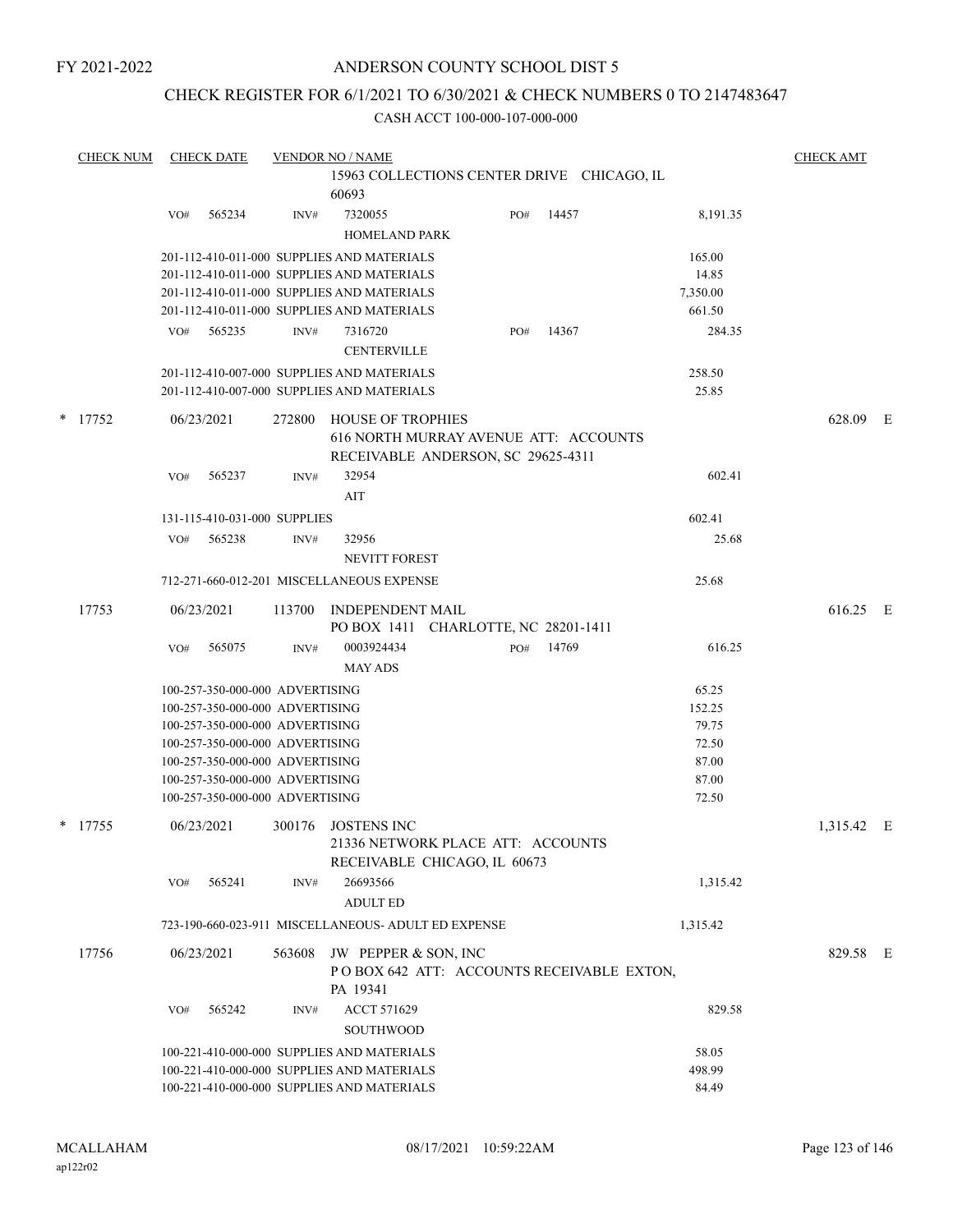FY 2021-2022

# ANDERSON COUNTY SCHOOL DIST 5

## CHECK REGISTER FOR 6/1/2021 TO 6/30/2021 & CHECK NUMBERS 0 TO 2147483647

CASH ACCT 100-000-107-000-000

| CHECK NUM | CHECK DATE | VENDOR NO / NAME | | | CHECK AMT |
|---|---|---|---|---|---|
| | | 15963 COLLECTIONS CENTER DRIVE CHICAGO, IL 60693 | | | |
| | VO# 565234 | INV# 7320055 HOMELAND PARK | PO# 14457 | 8,191.35 | |
| | | 201-112-410-011-000 SUPPLIES AND MATERIALS | | 165.00 | |
| | | 201-112-410-011-000 SUPPLIES AND MATERIALS | | 14.85 | |
| | | 201-112-410-011-000 SUPPLIES AND MATERIALS | | 7,350.00 | |
| | | 201-112-410-011-000 SUPPLIES AND MATERIALS | | 661.50 | |
| | VO# 565235 | INV# 7316720 CENTERVILLE | PO# 14367 | 284.35 | |
| | | 201-112-410-007-000 SUPPLIES AND MATERIALS | | 258.50 | |
| | | 201-112-410-007-000 SUPPLIES AND MATERIALS | | 25.85 | |
| * 17752 | 06/23/2021 | 272800 HOUSE OF TROPHIES 616 NORTH MURRAY AVENUE ATT: ACCOUNTS RECEIVABLE ANDERSON, SC 29625-4311 | | | 628.09 E |
| | VO# 565237 | INV# 32954 AIT | | 602.41 | |
| | | 131-115-410-031-000 SUPPLIES | | 602.41 | |
| | VO# 565238 | INV# 32956 NEVITT FOREST | | 25.68 | |
| | | 712-271-660-012-201 MISCELLANEOUS EXPENSE | | 25.68 | |
| 17753 | 06/23/2021 | 113700 INDEPENDENT MAIL PO BOX 1411 CHARLOTTE, NC 28201-1411 | | | 616.25 E |
| | VO# 565075 | INV# 0003924434 MAY ADS | PO# 14769 | 616.25 | |
| | | 100-257-350-000-000 ADVERTISING | | 65.25 | |
| | | 100-257-350-000-000 ADVERTISING | | 152.25 | |
| | | 100-257-350-000-000 ADVERTISING | | 79.75 | |
| | | 100-257-350-000-000 ADVERTISING | | 72.50 | |
| | | 100-257-350-000-000 ADVERTISING | | 87.00 | |
| | | 100-257-350-000-000 ADVERTISING | | 87.00 | |
| | | 100-257-350-000-000 ADVERTISING | | 72.50 | |
| * 17755 | 06/23/2021 | 300176 JOSTENS INC 21336 NETWORK PLACE ATT: ACCOUNTS RECEIVABLE CHICAGO, IL 60673 | | | 1,315.42 E |
| | VO# 565241 | INV# 26693566 ADULT ED | | 1,315.42 | |
| | | 723-190-660-023-911 MISCELLANEOUS- ADULT ED EXPENSE | | 1,315.42 | |
| 17756 | 06/23/2021 | 563608 JW PEPPER & SON, INC P O BOX 642 ATT: ACCOUNTS RECEIVABLE EXTON, PA 19341 | | | 829.58 E |
| | VO# 565242 | INV# ACCT 571629 SOUTHWOOD | | 829.58 | |
| | | 100-221-410-000-000 SUPPLIES AND MATERIALS | | 58.05 | |
| | | 100-221-410-000-000 SUPPLIES AND MATERIALS | | 498.99 | |
| | | 100-221-410-000-000 SUPPLIES AND MATERIALS | | 84.49 | |

MCALLAHAM
ap122r02

08/17/2021 10:59:22AM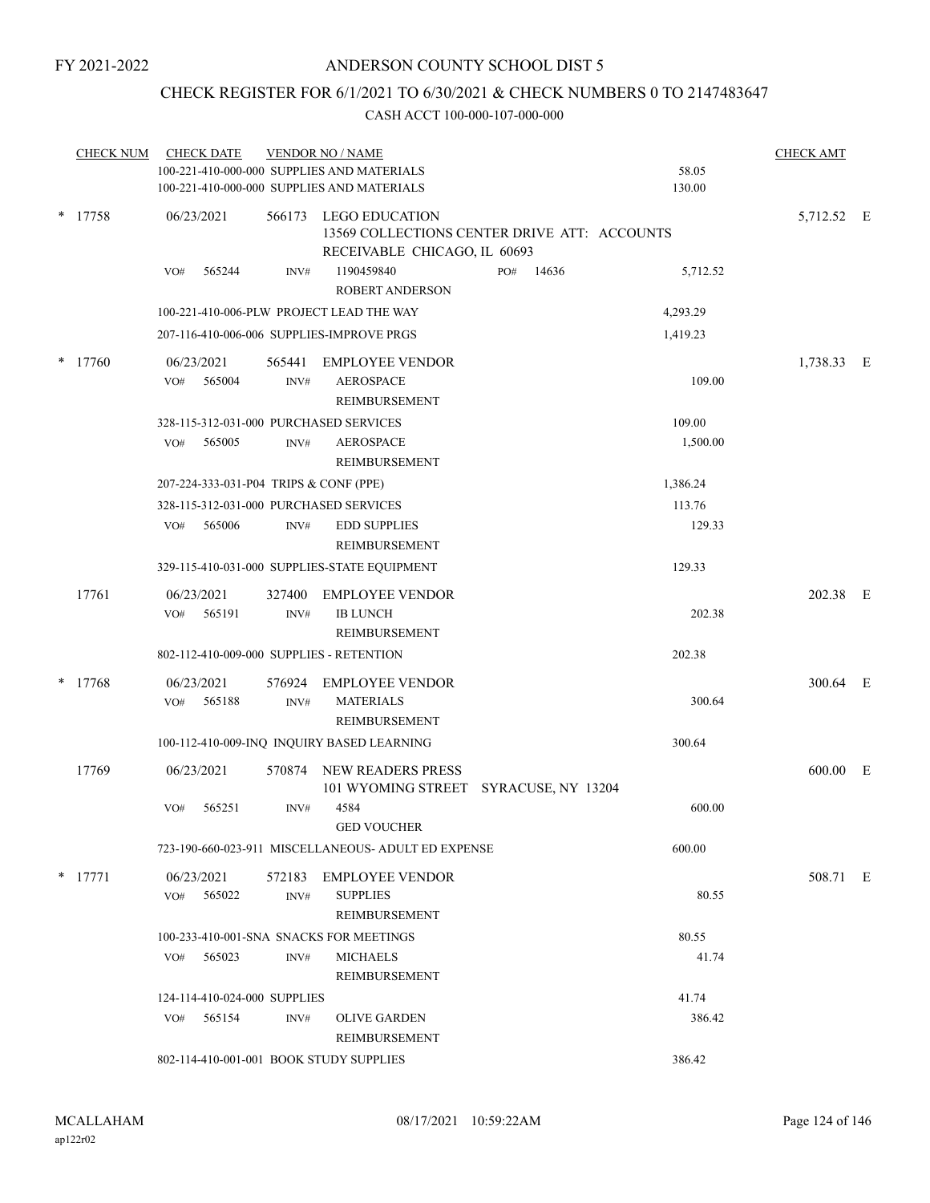FY 2021-2022

ANDERSON COUNTY SCHOOL DIST 5

CHECK REGISTER FOR 6/1/2021 TO 6/30/2021 & CHECK NUMBERS 0 TO 2147483647

CASH ACCT 100-000-107-000-000

| CHECK NUM | CHECK DATE | VENDOR NO / NAME | | CHECK AMT |
|---|---|---|---|---|
| | | 100-221-410-000-000 SUPPLIES AND MATERIALS | 58.05 | |
| | | 100-221-410-000-000 SUPPLIES AND MATERIALS | 130.00 | |
| * 17758 | 06/23/2021 | 566173 LEGO EDUCATION 13569 COLLECTIONS CENTER DRIVE ATT: ACCOUNTS RECEIVABLE CHICAGO, IL 60693 | | 5,712.52 E |
| | VO# 565244 | INV# 1190459840 PO# 14636 ROBERT ANDERSON | 5,712.52 | |
| | | 100-221-410-006-PLW PROJECT LEAD THE WAY | 4,293.29 | |
| | | 207-116-410-006-006 SUPPLIES-IMPROVE PRGS | 1,419.23 | |
| * 17760 | 06/23/2021 | 565441 EMPLOYEE VENDOR | | 1,738.33 E |
| | VO# 565004 | INV# AEROSPACE REIMBURSEMENT | 109.00 | |
| | | 328-115-312-031-000 PURCHASED SERVICES | 109.00 | |
| | VO# 565005 | INV# AEROSPACE REIMBURSEMENT | 1,500.00 | |
| | | 207-224-333-031-P04 TRIPS & CONF (PPE) | 1,386.24 | |
| | | 328-115-312-031-000 PURCHASED SERVICES | 113.76 | |
| | VO# 565006 | INV# EDD SUPPLIES REIMBURSEMENT | 129.33 | |
| | | 329-115-410-031-000 SUPPLIES-STATE EQUIPMENT | 129.33 | |
| 17761 | 06/23/2021 | 327400 EMPLOYEE VENDOR | | 202.38 E |
| | VO# 565191 | INV# IB LUNCH REIMBURSEMENT | 202.38 | |
| | | 802-112-410-009-000 SUPPLIES - RETENTION | 202.38 | |
| * 17768 | 06/23/2021 | 576924 EMPLOYEE VENDOR | | 300.64 E |
| | VO# 565188 | INV# MATERIALS REIMBURSEMENT | 300.64 | |
| | | 100-112-410-009-INQ INQUIRY BASED LEARNING | 300.64 | |
| 17769 | 06/23/2021 | 570874 NEW READERS PRESS 101 WYOMING STREET SYRACUSE, NY 13204 | | 600.00 E |
| | VO# 565251 | INV# 4584 GED VOUCHER | 600.00 | |
| | | 723-190-660-023-911 MISCELLANEOUS- ADULT ED EXPENSE | 600.00 | |
| * 17771 | 06/23/2021 | 572183 EMPLOYEE VENDOR | | 508.71 E |
| | VO# 565022 | INV# SUPPLIES REIMBURSEMENT | 80.55 | |
| | | 100-233-410-001-SNA SNACKS FOR MEETINGS | 80.55 | |
| | VO# 565023 | INV# MICHAELS REIMBURSEMENT | 41.74 | |
| | | 124-114-410-024-000 SUPPLIES | 41.74 | |
| | VO# 565154 | INV# OLIVE GARDEN REIMBURSEMENT | 386.42 | |
| | | 802-114-410-001-001 BOOK STUDY SUPPLIES | 386.42 | |

MCALLAHAM ap122r02 08/17/2021 10:59:22AM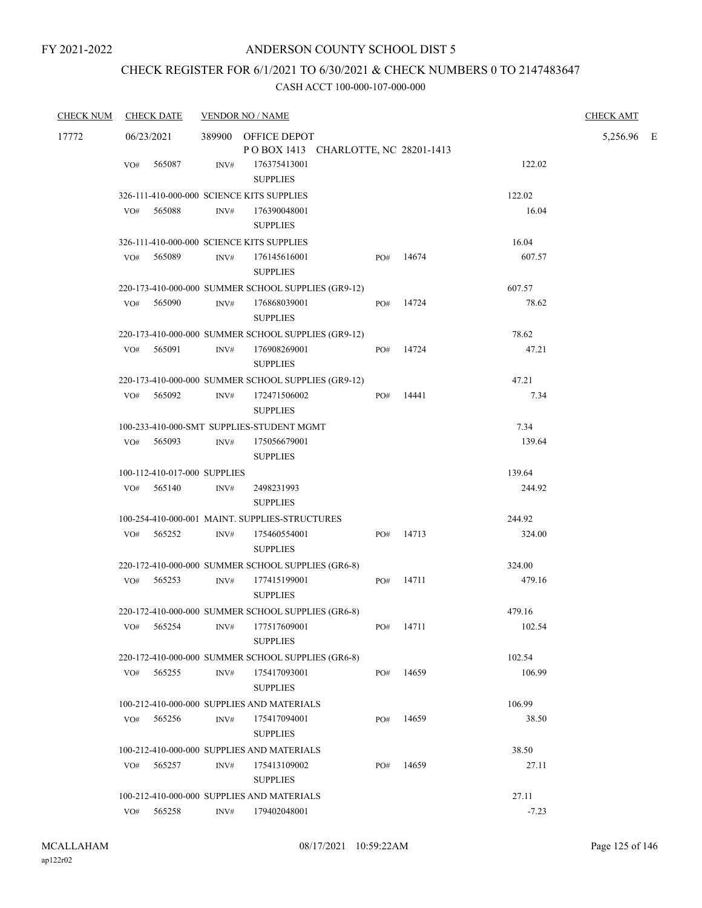FY 2021-2022

# ANDERSON COUNTY SCHOOL DIST 5

## CHECK REGISTER FOR 6/1/2021 TO 6/30/2021 & CHECK NUMBERS 0 TO 2147483647

### CASH ACCT 100-000-107-000-000

| CHECK NUM | CHECK DATE | VENDOR NO / NAME | | | | CHECK AMT |
|---|---|---|---|---|---|---|
| 17772 | 06/23/2021 | 389900 OFFICE DEPOT<br>P O BOX 1413 CHARLOTTE, NC 28201-1413 | | | | 5,256.96 E |
| | VO# 565087 | INV# 176375413001<br>SUPPLIES | | | 122.02 | |
| | 326-111-410-000-000 SCIENCE KITS SUPPLIES | | | | 122.02 | |
| | VO# 565088 | INV# 176390048001<br>SUPPLIES | | | 16.04 | |
| | 326-111-410-000-000 SCIENCE KITS SUPPLIES | | | | 16.04 | |
| | VO# 565089 | INV# 176145616001<br>SUPPLIES | PO# | 14674 | 607.57 | |
| | 220-173-410-000-000 SUMMER SCHOOL SUPPLIES (GR9-12) | | | | 607.57 | |
| | VO# 565090 | INV# 176868039001<br>SUPPLIES | PO# | 14724 | 78.62 | |
| | 220-173-410-000-000 SUMMER SCHOOL SUPPLIES (GR9-12) | | | | 78.62 | |
| | VO# 565091 | INV# 176908269001<br>SUPPLIES | PO# | 14724 | 47.21 | |
| | 220-173-410-000-000 SUMMER SCHOOL SUPPLIES (GR9-12) | | | | 47.21 | |
| | VO# 565092 | INV# 172471506002<br>SUPPLIES | PO# | 14441 | 7.34 | |
| | 100-233-410-000-SMT SUPPLIES-STUDENT MGMT | | | | 7.34 | |
| | VO# 565093 | INV# 175056679001<br>SUPPLIES | | | 139.64 | |
| | 100-112-410-017-000 SUPPLIES | | | | 139.64 | |
| | VO# 565140 | INV# 2498231993<br>SUPPLIES | | | 244.92 | |
| | 100-254-410-000-001 MAINT. SUPPLIES-STRUCTURES | | | | 244.92 | |
| | VO# 565252 | INV# 175460554001<br>SUPPLIES | PO# | 14713 | 324.00 | |
| | 220-172-410-000-000 SUMMER SCHOOL SUPPLIES (GR6-8) | | | | 324.00 | |
| | VO# 565253 | INV# 177415199001<br>SUPPLIES | PO# | 14711 | 479.16 | |
| | 220-172-410-000-000 SUMMER SCHOOL SUPPLIES (GR6-8) | | | | 479.16 | |
| | VO# 565254 | INV# 177517609001<br>SUPPLIES | PO# | 14711 | 102.54 | |
| | 220-172-410-000-000 SUMMER SCHOOL SUPPLIES (GR6-8) | | | | 102.54 | |
| | VO# 565255 | INV# 175417093001<br>SUPPLIES | PO# | 14659 | 106.99 | |
| | 100-212-410-000-000 SUPPLIES AND MATERIALS | | | | 106.99 | |
| | VO# 565256 | INV# 175417094001<br>SUPPLIES | PO# | 14659 | 38.50 | |
| | 100-212-410-000-000 SUPPLIES AND MATERIALS | | | | 38.50 | |
| | VO# 565257 | INV# 175413109002<br>SUPPLIES | PO# | 14659 | 27.11 | |
| | 100-212-410-000-000 SUPPLIES AND MATERIALS | | | | 27.11 | |
| | VO# 565258 | INV# 179402048001 | | | -7.23 | |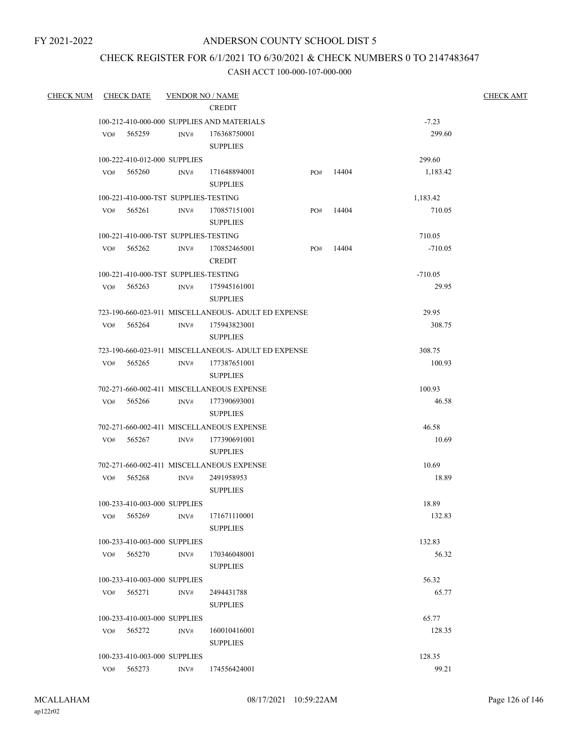FY 2021-2022

# ANDERSON COUNTY SCHOOL DIST 5

## CHECK REGISTER FOR 6/1/2021 TO 6/30/2021 & CHECK NUMBERS 0 TO 2147483647

### CASH ACCT 100-000-107-000-000

| CHECK NUM | CHECK DATE | VENDOR NO / NAME | | | | CHECK AMT |
|---|---|---|---|---|---|---|
| | | CREDIT | | | | |
| | 100-212-410-000-000 SUPPLIES AND MATERIALS | | | | -7.23 | |
| | VO# 565259 | INV# 176368750001 SUPPLIES | | | 299.60 | |
| | 100-222-410-012-000 SUPPLIES | | | | 299.60 | |
| | VO# 565260 | INV# 171648894001 SUPPLIES | PO# | 14404 | 1,183.42 | |
| | 100-221-410-000-TST SUPPLIES-TESTING | | | | 1,183.42 | |
| | VO# 565261 | INV# 170857151001 SUPPLIES | PO# | 14404 | 710.05 | |
| | 100-221-410-000-TST SUPPLIES-TESTING | | | | 710.05 | |
| | VO# 565262 | INV# 170852465001 CREDIT | PO# | 14404 | -710.05 | |
| | 100-221-410-000-TST SUPPLIES-TESTING | | | | -710.05 | |
| | VO# 565263 | INV# 175945161001 SUPPLIES | | | 29.95 | |
| | 723-190-660-023-911 MISCELLANEOUS- ADULT ED EXPENSE | | | | 29.95 | |
| | VO# 565264 | INV# 175943823001 SUPPLIES | | | 308.75 | |
| | 723-190-660-023-911 MISCELLANEOUS- ADULT ED EXPENSE | | | | 308.75 | |
| | VO# 565265 | INV# 177387651001 SUPPLIES | | | 100.93 | |
| | 702-271-660-002-411 MISCELLANEOUS EXPENSE | | | | 100.93 | |
| | VO# 565266 | INV# 177390693001 SUPPLIES | | | 46.58 | |
| | 702-271-660-002-411 MISCELLANEOUS EXPENSE | | | | 46.58 | |
| | VO# 565267 | INV# 177390691001 SUPPLIES | | | 10.69 | |
| | 702-271-660-002-411 MISCELLANEOUS EXPENSE | | | | 10.69 | |
| | VO# 565268 | INV# 2491958953 SUPPLIES | | | 18.89 | |
| | 100-233-410-003-000 SUPPLIES | | | | 18.89 | |
| | VO# 565269 | INV# 171671110001 SUPPLIES | | | 132.83 | |
| | 100-233-410-003-000 SUPPLIES | | | | 132.83 | |
| | VO# 565270 | INV# 170346048001 SUPPLIES | | | 56.32 | |
| | 100-233-410-003-000 SUPPLIES | | | | 56.32 | |
| | VO# 565271 | INV# 2494431788 SUPPLIES | | | 65.77 | |
| | 100-233-410-003-000 SUPPLIES | | | | 65.77 | |
| | VO# 565272 | INV# 160010416001 SUPPLIES | | | 128.35 | |
| | 100-233-410-003-000 SUPPLIES | | | | 128.35 | |
| | VO# 565273 | INV# 174556424001 | | | 99.21 | |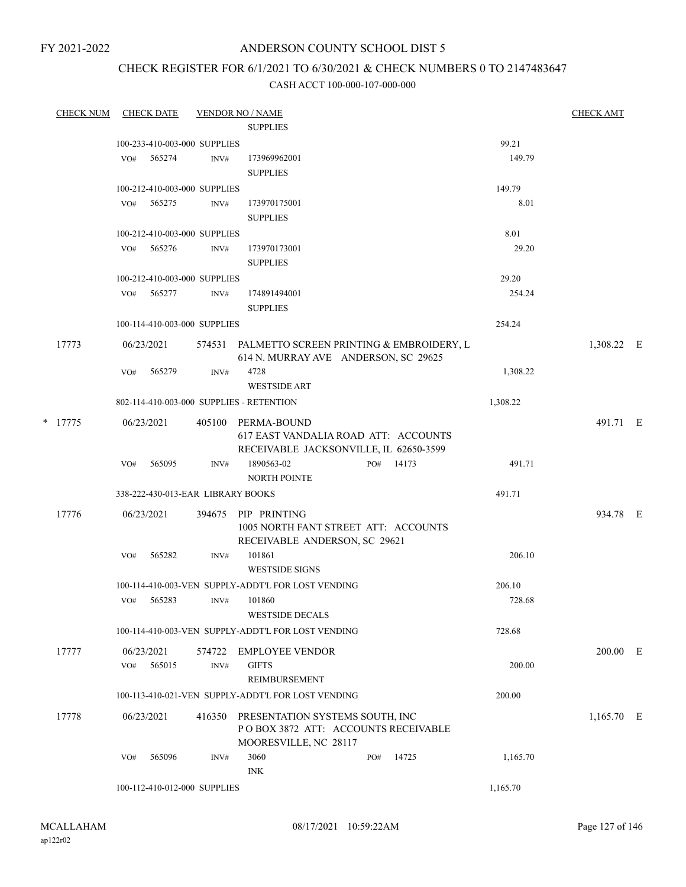FY 2021-2022

# ANDERSON COUNTY SCHOOL DIST 5

## CHECK REGISTER FOR 6/1/2021 TO 6/30/2021 & CHECK NUMBERS 0 TO 2147483647

### CASH ACCT 100-000-107-000-000

| CHECK NUM | CHECK DATE | VENDOR NO / NAME | | CHECK AMT |
|---|---|---|---|---|
| | | SUPPLIES | | |
| | 100-233-410-003-000 SUPPLIES | | 99.21 | |
| | VO# 565274 INV# | 173969962001<br>SUPPLIES | 149.79 | |
| | 100-212-410-003-000 SUPPLIES | | 149.79 | |
| | VO# 565275 INV# | 173970175001<br>SUPPLIES | 8.01 | |
| | 100-212-410-003-000 SUPPLIES | | 8.01 | |
| | VO# 565276 INV# | 173970173001<br>SUPPLIES | 29.20 | |
| | 100-212-410-003-000 SUPPLIES | | 29.20 | |
| | VO# 565277 INV# | 174891494001<br>SUPPLIES | 254.24 | |
| | 100-114-410-003-000 SUPPLIES | | 254.24 | |
| 17773 | 06/23/2021 | 574531 PALMETTO SCREEN PRINTING & EMBROIDERY, L<br>614 N. MURRAY AVE ANDERSON, SC 29625 | | 1,308.22 E |
| | VO# 565279 INV# | 4728<br>WESTSIDE ART | 1,308.22 | |
| | 802-114-410-003-000 SUPPLIES - RETENTION | | 1,308.22 | |
| * 17775 | 06/23/2021 | 405100 PERMA-BOUND<br>617 EAST VANDALIA ROAD ATT: ACCOUNTS RECEIVABLE JACKSONVILLE, IL 62650-3599 | | 491.71 E |
| | VO# 565095 INV# | 1890563-02 PO# 14173<br>NORTH POINTE | 491.71 | |
| | 338-222-430-013-EAR LIBRARY BOOKS | | 491.71 | |
| 17776 | 06/23/2021 | 394675 PIP PRINTING<br>1005 NORTH FANT STREET ATT: ACCOUNTS RECEIVABLE ANDERSON, SC 29621 | | 934.78 E |
| | VO# 565282 INV# | 101861<br>WESTSIDE SIGNS | 206.10 | |
| | 100-114-410-003-VEN SUPPLY-ADDT'L FOR LOST VENDING | | 206.10 | |
| | VO# 565283 INV# | 101860<br>WESTSIDE DECALS | 728.68 | |
| | 100-114-410-003-VEN SUPPLY-ADDT'L FOR LOST VENDING | | 728.68 | |
| 17777 | 06/23/2021 | 574722 EMPLOYEE VENDOR | | 200.00 E |
| | VO# 565015 INV# | GIFTS<br>REIMBURSEMENT | 200.00 | |
| | 100-113-410-021-VEN SUPPLY-ADDT'L FOR LOST VENDING | | 200.00 | |
| 17778 | 06/23/2021 | 416350 PRESENTATION SYSTEMS SOUTH, INC<br>P O BOX 3872 ATT: ACCOUNTS RECEIVABLE MOORESVILLE, NC 28117 | | 1,165.70 E |
| | VO# 565096 INV# | 3060 PO# 14725<br>INK | 1,165.70 | |
| | 100-112-410-012-000 SUPPLIES | | 1,165.70 | |

MCALLAHAM ap122r02 08/17/2021 10:59:22AM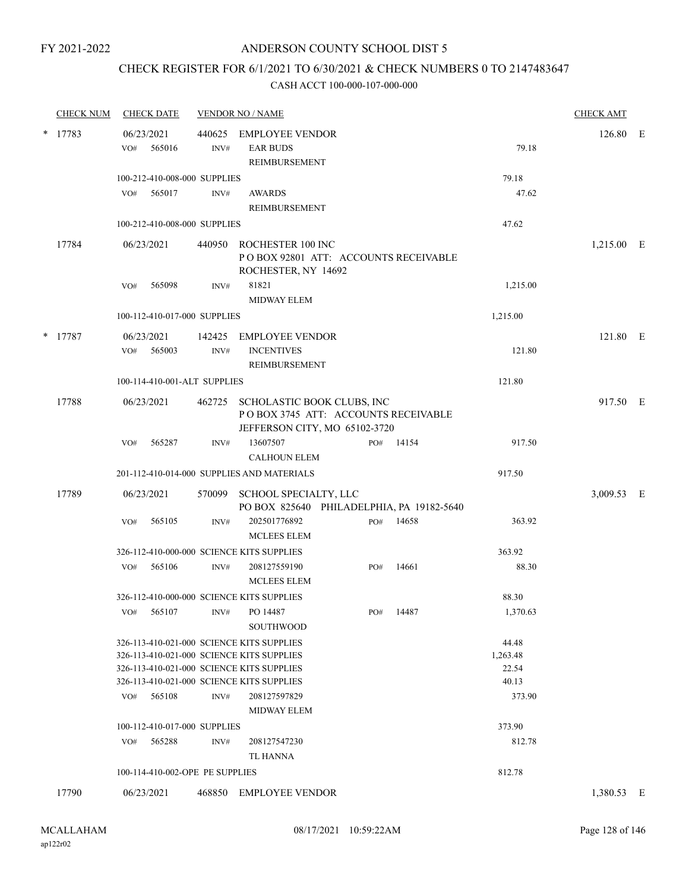FY 2021-2022

# ANDERSON COUNTY SCHOOL DIST 5

## CHECK REGISTER FOR 6/1/2021 TO 6/30/2021 & CHECK NUMBERS 0 TO 2147483647

### CASH ACCT 100-000-107-000-000

| CHECK NUM | CHECK DATE | VENDOR NO / NAME | | CHECK AMT | |
|---|---|---|---|---|---|
| * 17783 | 06/23/2021 | 440625 EMPLOYEE VENDOR | | 126.80 | E |
| | VO# 565016 | INV# EAR BUDS REIMBURSEMENT | 79.18 | | |
| | 100-212-410-008-000 SUPPLIES | | 79.18 | | |
| | VO# 565017 | INV# AWARDS REIMBURSEMENT | 47.62 | | |
| | 100-212-410-008-000 SUPPLIES | | 47.62 | | |
| 17784 | 06/23/2021 | 440950 ROCHESTER 100 INC P O BOX 92801 ATT: ACCOUNTS RECEIVABLE ROCHESTER, NY 14692 | | 1,215.00 | E |
| | VO# 565098 | INV# 81821 MIDWAY ELEM | 1,215.00 | | |
| | 100-112-410-017-000 SUPPLIES | | 1,215.00 | | |
| * 17787 | 06/23/2021 | 142425 EMPLOYEE VENDOR | | 121.80 | E |
| | VO# 565003 | INV# INCENTIVES REIMBURSEMENT | 121.80 | | |
| | 100-114-410-001-ALT SUPPLIES | | 121.80 | | |
| 17788 | 06/23/2021 | 462725 SCHOLASTIC BOOK CLUBS, INC P O BOX 3745 ATT: ACCOUNTS RECEIVABLE JEFFERSON CITY, MO 65102-3720 | | 917.50 | E |
| | VO# 565287 | INV# 13607507 PO# 14154 CALHOUN ELEM | 917.50 | | |
| | 201-112-410-014-000 SUPPLIES AND MATERIALS | | 917.50 | | |
| 17789 | 06/23/2021 | 570099 SCHOOL SPECIALTY, LLC PO BOX 825640 PHILADELPHIA, PA 19182-5640 | | 3,009.53 | E |
| | VO# 565105 | INV# 202501776892 PO# 14658 MCLEES ELEM | 363.92 | | |
| | 326-112-410-000-000 SCIENCE KITS SUPPLIES | | 363.92 | | |
| | VO# 565106 | INV# 208127559190 PO# 14661 MCLEES ELEM | 88.30 | | |
| | 326-112-410-000-000 SCIENCE KITS SUPPLIES | | 88.30 | | |
| | VO# 565107 | INV# PO 14487 PO# 14487 SOUTHWOOD | 1,370.63 | | |
| | 326-113-410-021-000 SCIENCE KITS SUPPLIES | | 44.48 | | |
| | 326-113-410-021-000 SCIENCE KITS SUPPLIES | | 1,263.48 | | |
| | 326-113-410-021-000 SCIENCE KITS SUPPLIES | | 22.54 | | |
| | 326-113-410-021-000 SCIENCE KITS SUPPLIES | | 40.13 | | |
| | VO# 565108 | INV# 208127597829 MIDWAY ELEM | 373.90 | | |
| | 100-112-410-017-000 SUPPLIES | | 373.90 | | |
| | VO# 565288 | INV# 208127547230 TL HANNA | 812.78 | | |
| | 100-114-410-002-OPE PE SUPPLIES | | 812.78 | | |
| 17790 | 06/23/2021 | 468850 EMPLOYEE VENDOR | | 1,380.53 | E |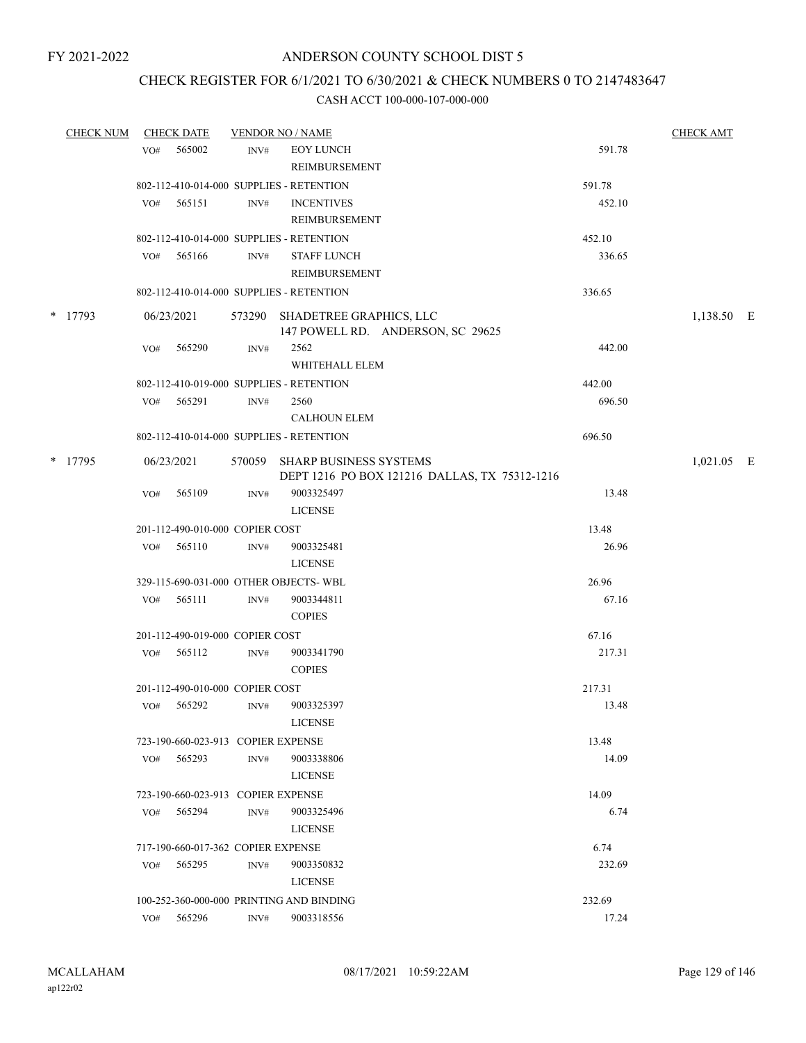FY 2021-2022

# ANDERSON COUNTY SCHOOL DIST 5

## CHECK REGISTER FOR 6/1/2021 TO 6/30/2021 & CHECK NUMBERS 0 TO 2147483647

### CASH ACCT 100-000-107-000-000

| CHECK NUM | CHECK DATE | VENDOR NO / NAME | | CHECK AMT |
|---|---|---|---|---|
| | VO# 565002 | INV# EOY LUNCH REIMBURSEMENT | 591.78 | |
| | 802-112-410-014-000 SUPPLIES - RETENTION | | 591.78 | |
| | VO# 565151 | INV# INCENTIVES REIMBURSEMENT | 452.10 | |
| | 802-112-410-014-000 SUPPLIES - RETENTION | | 452.10 | |
| | VO# 565166 | INV# STAFF LUNCH REIMBURSEMENT | 336.65 | |
| | 802-112-410-014-000 SUPPLIES - RETENTION | | 336.65 | |
| * 17793 | 06/23/2021 | 573290 SHADETREE GRAPHICS, LLC 147 POWELL RD. ANDERSON, SC 29625 | | 1,138.50 E |
| | VO# 565290 | INV# 2562 WHITEHALL ELEM | 442.00 | |
| | 802-112-410-019-000 SUPPLIES - RETENTION | | 442.00 | |
| | VO# 565291 | INV# 2560 CALHOUN ELEM | 696.50 | |
| | 802-112-410-014-000 SUPPLIES - RETENTION | | 696.50 | |
| * 17795 | 06/23/2021 | 570059 SHARP BUSINESS SYSTEMS DEPT 1216 PO BOX 121216 DALLAS, TX 75312-1216 | | 1,021.05 E |
| | VO# 565109 | INV# 9003325497 LICENSE | 13.48 | |
| | 201-112-490-010-000 COPIER COST | | 13.48 | |
| | VO# 565110 | INV# 9003325481 LICENSE | 26.96 | |
| | 329-115-690-031-000 OTHER OBJECTS- WBL | | 26.96 | |
| | VO# 565111 | INV# 9003344811 COPIES | 67.16 | |
| | 201-112-490-019-000 COPIER COST | | 67.16 | |
| | VO# 565112 | INV# 9003341790 COPIES | 217.31 | |
| | 201-112-490-010-000 COPIER COST | | 217.31 | |
| | VO# 565292 | INV# 9003325397 LICENSE | 13.48 | |
| | 723-190-660-023-913 COPIER EXPENSE | | 13.48 | |
| | VO# 565293 | INV# 9003338806 LICENSE | 14.09 | |
| | 723-190-660-023-913 COPIER EXPENSE | | 14.09 | |
| | VO# 565294 | INV# 9003325496 LICENSE | 6.74 | |
| | 717-190-660-017-362 COPIER EXPENSE | | 6.74 | |
| | VO# 565295 | INV# 9003350832 LICENSE | 232.69 | |
| | 100-252-360-000-000 PRINTING AND BINDING | | 232.69 | |
| | VO# 565296 | INV# 9003318556 | 17.24 | |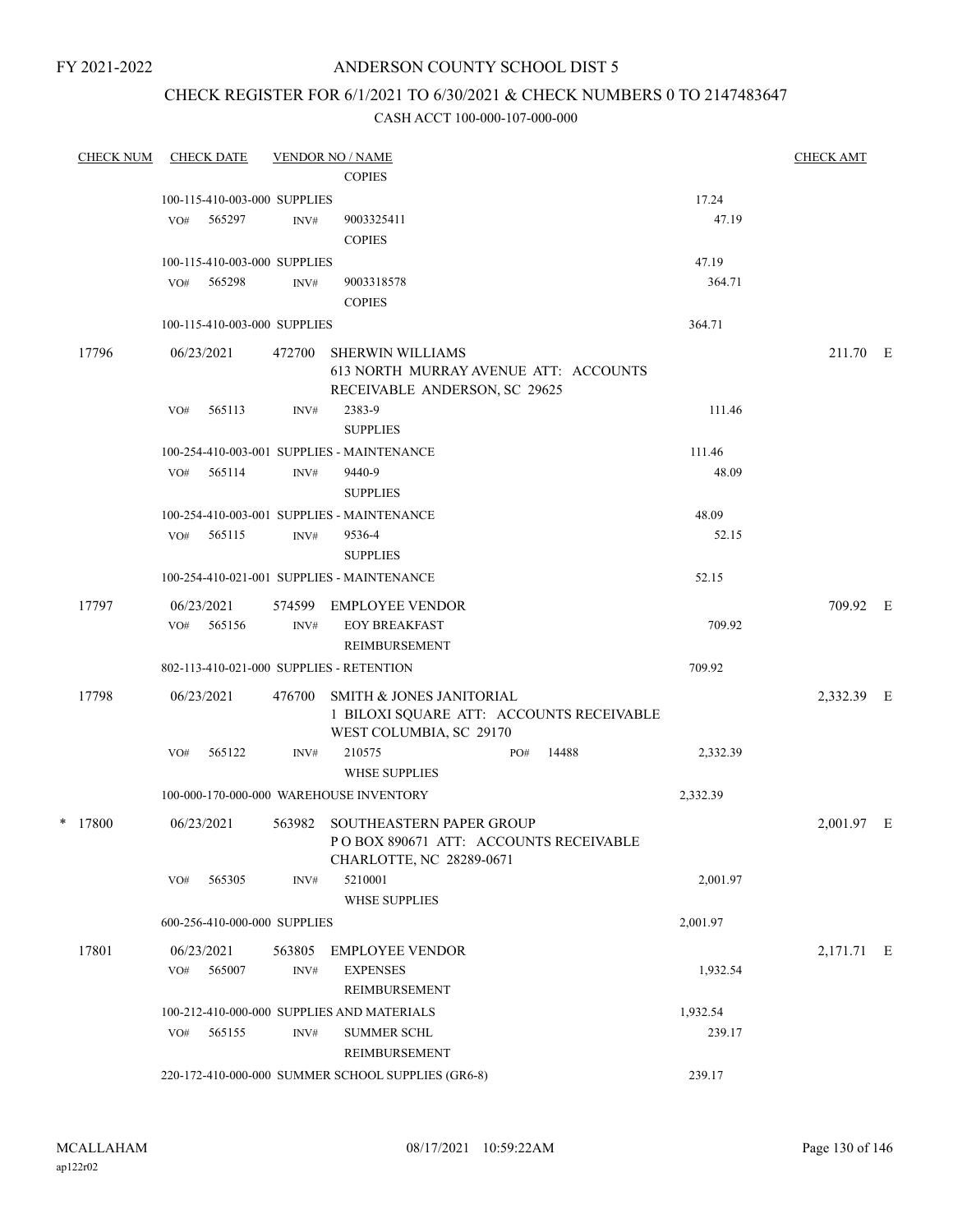FY 2021-2022

# ANDERSON COUNTY SCHOOL DIST 5

## CHECK REGISTER FOR 6/1/2021 TO 6/30/2021 & CHECK NUMBERS 0 TO 2147483647

### CASH ACCT 100-000-107-000-000

| CHECK NUM | CHECK DATE | VENDOR NO / NAME | | CHECK AMT |
|---|---|---|---|---|
| | | COPIES | | |
| | 100-115-410-003-000 SUPPLIES | | 17.24 | |
| | VO# 565297 | INV# 9003325411 COPIES | 47.19 | |
| | 100-115-410-003-000 SUPPLIES | | 47.19 | |
| | VO# 565298 | INV# 9003318578 COPIES | 364.71 | |
| | 100-115-410-003-000 SUPPLIES | | 364.71 | |
| 17796 | 06/23/2021 | 472700 SHERWIN WILLIAMS 613 NORTH MURRAY AVENUE ATT: ACCOUNTS RECEIVABLE ANDERSON, SC 29625 | | 211.70 E |
| | VO# 565113 | INV# 2383-9 SUPPLIES | 111.46 | |
| | 100-254-410-003-001 SUPPLIES - MAINTENANCE | | 111.46 | |
| | VO# 565114 | INV# 9440-9 SUPPLIES | 48.09 | |
| | 100-254-410-003-001 SUPPLIES - MAINTENANCE | | 48.09 | |
| | VO# 565115 | INV# 9536-4 SUPPLIES | 52.15 | |
| | 100-254-410-021-001 SUPPLIES - MAINTENANCE | | 52.15 | |
| 17797 | 06/23/2021 | 574599 EMPLOYEE VENDOR | | 709.92 E |
| | VO# 565156 | INV# EOY BREAKFAST REIMBURSEMENT | 709.92 | |
| | 802-113-410-021-000 SUPPLIES - RETENTION | | 709.92 | |
| 17798 | 06/23/2021 | 476700 SMITH & JONES JANITORIAL 1 BILOXI SQUARE ATT: ACCOUNTS RECEIVABLE WEST COLUMBIA, SC 29170 | | 2,332.39 E |
| | VO# 565122 | INV# 210575 PO# 14488 WHSE SUPPLIES | 2,332.39 | |
| | 100-000-170-000-000 WAREHOUSE INVENTORY | | 2,332.39 | |
| * 17800 | 06/23/2021 | 563982 SOUTHEASTERN PAPER GROUP P O BOX 890671 ATT: ACCOUNTS RECEIVABLE CHARLOTTE, NC 28289-0671 | | 2,001.97 E |
| | VO# 565305 | INV# 5210001 WHSE SUPPLIES | 2,001.97 | |
| | 600-256-410-000-000 SUPPLIES | | 2,001.97 | |
| 17801 | 06/23/2021 | 563805 EMPLOYEE VENDOR | | 2,171.71 E |
| | VO# 565007 | INV# EXPENSES REIMBURSEMENT | 1,932.54 | |
| | 100-212-410-000-000 SUPPLIES AND MATERIALS | | 1,932.54 | |
| | VO# 565155 | INV# SUMMER SCHL REIMBURSEMENT | 239.17 | |
| | 220-172-410-000-000 SUMMER SCHOOL SUPPLIES (GR6-8) | | 239.17 | |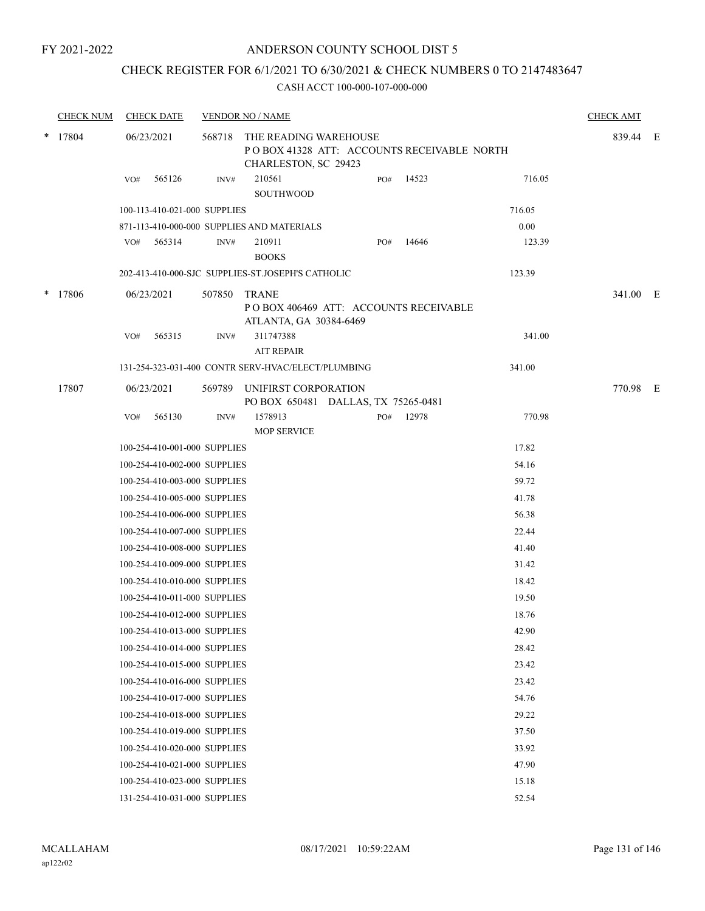FY 2021-2022

# ANDERSON COUNTY SCHOOL DIST 5

## CHECK REGISTER FOR 6/1/2021 TO 6/30/2021 & CHECK NUMBERS 0 TO 2147483647

### CASH ACCT 100-000-107-000-000

| CHECK NUM | CHECK DATE | VENDOR NO / NAME | | | CHECK AMT |
|---|---|---|---|---|---|
| * 17804 | 06/23/2021 | 568718 THE READING WAREHOUSE<br>P O BOX 41328 ATT: ACCOUNTS RECEIVABLE NORTH CHARLESTON, SC 29423 | | | 839.44 E |
| | VO# 565126 | INV# 210561<br>SOUTHWOOD | PO# 14523 | 716.05 | |
| | 100-113-410-021-000 SUPPLIES | | | 716.05 | |
| | 871-113-410-000-000 SUPPLIES AND MATERIALS | | | 0.00 | |
| | VO# 565314 | INV# 210911<br>BOOKS | PO# 14646 | 123.39 | |
| | 202-413-410-000-SJC SUPPLIES-ST.JOSEPH'S CATHOLIC | | | 123.39 | |
| * 17806 | 06/23/2021 | 507850 TRANE<br>P O BOX 406469 ATT: ACCOUNTS RECEIVABLE ATLANTA, GA 30384-6469 | | | 341.00 E |
| | VO# 565315 | INV# 311747388<br>AIT REPAIR | | 341.00 | |
| | 131-254-323-031-400 CONTR SERV-HVAC/ELECT/PLUMBING | | | 341.00 | |
| 17807 | 06/23/2021 | 569789 UNIFIRST CORPORATION<br>PO BOX 650481 DALLAS, TX 75265-0481 | | | 770.98 E |
| | VO# 565130 | INV# 1578913<br>MOP SERVICE | PO# 12978 | 770.98 | |
| | 100-254-410-001-000 SUPPLIES | | | 17.82 | |
| | 100-254-410-002-000 SUPPLIES | | | 54.16 | |
| | 100-254-410-003-000 SUPPLIES | | | 59.72 | |
| | 100-254-410-005-000 SUPPLIES | | | 41.78 | |
| | 100-254-410-006-000 SUPPLIES | | | 56.38 | |
| | 100-254-410-007-000 SUPPLIES | | | 22.44 | |
| | 100-254-410-008-000 SUPPLIES | | | 41.40 | |
| | 100-254-410-009-000 SUPPLIES | | | 31.42 | |
| | 100-254-410-010-000 SUPPLIES | | | 18.42 | |
| | 100-254-410-011-000 SUPPLIES | | | 19.50 | |
| | 100-254-410-012-000 SUPPLIES | | | 18.76 | |
| | 100-254-410-013-000 SUPPLIES | | | 42.90 | |
| | 100-254-410-014-000 SUPPLIES | | | 28.42 | |
| | 100-254-410-015-000 SUPPLIES | | | 23.42 | |
| | 100-254-410-016-000 SUPPLIES | | | 23.42 | |
| | 100-254-410-017-000 SUPPLIES | | | 54.76 | |
| | 100-254-410-018-000 SUPPLIES | | | 29.22 | |
| | 100-254-410-019-000 SUPPLIES | | | 37.50 | |
| | 100-254-410-020-000 SUPPLIES | | | 33.92 | |
| | 100-254-410-021-000 SUPPLIES | | | 47.90 | |
| | 100-254-410-023-000 SUPPLIES | | | 15.18 | |
| | 131-254-410-031-000 SUPPLIES | | | 52.54 | |

MCALLAHAM
ap122r02

08/17/2021 10:59:22AM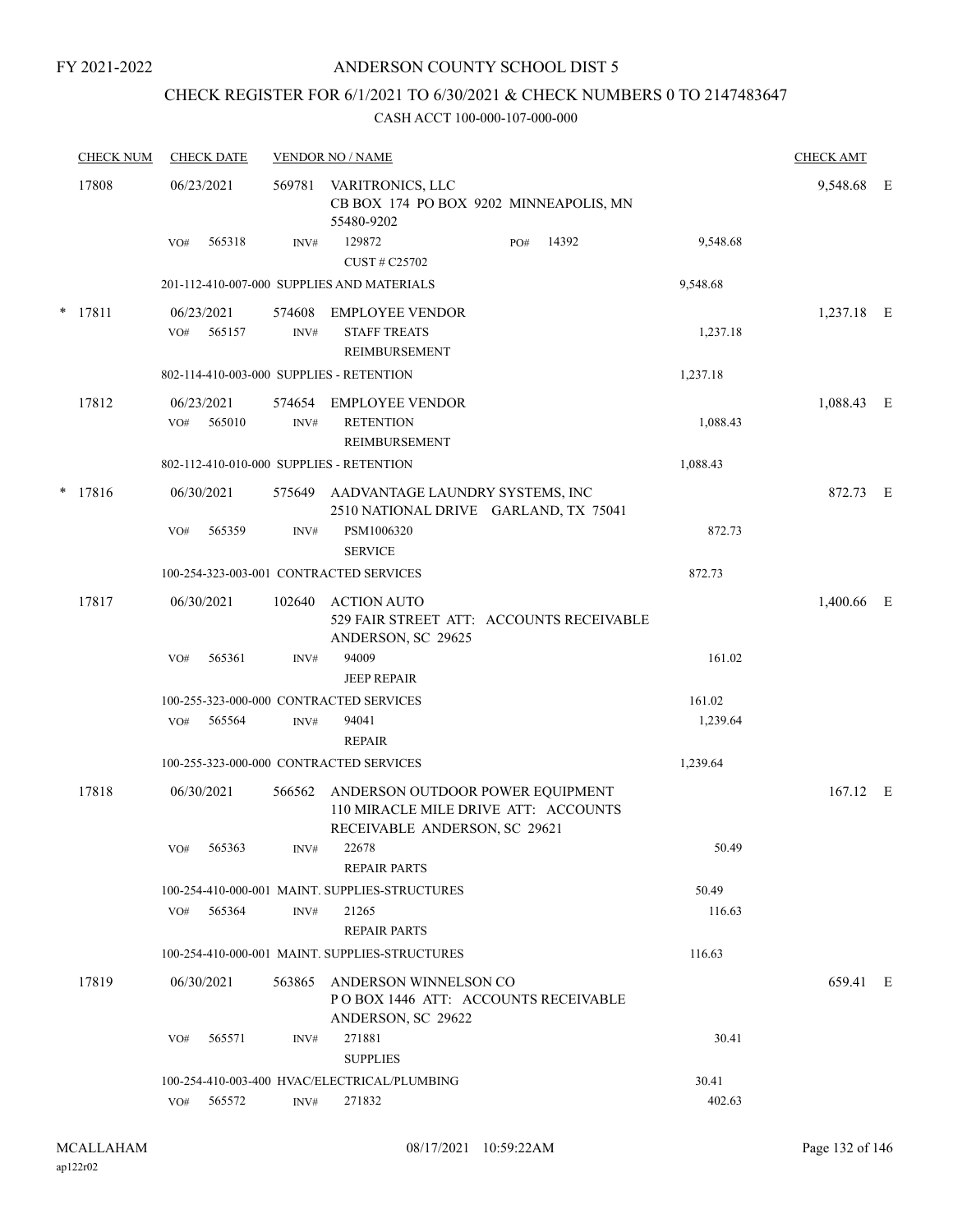FY 2021-2022

# ANDERSON COUNTY SCHOOL DIST 5

## CHECK REGISTER FOR 6/1/2021 TO 6/30/2021 & CHECK NUMBERS 0 TO 2147483647

CASH ACCT 100-000-107-000-000

| CHECK NUM | CHECK DATE | VENDOR NO / NAME | | | CHECK AMT | |
|---|---|---|---|---|---|---|
| 17808 | 06/23/2021 | 569781 VARITRONICS, LLC<br>CB BOX 174 PO BOX 9202 MINNEAPOLIS, MN 55480-9202 | | | 9,548.68 | E |
| | VO# 565318 | INV# 129872<br>CUST # C25702 | PO# 14392 | 9,548.68 | | |
| | | 201-112-410-007-000 SUPPLIES AND MATERIALS | | 9,548.68 | | |
| * 17811 | 06/23/2021 | 574608 EMPLOYEE VENDOR | | | 1,237.18 | E |
| | VO# 565157 | INV# STAFF TREATS<br>REIMBURSEMENT | | 1,237.18 | | |
| | | 802-114-410-003-000 SUPPLIES - RETENTION | | 1,237.18 | | |
| 17812 | 06/23/2021 | 574654 EMPLOYEE VENDOR | | | 1,088.43 | E |
| | VO# 565010 | INV# RETENTION<br>REIMBURSEMENT | | 1,088.43 | | |
| | | 802-112-410-010-000 SUPPLIES - RETENTION | | 1,088.43 | | |
| * 17816 | 06/30/2021 | 575649 AADVANTAGE LAUNDRY SYSTEMS, INC<br>2510 NATIONAL DRIVE GARLAND, TX 75041 | | | 872.73 | E |
| | VO# 565359 | INV# PSM1006320<br>SERVICE | | 872.73 | | |
| | | 100-254-323-003-001 CONTRACTED SERVICES | | 872.73 | | |
| 17817 | 06/30/2021 | 102640 ACTION AUTO<br>529 FAIR STREET ATT: ACCOUNTS RECEIVABLE ANDERSON, SC 29625 | | | 1,400.66 | E |
| | VO# 565361 | INV# 94009<br>JEEP REPAIR | | 161.02 | | |
| | | 100-255-323-000-000 CONTRACTED SERVICES | | 161.02 | | |
| | VO# 565564 | INV# 94041<br>REPAIR | | 1,239.64 | | |
| | | 100-255-323-000-000 CONTRACTED SERVICES | | 1,239.64 | | |
| 17818 | 06/30/2021 | 566562 ANDERSON OUTDOOR POWER EQUIPMENT<br>110 MIRACLE MILE DRIVE ATT: ACCOUNTS RECEIVABLE ANDERSON, SC 29621 | | | 167.12 | E |
| | VO# 565363 | INV# 22678<br>REPAIR PARTS | | 50.49 | | |
| | | 100-254-410-000-001 MAINT. SUPPLIES-STRUCTURES | | 50.49 | | |
| | VO# 565364 | INV# 21265<br>REPAIR PARTS | | 116.63 | | |
| | | 100-254-410-000-001 MAINT. SUPPLIES-STRUCTURES | | 116.63 | | |
| 17819 | 06/30/2021 | 563865 ANDERSON WINNELSON CO<br>P O BOX 1446 ATT: ACCOUNTS RECEIVABLE ANDERSON, SC 29622 | | | 659.41 | E |
| | VO# 565571 | INV# 271881<br>SUPPLIES | | 30.41 | | |
| | | 100-254-410-003-400 HVAC/ELECTRICAL/PLUMBING | | 30.41 | | |
| | VO# 565572 | INV# 271832 | | 402.63 | | |

MCALLAHAM
ap122r02

08/17/2021 10:59:22AM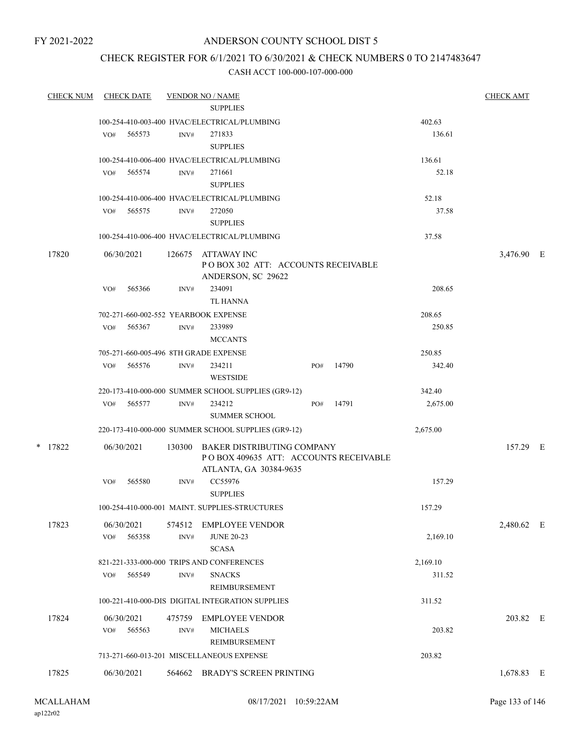FY 2021-2022

# ANDERSON COUNTY SCHOOL DIST 5

## CHECK REGISTER FOR 6/1/2021 TO 6/30/2021 & CHECK NUMBERS 0 TO 2147483647

### CASH ACCT 100-000-107-000-000

| CHECK NUM | CHECK DATE | VENDOR NO / NAME | | CHECK AMT |
|---|---|---|---|---|
| | | SUPPLIES | | |
| | 100-254-410-003-400 HVAC/ELECTRICAL/PLUMBING | | 402.63 | |
| | VO# 565573 | INV# 271833 SUPPLIES | 136.61 | |
| | 100-254-410-006-400 HVAC/ELECTRICAL/PLUMBING | | 136.61 | |
| | VO# 565574 | INV# 271661 SUPPLIES | 52.18 | |
| | 100-254-410-006-400 HVAC/ELECTRICAL/PLUMBING | | 52.18 | |
| | VO# 565575 | INV# 272050 SUPPLIES | 37.58 | |
| | 100-254-410-006-400 HVAC/ELECTRICAL/PLUMBING | | 37.58 | |
| 17820 | 06/30/2021 | 126675 ATTAWAY INC<br>P O BOX 302 ATT: ACCOUNTS RECEIVABLE<br>ANDERSON, SC 29622 | | 3,476.90 E |
| | VO# 565366 | INV# 234091 TL HANNA | 208.65 | |
| | 702-271-660-002-552 YEARBOOK EXPENSE | | 208.65 | |
| | VO# 565367 | INV# 233989 MCCANTS | 250.85 | |
| | 705-271-660-005-496 8TH GRADE EXPENSE | | 250.85 | |
| | VO# 565576 | INV# 234211 PO# 14790 WESTSIDE | 342.40 | |
| | 220-173-410-000-000 SUMMER SCHOOL SUPPLIES (GR9-12) | | 342.40 | |
| | VO# 565577 | INV# 234212 PO# 14791 SUMMER SCHOOL | 2,675.00 | |
| | 220-173-410-000-000 SUMMER SCHOOL SUPPLIES (GR9-12) | | 2,675.00 | |
| * 17822 | 06/30/2021 | 130300 BAKER DISTRIBUTING COMPANY<br>P O BOX 409635 ATT: ACCOUNTS RECEIVABLE<br>ATLANTA, GA 30384-9635 | | 157.29 E |
| | VO# 565580 | INV# CC55976 SUPPLIES | 157.29 | |
| | 100-254-410-000-001 MAINT. SUPPLIES-STRUCTURES | | 157.29 | |
| 17823 | 06/30/2021 | 574512 EMPLOYEE VENDOR | | 2,480.62 E |
| | VO# 565358 | INV# JUNE 20-23 SCASA | 2,169.10 | |
| | 821-221-333-000-000 TRIPS AND CONFERENCES | | 2,169.10 | |
| | VO# 565549 | INV# SNACKS REIMBURSEMENT | 311.52 | |
| | 100-221-410-000-DIS DIGITAL INTEGRATION SUPPLIES | | 311.52 | |
| 17824 | 06/30/2021 | 475759 EMPLOYEE VENDOR | | 203.82 E |
| | VO# 565563 | INV# MICHAELS REIMBURSEMENT | 203.82 | |
| | 713-271-660-013-201 MISCELLANEOUS EXPENSE | | 203.82 | |
| 17825 | 06/30/2021 | 564662 BRADY'S SCREEN PRINTING | | 1,678.83 E |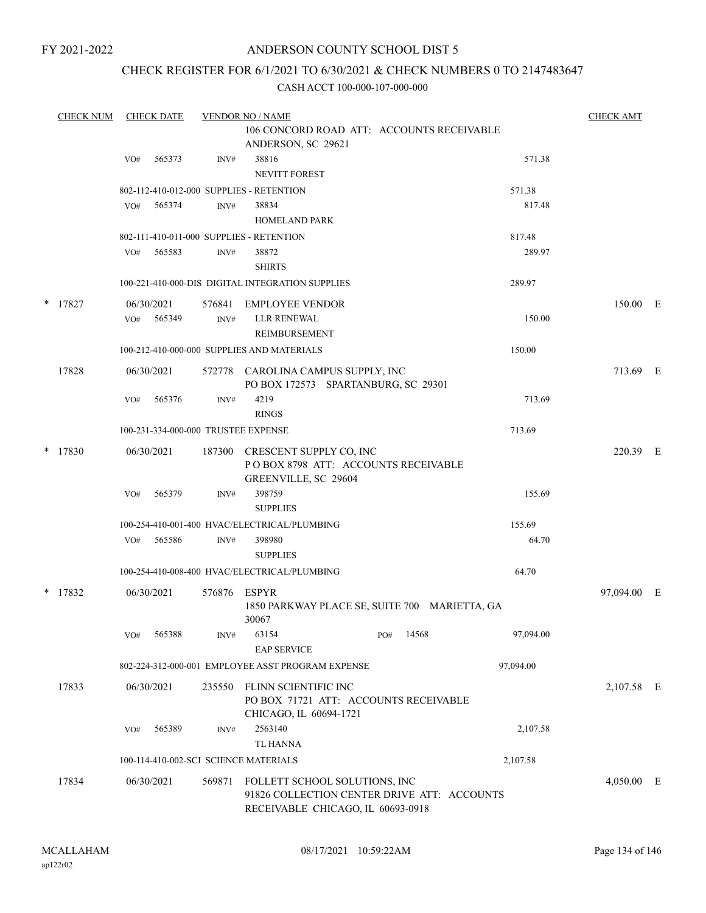FY 2021-2022

# ANDERSON COUNTY SCHOOL DIST 5

## CHECK REGISTER FOR 6/1/2021 TO 6/30/2021 & CHECK NUMBERS 0 TO 2147483647

CASH ACCT 100-000-107-000-000

| CHECK NUM | CHECK DATE | VENDOR NO / NAME | | | CHECK AMT | |
|---|---|---|---|---|---|---|
| | | | 106 CONCORD ROAD ATT: ACCOUNTS RECEIVABLE ANDERSON, SC 29621 | | | |
| | VO# 565373 | INV# | 38816 NEVITT FOREST | 571.38 | | |
| | 802-112-410-012-000 SUPPLIES - RETENTION | | | 571.38 | | |
| | VO# 565374 | INV# | 38834 HOMELAND PARK | 817.48 | | |
| | 802-111-410-011-000 SUPPLIES - RETENTION | | | 817.48 | | |
| | VO# 565583 | INV# | 38872 SHIRTS | 289.97 | | |
| | 100-221-410-000-DIS DIGITAL INTEGRATION SUPPLIES | | | 289.97 | | |
| * 17827 | 06/30/2021 | 576841 | EMPLOYEE VENDOR | | 150.00 | E |
| | VO# 565349 | INV# | LLR RENEWAL REIMBURSEMENT | 150.00 | | |
| | 100-212-410-000-000 SUPPLIES AND MATERIALS | | | 150.00 | | |
| 17828 | 06/30/2021 | 572778 | CAROLINA CAMPUS SUPPLY, INC PO BOX 172573 SPARTANBURG, SC 29301 | | 713.69 | E |
| | VO# 565376 | INV# | 4219 RINGS | 713.69 | | |
| | 100-231-334-000-000 TRUSTEE EXPENSE | | | 713.69 | | |
| * 17830 | 06/30/2021 | 187300 | CRESCENT SUPPLY CO, INC P O BOX 8798 ATT: ACCOUNTS RECEIVABLE GREENVILLE, SC 29604 | | 220.39 | E |
| | VO# 565379 | INV# | 398759 SUPPLIES | 155.69 | | |
| | 100-254-410-001-400 HVAC/ELECTRICAL/PLUMBING | | | 155.69 | | |
| | VO# 565586 | INV# | 398980 SUPPLIES | 64.70 | | |
| | 100-254-410-008-400 HVAC/ELECTRICAL/PLUMBING | | | 64.70 | | |
| * 17832 | 06/30/2021 | 576876 | ESPYR 1850 PARKWAY PLACE SE, SUITE 700 MARIETTA, GA 30067 | | 97,094.00 | E |
| | VO# 565388 | INV# | 63154 EAP SERVICE PO# 14568 | 97,094.00 | | |
| | 802-224-312-000-001 EMPLOYEE ASST PROGRAM EXPENSE | | | 97,094.00 | | |
| 17833 | 06/30/2021 | 235550 | FLINN SCIENTIFIC INC PO BOX 71721 ATT: ACCOUNTS RECEIVABLE CHICAGO, IL 60694-1721 | | 2,107.58 | E |
| | VO# 565389 | INV# | 2563140 TL HANNA | 2,107.58 | | |
| | 100-114-410-002-SCI SCIENCE MATERIALS | | | 2,107.58 | | |
| 17834 | 06/30/2021 | 569871 | FOLLETT SCHOOL SOLUTIONS, INC 91826 COLLECTION CENTER DRIVE ATT: ACCOUNTS RECEIVABLE CHICAGO, IL 60693-0918 | | 4,050.00 | E |

MCALLAHAM ap122r02 | 08/17/2021 10:59:22AM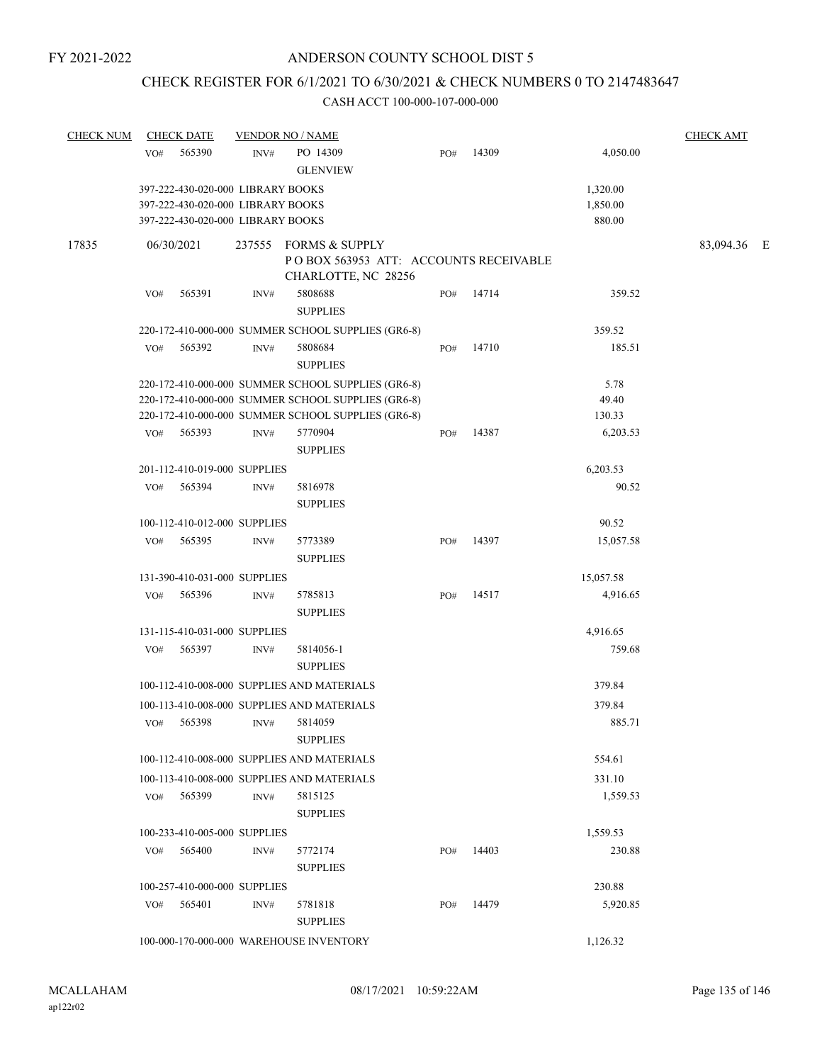FY 2021-2022

# ANDERSON COUNTY SCHOOL DIST 5

## CHECK REGISTER FOR 6/1/2021 TO 6/30/2021 & CHECK NUMBERS 0 TO 2147483647

### CASH ACCT 100-000-107-000-000

| CHECK NUM | CHECK DATE | VENDOR NO / NAME | | | | CHECK AMT |
|---|---|---|---|---|---|---|
| | VO# 565390 | INV# PO 14309 GLENVIEW | PO# 14309 | | 4,050.00 | |
| | 397-222-430-020-000 LIBRARY BOOKS | | | | 1,320.00 | |
| | 397-222-430-020-000 LIBRARY BOOKS | | | | 1,850.00 | |
| | 397-222-430-020-000 LIBRARY BOOKS | | | | 880.00 | |
| 17835 | 06/30/2021 | 237555 FORMS & SUPPLY<br>P O BOX 563953 ATT: ACCOUNTS RECEIVABLE<br>CHARLOTTE, NC 28256 | | | | 83,094.36 E |
| | VO# 565391 | INV# 5808688 SUPPLIES | PO# 14714 | | 359.52 | |
| | 220-172-410-000-000 SUMMER SCHOOL SUPPLIES (GR6-8) | | | | 359.52 | |
| | VO# 565392 | INV# 5808684 SUPPLIES | PO# 14710 | | 185.51 | |
| | 220-172-410-000-000 SUMMER SCHOOL SUPPLIES (GR6-8) | | | | 5.78 | |
| | 220-172-410-000-000 SUMMER SCHOOL SUPPLIES (GR6-8) | | | | 49.40 | |
| | 220-172-410-000-000 SUMMER SCHOOL SUPPLIES (GR6-8) | | | | 130.33 | |
| | VO# 565393 | INV# 5770904 SUPPLIES | PO# 14387 | | 6,203.53 | |
| | 201-112-410-019-000 SUPPLIES | | | | 6,203.53 | |
| | VO# 565394 | INV# 5816978 SUPPLIES | | | 90.52 | |
| | 100-112-410-012-000 SUPPLIES | | | | 90.52 | |
| | VO# 565395 | INV# 5773389 SUPPLIES | PO# 14397 | | 15,057.58 | |
| | 131-390-410-031-000 SUPPLIES | | | | 15,057.58 | |
| | VO# 565396 | INV# 5785813 SUPPLIES | PO# 14517 | | 4,916.65 | |
| | 131-115-410-031-000 SUPPLIES | | | | 4,916.65 | |
| | VO# 565397 | INV# 5814056-1 SUPPLIES | | | 759.68 | |
| | 100-112-410-008-000 SUPPLIES AND MATERIALS | | | | 379.84 | |
| | 100-113-410-008-000 SUPPLIES AND MATERIALS | | | | 379.84 | |
| | VO# 565398 | INV# 5814059 SUPPLIES | | | 885.71 | |
| | 100-112-410-008-000 SUPPLIES AND MATERIALS | | | | 554.61 | |
| | 100-113-410-008-000 SUPPLIES AND MATERIALS | | | | 331.10 | |
| | VO# 565399 | INV# 5815125 SUPPLIES | | | 1,559.53 | |
| | 100-233-410-005-000 SUPPLIES | | | | 1,559.53 | |
| | VO# 565400 | INV# 5772174 SUPPLIES | PO# 14403 | | 230.88 | |
| | 100-257-410-000-000 SUPPLIES | | | | 230.88 | |
| | VO# 565401 | INV# 5781818 SUPPLIES | PO# 14479 | | 5,920.85 | |
| | 100-000-170-000-000 WAREHOUSE INVENTORY | | | | 1,126.32 | |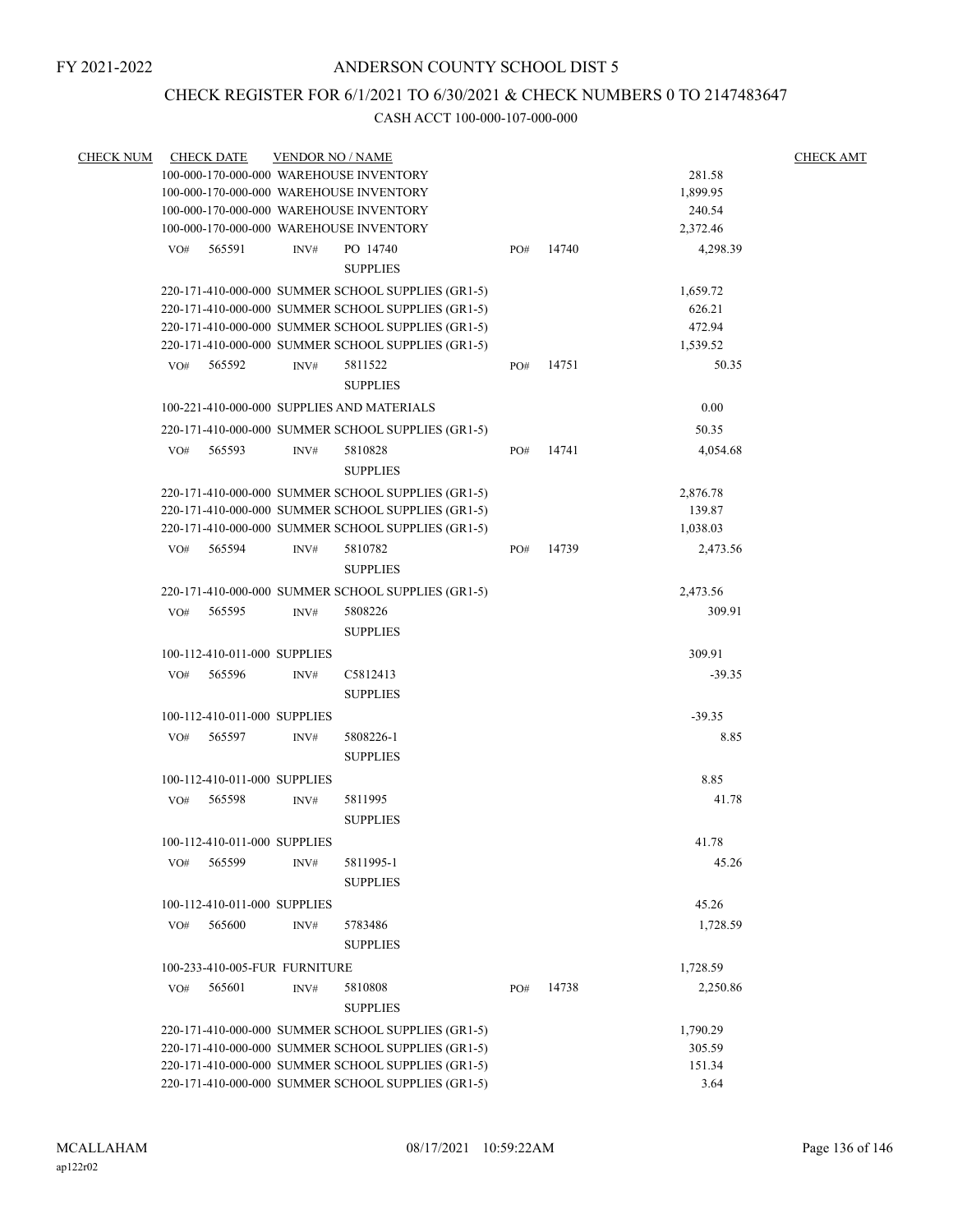FY 2021-2022

# ANDERSON COUNTY SCHOOL DIST 5

## CHECK REGISTER FOR 6/1/2021 TO 6/30/2021 & CHECK NUMBERS 0 TO 2147483647

### CASH ACCT 100-000-107-000-000

| CHECK NUM | CHECK DATE | VENDOR NO / NAME | | | | CHECK AMT |
|---|---|---|---|---|---|---|
| | 100-000-170-000-000 WAREHOUSE INVENTORY | | | | 281.58 | |
| | 100-000-170-000-000 WAREHOUSE INVENTORY | | | | 1,899.95 | |
| | 100-000-170-000-000 WAREHOUSE INVENTORY | | | | 240.54 | |
| | 100-000-170-000-000 WAREHOUSE INVENTORY | | | | 2,372.46 | |
| | VO# 565591 | INV# PO 14740 SUPPLIES | PO# | 14740 | 4,298.39 | |
| | 220-171-410-000-000 SUMMER SCHOOL SUPPLIES (GR1-5) | | | | 1,659.72 | |
| | 220-171-410-000-000 SUMMER SCHOOL SUPPLIES (GR1-5) | | | | 626.21 | |
| | 220-171-410-000-000 SUMMER SCHOOL SUPPLIES (GR1-5) | | | | 472.94 | |
| | 220-171-410-000-000 SUMMER SCHOOL SUPPLIES (GR1-5) | | | | 1,539.52 | |
| | VO# 565592 | INV# 5811522 SUPPLIES | PO# | 14751 | 50.35 | |
| | 100-221-410-000-000 SUPPLIES AND MATERIALS | | | | 0.00 | |
| | 220-171-410-000-000 SUMMER SCHOOL SUPPLIES (GR1-5) | | | | 50.35 | |
| | VO# 565593 | INV# 5810828 SUPPLIES | PO# | 14741 | 4,054.68 | |
| | 220-171-410-000-000 SUMMER SCHOOL SUPPLIES (GR1-5) | | | | 2,876.78 | |
| | 220-171-410-000-000 SUMMER SCHOOL SUPPLIES (GR1-5) | | | | 139.87 | |
| | 220-171-410-000-000 SUMMER SCHOOL SUPPLIES (GR1-5) | | | | 1,038.03 | |
| | VO# 565594 | INV# 5810782 SUPPLIES | PO# | 14739 | 2,473.56 | |
| | 220-171-410-000-000 SUMMER SCHOOL SUPPLIES (GR1-5) | | | | 2,473.56 | |
| | VO# 565595 | INV# 5808226 SUPPLIES | | | 309.91 | |
| | 100-112-410-011-000 SUPPLIES | | | | 309.91 | |
| | VO# 565596 | INV# C5812413 SUPPLIES | | | -39.35 | |
| | 100-112-410-011-000 SUPPLIES | | | | -39.35 | |
| | VO# 565597 | INV# 5808226-1 SUPPLIES | | | 8.85 | |
| | 100-112-410-011-000 SUPPLIES | | | | 8.85 | |
| | VO# 565598 | INV# 5811995 SUPPLIES | | | 41.78 | |
| | 100-112-410-011-000 SUPPLIES | | | | 41.78 | |
| | VO# 565599 | INV# 5811995-1 SUPPLIES | | | 45.26 | |
| | 100-112-410-011-000 SUPPLIES | | | | 45.26 | |
| | VO# 565600 | INV# 5783486 SUPPLIES | | | 1,728.59 | |
| | 100-233-410-005-FUR FURNITURE | | | | 1,728.59 | |
| | VO# 565601 | INV# 5810808 SUPPLIES | PO# | 14738 | 2,250.86 | |
| | 220-171-410-000-000 SUMMER SCHOOL SUPPLIES (GR1-5) | | | | 1,790.29 | |
| | 220-171-410-000-000 SUMMER SCHOOL SUPPLIES (GR1-5) | | | | 305.59 | |
| | 220-171-410-000-000 SUMMER SCHOOL SUPPLIES (GR1-5) | | | | 151.34 | |
| | 220-171-410-000-000 SUMMER SCHOOL SUPPLIES (GR1-5) | | | | 3.64 | |

MCALLAHAM
ap122r02

08/17/2021 10:59:22AM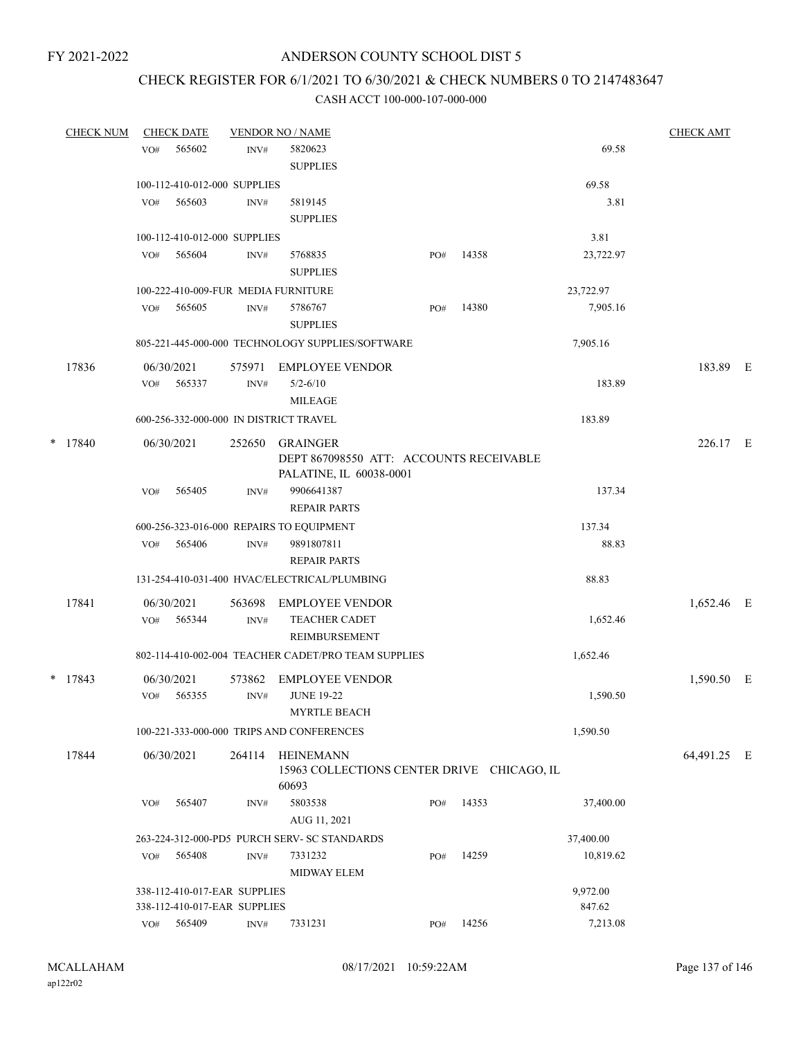FY 2021-2022

# ANDERSON COUNTY SCHOOL DIST 5

## CHECK REGISTER FOR 6/1/2021 TO 6/30/2021 & CHECK NUMBERS 0 TO 2147483647

### CASH ACCT 100-000-107-000-000

| CHECK NUM | CHECK DATE | VENDOR NO / NAME | | | CHECK AMT |
|---|---|---|---|---|---|
| | VO# 565602 | INV# 5820623 SUPPLIES | | 69.58 | |
| | 100-112-410-012-000 SUPPLIES | | | 69.58 | |
| | VO# 565603 | INV# 5819145 SUPPLIES | | 3.81 | |
| | 100-112-410-012-000 SUPPLIES | | | 3.81 | |
| | VO# 565604 | INV# 5768835 SUPPLIES | PO# 14358 | 23,722.97 | |
| | 100-222-410-009-FUR MEDIA FURNITURE | | | 23,722.97 | |
| | VO# 565605 | INV# 5786767 SUPPLIES | PO# 14380 | 7,905.16 | |
| | 805-221-445-000-000 TECHNOLOGY SUPPLIES/SOFTWARE | | | 7,905.16 | |
| 17836 | 06/30/2021 | 575971 EMPLOYEE VENDOR | | | 183.89 E |
| | VO# 565337 | INV# 5/2-6/10 MILEAGE | | 183.89 | |
| | 600-256-332-000-000 IN DISTRICT TRAVEL | | | 183.89 | |
| * 17840 | 06/30/2021 | 252650 GRAINGER DEPT 867098550 ATT: ACCOUNTS RECEIVABLE PALATINE, IL 60038-0001 | | | 226.17 E |
| | VO# 565405 | INV# 9906641387 REPAIR PARTS | | 137.34 | |
| | 600-256-323-016-000 REPAIRS TO EQUIPMENT | | | 137.34 | |
| | VO# 565406 | INV# 9891807811 REPAIR PARTS | | 88.83 | |
| | 131-254-410-031-400 HVAC/ELECTRICAL/PLUMBING | | | 88.83 | |
| 17841 | 06/30/2021 | 563698 EMPLOYEE VENDOR | | | 1,652.46 E |
| | VO# 565344 | INV# TEACHER CADET REIMBURSEMENT | | 1,652.46 | |
| | 802-114-410-002-004 TEACHER CADET/PRO TEAM SUPPLIES | | | 1,652.46 | |
| * 17843 | 06/30/2021 | 573862 EMPLOYEE VENDOR | | | 1,590.50 E |
| | VO# 565355 | INV# JUNE 19-22 MYRTLE BEACH | | 1,590.50 | |
| | 100-221-333-000-000 TRIPS AND CONFERENCES | | | 1,590.50 | |
| 17844 | 06/30/2021 | 264114 HEINEMANN 15963 COLLECTIONS CENTER DRIVE CHICAGO, IL 60693 | | | 64,491.25 E |
| | VO# 565407 | INV# 5803538 AUG 11, 2021 | PO# 14353 | 37,400.00 | |
| | 263-224-312-000-PD5 PURCH SERV- SC STANDARDS | | | 37,400.00 | |
| | VO# 565408 | INV# 7331232 MIDWAY ELEM | PO# 14259 | 10,819.62 | |
| | 338-112-410-017-EAR SUPPLIES | | | 9,972.00 | |
| | 338-112-410-017-EAR SUPPLIES | | | 847.62 | |
| | VO# 565409 | INV# 7331231 | PO# 14256 | 7,213.08 | |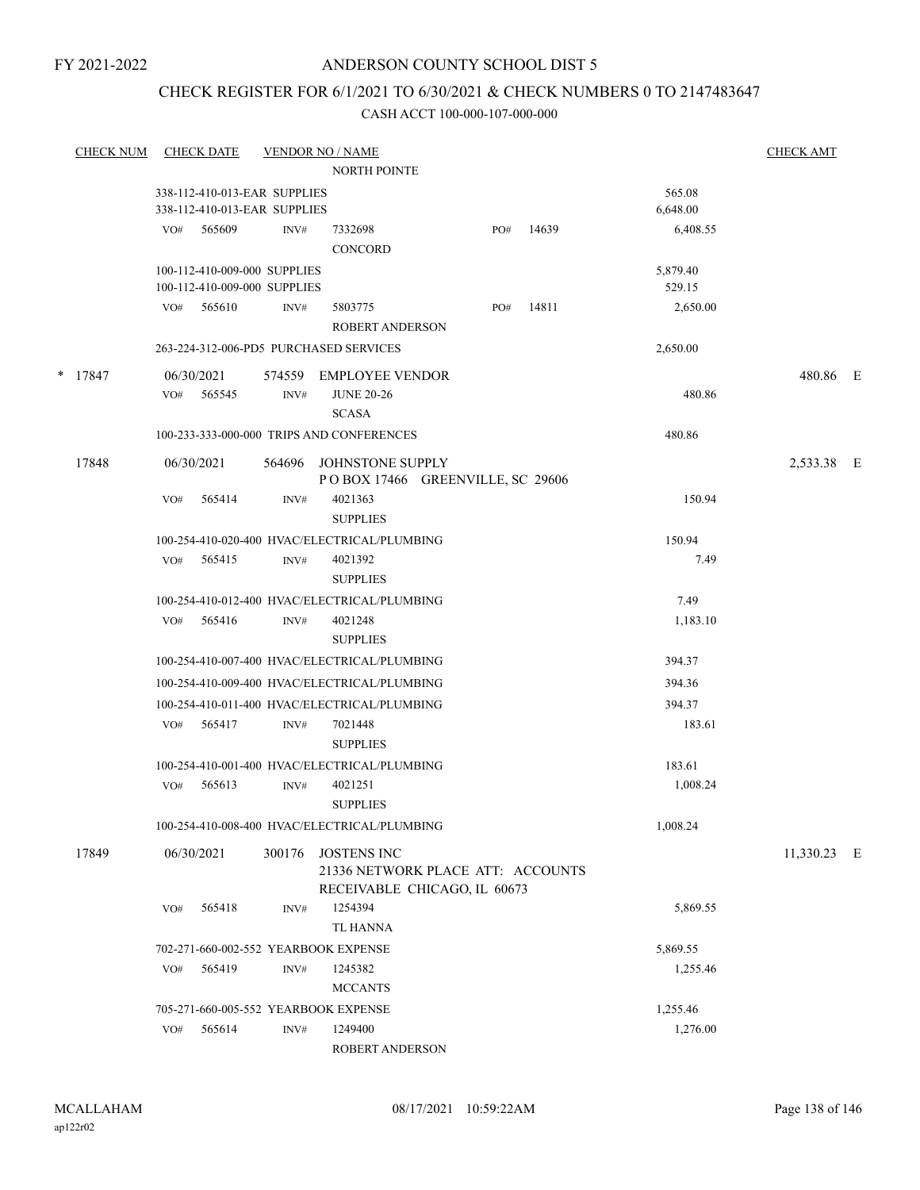FY 2021-2022

ANDERSON COUNTY SCHOOL DIST 5

CHECK REGISTER FOR 6/1/2021 TO 6/30/2021 & CHECK NUMBERS 0 TO 2147483647

CASH ACCT 100-000-107-000-000

| CHECK NUM | CHECK DATE | VENDOR NO / NAME | | CHECK AMT |
|---|---|---|---|---|
| | | NORTH POINTE | | |
| | 338-112-410-013-EAR SUPPLIES | | 565.08 | |
| | 338-112-410-013-EAR SUPPLIES | | 6,648.00 | |
| | VO# 565609 | INV# 7332698 PO# 14639 CONCORD | 6,408.55 | |
| | 100-112-410-009-000 SUPPLIES | | 5,879.40 | |
| | 100-112-410-009-000 SUPPLIES | | 529.15 | |
| | VO# 565610 | INV# 5803775 PO# 14811 ROBERT ANDERSON | 2,650.00 | |
| | 263-224-312-006-PD5 PURCHASED SERVICES | | 2,650.00 | |
| * 17847 | 06/30/2021 | 574559 EMPLOYEE VENDOR | | 480.86 E |
| | VO# 565545 | INV# JUNE 20-26 SCASA | 480.86 | |
| | 100-233-333-000-000 TRIPS AND CONFERENCES | | 480.86 | |
| 17848 | 06/30/2021 | 564696 JOHNSTONE SUPPLY P O BOX 17466 GREENVILLE, SC 29606 | | 2,533.38 E |
| | VO# 565414 | INV# 4021363 SUPPLIES | 150.94 | |
| | 100-254-410-020-400 HVAC/ELECTRICAL/PLUMBING | | 150.94 | |
| | VO# 565415 | INV# 4021392 SUPPLIES | 7.49 | |
| | 100-254-410-012-400 HVAC/ELECTRICAL/PLUMBING | | 7.49 | |
| | VO# 565416 | INV# 4021248 SUPPLIES | 1,183.10 | |
| | 100-254-410-007-400 HVAC/ELECTRICAL/PLUMBING | | 394.37 | |
| | 100-254-410-009-400 HVAC/ELECTRICAL/PLUMBING | | 394.36 | |
| | 100-254-410-011-400 HVAC/ELECTRICAL/PLUMBING | | 394.37 | |
| | VO# 565417 | INV# 7021448 SUPPLIES | 183.61 | |
| | 100-254-410-001-400 HVAC/ELECTRICAL/PLUMBING | | 183.61 | |
| | VO# 565613 | INV# 4021251 SUPPLIES | 1,008.24 | |
| | 100-254-410-008-400 HVAC/ELECTRICAL/PLUMBING | | 1,008.24 | |
| 17849 | 06/30/2021 | 300176 JOSTENS INC 21336 NETWORK PLACE ATT: ACCOUNTS RECEIVABLE CHICAGO, IL 60673 | | 11,330.23 E |
| | VO# 565418 | INV# 1254394 TL HANNA | 5,869.55 | |
| | 702-271-660-002-552 YEARBOOK EXPENSE | | 5,869.55 | |
| | VO# 565419 | INV# 1245382 MCCANTS | 1,255.46 | |
| | 705-271-660-005-552 YEARBOOK EXPENSE | | 1,255.46 | |
| | VO# 565614 | INV# 1249400 ROBERT ANDERSON | 1,276.00 | |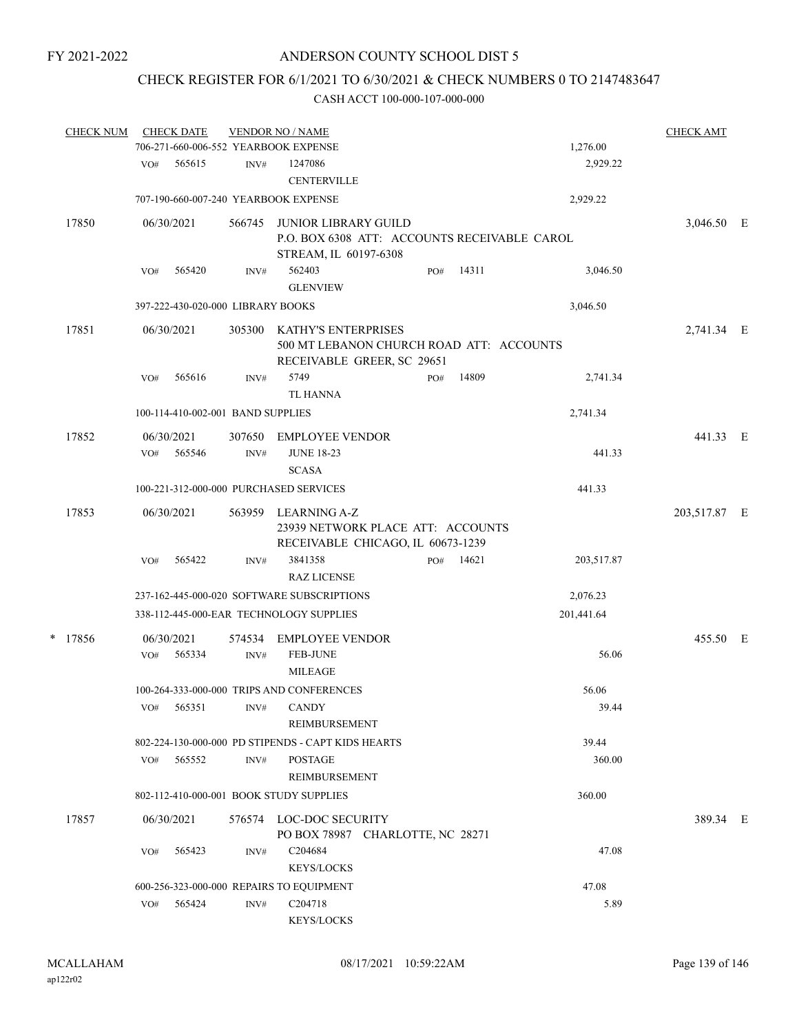FY 2021-2022

# ANDERSON COUNTY SCHOOL DIST 5

## CHECK REGISTER FOR 6/1/2021 TO 6/30/2021 & CHECK NUMBERS 0 TO 2147483647

### CASH ACCT 100-000-107-000-000

| CHECK NUM | CHECK DATE | VENDOR NO / NAME | | | CHECK AMT |
|---|---|---|---|---|---|
| | 706-271-660-006-552 YEARBOOK EXPENSE | | | 1,276.00 | |
| | VO# 565615 | INV# 1247086 CENTERVILLE | | 2,929.22 | |
| | 707-190-660-007-240 YEARBOOK EXPENSE | | | 2,929.22 | |
| 17850 | 06/30/2021 | 566745 JUNIOR LIBRARY GUILD P.O. BOX 6308 ATT: ACCOUNTS RECEIVABLE CAROL STREAM, IL 60197-6308 | | | 3,046.50 E |
| | VO# 565420 | INV# 562403 GLENVIEW | PO# 14311 | 3,046.50 | |
| | 397-222-430-020-000 LIBRARY BOOKS | | | 3,046.50 | |
| 17851 | 06/30/2021 | 305300 KATHY'S ENTERPRISES 500 MT LEBANON CHURCH ROAD ATT: ACCOUNTS RECEIVABLE GREER, SC 29651 | | | 2,741.34 E |
| | VO# 565616 | INV# 5749 TL HANNA | PO# 14809 | 2,741.34 | |
| | 100-114-410-002-001 BAND SUPPLIES | | | 2,741.34 | |
| 17852 | 06/30/2021 | 307650 EMPLOYEE VENDOR | | | 441.33 E |
| | VO# 565546 | INV# JUNE 18-23 SCASA | | 441.33 | |
| | 100-221-312-000-000 PURCHASED SERVICES | | | 441.33 | |
| 17853 | 06/30/2021 | 563959 LEARNING A-Z 23939 NETWORK PLACE ATT: ACCOUNTS RECEIVABLE CHICAGO, IL 60673-1239 | | | 203,517.87 E |
| | VO# 565422 | INV# 3841358 RAZ LICENSE | PO# 14621 | 203,517.87 | |
| | 237-162-445-000-020 SOFTWARE SUBSCRIPTIONS | | | 2,076.23 | |
| | 338-112-445-000-EAR TECHNOLOGY SUPPLIES | | | 201,441.64 | |
| * 17856 | 06/30/2021 | 574534 EMPLOYEE VENDOR | | | 455.50 E |
| | VO# 565334 | INV# FEB-JUNE MILEAGE | | 56.06 | |
| | 100-264-333-000-000 TRIPS AND CONFERENCES | | | 56.06 | |
| | VO# 565351 | INV# CANDY REIMBURSEMENT | | 39.44 | |
| | 802-224-130-000-000 PD STIPENDS - CAPT KIDS HEARTS | | | 39.44 | |
| | VO# 565552 | INV# POSTAGE REIMBURSEMENT | | 360.00 | |
| | 802-112-410-000-001 BOOK STUDY SUPPLIES | | | 360.00 | |
| 17857 | 06/30/2021 | 576574 LOC-DOC SECURITY PO BOX 78987 CHARLOTTE, NC 28271 | | | 389.34 E |
| | VO# 565423 | INV# C204684 KEYS/LOCKS | | 47.08 | |
| | 600-256-323-000-000 REPAIRS TO EQUIPMENT | | | 47.08 | |
| | VO# 565424 | INV# C204718 KEYS/LOCKS | | 5.89 | |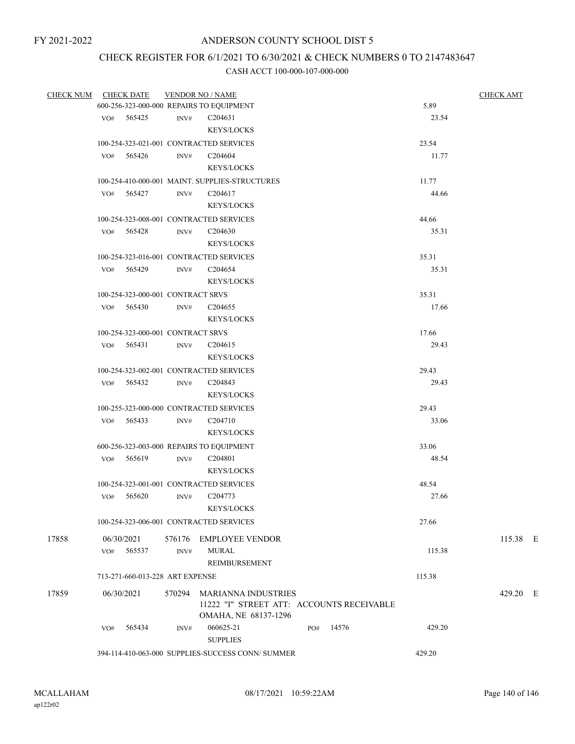FY 2021-2022

# ANDERSON COUNTY SCHOOL DIST 5

## CHECK REGISTER FOR 6/1/2021 TO 6/30/2021 & CHECK NUMBERS 0 TO 2147483647

CASH ACCT 100-000-107-000-000

| CHECK NUM | CHECK DATE | VENDOR NO / NAME | | CHECK AMT |
|---|---|---|---|---|
| | 600-256-323-000-000 REPAIRS TO EQUIPMENT | | 5.89 | |
| | VO# 565425 | INV# C204631 KEYS/LOCKS | 23.54 | |
| | 100-254-323-021-001 CONTRACTED SERVICES | | 23.54 | |
| | VO# 565426 | INV# C204604 KEYS/LOCKS | 11.77 | |
| | 100-254-410-000-001 MAINT. SUPPLIES-STRUCTURES | | 11.77 | |
| | VO# 565427 | INV# C204617 KEYS/LOCKS | 44.66 | |
| | 100-254-323-008-001 CONTRACTED SERVICES | | 44.66 | |
| | VO# 565428 | INV# C204630 KEYS/LOCKS | 35.31 | |
| | 100-254-323-016-001 CONTRACTED SERVICES | | 35.31 | |
| | VO# 565429 | INV# C204654 KEYS/LOCKS | 35.31 | |
| | 100-254-323-000-001 CONTRACT SRVS | | 35.31 | |
| | VO# 565430 | INV# C204655 KEYS/LOCKS | 17.66 | |
| | 100-254-323-000-001 CONTRACT SRVS | | 17.66 | |
| | VO# 565431 | INV# C204615 KEYS/LOCKS | 29.43 | |
| | 100-254-323-002-001 CONTRACTED SERVICES | | 29.43 | |
| | VO# 565432 | INV# C204843 KEYS/LOCKS | 29.43 | |
| | 100-255-323-000-000 CONTRACTED SERVICES | | 29.43 | |
| | VO# 565433 | INV# C204710 KEYS/LOCKS | 33.06 | |
| | 600-256-323-003-000 REPAIRS TO EQUIPMENT | | 33.06 | |
| | VO# 565619 | INV# C204801 KEYS/LOCKS | 48.54 | |
| | 100-254-323-001-001 CONTRACTED SERVICES | | 48.54 | |
| | VO# 565620 | INV# C204773 KEYS/LOCKS | 27.66 | |
| | 100-254-323-006-001 CONTRACTED SERVICES | | 27.66 | |
| 17858 | 06/30/2021 | 576176 EMPLOYEE VENDOR | | 115.38 E |
| | VO# 565537 | INV# MURAL REIMBURSEMENT | 115.38 | |
| | 713-271-660-013-228 ART EXPENSE | | 115.38 | |
| 17859 | 06/30/2021 | 570294 MARIANNA INDUSTRIES 11222 "I" STREET ATT: ACCOUNTS RECEIVABLE OMAHA, NE 68137-1296 | | 429.20 E |
| | VO# 565434 | INV# 060625-21 SUPPLIES PO# 14576 | 429.20 | |
| | 394-114-410-063-000 SUPPLIES-SUCCESS CONN/ SUMMER | | 429.20 | |

MCALLAHAM
ap122r02

08/17/2021 10:59:22AM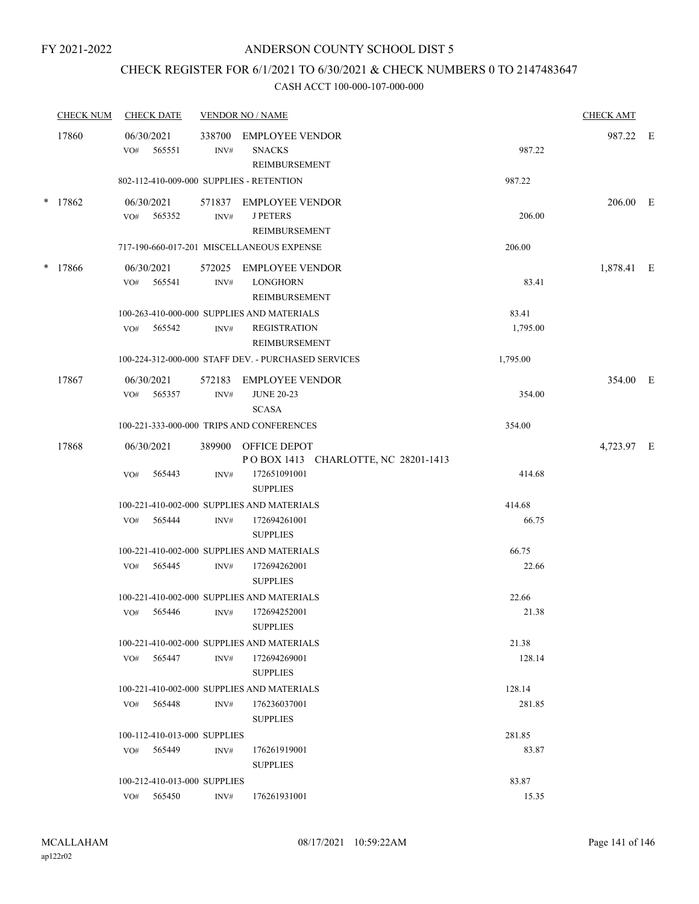FY 2021-2022

# ANDERSON COUNTY SCHOOL DIST 5

## CHECK REGISTER FOR 6/1/2021 TO 6/30/2021 & CHECK NUMBERS 0 TO 2147483647

### CASH ACCT 100-000-107-000-000

| CHECK NUM | CHECK DATE | VENDOR NO / NAME | | CHECK AMT |
|---|---|---|---|---|
| 17860 | 06/30/2021 | 338700 EMPLOYEE VENDOR | | 987.22 E |
| | VO# 565551 | INV# SNACKS REIMBURSEMENT | 987.22 | |
| | 802-112-410-009-000 SUPPLIES - RETENTION | | 987.22 | |
| * 17862 | 06/30/2021 | 571837 EMPLOYEE VENDOR | | 206.00 E |
| | VO# 565352 | INV# J PETERS REIMBURSEMENT | 206.00 | |
| | 717-190-660-017-201 MISCELLANEOUS EXPENSE | | 206.00 | |
| * 17866 | 06/30/2021 | 572025 EMPLOYEE VENDOR | | 1,878.41 E |
| | VO# 565541 | INV# LONGHORN REIMBURSEMENT | 83.41 | |
| | 100-263-410-000-000 SUPPLIES AND MATERIALS | | 83.41 | |
| | VO# 565542 | INV# REGISTRATION REIMBURSEMENT | 1,795.00 | |
| | 100-224-312-000-000 STAFF DEV. - PURCHASED SERVICES | | 1,795.00 | |
| 17867 | 06/30/2021 | 572183 EMPLOYEE VENDOR | | 354.00 E |
| | VO# 565357 | INV# JUNE 20-23 SCASA | 354.00 | |
| | 100-221-333-000-000 TRIPS AND CONFERENCES | | 354.00 | |
| 17868 | 06/30/2021 | 389900 OFFICE DEPOT<br>P O BOX 1413 CHARLOTTE, NC 28201-1413 | | 4,723.97 E |
| | VO# 565443 | INV# 172651091001 SUPPLIES | 414.68 | |
| | 100-221-410-002-000 SUPPLIES AND MATERIALS | | 414.68 | |
| | VO# 565444 | INV# 172694261001 SUPPLIES | 66.75 | |
| | 100-221-410-002-000 SUPPLIES AND MATERIALS | | 66.75 | |
| | VO# 565445 | INV# 172694262001 SUPPLIES | 22.66 | |
| | 100-221-410-002-000 SUPPLIES AND MATERIALS | | 22.66 | |
| | VO# 565446 | INV# 172694252001 SUPPLIES | 21.38 | |
| | 100-221-410-002-000 SUPPLIES AND MATERIALS | | 21.38 | |
| | VO# 565447 | INV# 172694269001 SUPPLIES | 128.14 | |
| | 100-221-410-002-000 SUPPLIES AND MATERIALS | | 128.14 | |
| | VO# 565448 | INV# 176236037001 SUPPLIES | 281.85 | |
| | 100-112-410-013-000 SUPPLIES | | 281.85 | |
| | VO# 565449 | INV# 176261919001 SUPPLIES | 83.87 | |
| | 100-212-410-013-000 SUPPLIES | | 83.87 | |
| | VO# 565450 | INV# 176261931001 | 15.35 | |

MCALLAHAM
ap122r02

08/17/2021 10:59:22AM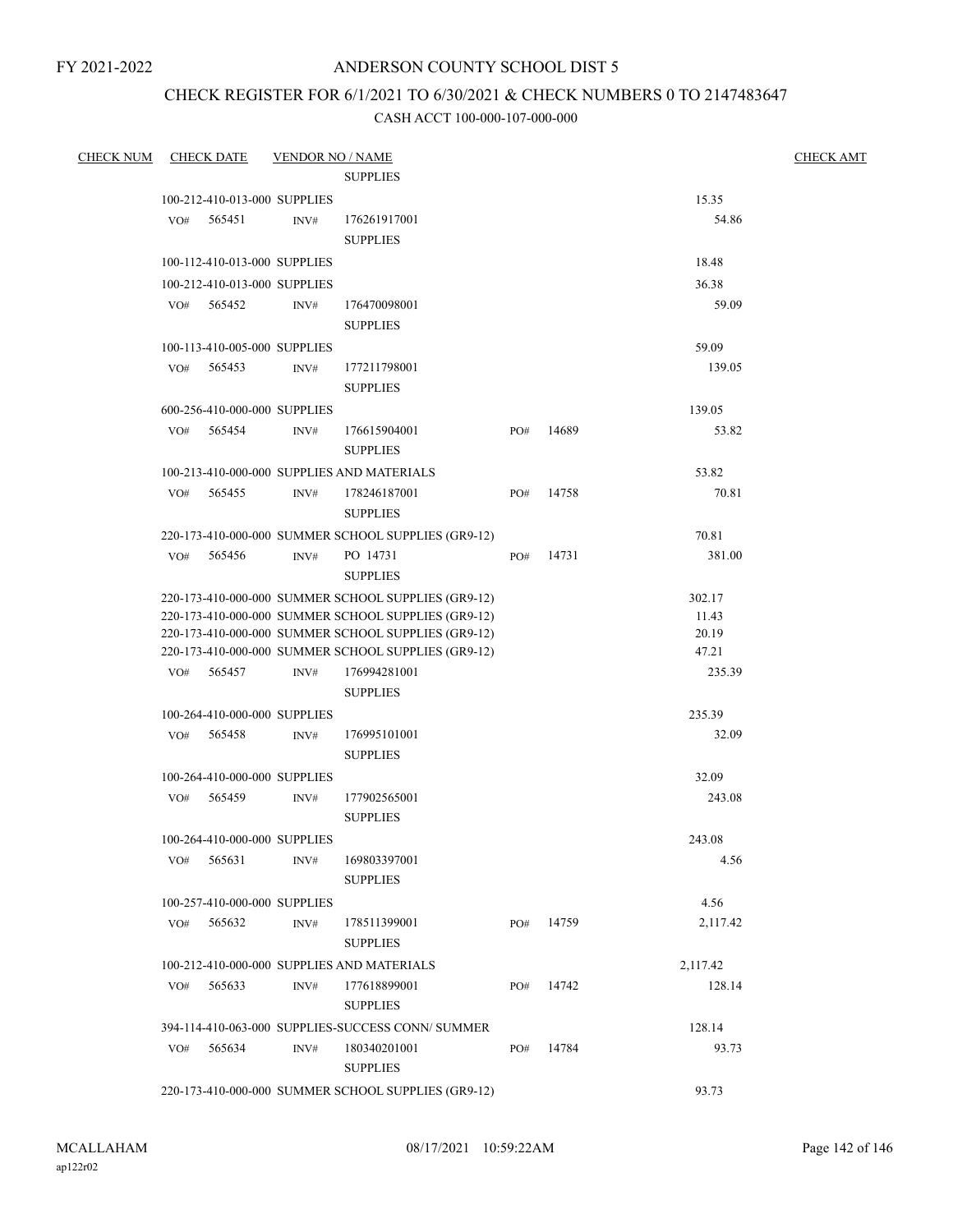FY 2021-2022

# ANDERSON COUNTY SCHOOL DIST 5

## CHECK REGISTER FOR 6/1/2021 TO 6/30/2021 & CHECK NUMBERS 0 TO 2147483647

### CASH ACCT 100-000-107-000-000

| CHECK NUM | CHECK DATE | VENDOR NO / NAME | | | | | CHECK AMT |
|---|---|---|---|---|---|---|---|
| | | | SUPPLIES | | | | |
| | 100-212-410-013-000 SUPPLIES | | | | | 15.35 | |
| | VO# 565451 | INV# | 176261917001<br>SUPPLIES | | | 54.86 | |
| | 100-112-410-013-000 SUPPLIES | | | | | 18.48 | |
| | 100-212-410-013-000 SUPPLIES | | | | | 36.38 | |
| | VO# 565452 | INV# | 176470098001<br>SUPPLIES | | | 59.09 | |
| | 100-113-410-005-000 SUPPLIES | | | | | 59.09 | |
| | VO# 565453 | INV# | 177211798001<br>SUPPLIES | | | 139.05 | |
| | 600-256-410-000-000 SUPPLIES | | | | | 139.05 | |
| | VO# 565454 | INV# | 176615904001<br>SUPPLIES | PO# | 14689 | 53.82 | |
| | 100-213-410-000-000 SUPPLIES AND MATERIALS | | | | | 53.82 | |
| | VO# 565455 | INV# | 178246187001<br>SUPPLIES | PO# | 14758 | 70.81 | |
| | 220-173-410-000-000 SUMMER SCHOOL SUPPLIES (GR9-12) | | | | | 70.81 | |
| | VO# 565456 | INV# | PO 14731<br>SUPPLIES | PO# | 14731 | 381.00 | |
| | 220-173-410-000-000 SUMMER SCHOOL SUPPLIES (GR9-12) | | | | | 302.17 | |
| | 220-173-410-000-000 SUMMER SCHOOL SUPPLIES (GR9-12) | | | | | 11.43 | |
| | 220-173-410-000-000 SUMMER SCHOOL SUPPLIES (GR9-12) | | | | | 20.19 | |
| | 220-173-410-000-000 SUMMER SCHOOL SUPPLIES (GR9-12) | | | | | 47.21 | |
| | VO# 565457 | INV# | 176994281001<br>SUPPLIES | | | 235.39 | |
| | 100-264-410-000-000 SUPPLIES | | | | | 235.39 | |
| | VO# 565458 | INV# | 176995101001<br>SUPPLIES | | | 32.09 | |
| | 100-264-410-000-000 SUPPLIES | | | | | 32.09 | |
| | VO# 565459 | INV# | 177902565001<br>SUPPLIES | | | 243.08 | |
| | 100-264-410-000-000 SUPPLIES | | | | | 243.08 | |
| | VO# 565631 | INV# | 169803397001<br>SUPPLIES | | | 4.56 | |
| | 100-257-410-000-000 SUPPLIES | | | | | 4.56 | |
| | VO# 565632 | INV# | 178511399001<br>SUPPLIES | PO# | 14759 | 2,117.42 | |
| | 100-212-410-000-000 SUPPLIES AND MATERIALS | | | | | 2,117.42 | |
| | VO# 565633 | INV# | 177618899001<br>SUPPLIES | PO# | 14742 | 128.14 | |
| | 394-114-410-063-000 SUPPLIES-SUCCESS CONN/ SUMMER | | | | | 128.14 | |
| | VO# 565634 | INV# | 180340201001<br>SUPPLIES | PO# | 14784 | 93.73 | |
| | 220-173-410-000-000 SUMMER SCHOOL SUPPLIES (GR9-12) | | | | | 93.73 | |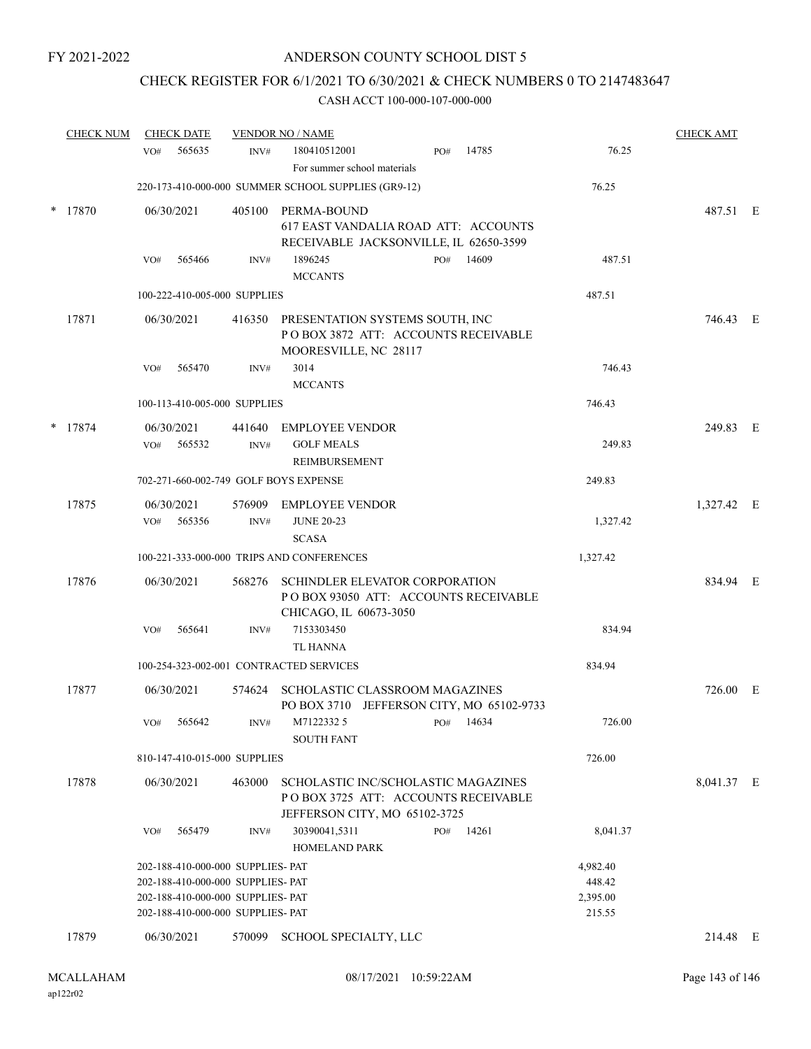FY 2021-2022

# ANDERSON COUNTY SCHOOL DIST 5

## CHECK REGISTER FOR 6/1/2021 TO 6/30/2021 & CHECK NUMBERS 0 TO 2147483647

### CASH ACCT 100-000-107-000-000

| CHECK NUM | CHECK DATE | VENDOR NO / NAME | | CHECK AMT | |
|---|---|---|---|---|---|
| | VO# 565635 | INV# 180410512001 PO# 14785 For summer school materials | 76.25 | | |
| | 220-173-410-000-000 SUMMER SCHOOL SUPPLIES (GR9-12) | | 76.25 | | |
| * 17870 | 06/30/2021 | 405100 PERMA-BOUND 617 EAST VANDALIA ROAD ATT: ACCOUNTS RECEIVABLE JACKSONVILLE, IL 62650-3599 | | 487.51 | E |
| | VO# 565466 | INV# 1896245 PO# 14609 MCCANTS | 487.51 | | |
| | 100-222-410-005-000 SUPPLIES | | 487.51 | | |
| 17871 | 06/30/2021 | 416350 PRESENTATION SYSTEMS SOUTH, INC P O BOX 3872 ATT: ACCOUNTS RECEIVABLE MOORESVILLE, NC 28117 | | 746.43 | E |
| | VO# 565470 | INV# 3014 MCCANTS | 746.43 | | |
| | 100-113-410-005-000 SUPPLIES | | 746.43 | | |
| * 17874 | 06/30/2021 | 441640 EMPLOYEE VENDOR | | 249.83 | E |
| | VO# 565532 | INV# GOLF MEALS REIMBURSEMENT | 249.83 | | |
| | 702-271-660-002-749 GOLF BOYS EXPENSE | | 249.83 | | |
| 17875 | 06/30/2021 | 576909 EMPLOYEE VENDOR | | 1,327.42 | E |
| | VO# 565356 | INV# JUNE 20-23 SCASA | 1,327.42 | | |
| | 100-221-333-000-000 TRIPS AND CONFERENCES | | 1,327.42 | | |
| 17876 | 06/30/2021 | 568276 SCHINDLER ELEVATOR CORPORATION P O BOX 93050 ATT: ACCOUNTS RECEIVABLE CHICAGO, IL 60673-3050 | | 834.94 | E |
| | VO# 565641 | INV# 7153303450 TL HANNA | 834.94 | | |
| | 100-254-323-002-001 CONTRACTED SERVICES | | 834.94 | | |
| 17877 | 06/30/2021 | 574624 SCHOLASTIC CLASSROOM MAGAZINES PO BOX 3710 JEFFERSON CITY, MO 65102-9733 | | 726.00 | E |
| | VO# 565642 | INV# M7122332 5 PO# 14634 SOUTH FANT | 726.00 | | |
| | 810-147-410-015-000 SUPPLIES | | 726.00 | | |
| 17878 | 06/30/2021 | 463000 SCHOLASTIC INC/SCHOLASTIC MAGAZINES P O BOX 3725 ATT: ACCOUNTS RECEIVABLE JEFFERSON CITY, MO 65102-3725 | | 8,041.37 | E |
| | VO# 565479 | INV# 30390041,5311 PO# 14261 HOMELAND PARK | 8,041.37 | | |
| | 202-188-410-000-000 SUPPLIES- PAT | | 4,982.40 | | |
| | 202-188-410-000-000 SUPPLIES- PAT | | 448.42 | | |
| | 202-188-410-000-000 SUPPLIES- PAT | | 2,395.00 | | |
| | 202-188-410-000-000 SUPPLIES- PAT | | 215.55 | | |
| 17879 | 06/30/2021 | 570099 SCHOOL SPECIALTY, LLC | | 214.48 | E |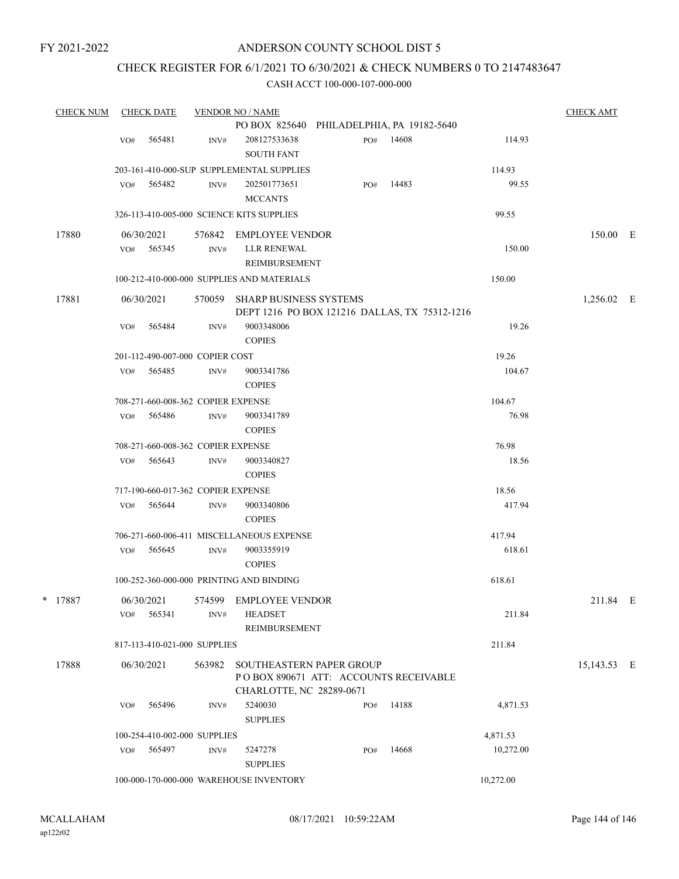FY 2021-2022

ANDERSON COUNTY SCHOOL DIST 5

CHECK REGISTER FOR 6/1/2021 TO 6/30/2021 & CHECK NUMBERS 0 TO 2147483647

CASH ACCT 100-000-107-000-000

| CHECK NUM | CHECK DATE | VENDOR NO / NAME | | | CHECK AMT |
|---|---|---|---|---|---|
| | | PO BOX 825640 PHILADELPHIA, PA 19182-5640 | | | |
| | VO# 565481 | INV# 208127533638 SOUTH FANT | PO# 14608 | 114.93 | |
| | 203-161-410-000-SUP SUPPLEMENTAL SUPPLIES | | | 114.93 | |
| | VO# 565482 | INV# 202501773651 MCCANTS | PO# 14483 | 99.55 | |
| | 326-113-410-005-000 SCIENCE KITS SUPPLIES | | | 99.55 | |
| 17880 | 06/30/2021 | 576842 EMPLOYEE VENDOR | | | 150.00 E |
| | VO# 565345 | INV# LLR RENEWAL REIMBURSEMENT | | 150.00 | |
| | 100-212-410-000-000 SUPPLIES AND MATERIALS | | | 150.00 | |
| 17881 | 06/30/2021 | 570059 SHARP BUSINESS SYSTEMS DEPT 1216 PO BOX 121216 DALLAS, TX 75312-1216 | | | 1,256.02 E |
| | VO# 565484 | INV# 9003348006 COPIES | | 19.26 | |
| | 201-112-490-007-000 COPIER COST | | | 19.26 | |
| | VO# 565485 | INV# 9003341786 COPIES | | 104.67 | |
| | 708-271-660-008-362 COPIER EXPENSE | | | 104.67 | |
| | VO# 565486 | INV# 9003341789 COPIES | | 76.98 | |
| | 708-271-660-008-362 COPIER EXPENSE | | | 76.98 | |
| | VO# 565643 | INV# 9003340827 COPIES | | 18.56 | |
| | 717-190-660-017-362 COPIER EXPENSE | | | 18.56 | |
| | VO# 565644 | INV# 9003340806 COPIES | | 417.94 | |
| | 706-271-660-006-411 MISCELLANEOUS EXPENSE | | | 417.94 | |
| | VO# 565645 | INV# 9003355919 COPIES | | 618.61 | |
| | 100-252-360-000-000 PRINTING AND BINDING | | | 618.61 | |
| * 17887 | 06/30/2021 | 574599 EMPLOYEE VENDOR | | | 211.84 E |
| | VO# 565341 | INV# HEADSET REIMBURSEMENT | | 211.84 | |
| | 817-113-410-021-000 SUPPLIES | | | 211.84 | |
| 17888 | 06/30/2021 | 563982 SOUTHEASTERN PAPER GROUP P O BOX 890671 ATT: ACCOUNTS RECEIVABLE CHARLOTTE, NC 28289-0671 | | | 15,143.53 E |
| | VO# 565496 | INV# 5240030 SUPPLIES | PO# 14188 | 4,871.53 | |
| | 100-254-410-002-000 SUPPLIES | | | 4,871.53 | |
| | VO# 565497 | INV# 5247278 SUPPLIES | PO# 14668 | 10,272.00 | |
| | 100-000-170-000-000 WAREHOUSE INVENTORY | | | 10,272.00 | |

MCALLAHAM
ap122r02

08/17/2021 10:59:22AM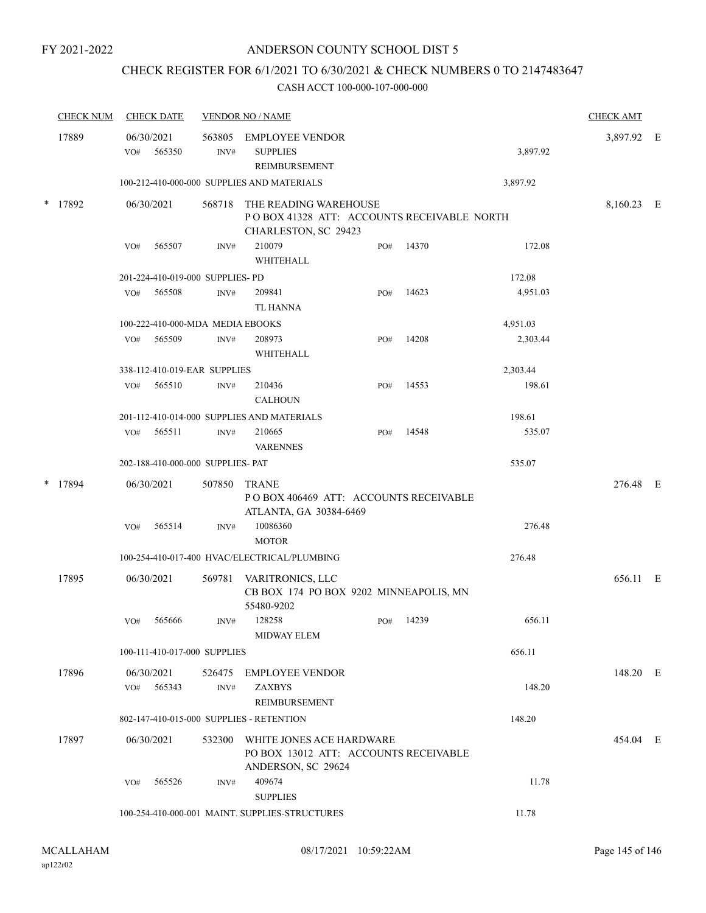FY 2021-2022

# ANDERSON COUNTY SCHOOL DIST 5

## CHECK REGISTER FOR 6/1/2021 TO 6/30/2021 & CHECK NUMBERS 0 TO 2147483647

### CASH ACCT 100-000-107-000-000

| CHECK NUM | CHECK DATE | VENDOR NO / NAME | | | CHECK AMT | |
|---|---|---|---|---|---|---|
| 17889 | 06/30/2021 | 563805 EMPLOYEE VENDOR | | | 3,897.92 | E |
| | VO# 565350 | INV# SUPPLIES REIMBURSEMENT | | 3,897.92 | | |
| | 100-212-410-000-000 SUPPLIES AND MATERIALS | | | 3,897.92 | | |
| * 17892 | 06/30/2021 | 568718 THE READING WAREHOUSE P O BOX 41328 ATT: ACCOUNTS RECEIVABLE NORTH CHARLESTON, SC 29423 | | | 8,160.23 | E |
| | VO# 565507 | INV# 210079 WHITEHALL | PO# 14370 | 172.08 | | |
| | 201-224-410-019-000 SUPPLIES- PD | | | 172.08 | | |
| | VO# 565508 | INV# 209841 TL HANNA | PO# 14623 | 4,951.03 | | |
| | 100-222-410-000-MDA MEDIA EBOOKS | | | 4,951.03 | | |
| | VO# 565509 | INV# 208973 WHITEHALL | PO# 14208 | 2,303.44 | | |
| | 338-112-410-019-EAR SUPPLIES | | | 2,303.44 | | |
| | VO# 565510 | INV# 210436 CALHOUN | PO# 14553 | 198.61 | | |
| | 201-112-410-014-000 SUPPLIES AND MATERIALS | | | 198.61 | | |
| | VO# 565511 | INV# 210665 VARENNES | PO# 14548 | 535.07 | | |
| | 202-188-410-000-000 SUPPLIES- PAT | | | 535.07 | | |
| * 17894 | 06/30/2021 | 507850 TRANE P O BOX 406469 ATT: ACCOUNTS RECEIVABLE ATLANTA, GA 30384-6469 | | | 276.48 | E |
| | VO# 565514 | INV# 10086360 MOTOR | | 276.48 | | |
| | 100-254-410-017-400 HVAC/ELECTRICAL/PLUMBING | | | 276.48 | | |
| 17895 | 06/30/2021 | 569781 VARITRONICS, LLC CB BOX 174 PO BOX 9202 MINNEAPOLIS, MN 55480-9202 | | | 656.11 | E |
| | VO# 565666 | INV# 128258 MIDWAY ELEM | PO# 14239 | 656.11 | | |
| | 100-111-410-017-000 SUPPLIES | | | 656.11 | | |
| 17896 | 06/30/2021 | 526475 EMPLOYEE VENDOR | | | 148.20 | E |
| | VO# 565343 | INV# ZAXBYS REIMBURSEMENT | | 148.20 | | |
| | 802-147-410-015-000 SUPPLIES - RETENTION | | | 148.20 | | |
| 17897 | 06/30/2021 | 532300 WHITE JONES ACE HARDWARE PO BOX 13012 ATT: ACCOUNTS RECEIVABLE ANDERSON, SC 29624 | | | 454.04 | E |
| | VO# 565526 | INV# 409674 SUPPLIES | | 11.78 | | |
| | 100-254-410-000-001 MAINT. SUPPLIES-STRUCTURES | | | 11.78 | | |

MCALLAHAM ap122r02 08/17/2021 10:59:22AM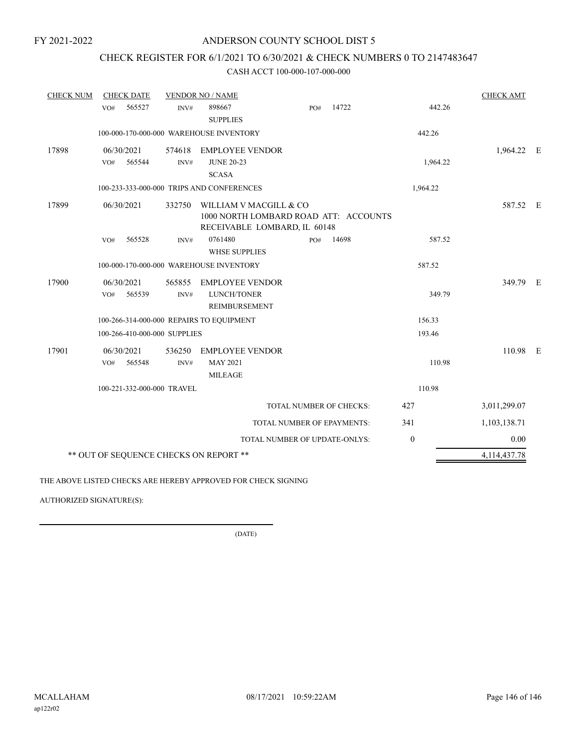FY 2021-2022

# ANDERSON COUNTY SCHOOL DIST 5

## CHECK REGISTER FOR 6/1/2021 TO 6/30/2021 & CHECK NUMBERS 0 TO 2147483647

CASH ACCT 100-000-107-000-000

| CHECK NUM | CHECK DATE | VENDOR NO / NAME | | | | CHECK AMT | |
|---|---|---|---|---|---|---|---|
| | VO# 565527 | INV# | 898667 SUPPLIES | PO# 14722 | 442.26 | | |
| | 100-000-170-000-000 WAREHOUSE INVENTORY | | | | 442.26 | | |
| 17898 | 06/30/2021 | 574618 | EMPLOYEE VENDOR | | | 1,964.22 | E |
| | VO# 565544 | INV# | JUNE 20-23 SCASA | | 1,964.22 | | |
| | 100-233-333-000-000 TRIPS AND CONFERENCES | | | | 1,964.22 | | |
| 17899 | 06/30/2021 | 332750 | WILLIAM V MACGILL & CO 1000 NORTH LOMBARD ROAD ATT: ACCOUNTS RECEIVABLE LOMBARD, IL 60148 | | | 587.52 | E |
| | VO# 565528 | INV# | 0761480 WHSE SUPPLIES | PO# 14698 | 587.52 | | |
| | 100-000-170-000-000 WAREHOUSE INVENTORY | | | | 587.52 | | |
| 17900 | 06/30/2021 | 565855 | EMPLOYEE VENDOR | | | 349.79 | E |
| | VO# 565539 | INV# | LUNCH/TONER REIMBURSEMENT | | 349.79 | | |
| | 100-266-314-000-000 REPAIRS TO EQUIPMENT | | | | 156.33 | | |
| | 100-266-410-000-000 SUPPLIES | | | | 193.46 | | |
| 17901 | 06/30/2021 | 536250 | EMPLOYEE VENDOR | | | 110.98 | E |
| | VO# 565548 | INV# | MAY 2021 MILEAGE | | 110.98 | | |
| | 100-221-332-000-000 TRAVEL | | | | 110.98 | | |
| | | | TOTAL NUMBER OF CHECKS: | | 427 | 3,011,299.07 | |
| | | | TOTAL NUMBER OF EPAYMENTS: | | 341 | 1,103,138.71 | |
| | | | TOTAL NUMBER OF UPDATE-ONLYS: | | 0 | 0.00 | |
| ** OUT OF SEQUENCE CHECKS ON REPORT ** | | | | | | 4,114,437.78 | |

THE ABOVE LISTED CHECKS ARE HEREBY APPROVED FOR CHECK SIGNING

AUTHORIZED SIGNATURE(S):

(DATE)

MCALLAHAM
ap122r02

08/17/2021 10:59:22AM